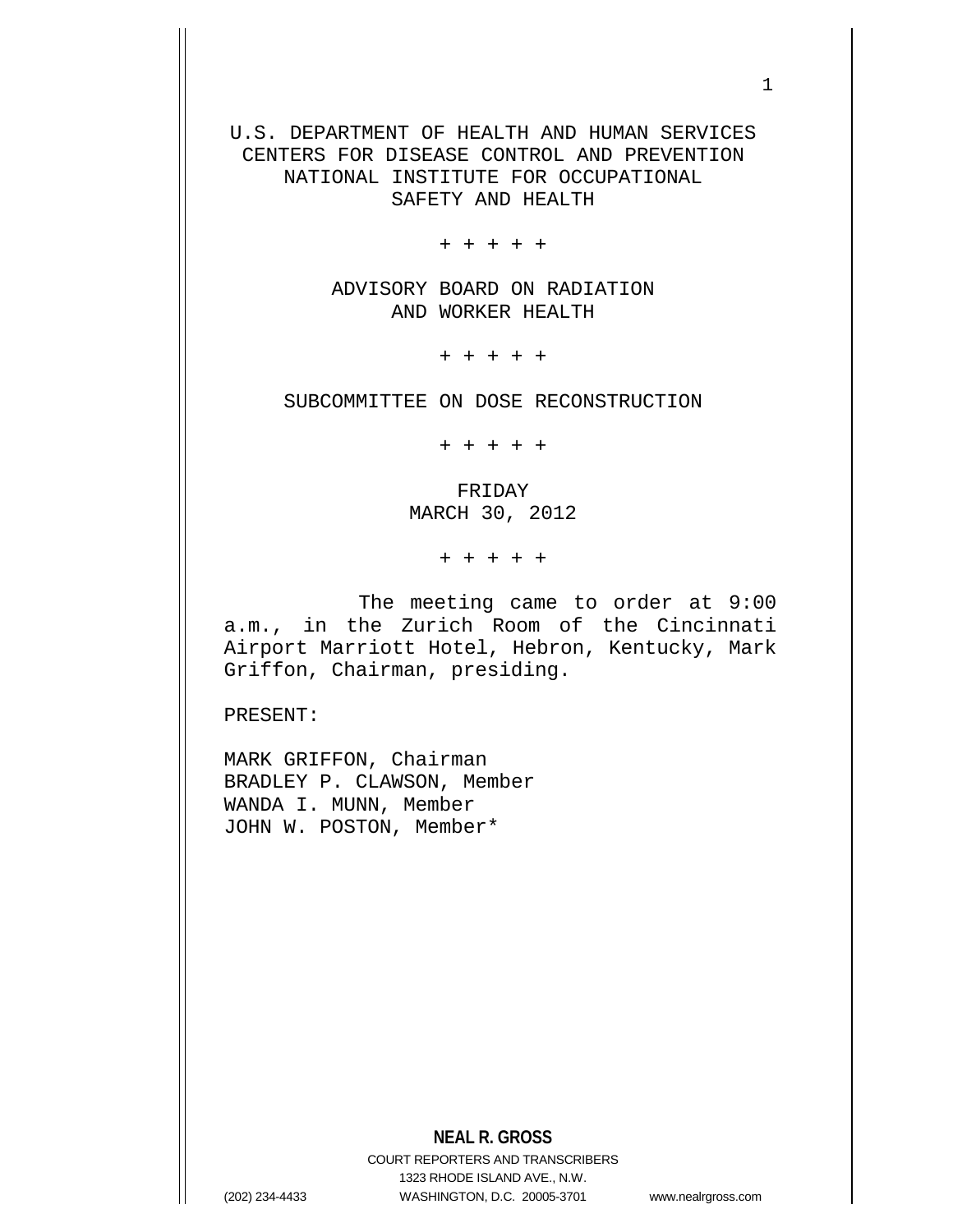U.S. DEPARTMENT OF HEALTH AND HUMAN SERVICES
CENTERS FOR DISEASE CONTROL AND PREVENTION
NATIONAL INSTITUTE FOR OCCUPATIONAL
SAFETY AND HEALTH

+ + + + +

ADVISORY BOARD ON RADIATION
AND WORKER HEALTH

+ + + + +

SUBCOMMITTEE ON DOSE RECONSTRUCTION

+ + + + +

FRIDAY
MARCH 30, 2012

+ + + + +

The meeting came to order at 9:00 a.m., in the Zurich Room of the Cincinnati Airport Marriott Hotel, Hebron, Kentucky, Mark Griffon, Chairman, presiding.

PRESENT:

MARK GRIFFON, Chairman
BRADLEY P. CLAWSON, Member
WANDA I. MUNN, Member
JOHN W. POSTON, Member*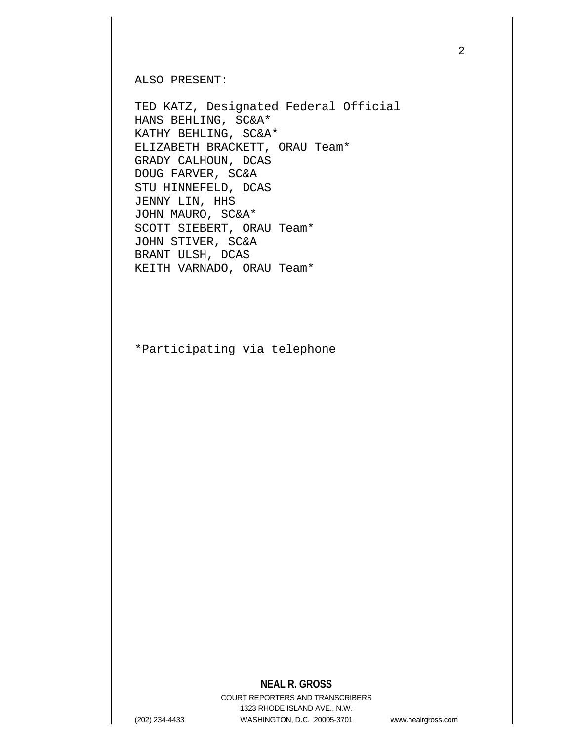ALSO PRESENT:

TED KATZ, Designated Federal Official
HANS BEHLING, SC&A*
KATHY BEHLING, SC&A*
ELIZABETH BRACKETT, ORAU Team*
GRADY CALHOUN, DCAS
DOUG FARVER, SC&A
STU HINNEFELD, DCAS
JENNY LIN, HHS
JOHN MAURO, SC&A*
SCOTT SIEBERT, ORAU Team*
JOHN STIVER, SC&A
BRANT ULSH, DCAS
KEITH VARNADO, ORAU Team*

*Participating via telephone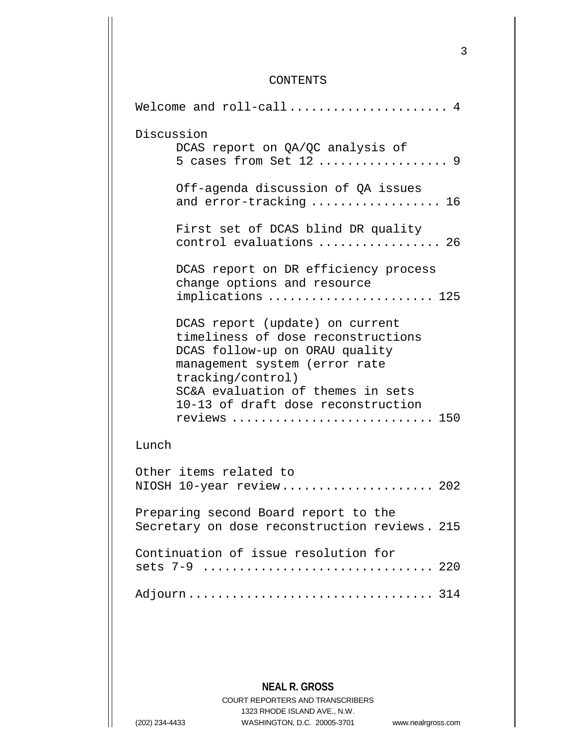# CONTENTS

Welcome and roll-call ..................... 4

Discussion

DCAS report on QA/QC analysis of 5 cases from Set 12 ................. 9

Off-agenda discussion of QA issues and error-tracking ................. 16

First set of DCAS blind DR quality control evaluations ................ 26

DCAS report on DR efficiency process change options and resource implications ...................... 125

DCAS report (update) on current timeliness of dose reconstructions
DCAS follow-up on ORAU quality management system (error rate tracking/control)
SC&A evaluation of themes in sets 10-13 of draft dose reconstruction reviews .......................... 150

Lunch

Other items related to NIOSH 10-year review.................... 202

Preparing second Board report to the Secretary on dose reconstruction reviews. 215

Continuation of issue resolution for sets 7-9 .............................. 220

Adjourn................................ 314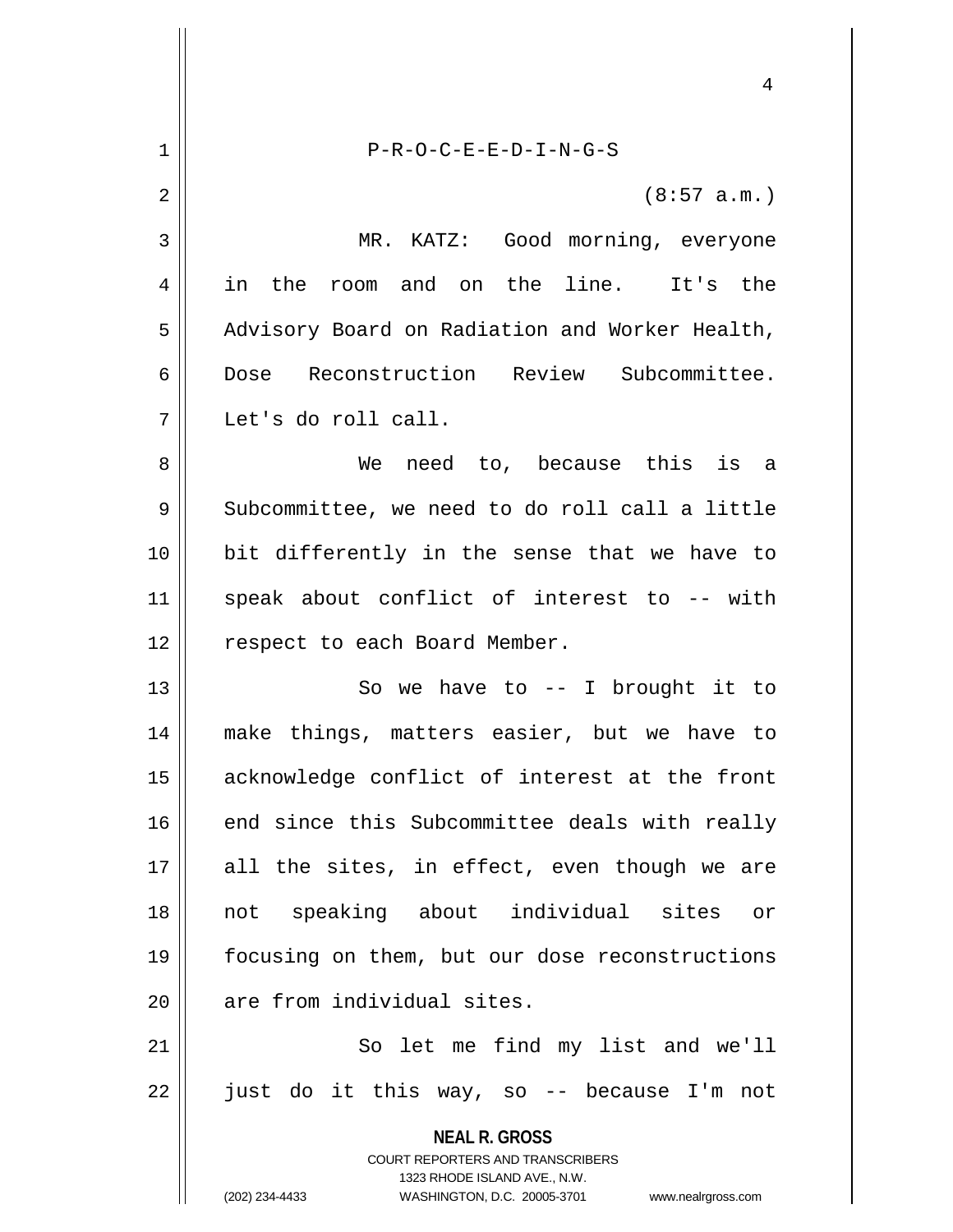P-R-O-C-E-E-D-I-N-G-S

(8:57 a.m.)

MR. KATZ: Good morning, everyone in the room and on the line. It's the Advisory Board on Radiation and Worker Health, Dose Reconstruction Review Subcommittee. Let's do roll call.

We need to, because this is a Subcommittee, we need to do roll call a little bit differently in the sense that we have to speak about conflict of interest to -- with respect to each Board Member.

So we have to -- I brought it to make things, matters easier, but we have to acknowledge conflict of interest at the front end since this Subcommittee deals with really all the sites, in effect, even though we are not speaking about individual sites or focusing on them, but our dose reconstructions are from individual sites.

So let me find my list and we'll just do it this way, so -- because I'm not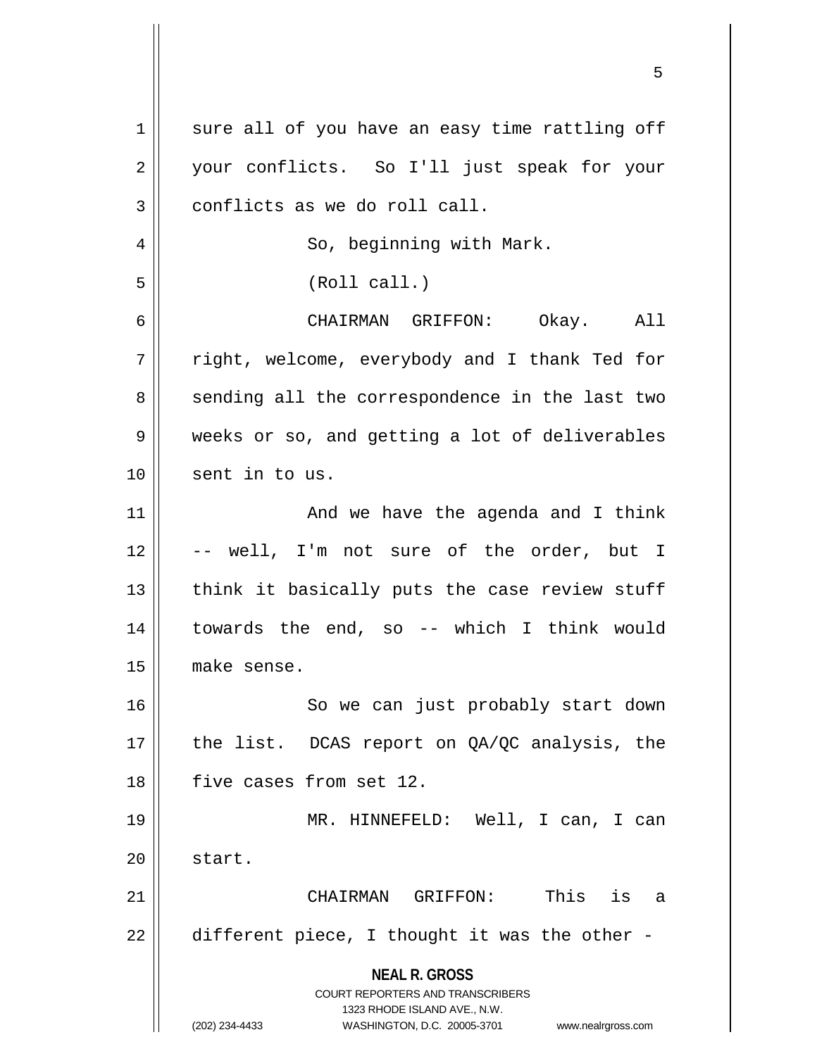sure all of you have an easy time rattling off your conflicts. So I'll just speak for your conflicts as we do roll call.

So, beginning with Mark.

(Roll call.)

CHAIRMAN GRIFFON: Okay. All right, welcome, everybody and I thank Ted for sending all the correspondence in the last two weeks or so, and getting a lot of deliverables sent in to us.

And we have the agenda and I think -- well, I'm not sure of the order, but I think it basically puts the case review stuff towards the end, so -- which I think would make sense.

So we can just probably start down the list. DCAS report on QA/QC analysis, the five cases from set 12.

MR. HINNEFELD: Well, I can, I can start.

CHAIRMAN GRIFFON: This is a different piece, I thought it was the other -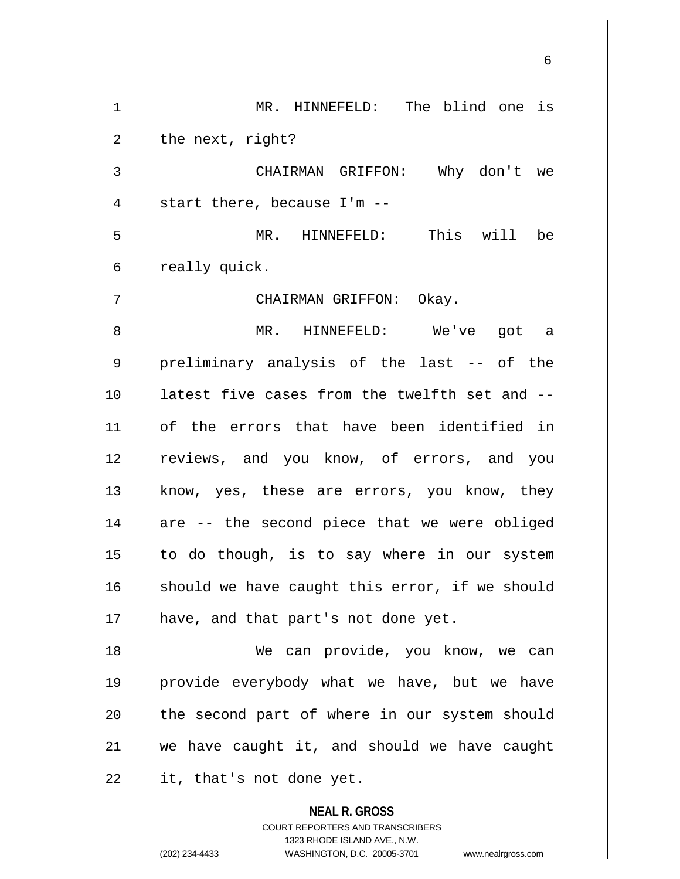MR. HINNEFELD: The blind one is the next, right?

CHAIRMAN GRIFFON: Why don't we start there, because I'm --

MR. HINNEFELD: This will be really quick.

CHAIRMAN GRIFFON: Okay.

MR. HINNEFELD: We've got a preliminary analysis of the last -- of the latest five cases from the twelfth set and -- of the errors that have been identified in reviews, and you know, of errors, and you know, yes, these are errors, you know, they are -- the second piece that we were obliged to do though, is to say where in our system should we have caught this error, if we should have, and that part's not done yet.

We can provide, you know, we can provide everybody what we have, but we have the second part of where in our system should we have caught it, and should we have caught it, that's not done yet.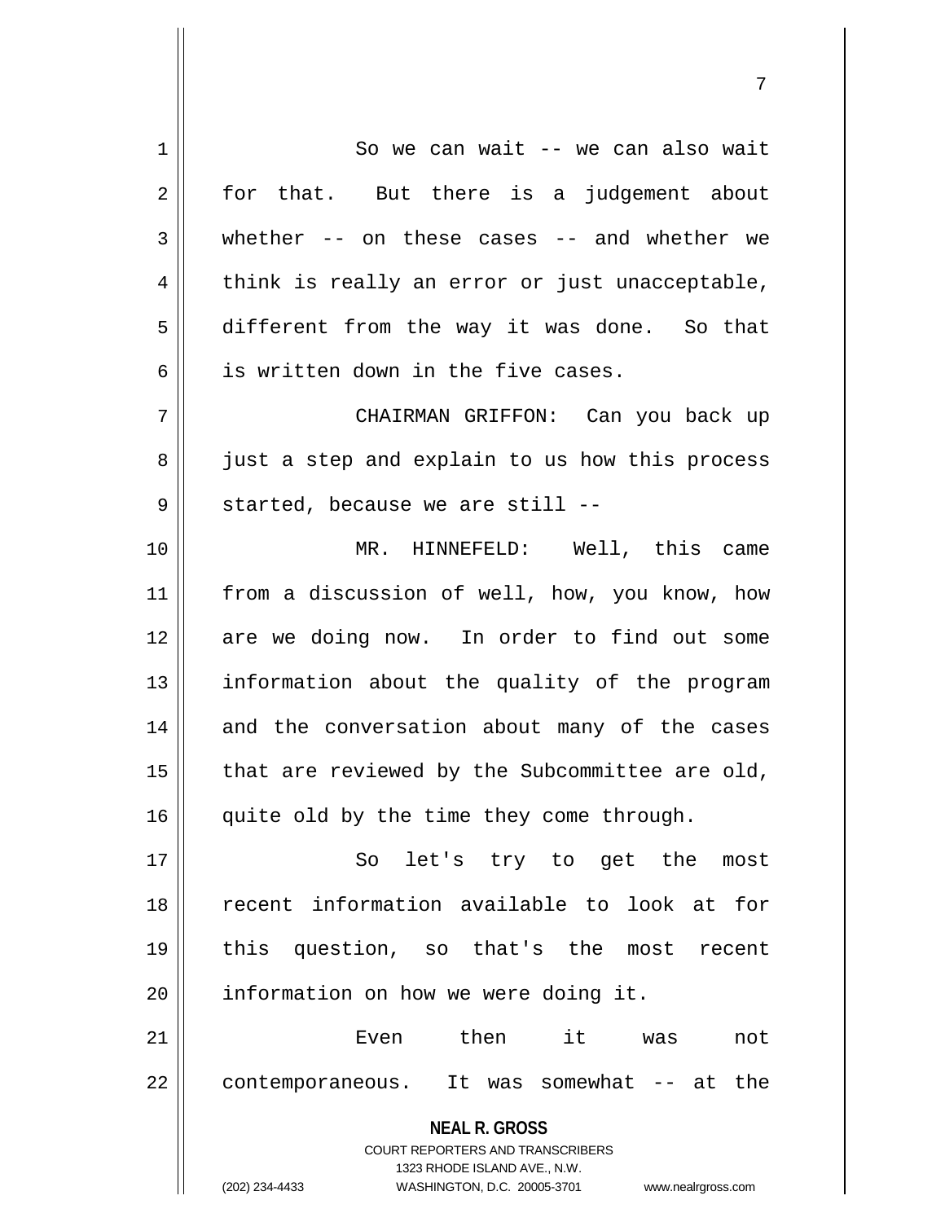So we can wait -- we can also wait for that. But there is a judgement about whether -- on these cases -- and whether we think is really an error or just unacceptable, different from the way it was done. So that is written down in the five cases.

CHAIRMAN GRIFFON: Can you back up just a step and explain to us how this process started, because we are still --

MR. HINNEFELD: Well, this came from a discussion of well, how, you know, how are we doing now. In order to find out some information about the quality of the program and the conversation about many of the cases that are reviewed by the Subcommittee are old, quite old by the time they come through.

So let's try to get the most recent information available to look at for this question, so that's the most recent information on how we were doing it.

Even then it was not contemporaneous. It was somewhat -- at the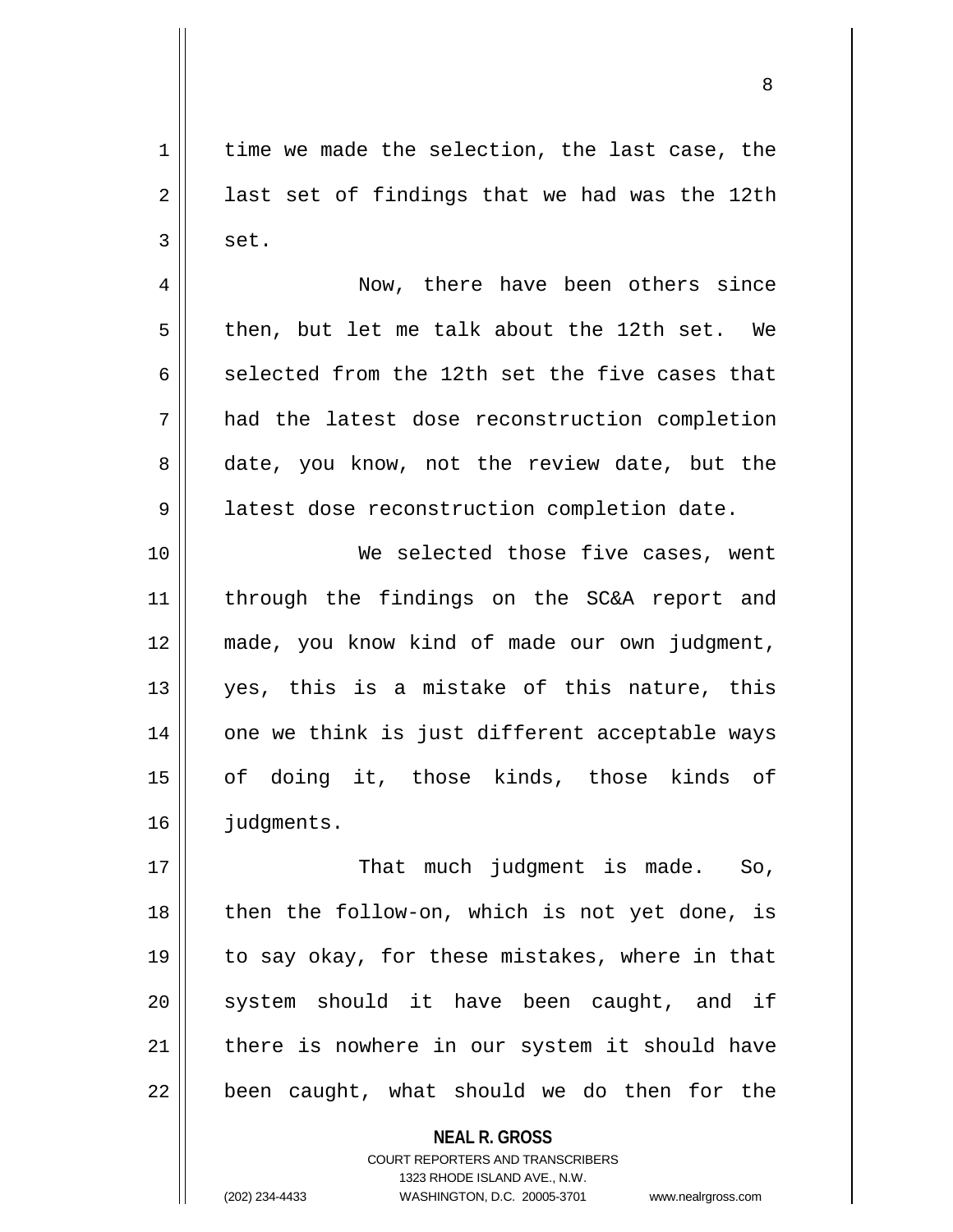time we made the selection, the last case, the last set of findings that we had was the 12th set.

Now, there have been others since then, but let me talk about the 12th set. We selected from the 12th set the five cases that had the latest dose reconstruction completion date, you know, not the review date, but the latest dose reconstruction completion date.

We selected those five cases, went through the findings on the SC&A report and made, you know kind of made our own judgment, yes, this is a mistake of this nature, this one we think is just different acceptable ways of doing it, those kinds, those kinds of judgments.

That much judgment is made. So, then the follow-on, which is not yet done, is to say okay, for these mistakes, where in that system should it have been caught, and if there is nowhere in our system it should have been caught, what should we do then for the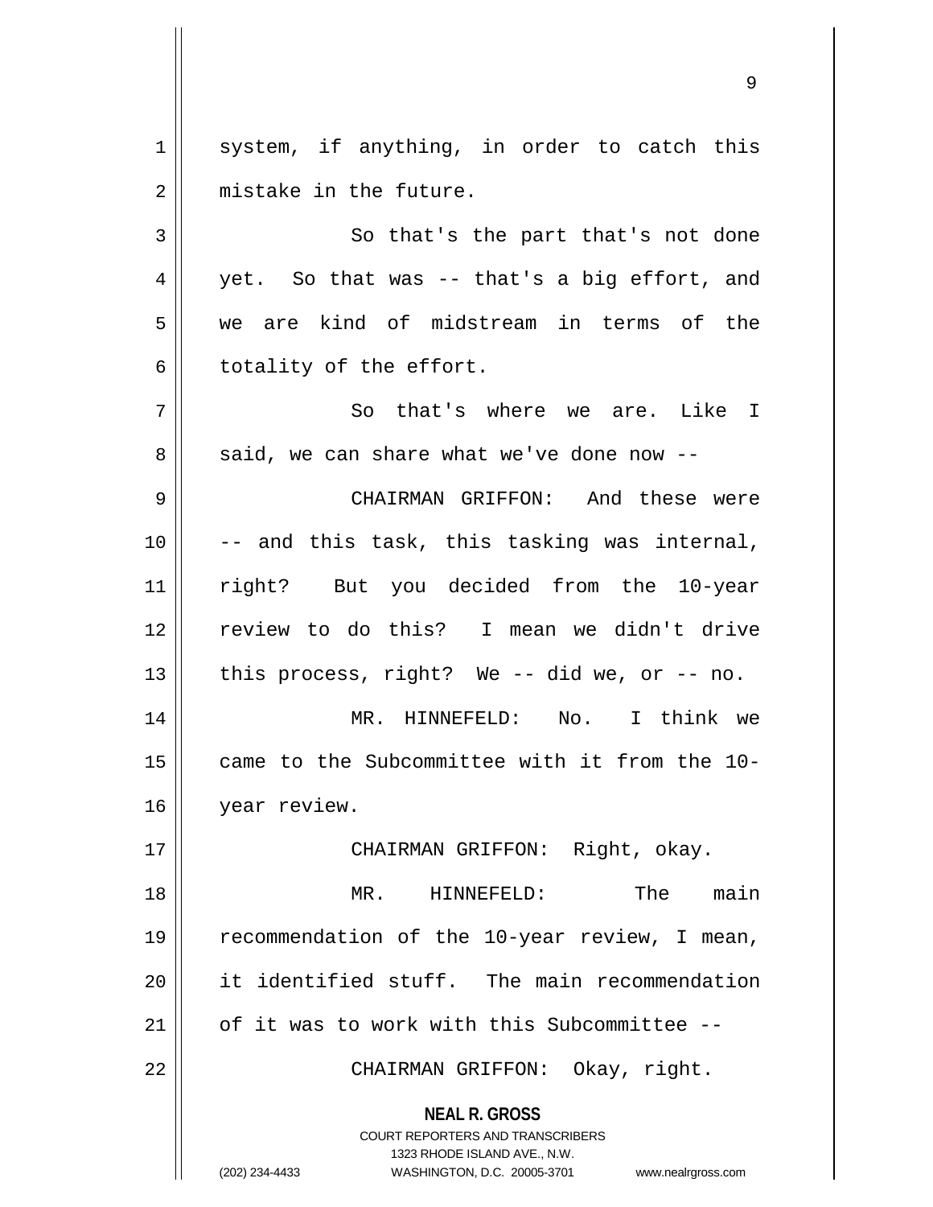system, if anything, in order to catch this mistake in the future.

So that's the part that's not done yet. So that was -- that's a big effort, and we are kind of midstream in terms of the totality of the effort.

So that's where we are. Like I said, we can share what we've done now --

CHAIRMAN GRIFFON: And these were -- and this task, this tasking was internal, right? But you decided from the 10-year review to do this? I mean we didn't drive this process, right? We -- did we, or -- no.

MR. HINNEFELD: No. I think we came to the Subcommittee with it from the 10-year review.

CHAIRMAN GRIFFON: Right, okay.

MR. HINNEFELD: The main recommendation of the 10-year review, I mean, it identified stuff. The main recommendation of it was to work with this Subcommittee --

CHAIRMAN GRIFFON: Okay, right.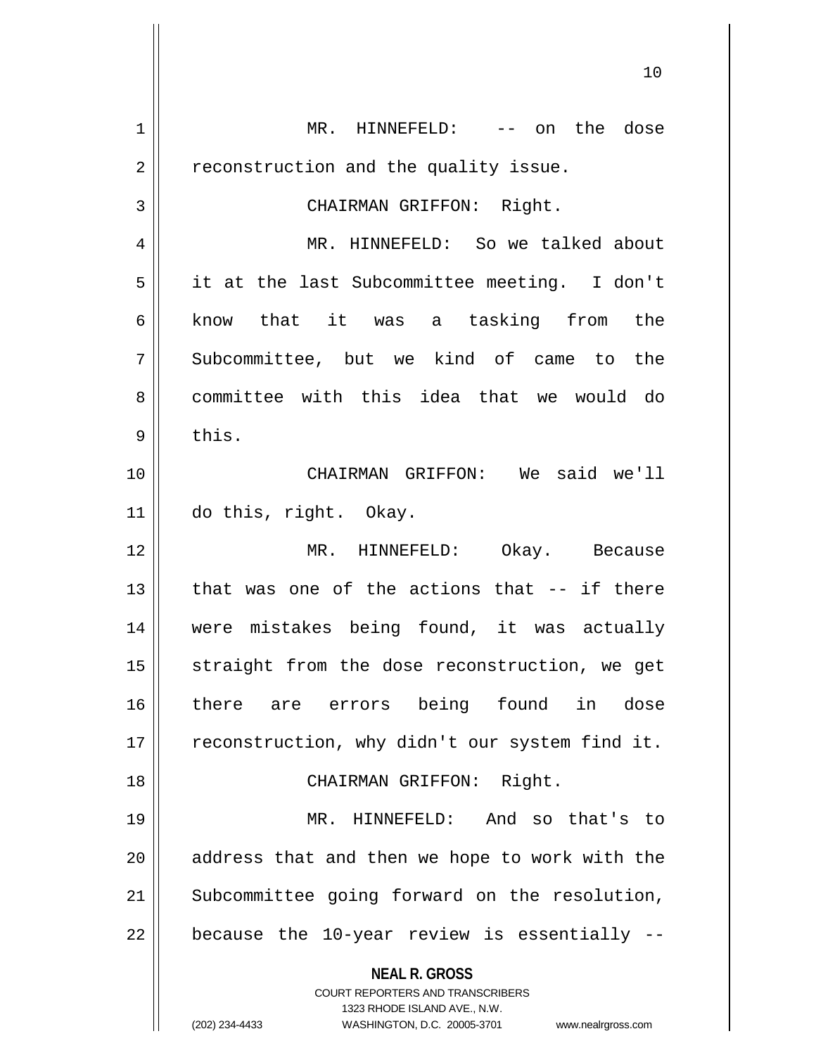MR. HINNEFELD: -- on the dose reconstruction and the quality issue.

CHAIRMAN GRIFFON: Right.

MR. HINNEFELD: So we talked about it at the last Subcommittee meeting. I don't know that it was a tasking from the Subcommittee, but we kind of came to the committee with this idea that we would do this.

CHAIRMAN GRIFFON: We said we'll do this, right. Okay.

MR. HINNEFELD: Okay. Because that was one of the actions that -- if there were mistakes being found, it was actually straight from the dose reconstruction, we get there are errors being found in dose reconstruction, why didn't our system find it.

CHAIRMAN GRIFFON: Right.

MR. HINNEFELD: And so that's to address that and then we hope to work with the Subcommittee going forward on the resolution, because the 10-year review is essentially --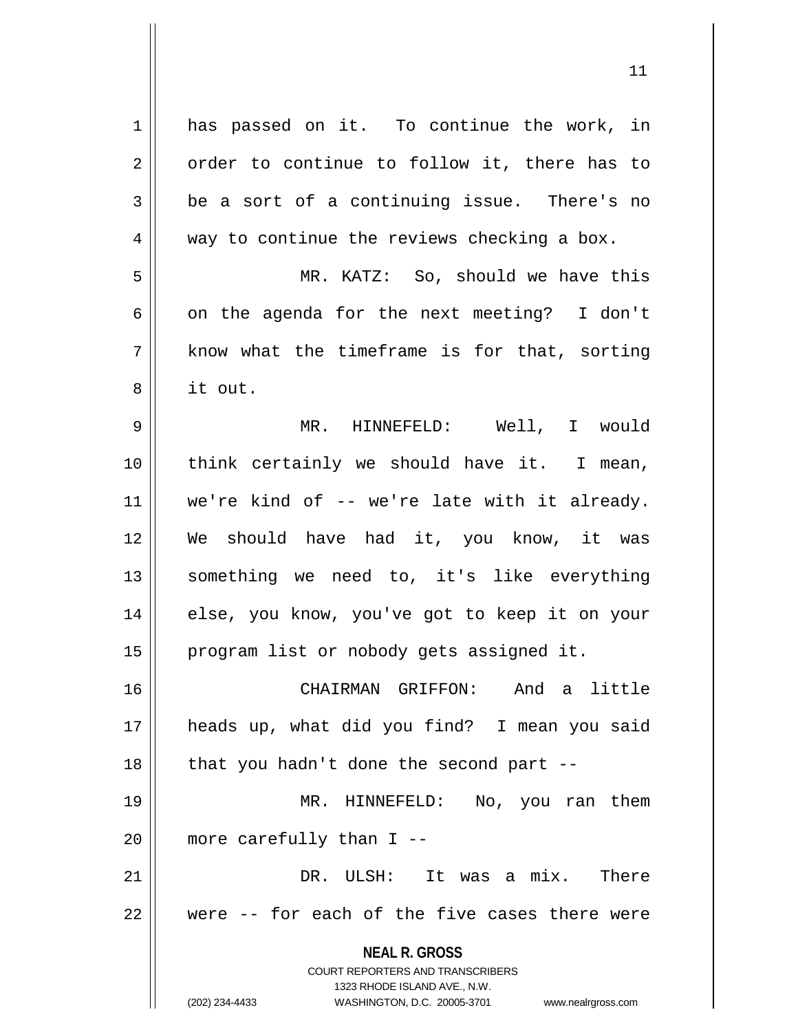has passed on it. To continue the work, in order to continue to follow it, there has to be a sort of a continuing issue. There's no way to continue the reviews checking a box.

MR. KATZ: So, should we have this on the agenda for the next meeting? I don't know what the timeframe is for that, sorting it out.

MR. HINNEFELD: Well, I would think certainly we should have it. I mean, we're kind of -- we're late with it already. We should have had it, you know, it was something we need to, it's like everything else, you know, you've got to keep it on your program list or nobody gets assigned it.

CHAIRMAN GRIFFON: And a little heads up, what did you find? I mean you said that you hadn't done the second part --

MR. HINNEFELD: No, you ran them more carefully than I --

DR. ULSH: It was a mix. There were -- for each of the five cases there were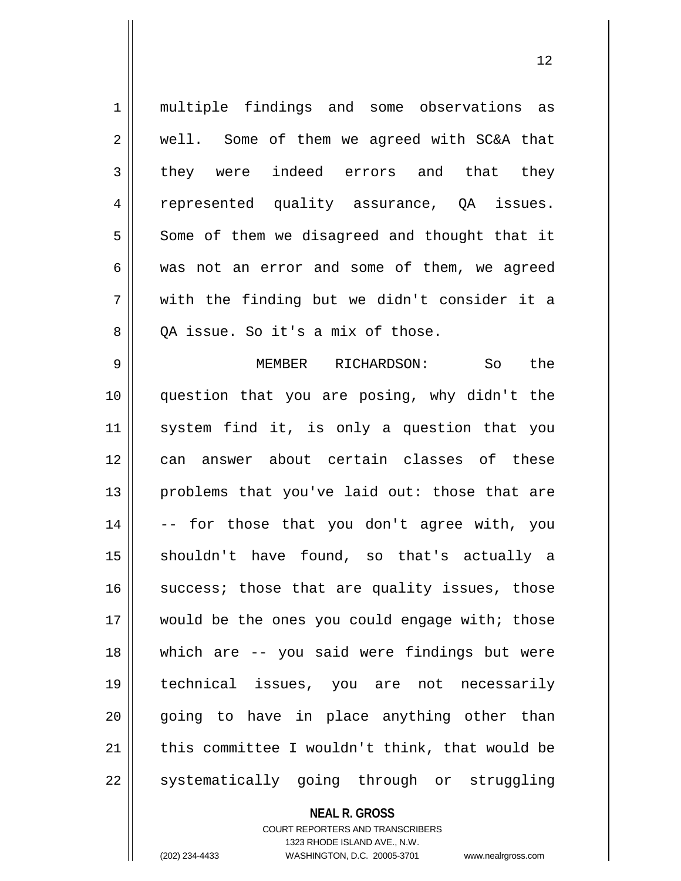multiple findings and some observations as well. Some of them we agreed with SC&A that they were indeed errors and that they represented quality assurance, QA issues. Some of them we disagreed and thought that it was not an error and some of them, we agreed with the finding but we didn't consider it a QA issue. So it's a mix of those.

MEMBER RICHARDSON: So the question that you are posing, why didn't the system find it, is only a question that you can answer about certain classes of these problems that you've laid out: those that are -- for those that you don't agree with, you shouldn't have found, so that's actually a success; those that are quality issues, those would be the ones you could engage with; those which are -- you said were findings but were technical issues, you are not necessarily going to have in place anything other than this committee I wouldn't think, that would be systematically going through or struggling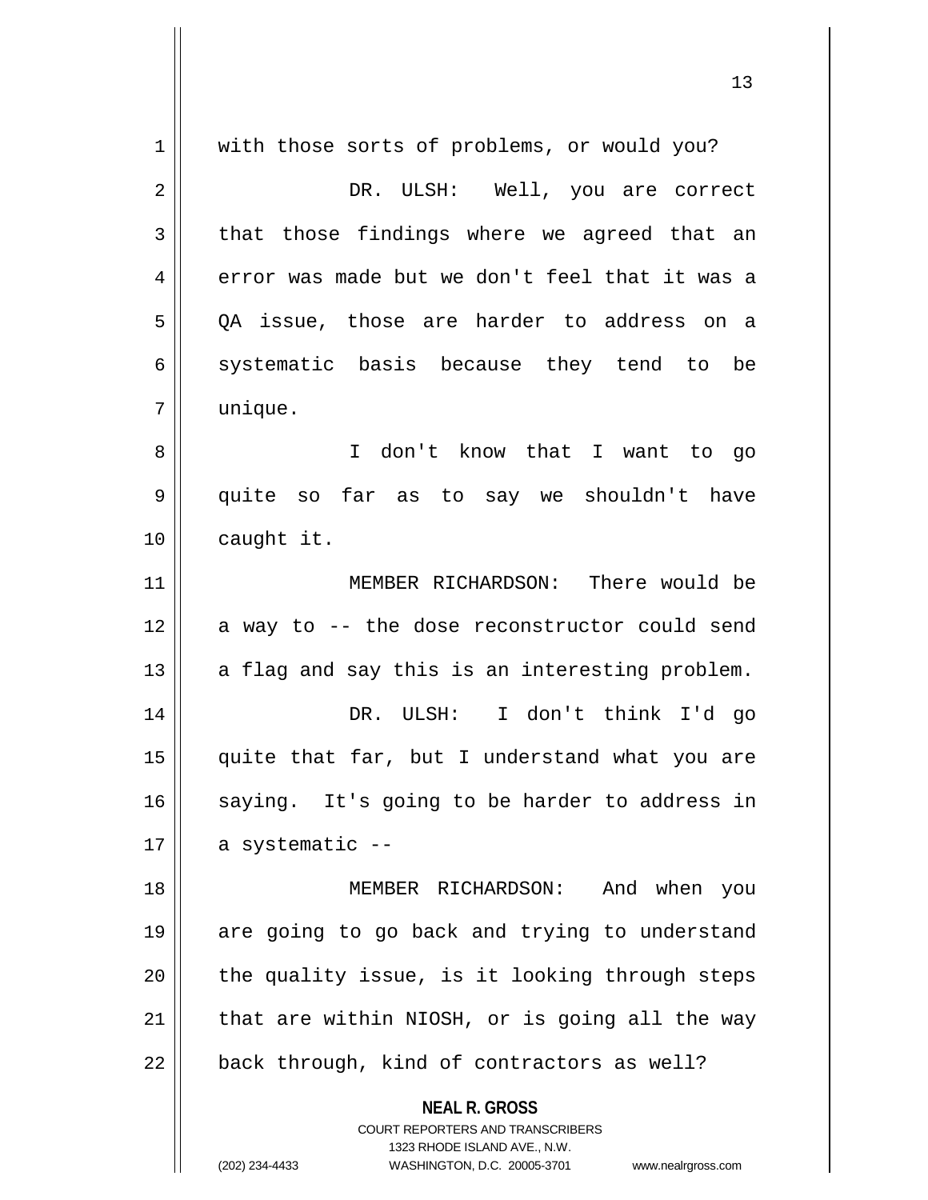with those sorts of problems, or would you?

DR. ULSH: Well, you are correct that those findings where we agreed that an error was made but we don't feel that it was a QA issue, those are harder to address on a systematic basis because they tend to be unique.

I don't know that I want to go quite so far as to say we shouldn't have caught it.

MEMBER RICHARDSON: There would be a way to -- the dose reconstructor could send a flag and say this is an interesting problem.

DR. ULSH: I don't think I'd go quite that far, but I understand what you are saying. It's going to be harder to address in a systematic --

MEMBER RICHARDSON: And when you are going to go back and trying to understand the quality issue, is it looking through steps that are within NIOSH, or is going all the way back through, kind of contractors as well?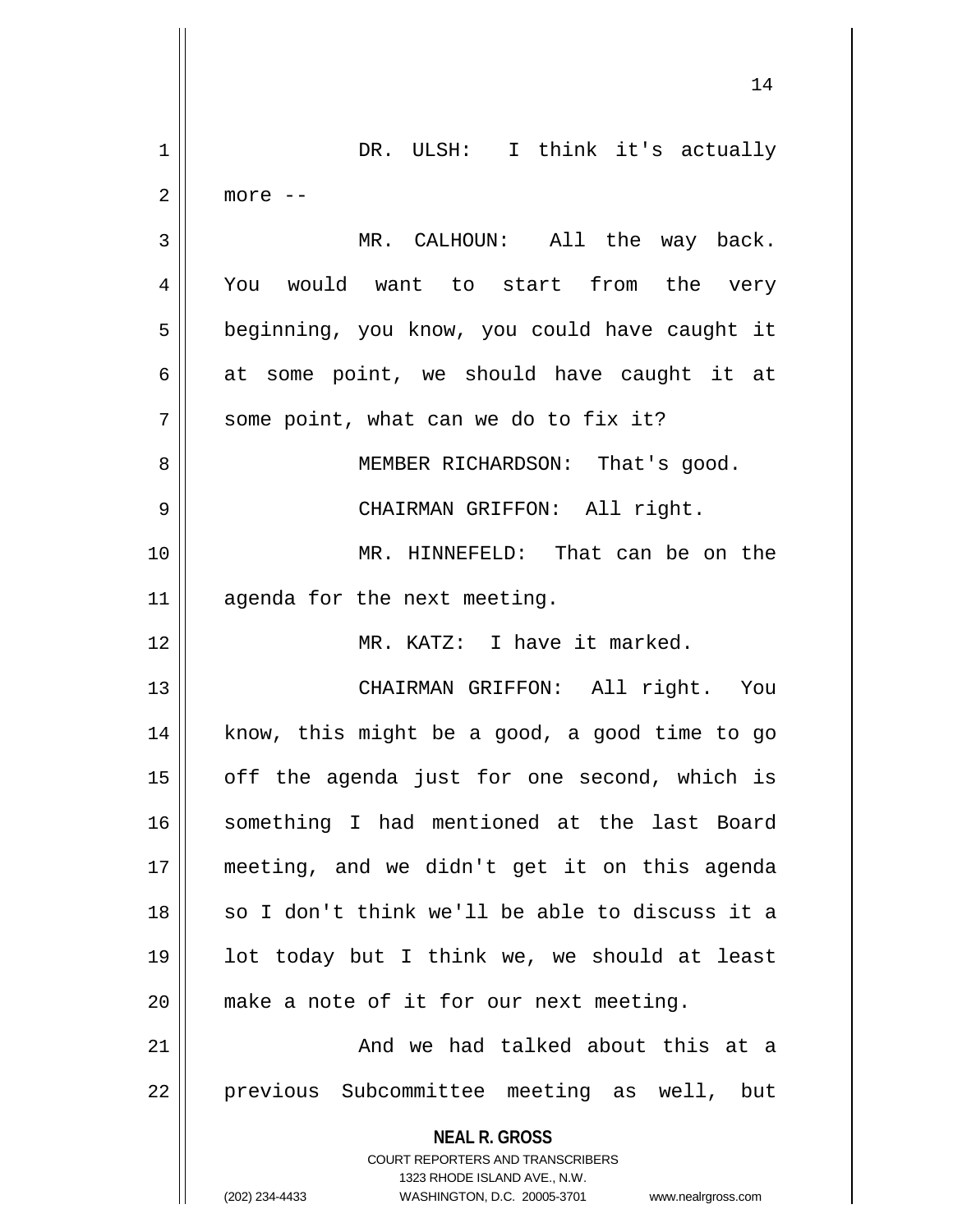DR. ULSH: I think it's actually more --

MR. CALHOUN: All the way back. You would want to start from the very beginning, you know, you could have caught it at some point, we should have caught it at some point, what can we do to fix it?

MEMBER RICHARDSON: That's good.

CHAIRMAN GRIFFON: All right.

MR. HINNEFELD: That can be on the agenda for the next meeting.

MR. KATZ: I have it marked.

CHAIRMAN GRIFFON: All right. You know, this might be a good, a good time to go off the agenda just for one second, which is something I had mentioned at the last Board meeting, and we didn't get it on this agenda so I don't think we'll be able to discuss it a lot today but I think we, we should at least make a note of it for our next meeting.

And we had talked about this at a previous Subcommittee meeting as well, but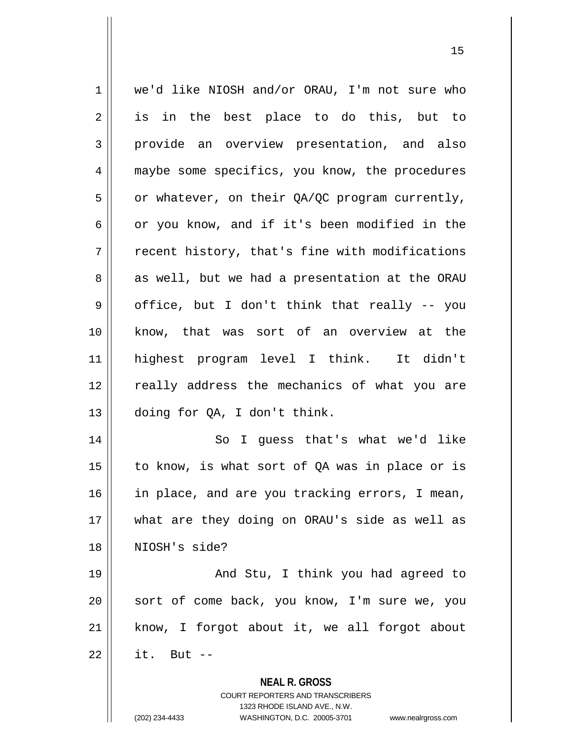we'd like NIOSH and/or ORAU, I'm not sure who is in the best place to do this, but to provide an overview presentation, and also maybe some specifics, you know, the procedures or whatever, on their QA/QC program currently, or you know, and if it's been modified in the recent history, that's fine with modifications as well, but we had a presentation at the ORAU office, but I don't think that really -- you know, that was sort of an overview at the highest program level I think. It didn't really address the mechanics of what you are doing for QA, I don't think.

So I guess that's what we'd like to know, is what sort of QA was in place or is in place, and are you tracking errors, I mean, what are they doing on ORAU's side as well as NIOSH's side?

And Stu, I think you had agreed to sort of come back, you know, I'm sure we, you know, I forgot about it, we all forgot about it. But --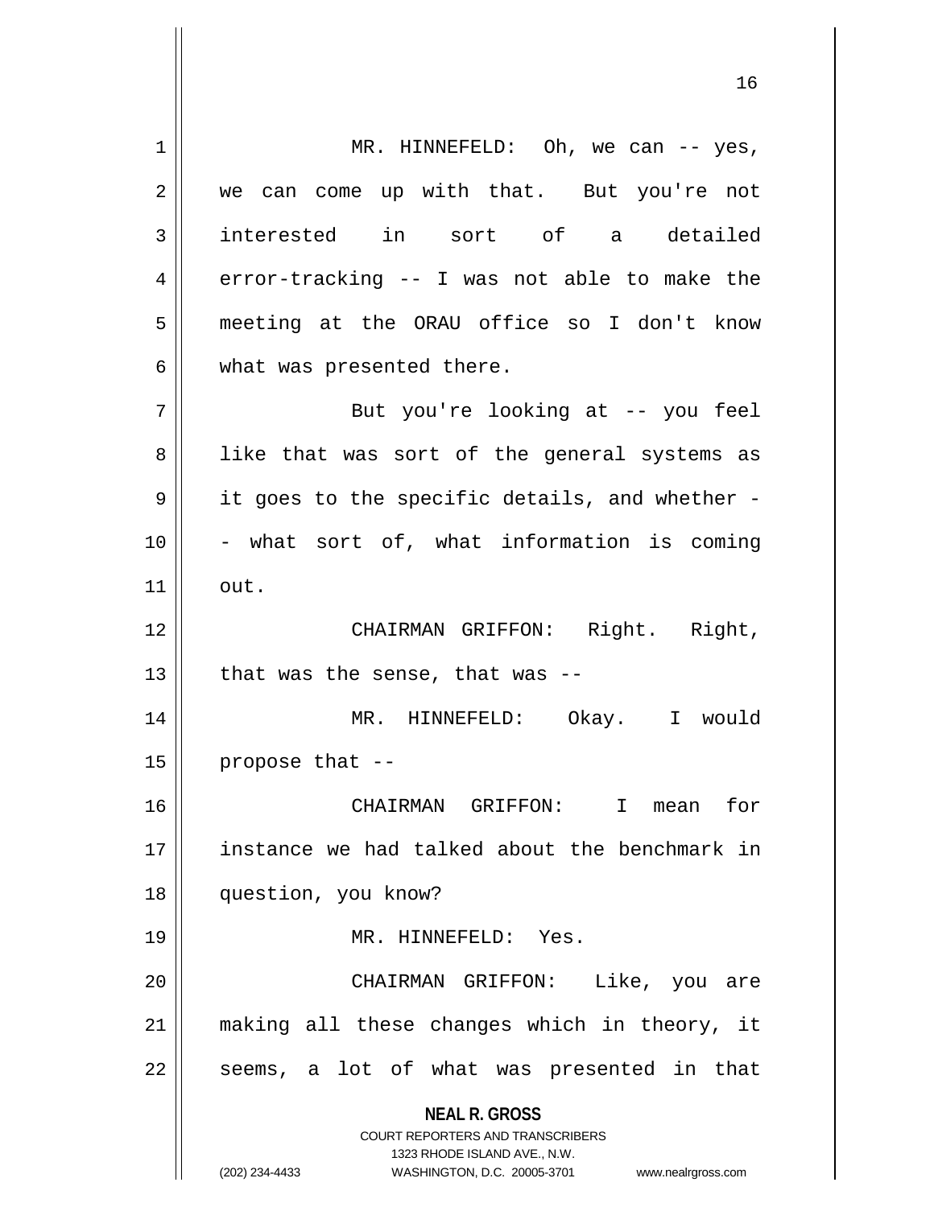MR. HINNEFELD: Oh, we can -- yes, we can come up with that. But you're not interested in sort of a detailed error-tracking -- I was not able to make the meeting at the ORAU office so I don't know what was presented there.

But you're looking at -- you feel like that was sort of the general systems as it goes to the specific details, and whether -- what sort of, what information is coming out.

CHAIRMAN GRIFFON: Right. Right, that was the sense, that was --

MR. HINNEFELD: Okay. I would propose that --

CHAIRMAN GRIFFON: I mean for instance we had talked about the benchmark in question, you know?

MR. HINNEFELD: Yes.

CHAIRMAN GRIFFON: Like, you are making all these changes which in theory, it seems, a lot of what was presented in that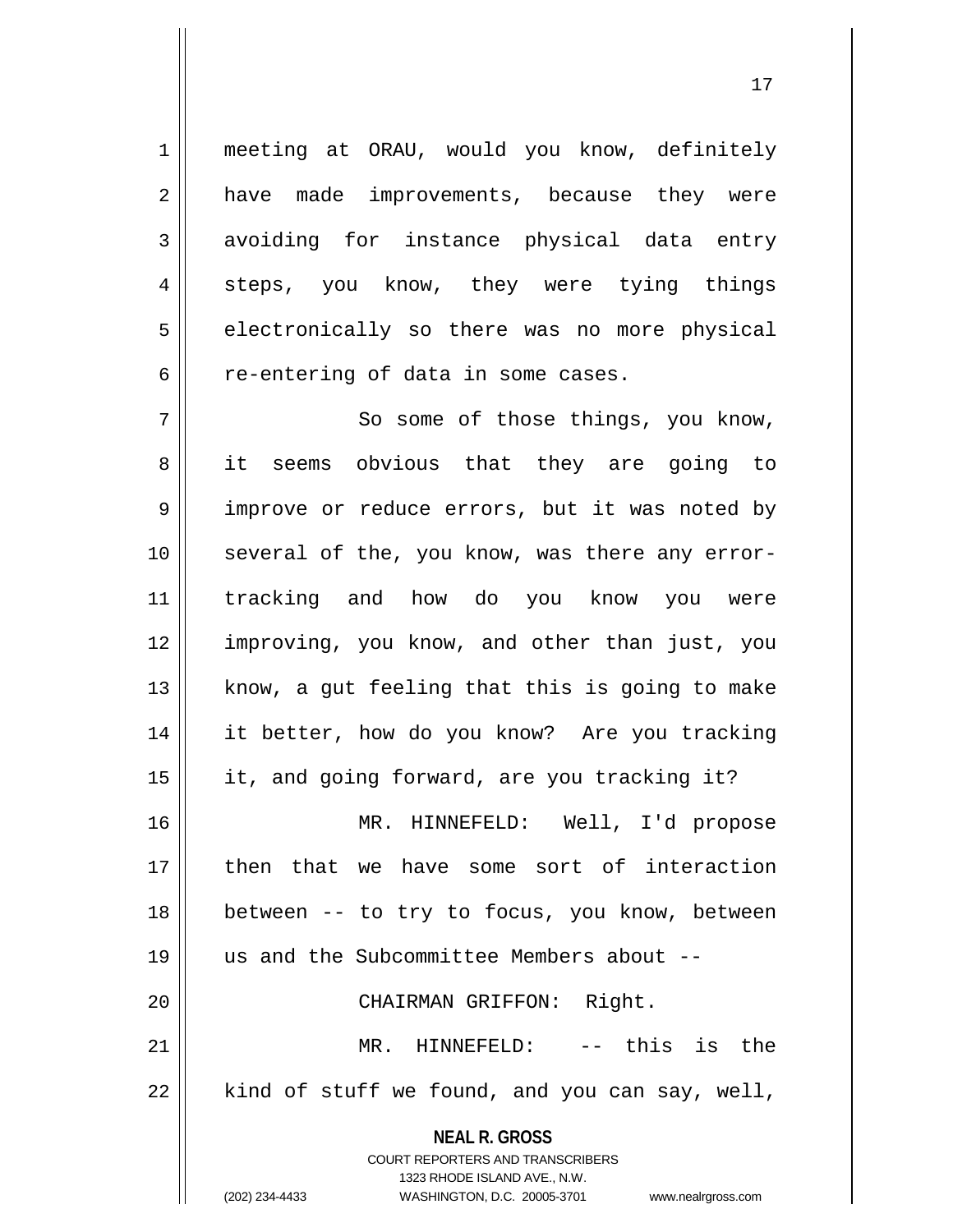meeting at ORAU, would you know, definitely have made improvements, because they were avoiding for instance physical data entry steps, you know, they were tying things electronically so there was no more physical re-entering of data in some cases.

So some of those things, you know, it seems obvious that they are going to improve or reduce errors, but it was noted by several of the, you know, was there any error-tracking and how do you know you were improving, you know, and other than just, you know, a gut feeling that this is going to make it better, how do you know? Are you tracking it, and going forward, are you tracking it?

MR. HINNEFELD: Well, I'd propose then that we have some sort of interaction between -- to try to focus, you know, between us and the Subcommittee Members about --

CHAIRMAN GRIFFON: Right.

MR. HINNEFELD: -- this is the kind of stuff we found, and you can say, well,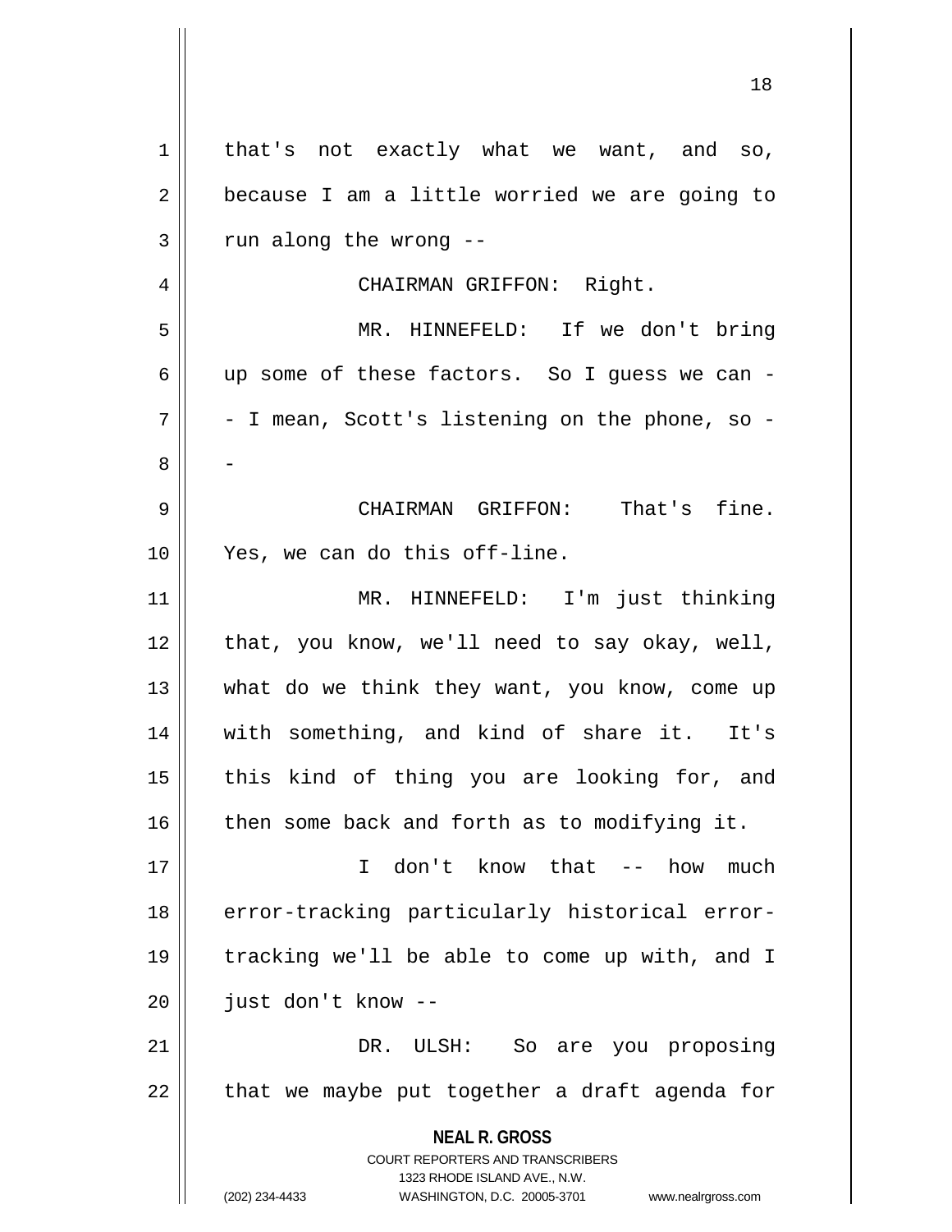that's not exactly what we want, and so, because I am a little worried we are going to run along the wrong --

CHAIRMAN GRIFFON: Right.

MR. HINNEFELD: If we don't bring up some of these factors. So I guess we can -- I mean, Scott's listening on the phone, so --

CHAIRMAN GRIFFON: That's fine. Yes, we can do this off-line.

MR. HINNEFELD: I'm just thinking that, you know, we'll need to say okay, well, what do we think they want, you know, come up with something, and kind of share it. It's this kind of thing you are looking for, and then some back and forth as to modifying it.

I don't know that -- how much error-tracking particularly historical error-tracking we'll be able to come up with, and I just don't know --

DR. ULSH: So are you proposing that we maybe put together a draft agenda for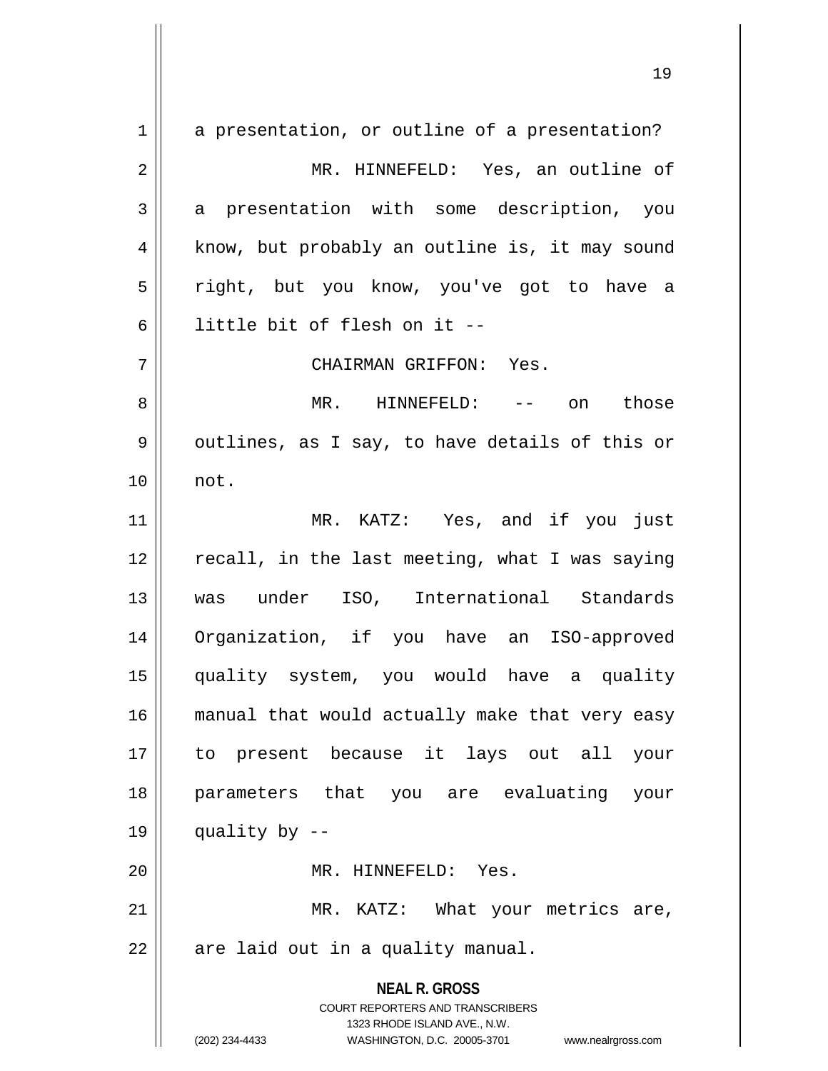a presentation, or outline of a presentation?

MR. HINNEFELD: Yes, an outline of a presentation with some description, you know, but probably an outline is, it may sound right, but you know, you've got to have a little bit of flesh on it --

CHAIRMAN GRIFFON: Yes.

MR. HINNEFELD: -- on those outlines, as I say, to have details of this or not.

MR. KATZ: Yes, and if you just recall, in the last meeting, what I was saying was under ISO, International Standards Organization, if you have an ISO-approved quality system, you would have a quality manual that would actually make that very easy to present because it lays out all your parameters that you are evaluating your quality by --

MR. HINNEFELD: Yes.

MR. KATZ: What your metrics are, are laid out in a quality manual.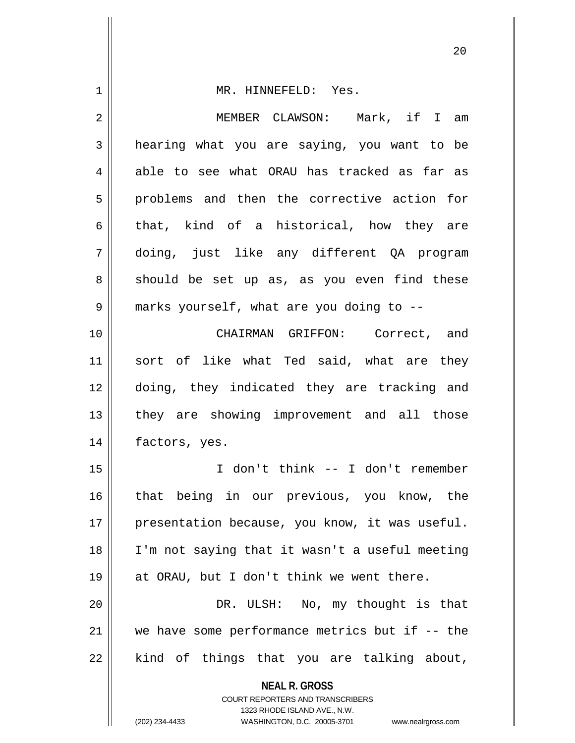MR. HINNEFELD: Yes.

MEMBER CLAWSON: Mark, if I am hearing what you are saying, you want to be able to see what ORAU has tracked as far as problems and then the corrective action for that, kind of a historical, how they are doing, just like any different QA program should be set up as, as you even find these marks yourself, what are you doing to --

CHAIRMAN GRIFFON: Correct, and sort of like what Ted said, what are they doing, they indicated they are tracking and they are showing improvement and all those factors, yes.

I don't think -- I don't remember that being in our previous, you know, the presentation because, you know, it was useful. I'm not saying that it wasn't a useful meeting at ORAU, but I don't think we went there.

DR. ULSH: No, my thought is that we have some performance metrics but if -- the kind of things that you are talking about,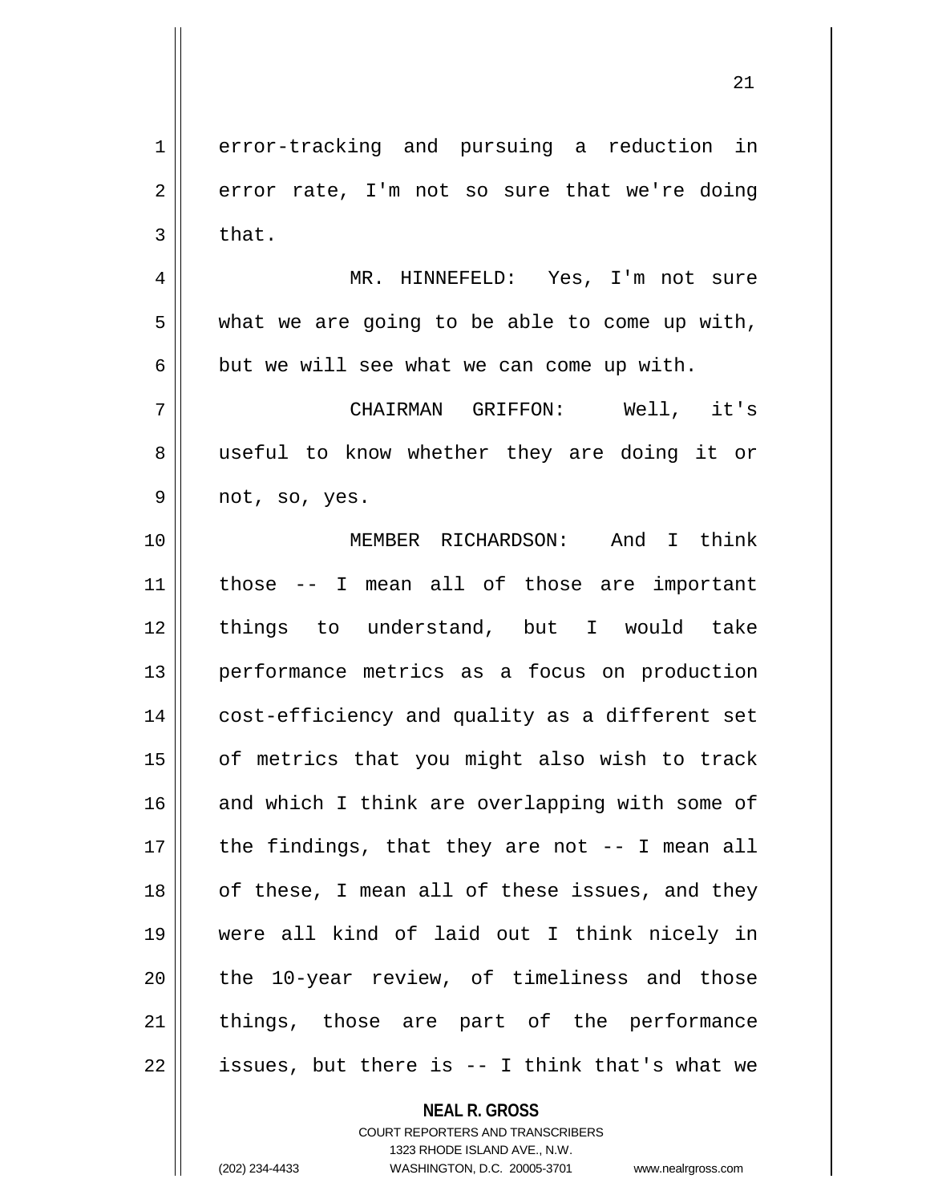error-tracking and pursuing a reduction in error rate, I'm not so sure that we're doing that.

MR. HINNEFELD: Yes, I'm not sure what we are going to be able to come up with, but we will see what we can come up with.

CHAIRMAN GRIFFON: Well, it's useful to know whether they are doing it or not, so, yes.

MEMBER RICHARDSON: And I think those -- I mean all of those are important things to understand, but I would take performance metrics as a focus on production cost-efficiency and quality as a different set of metrics that you might also wish to track and which I think are overlapping with some of the findings, that they are not -- I mean all of these, I mean all of these issues, and they were all kind of laid out I think nicely in the 10-year review, of timeliness and those things, those are part of the performance issues, but there is -- I think that's what we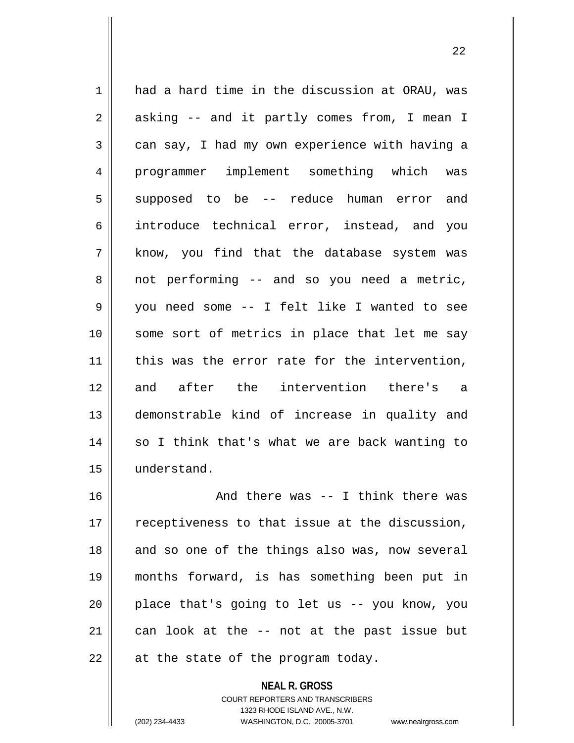had a hard time in the discussion at ORAU, was asking -- and it partly comes from, I mean I can say, I had my own experience with having a programmer implement something which was supposed to be -- reduce human error and introduce technical error, instead, and you know, you find that the database system was not performing -- and so you need a metric, you need some -- I felt like I wanted to see some sort of metrics in place that let me say this was the error rate for the intervention, and after the intervention there's a demonstrable kind of increase in quality and so I think that's what we are back wanting to understand.

And there was -- I think there was receptiveness to that issue at the discussion, and so one of the things also was, now several months forward, is has something been put in place that's going to let us -- you know, you can look at the -- not at the past issue but at the state of the program today.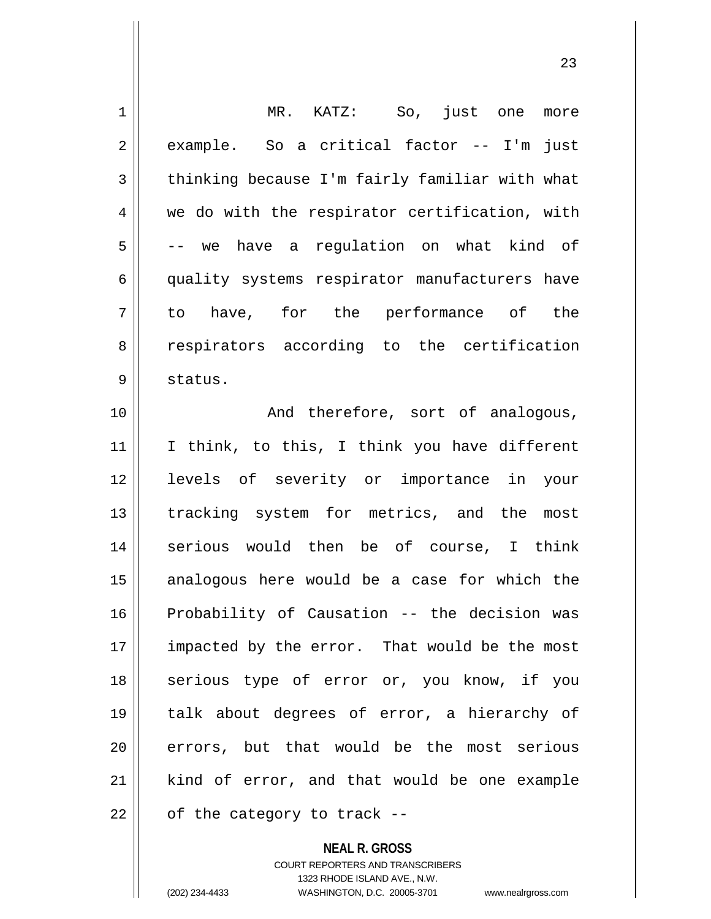MR. KATZ: So, just one more example. So a critical factor -- I'm just thinking because I'm fairly familiar with what we do with the respirator certification, with -- we have a regulation on what kind of quality systems respirator manufacturers have to have, for the performance of the respirators according to the certification status.

And therefore, sort of analogous, I think, to this, I think you have different levels of severity or importance in your tracking system for metrics, and the most serious would then be of course, I think analogous here would be a case for which the Probability of Causation -- the decision was impacted by the error. That would be the most serious type of error or, you know, if you talk about degrees of error, a hierarchy of errors, but that would be the most serious kind of error, and that would be one example of the category to track --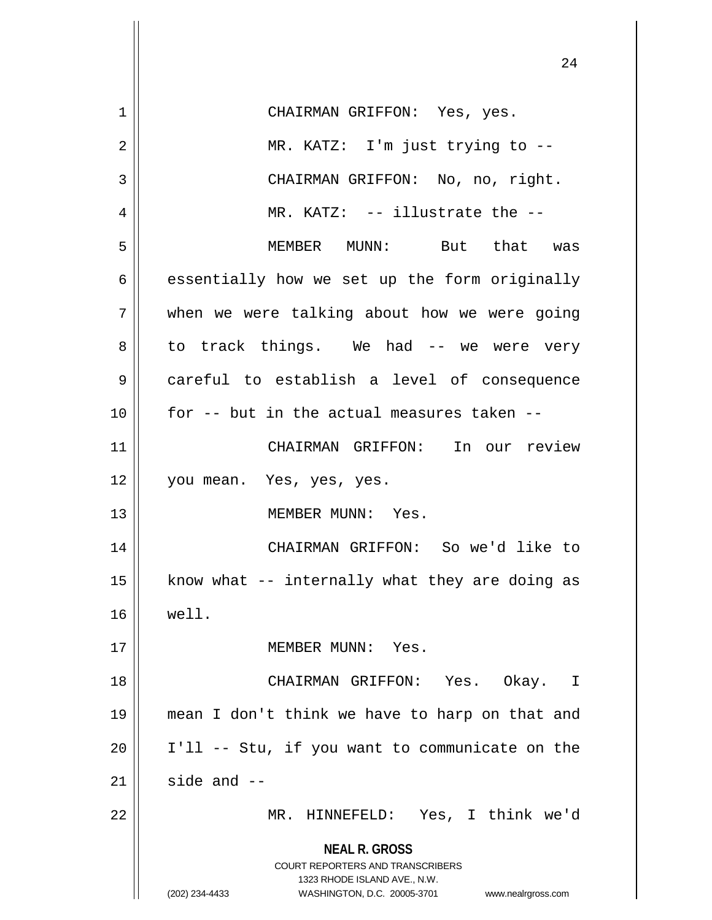CHAIRMAN GRIFFON: Yes, yes.

MR. KATZ: I'm just trying to --

CHAIRMAN GRIFFON: No, no, right.

MR. KATZ: -- illustrate the --

MEMBER MUNN: But that was essentially how we set up the form originally when we were talking about how we were going to track things. We had -- we were very careful to establish a level of consequence for -- but in the actual measures taken --

CHAIRMAN GRIFFON: In our review you mean. Yes, yes, yes.

MEMBER MUNN: Yes.

CHAIRMAN GRIFFON: So we'd like to know what -- internally what they are doing as well.

MEMBER MUNN: Yes.

CHAIRMAN GRIFFON: Yes. Okay. I mean I don't think we have to harp on that and I'll -- Stu, if you want to communicate on the side and --

MR. HINNEFELD: Yes, I think we'd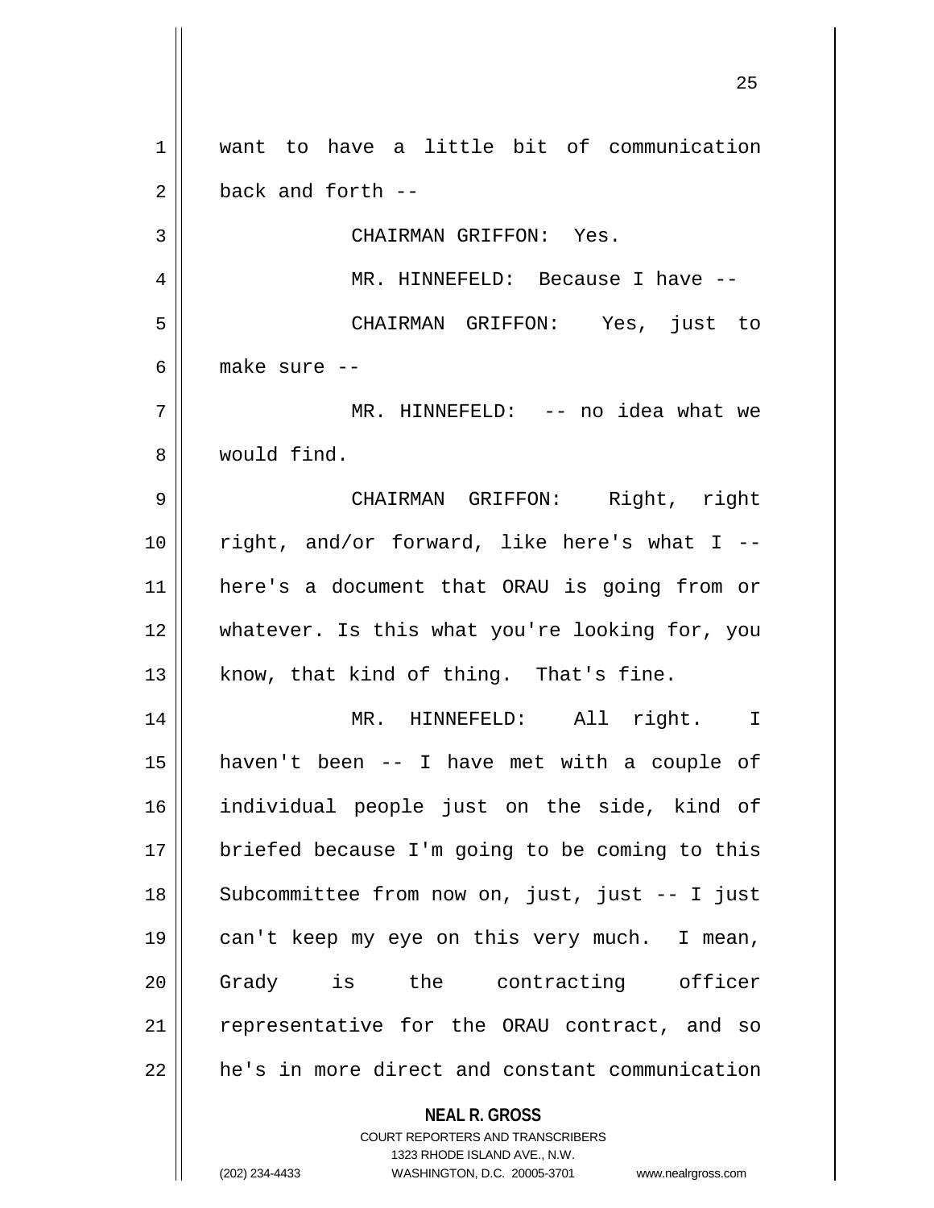want to have a little bit of communication back and forth --

CHAIRMAN GRIFFON: Yes.

MR. HINNEFELD: Because I have --

CHAIRMAN GRIFFON: Yes, just to make sure --

MR. HINNEFELD: -- no idea what we would find.

CHAIRMAN GRIFFON: Right, right right, and/or forward, like here's what I -- here's a document that ORAU is going from or whatever. Is this what you're looking for, you know, that kind of thing. That's fine.

MR. HINNEFELD: All right. I haven't been -- I have met with a couple of individual people just on the side, kind of briefed because I'm going to be coming to this Subcommittee from now on, just, just -- I just can't keep my eye on this very much. I mean, Grady is the contracting officer representative for the ORAU contract, and so he's in more direct and constant communication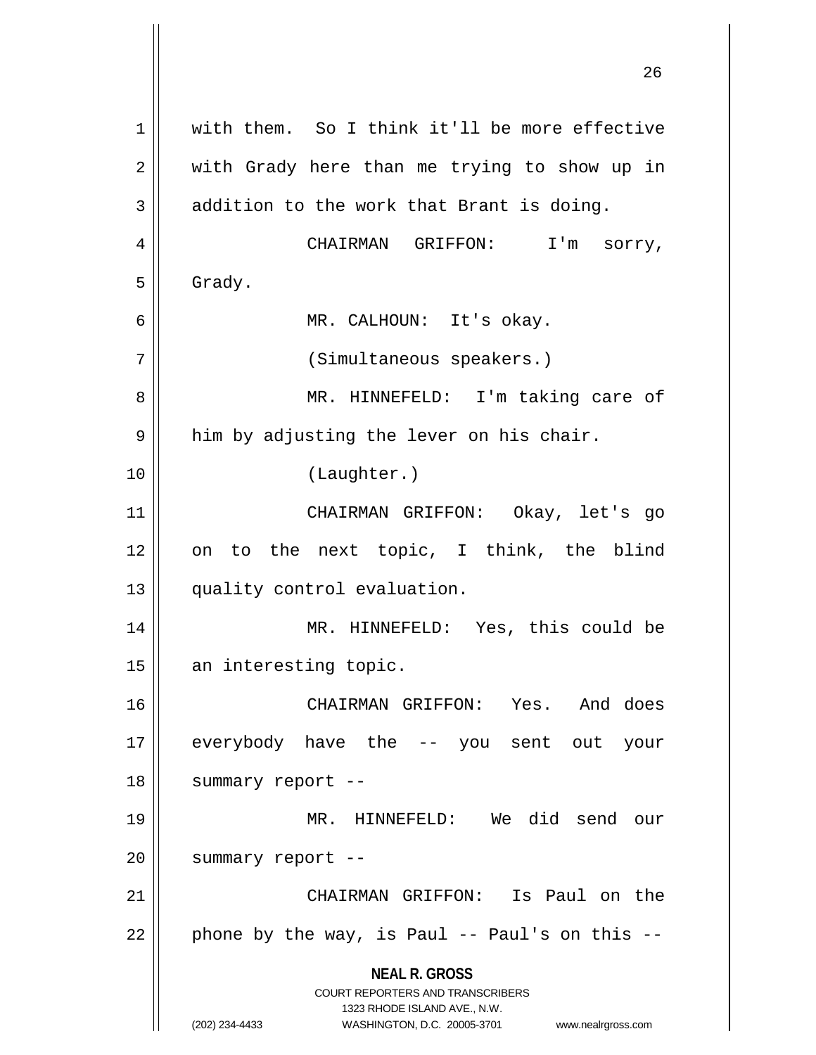with them. So I think it'll be more effective with Grady here than me trying to show up in addition to the work that Brant is doing.

CHAIRMAN GRIFFON: I'm sorry, Grady.

MR. CALHOUN: It's okay.

(Simultaneous speakers.)

MR. HINNEFELD: I'm taking care of him by adjusting the lever on his chair.

(Laughter.)

CHAIRMAN GRIFFON: Okay, let's go on to the next topic, I think, the blind quality control evaluation.

MR. HINNEFELD: Yes, this could be an interesting topic.

CHAIRMAN GRIFFON: Yes. And does everybody have the -- you sent out your summary report --

MR. HINNEFELD: We did send our summary report --

CHAIRMAN GRIFFON: Is Paul on the phone by the way, is Paul -- Paul's on this --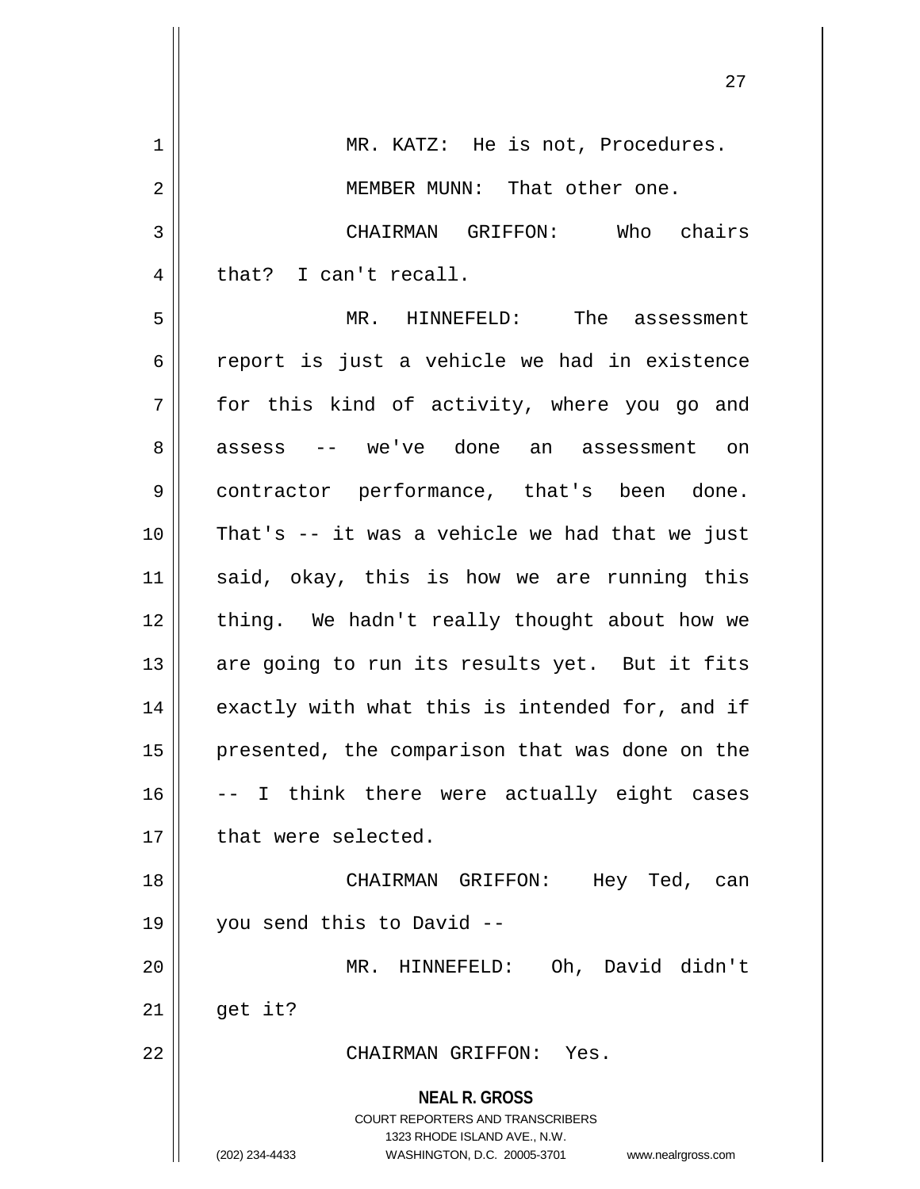MR. KATZ: He is not, Procedures.

MEMBER MUNN: That other one.

CHAIRMAN GRIFFON: Who chairs that? I can't recall.

MR. HINNEFELD: The assessment report is just a vehicle we had in existence for this kind of activity, where you go and assess -- we've done an assessment on contractor performance, that's been done. That's -- it was a vehicle we had that we just said, okay, this is how we are running this thing. We hadn't really thought about how we are going to run its results yet. But it fits exactly with what this is intended for, and if presented, the comparison that was done on the -- I think there were actually eight cases that were selected.

CHAIRMAN GRIFFON: Hey Ted, can you send this to David --

MR. HINNEFELD: Oh, David didn't get it?

CHAIRMAN GRIFFON: Yes.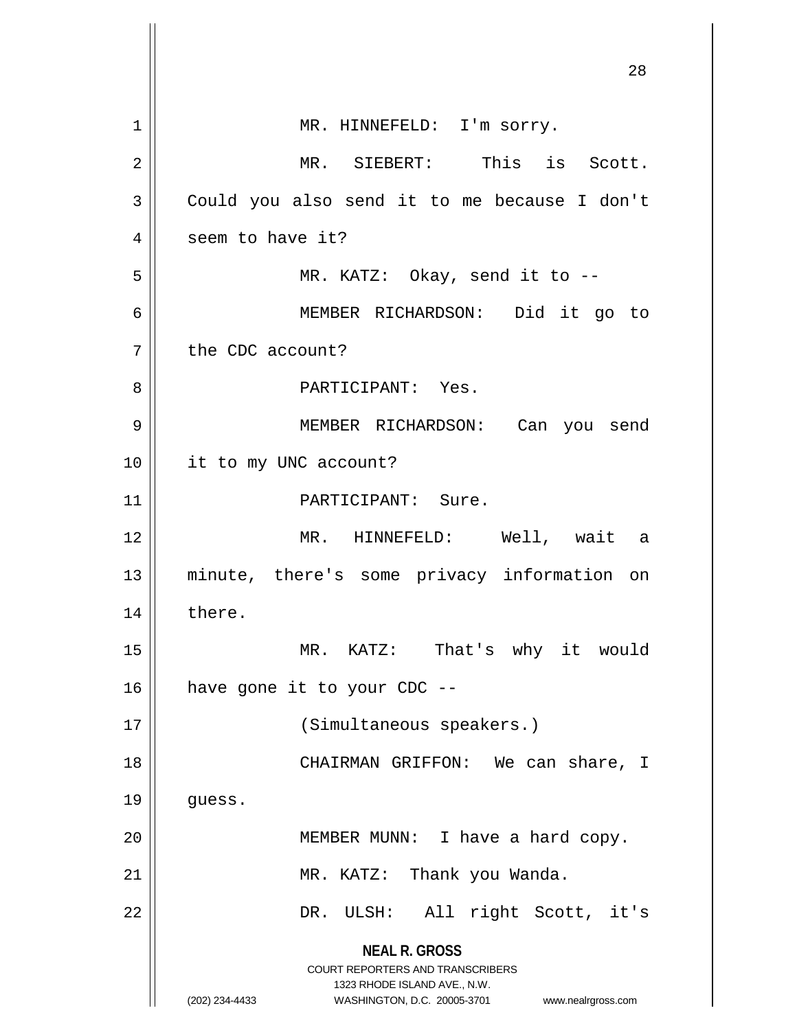MR. HINNEFELD: I'm sorry.

MR. SIEBERT: This is Scott. Could you also send it to me because I don't seem to have it?

MR. KATZ: Okay, send it to --

MEMBER RICHARDSON: Did it go to the CDC account?

PARTICIPANT: Yes.

MEMBER RICHARDSON: Can you send it to my UNC account?

PARTICIPANT: Sure.

MR. HINNEFELD: Well, wait a minute, there's some privacy information on there.

MR. KATZ: That's why it would have gone it to your CDC --

(Simultaneous speakers.)

CHAIRMAN GRIFFON: We can share, I guess.

MEMBER MUNN: I have a hard copy.

MR. KATZ: Thank you Wanda.

DR. ULSH: All right Scott, it's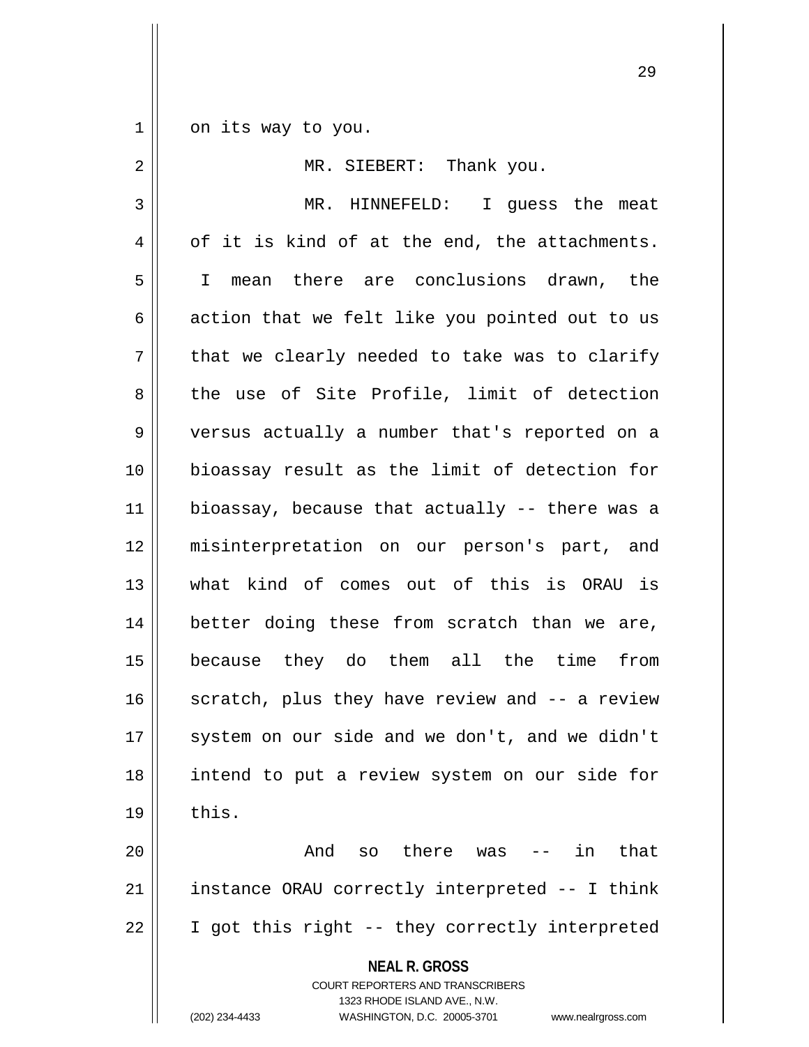on its way to you.

MR. SIEBERT: Thank you.

MR. HINNEFELD: I guess the meat of it is kind of at the end, the attachments. I mean there are conclusions drawn, the action that we felt like you pointed out to us that we clearly needed to take was to clarify the use of Site Profile, limit of detection versus actually a number that's reported on a bioassay result as the limit of detection for bioassay, because that actually -- there was a misinterpretation on our person's part, and what kind of comes out of this is ORAU is better doing these from scratch than we are, because they do them all the time from scratch, plus they have review and -- a review system on our side and we don't, and we didn't intend to put a review system on our side for this.

And so there was -- in that instance ORAU correctly interpreted -- I think I got this right -- they correctly interpreted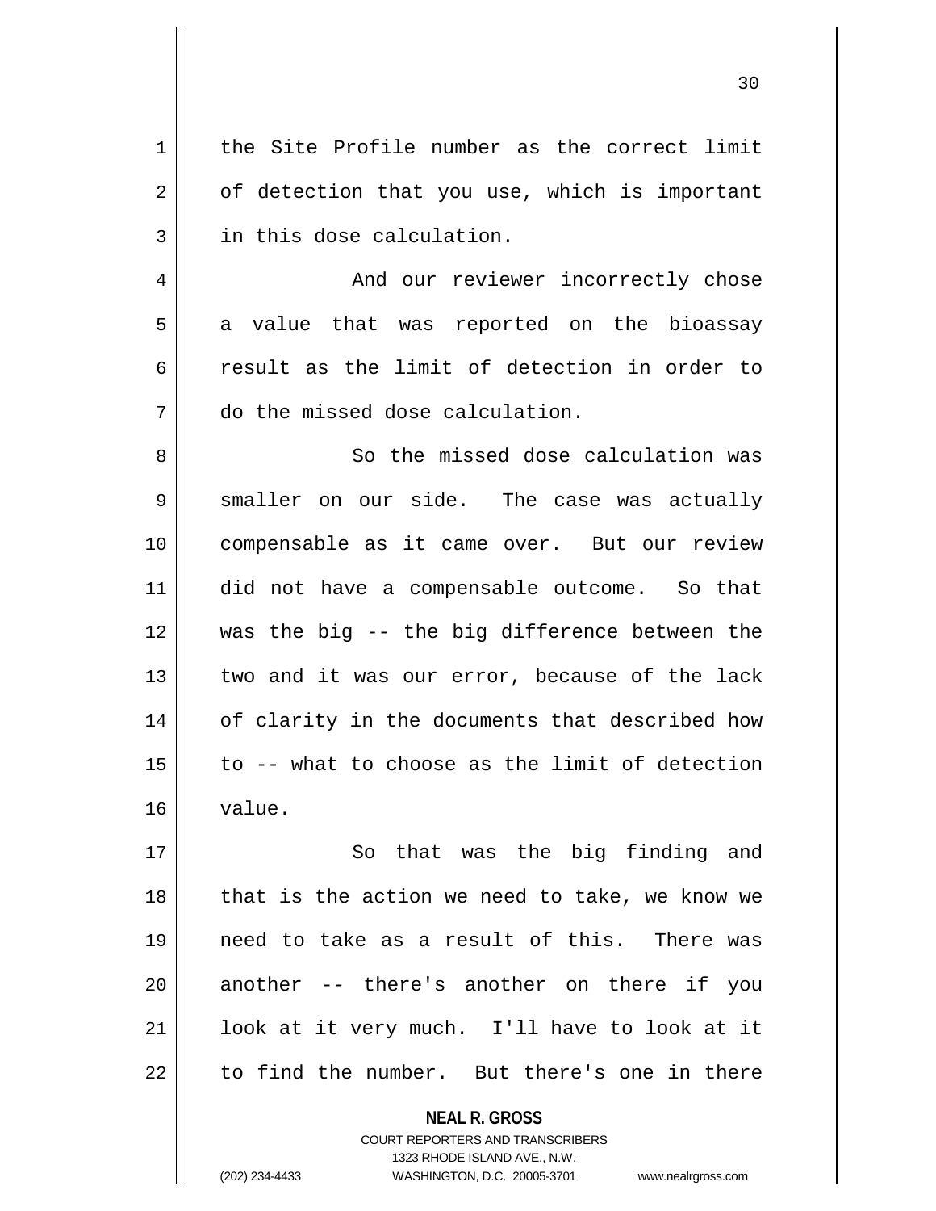the Site Profile number as the correct limit of detection that you use, which is important in this dose calculation.

And our reviewer incorrectly chose a value that was reported on the bioassay result as the limit of detection in order to do the missed dose calculation.

So the missed dose calculation was smaller on our side. The case was actually compensable as it came over. But our review did not have a compensable outcome. So that was the big -- the big difference between the two and it was our error, because of the lack of clarity in the documents that described how to -- what to choose as the limit of detection value.

So that was the big finding and that is the action we need to take, we know we need to take as a result of this. There was another -- there's another on there if you look at it very much. I'll have to look at it to find the number. But there's one in there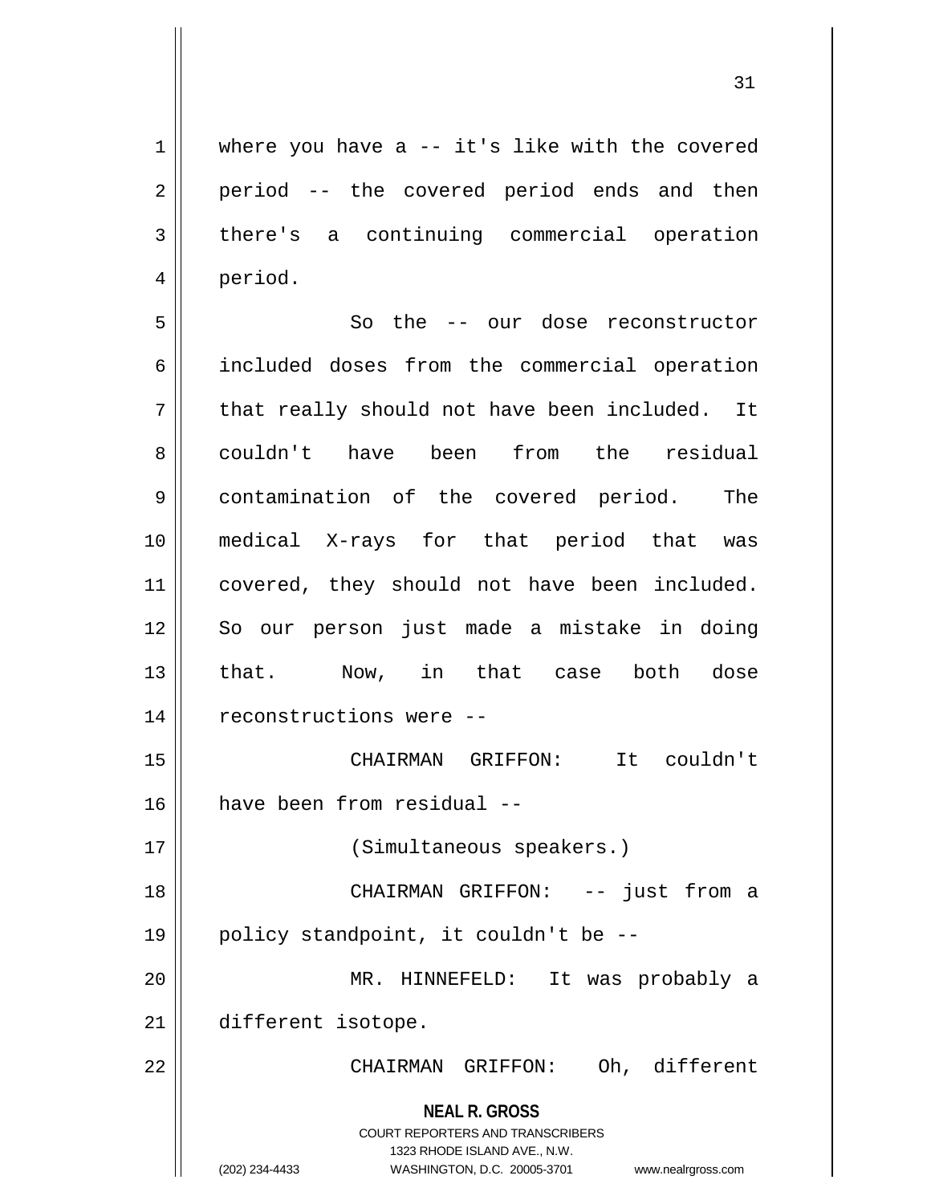where you have a -- it's like with the covered period -- the covered period ends and then there's a continuing commercial operation period.

So the -- our dose reconstructor included doses from the commercial operation that really should not have been included. It couldn't have been from the residual contamination of the covered period. The medical X-rays for that period that was covered, they should not have been included. So our person just made a mistake in doing that. Now, in that case both dose reconstructions were --

CHAIRMAN GRIFFON: It couldn't have been from residual --

(Simultaneous speakers.)

CHAIRMAN GRIFFON: -- just from a policy standpoint, it couldn't be --

MR. HINNEFELD: It was probably a different isotope.

CHAIRMAN GRIFFON: Oh, different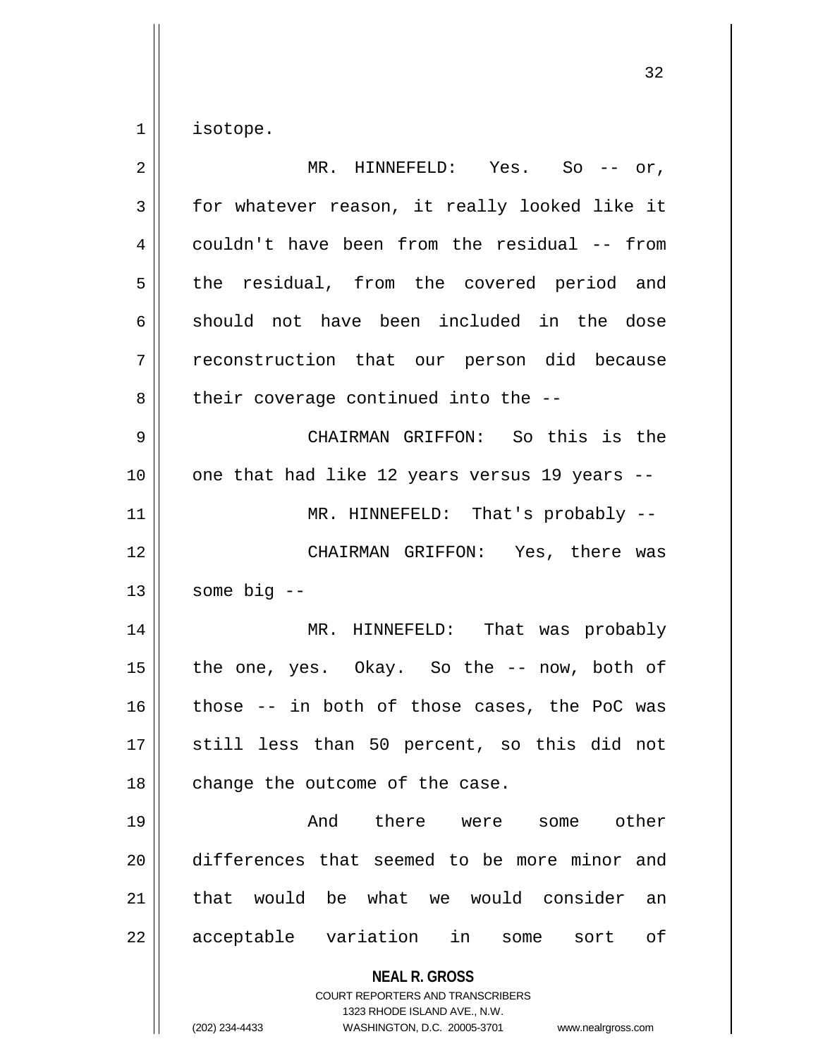isotope.

MR. HINNEFELD: Yes. So -- or, for whatever reason, it really looked like it couldn't have been from the residual -- from the residual, from the covered period and should not have been included in the dose reconstruction that our person did because their coverage continued into the --

CHAIRMAN GRIFFON: So this is the one that had like 12 years versus 19 years --

MR. HINNEFELD: That's probably --

CHAIRMAN GRIFFON: Yes, there was some big --

MR. HINNEFELD: That was probably the one, yes. Okay. So the -- now, both of those -- in both of those cases, the PoC was still less than 50 percent, so this did not change the outcome of the case.

And there were some other differences that seemed to be more minor and that would be what we would consider an acceptable variation in some sort of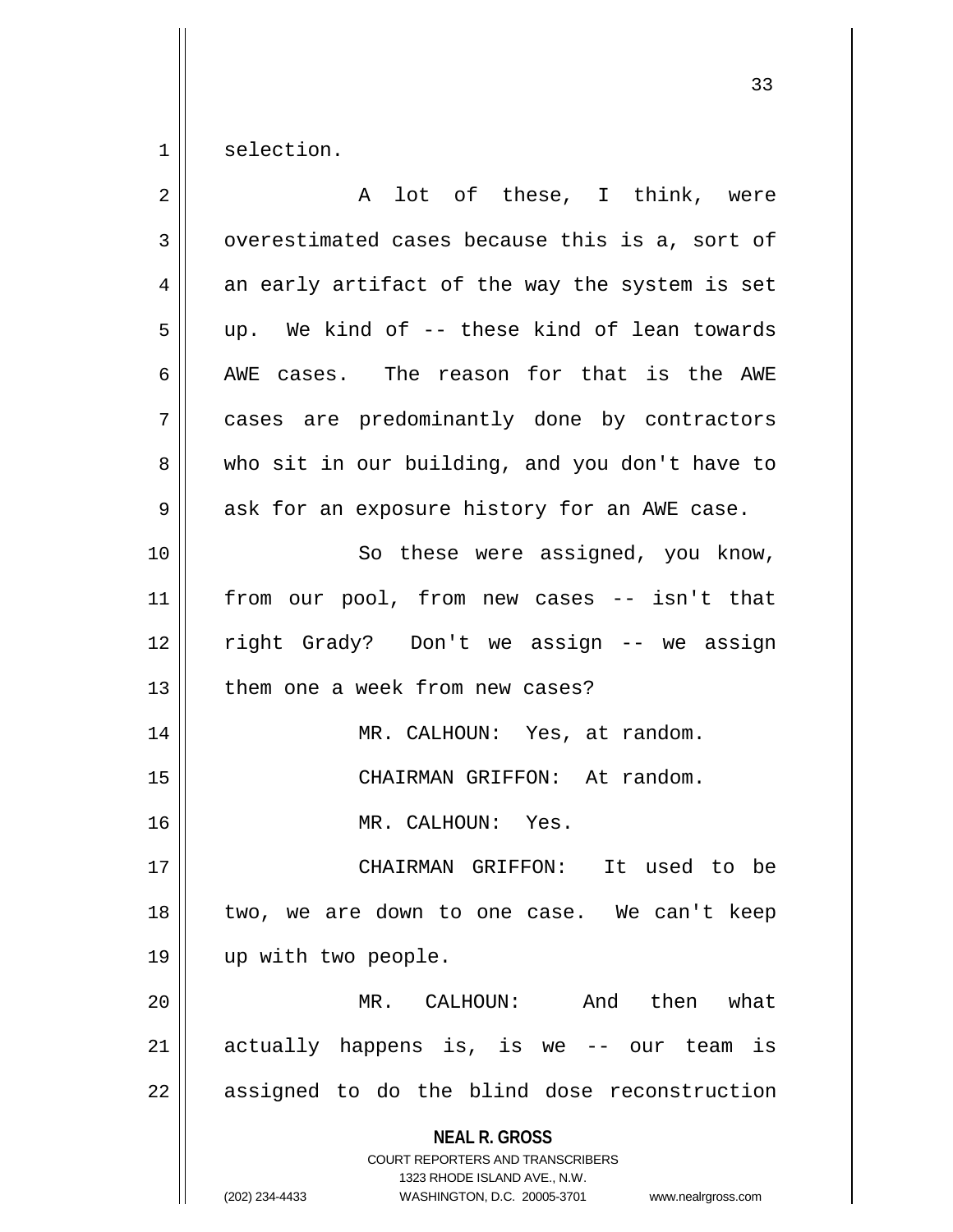selection.

A lot of these, I think, were overestimated cases because this is a, sort of an early artifact of the way the system is set up. We kind of -- these kind of lean towards AWE cases. The reason for that is the AWE cases are predominantly done by contractors who sit in our building, and you don't have to ask for an exposure history for an AWE case.

So these were assigned, you know, from our pool, from new cases -- isn't that right Grady? Don't we assign -- we assign them one a week from new cases?

MR. CALHOUN: Yes, at random.

CHAIRMAN GRIFFON: At random.

MR. CALHOUN: Yes.

CHAIRMAN GRIFFON: It used to be two, we are down to one case. We can't keep up with two people.

MR. CALHOUN: And then what actually happens is, is we -- our team is assigned to do the blind dose reconstruction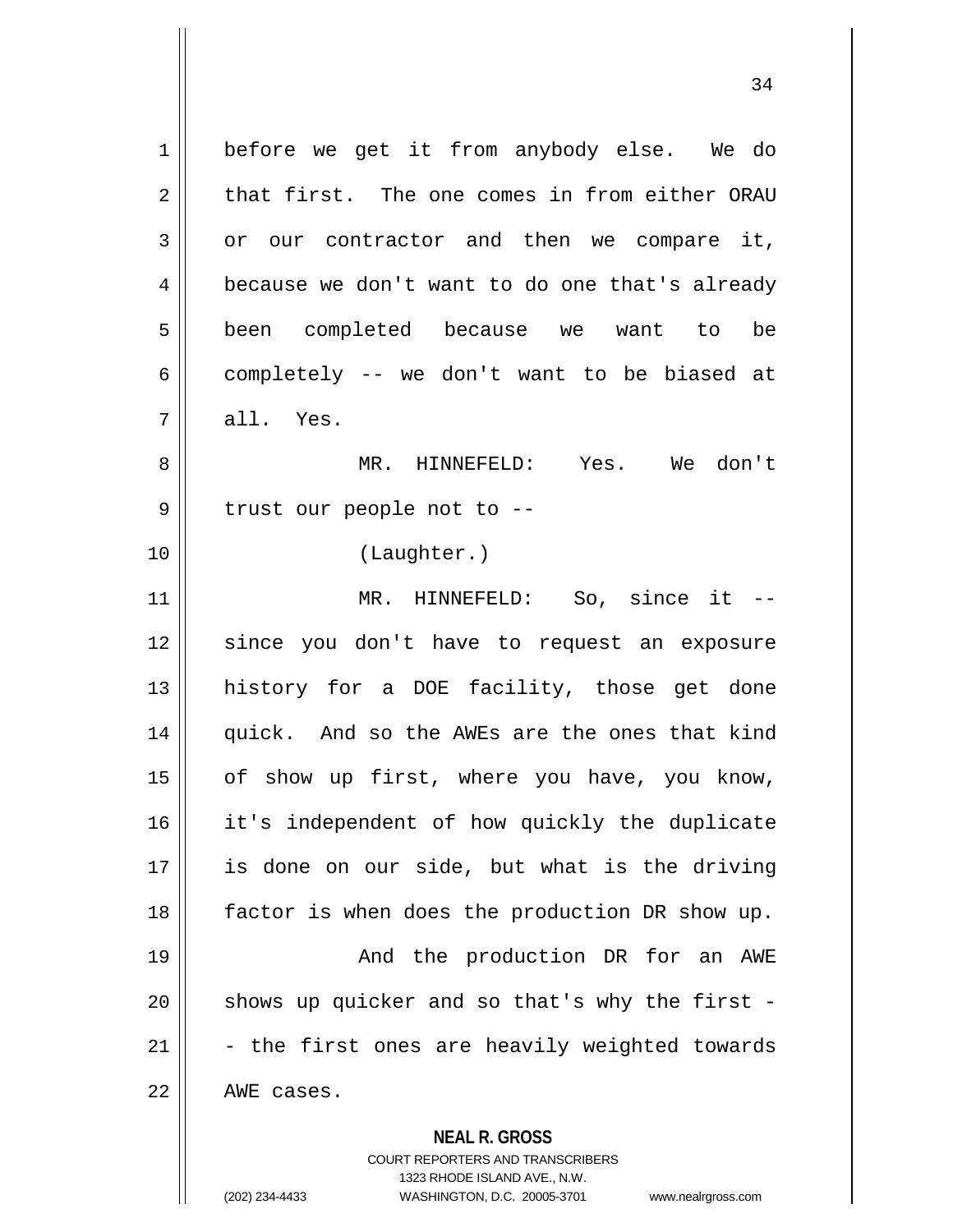before we get it from anybody else. We do that first. The one comes in from either ORAU or our contractor and then we compare it, because we don't want to do one that's already been completed because we want to be completely -- we don't want to be biased at all. Yes.

MR. HINNEFELD: Yes. We don't trust our people not to --

(Laughter.)

MR. HINNEFELD: So, since it -- since you don't have to request an exposure history for a DOE facility, those get done quick. And so the AWEs are the ones that kind of show up first, where you have, you know, it's independent of how quickly the duplicate is done on our side, but what is the driving factor is when does the production DR show up.

And the production DR for an AWE shows up quicker and so that's why the first -- the first ones are heavily weighted towards AWE cases.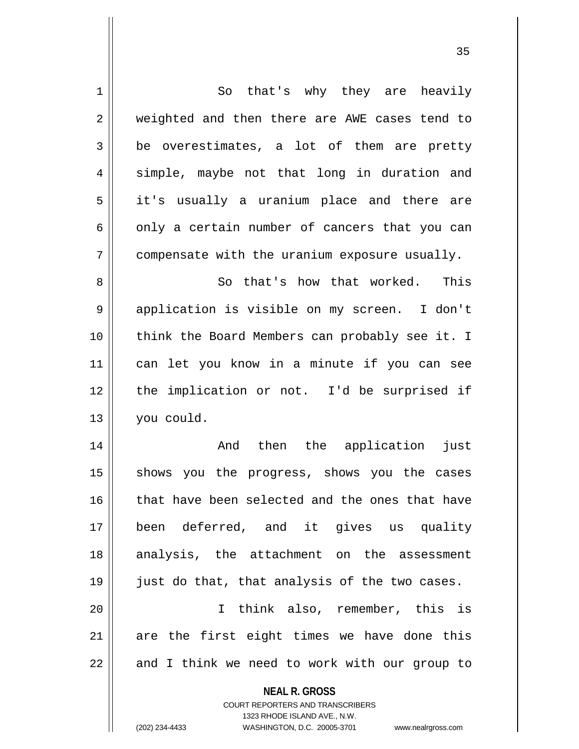So that's why they are heavily weighted and then there are AWE cases tend to be overestimates, a lot of them are pretty simple, maybe not that long in duration and it's usually a uranium place and there are only a certain number of cancers that you can compensate with the uranium exposure usually.

So that's how that worked. This application is visible on my screen. I don't think the Board Members can probably see it. I can let you know in a minute if you can see the implication or not. I'd be surprised if you could.

And then the application just shows you the progress, shows you the cases that have been selected and the ones that have been deferred, and it gives us quality analysis, the attachment on the assessment just do that, that analysis of the two cases.

I think also, remember, this is are the first eight times we have done this and I think we need to work with our group to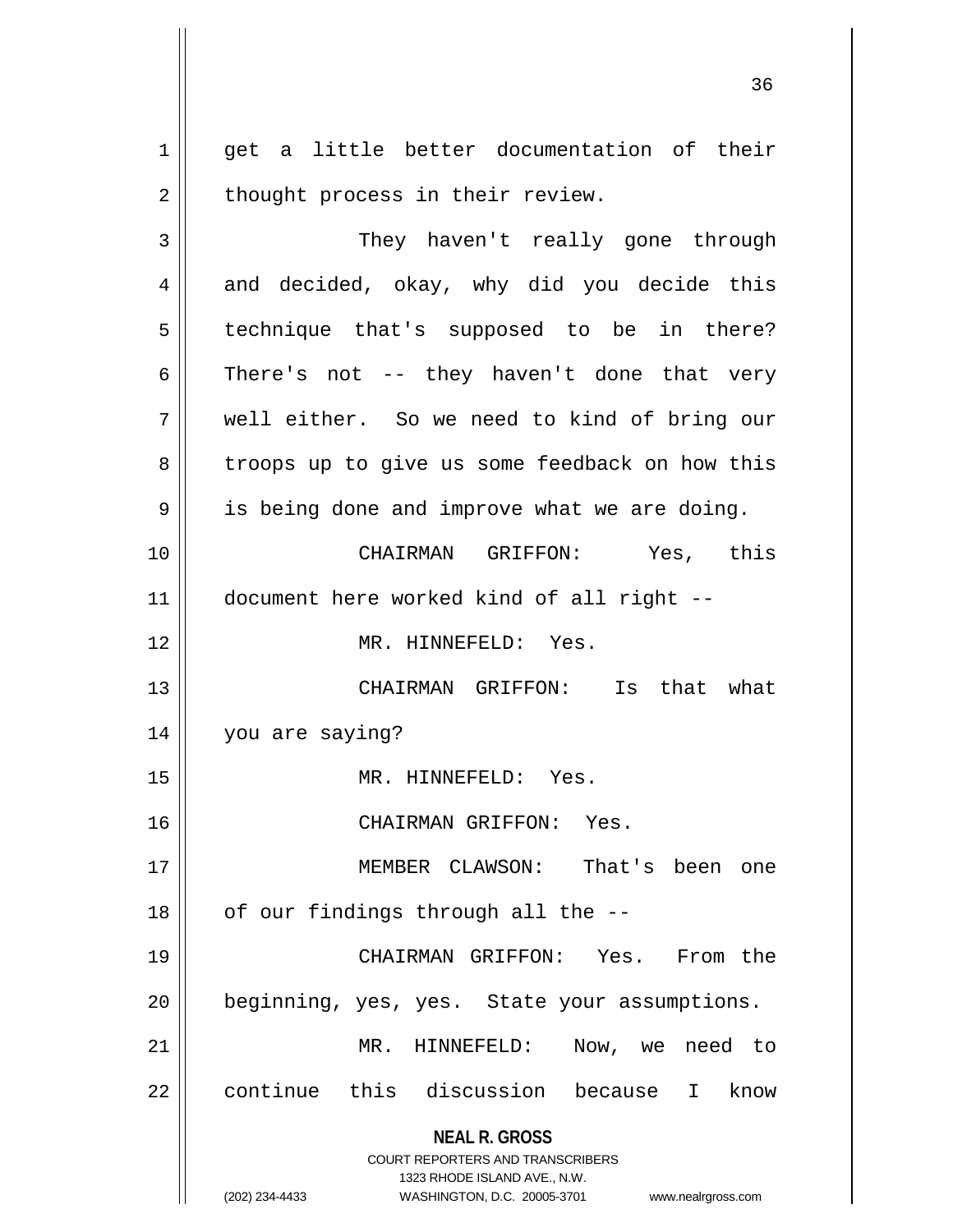get a little better documentation of their thought process in their review.

They haven't really gone through and decided, okay, why did you decide this technique that's supposed to be in there? There's not -- they haven't done that very well either. So we need to kind of bring our troops up to give us some feedback on how this is being done and improve what we are doing.

CHAIRMAN GRIFFON: Yes, this document here worked kind of all right --

MR. HINNEFELD: Yes.

CHAIRMAN GRIFFON: Is that what you are saying?

MR. HINNEFELD: Yes.

CHAIRMAN GRIFFON: Yes.

MEMBER CLAWSON: That's been one of our findings through all the --

CHAIRMAN GRIFFON: Yes. From the beginning, yes, yes. State your assumptions.

MR. HINNEFELD: Now, we need to continue this discussion because I know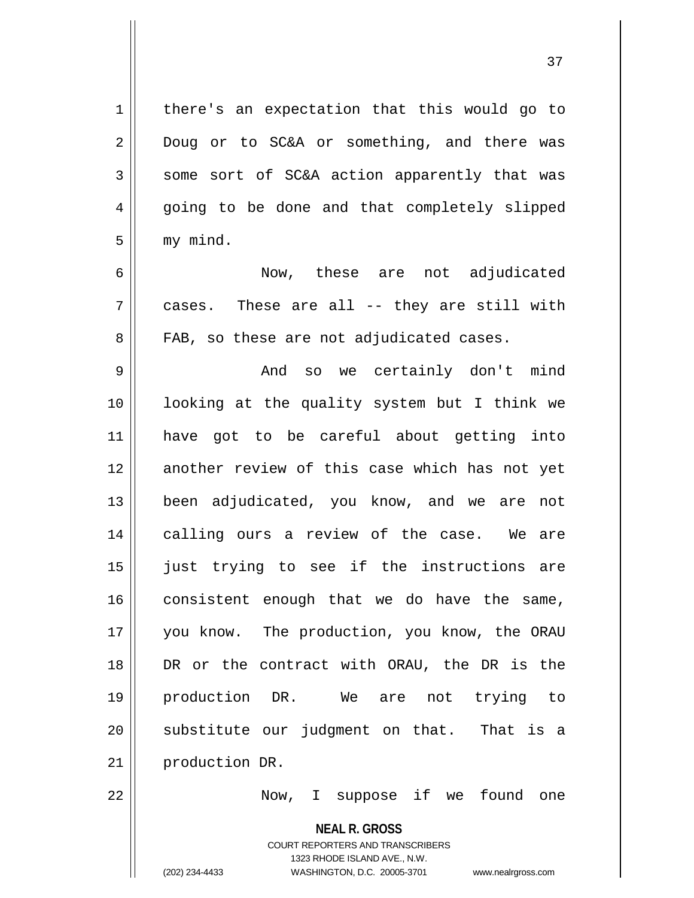there's an expectation that this would go to Doug or to SC&A or something, and there was some sort of SC&A action apparently that was going to be done and that completely slipped my mind.

Now, these are not adjudicated cases. These are all -- they are still with FAB, so these are not adjudicated cases.

And so we certainly don't mind looking at the quality system but I think we have got to be careful about getting into another review of this case which has not yet been adjudicated, you know, and we are not calling ours a review of the case. We are just trying to see if the instructions are consistent enough that we do have the same, you know. The production, you know, the ORAU DR or the contract with ORAU, the DR is the production DR. We are not trying to substitute our judgment on that. That is a production DR.

Now, I suppose if we found one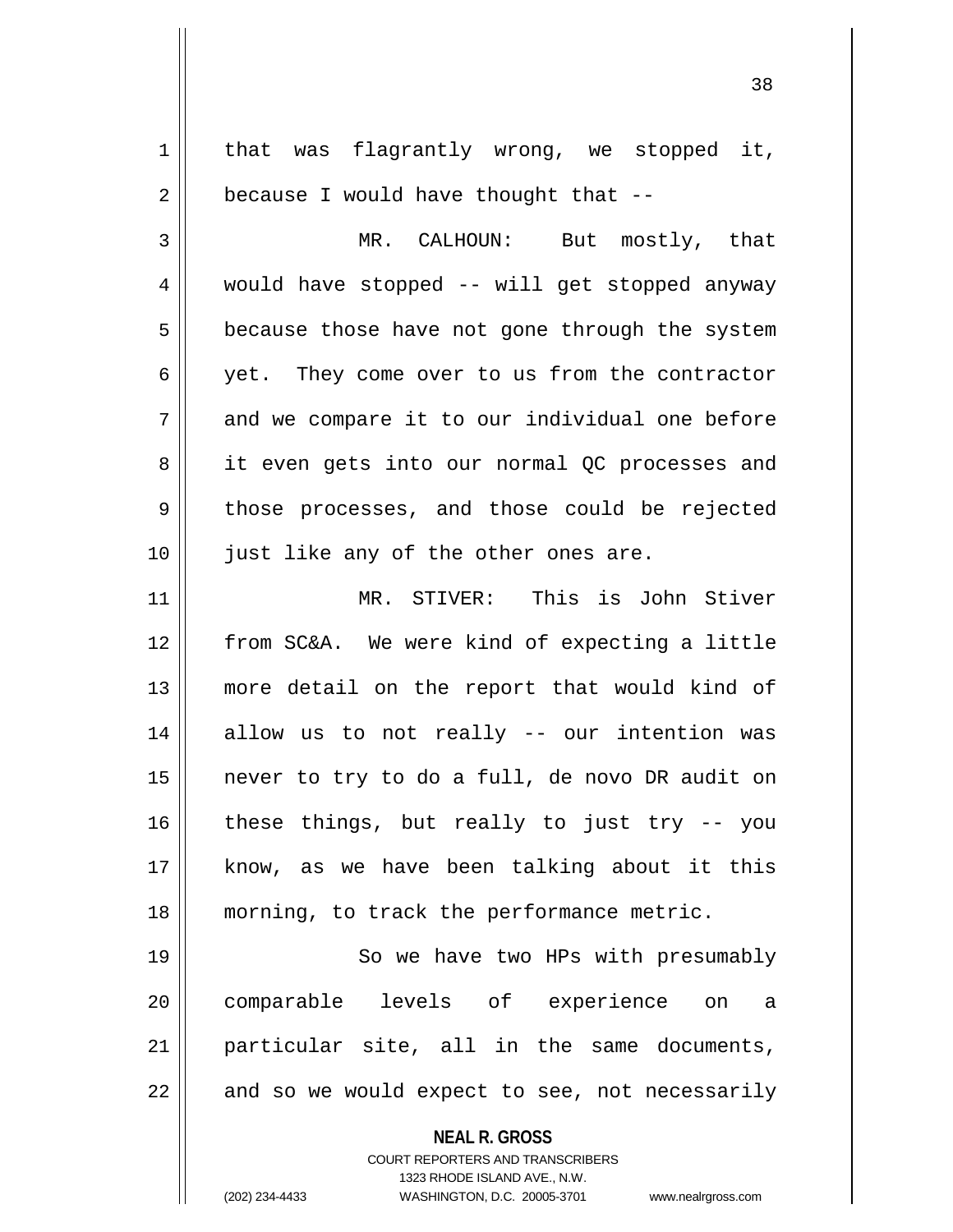that was flagrantly wrong, we stopped it, because I would have thought that --

MR. CALHOUN: But mostly, that would have stopped -- will get stopped anyway because those have not gone through the system yet. They come over to us from the contractor and we compare it to our individual one before it even gets into our normal QC processes and those processes, and those could be rejected just like any of the other ones are.

MR. STIVER: This is John Stiver from SC&A. We were kind of expecting a little more detail on the report that would kind of allow us to not really -- our intention was never to try to do a full, de novo DR audit on these things, but really to just try -- you know, as we have been talking about it this morning, to track the performance metric.

So we have two HPs with presumably comparable levels of experience on a particular site, all in the same documents, and so we would expect to see, not necessarily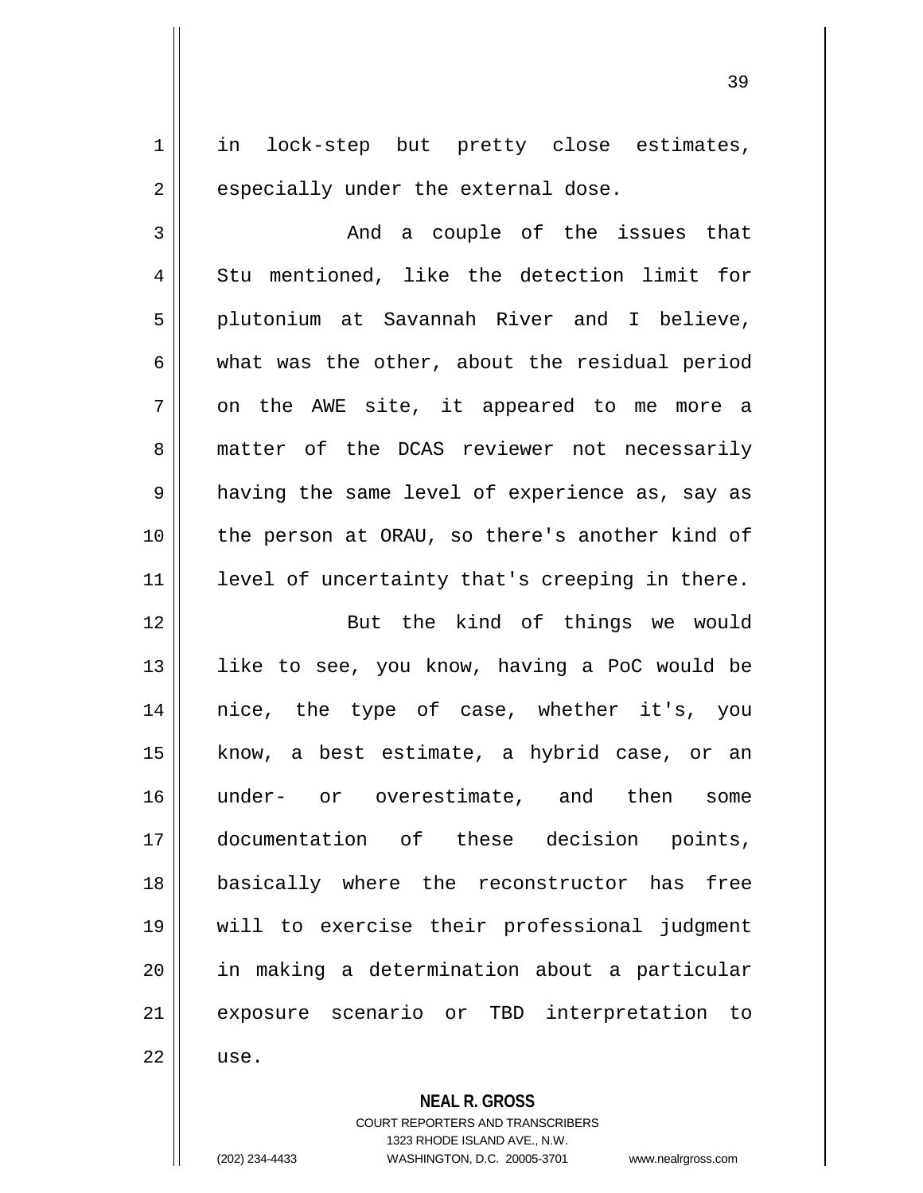in lock-step but pretty close estimates, especially under the external dose.

And a couple of the issues that Stu mentioned, like the detection limit for plutonium at Savannah River and I believe, what was the other, about the residual period on the AWE site, it appeared to me more a matter of the DCAS reviewer not necessarily having the same level of experience as, say as the person at ORAU, so there's another kind of level of uncertainty that's creeping in there.

But the kind of things we would like to see, you know, having a PoC would be nice, the type of case, whether it's, you know, a best estimate, a hybrid case, or an under- or overestimate, and then some documentation of these decision points, basically where the reconstructor has free will to exercise their professional judgment in making a determination about a particular exposure scenario or TBD interpretation to use.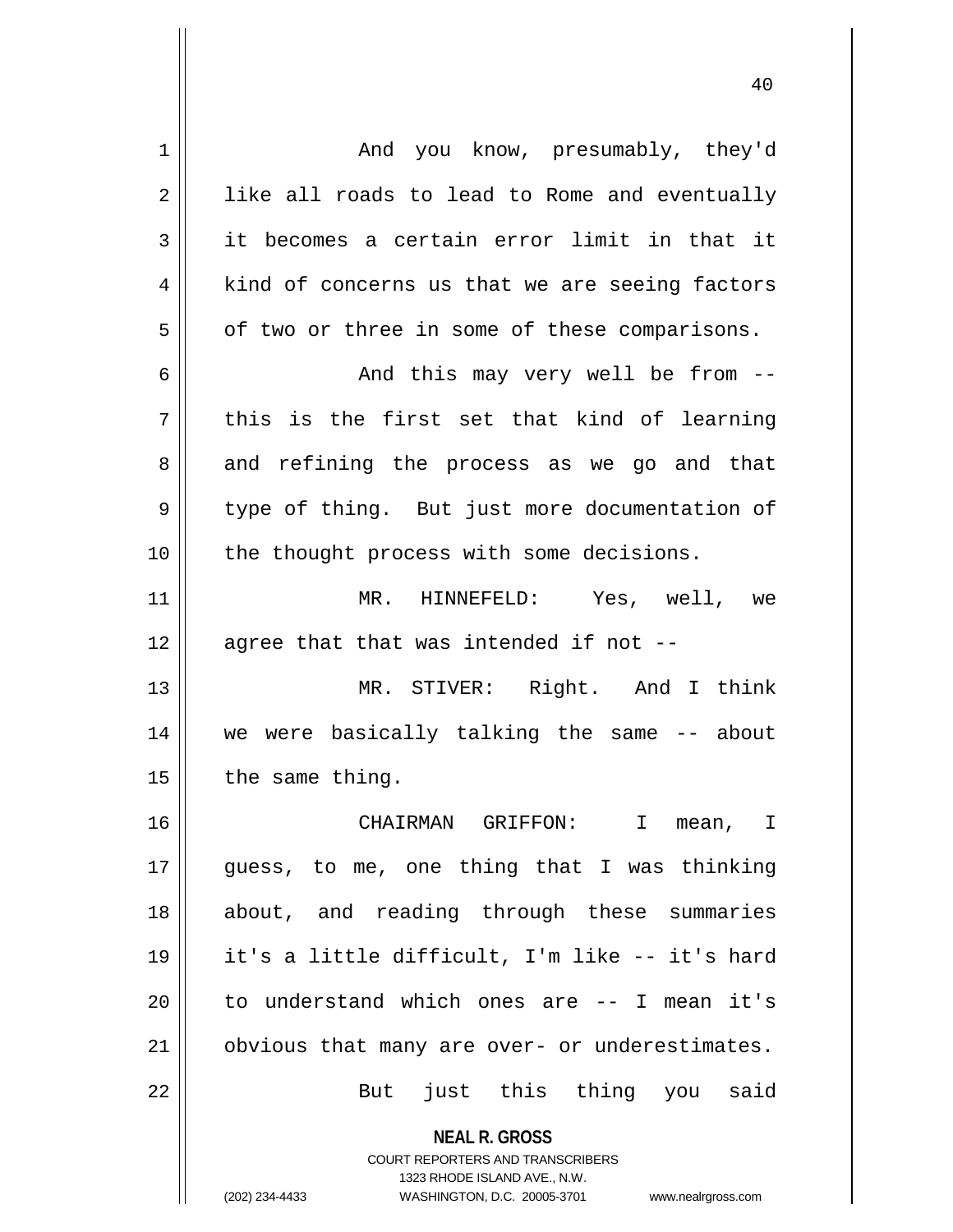And you know, presumably, they'd like all roads to lead to Rome and eventually it becomes a certain error limit in that it kind of concerns us that we are seeing factors of two or three in some of these comparisons.

And this may very well be from -- this is the first set that kind of learning and refining the process as we go and that type of thing. But just more documentation of the thought process with some decisions.

MR. HINNEFELD: Yes, well, we agree that that was intended if not --

MR. STIVER: Right. And I think we were basically talking the same -- about the same thing.

CHAIRMAN GRIFFON: I mean, I guess, to me, one thing that I was thinking about, and reading through these summaries it's a little difficult, I'm like -- it's hard to understand which ones are -- I mean it's obvious that many are over- or underestimates.

But just this thing you said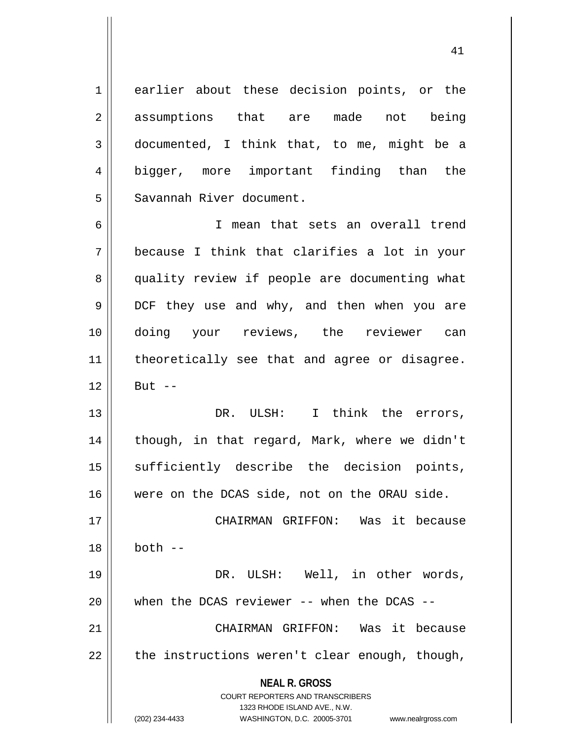earlier about these decision points, or the assumptions that are made not being documented, I think that, to me, might be a bigger, more important finding than the Savannah River document.

I mean that sets an overall trend because I think that clarifies a lot in your quality review if people are documenting what DCF they use and why, and then when you are doing your reviews, the reviewer can theoretically see that and agree or disagree. But --

DR. ULSH: I think the errors, though, in that regard, Mark, where we didn't sufficiently describe the decision points, were on the DCAS side, not on the ORAU side.

CHAIRMAN GRIFFON: Was it because both --

DR. ULSH: Well, in other words, when the DCAS reviewer -- when the DCAS --

CHAIRMAN GRIFFON: Was it because the instructions weren't clear enough, though,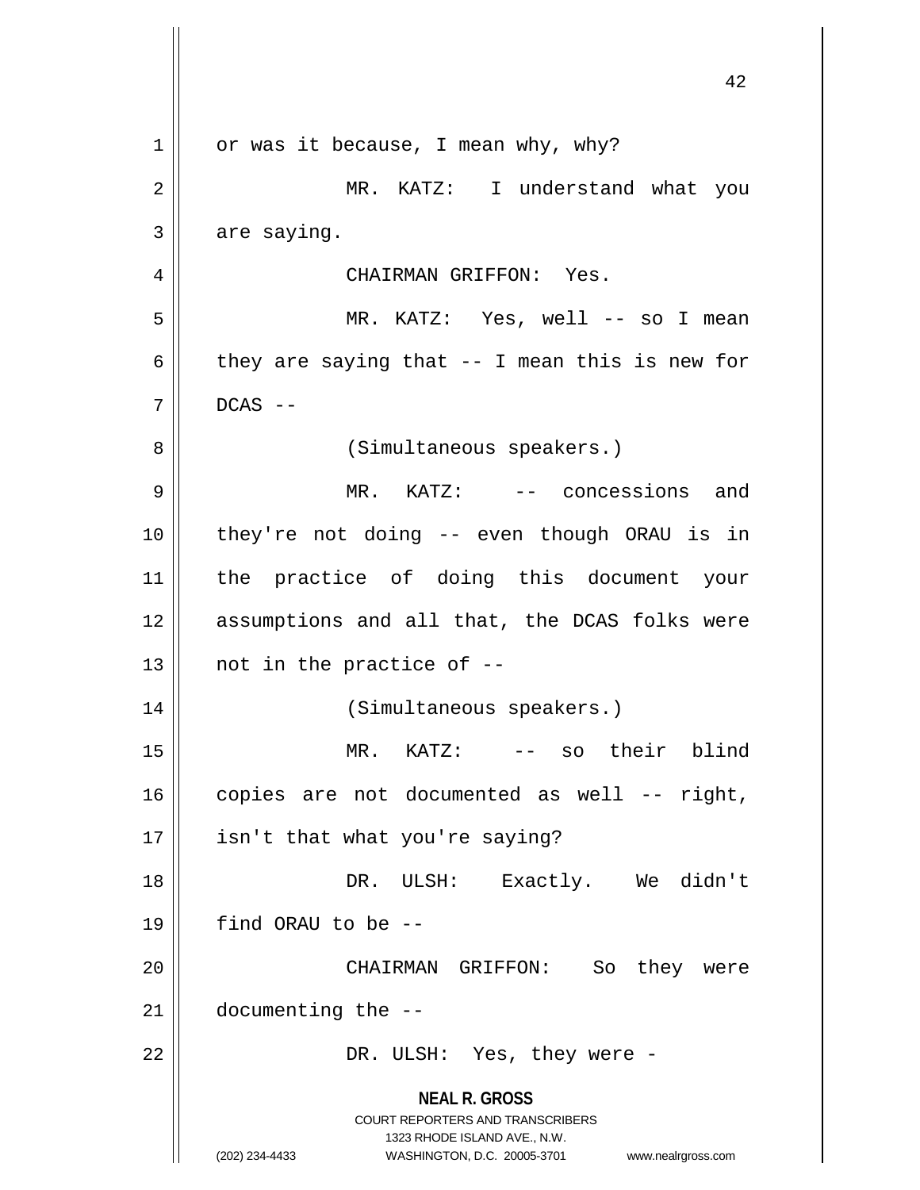or was it because, I mean why, why?

MR. KATZ: I understand what you are saying.

CHAIRMAN GRIFFON: Yes.

MR. KATZ: Yes, well -- so I mean they are saying that -- I mean this is new for DCAS --

(Simultaneous speakers.)

MR. KATZ: -- concessions and they're not doing -- even though ORAU is in the practice of doing this document your assumptions and all that, the DCAS folks were not in the practice of --

(Simultaneous speakers.)

MR. KATZ: -- so their blind copies are not documented as well -- right, isn't that what you're saying?

DR. ULSH: Exactly. We didn't find ORAU to be --

CHAIRMAN GRIFFON: So they were documenting the --

DR. ULSH: Yes, they were -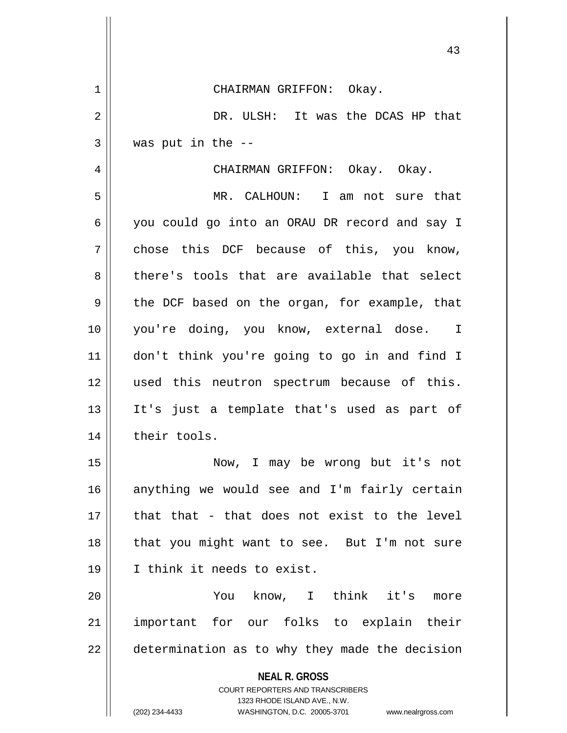CHAIRMAN GRIFFON: Okay.

DR. ULSH: It was the DCAS HP that was put in the --

CHAIRMAN GRIFFON: Okay. Okay.

MR. CALHOUN: I am not sure that you could go into an ORAU DR record and say I chose this DCF because of this, you know, there's tools that are available that select the DCF based on the organ, for example, that you're doing, you know, external dose. I don't think you're going to go in and find I used this neutron spectrum because of this. It's just a template that's used as part of their tools.

Now, I may be wrong but it's not anything we would see and I'm fairly certain that that - that does not exist to the level that you might want to see. But I'm not sure I think it needs to exist.

You know, I think it's more important for our folks to explain their determination as to why they made the decision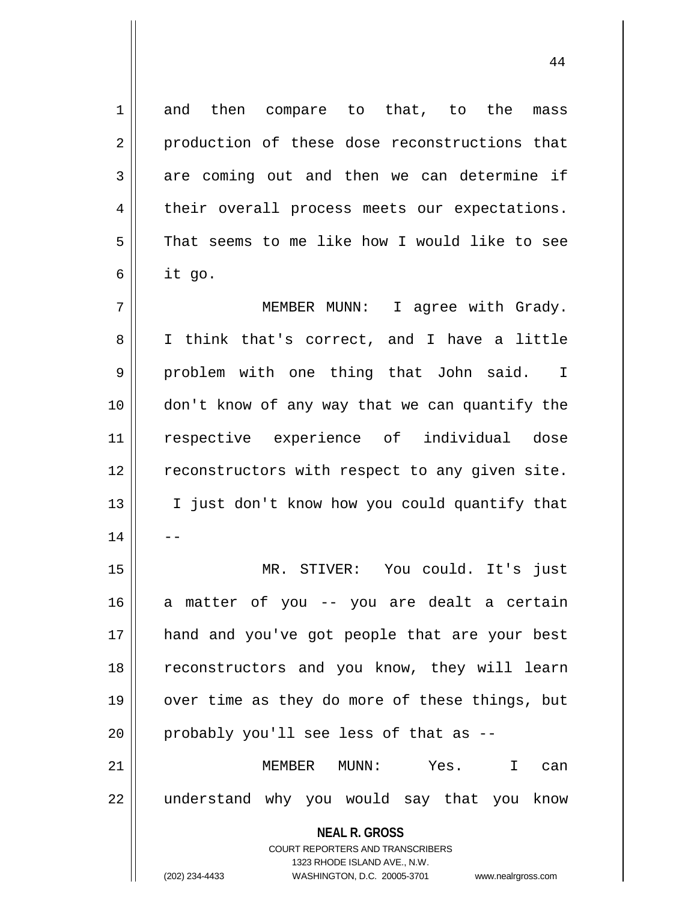and then compare to that, to the mass production of these dose reconstructions that are coming out and then we can determine if their overall process meets our expectations. That seems to me like how I would like to see it go.

MEMBER MUNN: I agree with Grady. I think that's correct, and I have a little problem with one thing that John said. I don't know of any way that we can quantify the respective experience of individual dose reconstructors with respect to any given site. I just don't know how you could quantify that --

MR. STIVER: You could. It's just a matter of you -- you are dealt a certain hand and you've got people that are your best reconstructors and you know, they will learn over time as they do more of these things, but probably you'll see less of that as --

MEMBER MUNN: Yes. I can understand why you would say that you know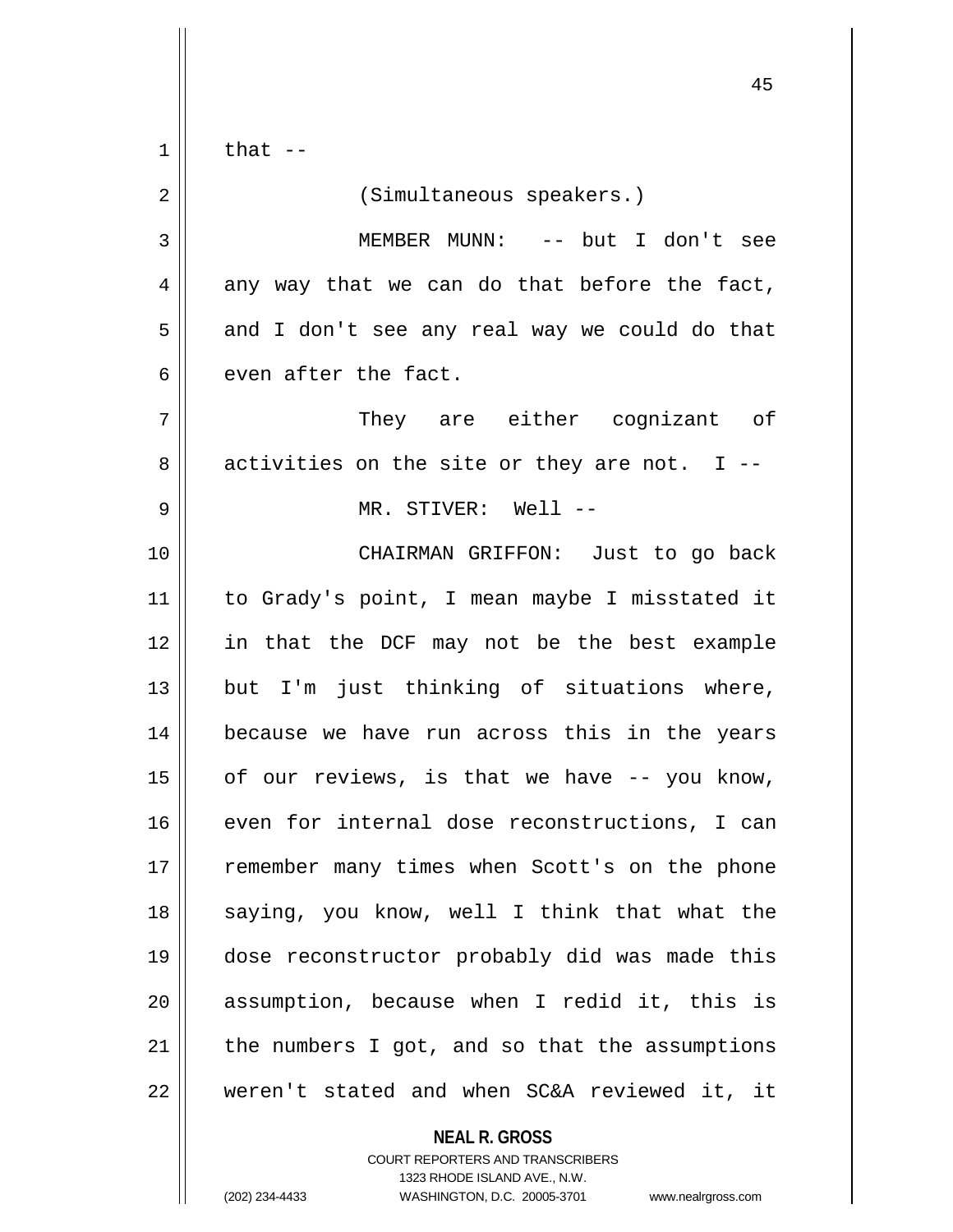that --

(Simultaneous speakers.)

MEMBER MUNN: -- but I don't see any way that we can do that before the fact, and I don't see any real way we could do that even after the fact.

They are either cognizant of activities on the site or they are not. I --

MR. STIVER: Well --

CHAIRMAN GRIFFON: Just to go back to Grady's point, I mean maybe I misstated it in that the DCF may not be the best example but I'm just thinking of situations where, because we have run across this in the years of our reviews, is that we have -- you know, even for internal dose reconstructions, I can remember many times when Scott's on the phone saying, you know, well I think that what the dose reconstructor probably did was made this assumption, because when I redid it, this is the numbers I got, and so that the assumptions weren't stated and when SC&A reviewed it, it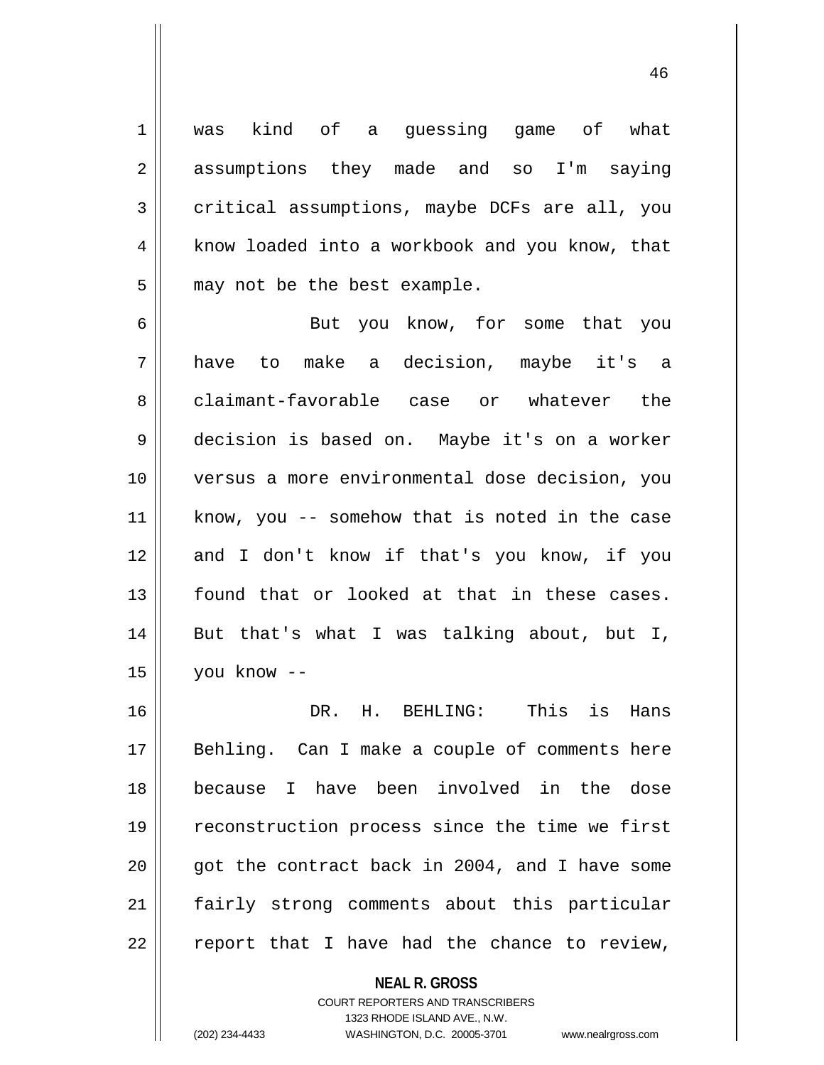was kind of a guessing game of what assumptions they made and so I'm saying critical assumptions, maybe DCFs are all, you know loaded into a workbook and you know, that may not be the best example.

But you know, for some that you have to make a decision, maybe it's a claimant-favorable case or whatever the decision is based on. Maybe it's on a worker versus a more environmental dose decision, you know, you -- somehow that is noted in the case and I don't know if that's you know, if you found that or looked at that in these cases. But that's what I was talking about, but I, you know --

DR. H. BEHLING: This is Hans Behling. Can I make a couple of comments here because I have been involved in the dose reconstruction process since the time we first got the contract back in 2004, and I have some fairly strong comments about this particular report that I have had the chance to review,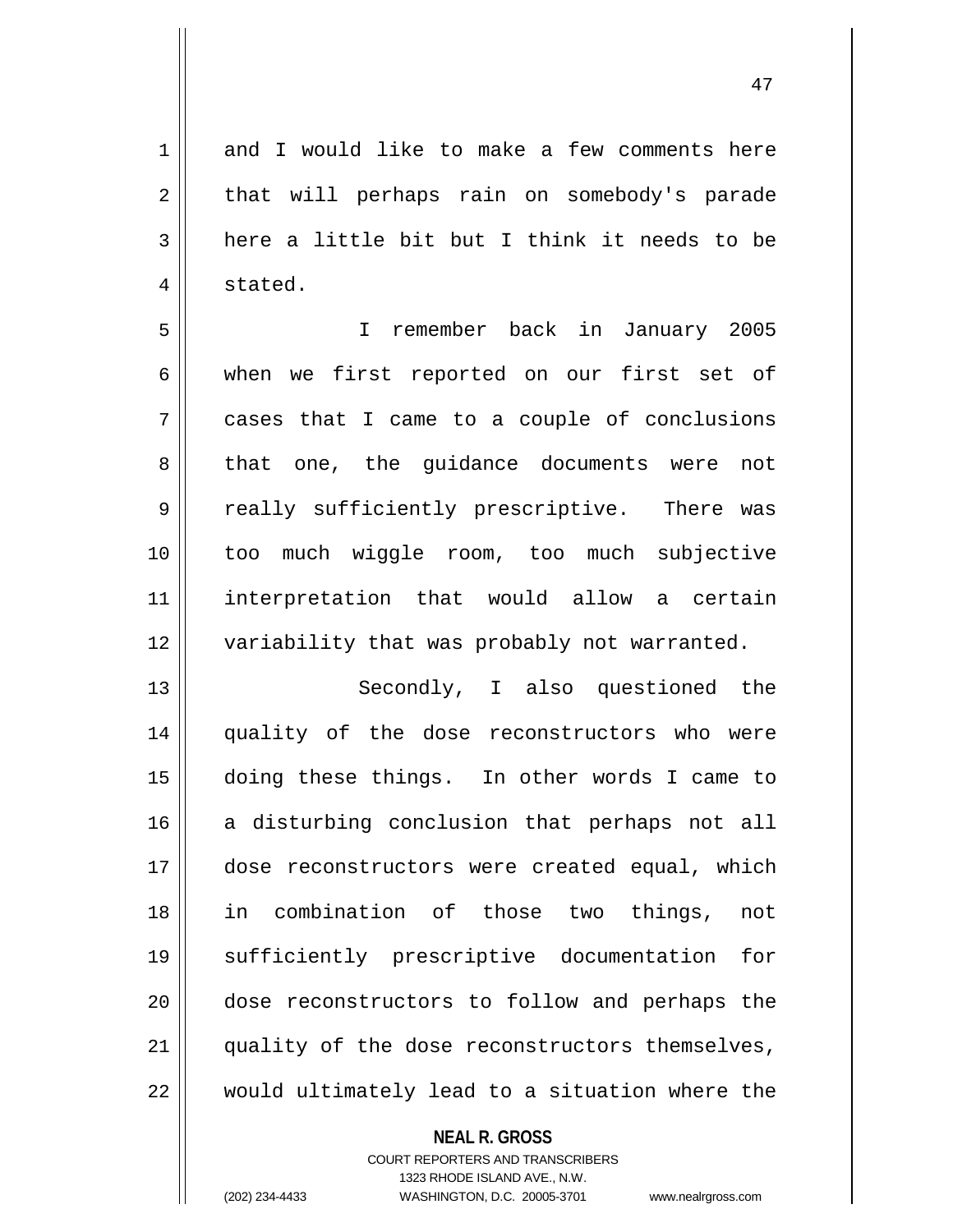and I would like to make a few comments here that will perhaps rain on somebody's parade here a little bit but I think it needs to be stated.

I remember back in January 2005 when we first reported on our first set of cases that I came to a couple of conclusions that one, the guidance documents were not really sufficiently prescriptive. There was too much wiggle room, too much subjective interpretation that would allow a certain variability that was probably not warranted.

Secondly, I also questioned the quality of the dose reconstructors who were doing these things. In other words I came to a disturbing conclusion that perhaps not all dose reconstructors were created equal, which in combination of those two things, not sufficiently prescriptive documentation for dose reconstructors to follow and perhaps the quality of the dose reconstructors themselves, would ultimately lead to a situation where the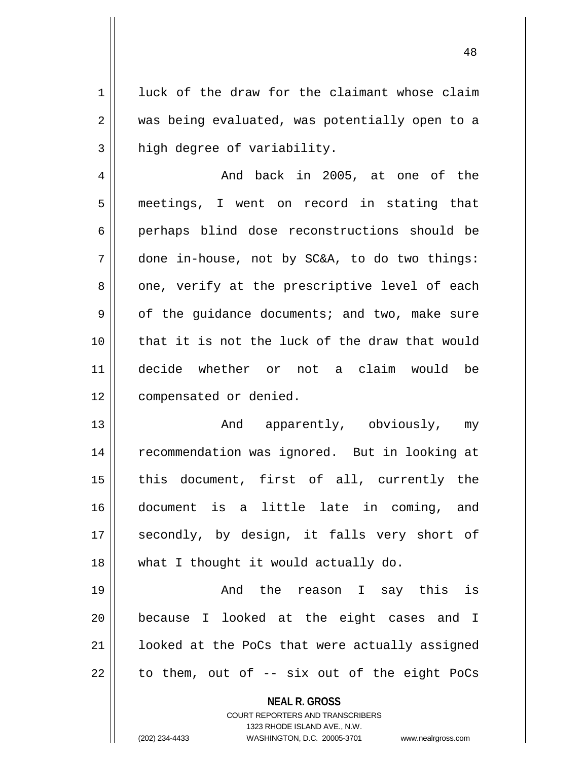luck of the draw for the claimant whose claim was being evaluated, was potentially open to a high degree of variability.

And back in 2005, at one of the meetings, I went on record in stating that perhaps blind dose reconstructions should be done in-house, not by SC&A, to do two things: one, verify at the prescriptive level of each of the guidance documents; and two, make sure that it is not the luck of the draw that would decide whether or not a claim would be compensated or denied.

And apparently, obviously, my recommendation was ignored. But in looking at this document, first of all, currently the document is a little late in coming, and secondly, by design, it falls very short of what I thought it would actually do.

And the reason I say this is because I looked at the eight cases and I looked at the PoCs that were actually assigned to them, out of -- six out of the eight PoCs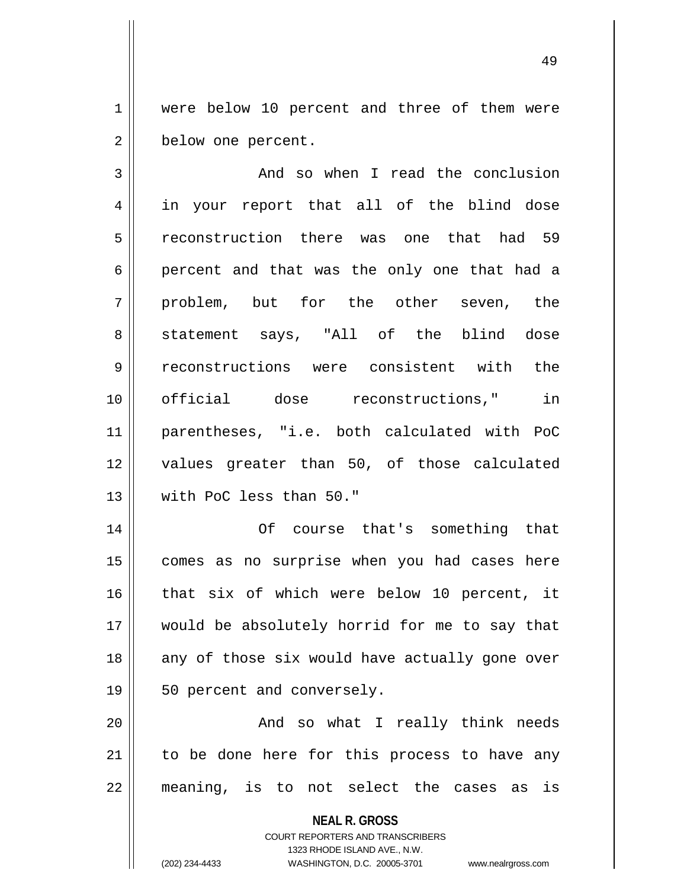were below 10 percent and three of them were below one percent.

And so when I read the conclusion in your report that all of the blind dose reconstruction there was one that had 59 percent and that was the only one that had a problem, but for the other seven, the statement says, "All of the blind dose reconstructions were consistent with the official dose reconstructions," in parentheses, "i.e. both calculated with PoC values greater than 50, of those calculated with PoC less than 50."

Of course that's something that comes as no surprise when you had cases here that six of which were below 10 percent, it would be absolutely horrid for me to say that any of those six would have actually gone over 50 percent and conversely.

And so what I really think needs to be done here for this process to have any meaning, is to not select the cases as is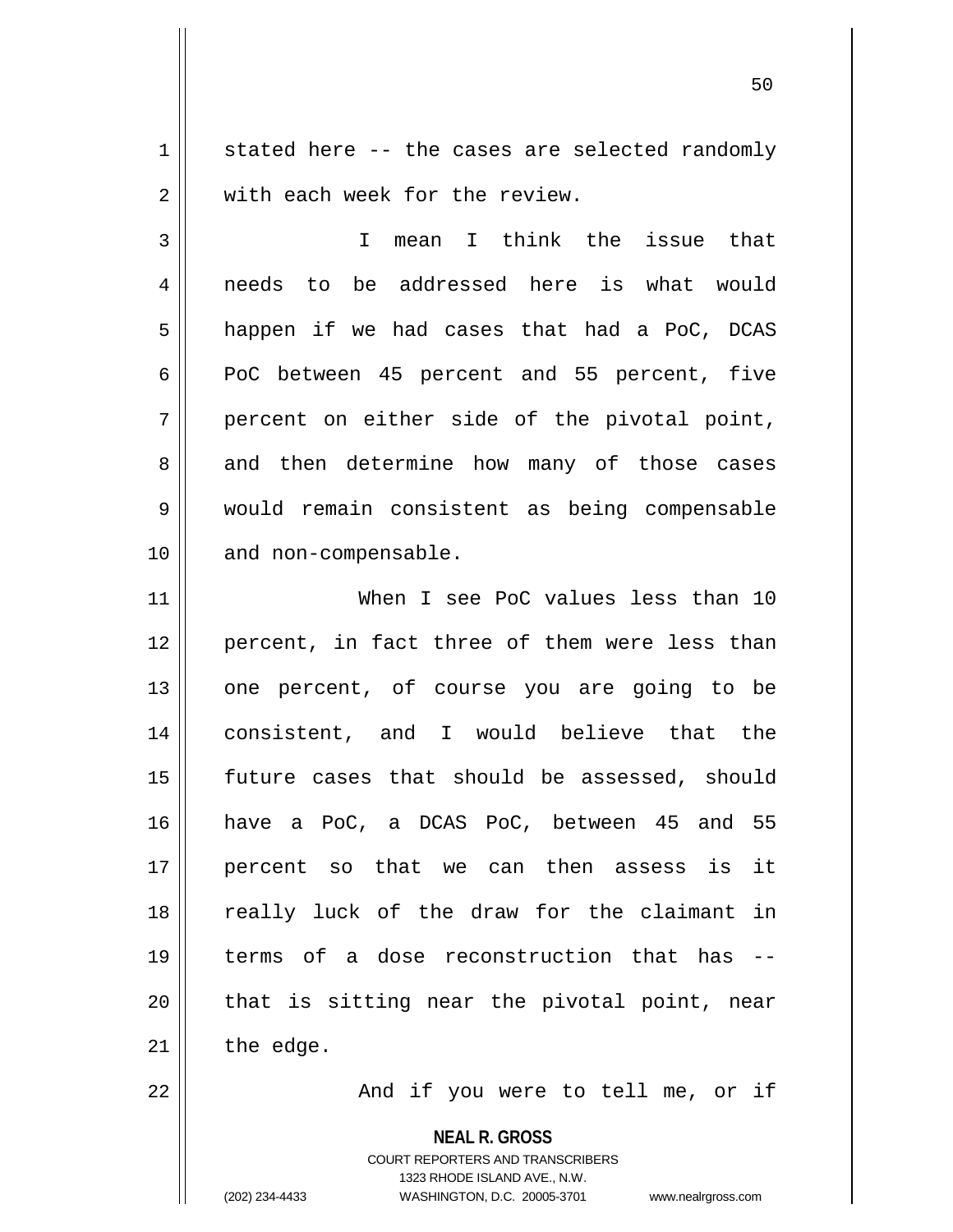stated here -- the cases are selected randomly with each week for the review.

I mean I think the issue that needs to be addressed here is what would happen if we had cases that had a PoC, DCAS PoC between 45 percent and 55 percent, five percent on either side of the pivotal point, and then determine how many of those cases would remain consistent as being compensable and non-compensable.

When I see PoC values less than 10 percent, in fact three of them were less than one percent, of course you are going to be consistent, and I would believe that the future cases that should be assessed, should have a PoC, a DCAS PoC, between 45 and 55 percent so that we can then assess is it really luck of the draw for the claimant in terms of a dose reconstruction that has -- that is sitting near the pivotal point, near the edge.

And if you were to tell me, or if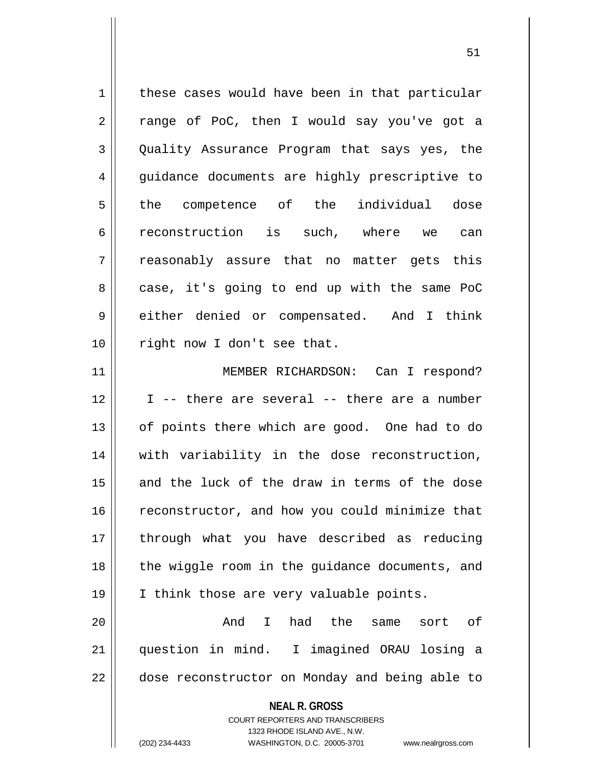these cases would have been in that particular range of PoC, then I would say you've got a Quality Assurance Program that says yes, the guidance documents are highly prescriptive to the competence of the individual dose reconstruction is such, where we can reasonably assure that no matter gets this case, it's going to end up with the same PoC either denied or compensated. And I think right now I don't see that.

MEMBER RICHARDSON: Can I respond? I -- there are several -- there are a number of points there which are good. One had to do with variability in the dose reconstruction, and the luck of the draw in terms of the dose reconstructor, and how you could minimize that through what you have described as reducing the wiggle room in the guidance documents, and I think those are very valuable points.

And I had the same sort of question in mind. I imagined ORAU losing a dose reconstructor on Monday and being able to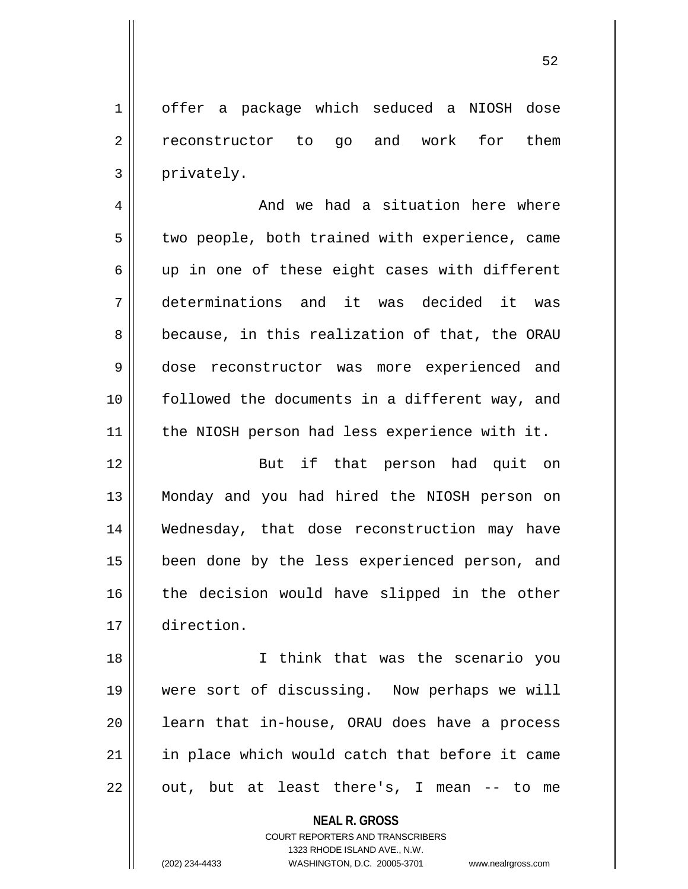offer a package which seduced a NIOSH dose reconstructor to go and work for them privately.

And we had a situation here where two people, both trained with experience, came up in one of these eight cases with different determinations and it was decided it was because, in this realization of that, the ORAU dose reconstructor was more experienced and followed the documents in a different way, and the NIOSH person had less experience with it.

But if that person had quit on Monday and you had hired the NIOSH person on Wednesday, that dose reconstruction may have been done by the less experienced person, and the decision would have slipped in the other direction.

I think that was the scenario you were sort of discussing. Now perhaps we will learn that in-house, ORAU does have a process in place which would catch that before it came out, but at least there's, I mean -- to me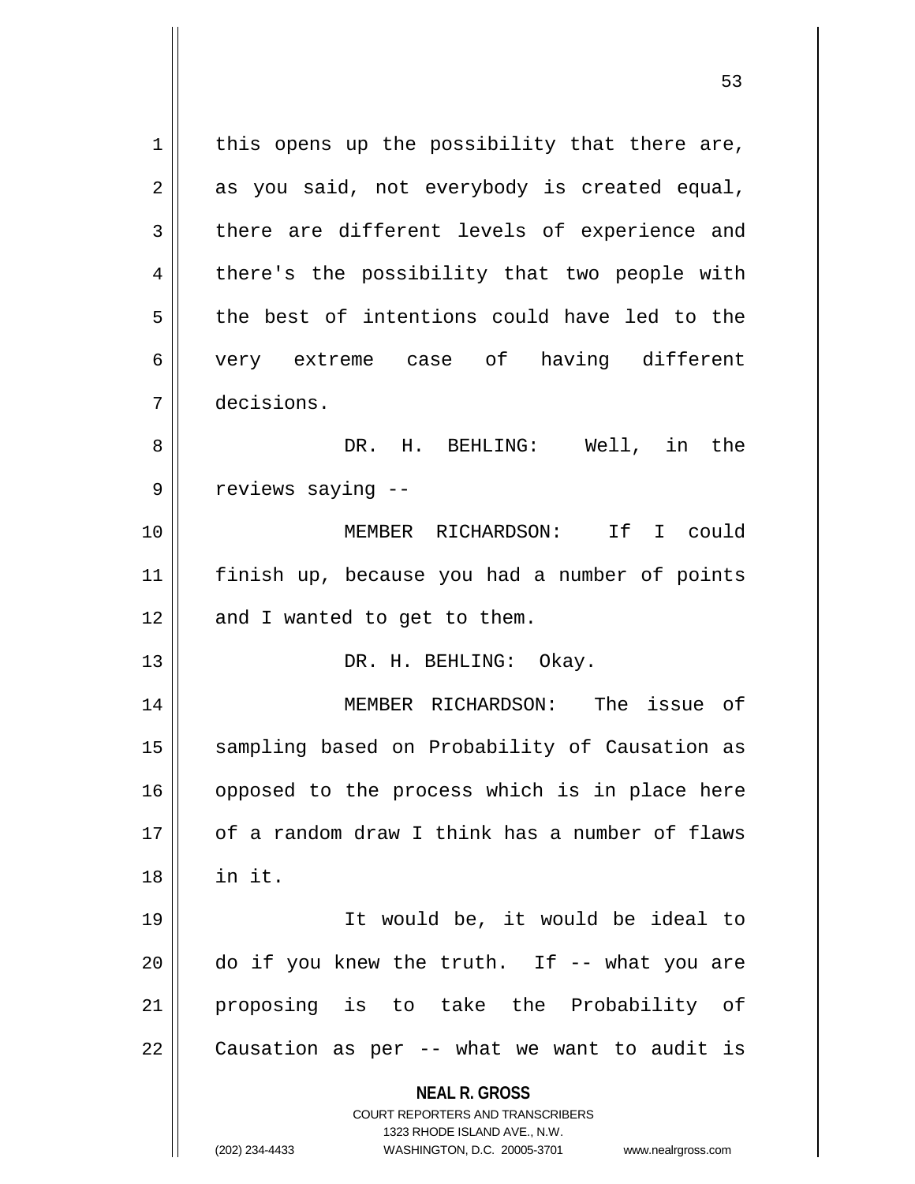this opens up the possibility that there are, as you said, not everybody is created equal, there are different levels of experience and there's the possibility that two people with the best of intentions could have led to the very extreme case of having different decisions.

DR. H. BEHLING: Well, in the reviews saying --

MEMBER RICHARDSON: If I could finish up, because you had a number of points and I wanted to get to them.

DR. H. BEHLING: Okay.

MEMBER RICHARDSON: The issue of sampling based on Probability of Causation as opposed to the process which is in place here of a random draw I think has a number of flaws in it.

It would be, it would be ideal to do if you knew the truth. If -- what you are proposing is to take the Probability of Causation as per -- what we want to audit is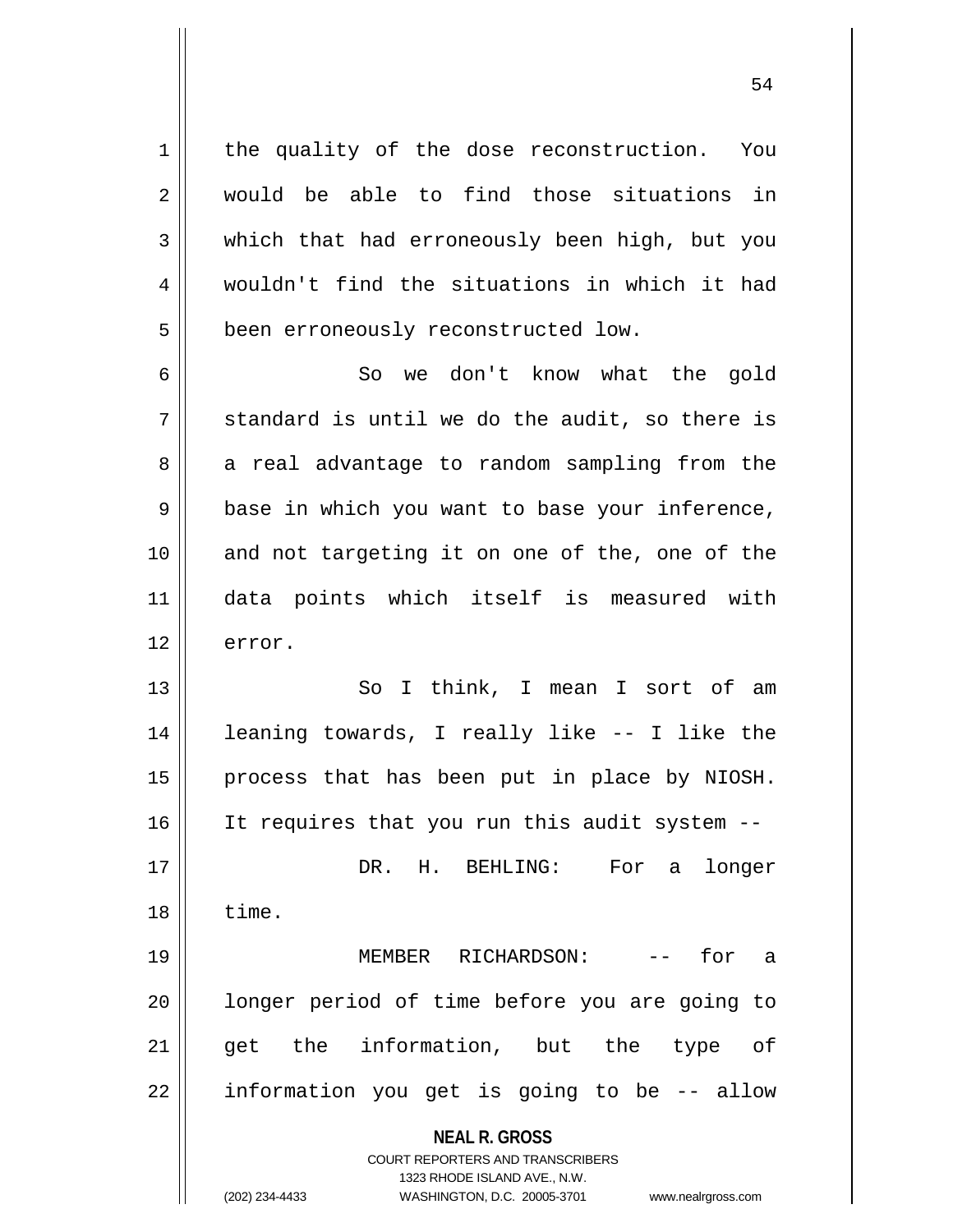the quality of the dose reconstruction. You would be able to find those situations in which that had erroneously been high, but you wouldn't find the situations in which it had been erroneously reconstructed low.

So we don't know what the gold standard is until we do the audit, so there is a real advantage to random sampling from the base in which you want to base your inference, and not targeting it on one of the, one of the data points which itself is measured with error.

So I think, I mean I sort of am leaning towards, I really like -- I like the process that has been put in place by NIOSH. It requires that you run this audit system --

DR. H. BEHLING: For a longer time.

MEMBER RICHARDSON: -- for a longer period of time before you are going to get the information, but the type of information you get is going to be -- allow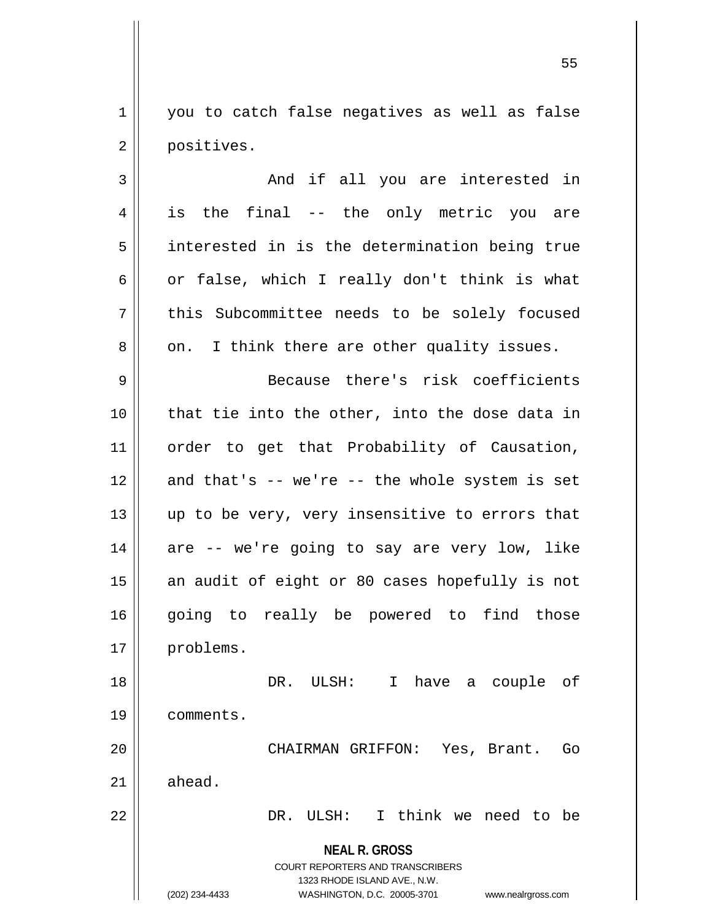you to catch false negatives as well as false positives.

And if all you are interested in is the final -- the only metric you are interested in is the determination being true or false, which I really don't think is what this Subcommittee needs to be solely focused on. I think there are other quality issues.

Because there's risk coefficients that tie into the other, into the dose data in order to get that Probability of Causation, and that's -- we're -- the whole system is set up to be very, very insensitive to errors that are -- we're going to say are very low, like an audit of eight or 80 cases hopefully is not going to really be powered to find those problems.

DR. ULSH: I have a couple of comments.

CHAIRMAN GRIFFON: Yes, Brant. Go ahead.

DR. ULSH: I think we need to be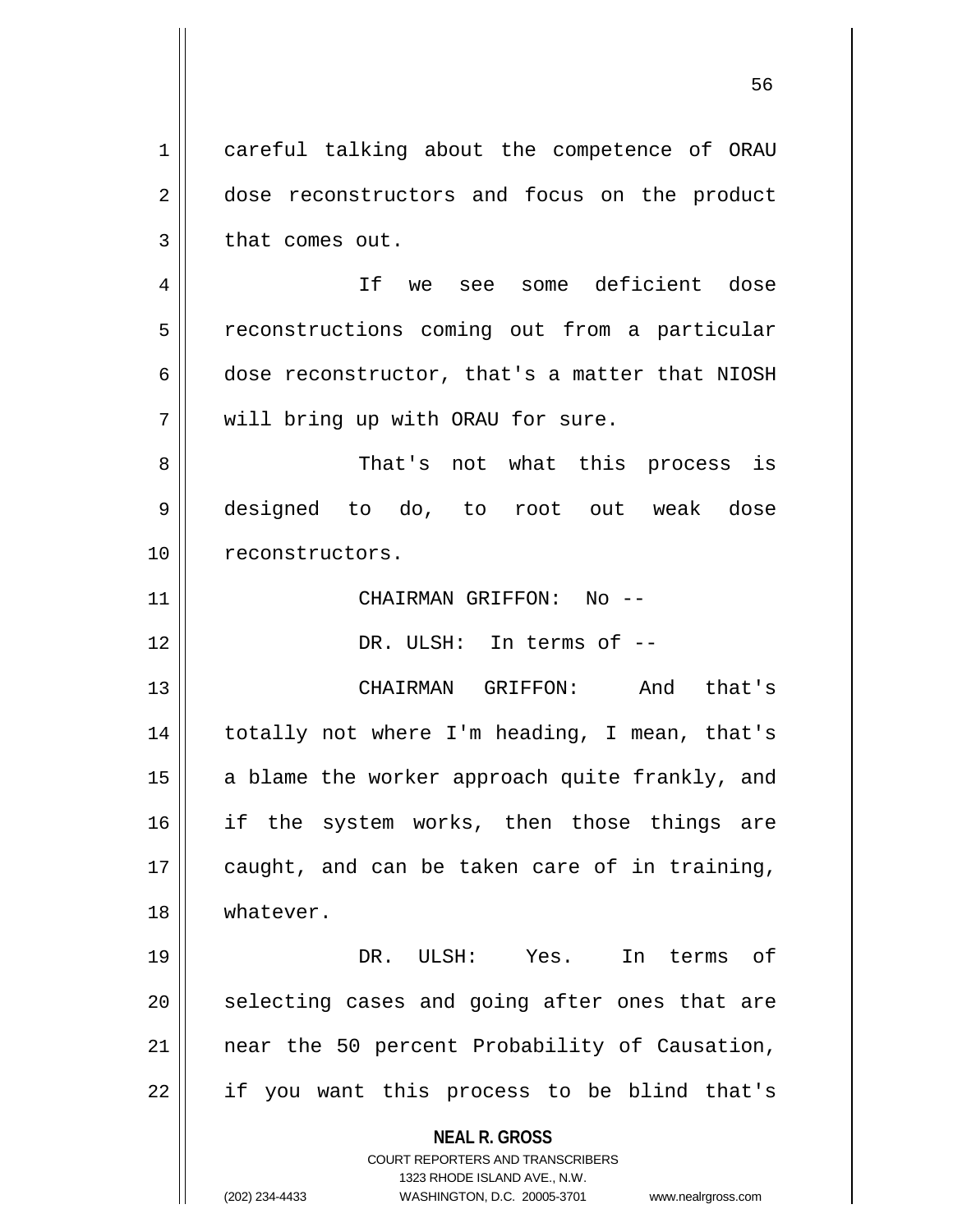careful talking about the competence of ORAU dose reconstructors and focus on the product that comes out.

If we see some deficient dose reconstructions coming out from a particular dose reconstructor, that's a matter that NIOSH will bring up with ORAU for sure.

That's not what this process is designed to do, to root out weak dose reconstructors.

CHAIRMAN GRIFFON: No --

DR. ULSH: In terms of --

CHAIRMAN GRIFFON: And that's totally not where I'm heading, I mean, that's a blame the worker approach quite frankly, and if the system works, then those things are caught, and can be taken care of in training, whatever.

DR. ULSH: Yes. In terms of selecting cases and going after ones that are near the 50 percent Probability of Causation, if you want this process to be blind that's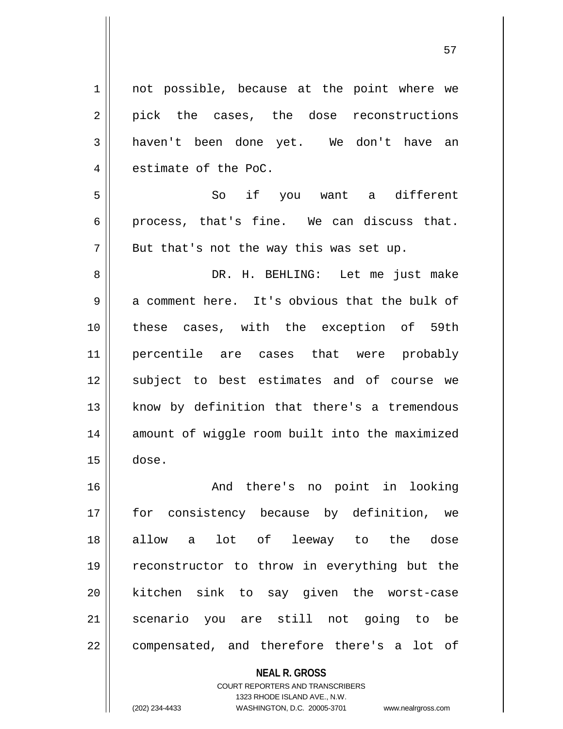not possible, because at the point where we pick the cases, the dose reconstructions haven't been done yet. We don't have an estimate of the PoC.

So if you want a different process, that's fine. We can discuss that. But that's not the way this was set up.

DR. H. BEHLING: Let me just make a comment here. It's obvious that the bulk of these cases, with the exception of 59th percentile are cases that were probably subject to best estimates and of course we know by definition that there's a tremendous amount of wiggle room built into the maximized dose.

And there's no point in looking for consistency because by definition, we allow a lot of leeway to the dose reconstructor to throw in everything but the kitchen sink to say given the worst-case scenario you are still not going to be compensated, and therefore there's a lot of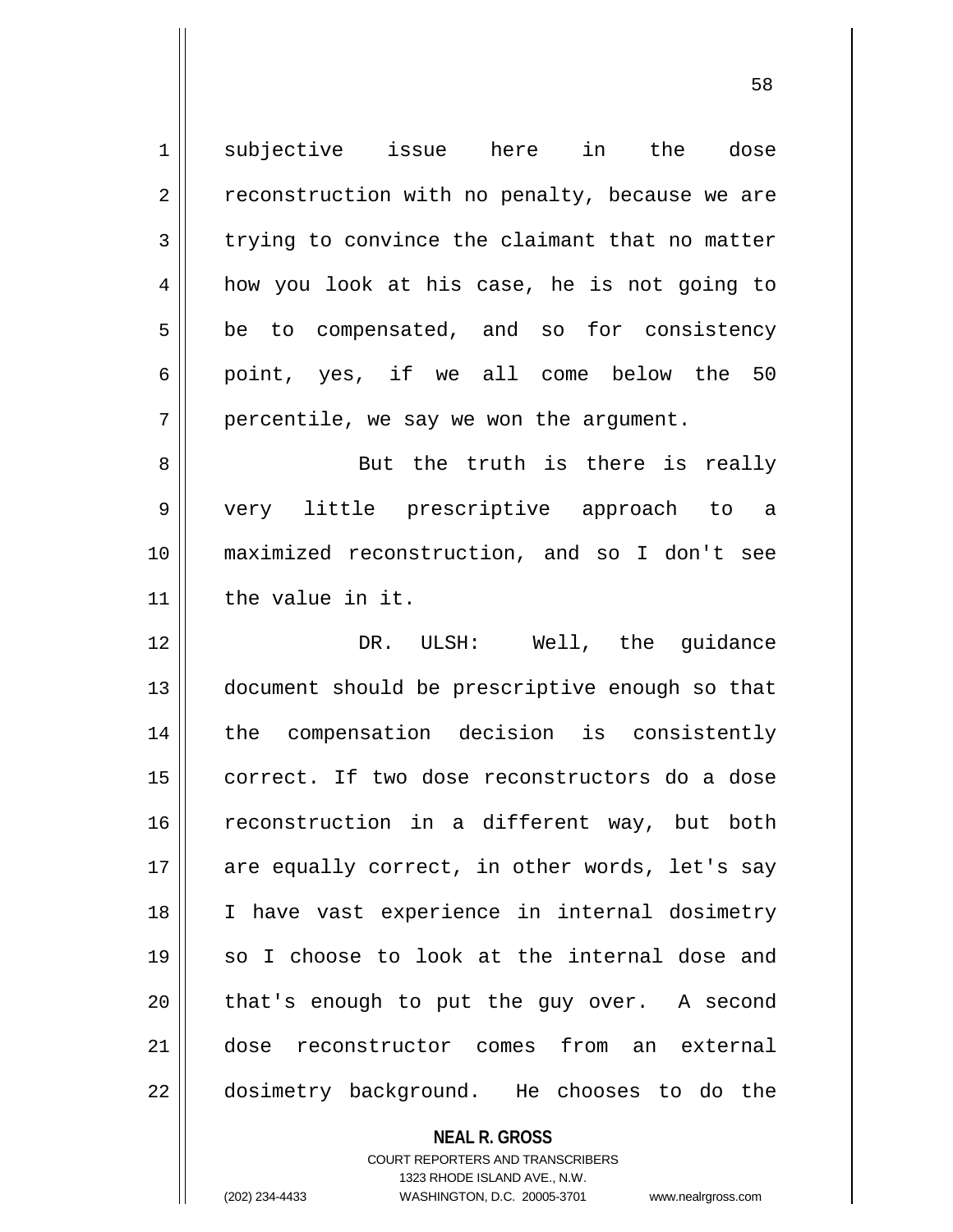subjective issue here in the dose reconstruction with no penalty, because we are trying to convince the claimant that no matter how you look at his case, he is not going to be to compensated, and so for consistency point, yes, if we all come below the 50 percentile, we say we won the argument.

But the truth is there is really very little prescriptive approach to a maximized reconstruction, and so I don't see the value in it.

DR. ULSH: Well, the guidance document should be prescriptive enough so that the compensation decision is consistently correct. If two dose reconstructors do a dose reconstruction in a different way, but both are equally correct, in other words, let's say I have vast experience in internal dosimetry so I choose to look at the internal dose and that's enough to put the guy over. A second dose reconstructor comes from an external dosimetry background. He chooses to do the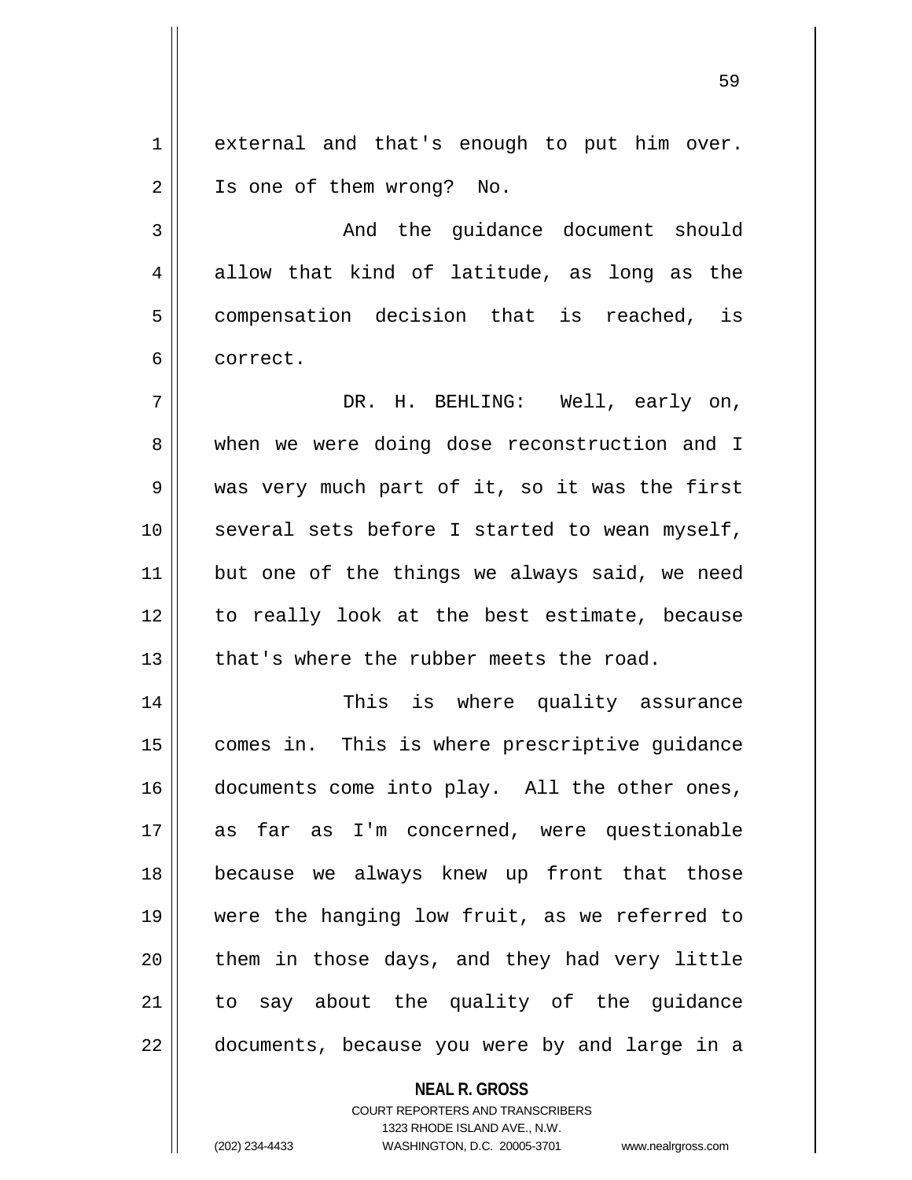external and that's enough to put him over. Is one of them wrong? No.

And the guidance document should allow that kind of latitude, as long as the compensation decision that is reached, is correct.

DR. H. BEHLING: Well, early on, when we were doing dose reconstruction and I was very much part of it, so it was the first several sets before I started to wean myself, but one of the things we always said, we need to really look at the best estimate, because that's where the rubber meets the road.

This is where quality assurance comes in. This is where prescriptive guidance documents come into play. All the other ones, as far as I'm concerned, were questionable because we always knew up front that those were the hanging low fruit, as we referred to them in those days, and they had very little to say about the quality of the guidance documents, because you were by and large in a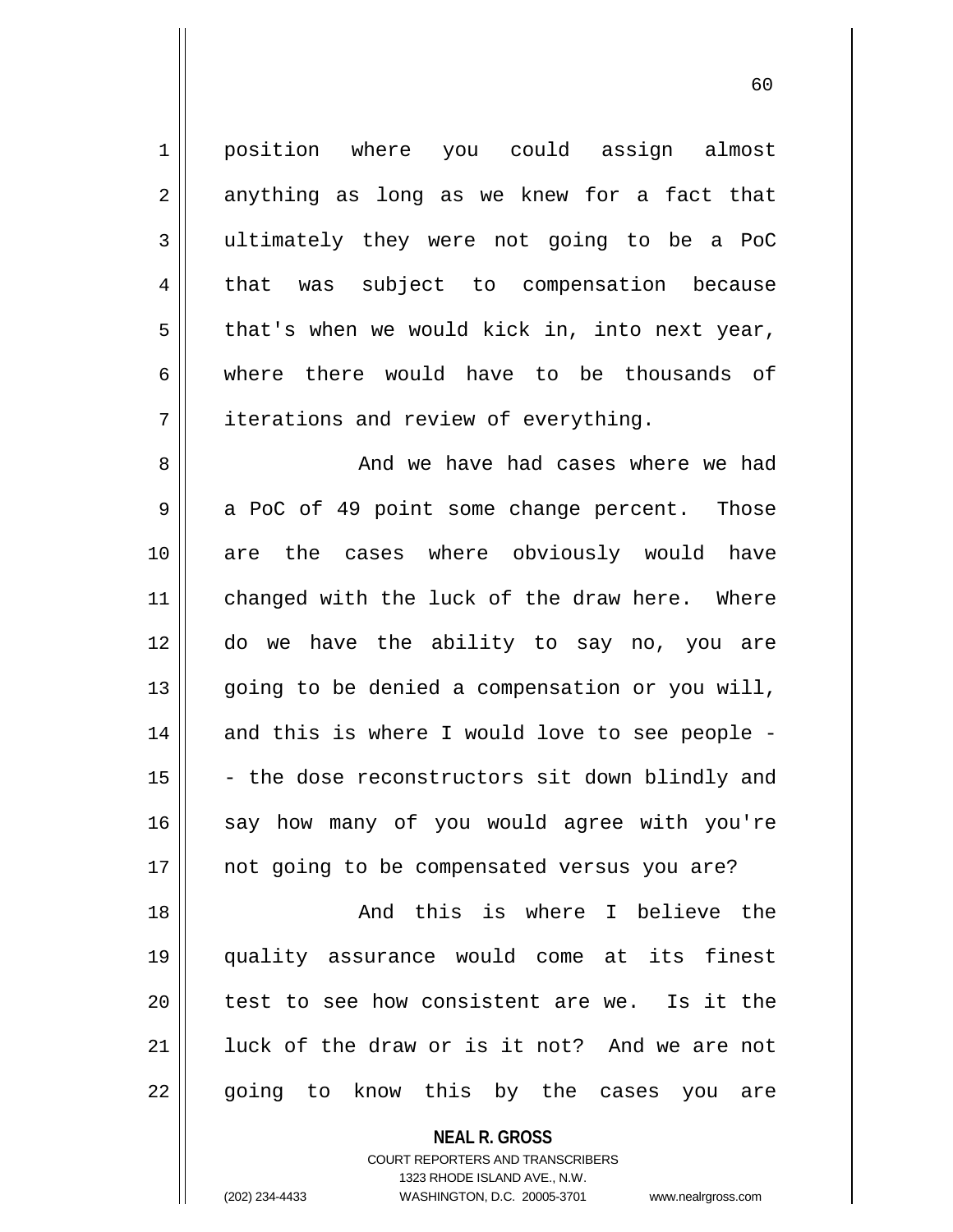position where you could assign almost anything as long as we knew for a fact that ultimately they were not going to be a PoC that was subject to compensation because that's when we would kick in, into next year, where there would have to be thousands of iterations and review of everything.

And we have had cases where we had a PoC of 49 point some change percent. Those are the cases where obviously would have changed with the luck of the draw here. Where do we have the ability to say no, you are going to be denied a compensation or you will, and this is where I would love to see people -- the dose reconstructors sit down blindly and say how many of you would agree with you're not going to be compensated versus you are?

And this is where I believe the quality assurance would come at its finest test to see how consistent are we. Is it the luck of the draw or is it not? And we are not going to know this by the cases you are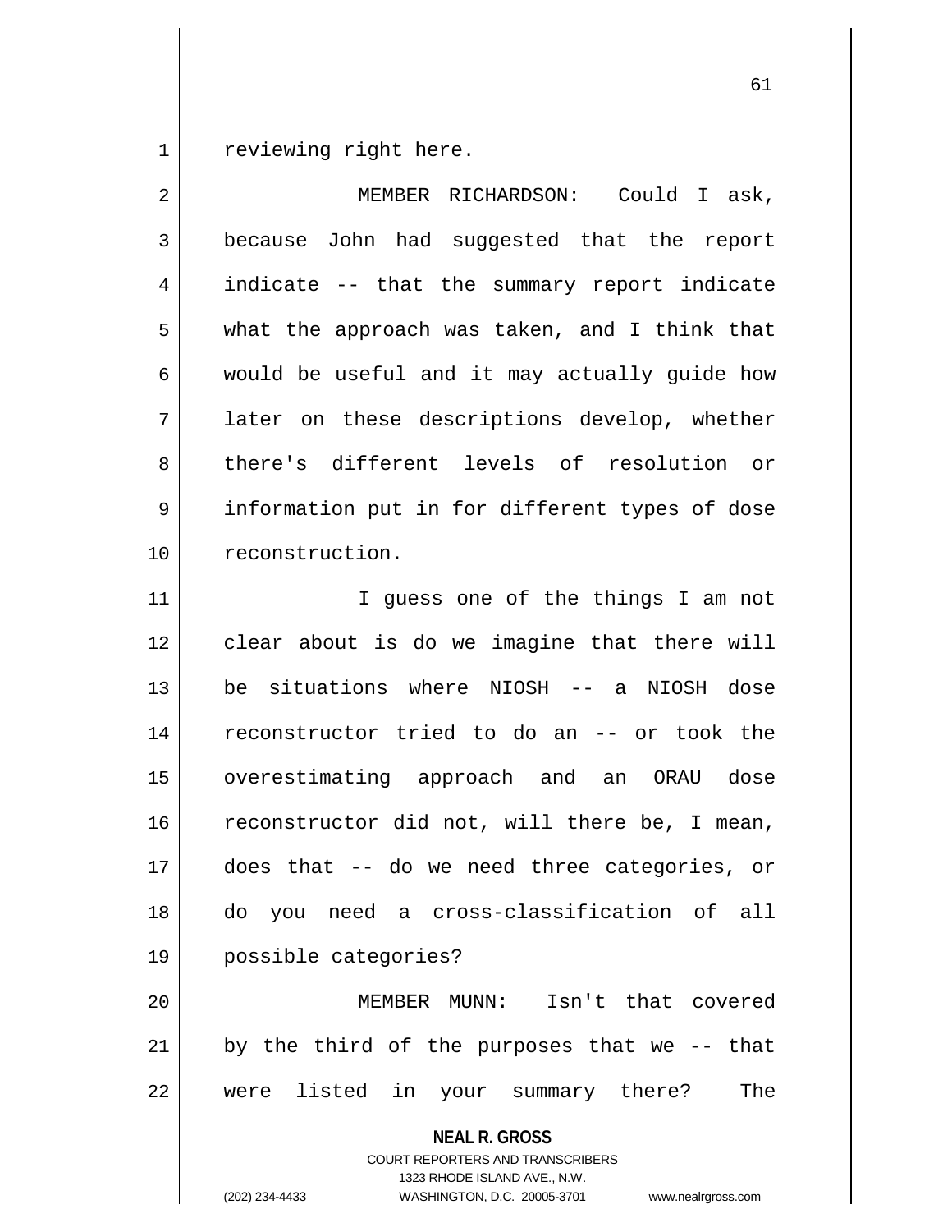reviewing right here.

MEMBER RICHARDSON: Could I ask, because John had suggested that the report indicate -- that the summary report indicate what the approach was taken, and I think that would be useful and it may actually guide how later on these descriptions develop, whether there's different levels of resolution or information put in for different types of dose reconstruction.

I guess one of the things I am not clear about is do we imagine that there will be situations where NIOSH -- a NIOSH dose reconstructor tried to do an -- or took the overestimating approach and an ORAU dose reconstructor did not, will there be, I mean, does that -- do we need three categories, or do you need a cross-classification of all possible categories?

MEMBER MUNN: Isn't that covered by the third of the purposes that we -- that were listed in your summary there? The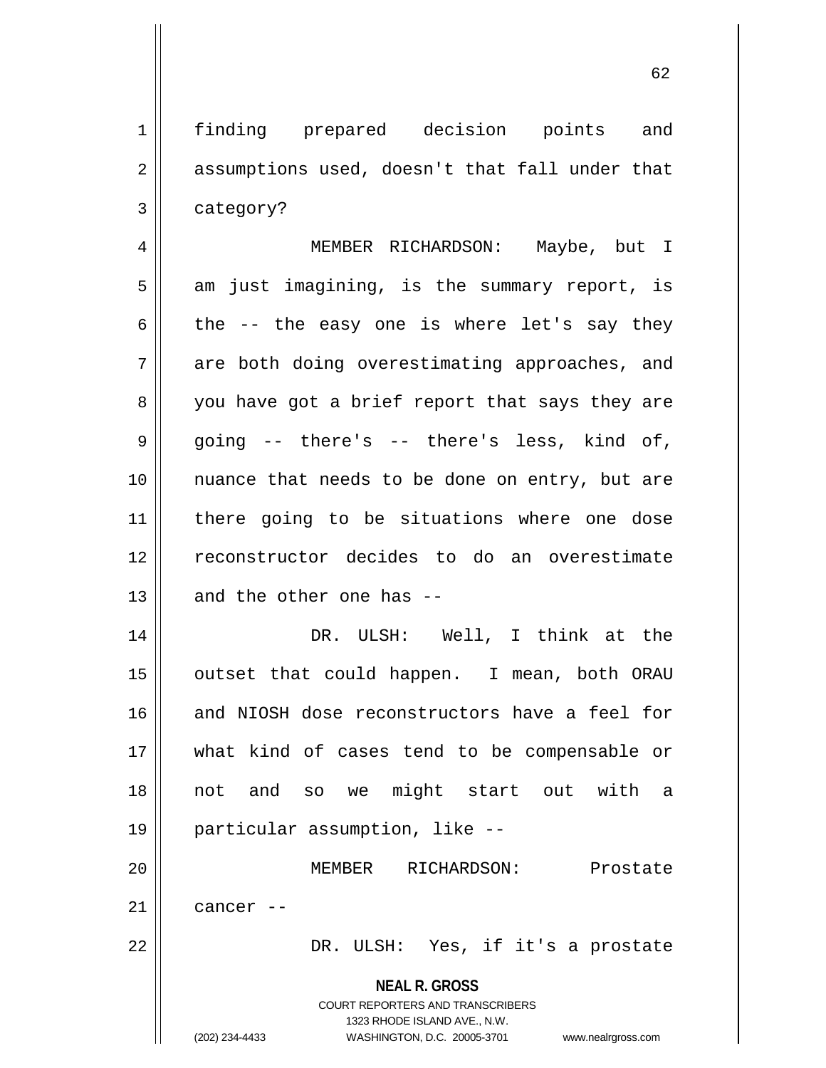finding prepared decision points and assumptions used, doesn't that fall under that category?

MEMBER RICHARDSON: Maybe, but I am just imagining, is the summary report, is the -- the easy one is where let's say they are both doing overestimating approaches, and you have got a brief report that says they are going -- there's -- there's less, kind of, nuance that needs to be done on entry, but are there going to be situations where one dose reconstructor decides to do an overestimate and the other one has --

DR. ULSH: Well, I think at the outset that could happen. I mean, both ORAU and NIOSH dose reconstructors have a feel for what kind of cases tend to be compensable or not and so we might start out with a particular assumption, like --

MEMBER RICHARDSON: Prostate cancer --

DR. ULSH: Yes, if it's a prostate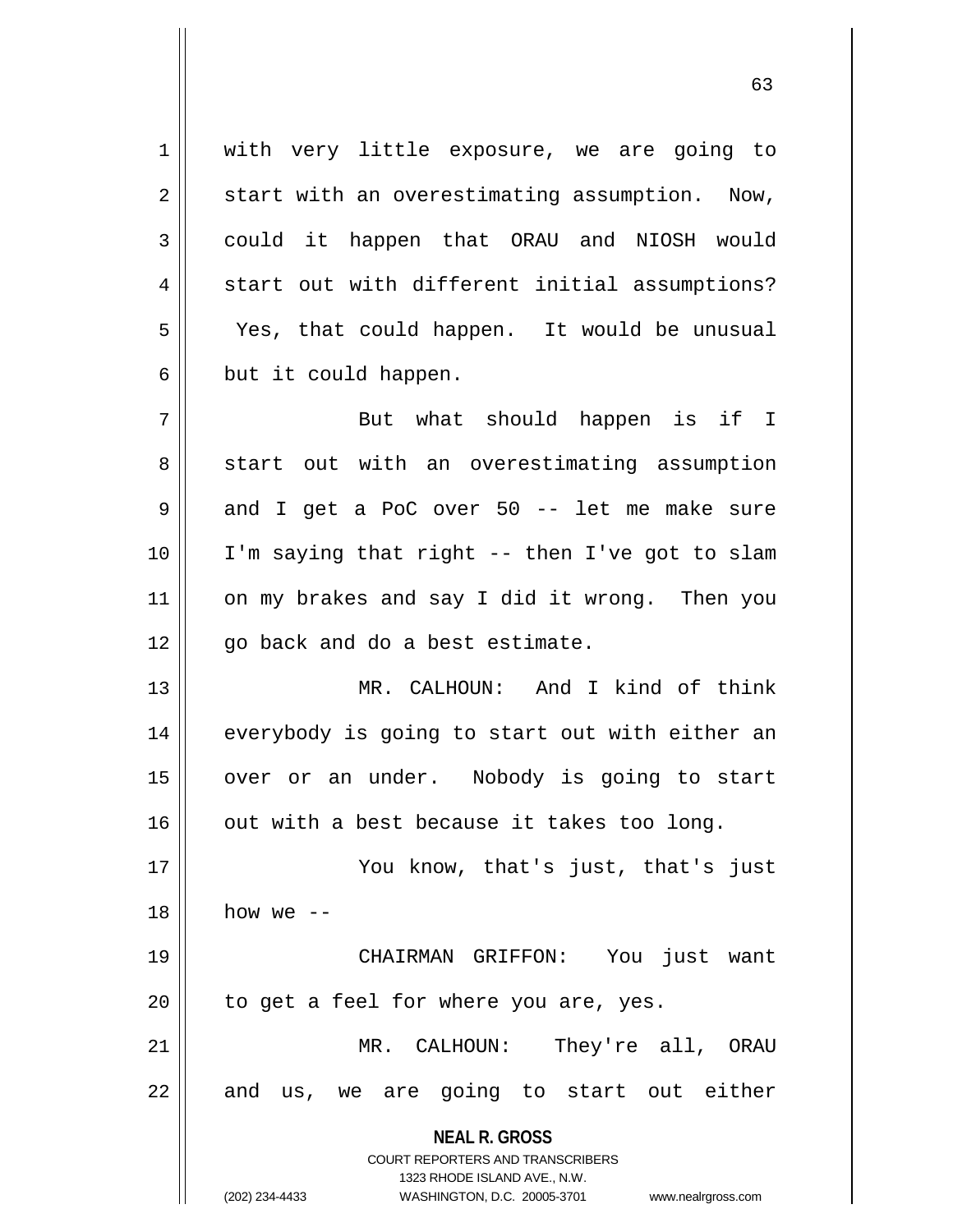with very little exposure, we are going to start with an overestimating assumption. Now, could it happen that ORAU and NIOSH would start out with different initial assumptions? Yes, that could happen. It would be unusual but it could happen.

But what should happen is if I start out with an overestimating assumption and I get a PoC over 50 -- let me make sure I'm saying that right -- then I've got to slam on my brakes and say I did it wrong. Then you go back and do a best estimate.

MR. CALHOUN: And I kind of think everybody is going to start out with either an over or an under. Nobody is going to start out with a best because it takes too long.

You know, that's just, that's just how we --

CHAIRMAN GRIFFON: You just want to get a feel for where you are, yes.

MR. CALHOUN: They're all, ORAU and us, we are going to start out either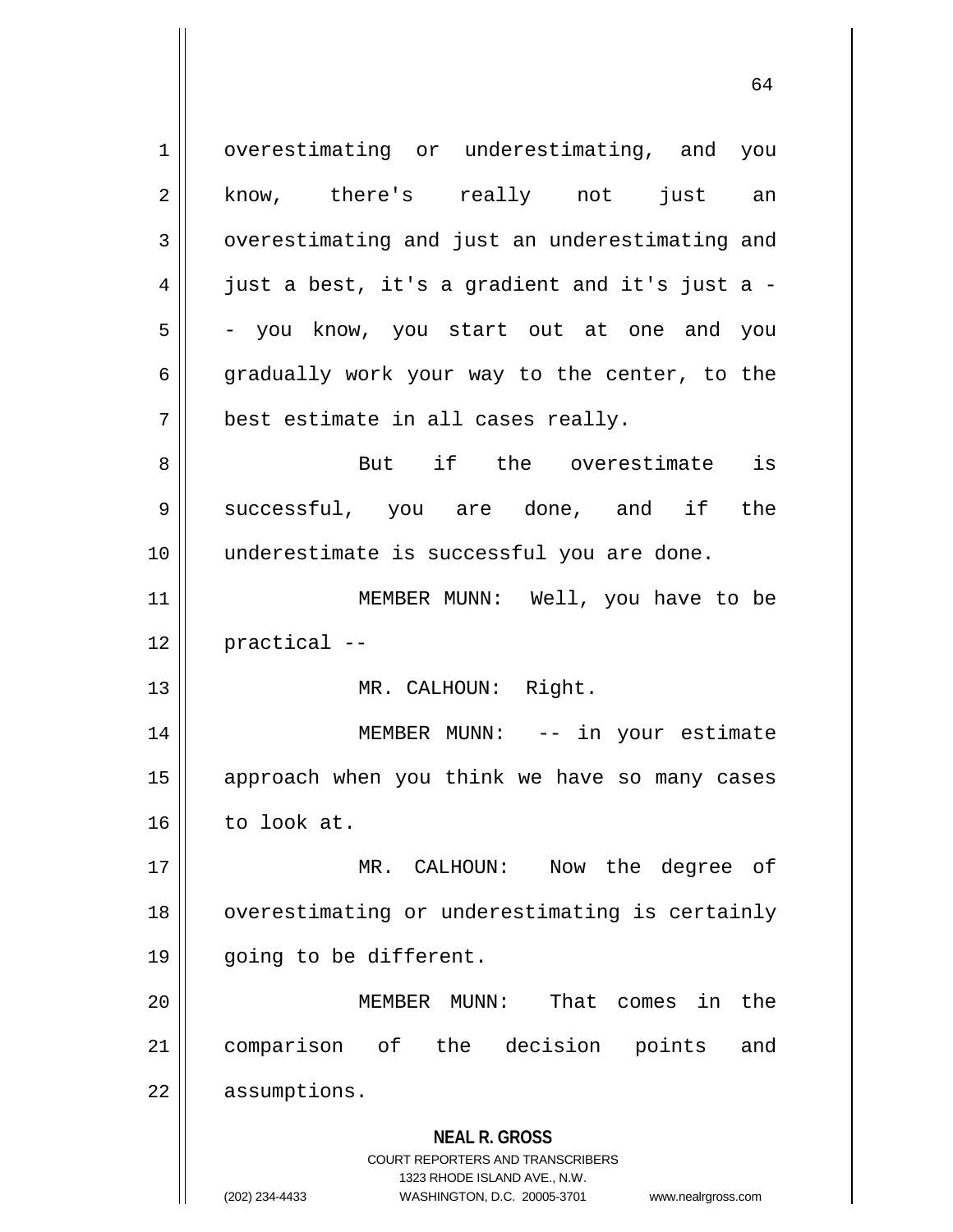overestimating or underestimating, and you know, there's really not just an overestimating and just an underestimating and just a best, it's a gradient and it's just a -- you know, you start out at one and you gradually work your way to the center, to the best estimate in all cases really.

But if the overestimate is successful, you are done, and if the underestimate is successful you are done.

MEMBER MUNN: Well, you have to be practical --

MR. CALHOUN: Right.

MEMBER MUNN: -- in your estimate approach when you think we have so many cases to look at.

MR. CALHOUN: Now the degree of overestimating or underestimating is certainly going to be different.

MEMBER MUNN: That comes in the comparison of the decision points and assumptions.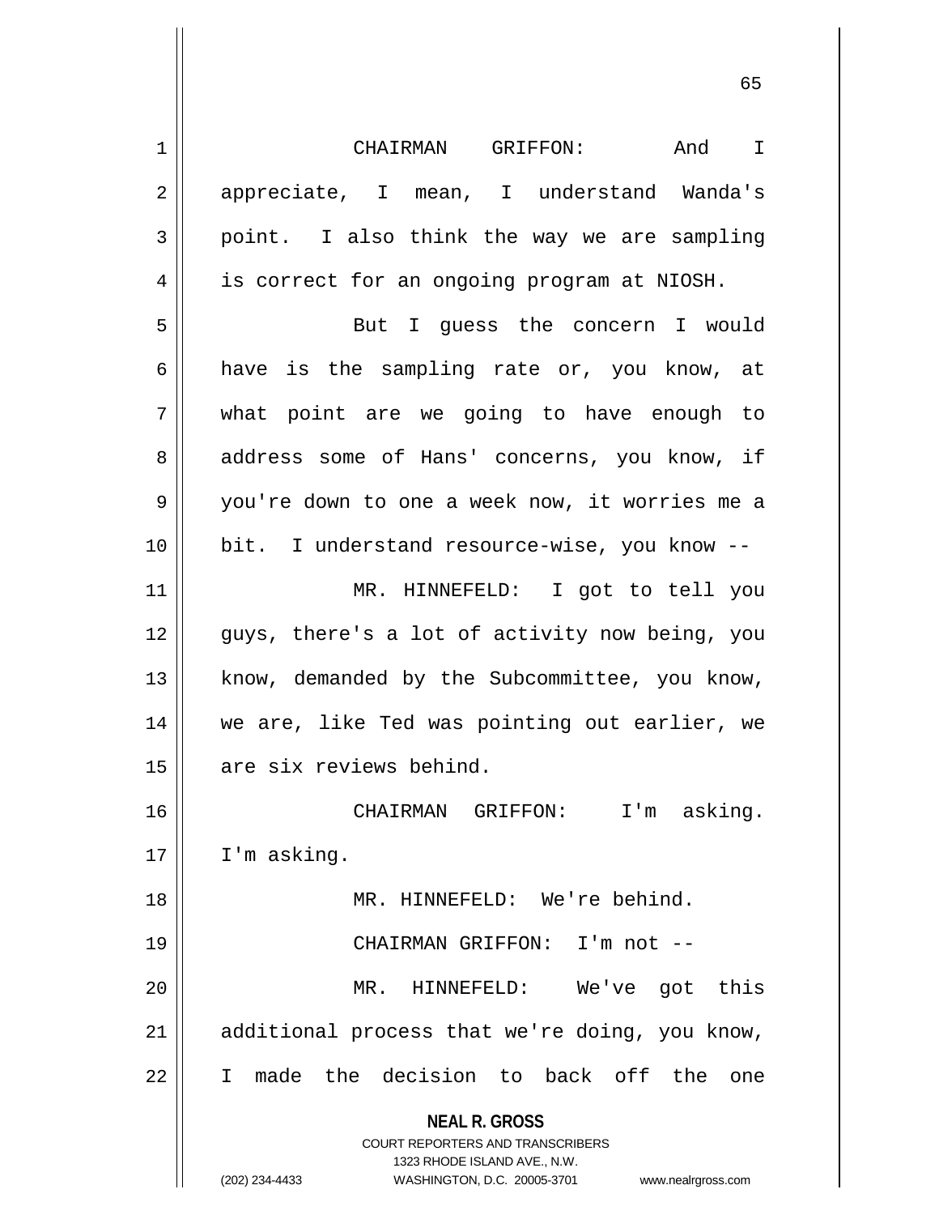CHAIRMAN GRIFFON: And I appreciate, I mean, I understand Wanda's point. I also think the way we are sampling is correct for an ongoing program at NIOSH.

But I guess the concern I would have is the sampling rate or, you know, at what point are we going to have enough to address some of Hans' concerns, you know, if you're down to one a week now, it worries me a bit. I understand resource-wise, you know --

MR. HINNEFELD: I got to tell you guys, there's a lot of activity now being, you know, demanded by the Subcommittee, you know, we are, like Ted was pointing out earlier, we are six reviews behind.

CHAIRMAN GRIFFON: I'm asking. I'm asking.

MR. HINNEFELD: We're behind.

CHAIRMAN GRIFFON: I'm not --

MR. HINNEFELD: We've got this additional process that we're doing, you know, I made the decision to back off the one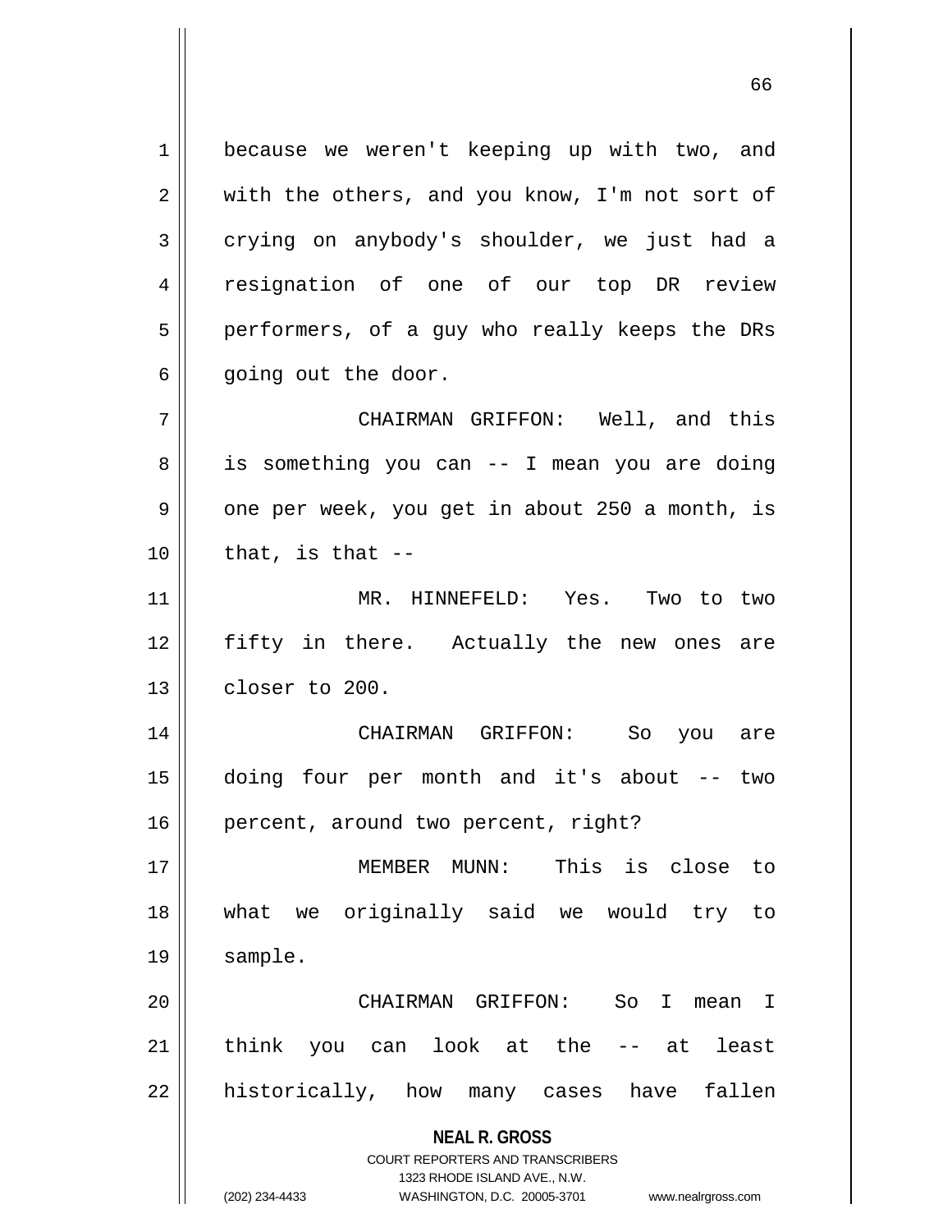because we weren't keeping up with two, and with the others, and you know, I'm not sort of crying on anybody's shoulder, we just had a resignation of one of our top DR review performers, of a guy who really keeps the DRs going out the door.

CHAIRMAN GRIFFON: Well, and this is something you can -- I mean you are doing one per week, you get in about 250 a month, is that, is that --

MR. HINNEFELD: Yes. Two to two fifty in there. Actually the new ones are closer to 200.

CHAIRMAN GRIFFON: So you are doing four per month and it's about -- two percent, around two percent, right?

MEMBER MUNN: This is close to what we originally said we would try to sample.

CHAIRMAN GRIFFON: So I mean I think you can look at the -- at least historically, how many cases have fallen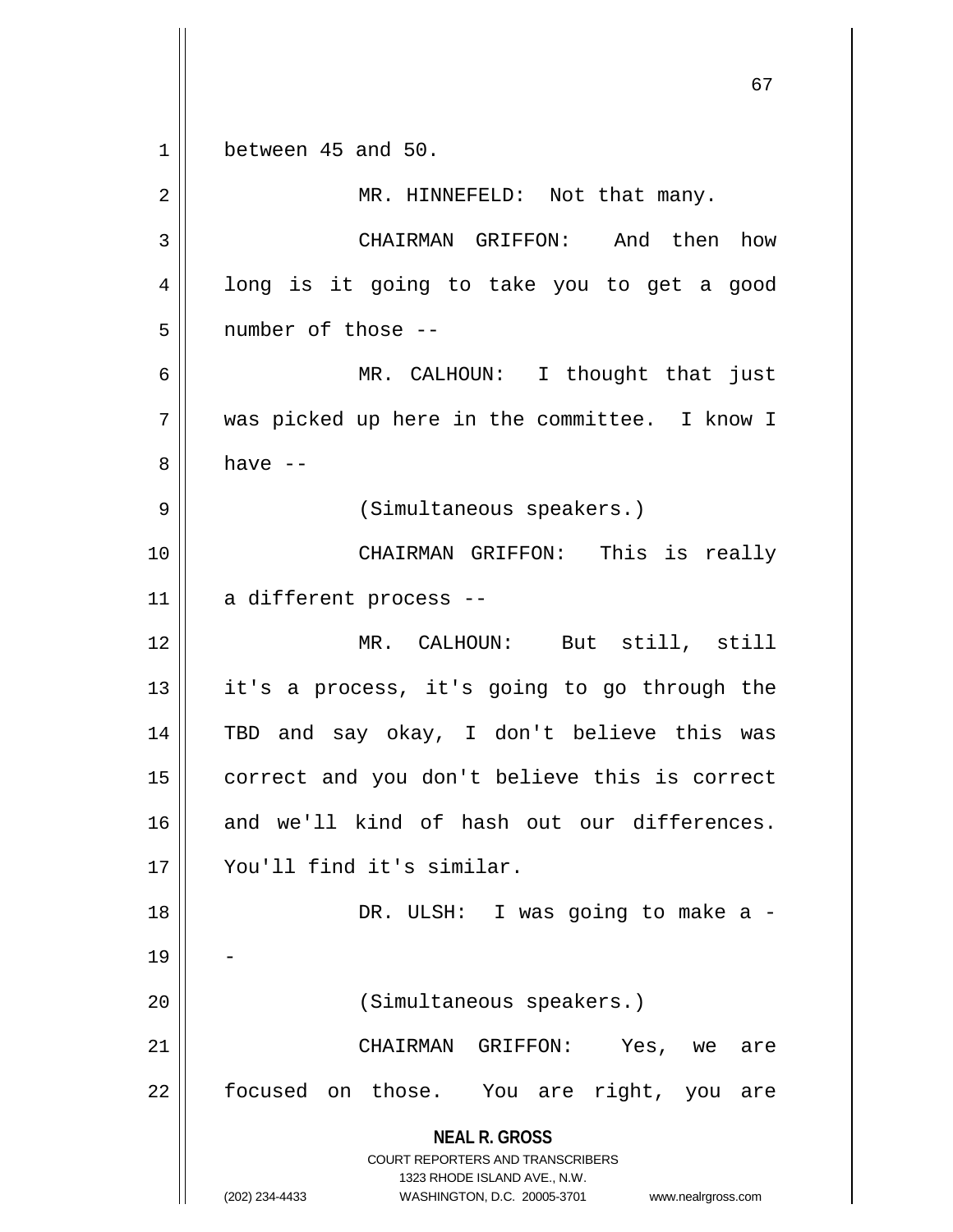between 45 and 50.

MR. HINNEFELD: Not that many.

CHAIRMAN GRIFFON: And then how long is it going to take you to get a good number of those --

MR. CALHOUN: I thought that just was picked up here in the committee. I know I have --

(Simultaneous speakers.)

CHAIRMAN GRIFFON: This is really a different process --

MR. CALHOUN: But still, still it's a process, it's going to go through the TBD and say okay, I don't believe this was correct and you don't believe this is correct and we'll kind of hash out our differences. You'll find it's similar.

DR. ULSH: I was going to make a --

(Simultaneous speakers.)

CHAIRMAN GRIFFON: Yes, we are focused on those. You are right, you are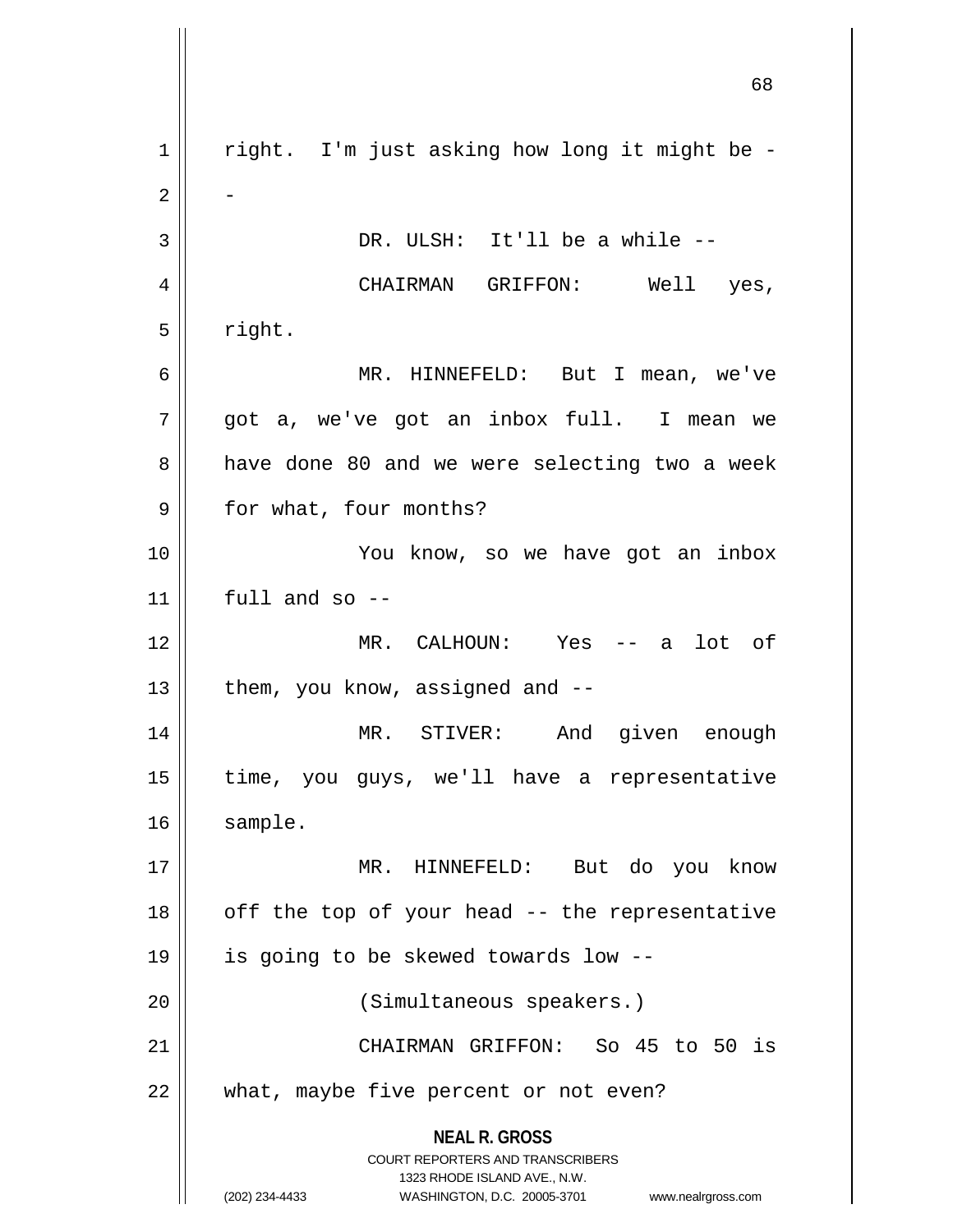right. I'm just asking how long it might be --

DR. ULSH: It'll be a while --

CHAIRMAN GRIFFON: Well yes, right.

MR. HINNEFELD: But I mean, we've got a, we've got an inbox full. I mean we have done 80 and we were selecting two a week for what, four months?

You know, so we have got an inbox full and so --

MR. CALHOUN: Yes -- a lot of them, you know, assigned and --

MR. STIVER: And given enough time, you guys, we'll have a representative sample.

MR. HINNEFELD: But do you know off the top of your head -- the representative is going to be skewed towards low --

(Simultaneous speakers.)

CHAIRMAN GRIFFON: So 45 to 50 is what, maybe five percent or not even?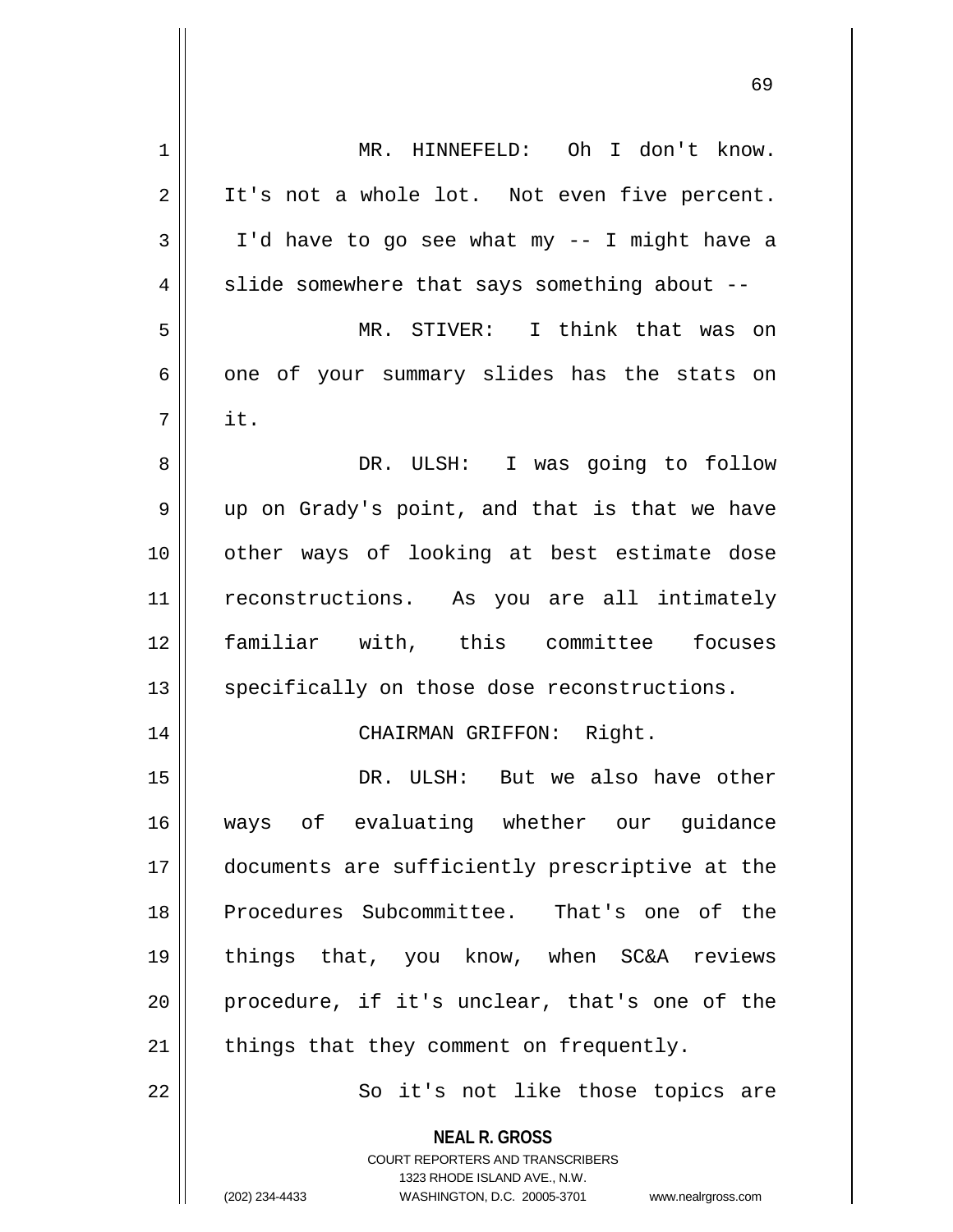MR. HINNEFELD: Oh I don't know. It's not a whole lot. Not even five percent. I'd have to go see what my -- I might have a slide somewhere that says something about --

MR. STIVER: I think that was on one of your summary slides has the stats on it.

DR. ULSH: I was going to follow up on Grady's point, and that is that we have other ways of looking at best estimate dose reconstructions. As you are all intimately familiar with, this committee focuses specifically on those dose reconstructions.

CHAIRMAN GRIFFON: Right.

DR. ULSH: But we also have other ways of evaluating whether our guidance documents are sufficiently prescriptive at the Procedures Subcommittee. That's one of the things that, you know, when SC&A reviews procedure, if it's unclear, that's one of the things that they comment on frequently.

So it's not like those topics are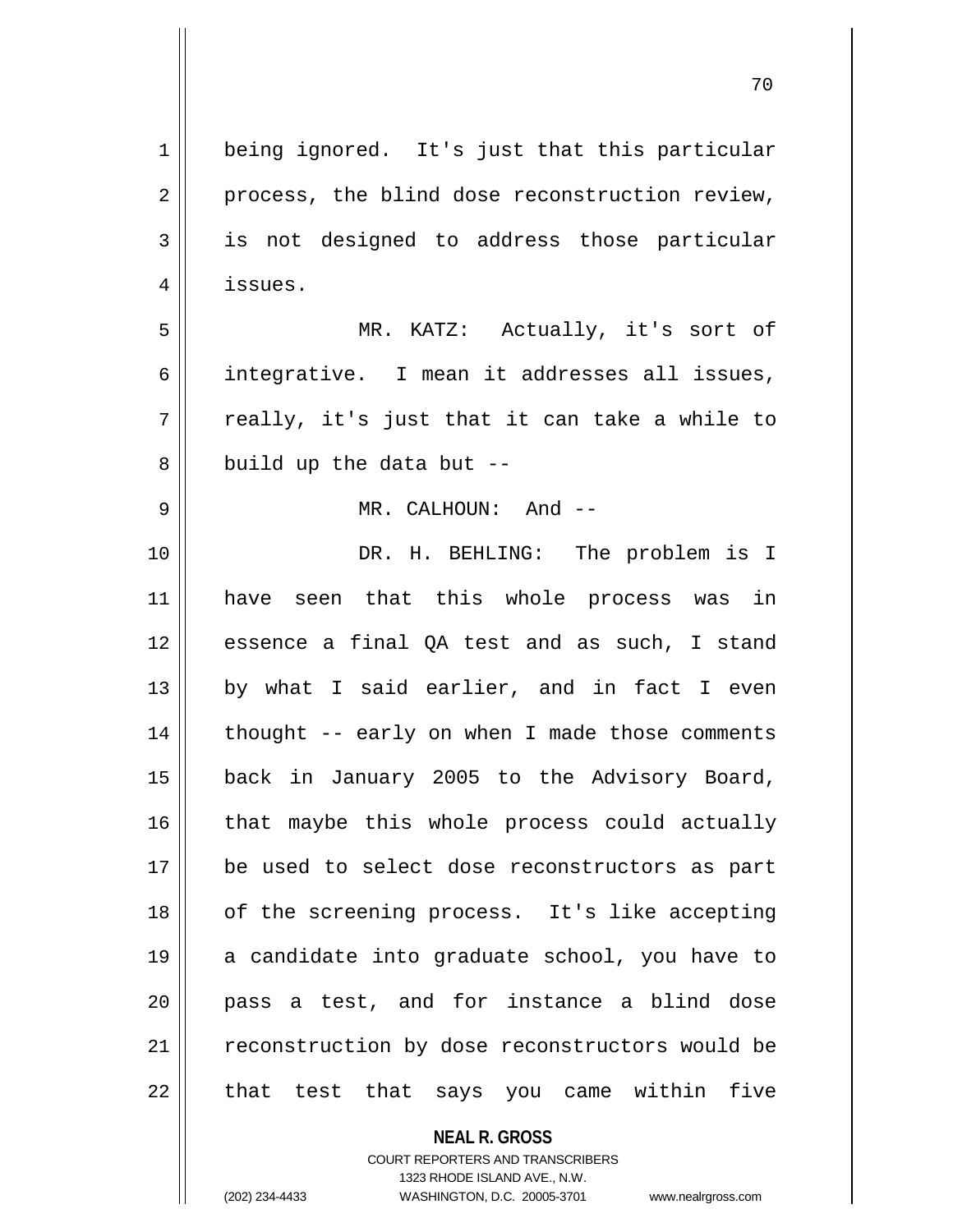being ignored. It's just that this particular process, the blind dose reconstruction review, is not designed to address those particular issues.

MR. KATZ: Actually, it's sort of integrative. I mean it addresses all issues, really, it's just that it can take a while to build up the data but --

MR. CALHOUN: And --

DR. H. BEHLING: The problem is I have seen that this whole process was in essence a final QA test and as such, I stand by what I said earlier, and in fact I even thought -- early on when I made those comments back in January 2005 to the Advisory Board, that maybe this whole process could actually be used to select dose reconstructors as part of the screening process. It's like accepting a candidate into graduate school, you have to pass a test, and for instance a blind dose reconstruction by dose reconstructors would be that test that says you came within five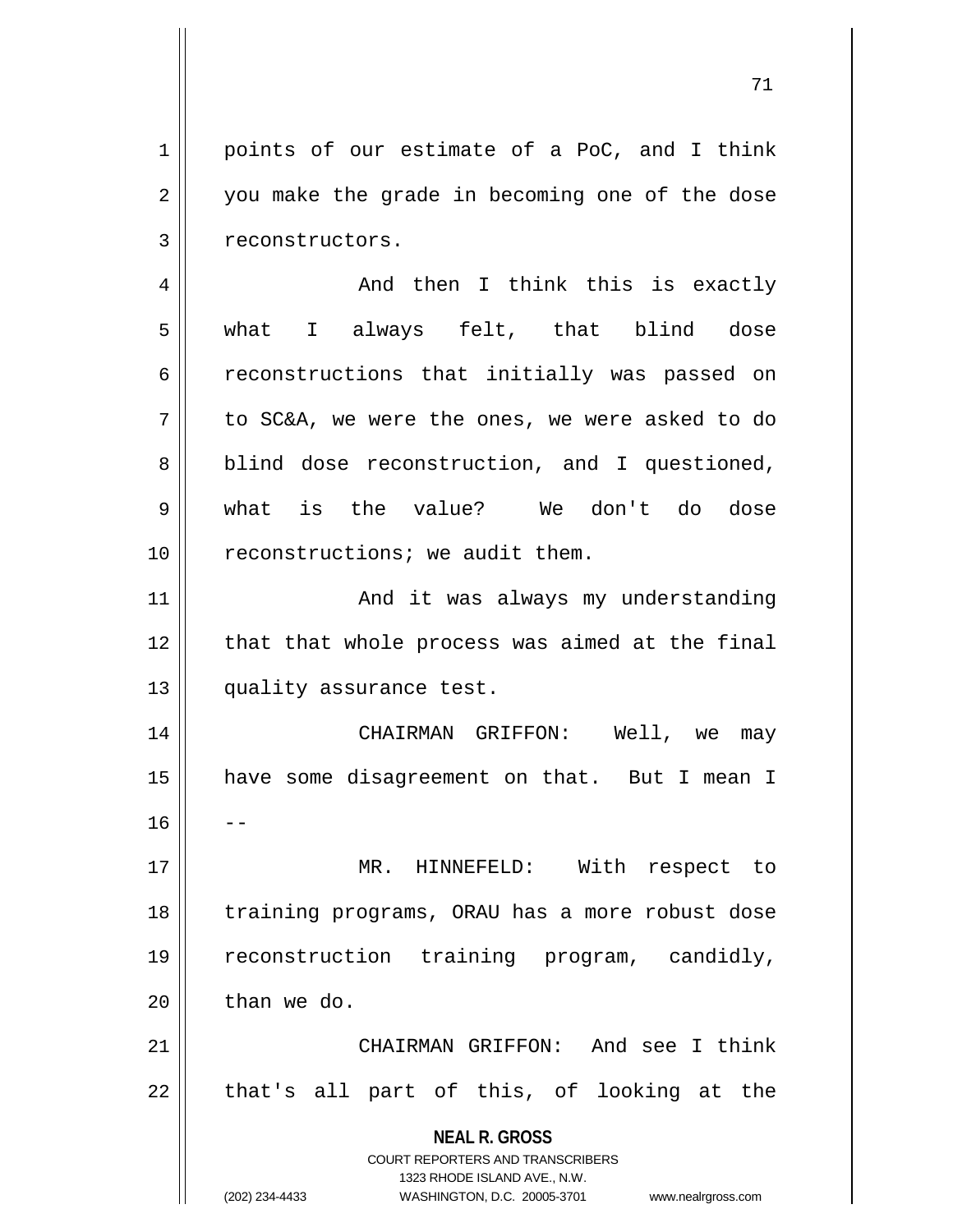points of our estimate of a PoC, and I think you make the grade in becoming one of the dose reconstructors.

And then I think this is exactly what I always felt, that blind dose reconstructions that initially was passed on to SC&A, we were the ones, we were asked to do blind dose reconstruction, and I questioned, what is the value? We don't do dose reconstructions; we audit them.

And it was always my understanding that that whole process was aimed at the final quality assurance test.

CHAIRMAN GRIFFON: Well, we may have some disagreement on that. But I mean I --

MR. HINNEFELD: With respect to training programs, ORAU has a more robust dose reconstruction training program, candidly, than we do.

CHAIRMAN GRIFFON: And see I think that's all part of this, of looking at the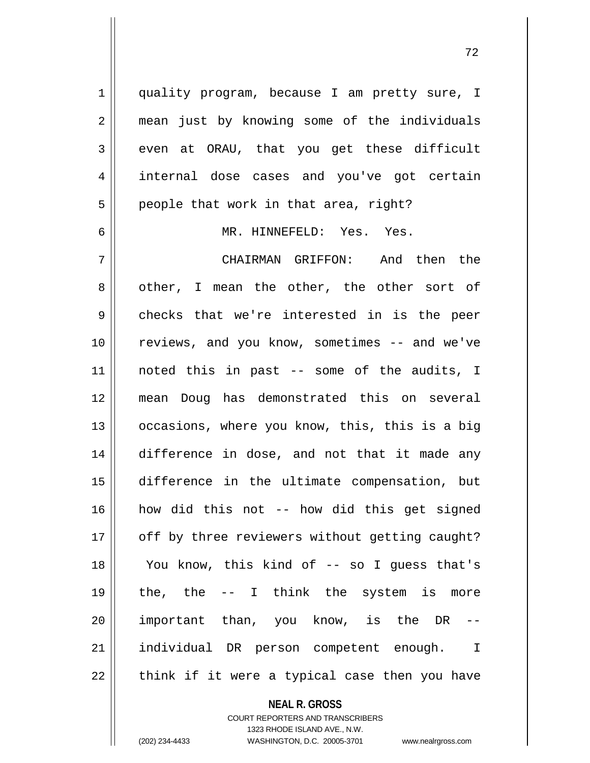quality program, because I am pretty sure, I mean just by knowing some of the individuals even at ORAU, that you get these difficult internal dose cases and you've got certain people that work in that area, right?

MR. HINNEFELD: Yes. Yes.

CHAIRMAN GRIFFON: And then the other, I mean the other, the other sort of checks that we're interested in is the peer reviews, and you know, sometimes -- and we've noted this in past -- some of the audits, I mean Doug has demonstrated this on several occasions, where you know, this, this is a big difference in dose, and not that it made any difference in the ultimate compensation, but how did this not -- how did this get signed off by three reviewers without getting caught? You know, this kind of -- so I guess that's the, the -- I think the system is more important than, you know, is the DR -- individual DR person competent enough. I think if it were a typical case then you have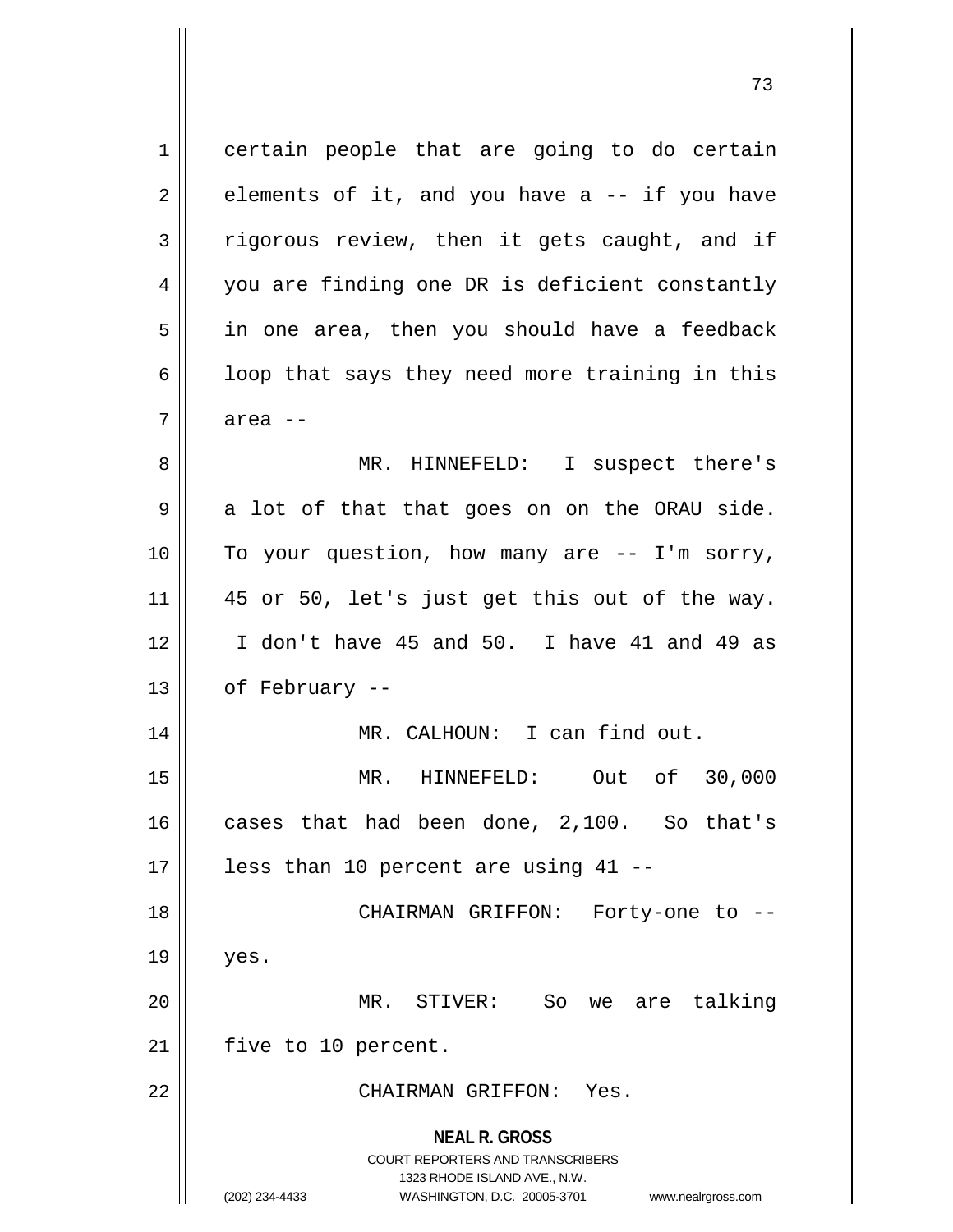certain people that are going to do certain elements of it, and you have a -- if you have rigorous review, then it gets caught, and if you are finding one DR is deficient constantly in one area, then you should have a feedback loop that says they need more training in this area --

MR. HINNEFELD: I suspect there's a lot of that that goes on on the ORAU side. To your question, how many are -- I'm sorry, 45 or 50, let's just get this out of the way. I don't have 45 and 50. I have 41 and 49 as of February --

MR. CALHOUN: I can find out.

MR. HINNEFELD: Out of 30,000 cases that had been done, 2,100. So that's less than 10 percent are using 41 --

CHAIRMAN GRIFFON: Forty-one to -- yes.

MR. STIVER: So we are talking five to 10 percent.

CHAIRMAN GRIFFON: Yes.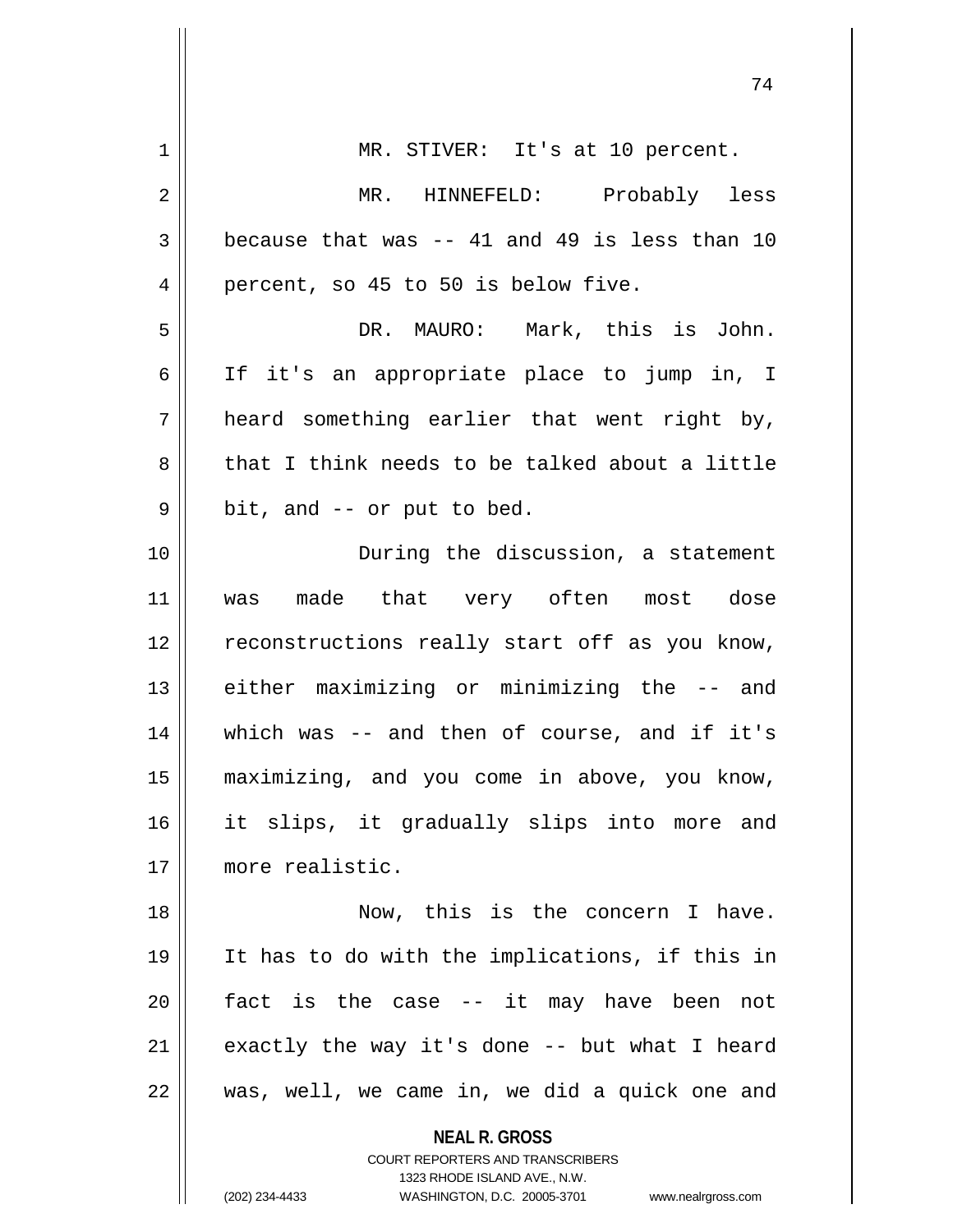MR. STIVER: It's at 10 percent.

MR. HINNEFELD: Probably less because that was -- 41 and 49 is less than 10 percent, so 45 to 50 is below five.

DR. MAURO: Mark, this is John. If it's an appropriate place to jump in, I heard something earlier that went right by, that I think needs to be talked about a little bit, and -- or put to bed.

During the discussion, a statement was made that very often most dose reconstructions really start off as you know, either maximizing or minimizing the -- and which was -- and then of course, and if it's maximizing, and you come in above, you know, it slips, it gradually slips into more and more realistic.

Now, this is the concern I have. It has to do with the implications, if this in fact is the case -- it may have been not exactly the way it's done -- but what I heard was, well, we came in, we did a quick one and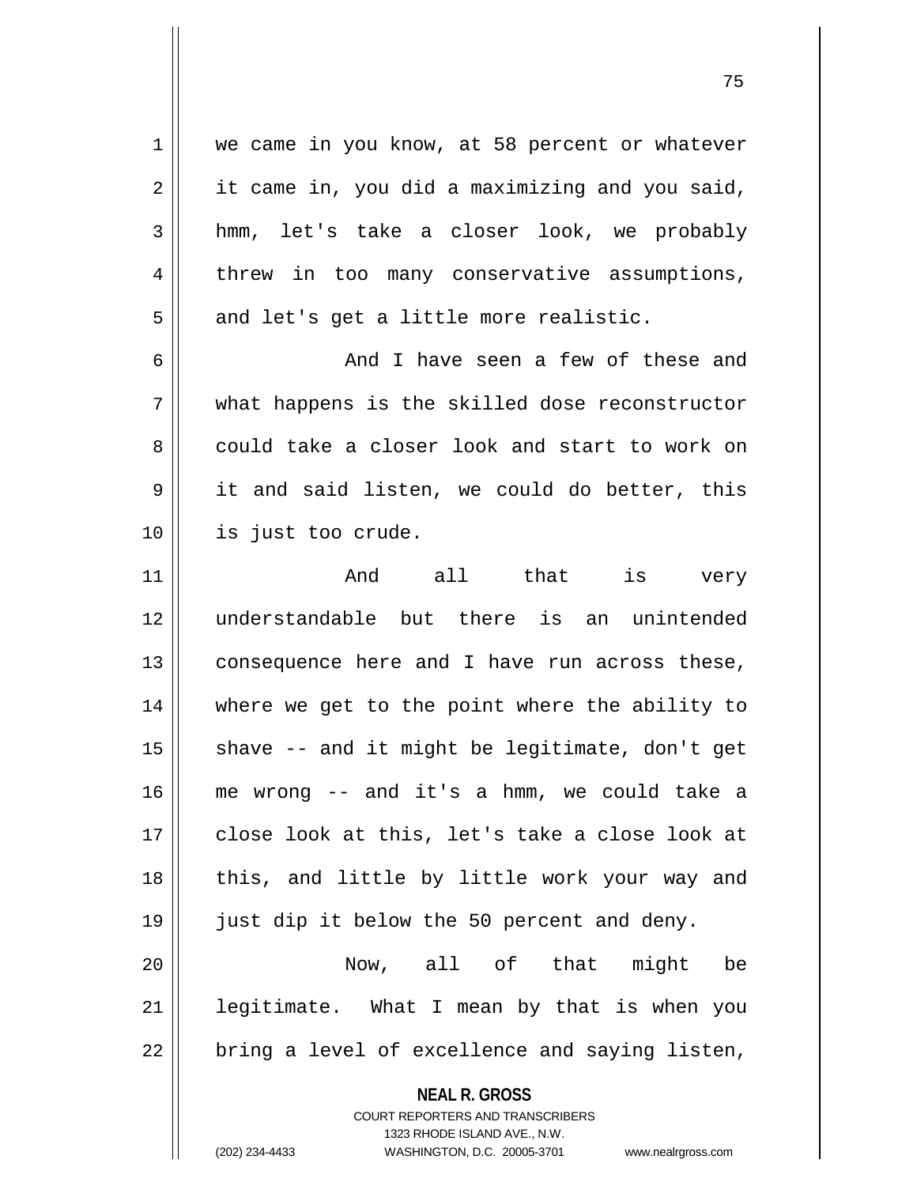we came in you know, at 58 percent or whatever it came in, you did a maximizing and you said, hmm, let's take a closer look, we probably threw in too many conservative assumptions, and let's get a little more realistic.

And I have seen a few of these and what happens is the skilled dose reconstructor could take a closer look and start to work on it and said listen, we could do better, this is just too crude.

And all that is very understandable but there is an unintended consequence here and I have run across these, where we get to the point where the ability to shave -- and it might be legitimate, don't get me wrong -- and it's a hmm, we could take a close look at this, let's take a close look at this, and little by little work your way and just dip it below the 50 percent and deny.

Now, all of that might be legitimate. What I mean by that is when you bring a level of excellence and saying listen,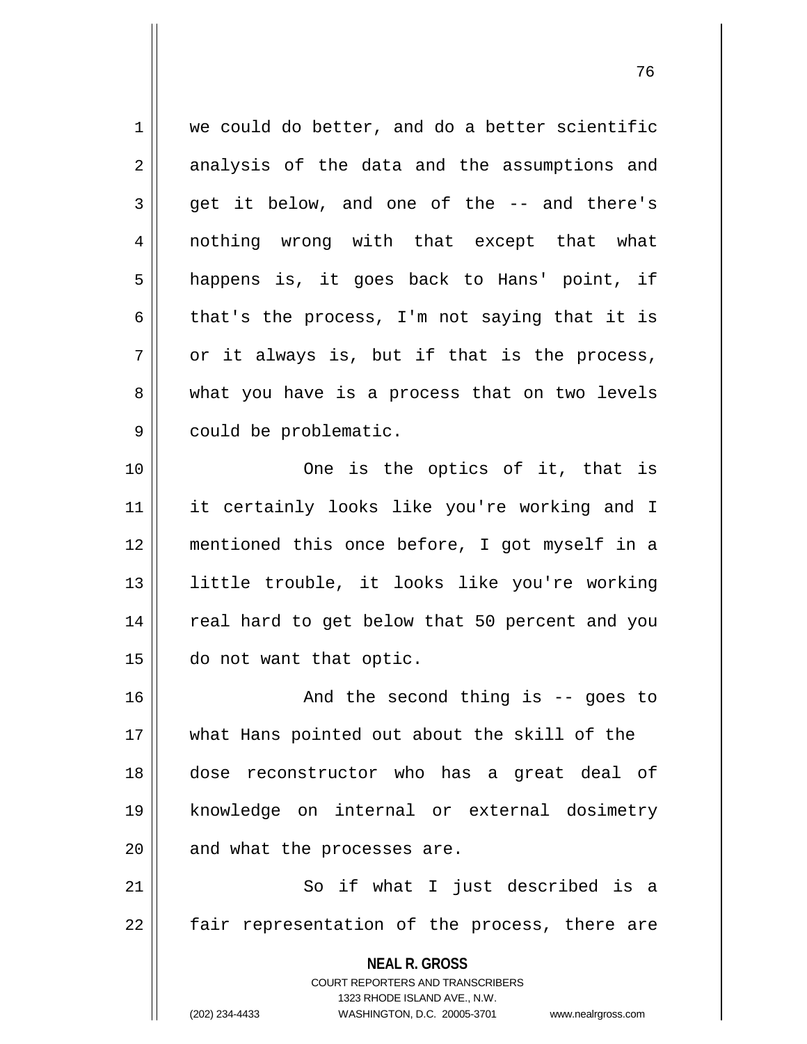we could do better, and do a better scientific analysis of the data and the assumptions and get it below, and one of the -- and there's nothing wrong with that except that what happens is, it goes back to Hans' point, if that's the process, I'm not saying that it is or it always is, but if that is the process, what you have is a process that on two levels could be problematic.

One is the optics of it, that is it certainly looks like you're working and I mentioned this once before, I got myself in a little trouble, it looks like you're working real hard to get below that 50 percent and you do not want that optic.

And the second thing is -- goes to what Hans pointed out about the skill of the dose reconstructor who has a great deal of knowledge on internal or external dosimetry and what the processes are.

So if what I just described is a fair representation of the process, there are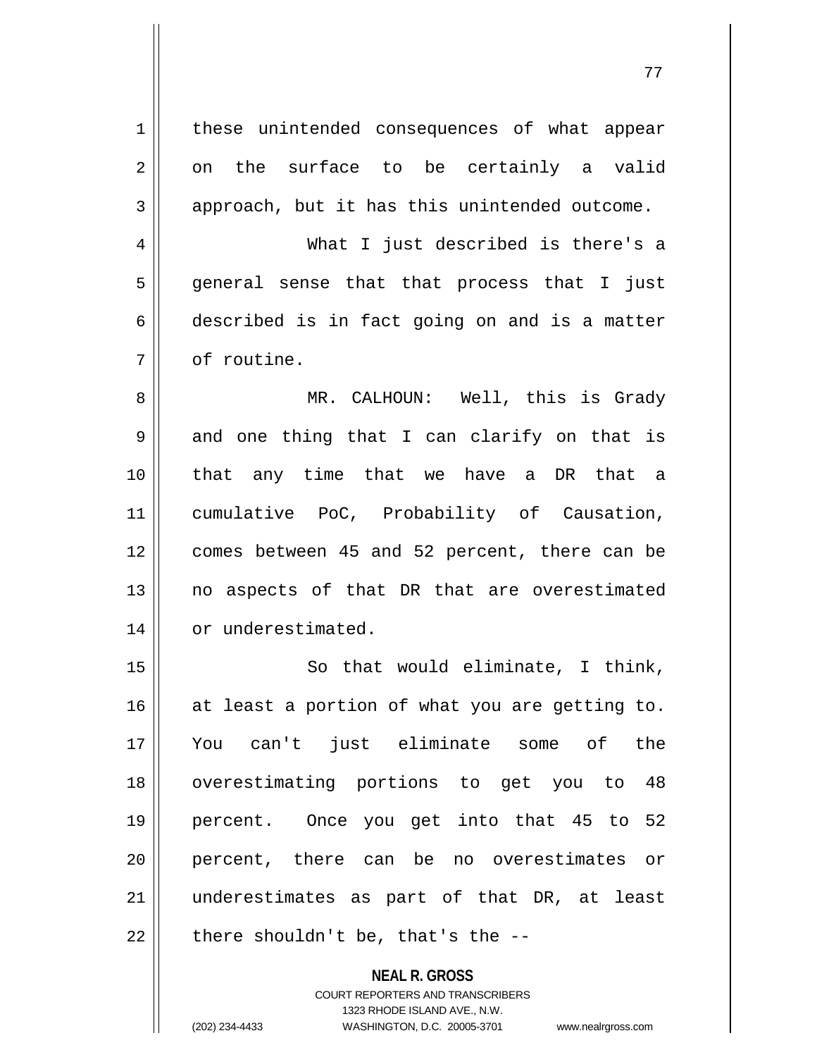these unintended consequences of what appear on the surface to be certainly a valid approach, but it has this unintended outcome.

What I just described is there's a general sense that that process that I just described is in fact going on and is a matter of routine.

MR. CALHOUN: Well, this is Grady and one thing that I can clarify on that is that any time that we have a DR that a cumulative PoC, Probability of Causation, comes between 45 and 52 percent, there can be no aspects of that DR that are overestimated or underestimated.

So that would eliminate, I think, at least a portion of what you are getting to. You can't just eliminate some of the overestimating portions to get you to 48 percent. Once you get into that 45 to 52 percent, there can be no overestimates or underestimates as part of that DR, at least there shouldn't be, that's the --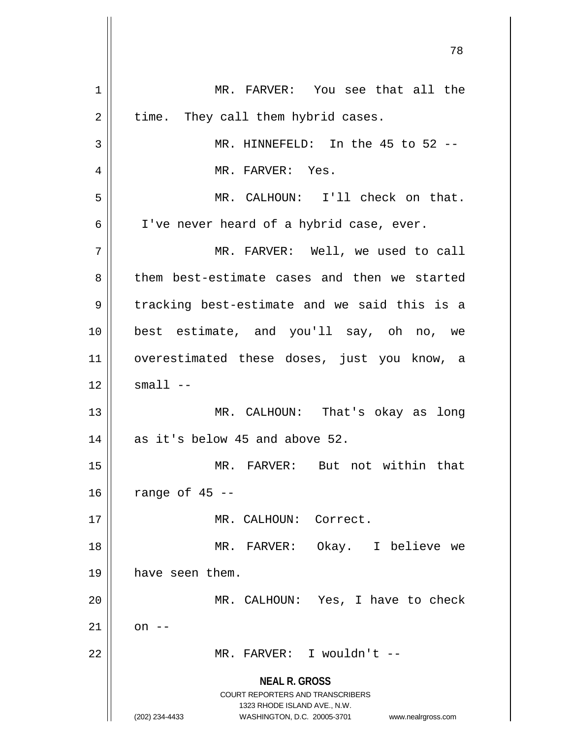MR. FARVER: You see that all the time. They call them hybrid cases.

MR. HINNEFELD: In the 45 to 52 --

MR. FARVER: Yes.

MR. CALHOUN: I'll check on that. I've never heard of a hybrid case, ever.

MR. FARVER: Well, we used to call them best-estimate cases and then we started tracking best-estimate and we said this is a best estimate, and you'll say, oh no, we overestimated these doses, just you know, a small --

MR. CALHOUN: That's okay as long as it's below 45 and above 52.

MR. FARVER: But not within that range of 45 --

MR. CALHOUN: Correct.

MR. FARVER: Okay. I believe we have seen them.

MR. CALHOUN: Yes, I have to check on --

MR. FARVER: I wouldn't --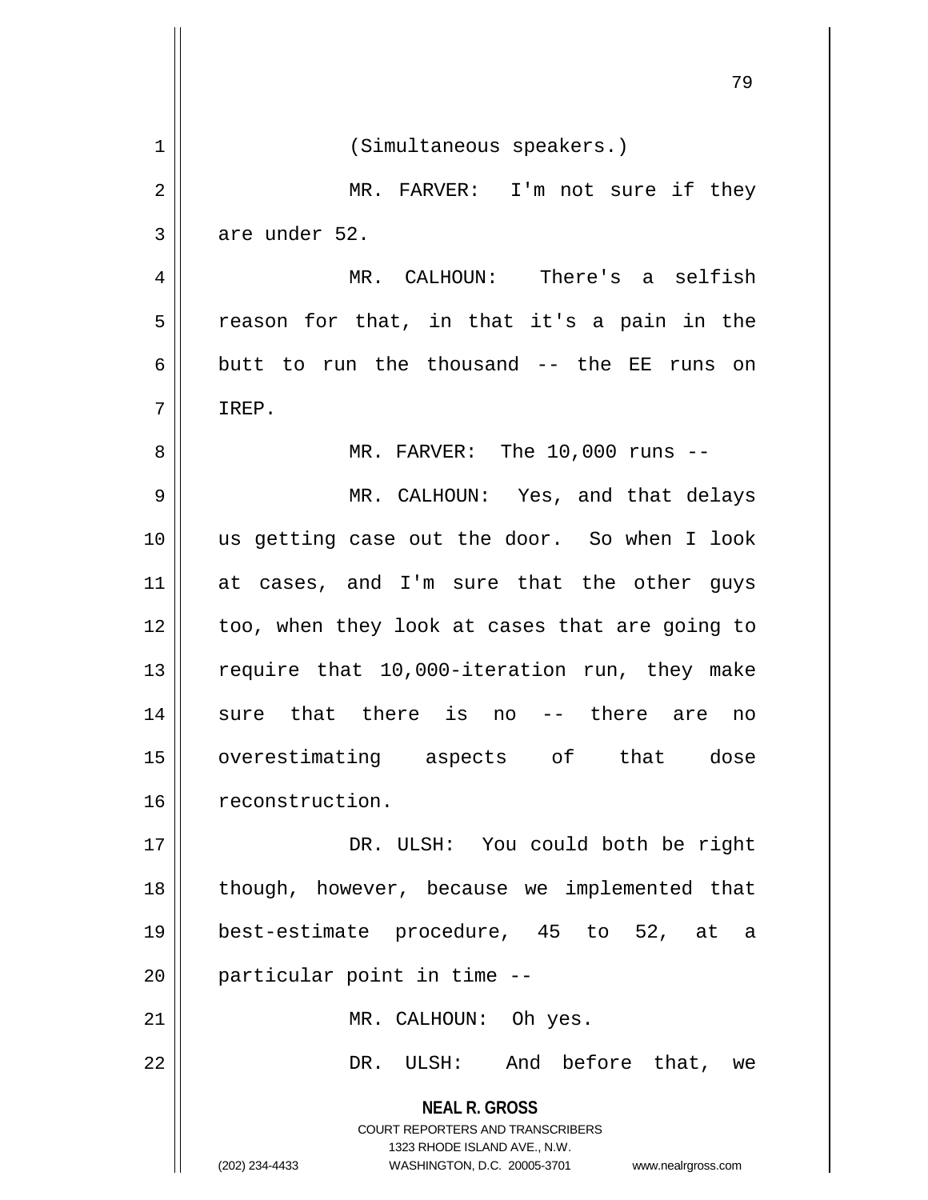(Simultaneous speakers.)

MR. FARVER: I'm not sure if they are under 52.

MR. CALHOUN: There's a selfish reason for that, in that it's a pain in the butt to run the thousand -- the EE runs on IREP.

MR. FARVER: The 10,000 runs --

MR. CALHOUN: Yes, and that delays us getting case out the door. So when I look at cases, and I'm sure that the other guys too, when they look at cases that are going to require that 10,000-iteration run, they make sure that there is no -- there are no overestimating aspects of that dose reconstruction.

DR. ULSH: You could both be right though, however, because we implemented that best-estimate procedure, 45 to 52, at a particular point in time --

MR. CALHOUN: Oh yes.

DR. ULSH: And before that, we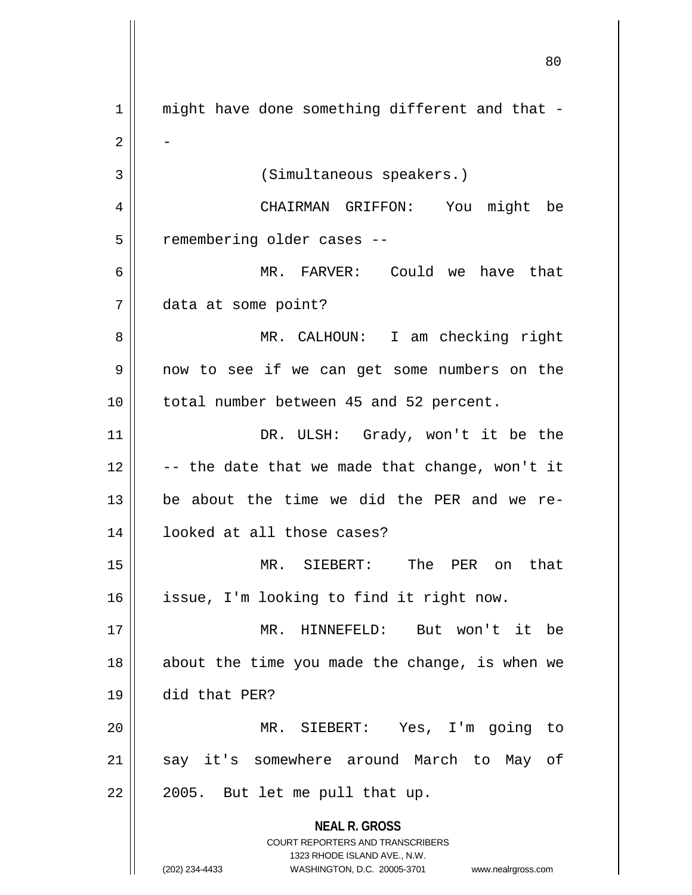might have done something different and that --

(Simultaneous speakers.)

CHAIRMAN GRIFFON: You might be remembering older cases --

MR. FARVER: Could we have that data at some point?

MR. CALHOUN: I am checking right now to see if we can get some numbers on the total number between 45 and 52 percent.

DR. ULSH: Grady, won't it be the -- the date that we made that change, won't it be about the time we did the PER and we re-looked at all those cases?

MR. SIEBERT: The PER on that issue, I'm looking to find it right now.

MR. HINNEFELD: But won't it be about the time you made the change, is when we did that PER?

MR. SIEBERT: Yes, I'm going to say it's somewhere around March to May of 2005. But let me pull that up.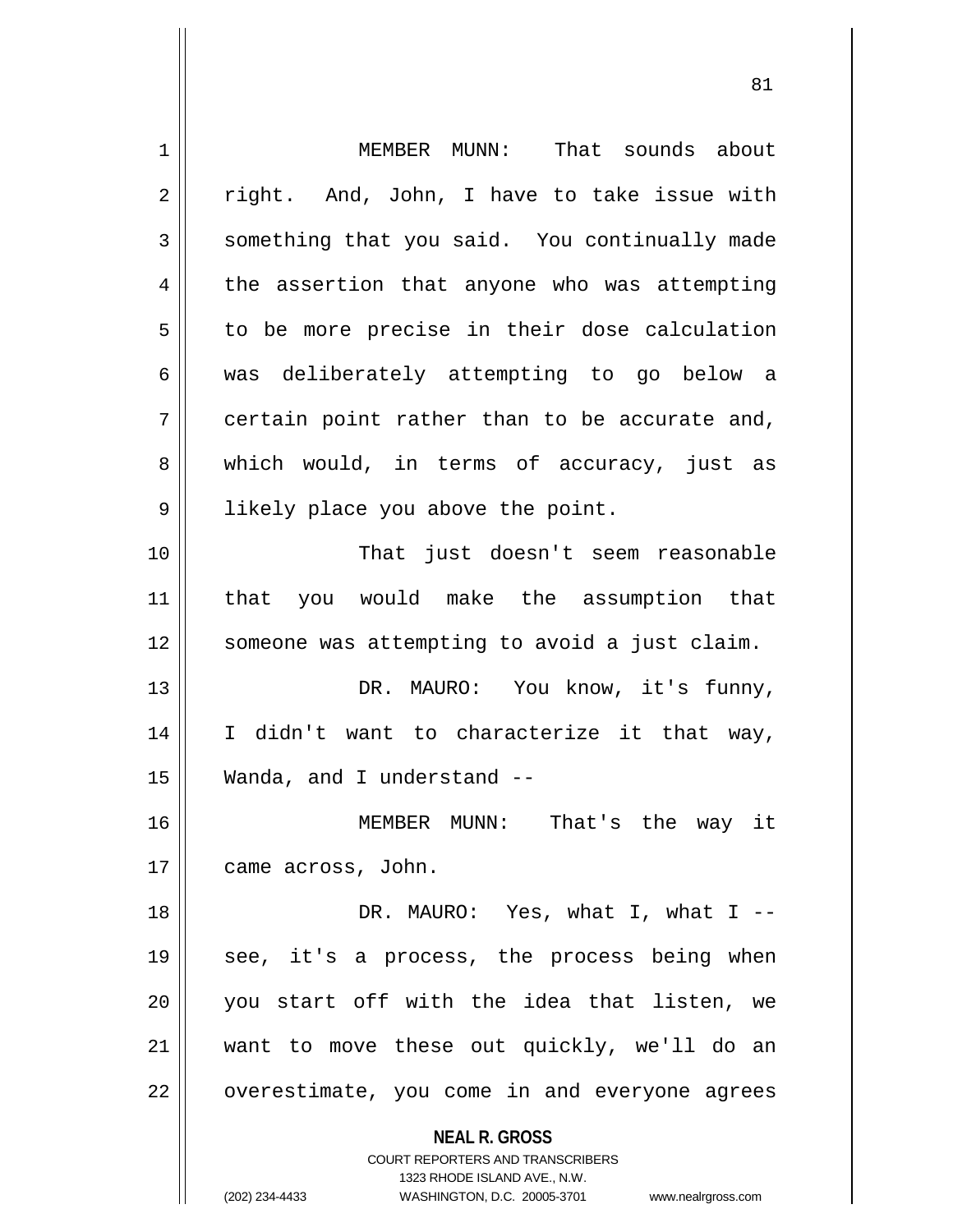MEMBER MUNN: That sounds about right. And, John, I have to take issue with something that you said. You continually made the assertion that anyone who was attempting to be more precise in their dose calculation was deliberately attempting to go below a certain point rather than to be accurate and, which would, in terms of accuracy, just as likely place you above the point.

That just doesn't seem reasonable that you would make the assumption that someone was attempting to avoid a just claim.

DR. MAURO: You know, it's funny, I didn't want to characterize it that way, Wanda, and I understand --

MEMBER MUNN: That's the way it came across, John.

DR. MAURO: Yes, what I, what I -- see, it's a process, the process being when you start off with the idea that listen, we want to move these out quickly, we'll do an overestimate, you come in and everyone agrees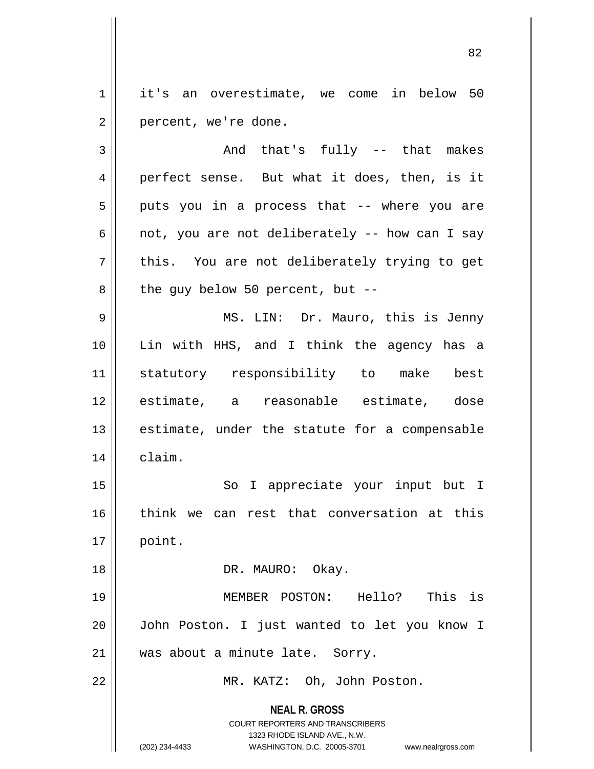it's an overestimate, we come in below 50 percent, we're done.

And that's fully -- that makes perfect sense. But what it does, then, is it puts you in a process that -- where you are not, you are not deliberately -- how can I say this. You are not deliberately trying to get the guy below 50 percent, but --

MS. LIN: Dr. Mauro, this is Jenny Lin with HHS, and I think the agency has a statutory responsibility to make best estimate, a reasonable estimate, dose estimate, under the statute for a compensable claim.

So I appreciate your input but I think we can rest that conversation at this point.

DR. MAURO: Okay.

MEMBER POSTON: Hello? This is John Poston. I just wanted to let you know I was about a minute late. Sorry.

MR. KATZ: Oh, John Poston.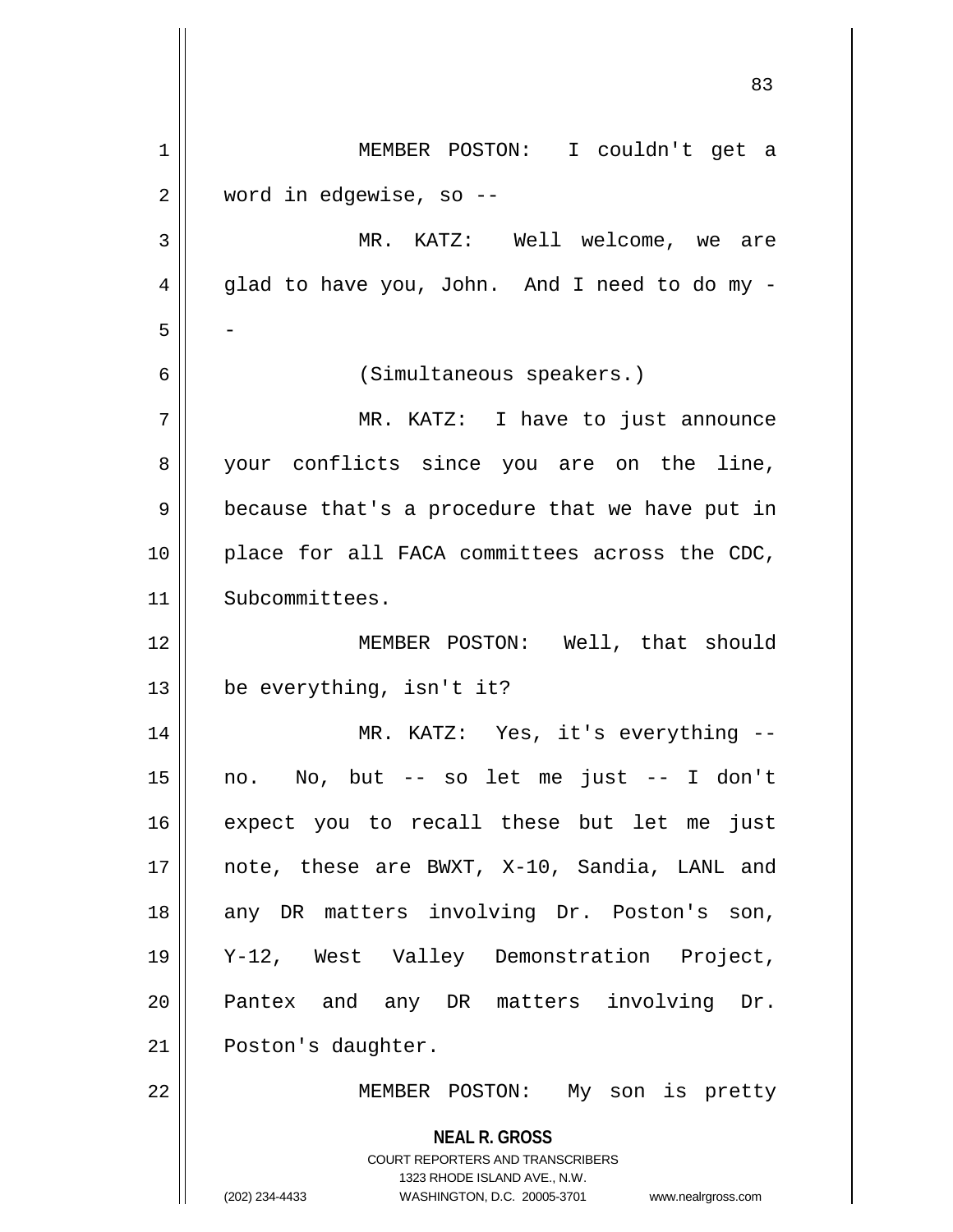MEMBER POSTON: I couldn't get a word in edgewise, so --

MR. KATZ: Well welcome, we are glad to have you, John. And I need to do my --

(Simultaneous speakers.)

MR. KATZ: I have to just announce your conflicts since you are on the line, because that's a procedure that we have put in place for all FACA committees across the CDC, Subcommittees.

MEMBER POSTON: Well, that should be everything, isn't it?

MR. KATZ: Yes, it's everything -- no. No, but -- so let me just -- I don't expect you to recall these but let me just note, these are BWXT, X-10, Sandia, LANL and any DR matters involving Dr. Poston's son, Y-12, West Valley Demonstration Project, Pantex and any DR matters involving Dr. Poston's daughter.

MEMBER POSTON: My son is pretty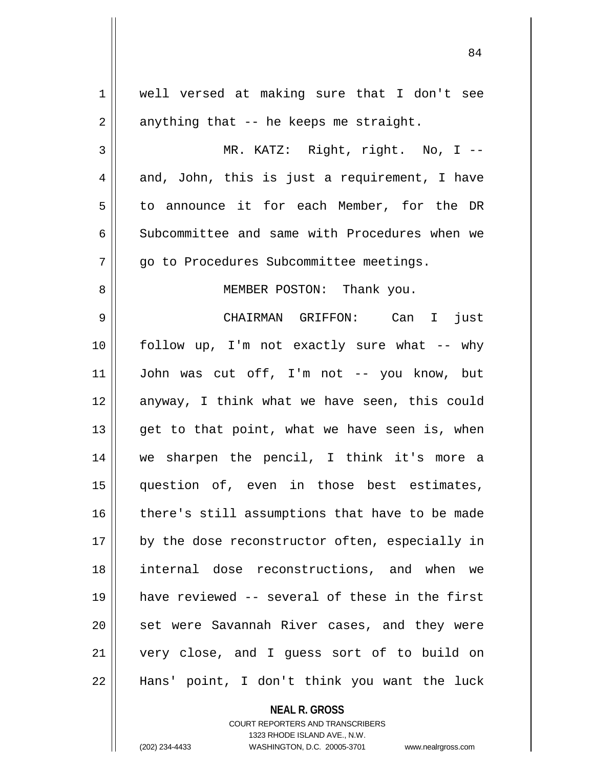well versed at making sure that I don't see anything that -- he keeps me straight.

MR. KATZ: Right, right. No, I -- and, John, this is just a requirement, I have to announce it for each Member, for the DR Subcommittee and same with Procedures when we go to Procedures Subcommittee meetings.

MEMBER POSTON: Thank you.

CHAIRMAN GRIFFON: Can I just follow up, I'm not exactly sure what -- why John was cut off, I'm not -- you know, but anyway, I think what we have seen, this could get to that point, what we have seen is, when we sharpen the pencil, I think it's more a question of, even in those best estimates, there's still assumptions that have to be made by the dose reconstructor often, especially in internal dose reconstructions, and when we have reviewed -- several of these in the first set were Savannah River cases, and they were very close, and I guess sort of to build on Hans' point, I don't think you want the luck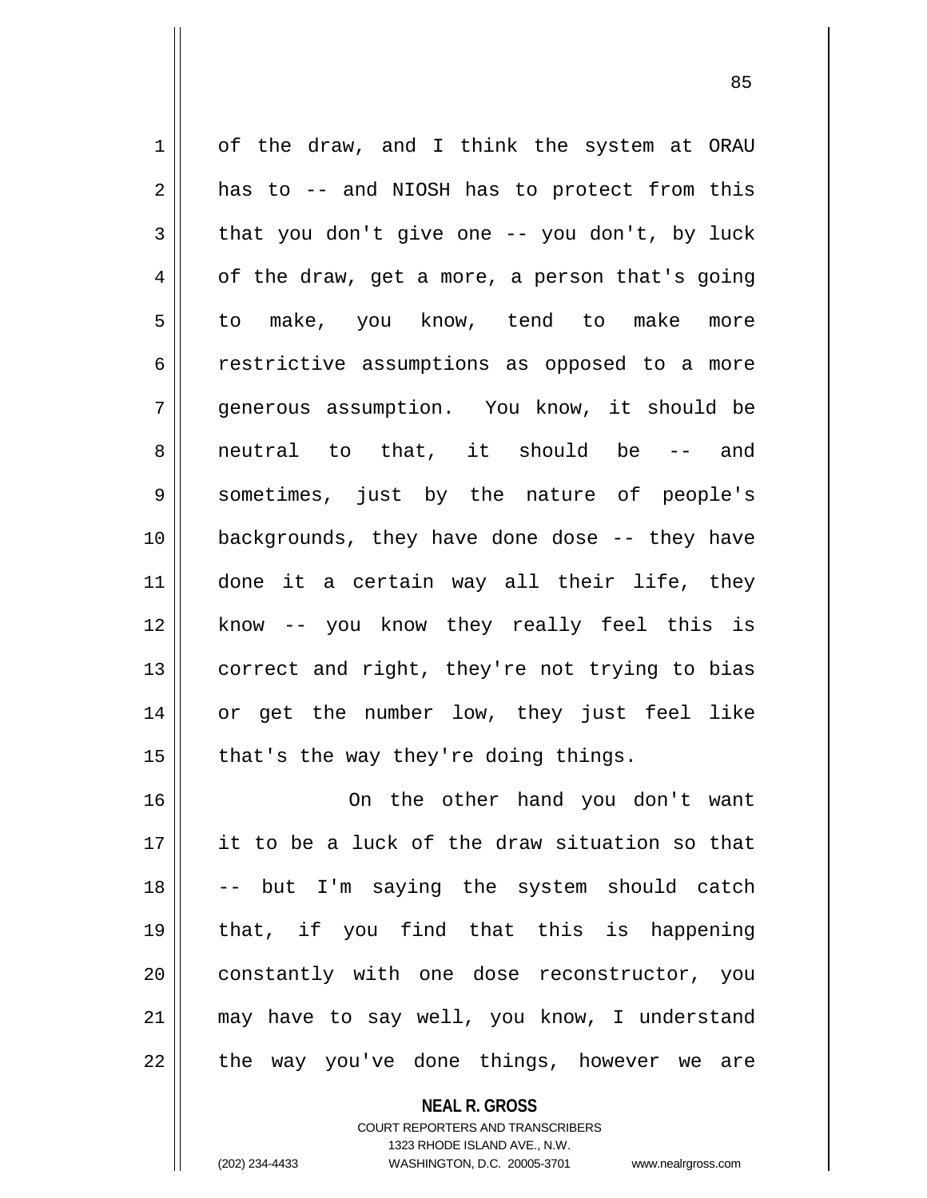of the draw, and I think the system at ORAU has to -- and NIOSH has to protect from this that you don't give one -- you don't, by luck of the draw, get a more, a person that's going to make, you know, tend to make more restrictive assumptions as opposed to a more generous assumption. You know, it should be neutral to that, it should be -- and sometimes, just by the nature of people's backgrounds, they have done dose -- they have done it a certain way all their life, they know -- you know they really feel this is correct and right, they're not trying to bias or get the number low, they just feel like that's the way they're doing things.

On the other hand you don't want it to be a luck of the draw situation so that -- but I'm saying the system should catch that, if you find that this is happening constantly with one dose reconstructor, you may have to say well, you know, I understand the way you've done things, however we are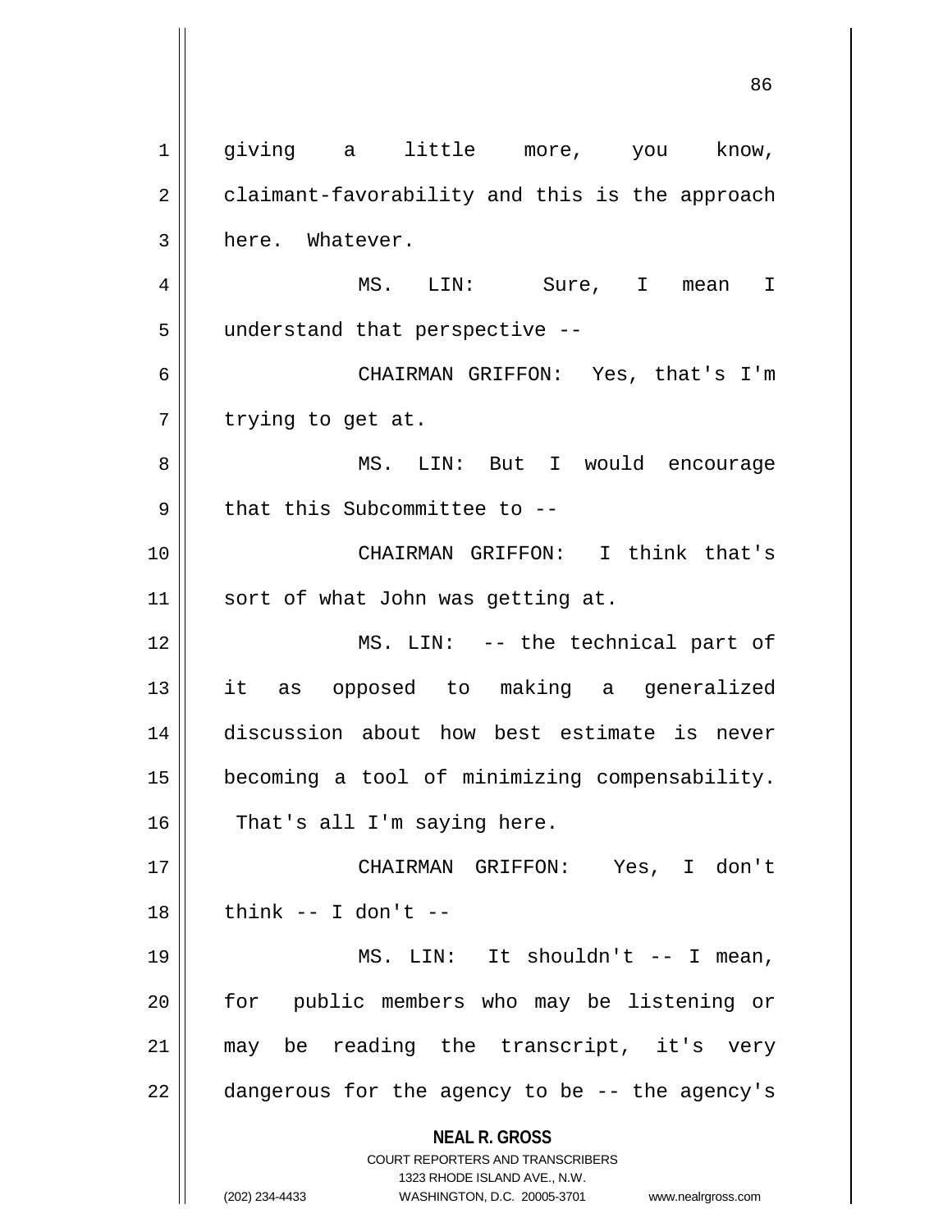giving a little more, you know, claimant-favorability and this is the approach here. Whatever.

MS. LIN: Sure, I mean I understand that perspective --

CHAIRMAN GRIFFON: Yes, that's I'm trying to get at.

MS. LIN: But I would encourage that this Subcommittee to --

CHAIRMAN GRIFFON: I think that's sort of what John was getting at.

MS. LIN: -- the technical part of it as opposed to making a generalized discussion about how best estimate is never becoming a tool of minimizing compensability. That's all I'm saying here.

CHAIRMAN GRIFFON: Yes, I don't think -- I don't --

MS. LIN: It shouldn't -- I mean, for public members who may be listening or may be reading the transcript, it's very dangerous for the agency to be -- the agency's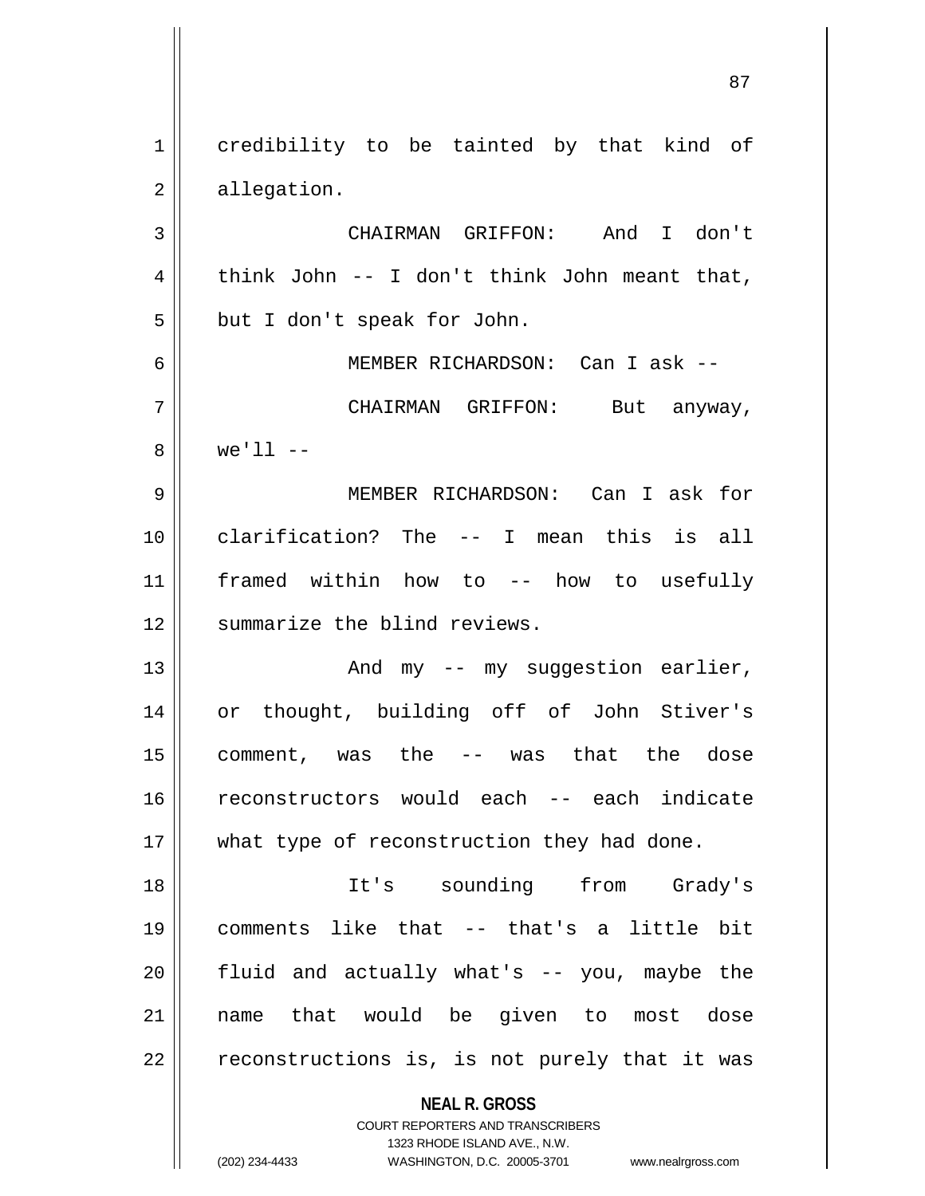credibility to be tainted by that kind of allegation.

CHAIRMAN GRIFFON: And I don't think John -- I don't think John meant that, but I don't speak for John.

MEMBER RICHARDSON: Can I ask --

CHAIRMAN GRIFFON: But anyway, we'll --

MEMBER RICHARDSON: Can I ask for clarification? The -- I mean this is all framed within how to -- how to usefully summarize the blind reviews.

And my -- my suggestion earlier, or thought, building off of John Stiver's comment, was the -- was that the dose reconstructors would each -- each indicate what type of reconstruction they had done.

It's sounding from Grady's comments like that -- that's a little bit fluid and actually what's -- you, maybe the name that would be given to most dose reconstructions is, is not purely that it was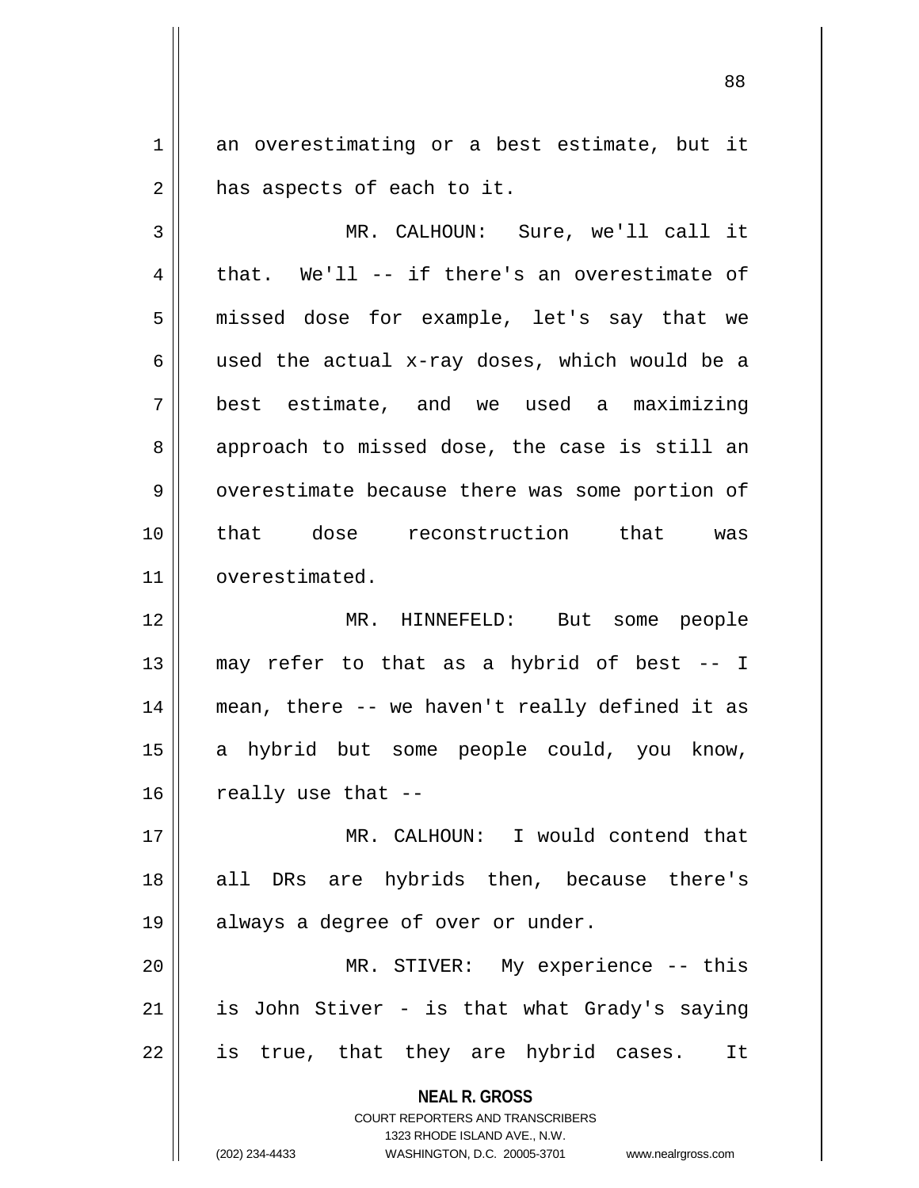an overestimating or a best estimate, but it has aspects of each to it.

MR. CALHOUN: Sure, we'll call it that. We'll -- if there's an overestimate of missed dose for example, let's say that we used the actual x-ray doses, which would be a best estimate, and we used a maximizing approach to missed dose, the case is still an overestimate because there was some portion of that dose reconstruction that was overestimated.

MR. HINNEFELD: But some people may refer to that as a hybrid of best -- I mean, there -- we haven't really defined it as a hybrid but some people could, you know, really use that --

MR. CALHOUN: I would contend that all DRs are hybrids then, because there's always a degree of over or under.

MR. STIVER: My experience -- this is John Stiver - is that what Grady's saying is true, that they are hybrid cases. It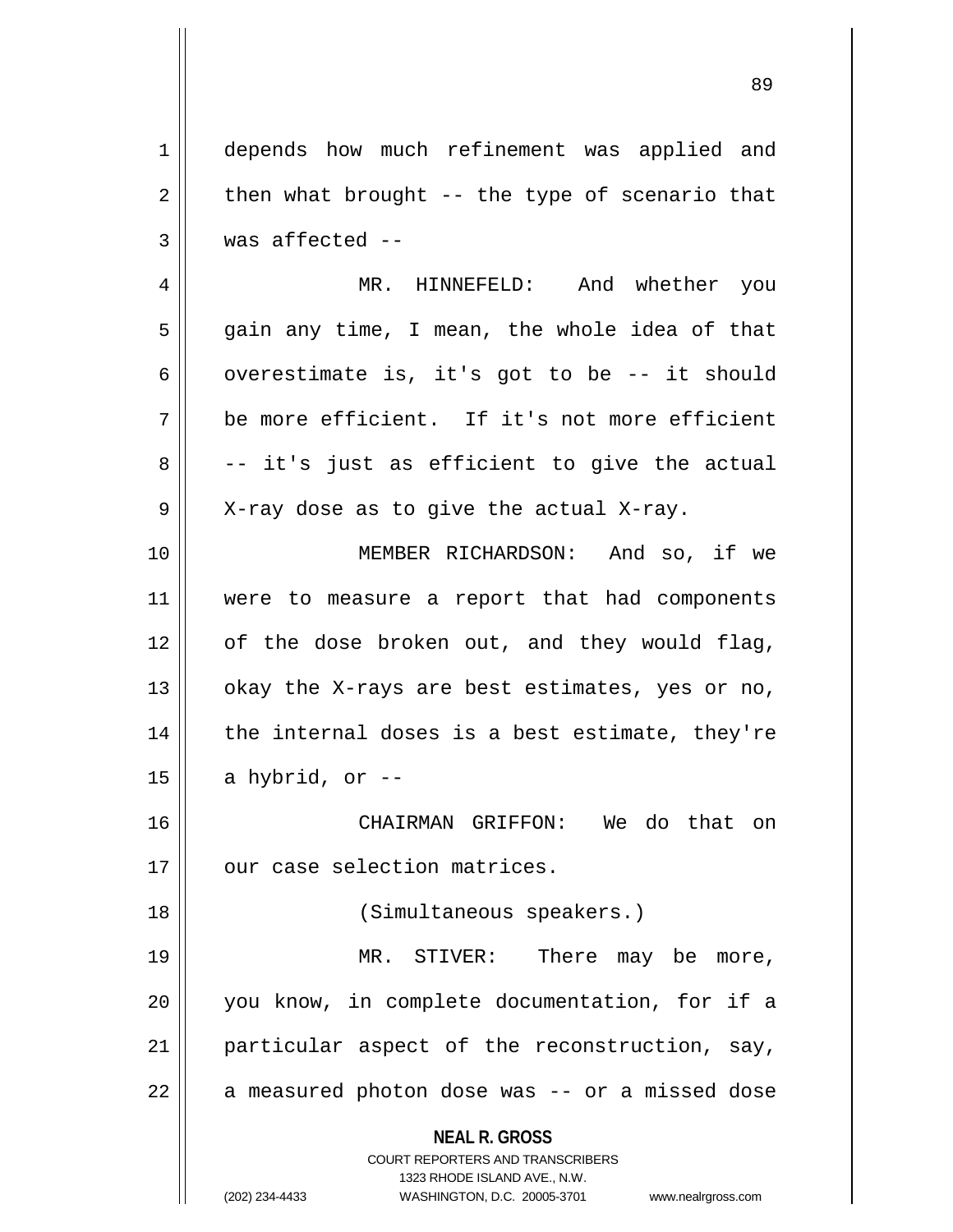depends how much refinement was applied and then what brought -- the type of scenario that was affected --

MR. HINNEFELD: And whether you gain any time, I mean, the whole idea of that overestimate is, it's got to be -- it should be more efficient. If it's not more efficient -- it's just as efficient to give the actual X-ray dose as to give the actual X-ray.

MEMBER RICHARDSON: And so, if we were to measure a report that had components of the dose broken out, and they would flag, okay the X-rays are best estimates, yes or no, the internal doses is a best estimate, they're a hybrid, or --

CHAIRMAN GRIFFON: We do that on our case selection matrices.

(Simultaneous speakers.)

MR. STIVER: There may be more, you know, in complete documentation, for if a particular aspect of the reconstruction, say, a measured photon dose was -- or a missed dose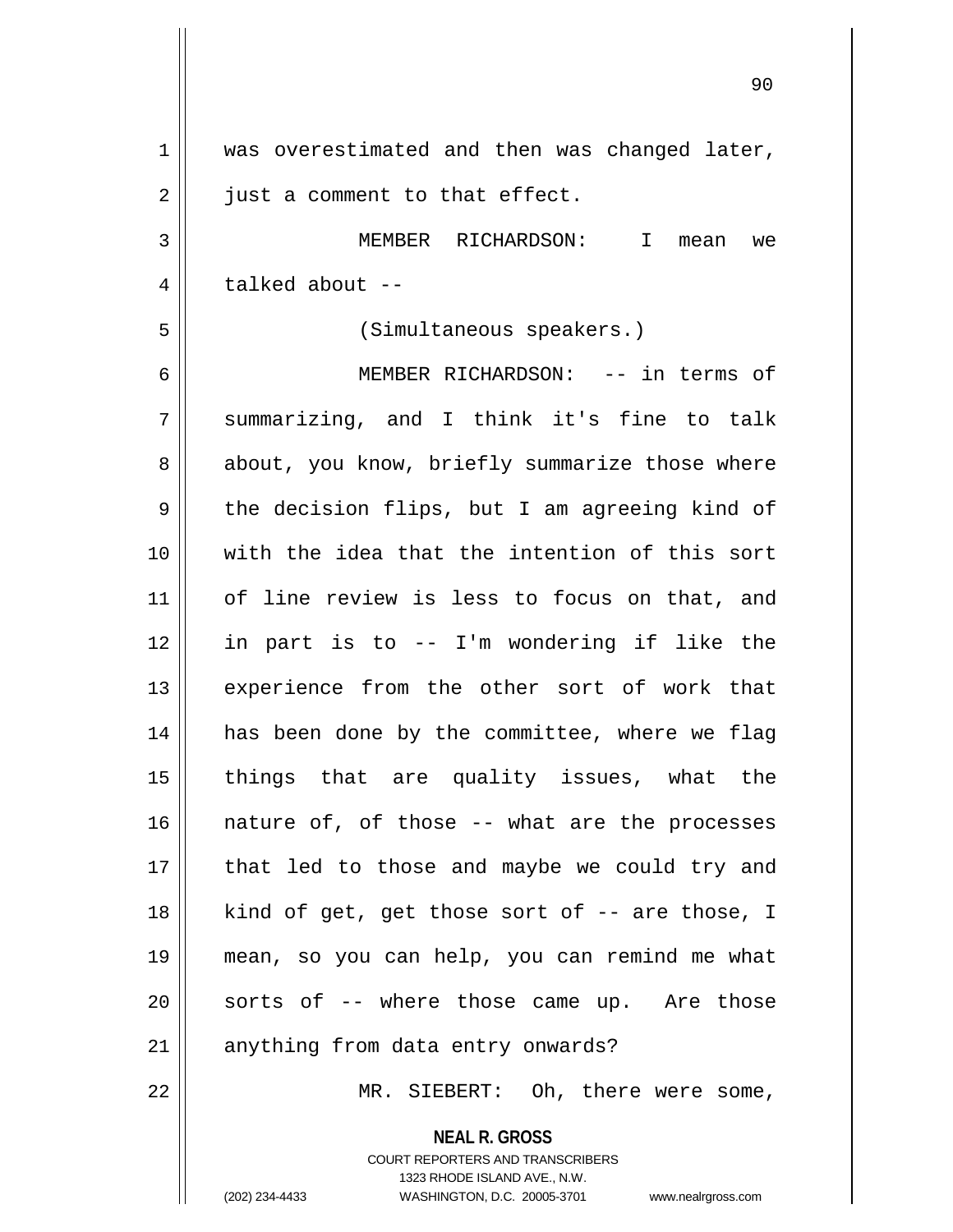was overestimated and then was changed later, just a comment to that effect.

MEMBER RICHARDSON: I mean we talked about --

(Simultaneous speakers.)

MEMBER RICHARDSON: -- in terms of summarizing, and I think it's fine to talk about, you know, briefly summarize those where the decision flips, but I am agreeing kind of with the idea that the intention of this sort of line review is less to focus on that, and in part is to -- I'm wondering if like the experience from the other sort of work that has been done by the committee, where we flag things that are quality issues, what the nature of, of those -- what are the processes that led to those and maybe we could try and kind of get, get those sort of -- are those, I mean, so you can help, you can remind me what sorts of -- where those came up. Are those anything from data entry onwards?

MR. SIEBERT: Oh, there were some,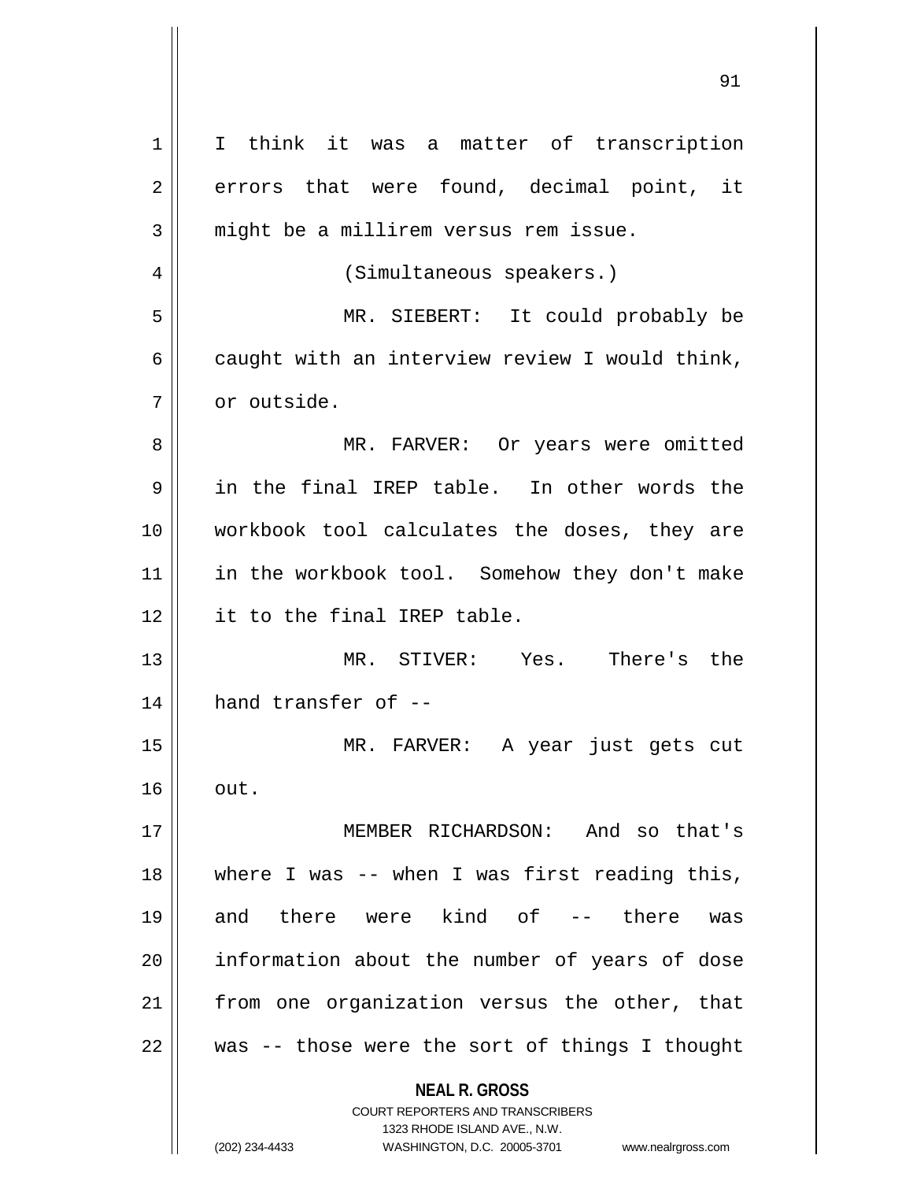I think it was a matter of transcription errors that were found, decimal point, it might be a millirem versus rem issue.

(Simultaneous speakers.)

MR. SIEBERT: It could probably be caught with an interview review I would think, or outside.

MR. FARVER: Or years were omitted in the final IREP table. In other words the workbook tool calculates the doses, they are in the workbook tool. Somehow they don't make it to the final IREP table.

MR. STIVER: Yes. There's the hand transfer of --

MR. FARVER: A year just gets cut out.

MEMBER RICHARDSON: And so that's where I was -- when I was first reading this, and there were kind of -- there was information about the number of years of dose from one organization versus the other, that was -- those were the sort of things I thought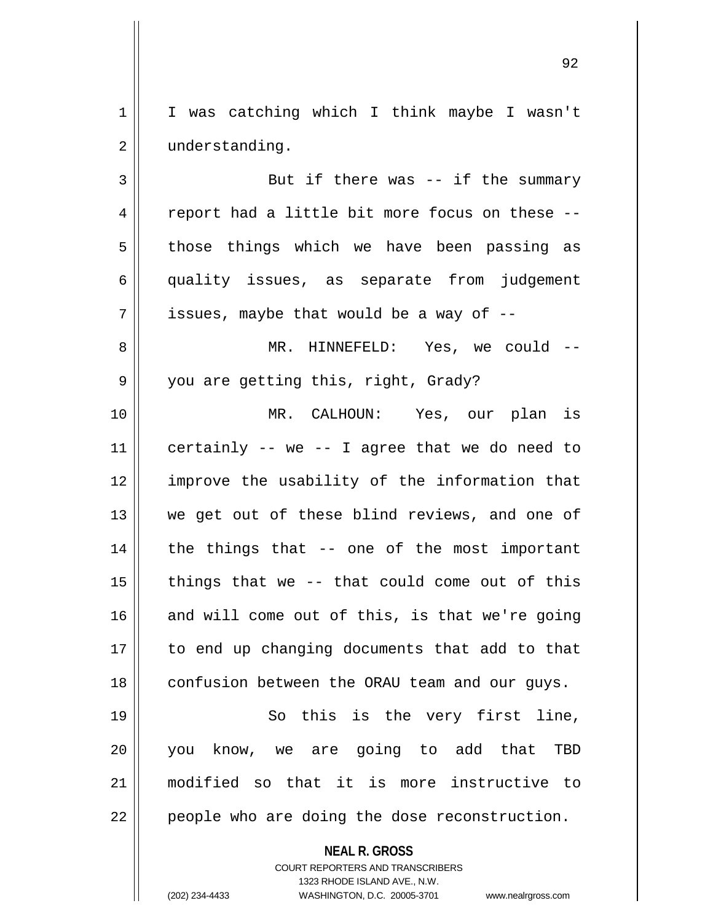I was catching which I think maybe I wasn't understanding.

But if there was -- if the summary report had a little bit more focus on these -- those things which we have been passing as quality issues, as separate from judgement issues, maybe that would be a way of --

MR. HINNEFELD: Yes, we could -- you are getting this, right, Grady?

MR. CALHOUN: Yes, our plan is certainly -- we -- I agree that we do need to improve the usability of the information that we get out of these blind reviews, and one of the things that -- one of the most important things that we -- that could come out of this and will come out of this, is that we're going to end up changing documents that add to that confusion between the ORAU team and our guys.

So this is the very first line, you know, we are going to add that TBD modified so that it is more instructive to people who are doing the dose reconstruction.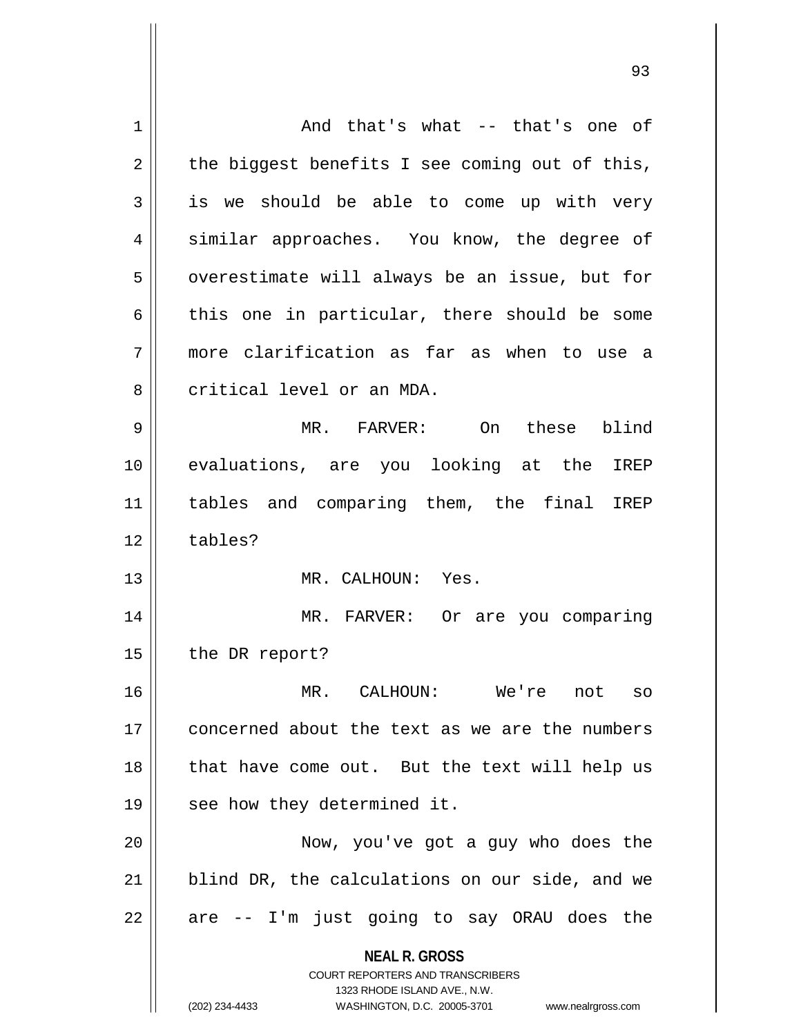And that's what -- that's one of the biggest benefits I see coming out of this, is we should be able to come up with very similar approaches. You know, the degree of overestimate will always be an issue, but for this one in particular, there should be some more clarification as far as when to use a critical level or an MDA.

MR. FARVER: On these blind evaluations, are you looking at the IREP tables and comparing them, the final IREP tables?

MR. CALHOUN: Yes.

MR. FARVER: Or are you comparing the DR report?

MR. CALHOUN: We're not so concerned about the text as we are the numbers that have come out. But the text will help us see how they determined it.

Now, you've got a guy who does the blind DR, the calculations on our side, and we are -- I'm just going to say ORAU does the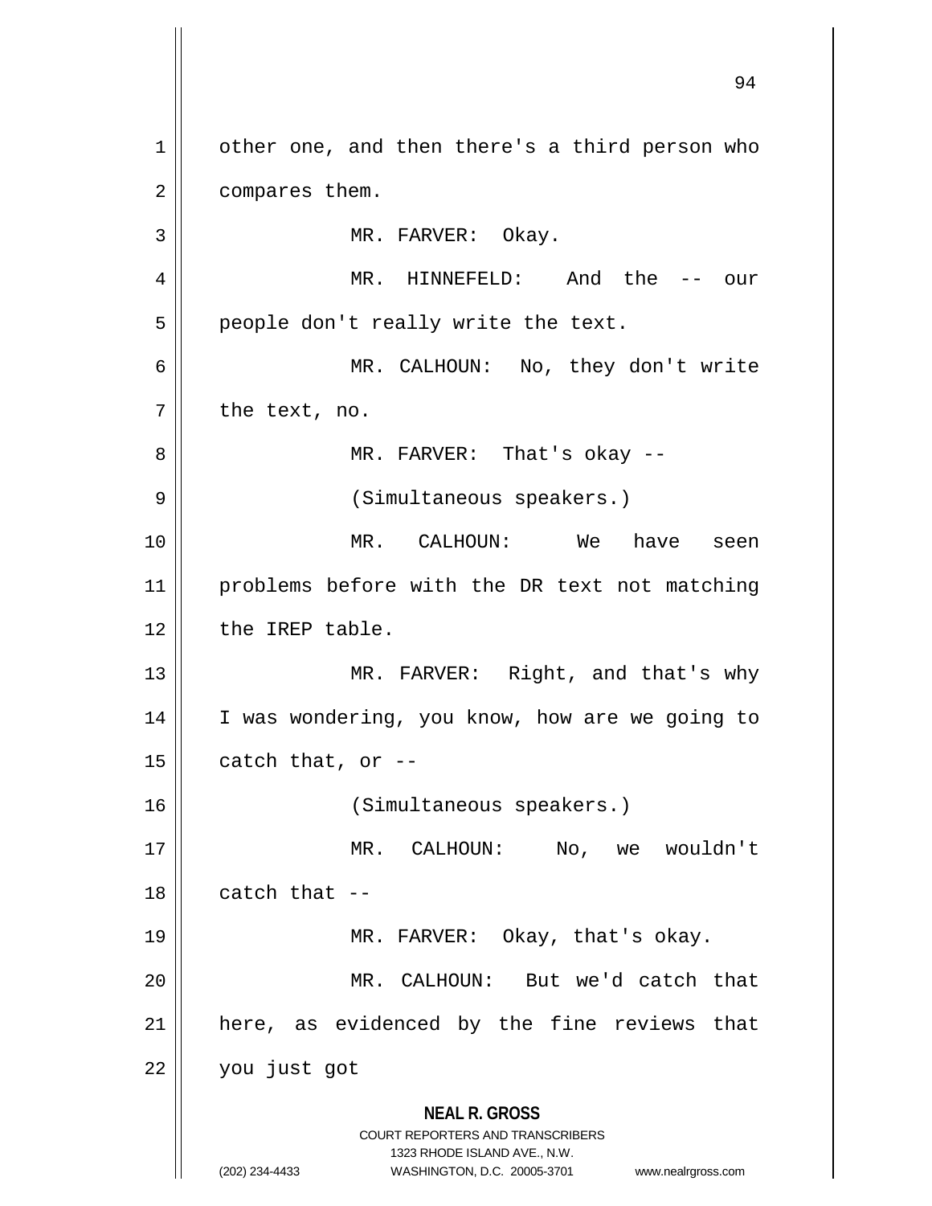other one, and then there's a third person who compares them.

MR. FARVER: Okay.

MR. HINNEFELD: And the -- our people don't really write the text.

MR. CALHOUN: No, they don't write the text, no.

MR. FARVER: That's okay --

(Simultaneous speakers.)

MR. CALHOUN: We have seen problems before with the DR text not matching the IREP table.

MR. FARVER: Right, and that's why I was wondering, you know, how are we going to catch that, or --

(Simultaneous speakers.)

MR. CALHOUN: No, we wouldn't catch that --

MR. FARVER: Okay, that's okay.

MR. CALHOUN: But we'd catch that here, as evidenced by the fine reviews that you just got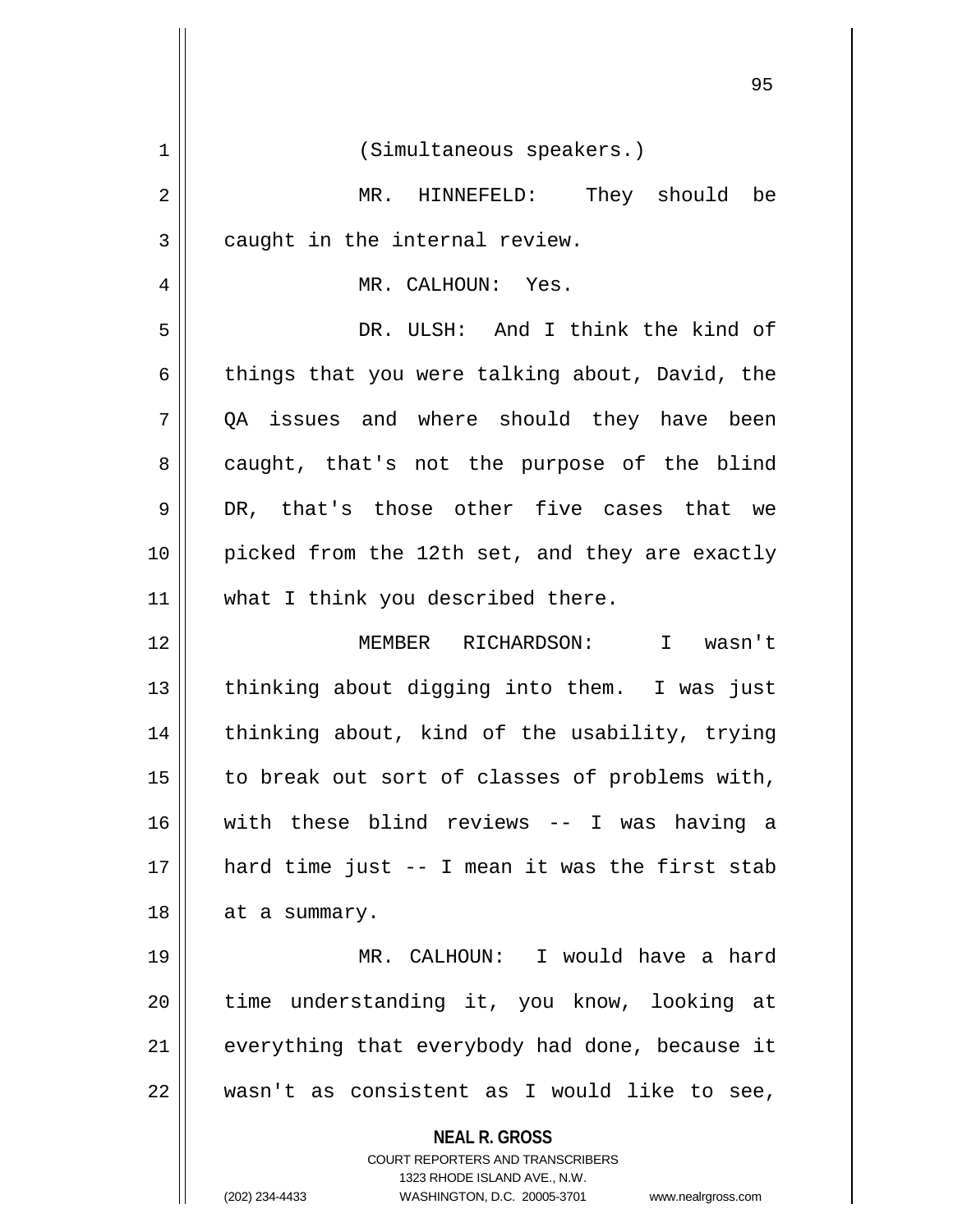(Simultaneous speakers.)

MR. HINNEFELD: They should be caught in the internal review.

MR. CALHOUN: Yes.

DR. ULSH: And I think the kind of things that you were talking about, David, the QA issues and where should they have been caught, that's not the purpose of the blind DR, that's those other five cases that we picked from the 12th set, and they are exactly what I think you described there.

MEMBER RICHARDSON: I wasn't thinking about digging into them. I was just thinking about, kind of the usability, trying to break out sort of classes of problems with, with these blind reviews -- I was having a hard time just -- I mean it was the first stab at a summary.

MR. CALHOUN: I would have a hard time understanding it, you know, looking at everything that everybody had done, because it wasn't as consistent as I would like to see,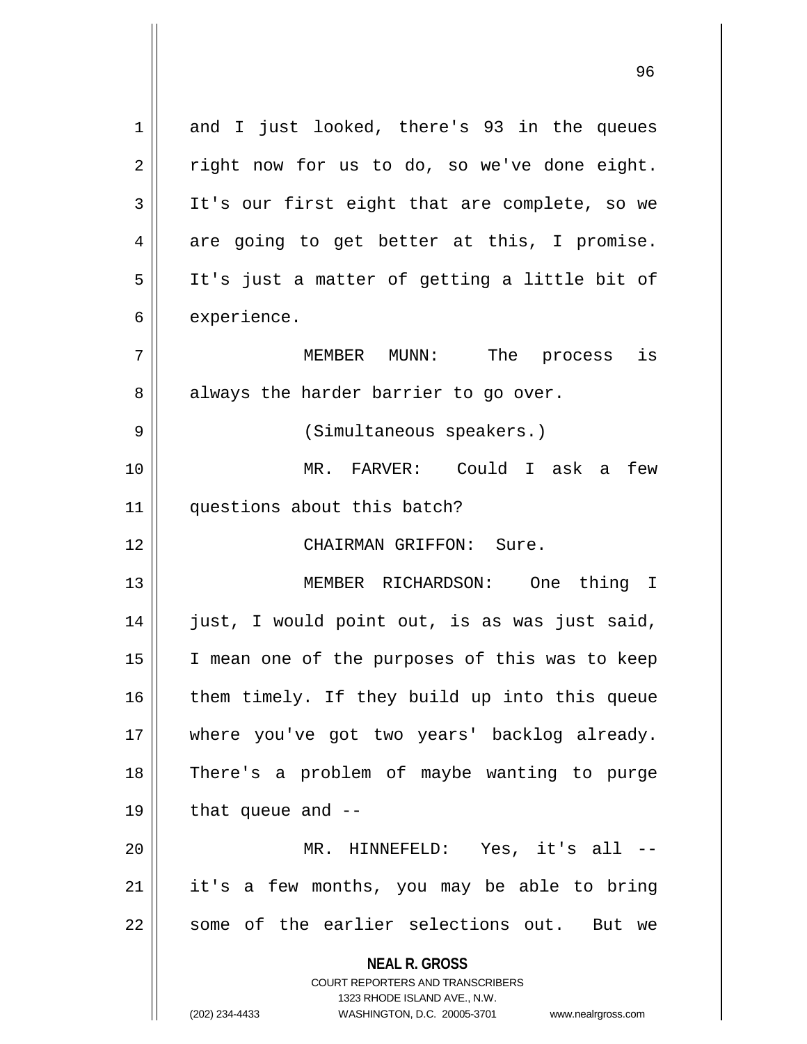and I just looked, there's 93 in the queues right now for us to do, so we've done eight. It's our first eight that are complete, so we are going to get better at this, I promise. It's just a matter of getting a little bit of experience.

MEMBER MUNN: The process is always the harder barrier to go over.

(Simultaneous speakers.)

MR. FARVER: Could I ask a few questions about this batch?

CHAIRMAN GRIFFON: Sure.

MEMBER RICHARDSON: One thing I just, I would point out, is as was just said, I mean one of the purposes of this was to keep them timely. If they build up into this queue where you've got two years' backlog already. There's a problem of maybe wanting to purge that queue and --

MR. HINNEFELD: Yes, it's all -- it's a few months, you may be able to bring some of the earlier selections out. But we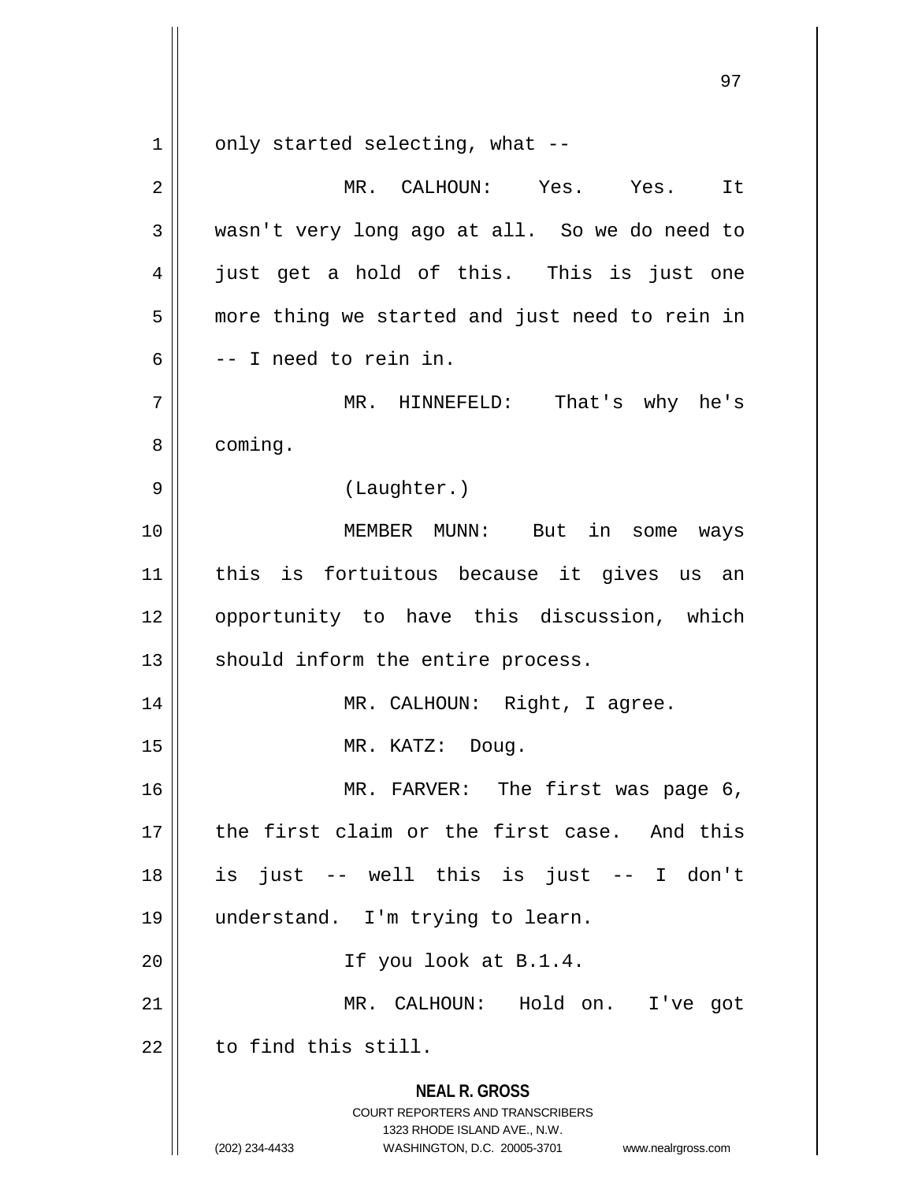only started selecting, what --

MR. CALHOUN: Yes. Yes. It wasn't very long ago at all. So we do need to just get a hold of this. This is just one more thing we started and just need to rein in -- I need to rein in.

MR. HINNEFELD: That's why he's coming.

(Laughter.)

MEMBER MUNN: But in some ways this is fortuitous because it gives us an opportunity to have this discussion, which should inform the entire process.

MR. CALHOUN: Right, I agree.

MR. KATZ: Doug.

MR. FARVER: The first was page 6, the first claim or the first case. And this is just -- well this is just -- I don't understand. I'm trying to learn.

If you look at B.1.4.

MR. CALHOUN: Hold on. I've got to find this still.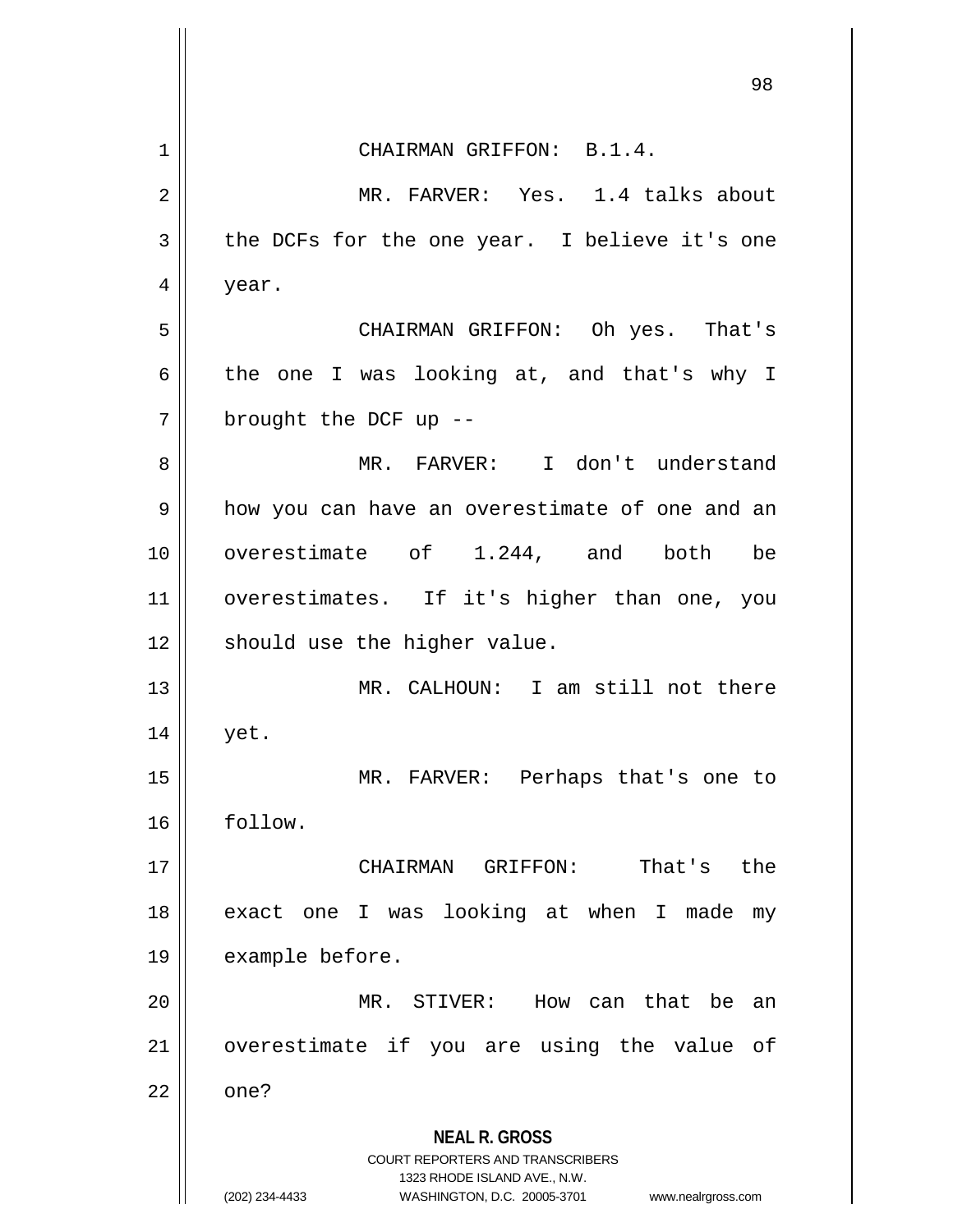CHAIRMAN GRIFFON: B.1.4.

MR. FARVER: Yes. 1.4 talks about the DCFs for the one year. I believe it's one year.

CHAIRMAN GRIFFON: Oh yes. That's the one I was looking at, and that's why I brought the DCF up --

MR. FARVER: I don't understand how you can have an overestimate of one and an overestimate of 1.244, and both be overestimates. If it's higher than one, you should use the higher value.

MR. CALHOUN: I am still not there yet.

MR. FARVER: Perhaps that's one to follow.

CHAIRMAN GRIFFON: That's the exact one I was looking at when I made my example before.

MR. STIVER: How can that be an overestimate if you are using the value of one?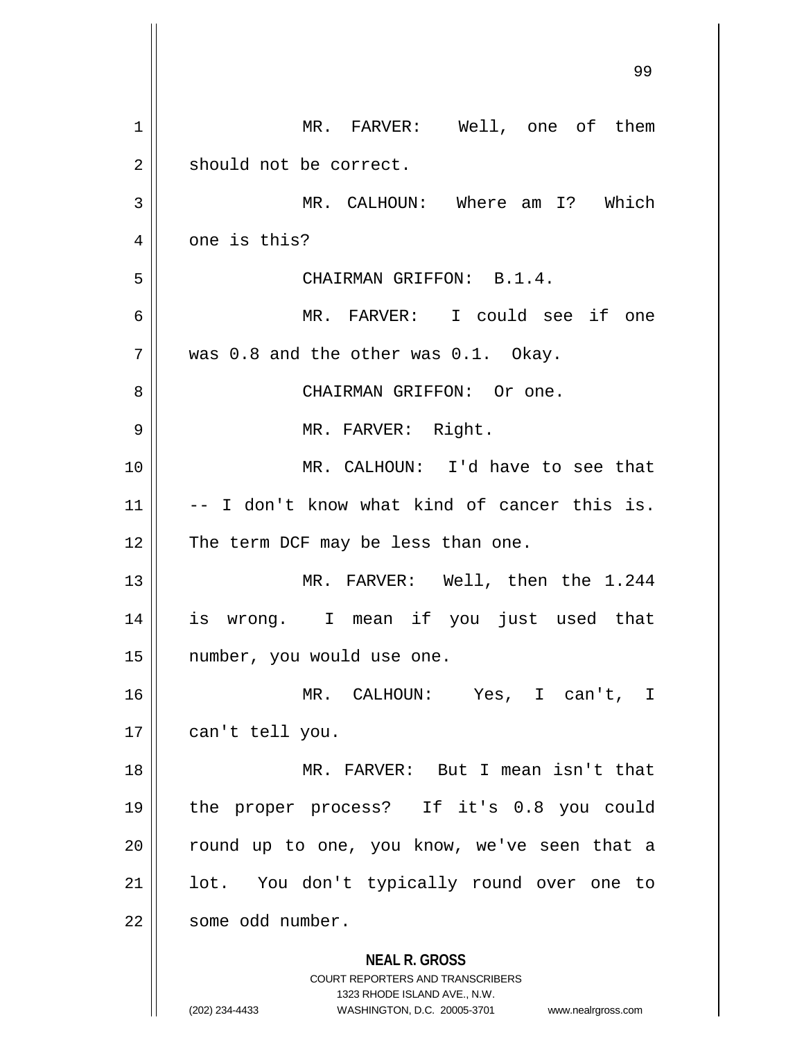MR. FARVER: Well, one of them should not be correct.

MR. CALHOUN: Where am I? Which one is this?

CHAIRMAN GRIFFON: B.1.4.

MR. FARVER: I could see if one was 0.8 and the other was 0.1. Okay.

CHAIRMAN GRIFFON: Or one.

MR. FARVER: Right.

MR. CALHOUN: I'd have to see that -- I don't know what kind of cancer this is. The term DCF may be less than one.

MR. FARVER: Well, then the 1.244 is wrong. I mean if you just used that number, you would use one.

MR. CALHOUN: Yes, I can't, I can't tell you.

MR. FARVER: But I mean isn't that the proper process? If it's 0.8 you could round up to one, you know, we've seen that a lot. You don't typically round over one to some odd number.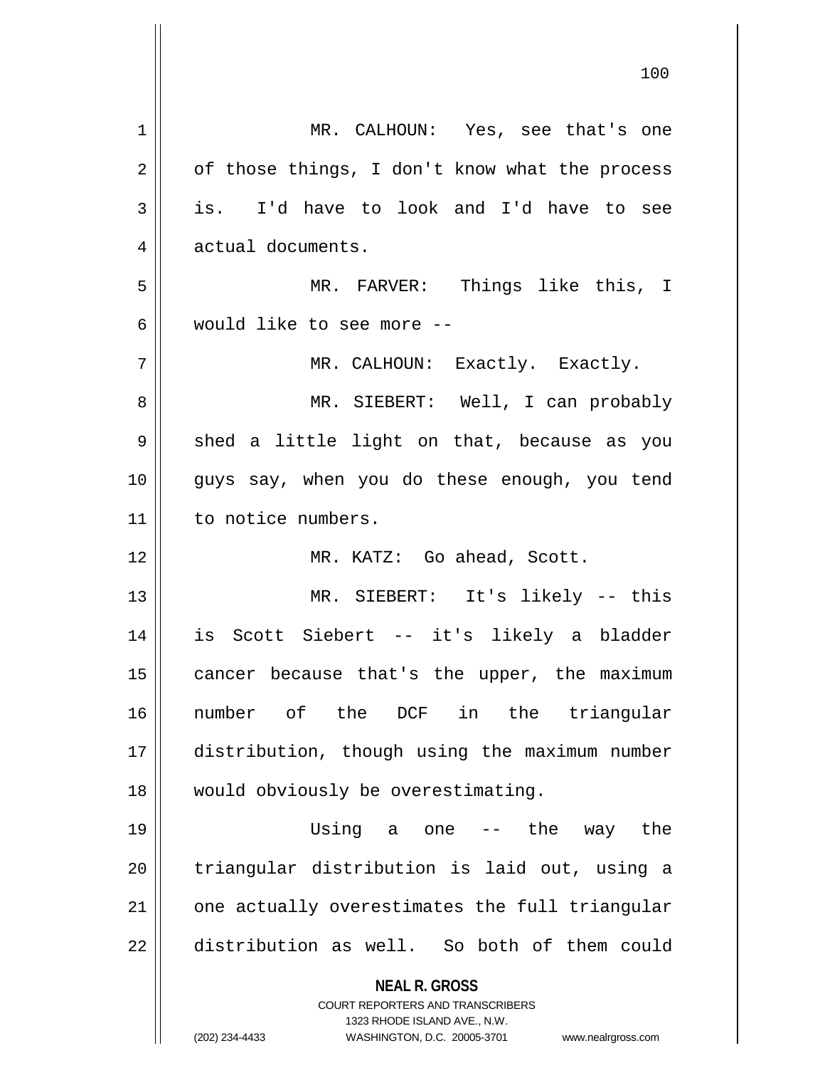MR. CALHOUN: Yes, see that's one of those things, I don't know what the process is. I'd have to look and I'd have to see actual documents.

MR. FARVER: Things like this, I would like to see more --

MR. CALHOUN: Exactly. Exactly.

MR. SIEBERT: Well, I can probably shed a little light on that, because as you guys say, when you do these enough, you tend to notice numbers.

MR. KATZ: Go ahead, Scott.

MR. SIEBERT: It's likely -- this is Scott Siebert -- it's likely a bladder cancer because that's the upper, the maximum number of the DCF in the triangular distribution, though using the maximum number would obviously be overestimating.

Using a one -- the way the triangular distribution is laid out, using a one actually overestimates the full triangular distribution as well. So both of them could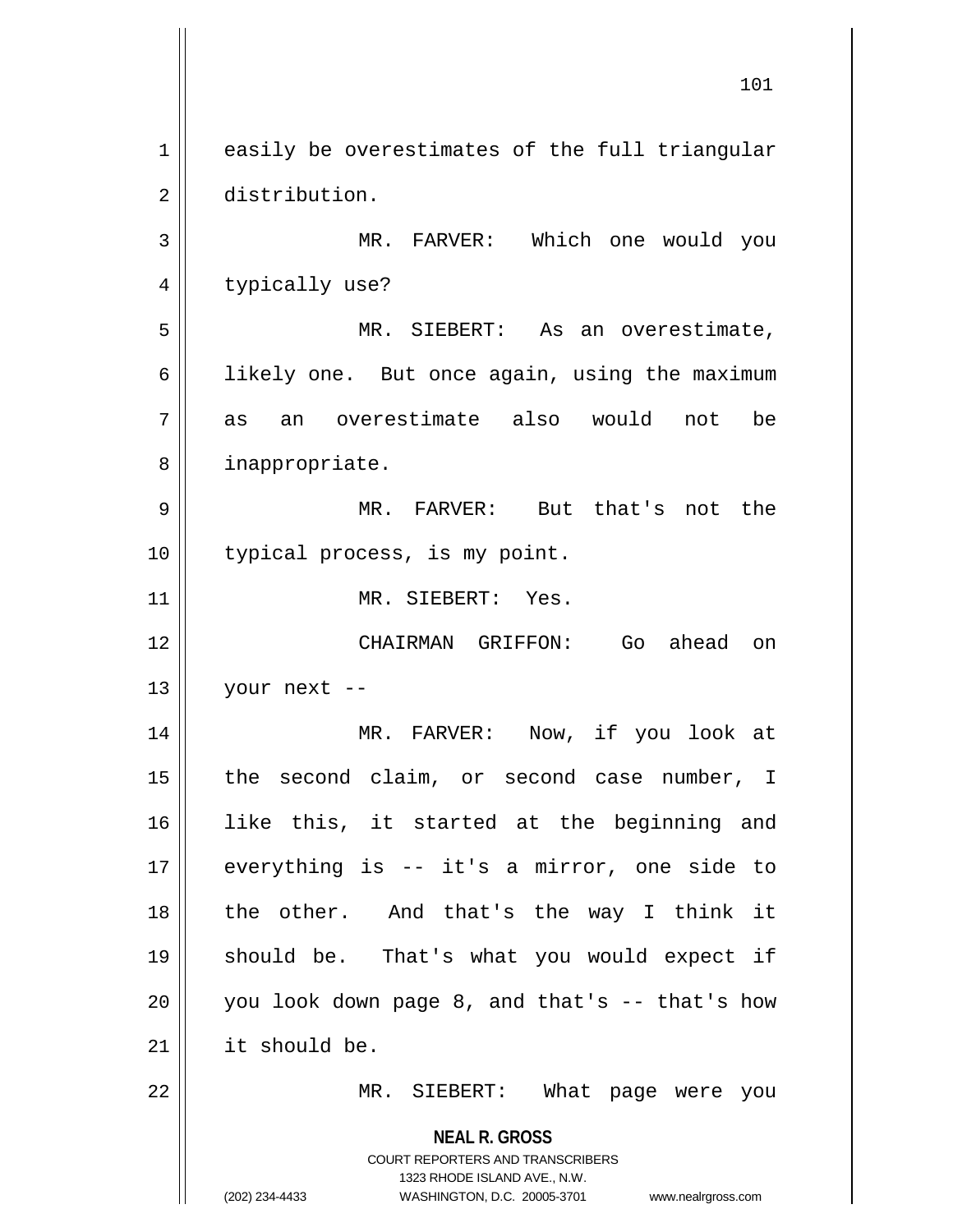easily be overestimates of the full triangular distribution.

MR. FARVER: Which one would you typically use?

MR. SIEBERT: As an overestimate, likely one. But once again, using the maximum as an overestimate also would not be inappropriate.

MR. FARVER: But that's not the typical process, is my point.

MR. SIEBERT: Yes.

CHAIRMAN GRIFFON: Go ahead on your next --

MR. FARVER: Now, if you look at the second claim, or second case number, I like this, it started at the beginning and everything is -- it's a mirror, one side to the other. And that's the way I think it should be. That's what you would expect if you look down page 8, and that's -- that's how it should be.

MR. SIEBERT: What page were you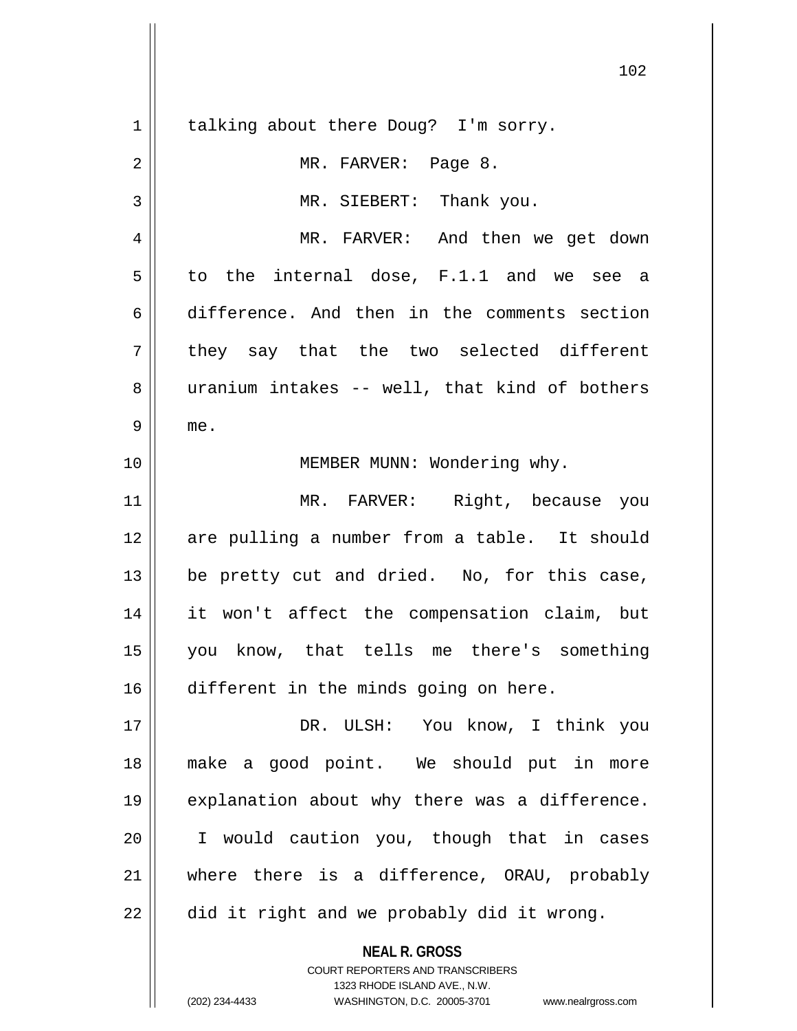talking about there Doug? I'm sorry.

MR. FARVER: Page 8.

MR. SIEBERT: Thank you.

MR. FARVER: And then we get down to the internal dose, F.1.1 and we see a difference. And then in the comments section they say that the two selected different uranium intakes -- well, that kind of bothers me.

MEMBER MUNN: Wondering why.

MR. FARVER: Right, because you are pulling a number from a table. It should be pretty cut and dried. No, for this case, it won't affect the compensation claim, but you know, that tells me there's something different in the minds going on here.

DR. ULSH: You know, I think you make a good point. We should put in more explanation about why there was a difference. I would caution you, though that in cases where there is a difference, ORAU, probably did it right and we probably did it wrong.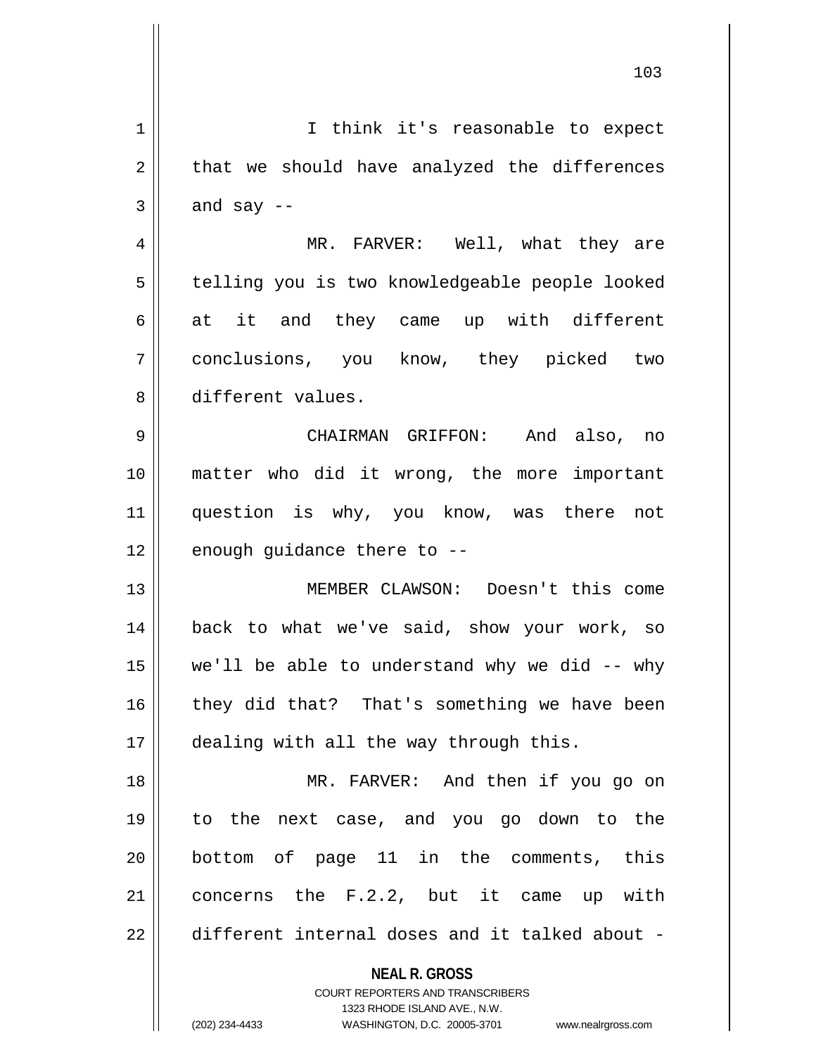I think it's reasonable to expect that we should have analyzed the differences and say --

MR. FARVER: Well, what they are telling you is two knowledgeable people looked at it and they came up with different conclusions, you know, they picked two different values.

CHAIRMAN GRIFFON: And also, no matter who did it wrong, the more important question is why, you know, was there not enough guidance there to --

MEMBER CLAWSON: Doesn't this come back to what we've said, show your work, so we'll be able to understand why we did -- why they did that? That's something we have been dealing with all the way through this.

MR. FARVER: And then if you go on to the next case, and you go down to the bottom of page 11 in the comments, this concerns the F.2.2, but it came up with different internal doses and it talked about -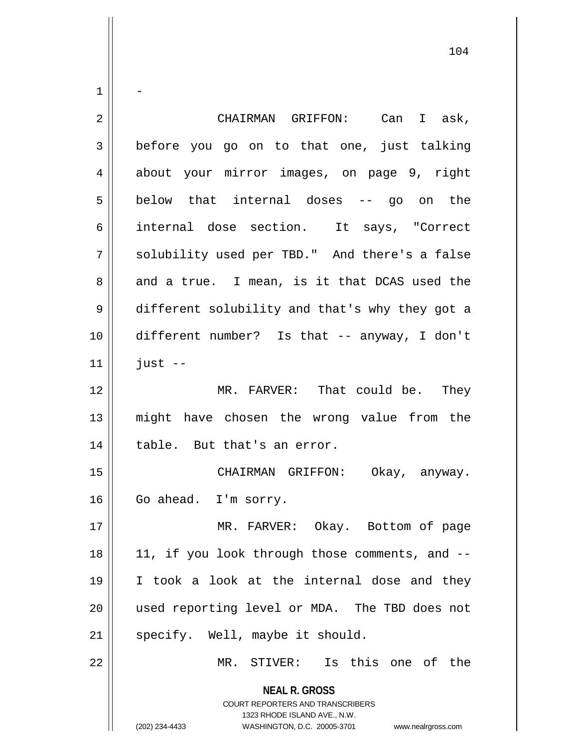-

CHAIRMAN GRIFFON: Can I ask, before you go on to that one, just talking about your mirror images, on page 9, right below that internal doses -- go on the internal dose section. It says, "Correct solubility used per TBD." And there's a false and a true. I mean, is it that DCAS used the different solubility and that's why they got a different number? Is that -- anyway, I don't just --

MR. FARVER: That could be. They might have chosen the wrong value from the table. But that's an error.

CHAIRMAN GRIFFON: Okay, anyway. Go ahead. I'm sorry.

MR. FARVER: Okay. Bottom of page 11, if you look through those comments, and -- I took a look at the internal dose and they used reporting level or MDA. The TBD does not specify. Well, maybe it should.

MR. STIVER: Is this one of the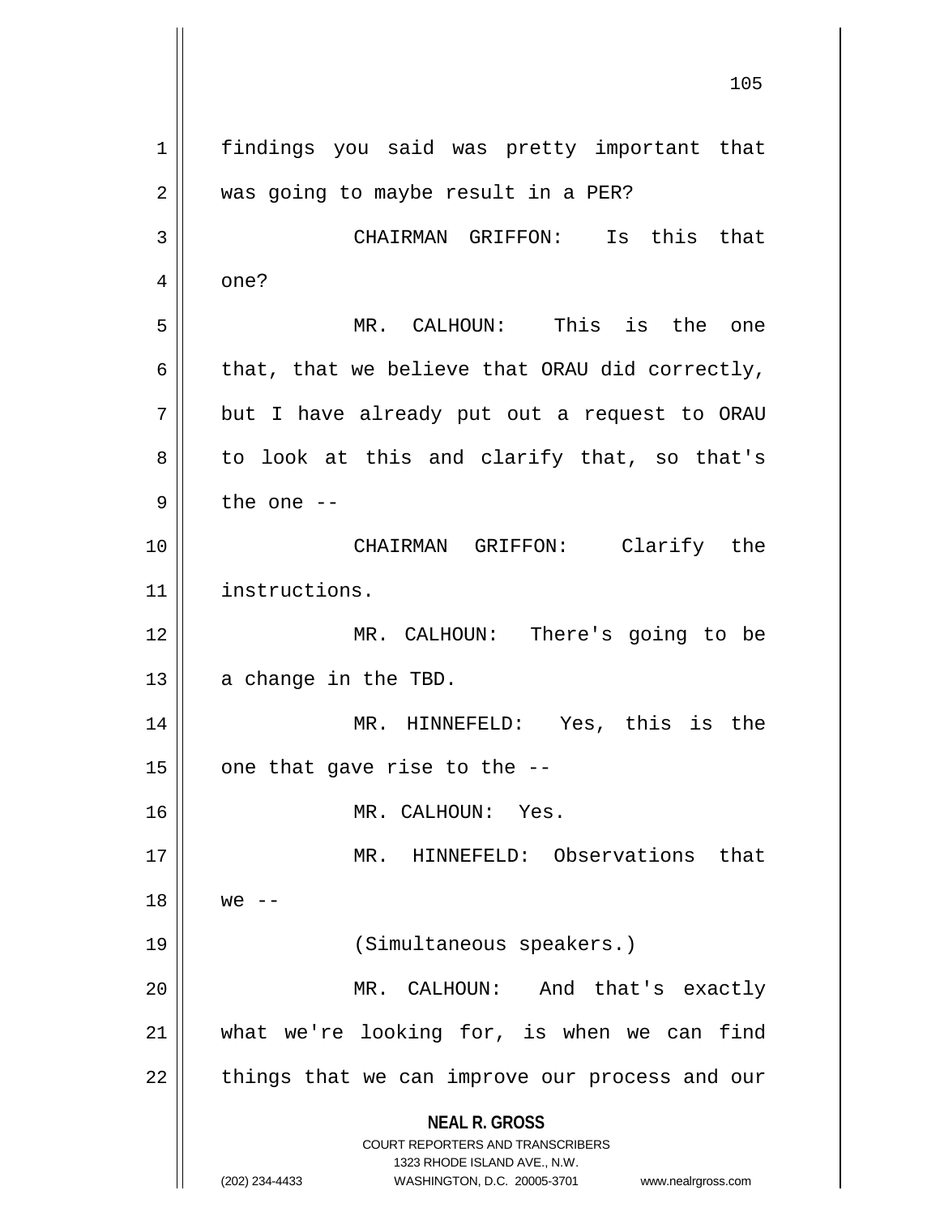findings you said was pretty important that was going to maybe result in a PER?

CHAIRMAN GRIFFON: Is this that one?

MR. CALHOUN: This is the one that, that we believe that ORAU did correctly, but I have already put out a request to ORAU to look at this and clarify that, so that's the one --

CHAIRMAN GRIFFON: Clarify the instructions.

MR. CALHOUN: There's going to be a change in the TBD.

MR. HINNEFELD: Yes, this is the one that gave rise to the --

MR. CALHOUN: Yes.

MR. HINNEFELD: Observations that we --

(Simultaneous speakers.)

MR. CALHOUN: And that's exactly what we're looking for, is when we can find things that we can improve our process and our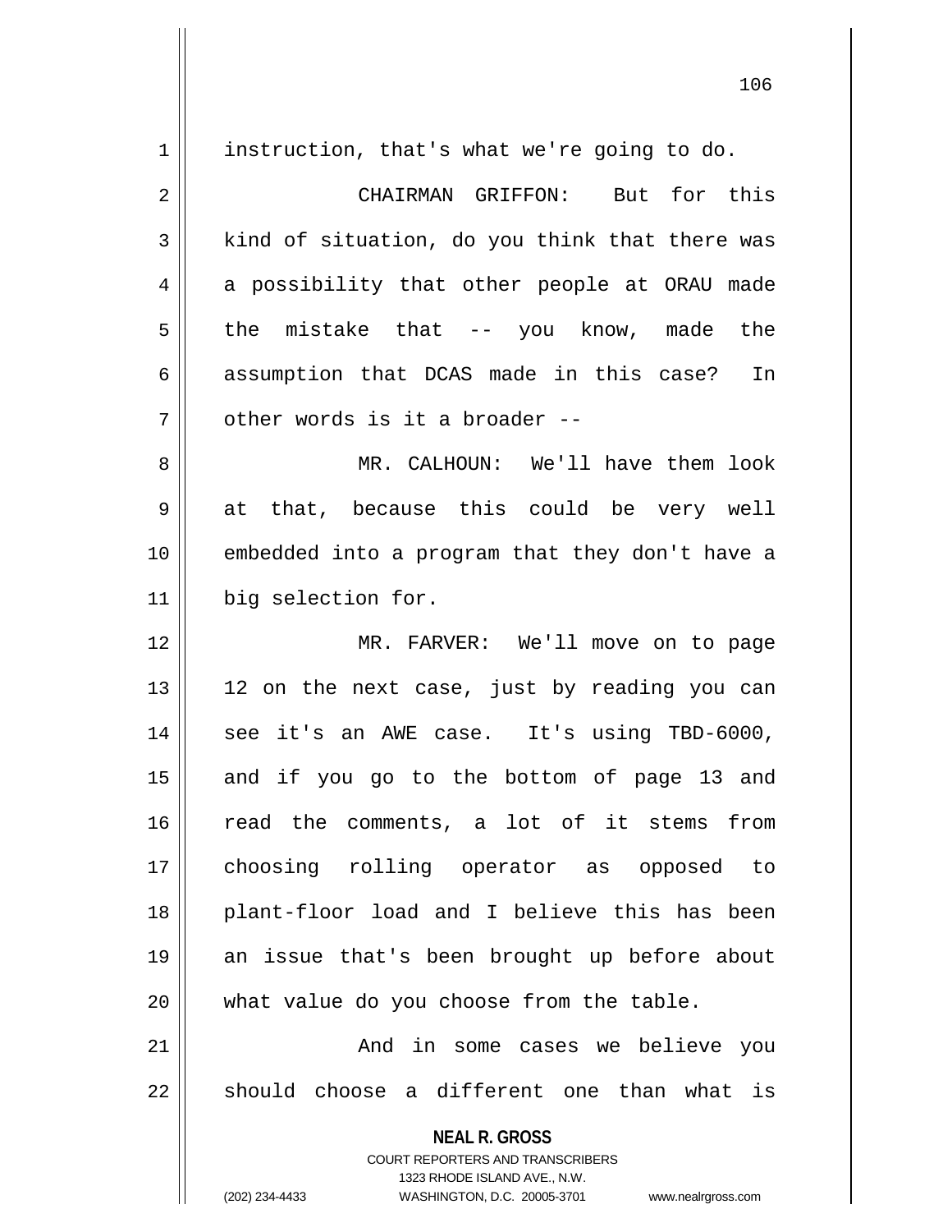instruction, that's what we're going to do.

CHAIRMAN GRIFFON: But for this kind of situation, do you think that there was a possibility that other people at ORAU made the mistake that -- you know, made the assumption that DCAS made in this case? In other words is it a broader --

MR. CALHOUN: We'll have them look at that, because this could be very well embedded into a program that they don't have a big selection for.

MR. FARVER: We'll move on to page 12 on the next case, just by reading you can see it's an AWE case. It's using TBD-6000, and if you go to the bottom of page 13 and read the comments, a lot of it stems from choosing rolling operator as opposed to plant-floor load and I believe this has been an issue that's been brought up before about what value do you choose from the table.

And in some cases we believe you should choose a different one than what is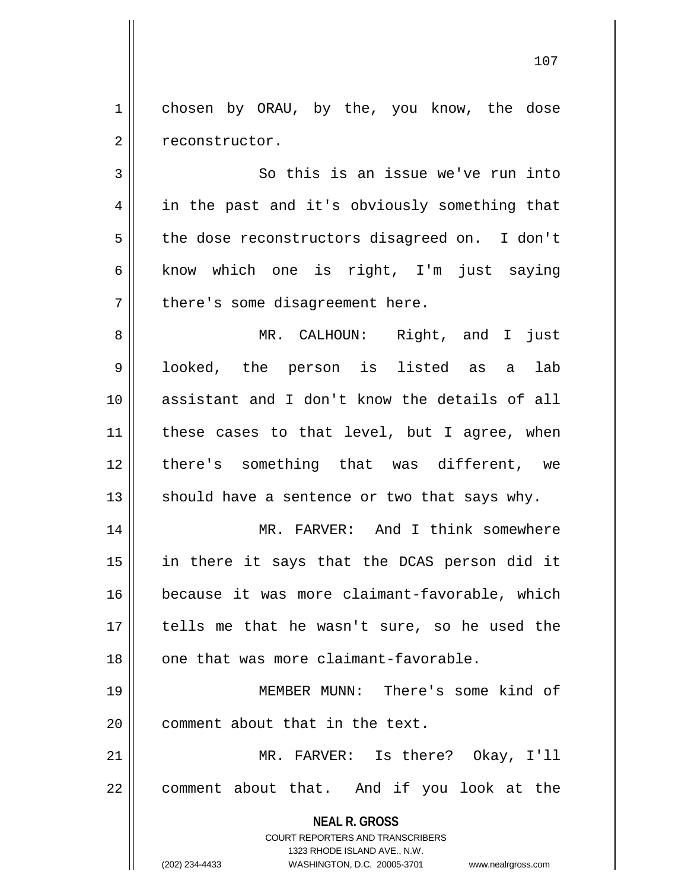chosen by ORAU, by the, you know, the dose reconstructor.

So this is an issue we've run into in the past and it's obviously something that the dose reconstructors disagreed on. I don't know which one is right, I'm just saying there's some disagreement here.

MR. CALHOUN: Right, and I just looked, the person is listed as a lab assistant and I don't know the details of all these cases to that level, but I agree, when there's something that was different, we should have a sentence or two that says why.

MR. FARVER: And I think somewhere in there it says that the DCAS person did it because it was more claimant-favorable, which tells me that he wasn't sure, so he used the one that was more claimant-favorable.

MEMBER MUNN: There's some kind of comment about that in the text.

MR. FARVER: Is there? Okay, I'll comment about that. And if you look at the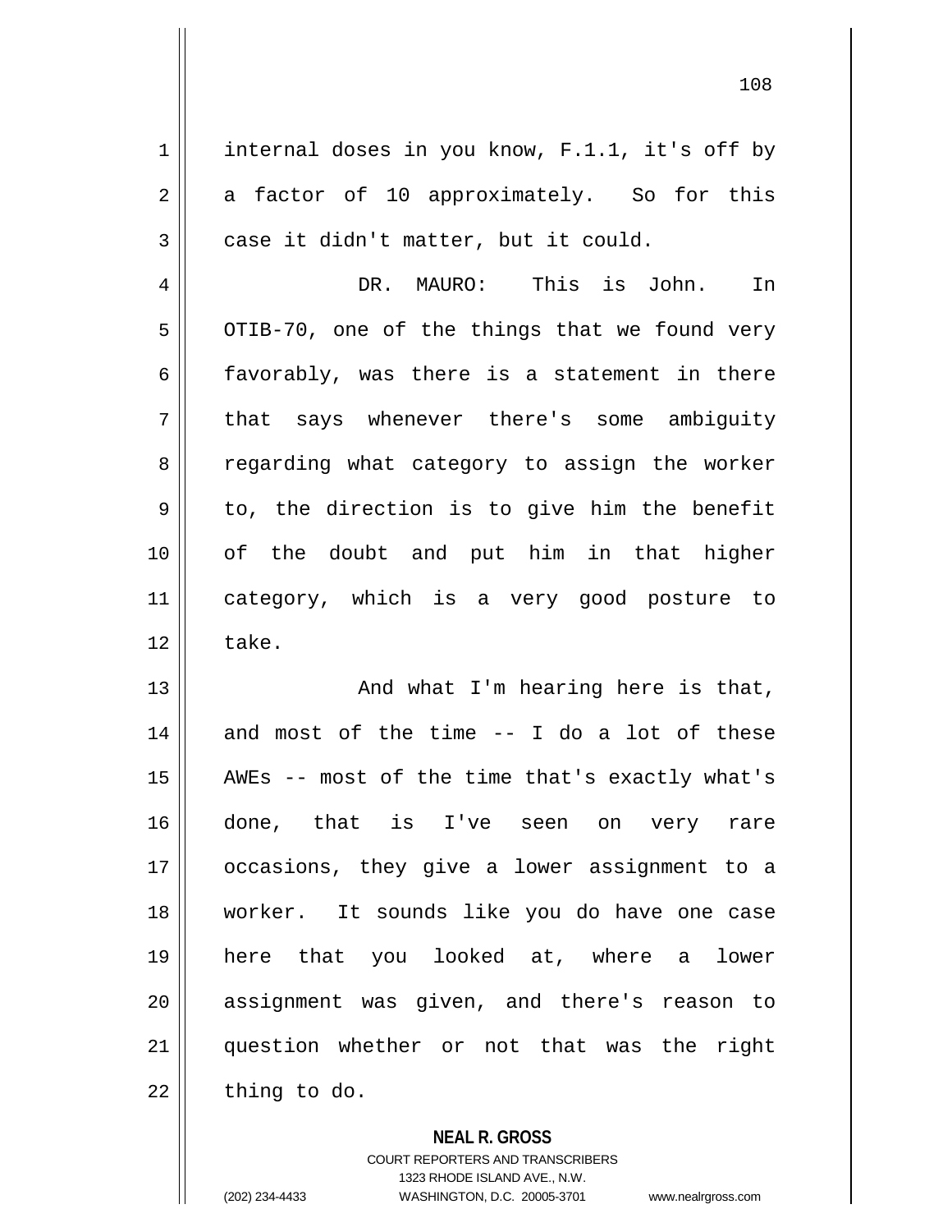internal doses in you know, F.1.1, it's off by a factor of 10 approximately. So for this case it didn't matter, but it could.

DR. MAURO: This is John. In OTIB-70, one of the things that we found very favorably, was there is a statement in there that says whenever there's some ambiguity regarding what category to assign the worker to, the direction is to give him the benefit of the doubt and put him in that higher category, which is a very good posture to take.

And what I'm hearing here is that, and most of the time -- I do a lot of these AWEs -- most of the time that's exactly what's done, that is I've seen on very rare occasions, they give a lower assignment to a worker. It sounds like you do have one case here that you looked at, where a lower assignment was given, and there's reason to question whether or not that was the right thing to do.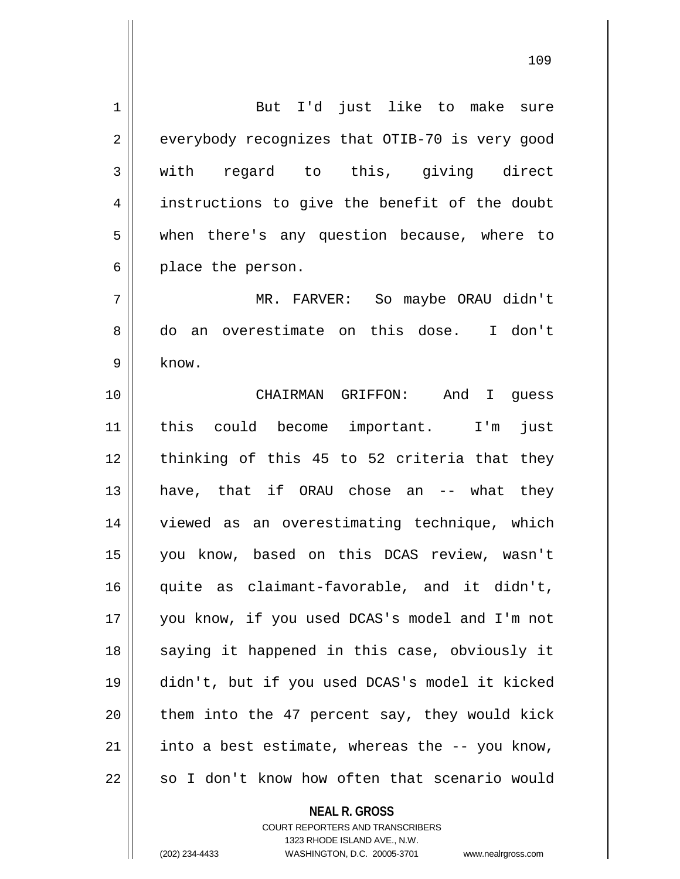But I'd just like to make sure everybody recognizes that OTIB-70 is very good with regard to this, giving direct instructions to give the benefit of the doubt when there's any question because, where to place the person.

MR. FARVER: So maybe ORAU didn't do an overestimate on this dose. I don't know.

CHAIRMAN GRIFFON: And I guess this could become important. I'm just thinking of this 45 to 52 criteria that they have, that if ORAU chose an -- what they viewed as an overestimating technique, which you know, based on this DCAS review, wasn't quite as claimant-favorable, and it didn't, you know, if you used DCAS's model and I'm not saying it happened in this case, obviously it didn't, but if you used DCAS's model it kicked them into the 47 percent say, they would kick into a best estimate, whereas the -- you know, so I don't know how often that scenario would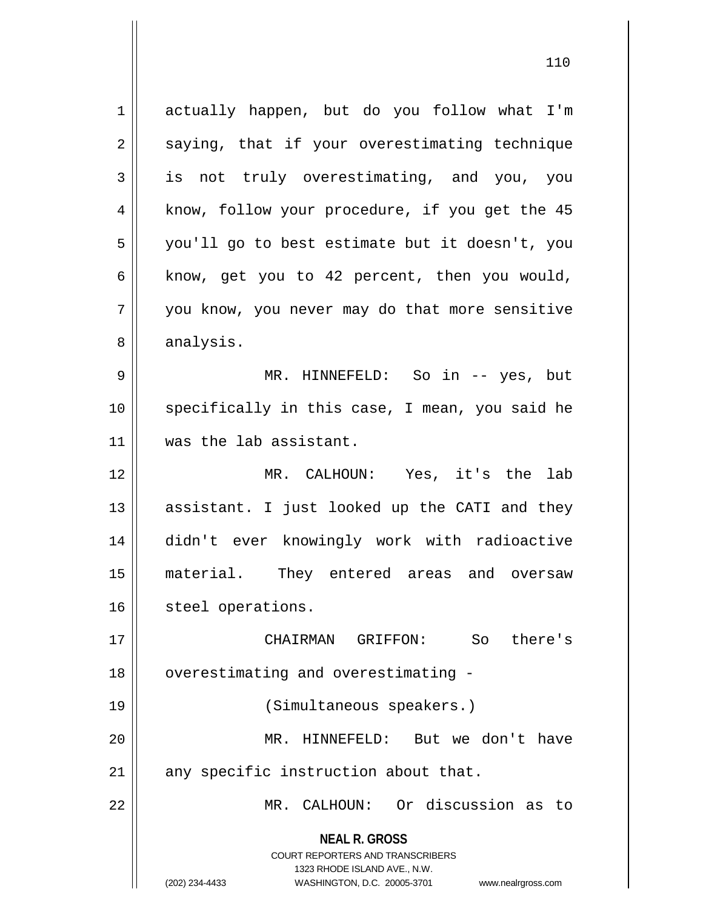actually happen, but do you follow what I'm saying, that if your overestimating technique is not truly overestimating, and you, you know, follow your procedure, if you get the 45 you'll go to best estimate but it doesn't, you know, get you to 42 percent, then you would, you know, you never may do that more sensitive analysis.

MR. HINNEFELD: So in -- yes, but specifically in this case, I mean, you said he was the lab assistant.

MR. CALHOUN: Yes, it's the lab assistant. I just looked up the CATI and they didn't ever knowingly work with radioactive material. They entered areas and oversaw steel operations.

CHAIRMAN GRIFFON: So there's overestimating and overestimating -

(Simultaneous speakers.)

MR. HINNEFELD: But we don't have any specific instruction about that.

MR. CALHOUN: Or discussion as to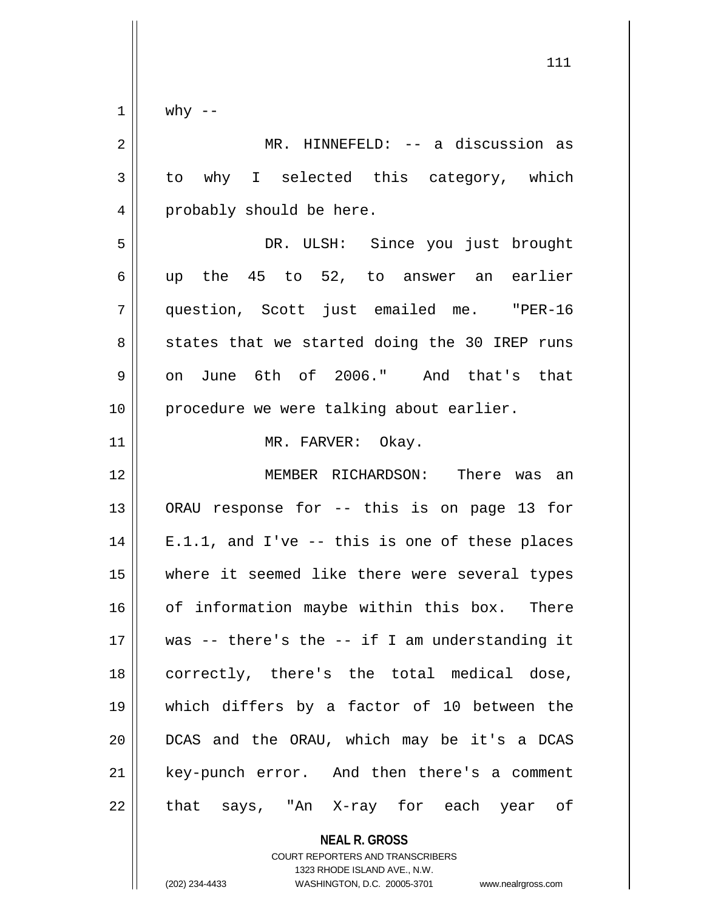why --

MR. HINNEFELD: -- a discussion as to why I selected this category, which probably should be here.

DR. ULSH: Since you just brought up the 45 to 52, to answer an earlier question, Scott just emailed me. "PER-16 states that we started doing the 30 IREP runs on June 6th of 2006." And that's that procedure we were talking about earlier.

MR. FARVER: Okay.

MEMBER RICHARDSON: There was an ORAU response for -- this is on page 13 for E.1.1, and I've -- this is one of these places where it seemed like there were several types of information maybe within this box. There was -- there's the -- if I am understanding it correctly, there's the total medical dose, which differs by a factor of 10 between the DCAS and the ORAU, which may be it's a DCAS key-punch error. And then there's a comment that says, "An X-ray for each year of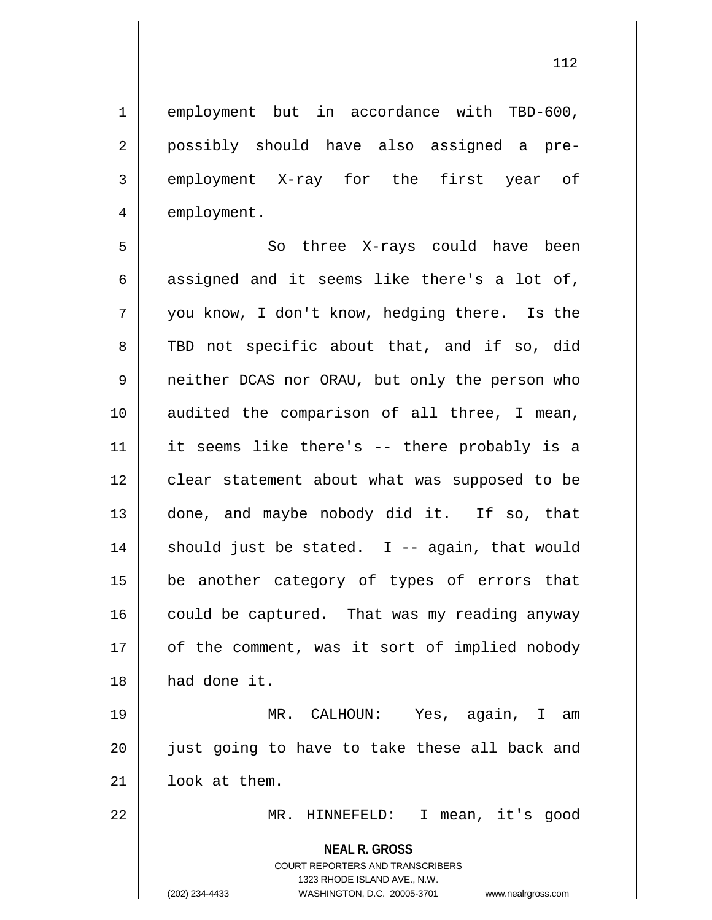employment but in accordance with TBD-600, possibly should have also assigned a pre-employment X-ray for the first year of employment.

So three X-rays could have been assigned and it seems like there's a lot of, you know, I don't know, hedging there. Is the TBD not specific about that, and if so, did neither DCAS nor ORAU, but only the person who audited the comparison of all three, I mean, it seems like there's -- there probably is a clear statement about what was supposed to be done, and maybe nobody did it. If so, that should just be stated. I -- again, that would be another category of types of errors that could be captured. That was my reading anyway of the comment, was it sort of implied nobody had done it.

MR. CALHOUN: Yes, again, I am just going to have to take these all back and look at them.

MR. HINNEFELD: I mean, it's good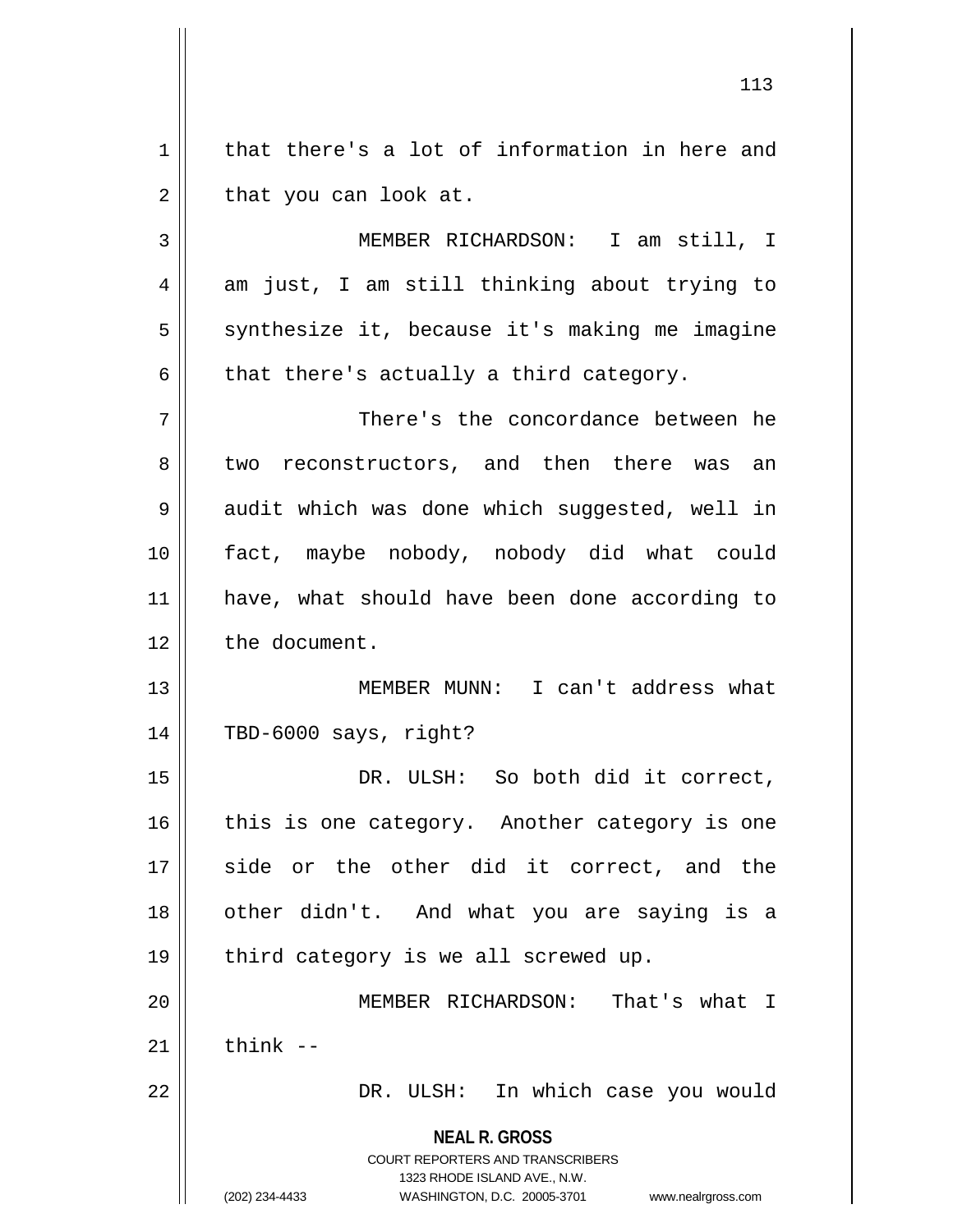that there's a lot of information in here and that you can look at.

MEMBER RICHARDSON: I am still, I am just, I am still thinking about trying to synthesize it, because it's making me imagine that there's actually a third category.

There's the concordance between he two reconstructors, and then there was an audit which was done which suggested, well in fact, maybe nobody, nobody did what could have, what should have been done according to the document.

MEMBER MUNN: I can't address what TBD-6000 says, right?

DR. ULSH: So both did it correct, this is one category. Another category is one side or the other did it correct, and the other didn't. And what you are saying is a third category is we all screwed up.

MEMBER RICHARDSON: That's what I think --

DR. ULSH: In which case you would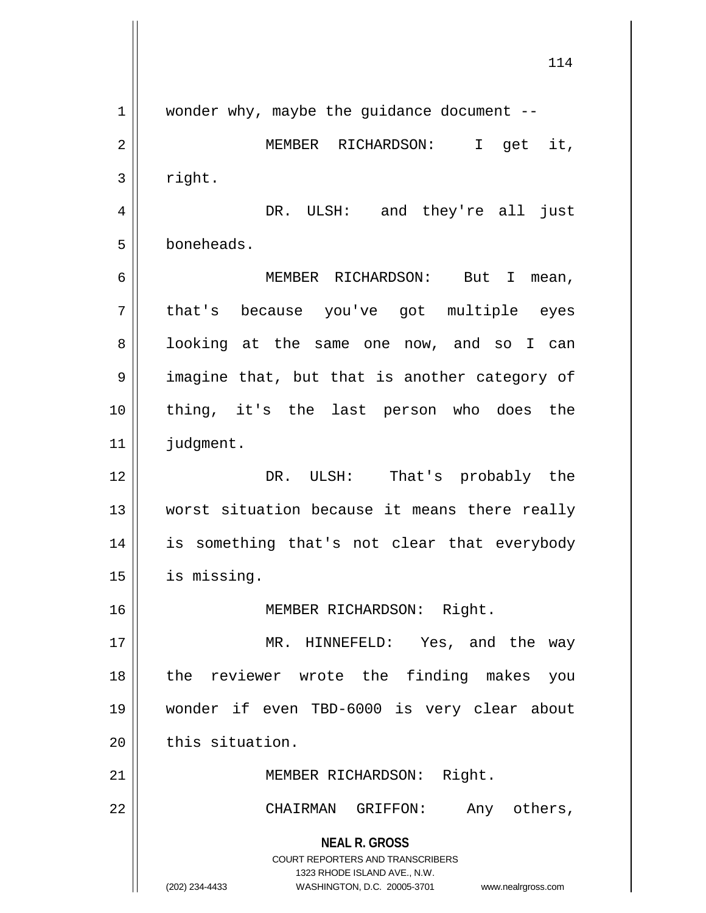wonder why, maybe the guidance document --

MEMBER RICHARDSON: I get it, right.

DR. ULSH: and they're all just boneheads.

MEMBER RICHARDSON: But I mean, that's because you've got multiple eyes looking at the same one now, and so I can imagine that, but that is another category of thing, it's the last person who does the judgment.

DR. ULSH: That's probably the worst situation because it means there really is something that's not clear that everybody is missing.

MEMBER RICHARDSON: Right.

MR. HINNEFELD: Yes, and the way the reviewer wrote the finding makes you wonder if even TBD-6000 is very clear about this situation.

MEMBER RICHARDSON: Right.

CHAIRMAN GRIFFON: Any others,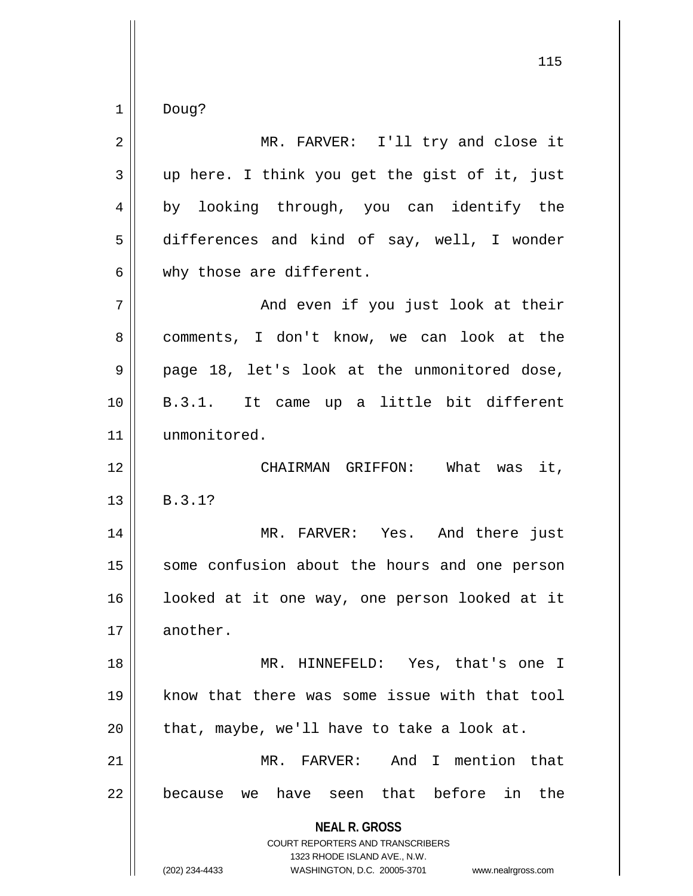Doug?

MR. FARVER: I'll try and close it up here. I think you get the gist of it, just by looking through, you can identify the differences and kind of say, well, I wonder why those are different.

And even if you just look at their comments, I don't know, we can look at the page 18, let's look at the unmonitored dose, B.3.1. It came up a little bit different unmonitored.

CHAIRMAN GRIFFON: What was it, B.3.1?

MR. FARVER: Yes. And there just some confusion about the hours and one person looked at it one way, one person looked at it another.

MR. HINNEFELD: Yes, that's one I know that there was some issue with that tool that, maybe, we'll have to take a look at.

MR. FARVER: And I mention that because we have seen that before in the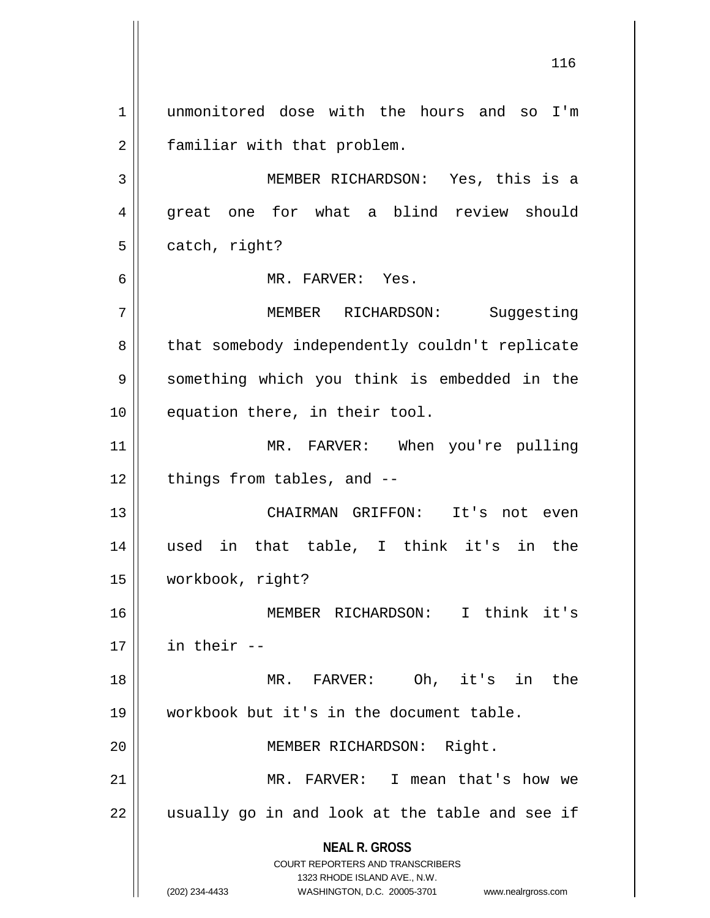unmonitored dose with the hours and so I'm familiar with that problem.

MEMBER RICHARDSON: Yes, this is a great one for what a blind review should catch, right?

MR. FARVER: Yes.

MEMBER RICHARDSON: Suggesting that somebody independently couldn't replicate something which you think is embedded in the equation there, in their tool.

MR. FARVER: When you're pulling things from tables, and --

CHAIRMAN GRIFFON: It's not even used in that table, I think it's in the workbook, right?

MEMBER RICHARDSON: I think it's in their --

MR. FARVER: Oh, it's in the workbook but it's in the document table.

MEMBER RICHARDSON: Right.

MR. FARVER: I mean that's how we usually go in and look at the table and see if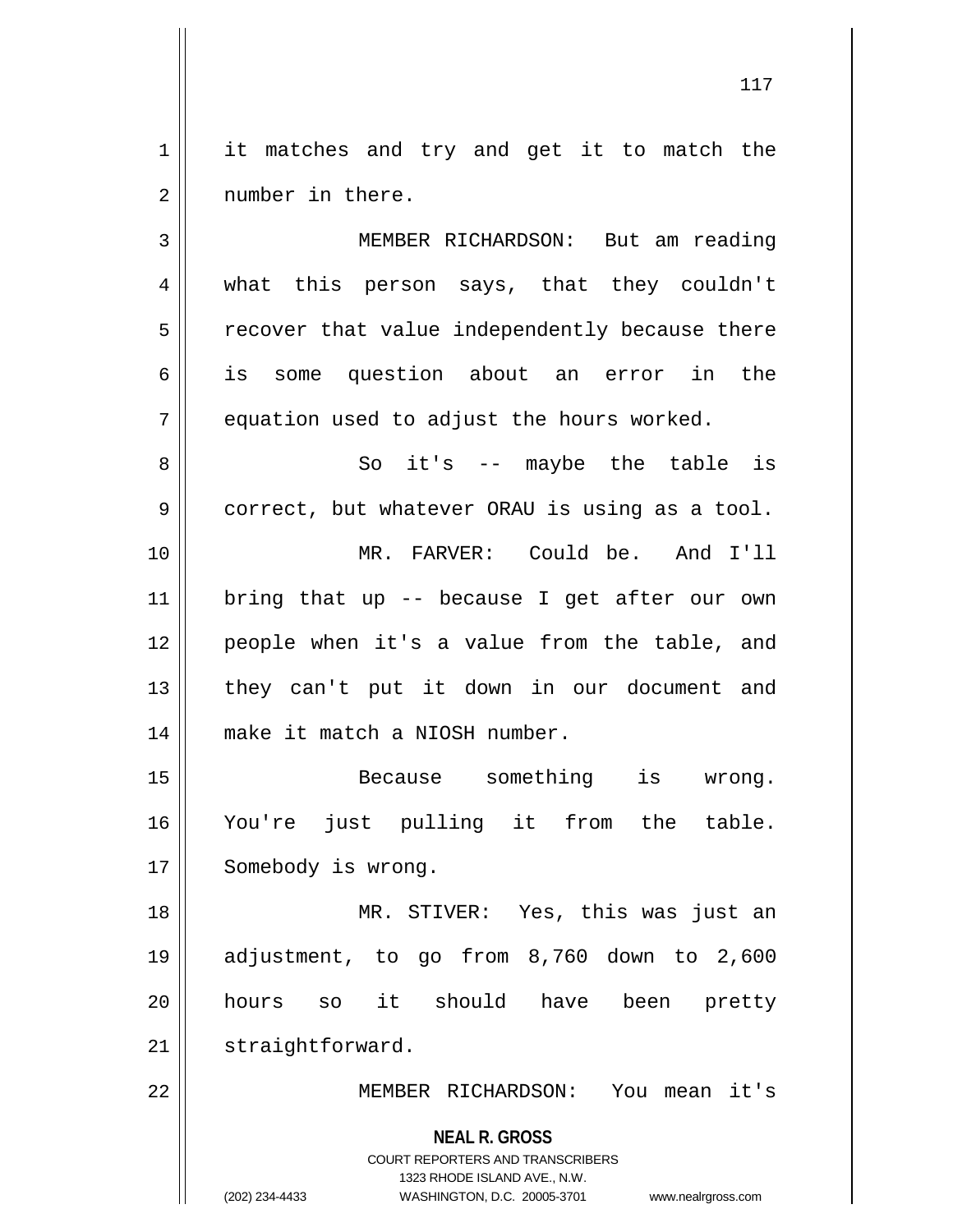it matches and try and get it to match the number in there.

MEMBER RICHARDSON: But am reading what this person says, that they couldn't recover that value independently because there is some question about an error in the equation used to adjust the hours worked.

So it's -- maybe the table is correct, but whatever ORAU is using as a tool.

MR. FARVER: Could be. And I'll bring that up -- because I get after our own people when it's a value from the table, and they can't put it down in our document and make it match a NIOSH number.

Because something is wrong. You're just pulling it from the table. Somebody is wrong.

MR. STIVER: Yes, this was just an adjustment, to go from 8,760 down to 2,600 hours so it should have been pretty straightforward.

MEMBER RICHARDSON: You mean it's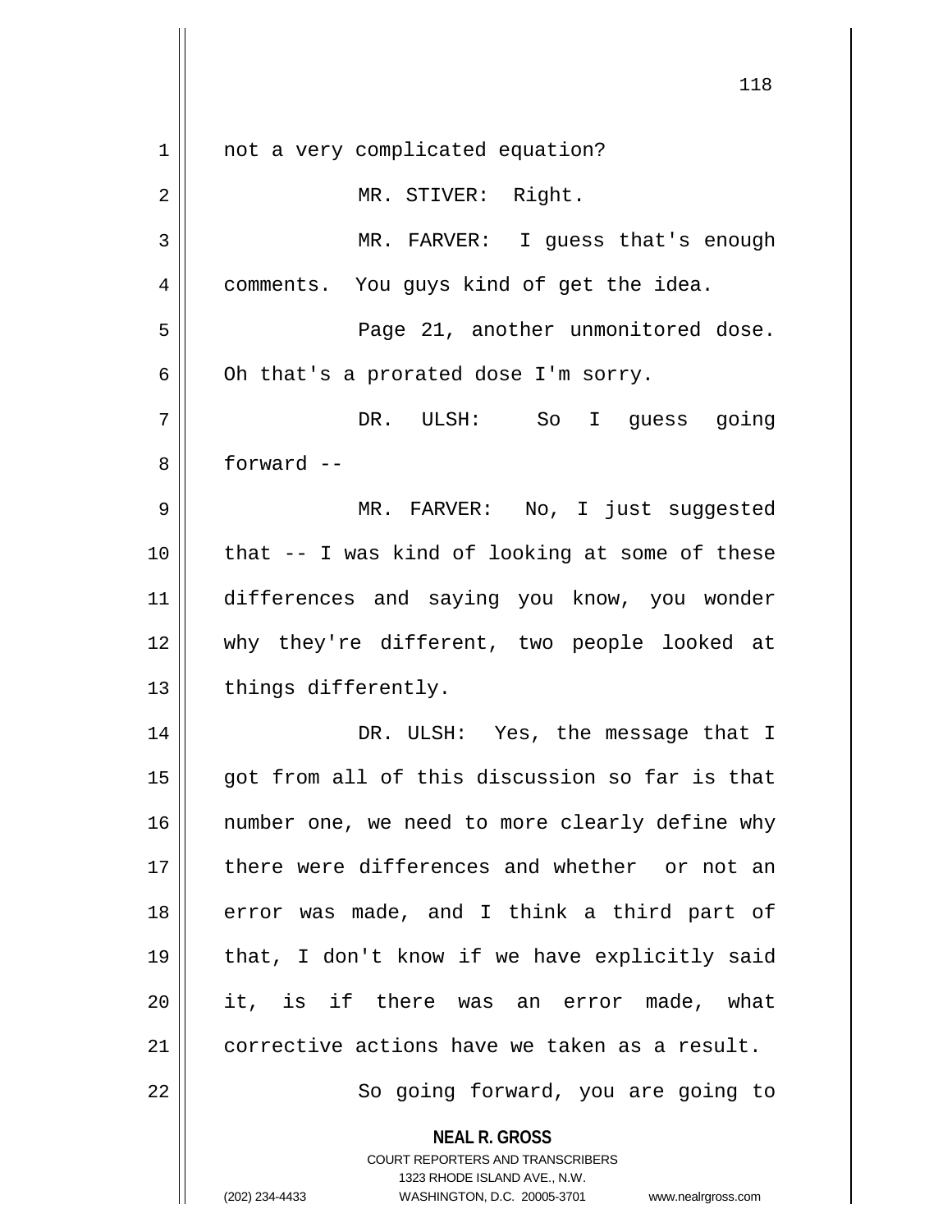not a very complicated equation?

MR. STIVER: Right.

MR. FARVER: I guess that's enough comments. You guys kind of get the idea.

Page 21, another unmonitored dose. Oh that's a prorated dose I'm sorry.

DR. ULSH: So I guess going forward --

MR. FARVER: No, I just suggested that -- I was kind of looking at some of these differences and saying you know, you wonder why they're different, two people looked at things differently.

DR. ULSH: Yes, the message that I got from all of this discussion so far is that number one, we need to more clearly define why there were differences and whether or not an error was made, and I think a third part of that, I don't know if we have explicitly said it, is if there was an error made, what corrective actions have we taken as a result.

So going forward, you are going to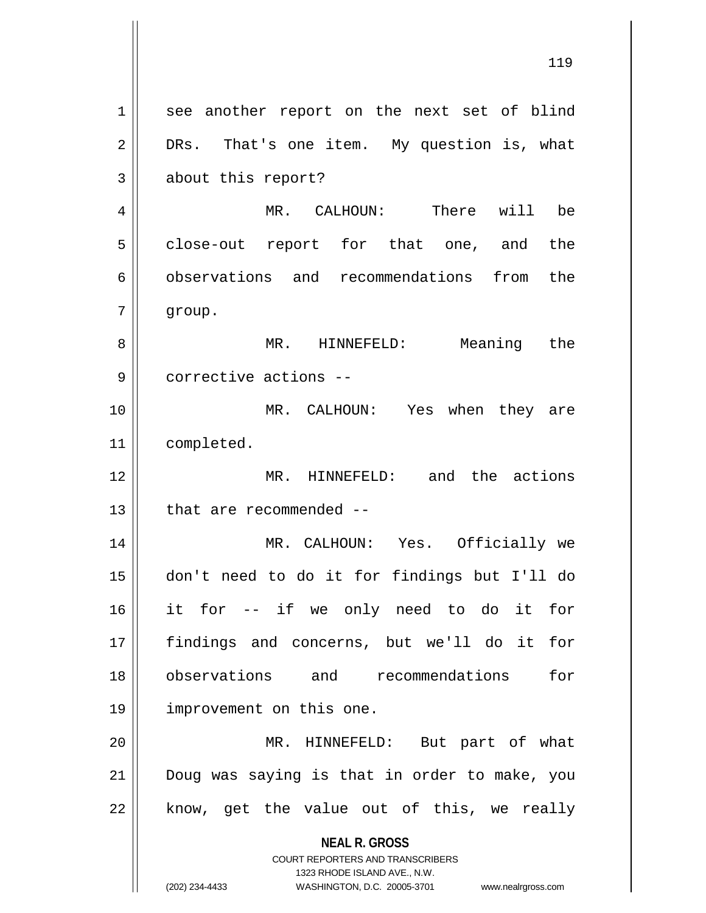see another report on the next set of blind DRs. That's one item. My question is, what about this report?

MR. CALHOUN: There will be close-out report for that one, and the observations and recommendations from the group.

MR. HINNEFELD: Meaning the corrective actions --

MR. CALHOUN: Yes when they are completed.

MR. HINNEFELD: and the actions that are recommended --

MR. CALHOUN: Yes. Officially we don't need to do it for findings but I'll do it for -- if we only need to do it for findings and concerns, but we'll do it for observations and recommendations for improvement on this one.

MR. HINNEFELD: But part of what Doug was saying is that in order to make, you know, get the value out of this, we really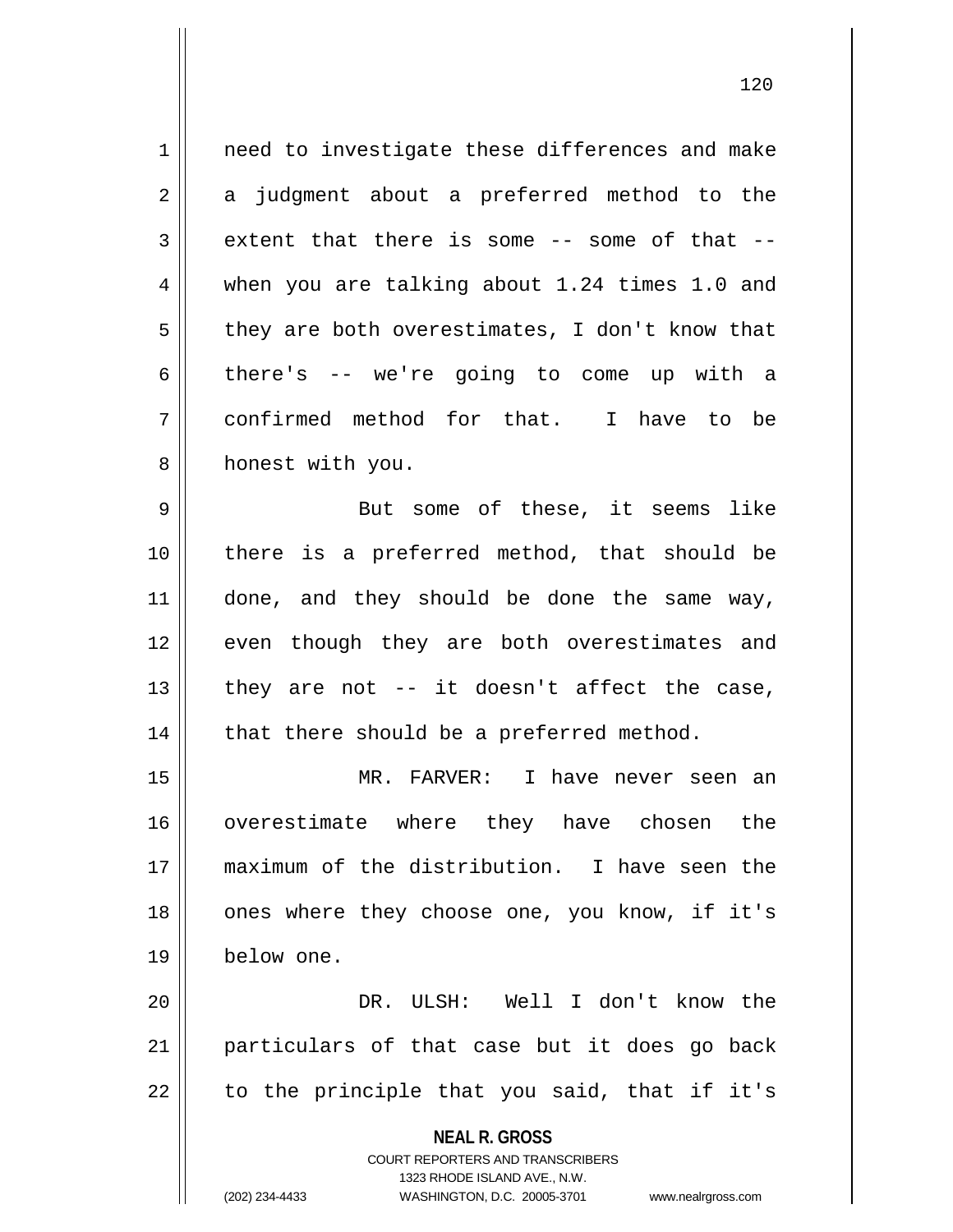need to investigate these differences and make a judgment about a preferred method to the extent that there is some -- some of that -- when you are talking about 1.24 times 1.0 and they are both overestimates, I don't know that there's -- we're going to come up with a confirmed method for that. I have to be honest with you.

But some of these, it seems like there is a preferred method, that should be done, and they should be done the same way, even though they are both overestimates and they are not -- it doesn't affect the case, that there should be a preferred method.

MR. FARVER: I have never seen an overestimate where they have chosen the maximum of the distribution. I have seen the ones where they choose one, you know, if it's below one.

DR. ULSH: Well I don't know the particulars of that case but it does go back to the principle that you said, that if it's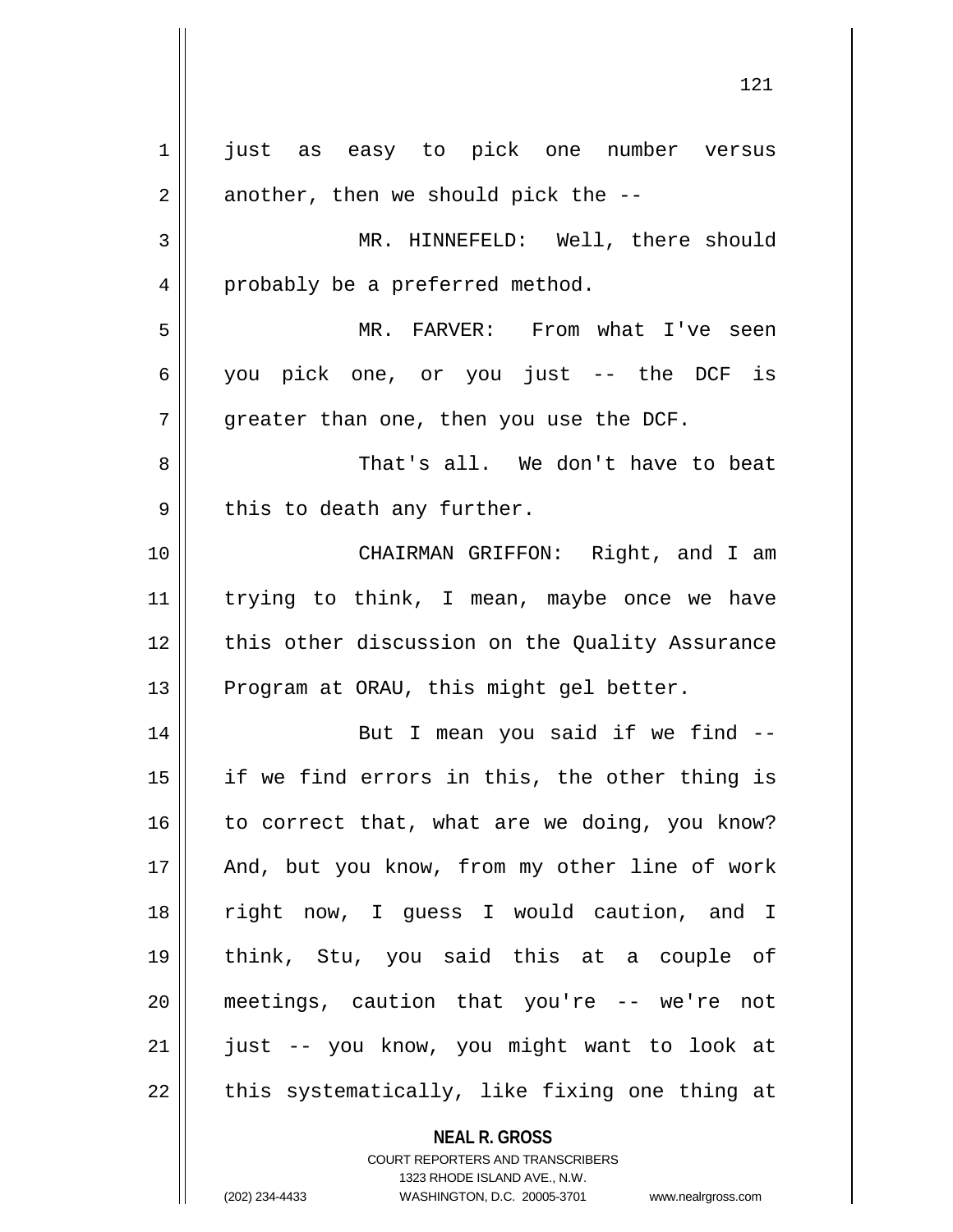just as easy to pick one number versus another, then we should pick the --

MR. HINNEFELD: Well, there should probably be a preferred method.

MR. FARVER: From what I've seen you pick one, or you just -- the DCF is greater than one, then you use the DCF.

That's all. We don't have to beat this to death any further.

CHAIRMAN GRIFFON: Right, and I am trying to think, I mean, maybe once we have this other discussion on the Quality Assurance Program at ORAU, this might gel better.

But I mean you said if we find -- if we find errors in this, the other thing is to correct that, what are we doing, you know? And, but you know, from my other line of work right now, I guess I would caution, and I think, Stu, you said this at a couple of meetings, caution that you're -- we're not just -- you know, you might want to look at this systematically, like fixing one thing at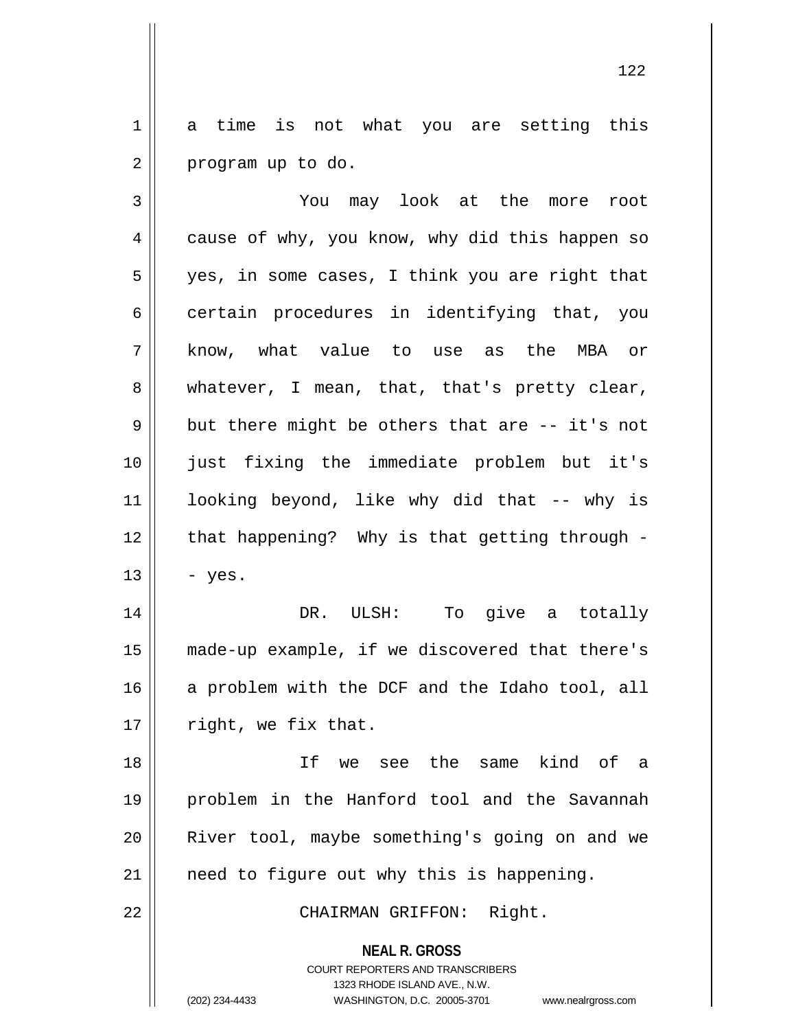a time is not what you are setting this program up to do.

You may look at the more root cause of why, you know, why did this happen so yes, in some cases, I think you are right that certain procedures in identifying that, you know, what value to use as the MBA or whatever, I mean, that, that's pretty clear, but there might be others that are -- it's not just fixing the immediate problem but it's looking beyond, like why did that -- why is that happening? Why is that getting through -- yes.

DR. ULSH: To give a totally made-up example, if we discovered that there's a problem with the DCF and the Idaho tool, all right, we fix that.

If we see the same kind of a problem in the Hanford tool and the Savannah River tool, maybe something's going on and we need to figure out why this is happening.

CHAIRMAN GRIFFON: Right.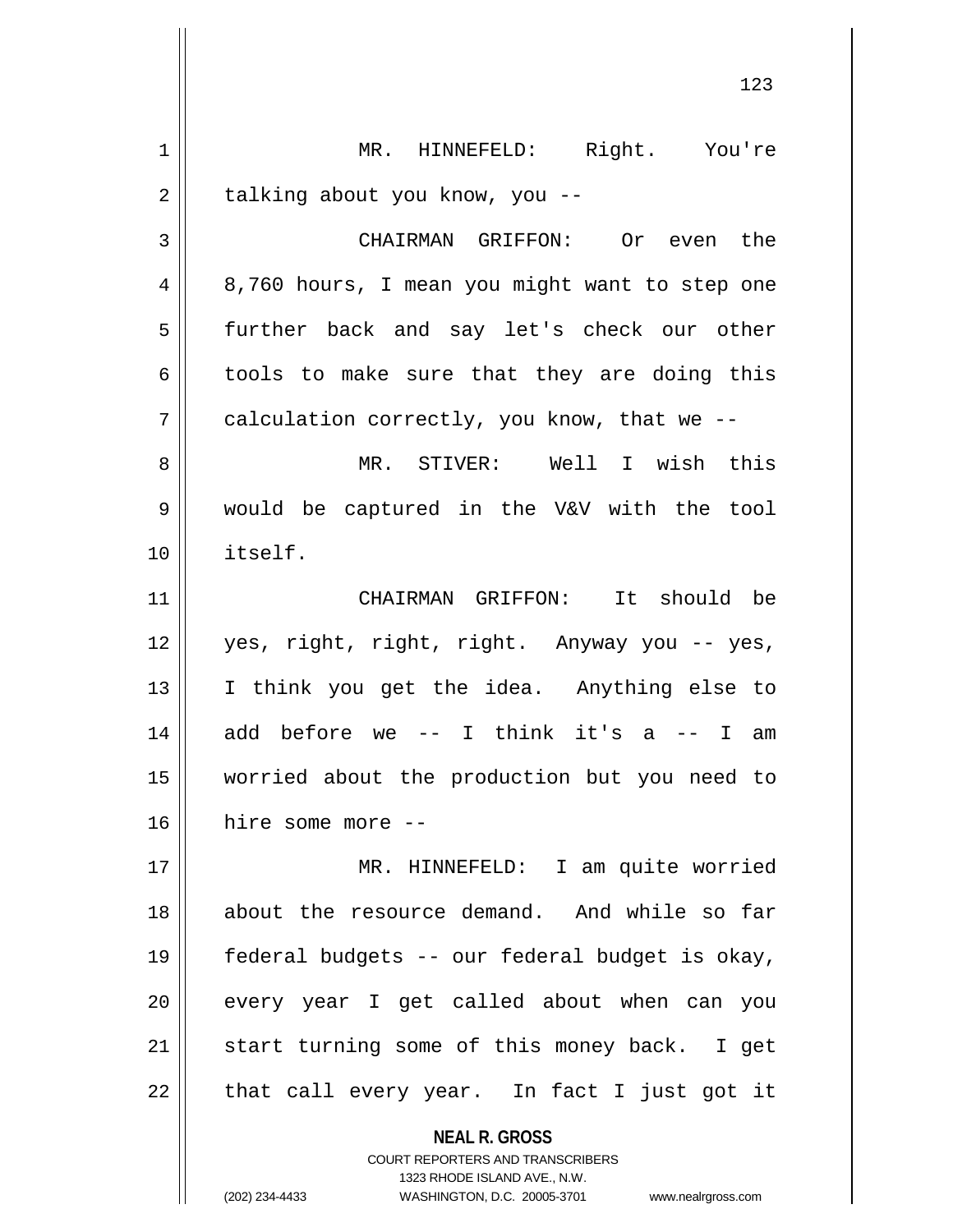MR. HINNEFELD: Right. You're talking about you know, you --

CHAIRMAN GRIFFON: Or even the 8,760 hours, I mean you might want to step one further back and say let's check our other tools to make sure that they are doing this calculation correctly, you know, that we --

MR. STIVER: Well I wish this would be captured in the V&V with the tool itself.

CHAIRMAN GRIFFON: It should be yes, right, right, right. Anyway you -- yes, I think you get the idea. Anything else to add before we -- I think it's a -- I am worried about the production but you need to hire some more --

MR. HINNEFELD: I am quite worried about the resource demand. And while so far federal budgets -- our federal budget is okay, every year I get called about when can you start turning some of this money back. I get that call every year. In fact I just got it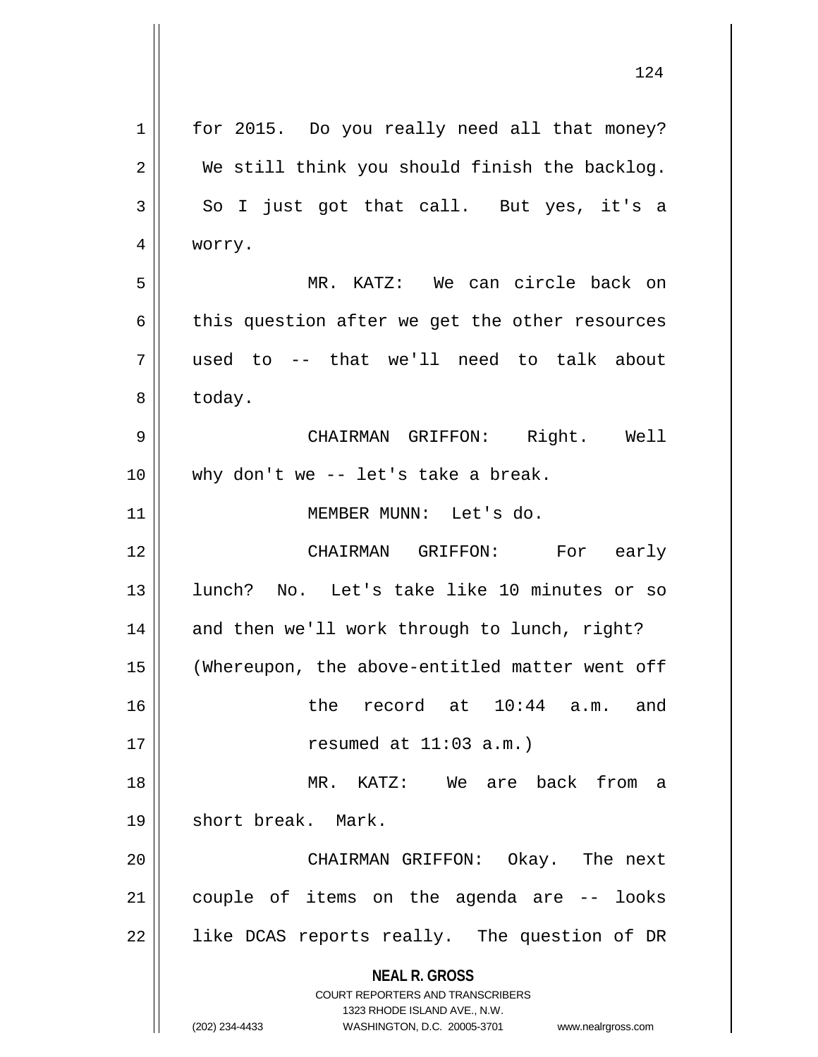for 2015. Do you really need all that money? We still think you should finish the backlog. So I just got that call. But yes, it's a worry.

MR. KATZ: We can circle back on this question after we get the other resources used to -- that we'll need to talk about today.

CHAIRMAN GRIFFON: Right. Well why don't we -- let's take a break.

MEMBER MUNN: Let's do.

CHAIRMAN GRIFFON: For early lunch? No. Let's take like 10 minutes or so and then we'll work through to lunch, right?

(Whereupon, the above-entitled matter went off the record at 10:44 a.m. and resumed at 11:03 a.m.)

MR. KATZ: We are back from a short break. Mark.

CHAIRMAN GRIFFON: Okay. The next couple of items on the agenda are -- looks like DCAS reports really. The question of DR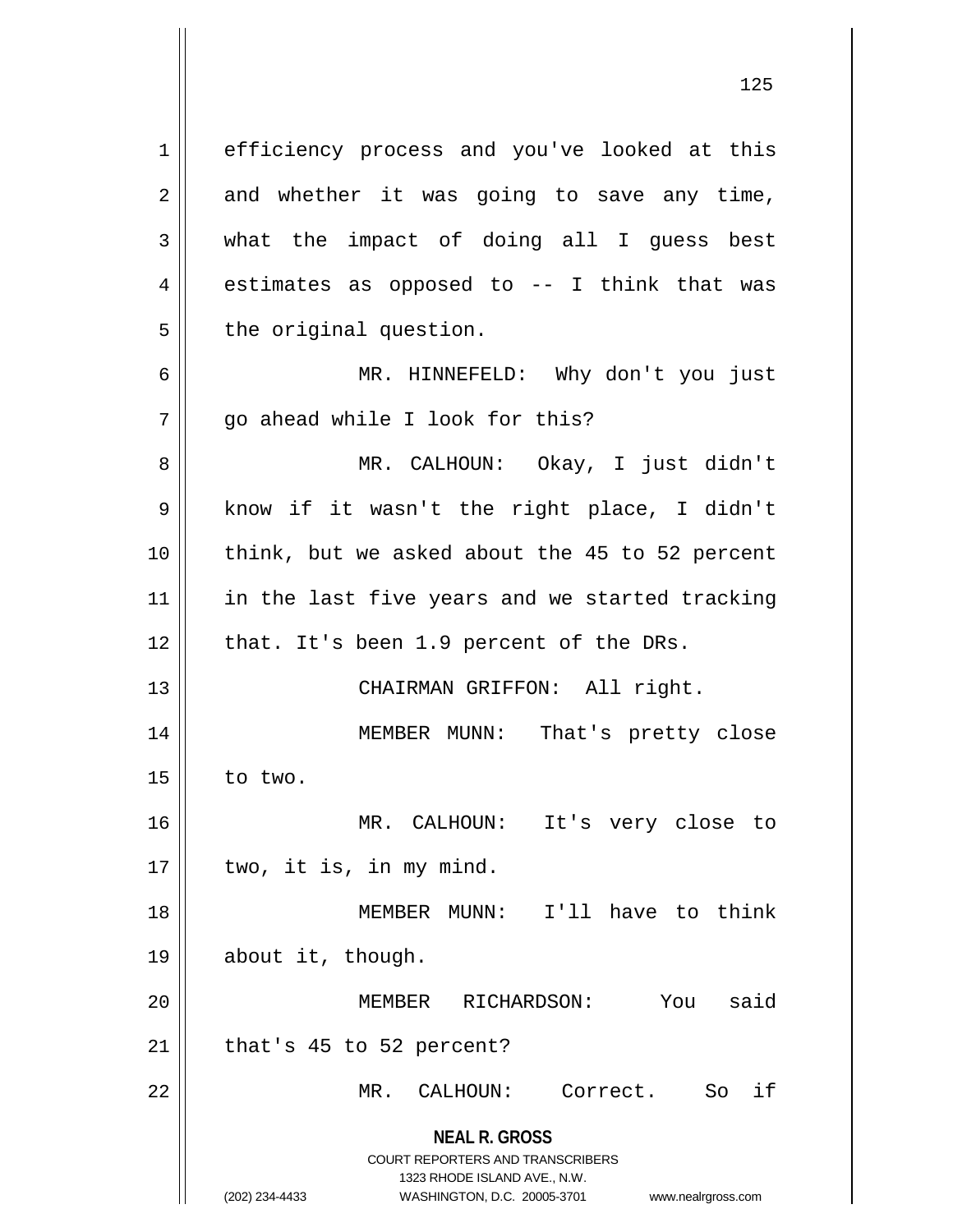efficiency process and you've looked at this and whether it was going to save any time, what the impact of doing all I guess best estimates as opposed to -- I think that was the original question.

MR. HINNEFELD: Why don't you just go ahead while I look for this?

MR. CALHOUN: Okay, I just didn't know if it wasn't the right place, I didn't think, but we asked about the 45 to 52 percent in the last five years and we started tracking that. It's been 1.9 percent of the DRs.

CHAIRMAN GRIFFON: All right.

MEMBER MUNN: That's pretty close to two.

MR. CALHOUN: It's very close to two, it is, in my mind.

MEMBER MUNN: I'll have to think about it, though.

MEMBER RICHARDSON: You said that's 45 to 52 percent?

MR. CALHOUN: Correct. So if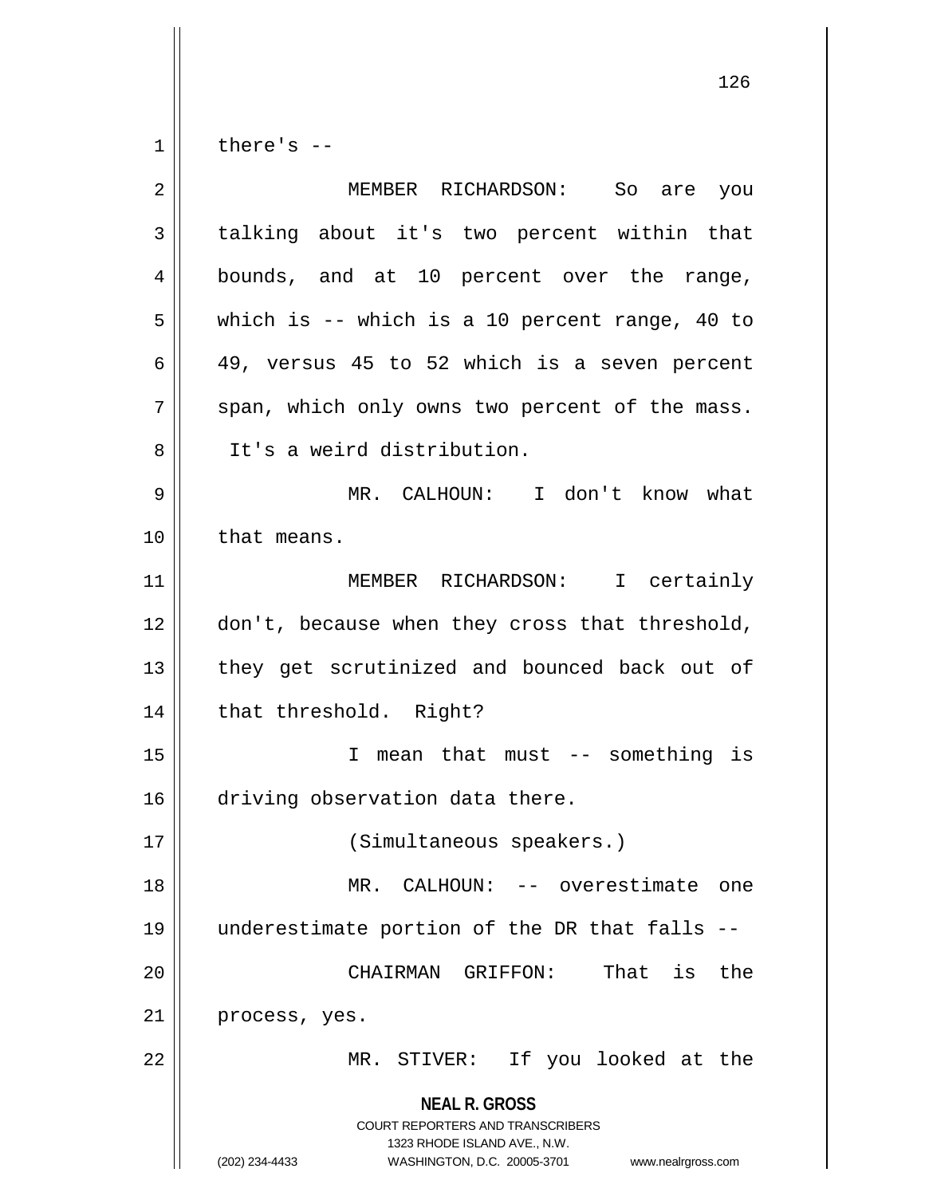there's --

MEMBER RICHARDSON: So are you talking about it's two percent within that bounds, and at 10 percent over the range, which is -- which is a 10 percent range, 40 to 49, versus 45 to 52 which is a seven percent span, which only owns two percent of the mass. It's a weird distribution.

MR. CALHOUN: I don't know what that means.

MEMBER RICHARDSON: I certainly don't, because when they cross that threshold, they get scrutinized and bounced back out of that threshold. Right?

I mean that must -- something is driving observation data there.

(Simultaneous speakers.)

MR. CALHOUN: -- overestimate one underestimate portion of the DR that falls --

CHAIRMAN GRIFFON: That is the process, yes.

MR. STIVER: If you looked at the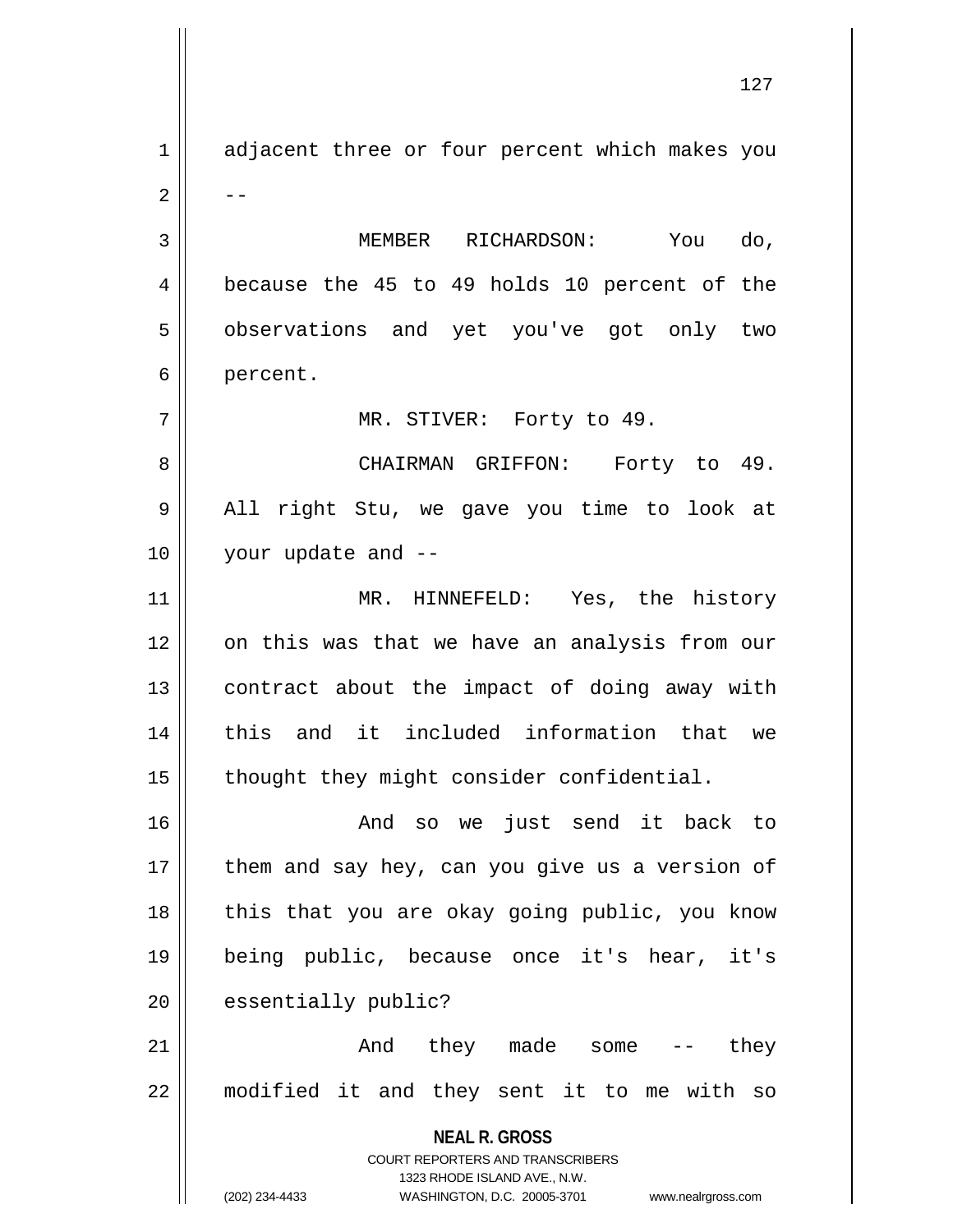adjacent three or four percent which makes you --

MEMBER RICHARDSON: You do, because the 45 to 49 holds 10 percent of the observations and yet you've got only two percent.

MR. STIVER: Forty to 49.

CHAIRMAN GRIFFON: Forty to 49. All right Stu, we gave you time to look at your update and --

MR. HINNEFELD: Yes, the history on this was that we have an analysis from our contract about the impact of doing away with this and it included information that we thought they might consider confidential.

And so we just send it back to them and say hey, can you give us a version of this that you are okay going public, you know being public, because once it's hear, it's essentially public?

And they made some -- they modified it and they sent it to me with so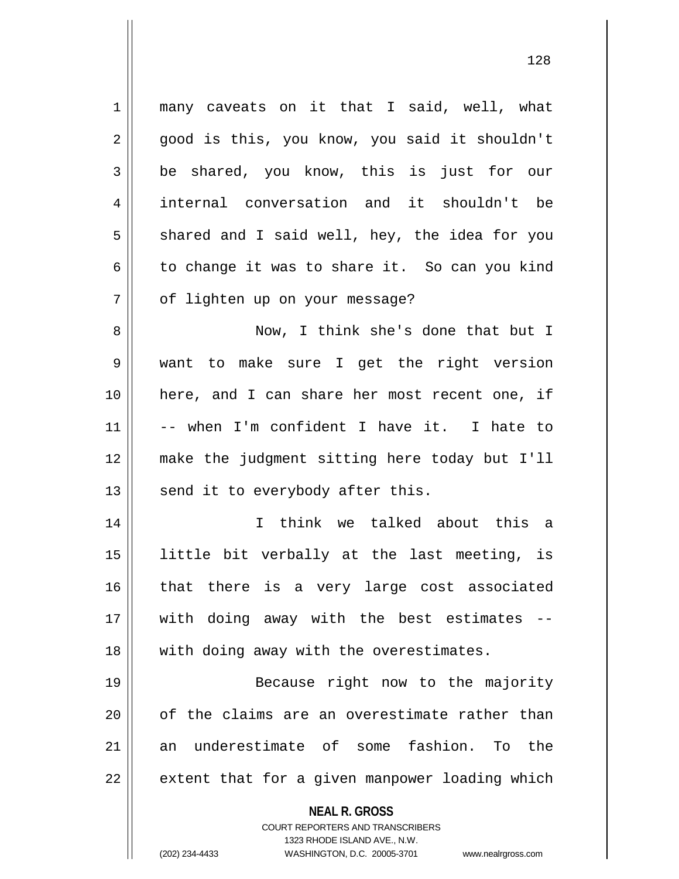many caveats on it that I said, well, what good is this, you know, you said it shouldn't be shared, you know, this is just for our internal conversation and it shouldn't be shared and I said well, hey, the idea for you to change it was to share it. So can you kind of lighten up on your message?

Now, I think she's done that but I want to make sure I get the right version here, and I can share her most recent one, if -- when I'm confident I have it. I hate to make the judgment sitting here today but I'll send it to everybody after this.

I think we talked about this a little bit verbally at the last meeting, is that there is a very large cost associated with doing away with the best estimates -- with doing away with the overestimates.

Because right now to the majority of the claims are an overestimate rather than an underestimate of some fashion. To the extent that for a given manpower loading which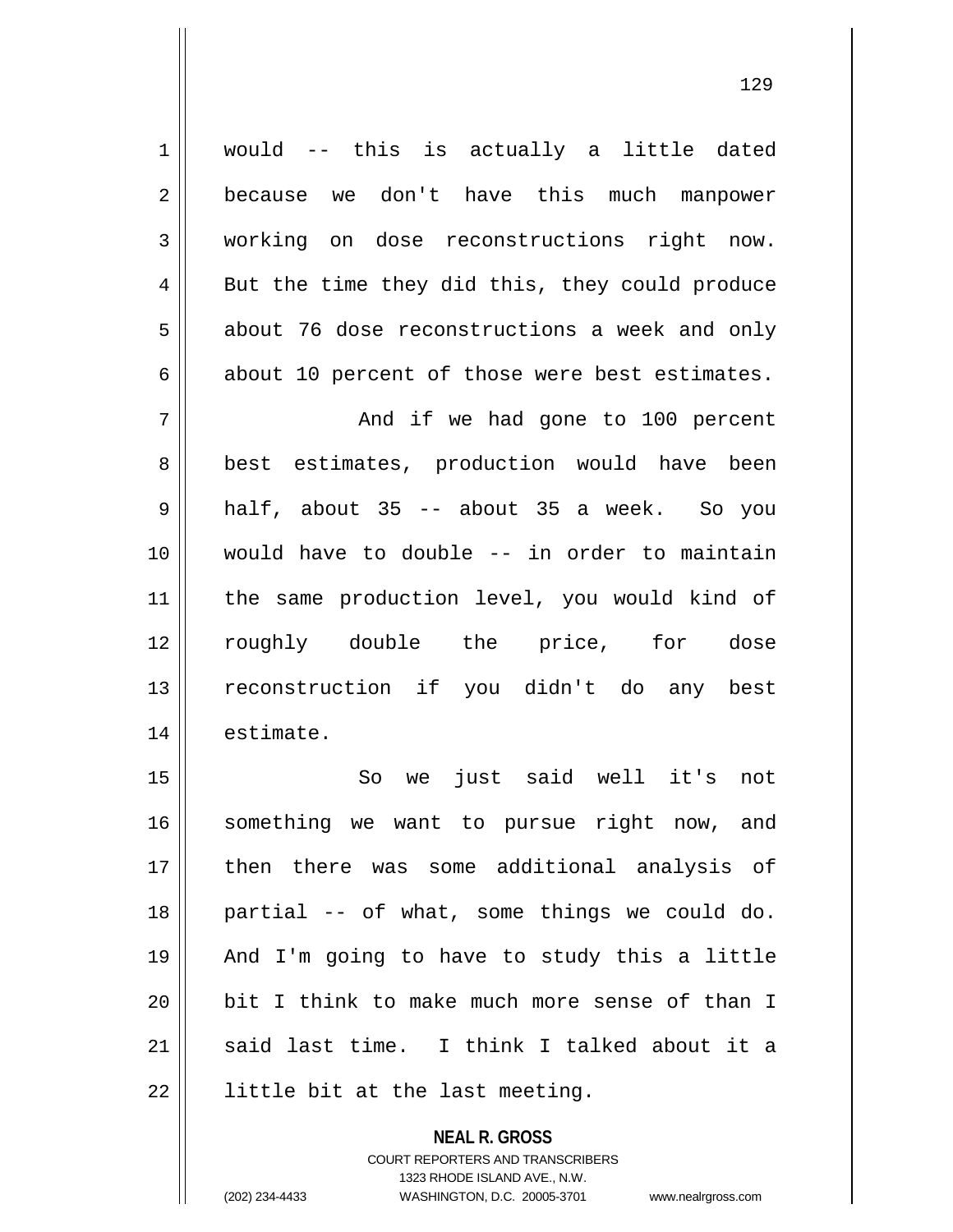would -- this is actually a little dated because we don't have this much manpower working on dose reconstructions right now. But the time they did this, they could produce about 76 dose reconstructions a week and only about 10 percent of those were best estimates.

And if we had gone to 100 percent best estimates, production would have been half, about 35 -- about 35 a week. So you would have to double -- in order to maintain the same production level, you would kind of roughly double the price, for dose reconstruction if you didn't do any best estimate.

So we just said well it's not something we want to pursue right now, and then there was some additional analysis of partial -- of what, some things we could do. And I'm going to have to study this a little bit I think to make much more sense of than I said last time. I think I talked about it a little bit at the last meeting.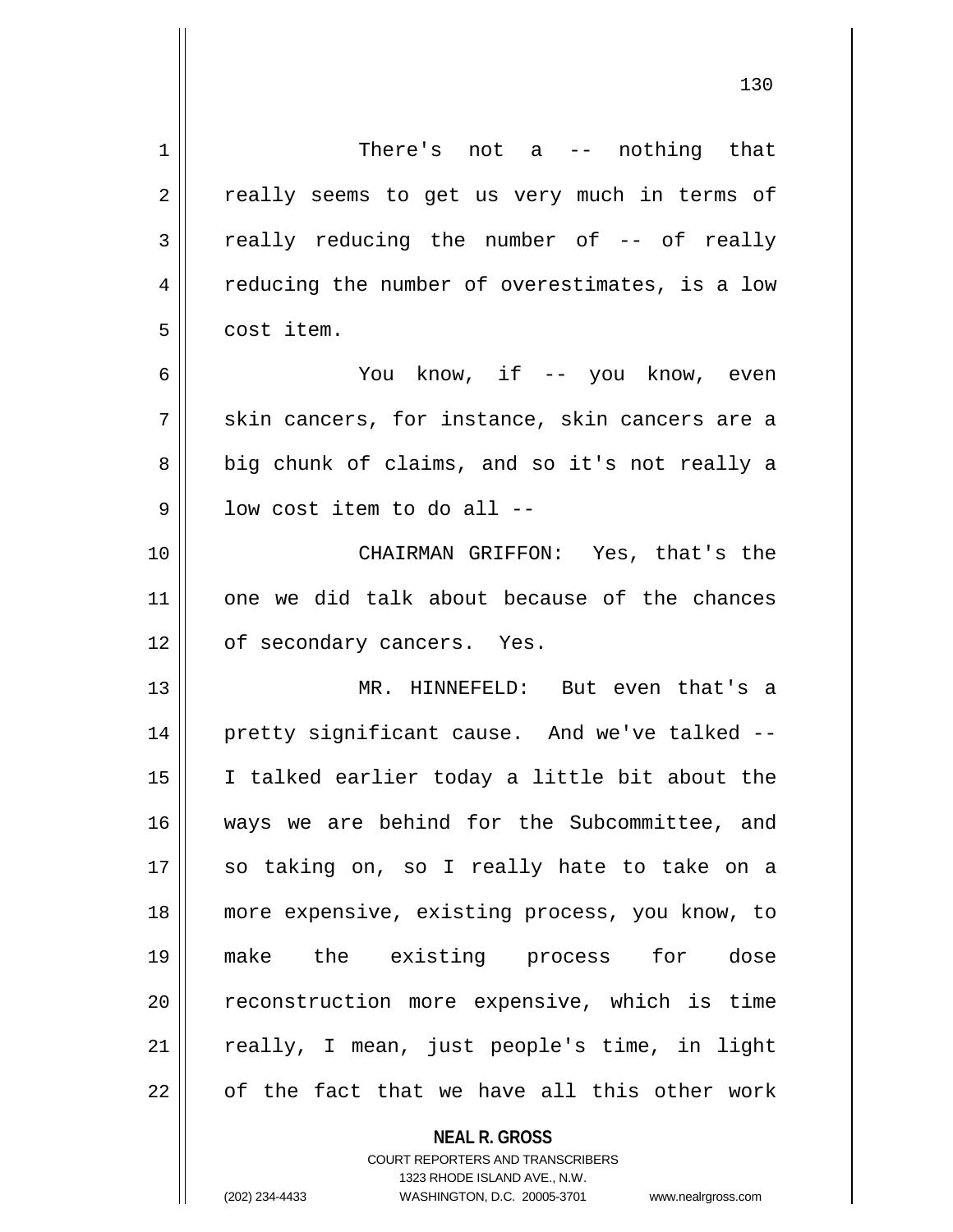There's not a -- nothing that really seems to get us very much in terms of really reducing the number of -- of really reducing the number of overestimates, is a low cost item.

You know, if -- you know, even skin cancers, for instance, skin cancers are a big chunk of claims, and so it's not really a low cost item to do all --

CHAIRMAN GRIFFON: Yes, that's the one we did talk about because of the chances of secondary cancers. Yes.

MR. HINNEFELD: But even that's a pretty significant cause. And we've talked -- I talked earlier today a little bit about the ways we are behind for the Subcommittee, and so taking on, so I really hate to take on a more expensive, existing process, you know, to make the existing process for dose reconstruction more expensive, which is time really, I mean, just people's time, in light of the fact that we have all this other work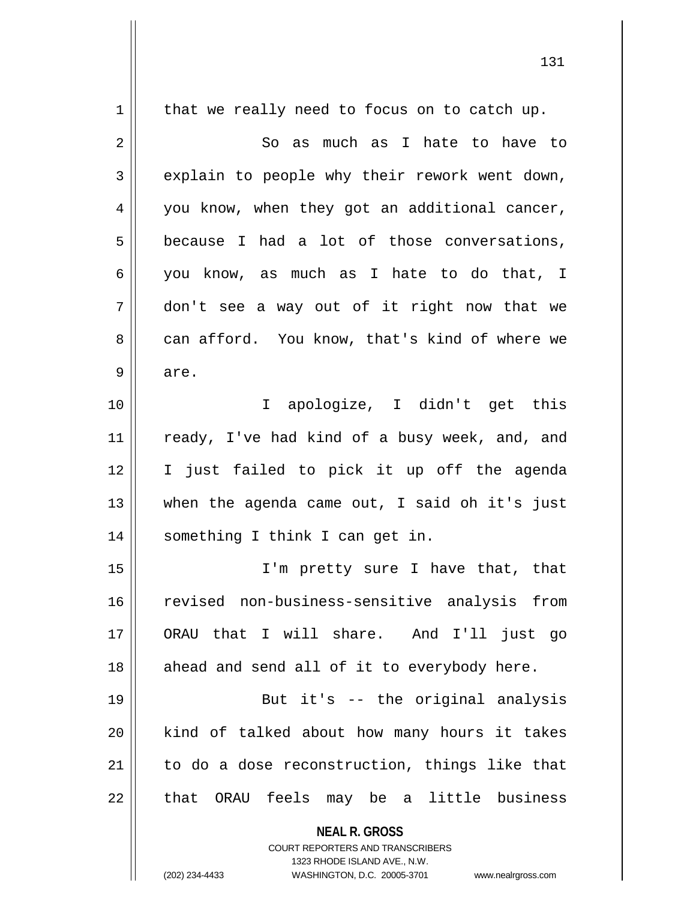that we really need to focus on to catch up.

So as much as I hate to have to explain to people why their rework went down, you know, when they got an additional cancer, because I had a lot of those conversations, you know, as much as I hate to do that, I don't see a way out of it right now that we can afford. You know, that's kind of where we are.

I apologize, I didn't get this ready, I've had kind of a busy week, and, and I just failed to pick it up off the agenda when the agenda came out, I said oh it's just something I think I can get in.

I'm pretty sure I have that, that revised non-business-sensitive analysis from ORAU that I will share. And I'll just go ahead and send all of it to everybody here.

But it's -- the original analysis kind of talked about how many hours it takes to do a dose reconstruction, things like that that ORAU feels may be a little business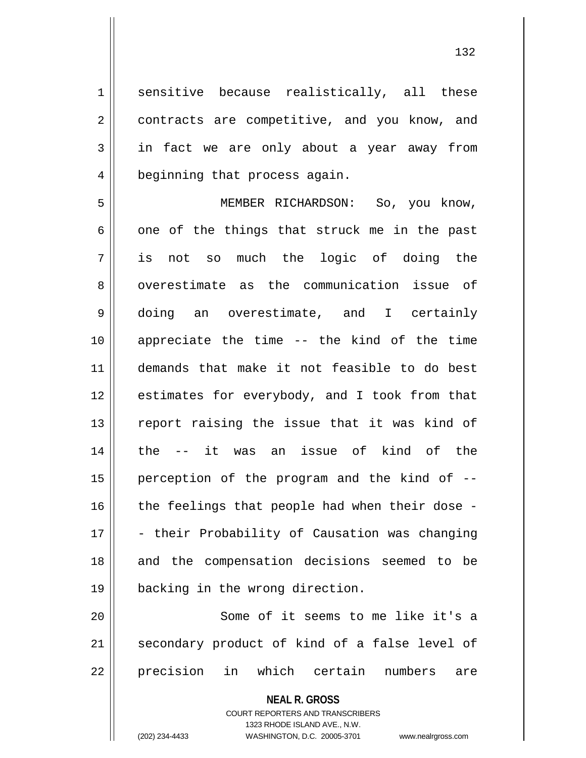sensitive because realistically, all these contracts are competitive, and you know, and in fact we are only about a year away from beginning that process again.

MEMBER RICHARDSON: So, you know, one of the things that struck me in the past is not so much the logic of doing the overestimate as the communication issue of doing an overestimate, and I certainly appreciate the time -- the kind of the time demands that make it not feasible to do best estimates for everybody, and I took from that report raising the issue that it was kind of the -- it was an issue of kind of the perception of the program and the kind of -- the feelings that people had when their dose - - their Probability of Causation was changing and the compensation decisions seemed to be backing in the wrong direction.

Some of it seems to me like it's a secondary product of kind of a false level of precision in which certain numbers are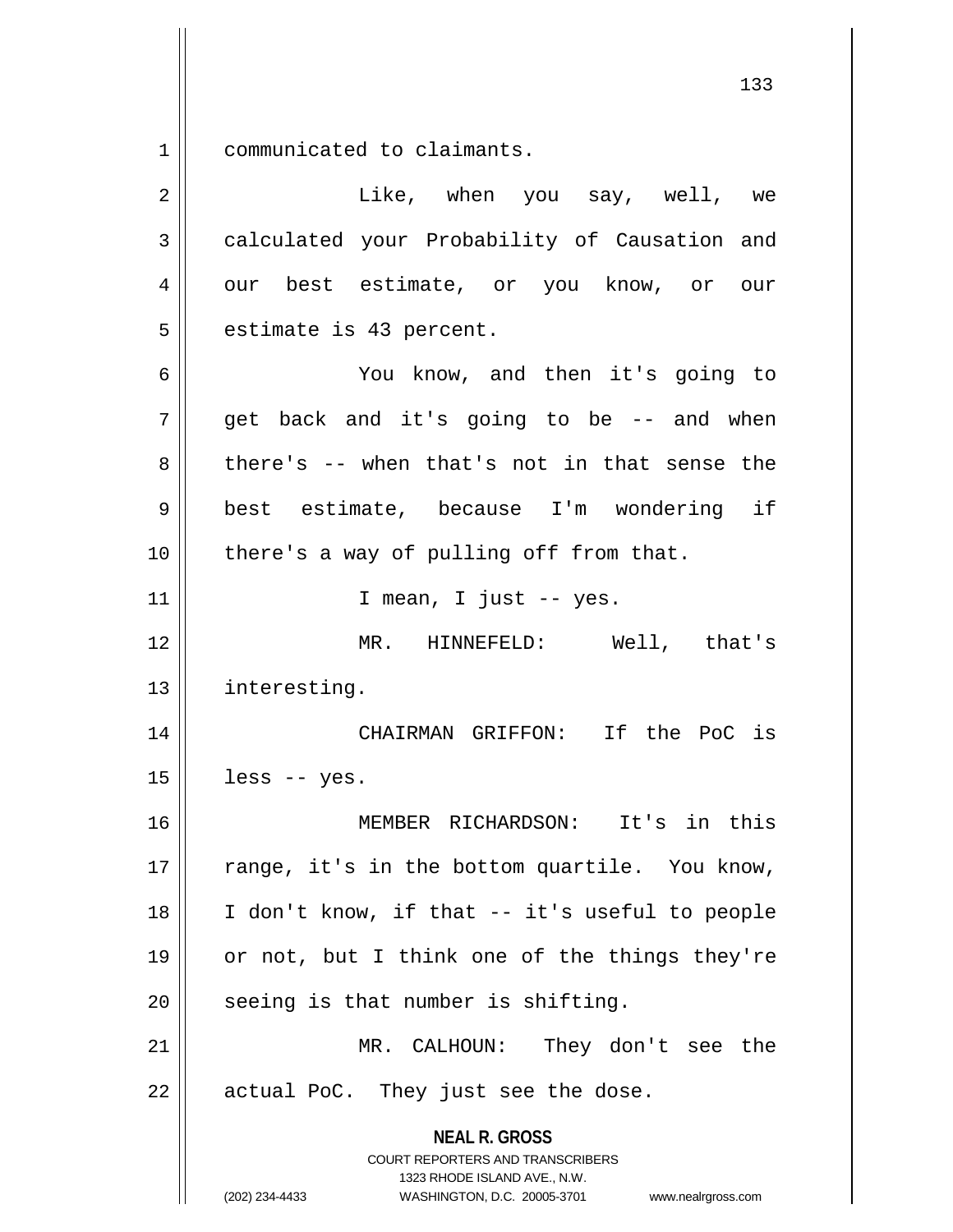communicated to claimants.

Like, when you say, well, we calculated your Probability of Causation and our best estimate, or you know, or our estimate is 43 percent.

You know, and then it's going to get back and it's going to be -- and when there's -- when that's not in that sense the best estimate, because I'm wondering if there's a way of pulling off from that.

I mean, I just -- yes.

MR. HINNEFELD: Well, that's interesting.

CHAIRMAN GRIFFON: If the PoC is less -- yes.

MEMBER RICHARDSON: It's in this range, it's in the bottom quartile. You know, I don't know, if that -- it's useful to people or not, but I think one of the things they're seeing is that number is shifting.

MR. CALHOUN: They don't see the actual PoC. They just see the dose.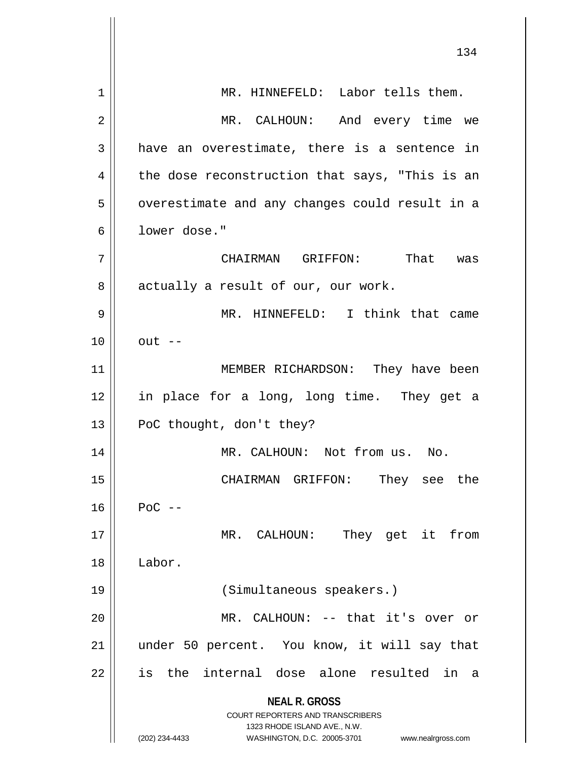MR. HINNEFELD: Labor tells them.

MR. CALHOUN: And every time we have an overestimate, there is a sentence in the dose reconstruction that says, "This is an overestimate and any changes could result in a lower dose."

CHAIRMAN GRIFFON: That was actually a result of our, our work.

MR. HINNEFELD: I think that came out --

MEMBER RICHARDSON: They have been in place for a long, long time. They get a PoC thought, don't they?

MR. CALHOUN: Not from us. No.

CHAIRMAN GRIFFON: They see the PoC --

MR. CALHOUN: They get it from Labor.

(Simultaneous speakers.)

MR. CALHOUN: -- that it's over or under 50 percent. You know, it will say that is the internal dose alone resulted in a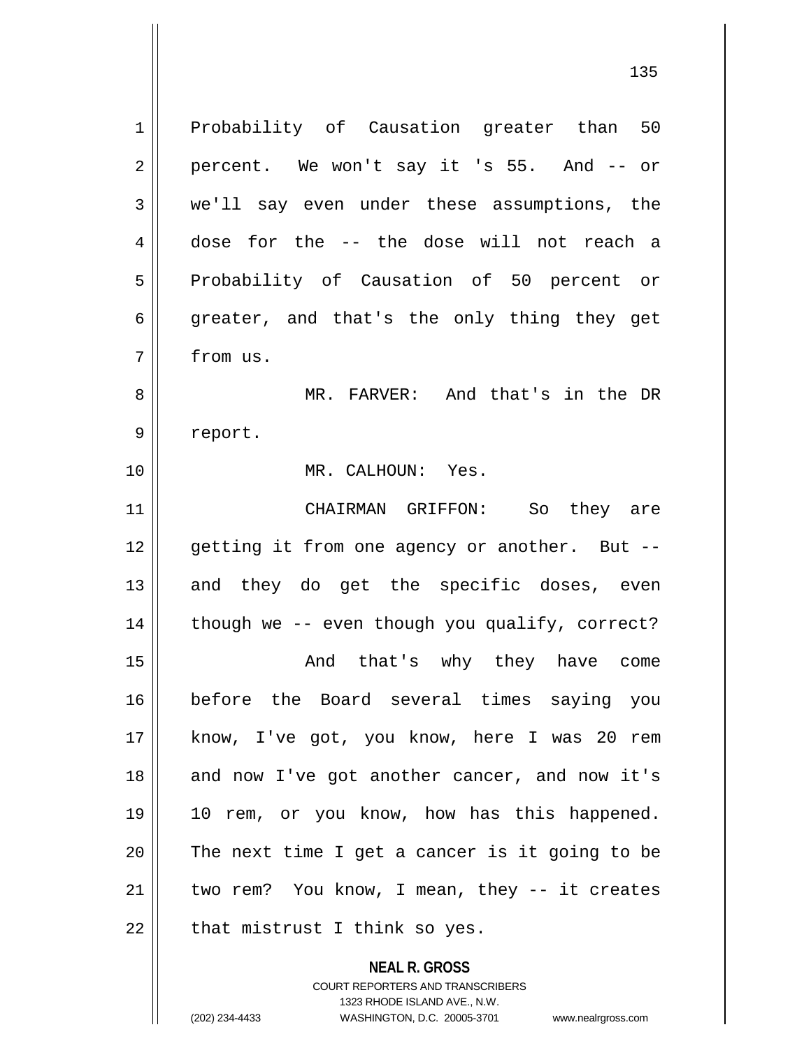Probability of Causation greater than 50 percent. We won't say it 's 55. And -- or we'll say even under these assumptions, the dose for the -- the dose will not reach a Probability of Causation of 50 percent or greater, and that's the only thing they get from us.

MR. FARVER: And that's in the DR report.

MR. CALHOUN: Yes.

CHAIRMAN GRIFFON: So they are getting it from one agency or another. But -- and they do get the specific doses, even though we -- even though you qualify, correct?

And that's why they have come before the Board several times saying you know, I've got, you know, here I was 20 rem and now I've got another cancer, and now it's 10 rem, or you know, how has this happened. The next time I get a cancer is it going to be two rem? You know, I mean, they -- it creates that mistrust I think so yes.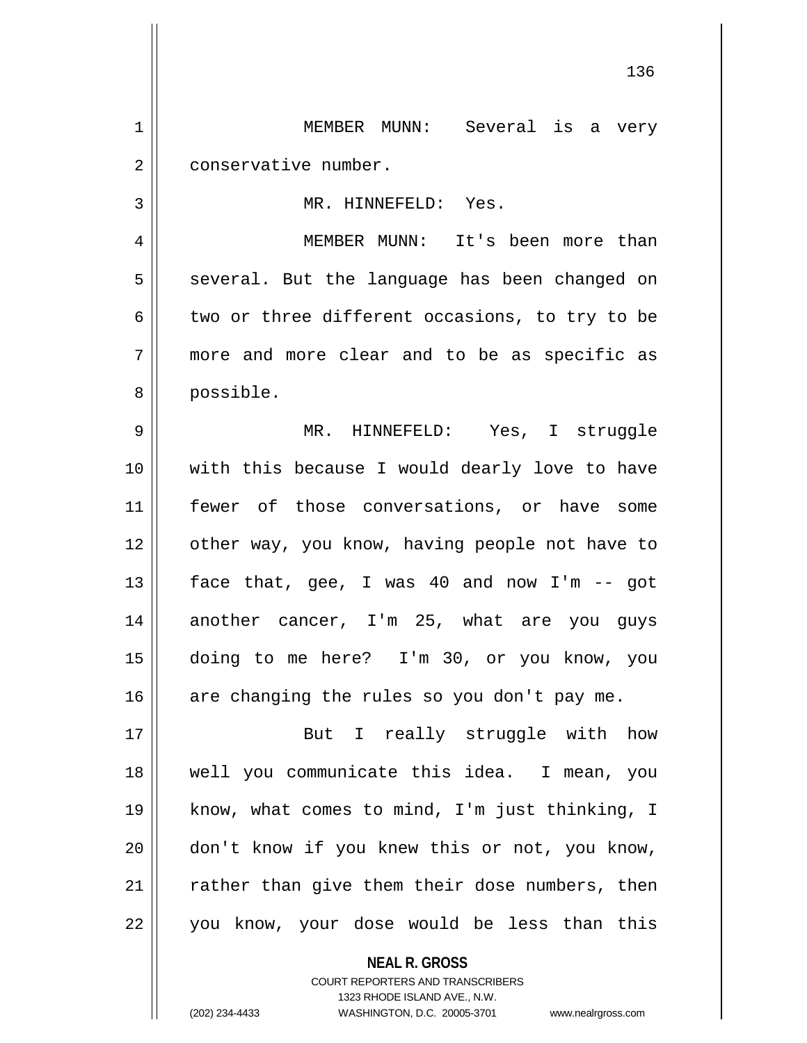MEMBER MUNN: Several is a very conservative number.

MR. HINNEFELD: Yes.

MEMBER MUNN: It's been more than several. But the language has been changed on two or three different occasions, to try to be more and more clear and to be as specific as possible.

MR. HINNEFELD: Yes, I struggle with this because I would dearly love to have fewer of those conversations, or have some other way, you know, having people not have to face that, gee, I was 40 and now I'm -- got another cancer, I'm 25, what are you guys doing to me here? I'm 30, or you know, you are changing the rules so you don't pay me.

But I really struggle with how well you communicate this idea. I mean, you know, what comes to mind, I'm just thinking, I don't know if you knew this or not, you know, rather than give them their dose numbers, then you know, your dose would be less than this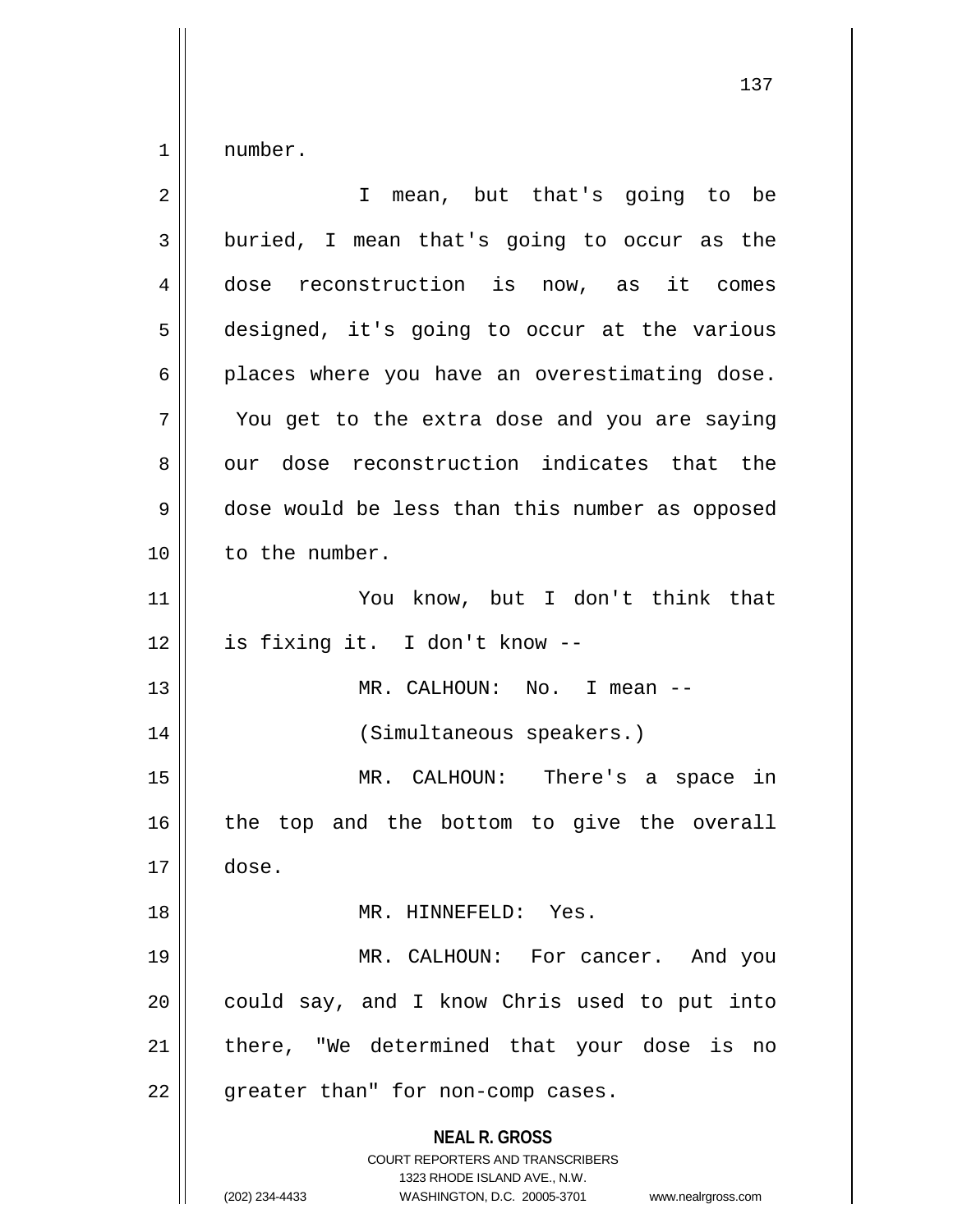number.

I mean, but that's going to be buried, I mean that's going to occur as the dose reconstruction is now, as it comes designed, it's going to occur at the various places where you have an overestimating dose. You get to the extra dose and you are saying our dose reconstruction indicates that the dose would be less than this number as opposed to the number.

You know, but I don't think that is fixing it. I don't know --

MR. CALHOUN: No. I mean --

(Simultaneous speakers.)

MR. CALHOUN: There's a space in the top and the bottom to give the overall dose.

MR. HINNEFELD: Yes.

MR. CALHOUN: For cancer. And you could say, and I know Chris used to put into there, "We determined that your dose is no greater than" for non-comp cases.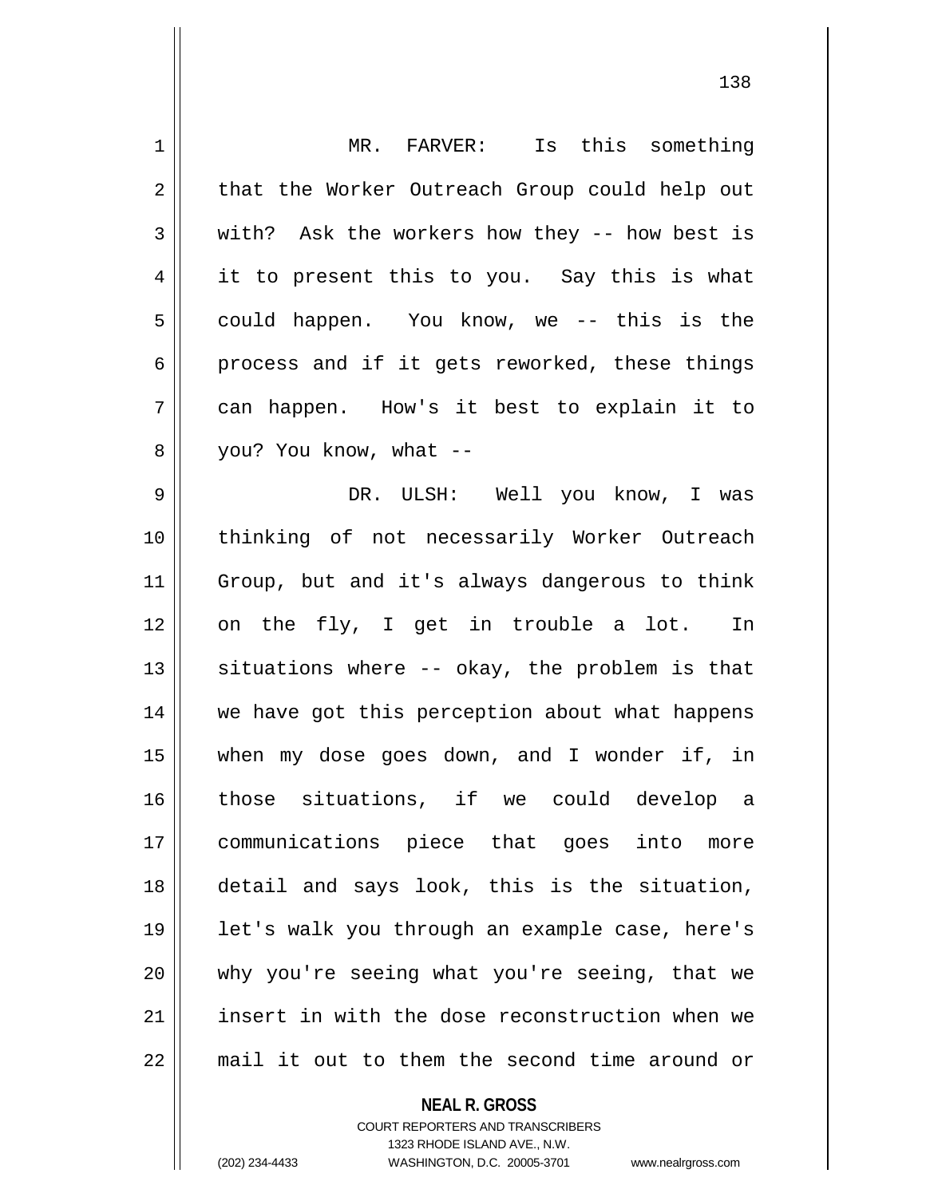MR. FARVER: Is this something that the Worker Outreach Group could help out with? Ask the workers how they -- how best is it to present this to you. Say this is what could happen. You know, we -- this is the process and if it gets reworked, these things can happen. How's it best to explain it to you? You know, what --

DR. ULSH: Well you know, I was thinking of not necessarily Worker Outreach Group, but and it's always dangerous to think on the fly, I get in trouble a lot. In situations where -- okay, the problem is that we have got this perception about what happens when my dose goes down, and I wonder if, in those situations, if we could develop a communications piece that goes into more detail and says look, this is the situation, let's walk you through an example case, here's why you're seeing what you're seeing, that we insert in with the dose reconstruction when we mail it out to them the second time around or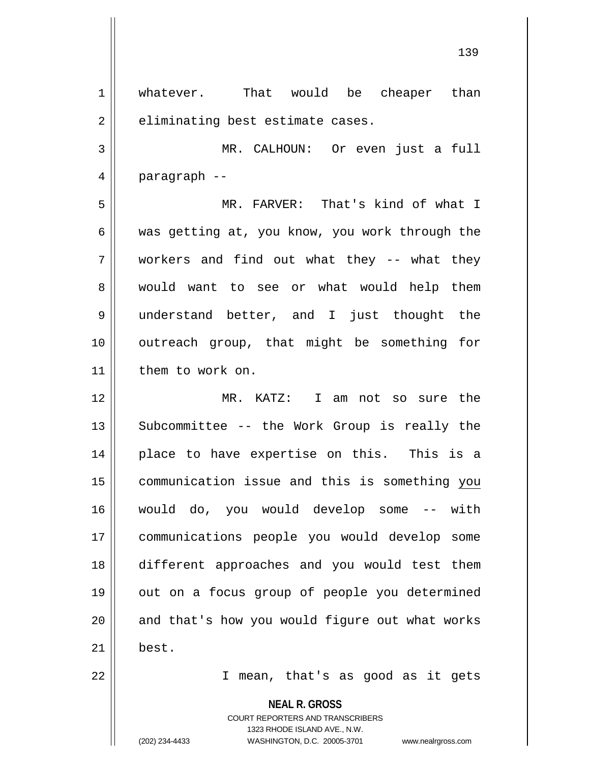whatever. That would be cheaper than eliminating best estimate cases.

MR. CALHOUN: Or even just a full paragraph --

MR. FARVER: That's kind of what I was getting at, you know, you work through the workers and find out what they -- what they would want to see or what would help them understand better, and I just thought the outreach group, that might be something for them to work on.

MR. KATZ: I am not so sure the Subcommittee -- the Work Group is really the place to have expertise on this. This is a communication issue and this is something <u>you</u> would do, you would develop some -- with communications people you would develop some different approaches and you would test them out on a focus group of people you determined and that's how you would figure out what works best.

I mean, that's as good as it gets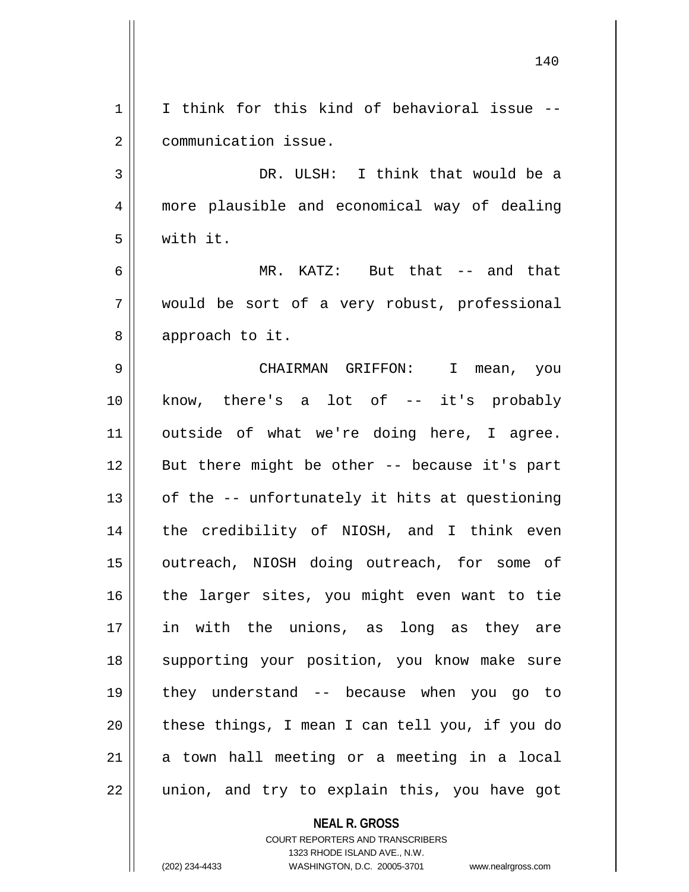I think for this kind of behavioral issue -- communication issue.

DR. ULSH: I think that would be a more plausible and economical way of dealing with it.

MR. KATZ: But that -- and that would be sort of a very robust, professional approach to it.

CHAIRMAN GRIFFON: I mean, you know, there's a lot of -- it's probably outside of what we're doing here, I agree. But there might be other -- because it's part of the -- unfortunately it hits at questioning the credibility of NIOSH, and I think even outreach, NIOSH doing outreach, for some of the larger sites, you might even want to tie in with the unions, as long as they are supporting your position, you know make sure they understand -- because when you go to these things, I mean I can tell you, if you do a town hall meeting or a meeting in a local union, and try to explain this, you have got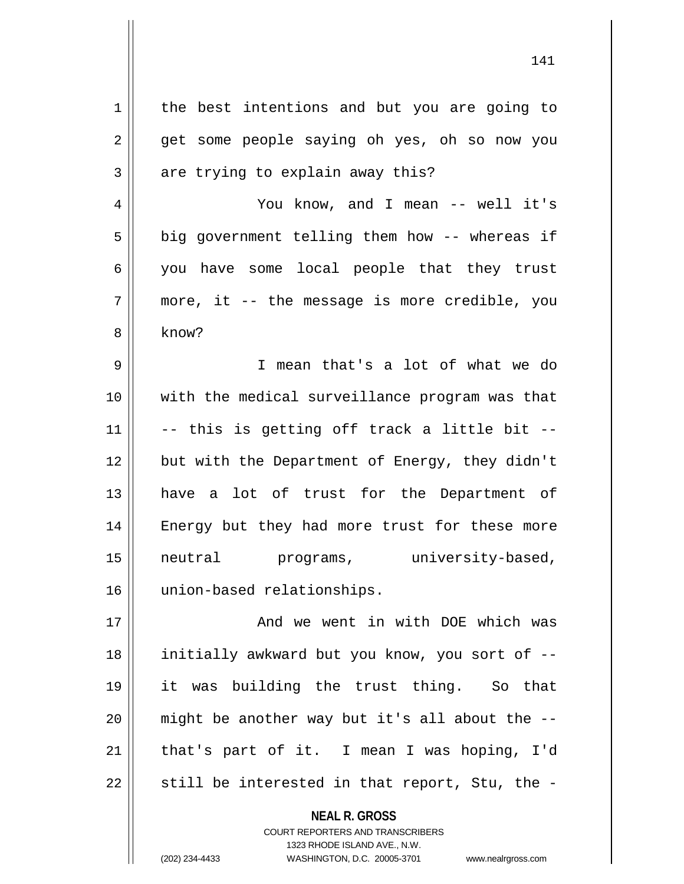the best intentions and but you are going to get some people saying oh yes, oh so now you are trying to explain away this?

You know, and I mean -- well it's big government telling them how -- whereas if you have some local people that they trust more, it -- the message is more credible, you know?

I mean that's a lot of what we do with the medical surveillance program was that -- this is getting off track a little bit -- but with the Department of Energy, they didn't have a lot of trust for the Department of Energy but they had more trust for these more neutral programs, university-based, union-based relationships.

And we went in with DOE which was initially awkward but you know, you sort of -- it was building the trust thing. So that might be another way but it's all about the -- that's part of it. I mean I was hoping, I'd still be interested in that report, Stu, the -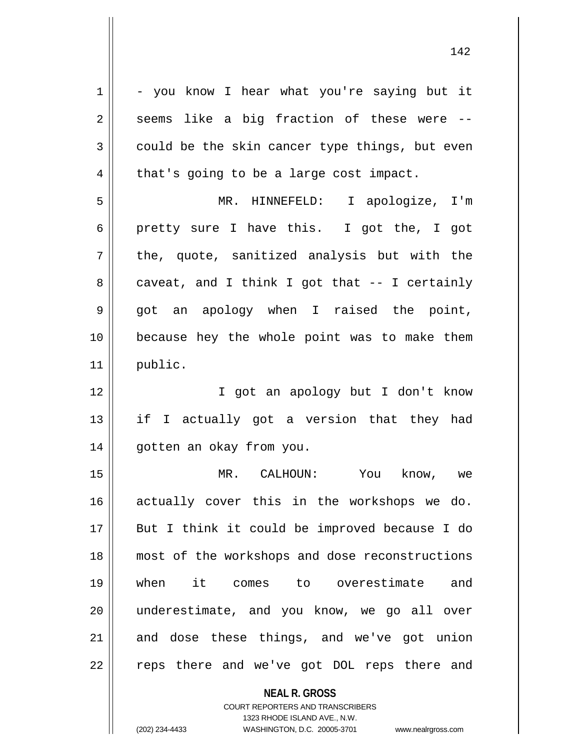- you know I hear what you're saying but it seems like a big fraction of these were -- could be the skin cancer type things, but even that's going to be a large cost impact.

MR. HINNEFELD: I apologize, I'm pretty sure I have this. I got the, I got the, quote, sanitized analysis but with the caveat, and I think I got that -- I certainly got an apology when I raised the point, because hey the whole point was to make them public.

I got an apology but I don't know if I actually got a version that they had gotten an okay from you.

MR. CALHOUN: You know, we actually cover this in the workshops we do. But I think it could be improved because I do most of the workshops and dose reconstructions when it comes to overestimate and underestimate, and you know, we go all over and dose these things, and we've got union reps there and we've got DOL reps there and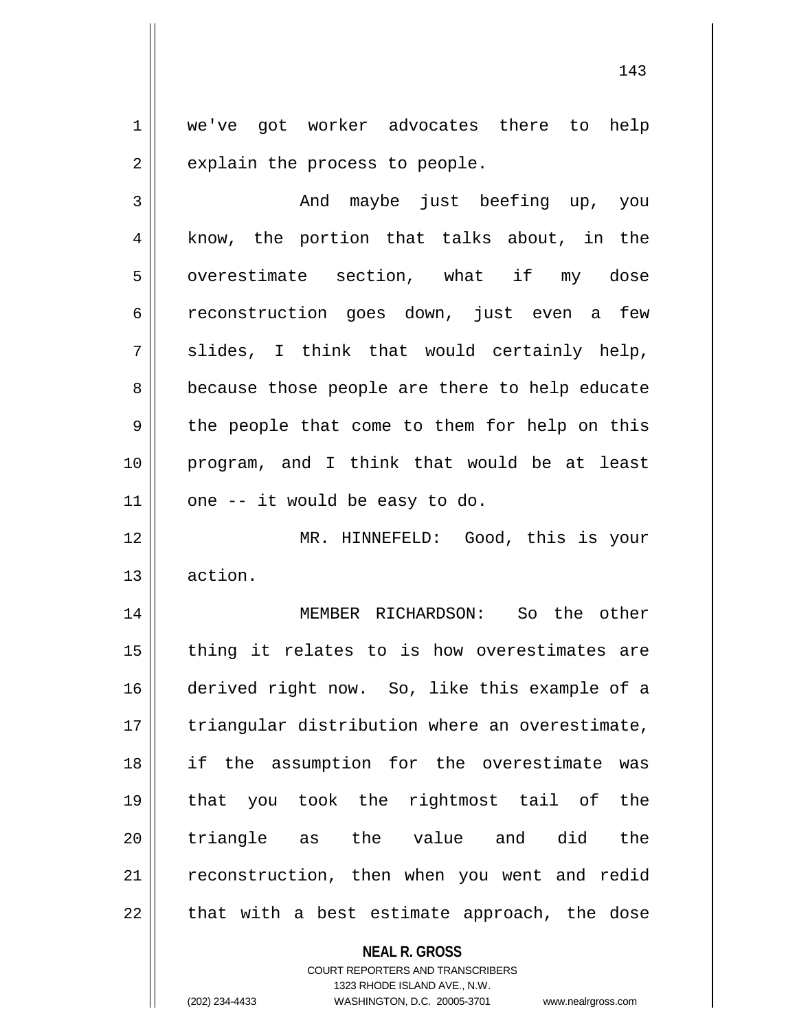we've got worker advocates there to help explain the process to people.

And maybe just beefing up, you know, the portion that talks about, in the overestimate section, what if my dose reconstruction goes down, just even a few slides, I think that would certainly help, because those people are there to help educate the people that come to them for help on this program, and I think that would be at least one -- it would be easy to do.

MR. HINNEFELD: Good, this is your action.

MEMBER RICHARDSON: So the other thing it relates to is how overestimates are derived right now. So, like this example of a triangular distribution where an overestimate, if the assumption for the overestimate was that you took the rightmost tail of the triangle as the value and did the reconstruction, then when you went and redid that with a best estimate approach, the dose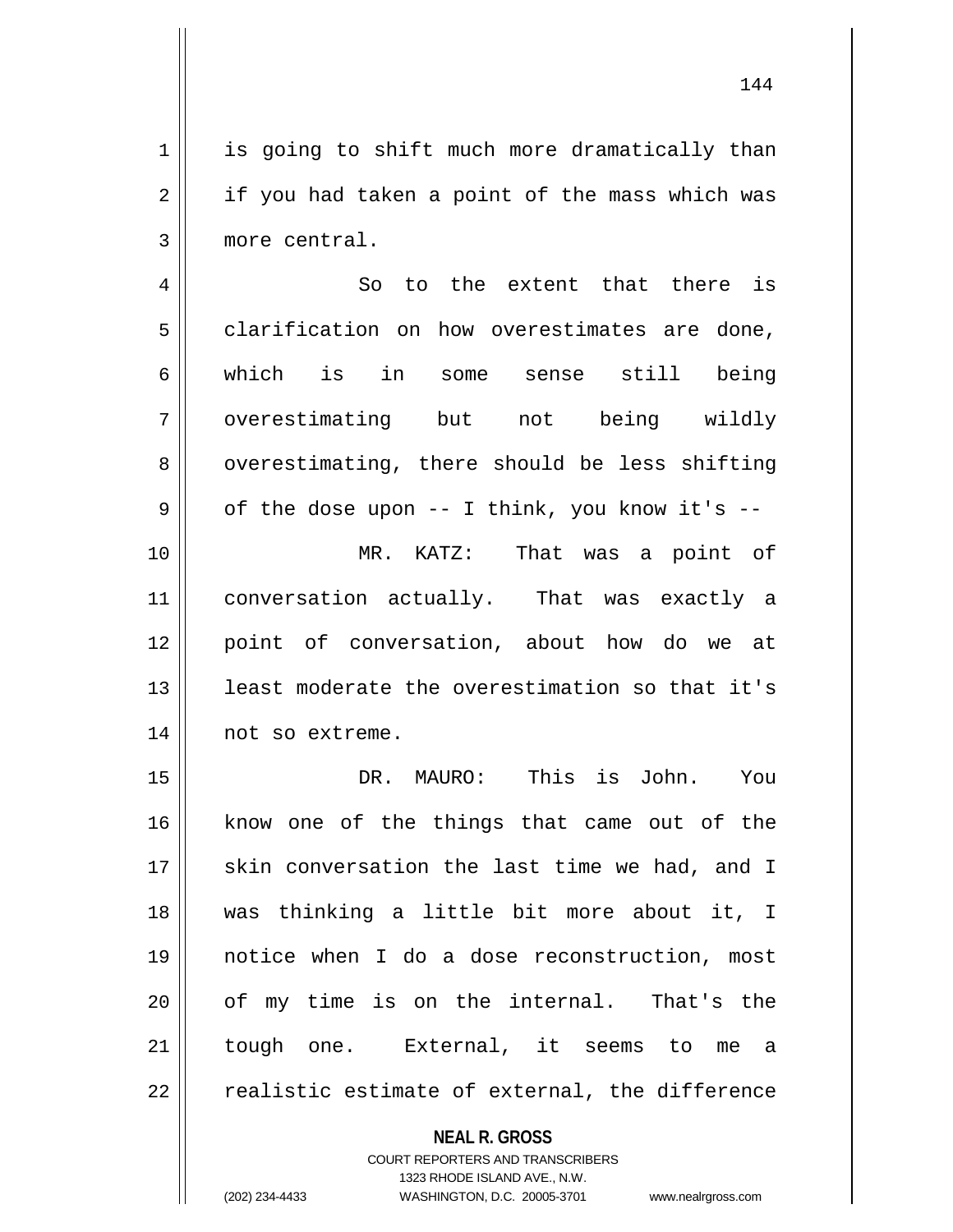is going to shift much more dramatically than if you had taken a point of the mass which was more central.

So to the extent that there is clarification on how overestimates are done, which is in some sense still being overestimating but not being wildly overestimating, there should be less shifting of the dose upon -- I think, you know it's --

MR. KATZ: That was a point of conversation actually. That was exactly a point of conversation, about how do we at least moderate the overestimation so that it's not so extreme.

DR. MAURO: This is John. You know one of the things that came out of the skin conversation the last time we had, and I was thinking a little bit more about it, I notice when I do a dose reconstruction, most of my time is on the internal. That's the tough one. External, it seems to me a realistic estimate of external, the difference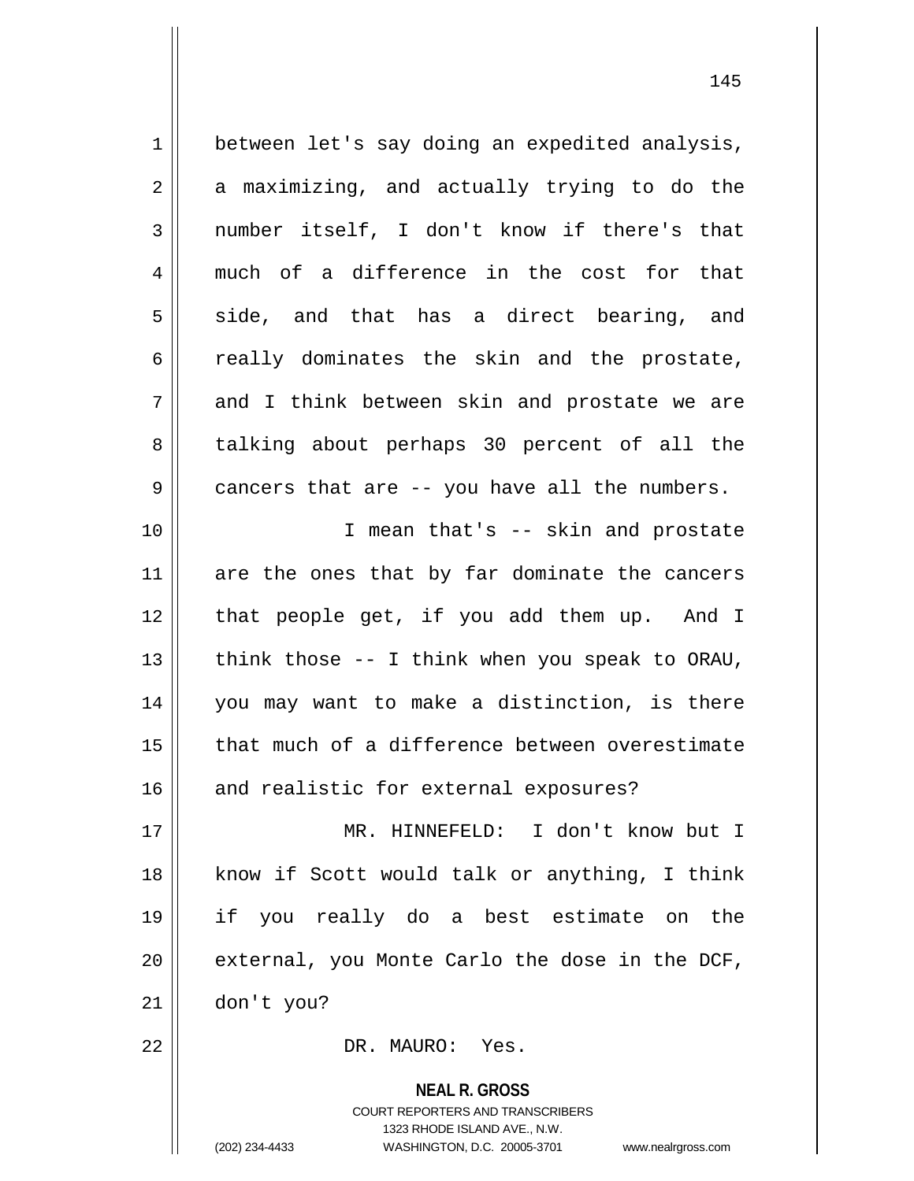between let's say doing an expedited analysis, a maximizing, and actually trying to do the number itself, I don't know if there's that much of a difference in the cost for that side, and that has a direct bearing, and really dominates the skin and the prostate, and I think between skin and prostate we are talking about perhaps 30 percent of all the cancers that are -- you have all the numbers.

I mean that's -- skin and prostate are the ones that by far dominate the cancers that people get, if you add them up. And I think those -- I think when you speak to ORAU, you may want to make a distinction, is there that much of a difference between overestimate and realistic for external exposures?

MR. HINNEFELD: I don't know but I know if Scott would talk or anything, I think if you really do a best estimate on the external, you Monte Carlo the dose in the DCF, don't you?

DR. MAURO: Yes.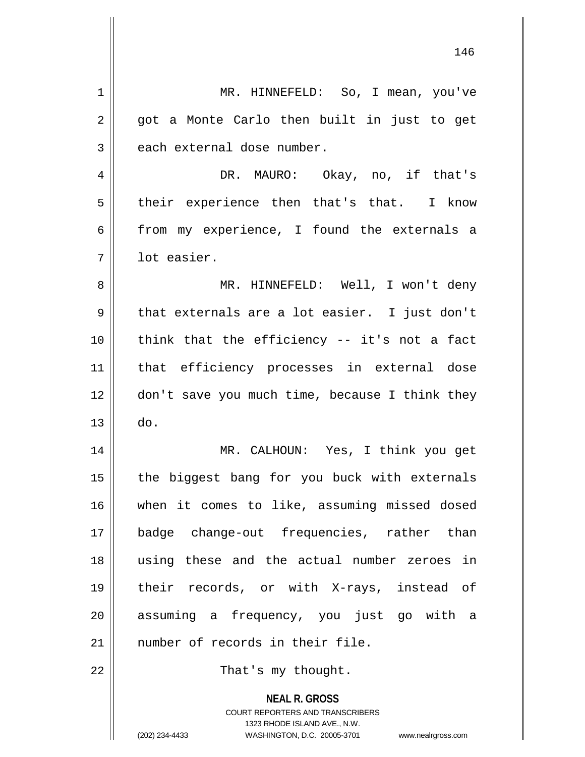MR. HINNEFELD: So, I mean, you've got a Monte Carlo then built in just to get each external dose number.

DR. MAURO: Okay, no, if that's their experience then that's that. I know from my experience, I found the externals a lot easier.

MR. HINNEFELD: Well, I won't deny that externals are a lot easier. I just don't think that the efficiency -- it's not a fact that efficiency processes in external dose don't save you much time, because I think they do.

MR. CALHOUN: Yes, I think you get the biggest bang for you buck with externals when it comes to like, assuming missed dosed badge change-out frequencies, rather than using these and the actual number zeroes in their records, or with X-rays, instead of assuming a frequency, you just go with a number of records in their file.

That's my thought.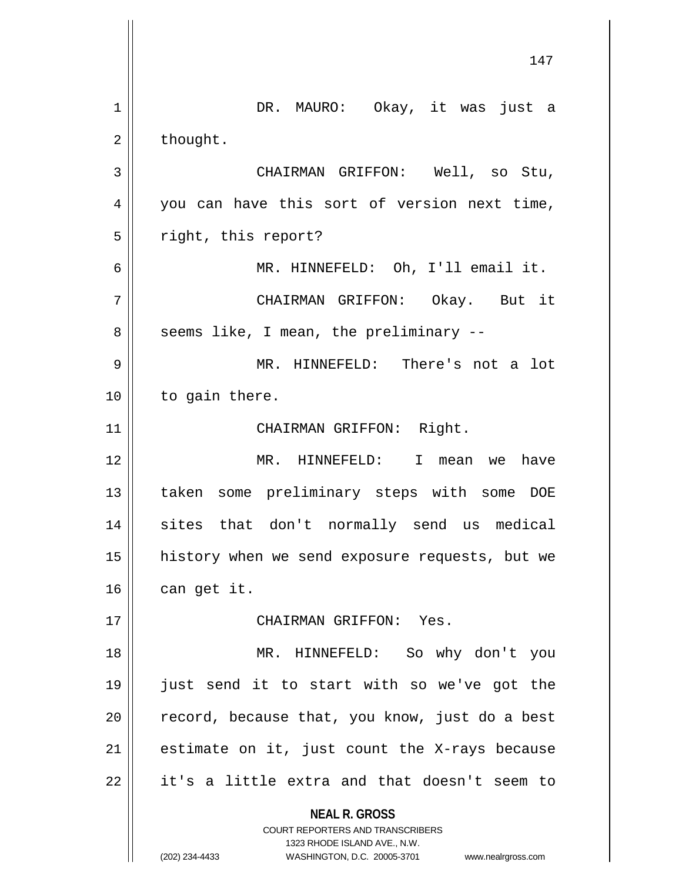DR. MAURO: Okay, it was just a thought.

CHAIRMAN GRIFFON: Well, so Stu, you can have this sort of version next time, right, this report?

MR. HINNEFELD: Oh, I'll email it.

CHAIRMAN GRIFFON: Okay. But it seems like, I mean, the preliminary --

MR. HINNEFELD: There's not a lot to gain there.

CHAIRMAN GRIFFON: Right.

MR. HINNEFELD: I mean we have taken some preliminary steps with some DOE sites that don't normally send us medical history when we send exposure requests, but we can get it.

CHAIRMAN GRIFFON: Yes.

MR. HINNEFELD: So why don't you just send it to start with so we've got the record, because that, you know, just do a best estimate on it, just count the X-rays because it's a little extra and that doesn't seem to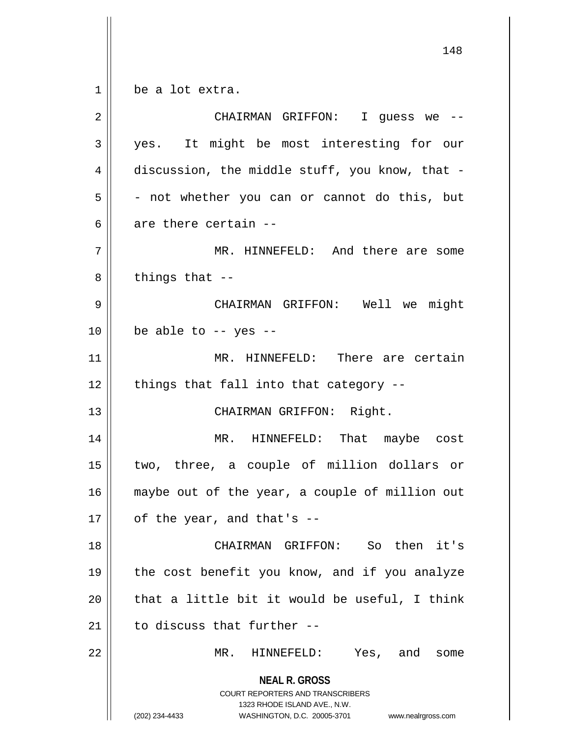be a lot extra.

CHAIRMAN GRIFFON: I guess we -- yes. It might be most interesting for our discussion, the middle stuff, you know, that -- not whether you can or cannot do this, but are there certain --

MR. HINNEFELD: And there are some things that --

CHAIRMAN GRIFFON: Well we might be able to -- yes --

MR. HINNEFELD: There are certain things that fall into that category --

CHAIRMAN GRIFFON: Right.

MR. HINNEFELD: That maybe cost two, three, a couple of million dollars or maybe out of the year, a couple of million out of the year, and that's --

CHAIRMAN GRIFFON: So then it's the cost benefit you know, and if you analyze that a little bit it would be useful, I think to discuss that further --

MR. HINNEFELD: Yes, and some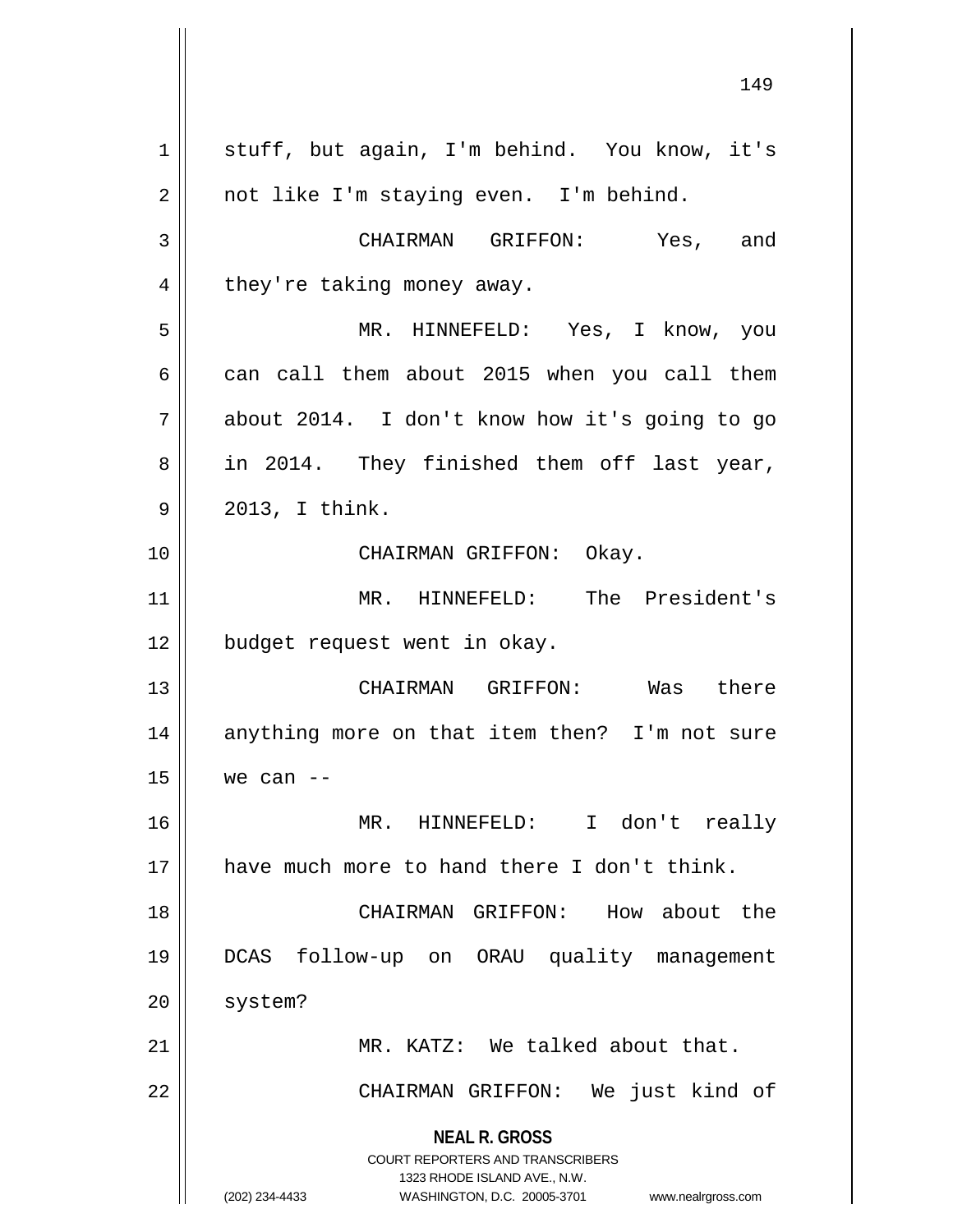stuff, but again, I'm behind. You know, it's not like I'm staying even. I'm behind.

CHAIRMAN GRIFFON: Yes, and they're taking money away.

MR. HINNEFELD: Yes, I know, you can call them about 2015 when you call them about 2014. I don't know how it's going to go in 2014. They finished them off last year, 2013, I think.

CHAIRMAN GRIFFON: Okay.

MR. HINNEFELD: The President's budget request went in okay.

CHAIRMAN GRIFFON: Was there anything more on that item then? I'm not sure we can --

MR. HINNEFELD: I don't really have much more to hand there I don't think.

CHAIRMAN GRIFFON: How about the DCAS follow-up on ORAU quality management system?

MR. KATZ: We talked about that.

CHAIRMAN GRIFFON: We just kind of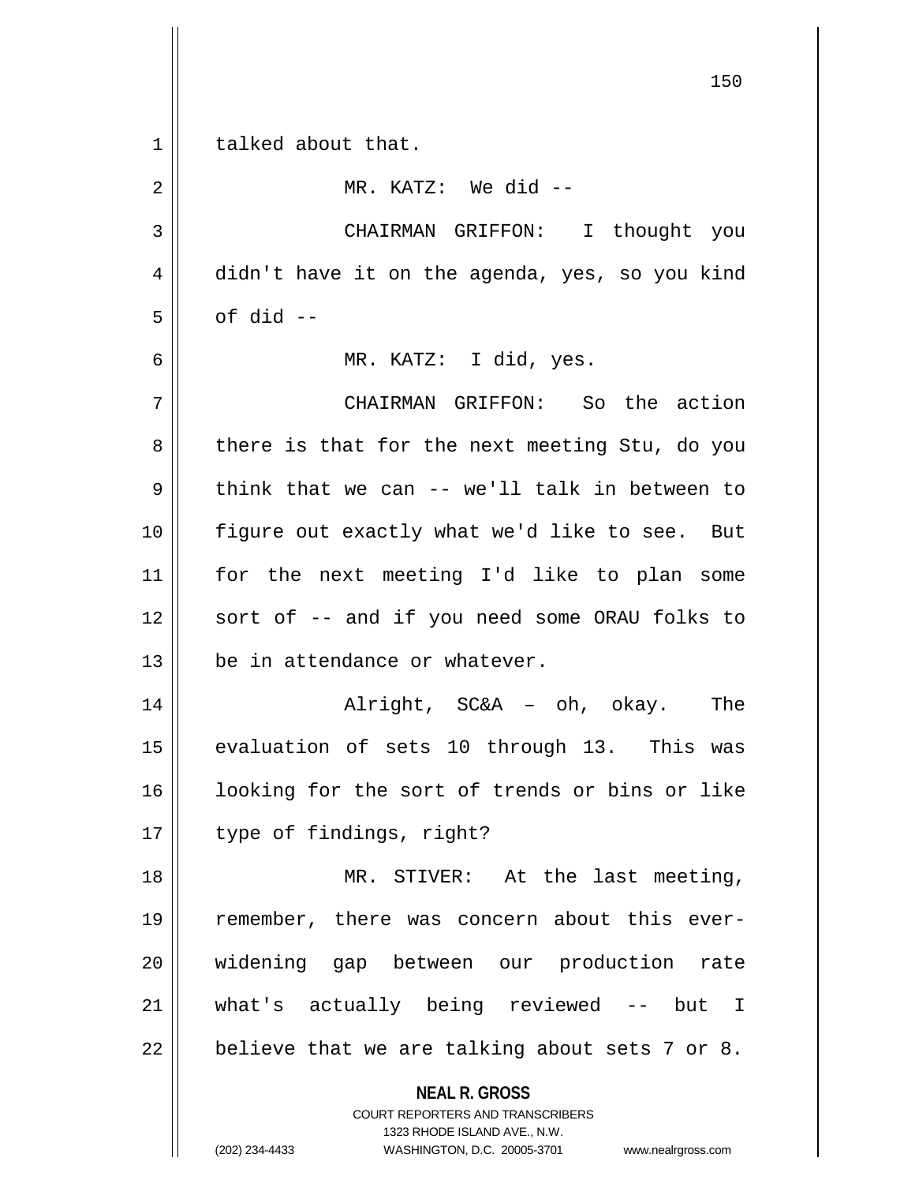talked about that.

MR. KATZ: We did --

CHAIRMAN GRIFFON: I thought you didn't have it on the agenda, yes, so you kind of did --

MR. KATZ: I did, yes.

CHAIRMAN GRIFFON: So the action there is that for the next meeting Stu, do you think that we can -- we'll talk in between to figure out exactly what we'd like to see. But for the next meeting I'd like to plan some sort of -- and if you need some ORAU folks to be in attendance or whatever.

Alright, SC&A – oh, okay. The evaluation of sets 10 through 13. This was looking for the sort of trends or bins or like type of findings, right?

MR. STIVER: At the last meeting, remember, there was concern about this ever-widening gap between our production rate what's actually being reviewed -- but I believe that we are talking about sets 7 or 8.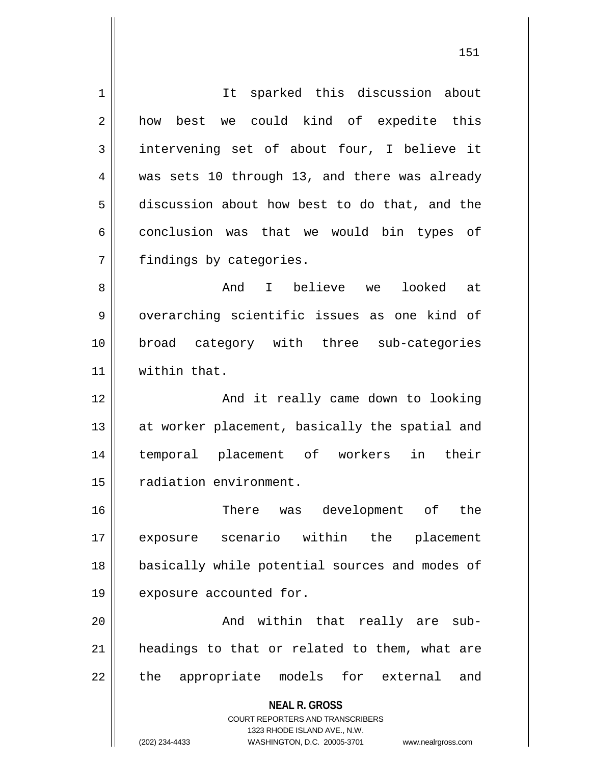It sparked this discussion about how best we could kind of expedite this intervening set of about four, I believe it was sets 10 through 13, and there was already discussion about how best to do that, and the conclusion was that we would bin types of findings by categories.

And I believe we looked at overarching scientific issues as one kind of broad category with three sub-categories within that.

And it really came down to looking at worker placement, basically the spatial and temporal placement of workers in their radiation environment.

There was development of the exposure scenario within the placement basically while potential sources and modes of exposure accounted for.

And within that really are sub-headings to that or related to them, what are the appropriate models for external and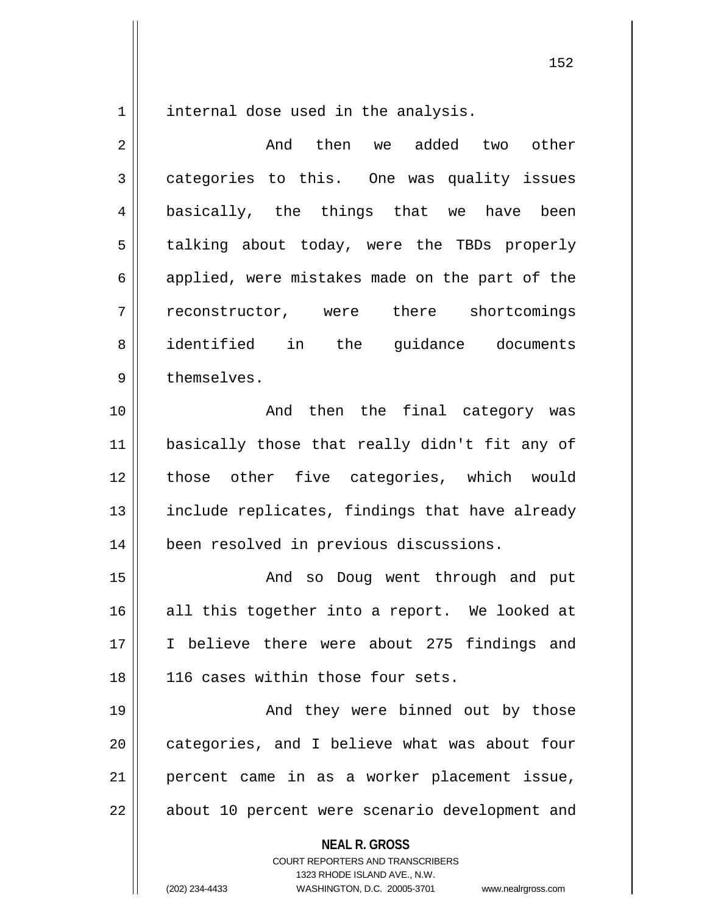internal dose used in the analysis.

And then we added two other categories to this. One was quality issues basically, the things that we have been talking about today, were the TBDs properly applied, were mistakes made on the part of the reconstructor, were there shortcomings identified in the guidance documents themselves.

And then the final category was basically those that really didn't fit any of those other five categories, which would include replicates, findings that have already been resolved in previous discussions.

And so Doug went through and put all this together into a report. We looked at I believe there were about 275 findings and 116 cases within those four sets.

And they were binned out by those categories, and I believe what was about four percent came in as a worker placement issue, about 10 percent were scenario development and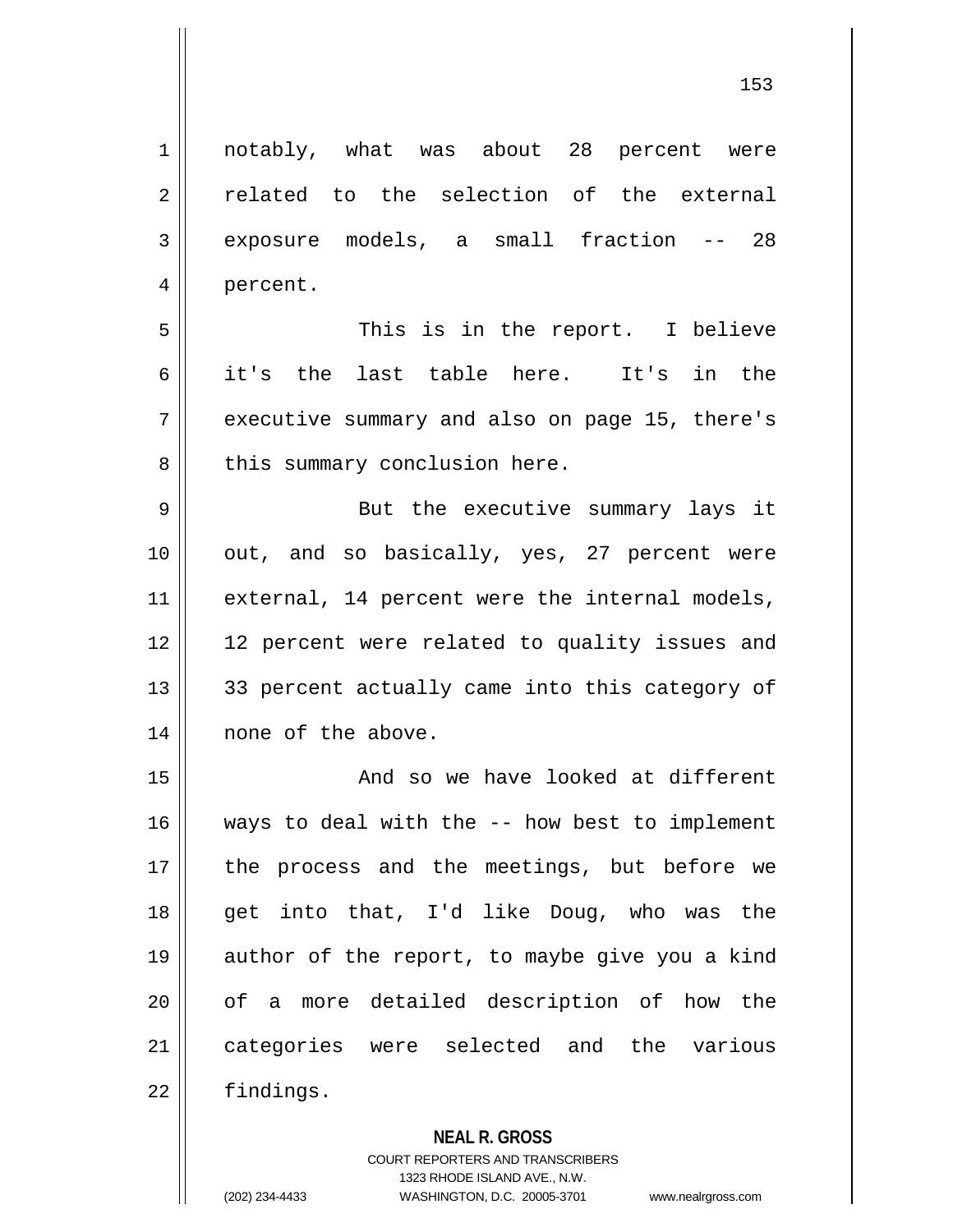notably, what was about 28 percent were related to the selection of the external exposure models, a small fraction -- 28 percent.

This is in the report. I believe it's the last table here. It's in the executive summary and also on page 15, there's this summary conclusion here.

But the executive summary lays it out, and so basically, yes, 27 percent were external, 14 percent were the internal models, 12 percent were related to quality issues and 33 percent actually came into this category of none of the above.

And so we have looked at different ways to deal with the -- how best to implement the process and the meetings, but before we get into that, I'd like Doug, who was the author of the report, to maybe give you a kind of a more detailed description of how the categories were selected and the various findings.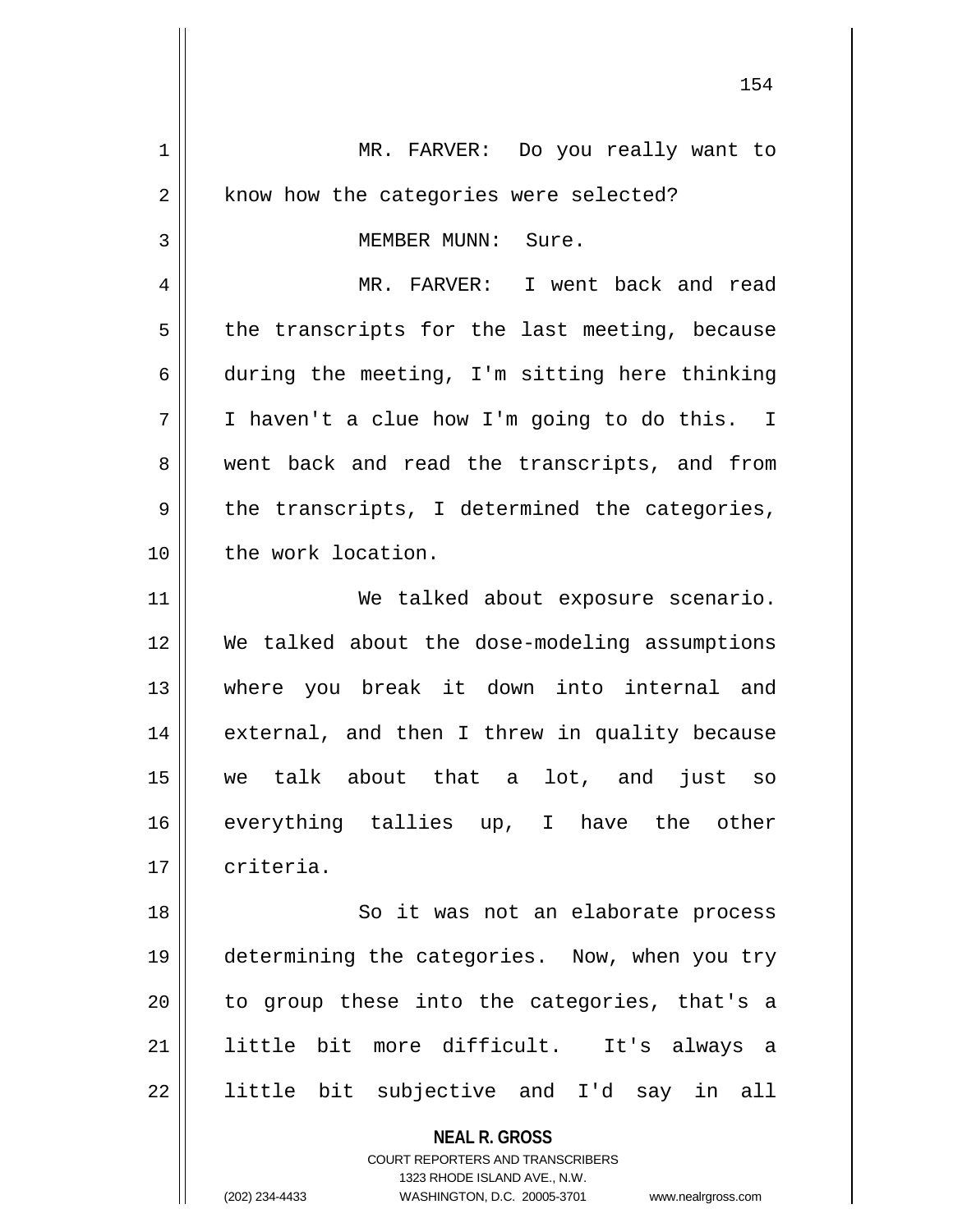MR. FARVER: Do you really want to know how the categories were selected?

MEMBER MUNN: Sure.

MR. FARVER: I went back and read the transcripts for the last meeting, because during the meeting, I'm sitting here thinking I haven't a clue how I'm going to do this. I went back and read the transcripts, and from the transcripts, I determined the categories, the work location.

We talked about exposure scenario. We talked about the dose-modeling assumptions where you break it down into internal and external, and then I threw in quality because we talk about that a lot, and just so everything tallies up, I have the other criteria.

So it was not an elaborate process determining the categories. Now, when you try to group these into the categories, that's a little bit more difficult. It's always a little bit subjective and I'd say in all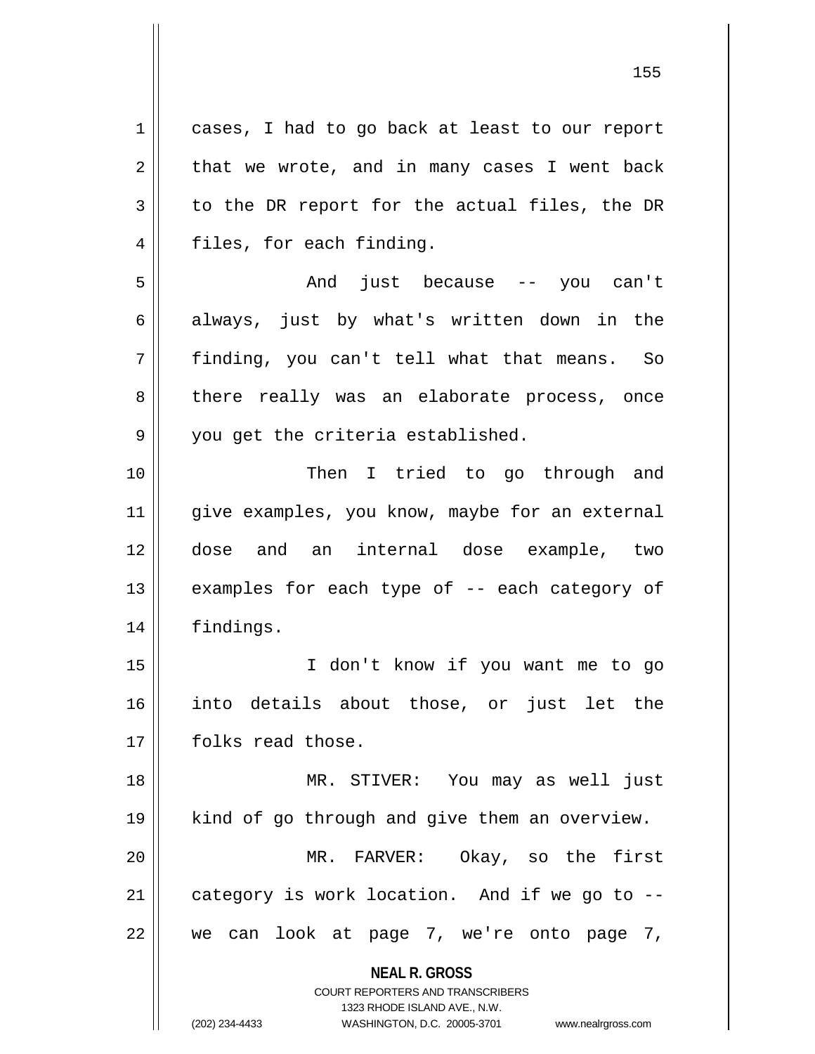cases, I had to go back at least to our report that we wrote, and in many cases I went back to the DR report for the actual files, the DR files, for each finding.

And just because -- you can't always, just by what's written down in the finding, you can't tell what that means. So there really was an elaborate process, once you get the criteria established.

Then I tried to go through and give examples, you know, maybe for an external dose and an internal dose example, two examples for each type of -- each category of findings.

I don't know if you want me to go into details about those, or just let the folks read those.

MR. STIVER: You may as well just kind of go through and give them an overview.

MR. FARVER: Okay, so the first category is work location. And if we go to -- we can look at page 7, we're onto page 7,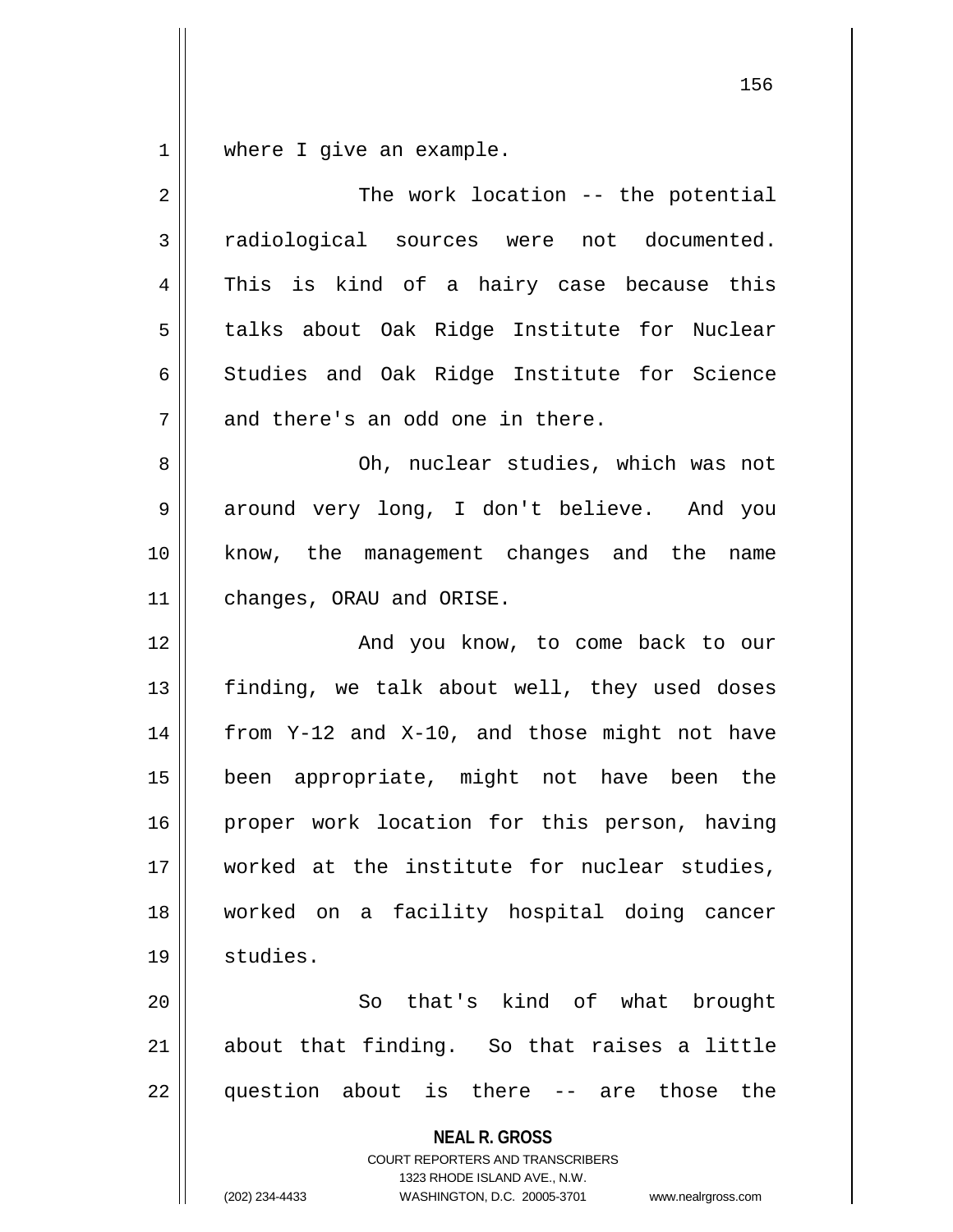where I give an example.

The work location -- the potential radiological sources were not documented. This is kind of a hairy case because this talks about Oak Ridge Institute for Nuclear Studies and Oak Ridge Institute for Science and there's an odd one in there.

Oh, nuclear studies, which was not around very long, I don't believe. And you know, the management changes and the name changes, ORAU and ORISE.

And you know, to come back to our finding, we talk about well, they used doses from Y-12 and X-10, and those might not have been appropriate, might not have been the proper work location for this person, having worked at the institute for nuclear studies, worked on a facility hospital doing cancer studies.

So that's kind of what brought about that finding. So that raises a little question about is there -- are those the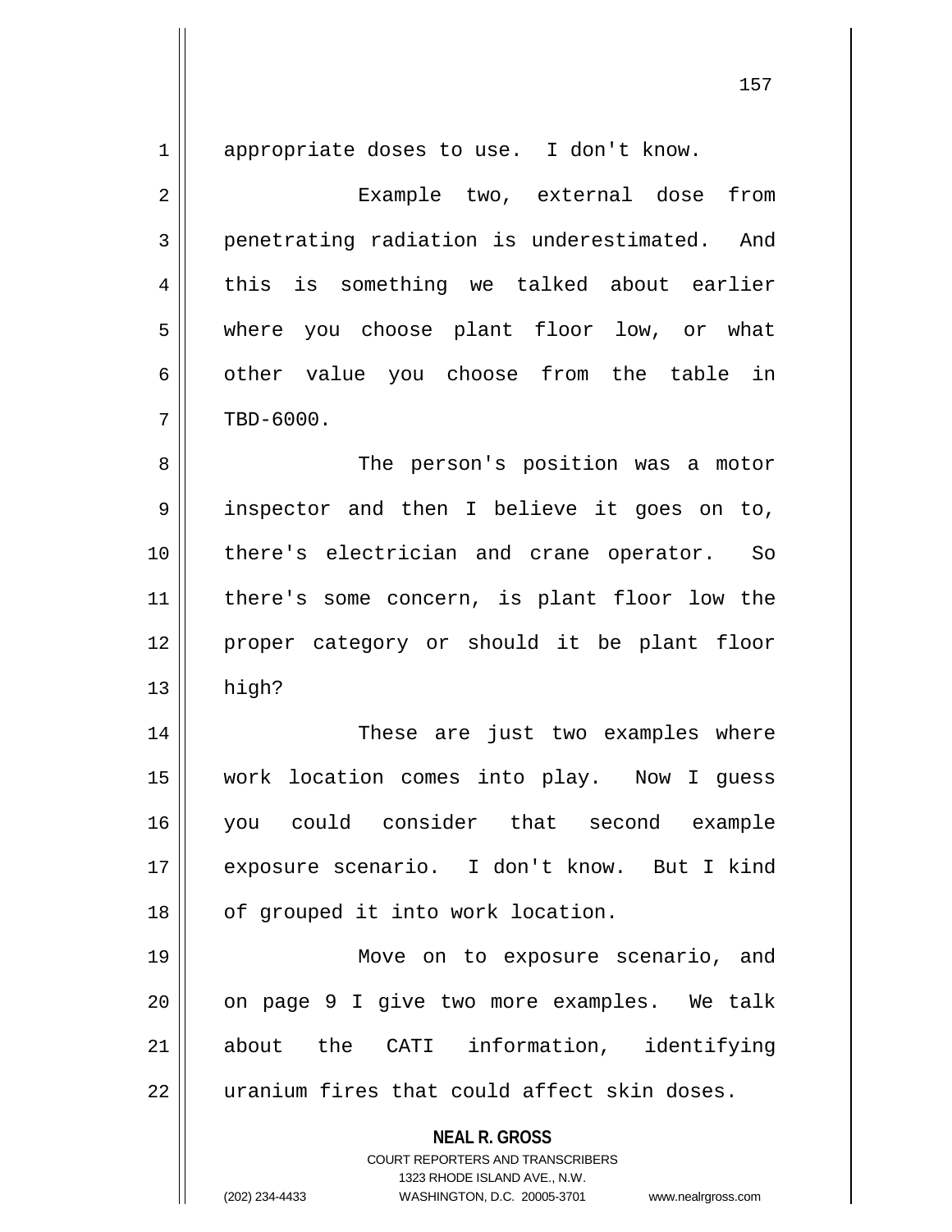appropriate doses to use. I don't know.

Example two, external dose from penetrating radiation is underestimated. And this is something we talked about earlier where you choose plant floor low, or what other value you choose from the table in TBD-6000.

The person's position was a motor inspector and then I believe it goes on to, there's electrician and crane operator. So there's some concern, is plant floor low the proper category or should it be plant floor high?

These are just two examples where work location comes into play. Now I guess you could consider that second example exposure scenario. I don't know. But I kind of grouped it into work location.

Move on to exposure scenario, and on page 9 I give two more examples. We talk about the CATI information, identifying uranium fires that could affect skin doses.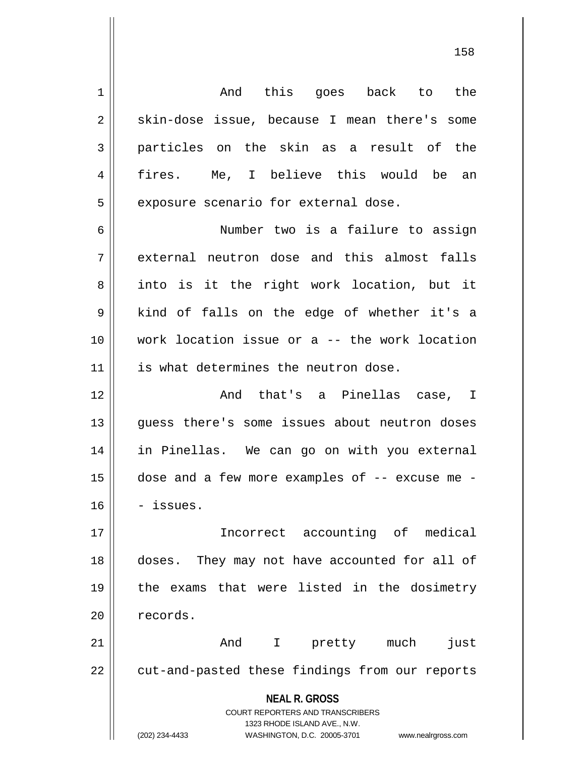And this goes back to the skin-dose issue, because I mean there's some particles on the skin as a result of the fires. Me, I believe this would be an exposure scenario for external dose.

Number two is a failure to assign external neutron dose and this almost falls into is it the right work location, but it kind of falls on the edge of whether it's a work location issue or a -- the work location is what determines the neutron dose.

And that's a Pinellas case, I guess there's some issues about neutron doses in Pinellas. We can go on with you external dose and a few more examples of -- excuse me -- issues.

Incorrect accounting of medical doses. They may not have accounted for all of the exams that were listed in the dosimetry records.

And I pretty much just cut-and-pasted these findings from our reports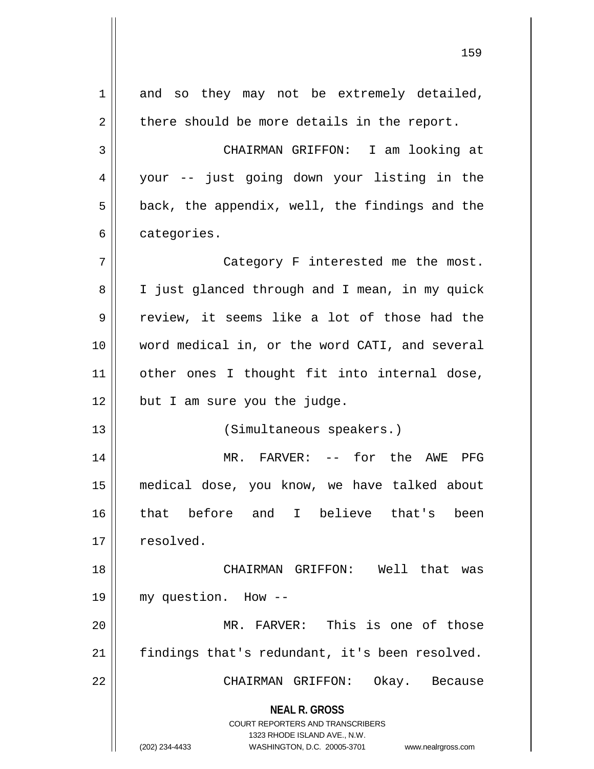and so they may not be extremely detailed, there should be more details in the report.

CHAIRMAN GRIFFON: I am looking at your -- just going down your listing in the back, the appendix, well, the findings and the categories.

Category F interested me the most. I just glanced through and I mean, in my quick review, it seems like a lot of those had the word medical in, or the word CATI, and several other ones I thought fit into internal dose, but I am sure you the judge.

(Simultaneous speakers.)

MR. FARVER: -- for the AWE PFG medical dose, you know, we have talked about that before and I believe that's been resolved.

CHAIRMAN GRIFFON: Well that was my question. How --

MR. FARVER: This is one of those findings that's redundant, it's been resolved.

CHAIRMAN GRIFFON: Okay. Because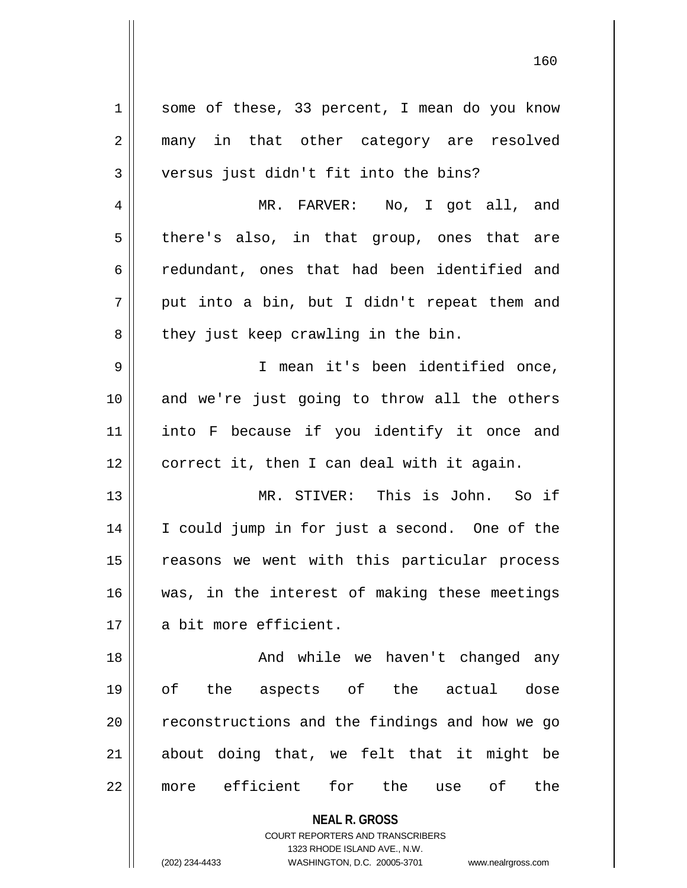some of these, 33 percent, I mean do you know many in that other category are resolved versus just didn't fit into the bins?

MR. FARVER: No, I got all, and there's also, in that group, ones that are redundant, ones that had been identified and put into a bin, but I didn't repeat them and they just keep crawling in the bin.

I mean it's been identified once, and we're just going to throw all the others into F because if you identify it once and correct it, then I can deal with it again.

MR. STIVER: This is John. So if I could jump in for just a second. One of the reasons we went with this particular process was, in the interest of making these meetings a bit more efficient.

And while we haven't changed any of the aspects of the actual dose reconstructions and the findings and how we go about doing that, we felt that it might be more efficient for the use of the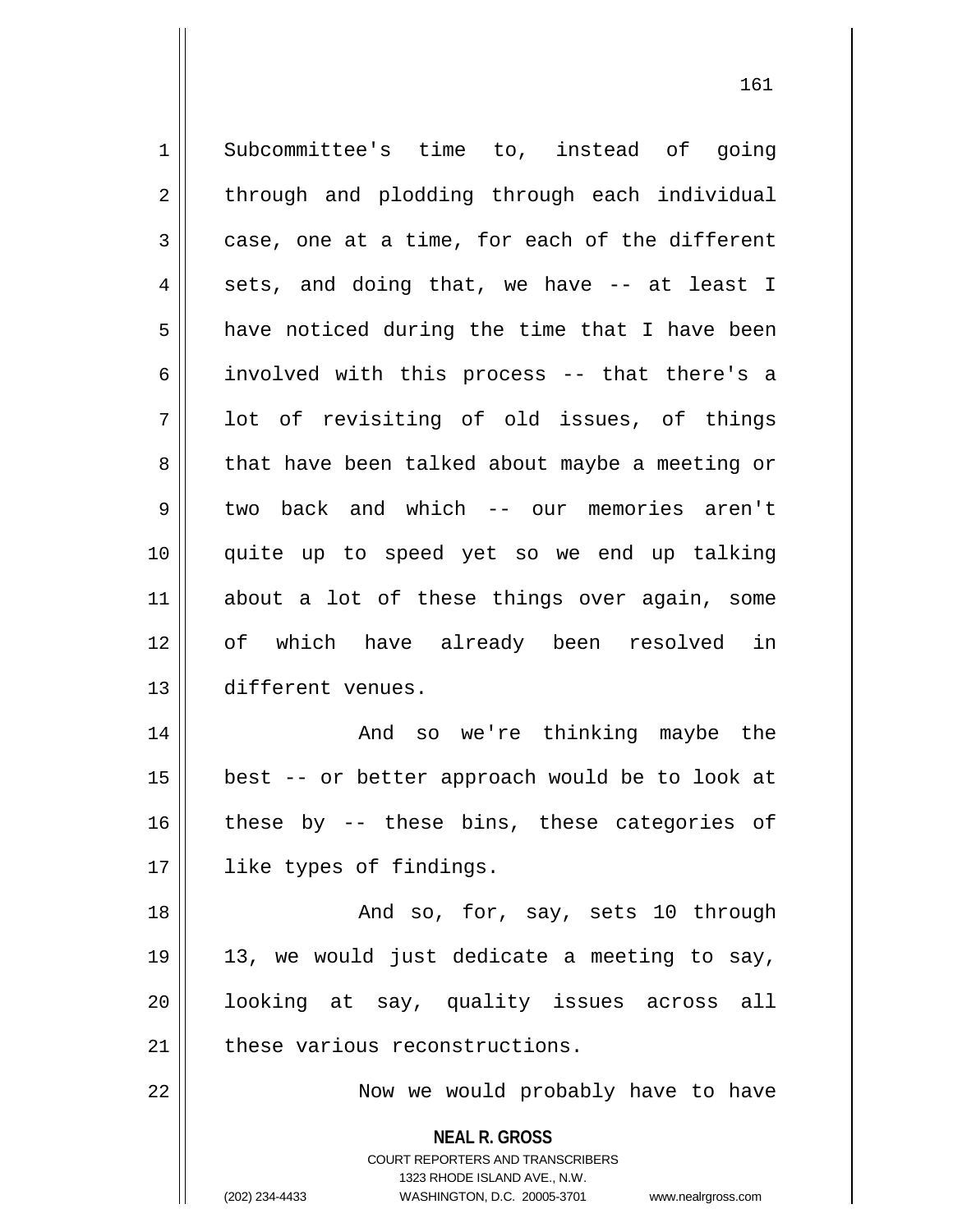Subcommittee's time to, instead of going through and plodding through each individual case, one at a time, for each of the different sets, and doing that, we have -- at least I have noticed during the time that I have been involved with this process -- that there's a lot of revisiting of old issues, of things that have been talked about maybe a meeting or two back and which -- our memories aren't quite up to speed yet so we end up talking about a lot of these things over again, some of which have already been resolved in different venues.

And so we're thinking maybe the best -- or better approach would be to look at these by -- these bins, these categories of like types of findings.

And so, for, say, sets 10 through 13, we would just dedicate a meeting to say, looking at say, quality issues across all these various reconstructions.

Now we would probably have to have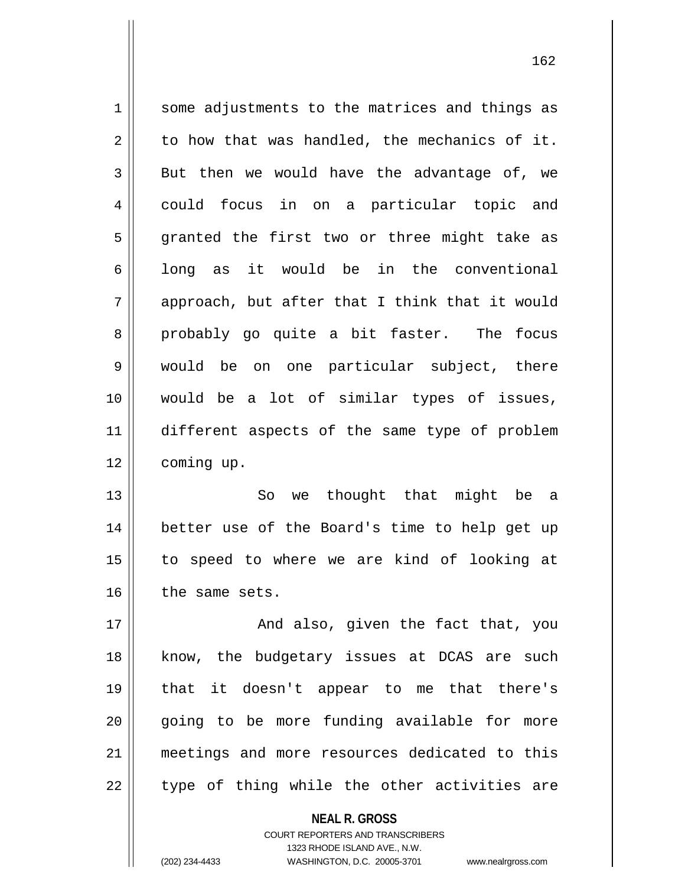some adjustments to the matrices and things as to how that was handled, the mechanics of it. But then we would have the advantage of, we could focus in on a particular topic and granted the first two or three might take as long as it would be in the conventional approach, but after that I think that it would probably go quite a bit faster. The focus would be on one particular subject, there would be a lot of similar types of issues, different aspects of the same type of problem coming up.

So we thought that might be a better use of the Board's time to help get up to speed to where we are kind of looking at the same sets.

And also, given the fact that, you know, the budgetary issues at DCAS are such that it doesn't appear to me that there's going to be more funding available for more meetings and more resources dedicated to this type of thing while the other activities are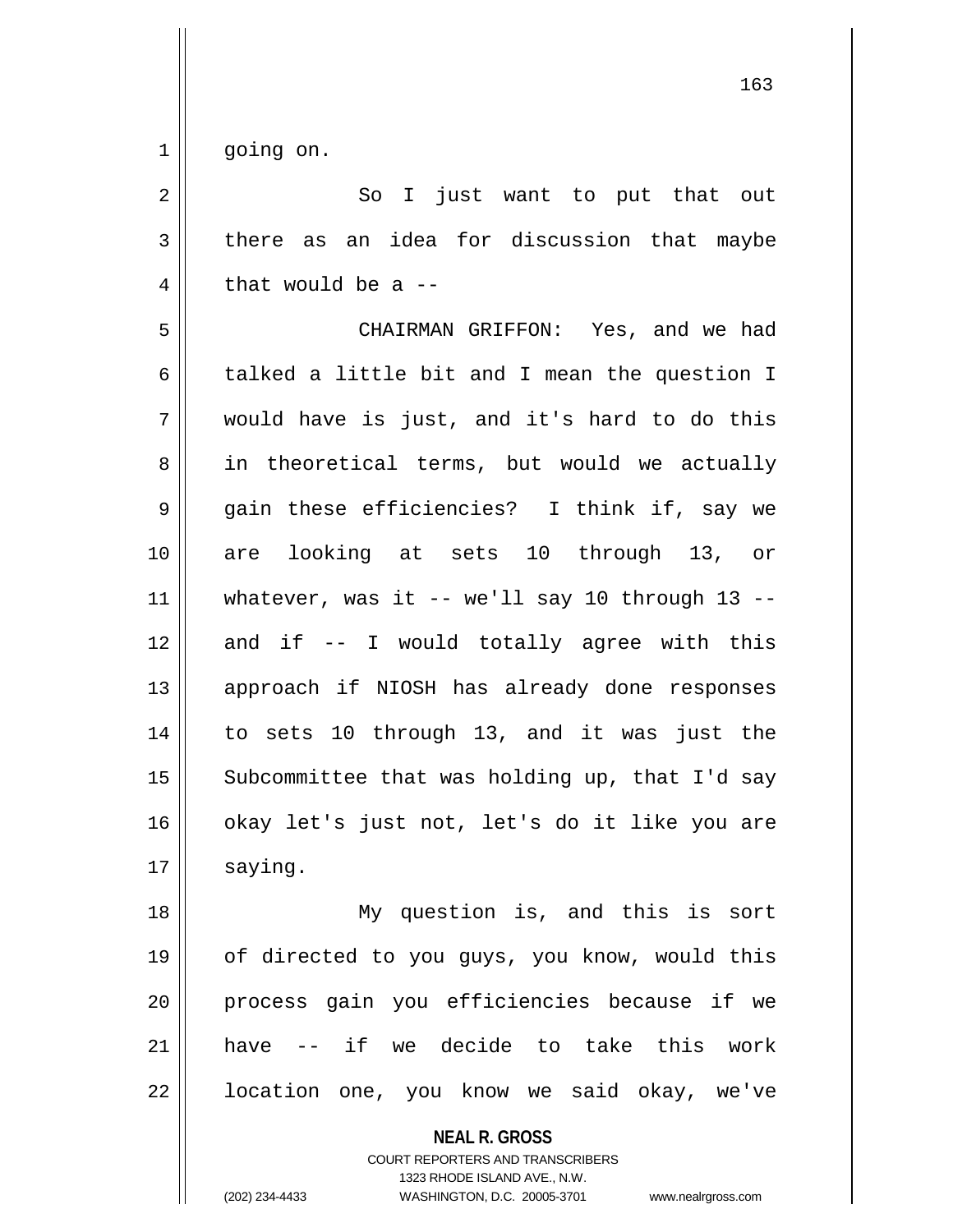going on.

So I just want to put that out there as an idea for discussion that maybe that would be a --

CHAIRMAN GRIFFON: Yes, and we had talked a little bit and I mean the question I would have is just, and it's hard to do this in theoretical terms, but would we actually gain these efficiencies? I think if, say we are looking at sets 10 through 13, or whatever, was it -- we'll say 10 through 13 -- and if -- I would totally agree with this approach if NIOSH has already done responses to sets 10 through 13, and it was just the Subcommittee that was holding up, that I'd say okay let's just not, let's do it like you are saying.

My question is, and this is sort of directed to you guys, you know, would this process gain you efficiencies because if we have -- if we decide to take this work location one, you know we said okay, we've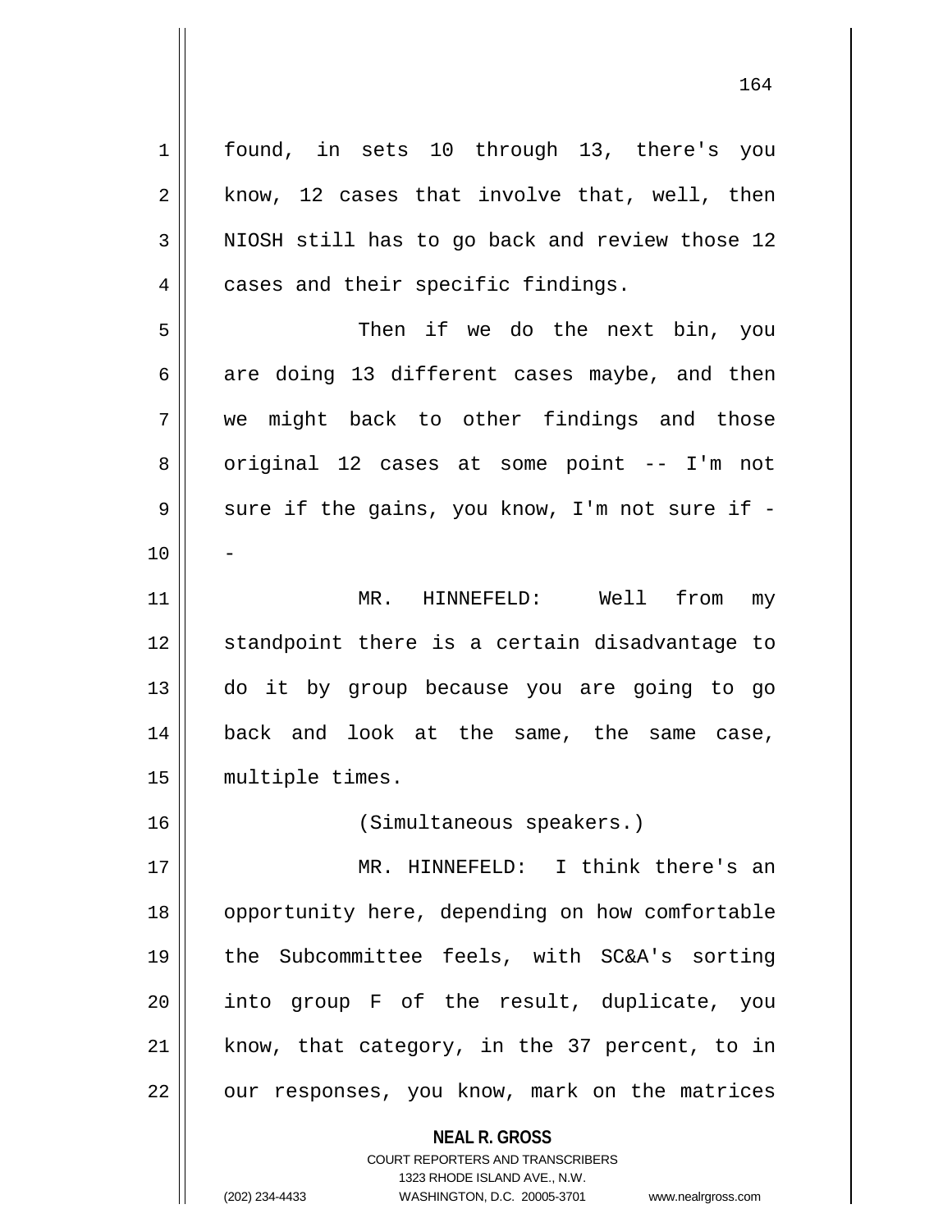found, in sets 10 through 13, there's you know, 12 cases that involve that, well, then NIOSH still has to go back and review those 12 cases and their specific findings.

Then if we do the next bin, you are doing 13 different cases maybe, and then we might back to other findings and those original 12 cases at some point -- I'm not sure if the gains, you know, I'm not sure if --

MR. HINNEFELD: Well from my standpoint there is a certain disadvantage to do it by group because you are going to go back and look at the same, the same case, multiple times.

(Simultaneous speakers.)

MR. HINNEFELD: I think there's an opportunity here, depending on how comfortable the Subcommittee feels, with SC&A's sorting into group F of the result, duplicate, you know, that category, in the 37 percent, to in our responses, you know, mark on the matrices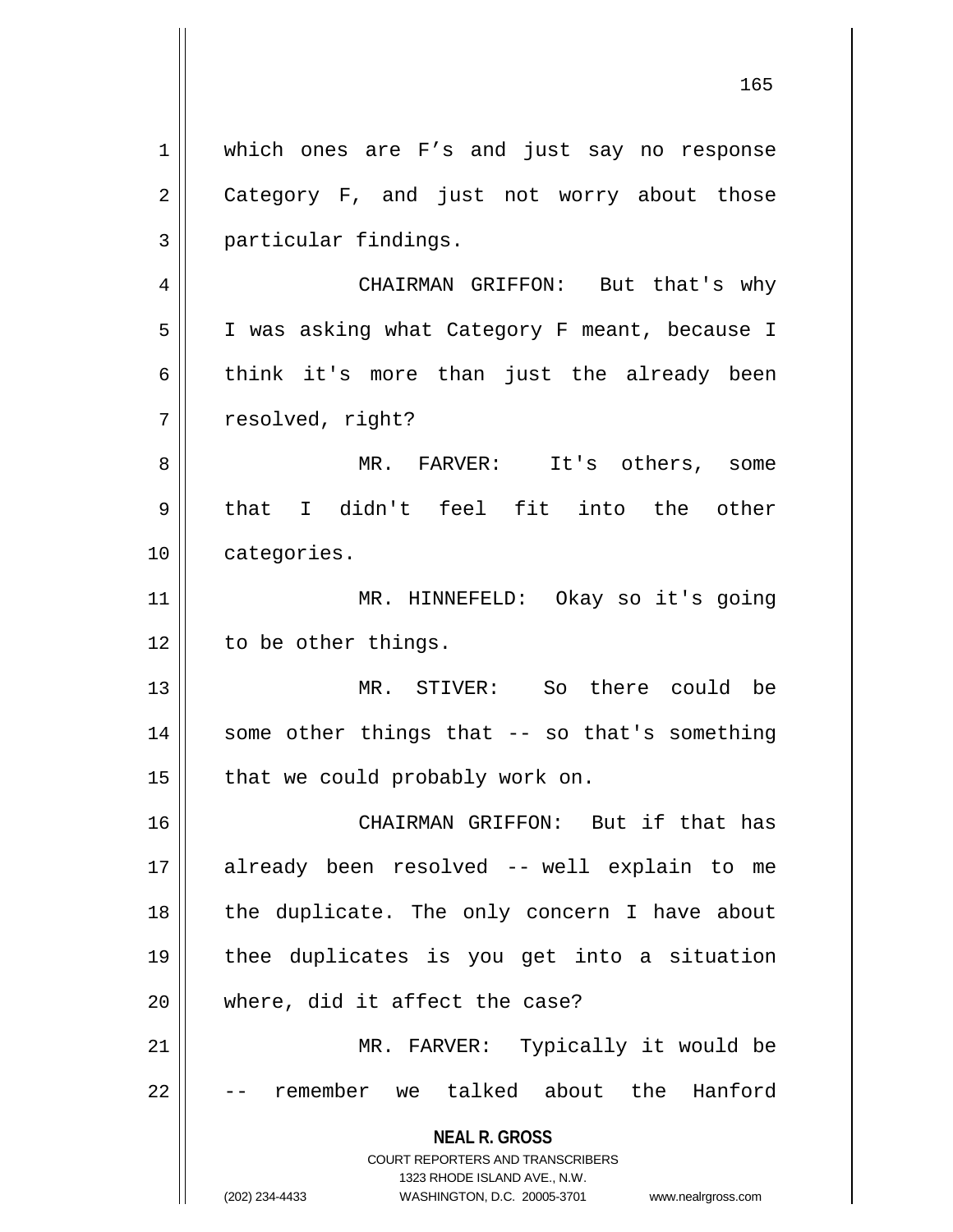which ones are F's and just say no response Category F, and just not worry about those particular findings.

CHAIRMAN GRIFFON: But that's why I was asking what Category F meant, because I think it's more than just the already been resolved, right?

MR. FARVER: It's others, some that I didn't feel fit into the other categories.

MR. HINNEFELD: Okay so it's going to be other things.

MR. STIVER: So there could be some other things that -- so that's something that we could probably work on.

CHAIRMAN GRIFFON: But if that has already been resolved -- well explain to me the duplicate. The only concern I have about thee duplicates is you get into a situation where, did it affect the case?

MR. FARVER: Typically it would be -- remember we talked about the Hanford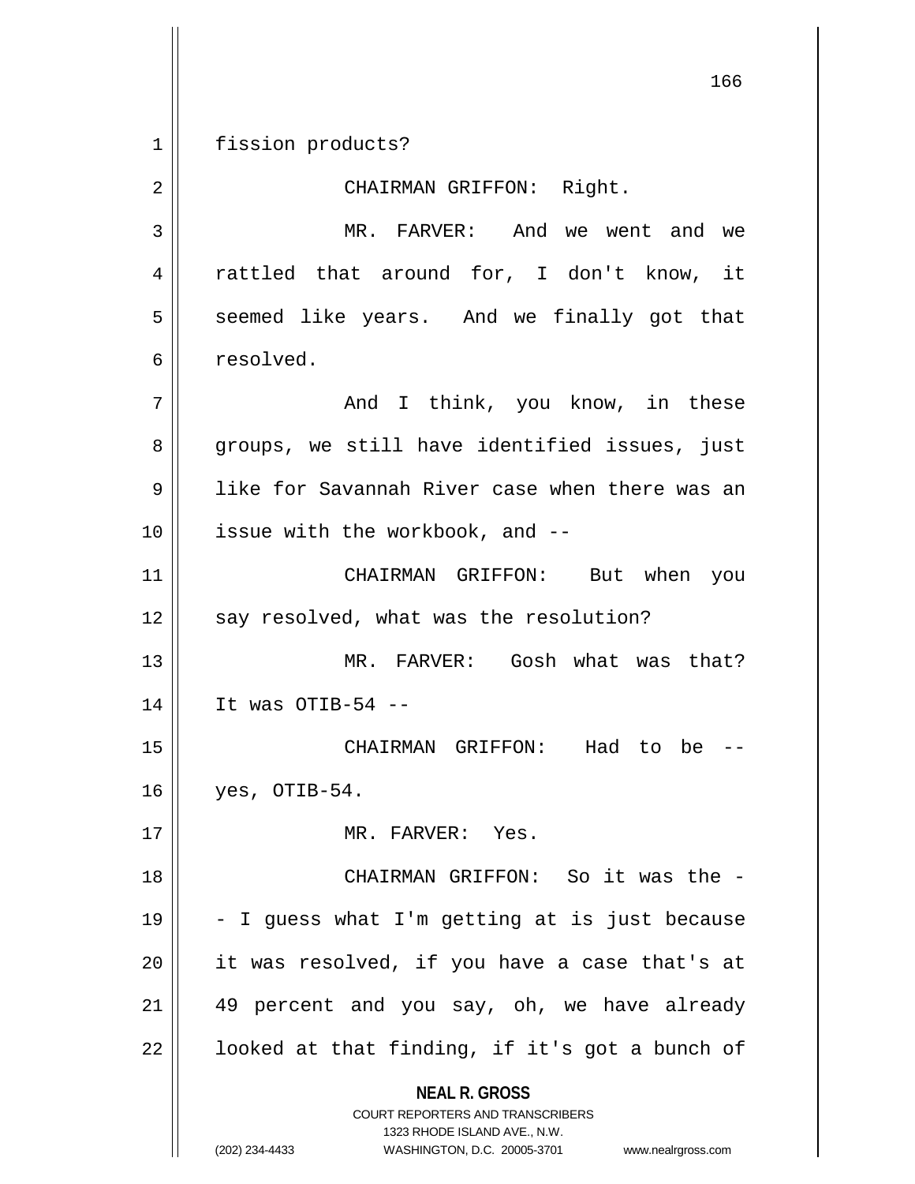fission products?

CHAIRMAN GRIFFON: Right.

MR. FARVER: And we went and we rattled that around for, I don't know, it seemed like years. And we finally got that resolved.

And I think, you know, in these groups, we still have identified issues, just like for Savannah River case when there was an issue with the workbook, and --

CHAIRMAN GRIFFON: But when you say resolved, what was the resolution?

MR. FARVER: Gosh what was that? It was OTIB-54 --

CHAIRMAN GRIFFON: Had to be -- yes, OTIB-54.

MR. FARVER: Yes.

CHAIRMAN GRIFFON: So it was the -- I guess what I'm getting at is just because it was resolved, if you have a case that's at 49 percent and you say, oh, we have already looked at that finding, if it's got a bunch of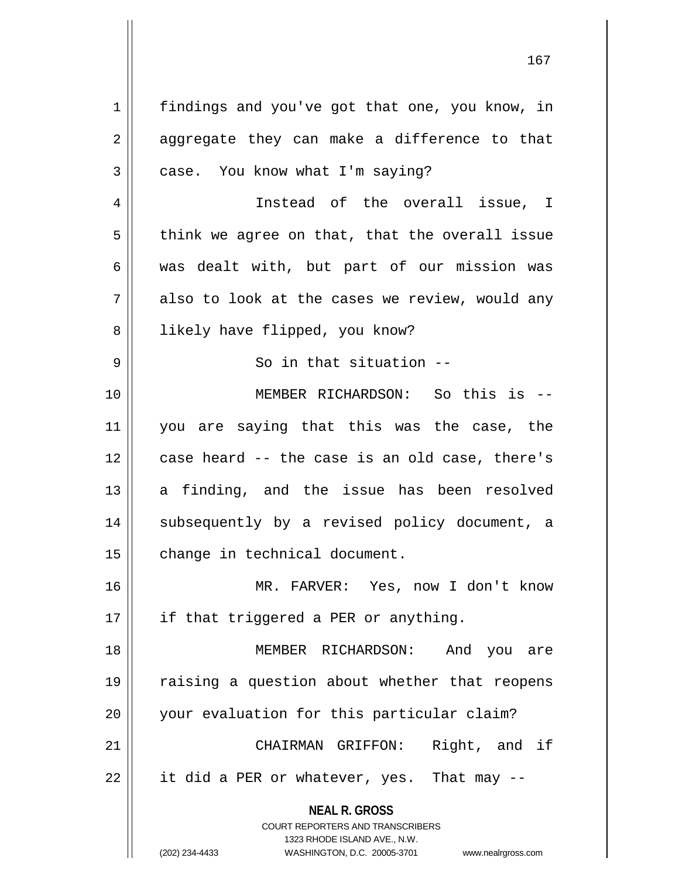findings and you've got that one, you know, in aggregate they can make a difference to that case. You know what I'm saying?

Instead of the overall issue, I think we agree on that, that the overall issue was dealt with, but part of our mission was also to look at the cases we review, would any likely have flipped, you know?

So in that situation --

MEMBER RICHARDSON: So this is -- you are saying that this was the case, the case heard -- the case is an old case, there's a finding, and the issue has been resolved subsequently by a revised policy document, a change in technical document.

MR. FARVER: Yes, now I don't know if that triggered a PER or anything.

MEMBER RICHARDSON: And you are raising a question about whether that reopens your evaluation for this particular claim?

CHAIRMAN GRIFFON: Right, and if it did a PER or whatever, yes. That may --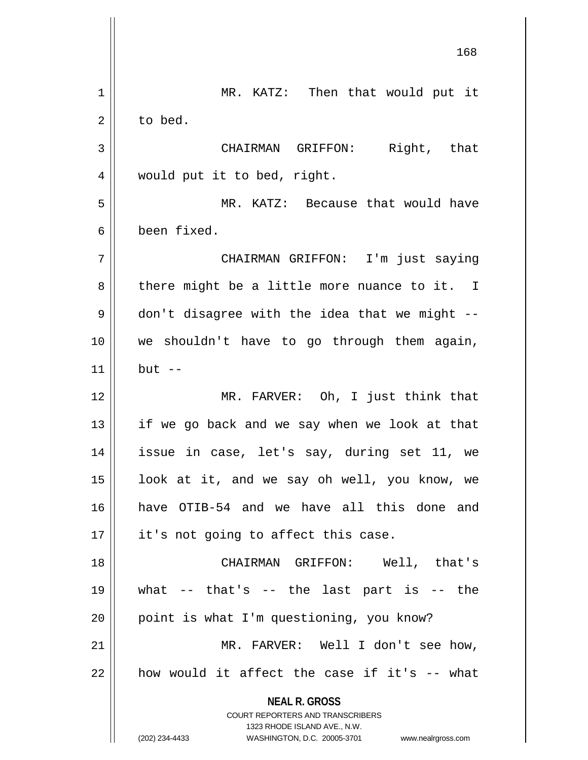MR. KATZ: Then that would put it to bed.

CHAIRMAN GRIFFON: Right, that would put it to bed, right.

MR. KATZ: Because that would have been fixed.

CHAIRMAN GRIFFON: I'm just saying there might be a little more nuance to it. I don't disagree with the idea that we might -- we shouldn't have to go through them again, but --

MR. FARVER: Oh, I just think that if we go back and we say when we look at that issue in case, let's say, during set 11, we look at it, and we say oh well, you know, we have OTIB-54 and we have all this done and it's not going to affect this case.

CHAIRMAN GRIFFON: Well, that's what -- that's -- the last part is -- the point is what I'm questioning, you know?

MR. FARVER: Well I don't see how, how would it affect the case if it's -- what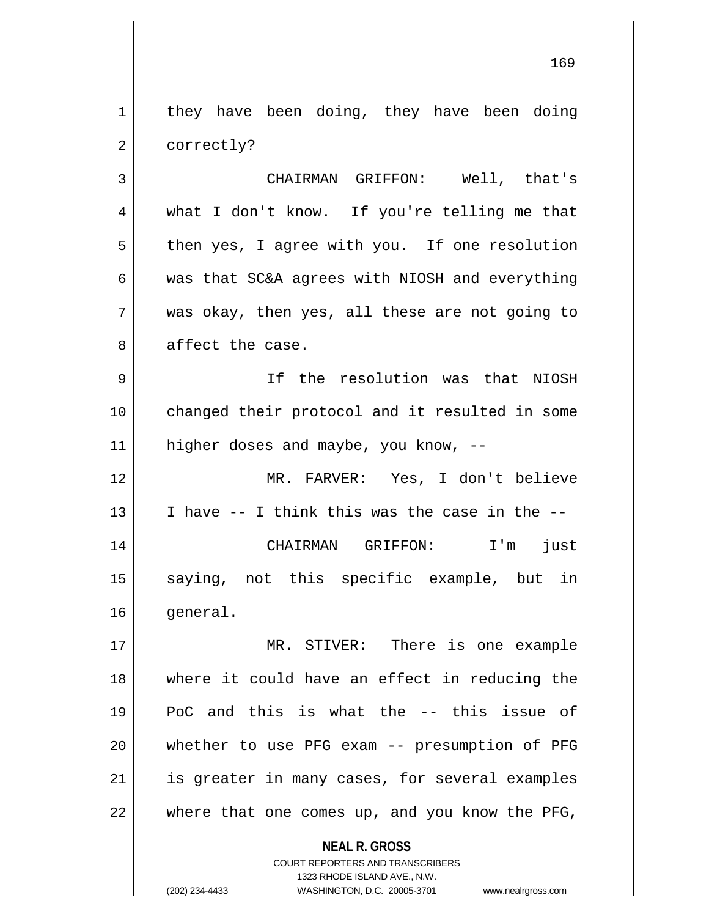they have been doing, they have been doing correctly?

CHAIRMAN GRIFFON: Well, that's what I don't know. If you're telling me that then yes, I agree with you. If one resolution was that SC&A agrees with NIOSH and everything was okay, then yes, all these are not going to affect the case.

If the resolution was that NIOSH changed their protocol and it resulted in some higher doses and maybe, you know, --

MR. FARVER: Yes, I don't believe I have -- I think this was the case in the --

CHAIRMAN GRIFFON: I'm just saying, not this specific example, but in general.

MR. STIVER: There is one example where it could have an effect in reducing the PoC and this is what the -- this issue of whether to use PFG exam -- presumption of PFG is greater in many cases, for several examples where that one comes up, and you know the PFG,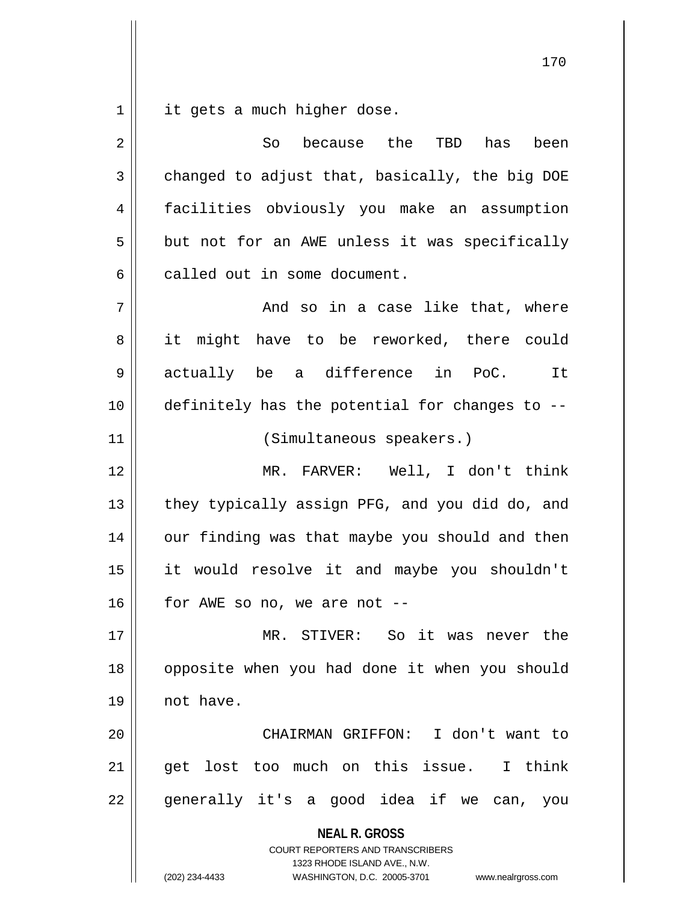it gets a much higher dose.

So because the TBD has been changed to adjust that, basically, the big DOE facilities obviously you make an assumption but not for an AWE unless it was specifically called out in some document.

And so in a case like that, where it might have to be reworked, there could actually be a difference in PoC. It definitely has the potential for changes to --

(Simultaneous speakers.)

MR. FARVER: Well, I don't think they typically assign PFG, and you did do, and our finding was that maybe you should and then it would resolve it and maybe you shouldn't for AWE so no, we are not --

MR. STIVER: So it was never the opposite when you had done it when you should not have.

CHAIRMAN GRIFFON: I don't want to get lost too much on this issue. I think generally it's a good idea if we can, you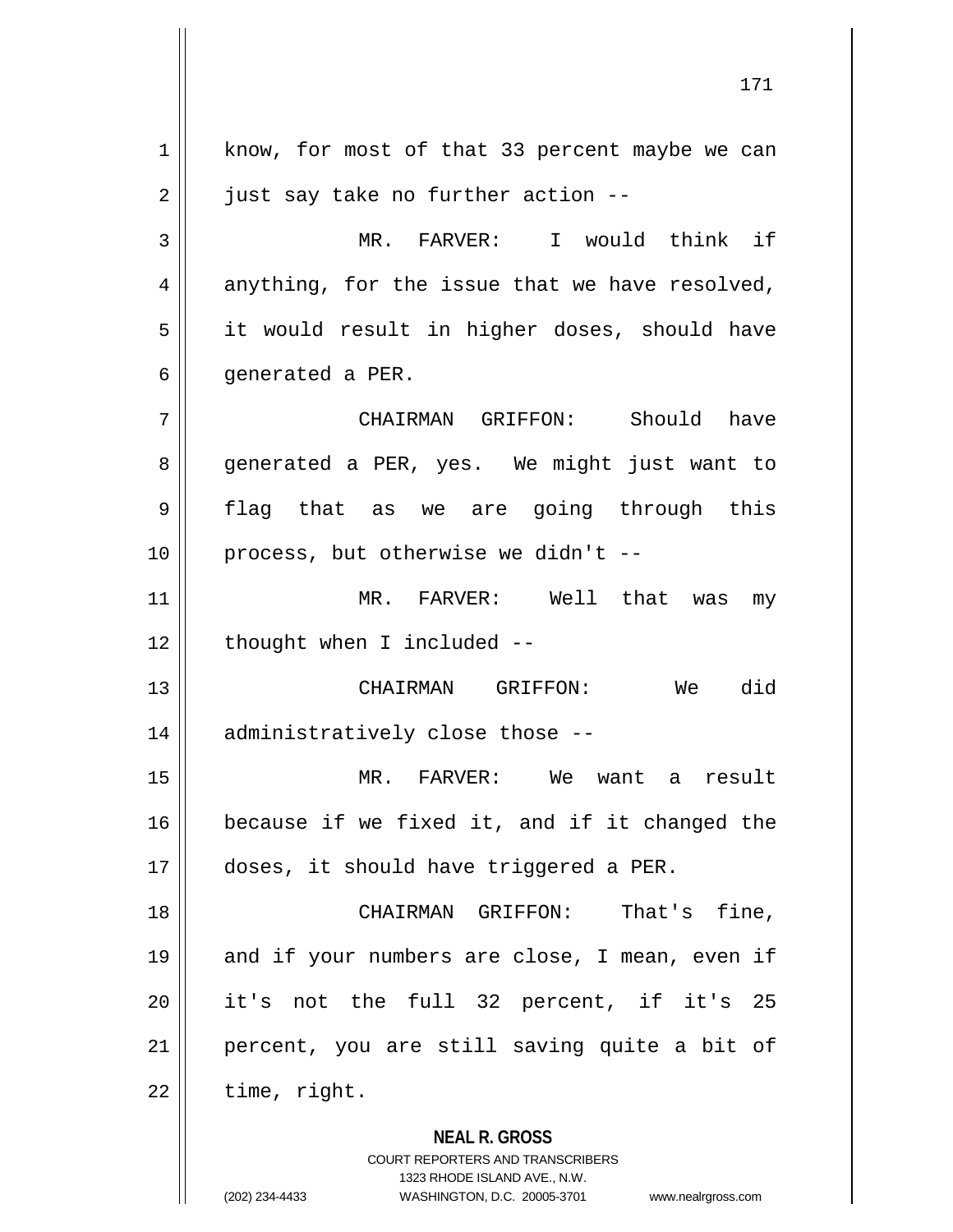know, for most of that 33 percent maybe we can just say take no further action --

MR. FARVER: I would think if anything, for the issue that we have resolved, it would result in higher doses, should have generated a PER.

CHAIRMAN GRIFFON: Should have generated a PER, yes. We might just want to flag that as we are going through this process, but otherwise we didn't --

MR. FARVER: Well that was my thought when I included --

CHAIRMAN GRIFFON: We did administratively close those --

MR. FARVER: We want a result because if we fixed it, and if it changed the doses, it should have triggered a PER.

CHAIRMAN GRIFFON: That's fine, and if your numbers are close, I mean, even if it's not the full 32 percent, if it's 25 percent, you are still saving quite a bit of time, right.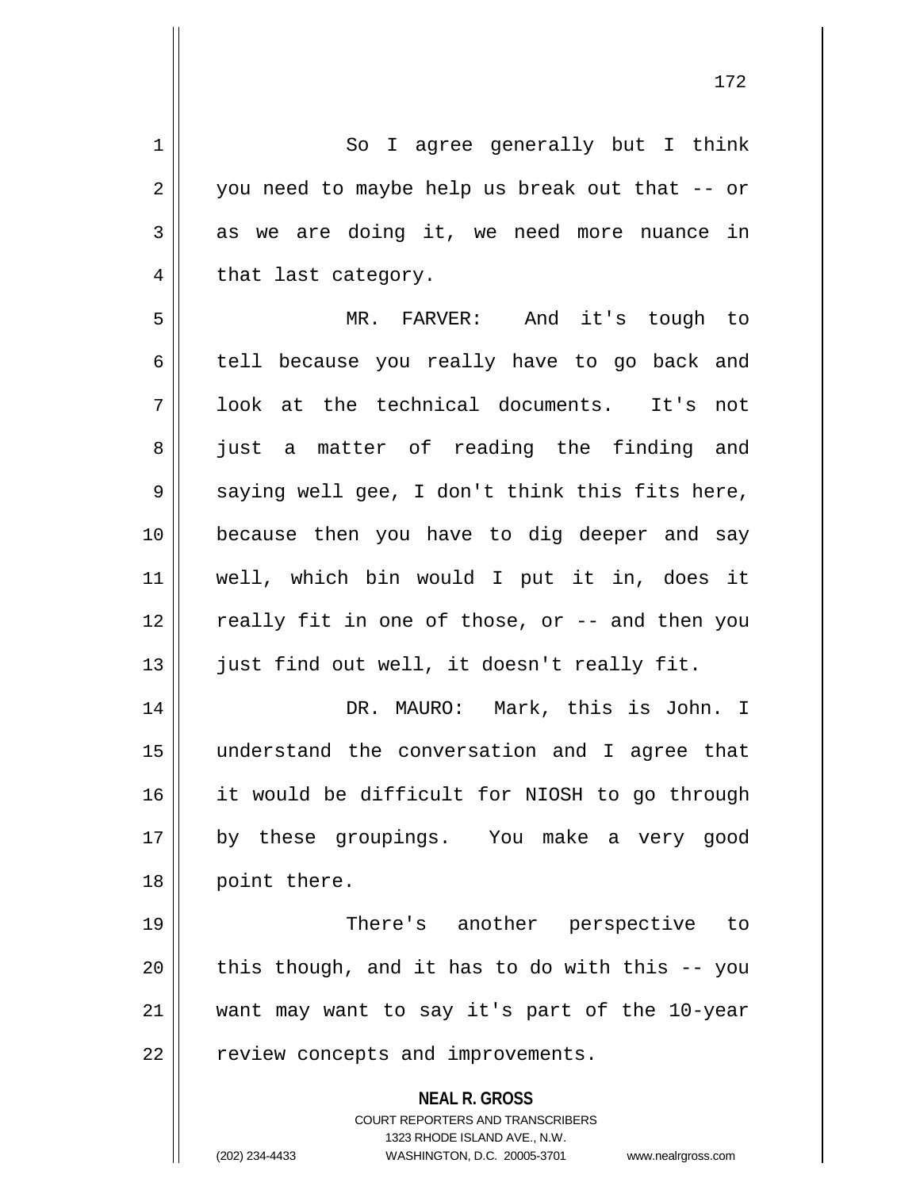So I agree generally but I think you need to maybe help us break out that -- or as we are doing it, we need more nuance in that last category.

MR. FARVER: And it's tough to tell because you really have to go back and look at the technical documents. It's not just a matter of reading the finding and saying well gee, I don't think this fits here, because then you have to dig deeper and say well, which bin would I put it in, does it really fit in one of those, or -- and then you just find out well, it doesn't really fit.

DR. MAURO: Mark, this is John. I understand the conversation and I agree that it would be difficult for NIOSH to go through by these groupings. You make a very good point there.

There's another perspective to this though, and it has to do with this -- you want may want to say it's part of the 10-year review concepts and improvements.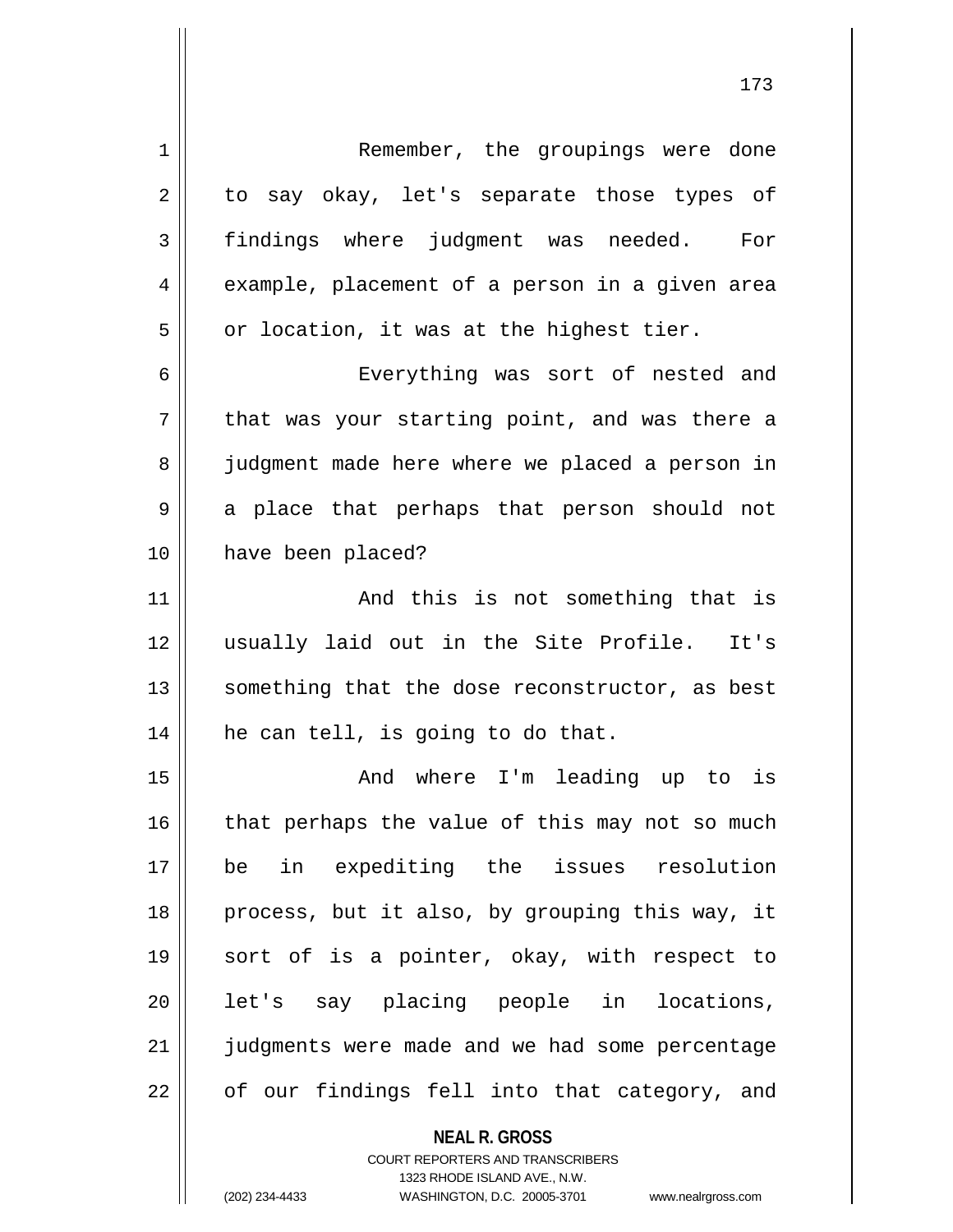Remember, the groupings were done to say okay, let's separate those types of findings where judgment was needed. For example, placement of a person in a given area or location, it was at the highest tier.

Everything was sort of nested and that was your starting point, and was there a judgment made here where we placed a person in a place that perhaps that person should not have been placed?

And this is not something that is usually laid out in the Site Profile. It's something that the dose reconstructor, as best he can tell, is going to do that.

And where I'm leading up to is that perhaps the value of this may not so much be in expediting the issues resolution process, but it also, by grouping this way, it sort of is a pointer, okay, with respect to let's say placing people in locations, judgments were made and we had some percentage of our findings fell into that category, and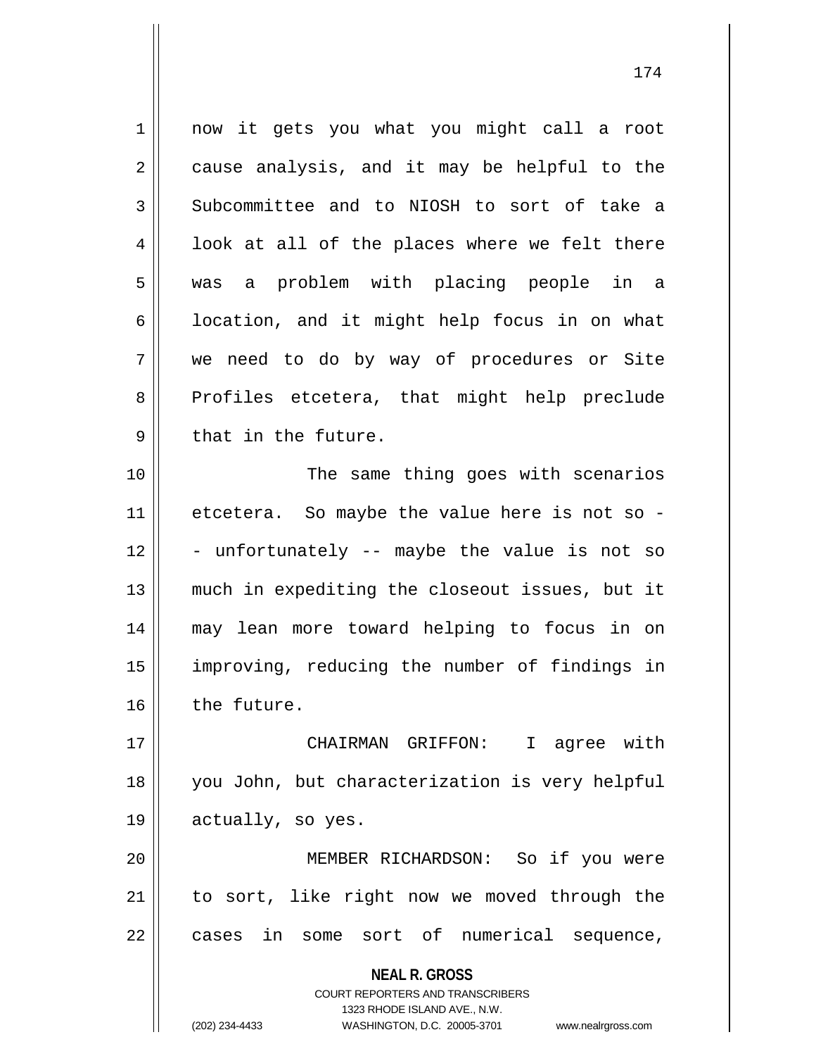now it gets you what you might call a root cause analysis, and it may be helpful to the Subcommittee and to NIOSH to sort of take a look at all of the places where we felt there was a problem with placing people in a location, and it might help focus in on what we need to do by way of procedures or Site Profiles etcetera, that might help preclude that in the future.

The same thing goes with scenarios etcetera. So maybe the value here is not so -- unfortunately -- maybe the value is not so much in expediting the closeout issues, but it may lean more toward helping to focus in on improving, reducing the number of findings in the future.

CHAIRMAN GRIFFON: I agree with you John, but characterization is very helpful actually, so yes.

MEMBER RICHARDSON: So if you were to sort, like right now we moved through the cases in some sort of numerical sequence,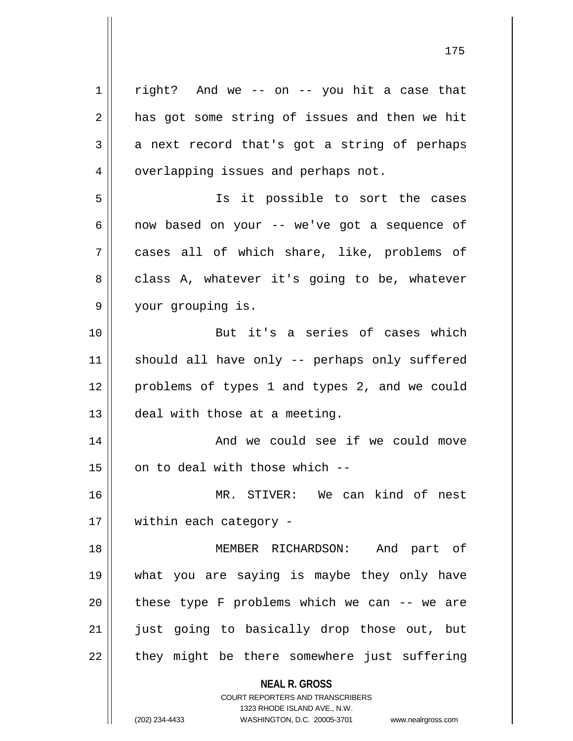right? And we -- on -- you hit a case that has got some string of issues and then we hit a next record that's got a string of perhaps overlapping issues and perhaps not.

Is it possible to sort the cases now based on your -- we've got a sequence of cases all of which share, like, problems of class A, whatever it's going to be, whatever your grouping is.

But it's a series of cases which should all have only -- perhaps only suffered problems of types 1 and types 2, and we could deal with those at a meeting.

And we could see if we could move on to deal with those which --

MR. STIVER: We can kind of nest within each category -

MEMBER RICHARDSON: And part of what you are saying is maybe they only have these type F problems which we can -- we are just going to basically drop those out, but they might be there somewhere just suffering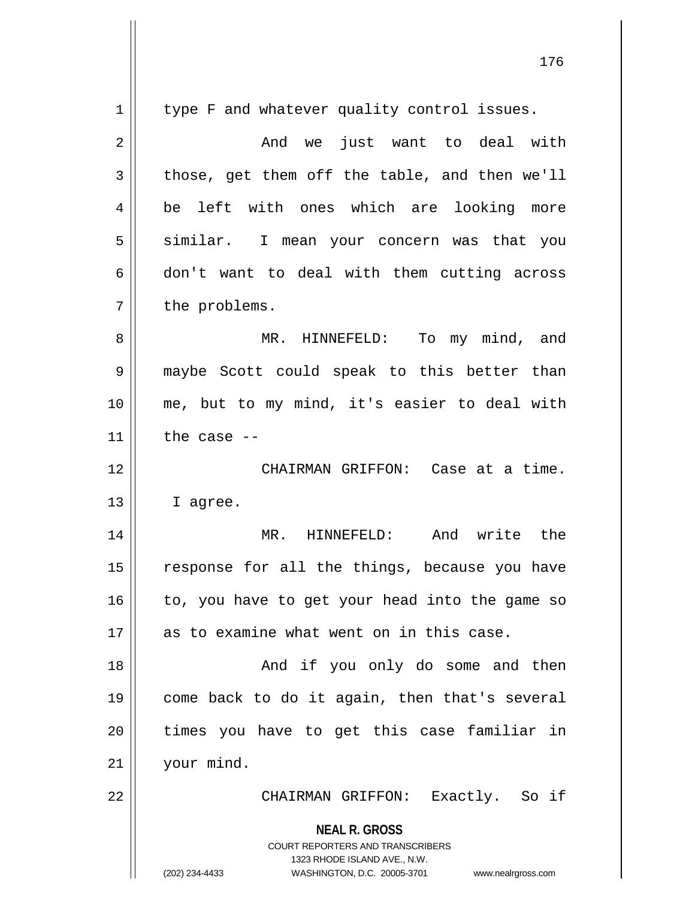type F and whatever quality control issues.

And we just want to deal with those, get them off the table, and then we'll be left with ones which are looking more similar. I mean your concern was that you don't want to deal with them cutting across the problems.

MR. HINNEFELD: To my mind, and maybe Scott could speak to this better than me, but to my mind, it's easier to deal with the case --

CHAIRMAN GRIFFON: Case at a time. I agree.

MR. HINNEFELD: And write the response for all the things, because you have to, you have to get your head into the game so as to examine what went on in this case.

And if you only do some and then come back to do it again, then that's several times you have to get this case familiar in your mind.

CHAIRMAN GRIFFON: Exactly. So if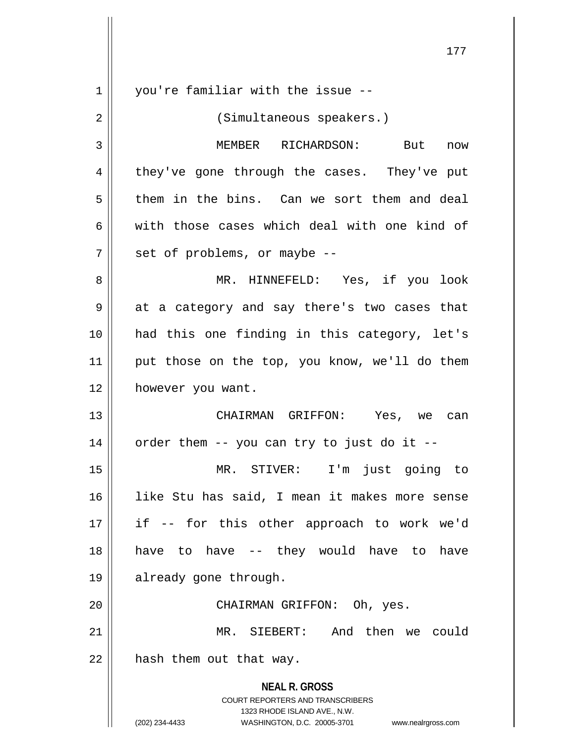you're familiar with the issue --

(Simultaneous speakers.)

MEMBER RICHARDSON: But now they've gone through the cases. They've put them in the bins. Can we sort them and deal with those cases which deal with one kind of set of problems, or maybe --

MR. HINNEFELD: Yes, if you look at a category and say there's two cases that had this one finding in this category, let's put those on the top, you know, we'll do them however you want.

CHAIRMAN GRIFFON: Yes, we can order them -- you can try to just do it --

MR. STIVER: I'm just going to like Stu has said, I mean it makes more sense if -- for this other approach to work we'd have to have -- they would have to have already gone through.

CHAIRMAN GRIFFON: Oh, yes.

MR. SIEBERT: And then we could hash them out that way.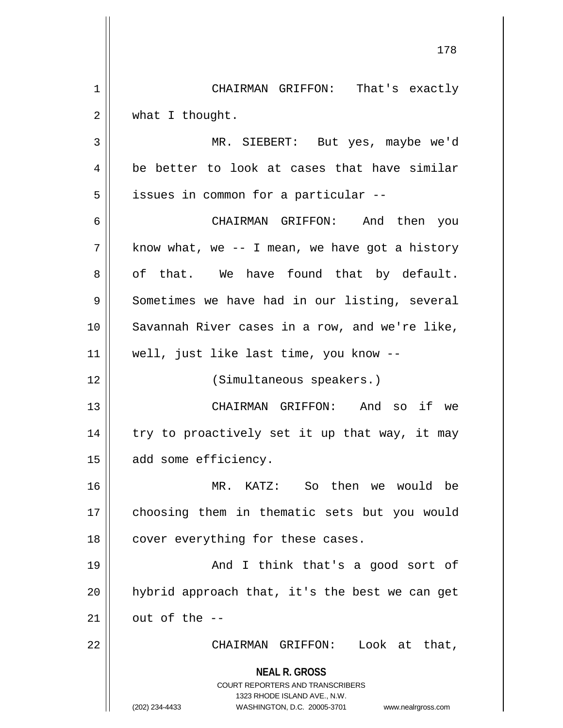CHAIRMAN GRIFFON: That's exactly what I thought.

MR. SIEBERT: But yes, maybe we'd be better to look at cases that have similar issues in common for a particular --

CHAIRMAN GRIFFON: And then you know what, we -- I mean, we have got a history of that. We have found that by default. Sometimes we have had in our listing, several Savannah River cases in a row, and we're like, well, just like last time, you know --

(Simultaneous speakers.)

CHAIRMAN GRIFFON: And so if we try to proactively set it up that way, it may add some efficiency.

MR. KATZ: So then we would be choosing them in thematic sets but you would cover everything for these cases.

And I think that's a good sort of hybrid approach that, it's the best we can get out of the --

CHAIRMAN GRIFFON: Look at that,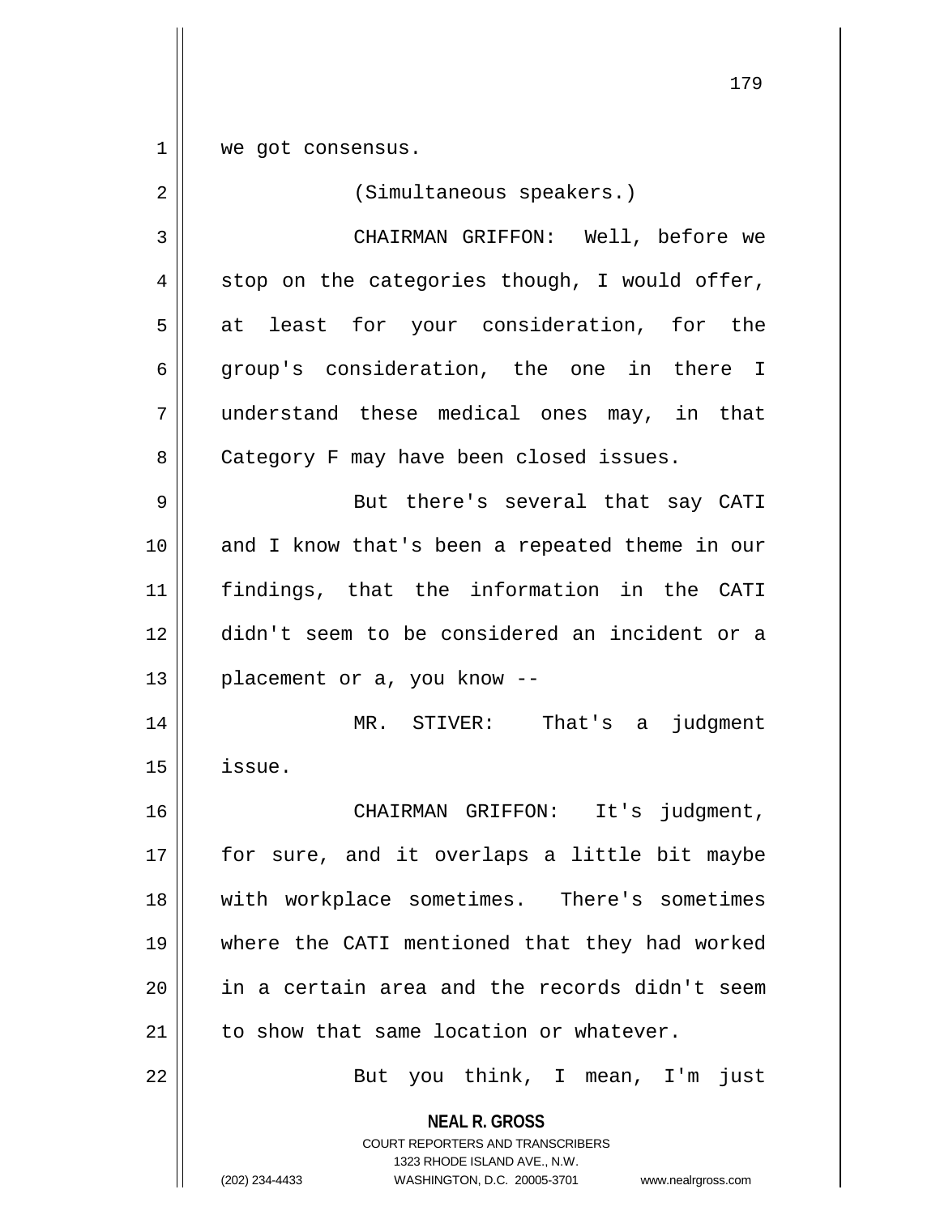we got consensus.

(Simultaneous speakers.)

CHAIRMAN GRIFFON: Well, before we stop on the categories though, I would offer, at least for your consideration, for the group's consideration, the one in there I understand these medical ones may, in that Category F may have been closed issues.

But there's several that say CATI and I know that's been a repeated theme in our findings, that the information in the CATI didn't seem to be considered an incident or a placement or a, you know --

MR. STIVER: That's a judgment issue.

CHAIRMAN GRIFFON: It's judgment, for sure, and it overlaps a little bit maybe with workplace sometimes. There's sometimes where the CATI mentioned that they had worked in a certain area and the records didn't seem to show that same location or whatever.

But you think, I mean, I'm just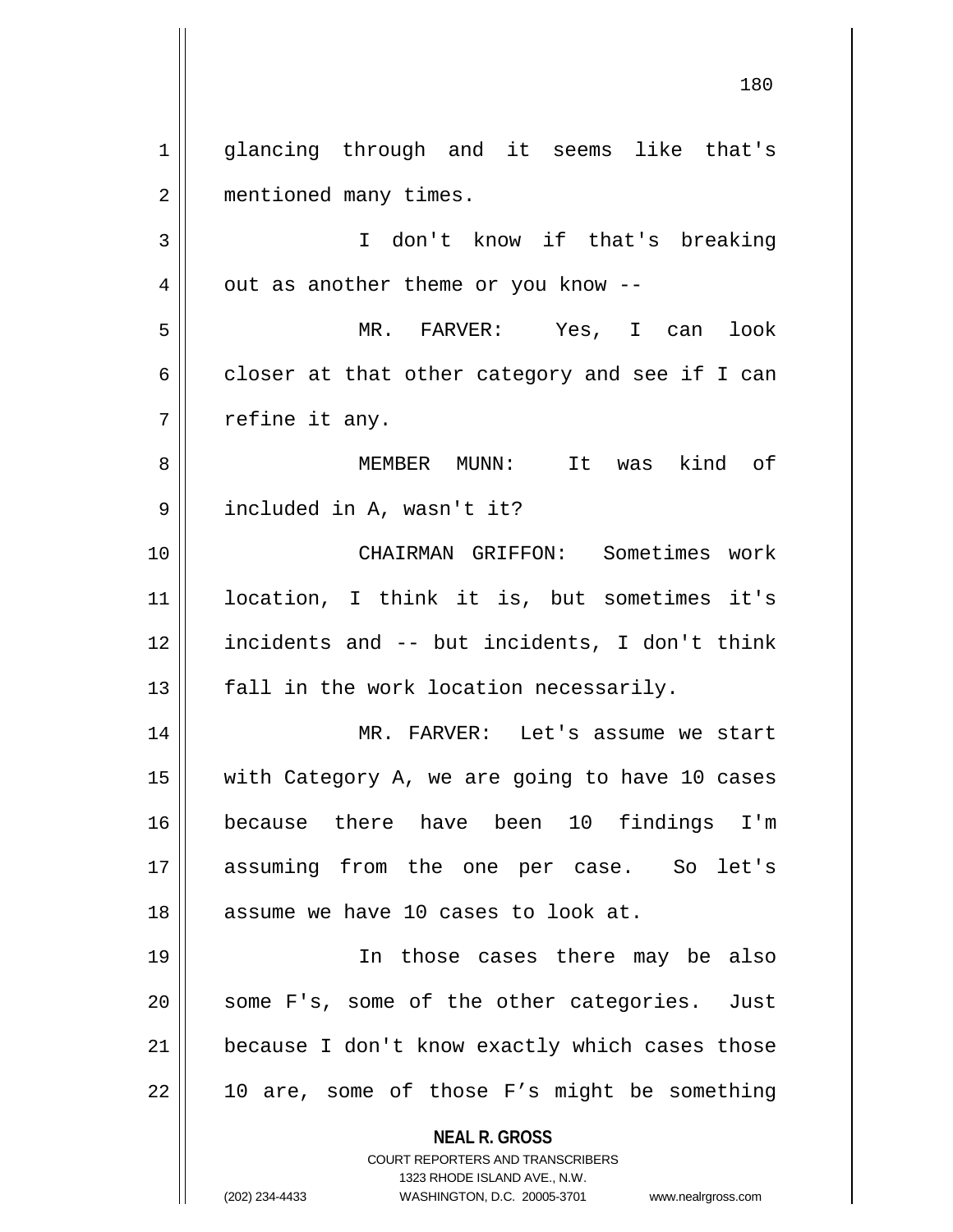glancing through and it seems like that's mentioned many times.

I don't know if that's breaking out as another theme or you know --

MR. FARVER: Yes, I can look closer at that other category and see if I can refine it any.

MEMBER MUNN: It was kind of included in A, wasn't it?

CHAIRMAN GRIFFON: Sometimes work location, I think it is, but sometimes it's incidents and -- but incidents, I don't think fall in the work location necessarily.

MR. FARVER: Let's assume we start with Category A, we are going to have 10 cases because there have been 10 findings I'm assuming from the one per case. So let's assume we have 10 cases to look at.

In those cases there may be also some F's, some of the other categories. Just because I don't know exactly which cases those 10 are, some of those F's might be something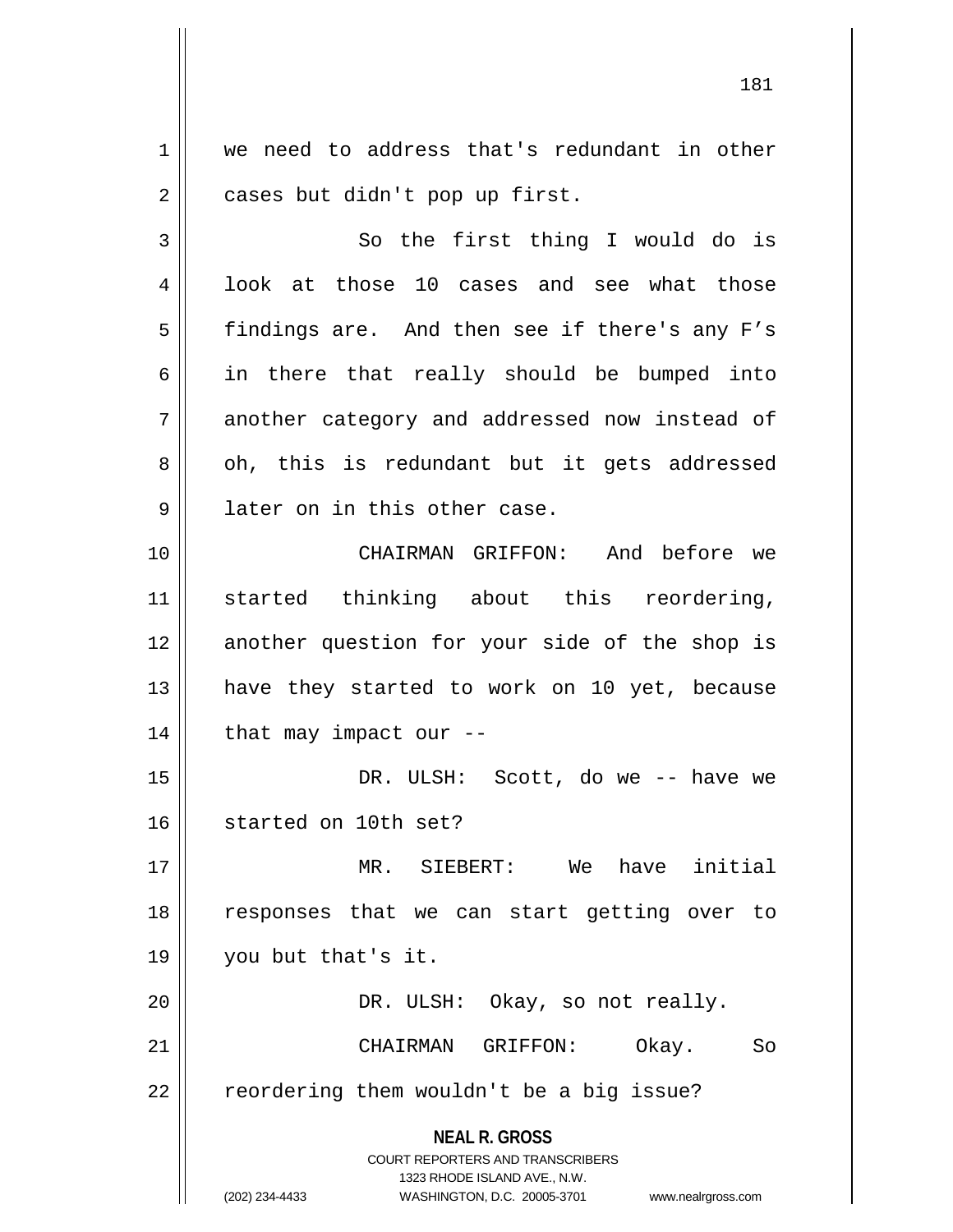we need to address that's redundant in other cases but didn't pop up first.

So the first thing I would do is look at those 10 cases and see what those findings are. And then see if there's any F's in there that really should be bumped into another category and addressed now instead of oh, this is redundant but it gets addressed later on in this other case.

CHAIRMAN GRIFFON: And before we started thinking about this reordering, another question for your side of the shop is have they started to work on 10 yet, because that may impact our --

DR. ULSH: Scott, do we -- have we started on 10th set?

MR. SIEBERT: We have initial responses that we can start getting over to you but that's it.

DR. ULSH: Okay, so not really.

CHAIRMAN GRIFFON: Okay. So reordering them wouldn't be a big issue?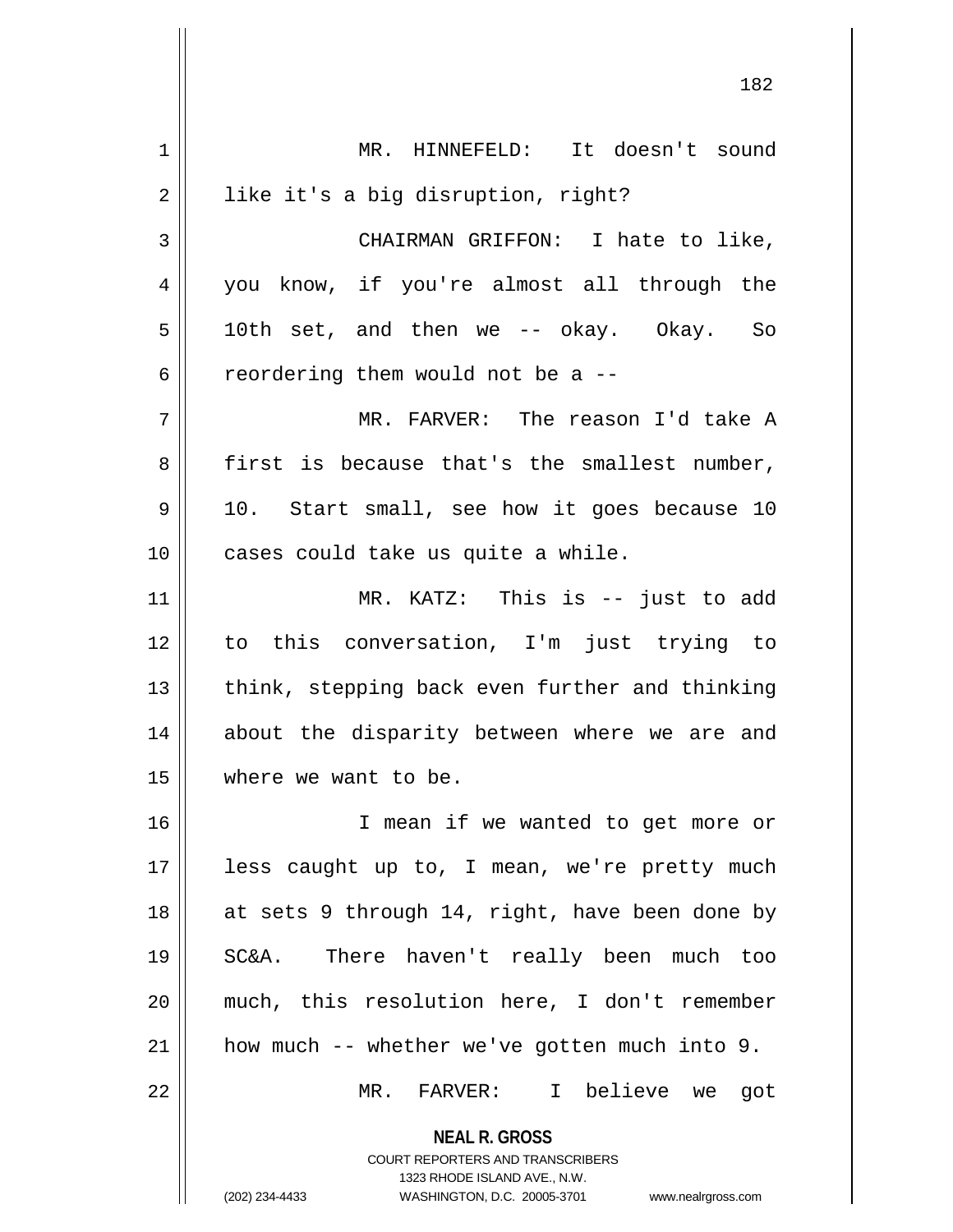MR. HINNEFELD: It doesn't sound like it's a big disruption, right?

CHAIRMAN GRIFFON: I hate to like, you know, if you're almost all through the 10th set, and then we -- okay. Okay. So reordering them would not be a --

MR. FARVER: The reason I'd take A first is because that's the smallest number, 10. Start small, see how it goes because 10 cases could take us quite a while.

MR. KATZ: This is -- just to add to this conversation, I'm just trying to think, stepping back even further and thinking about the disparity between where we are and where we want to be.

I mean if we wanted to get more or less caught up to, I mean, we're pretty much at sets 9 through 14, right, have been done by SC&A. There haven't really been much too much, this resolution here, I don't remember how much -- whether we've gotten much into 9.

MR. FARVER: I believe we got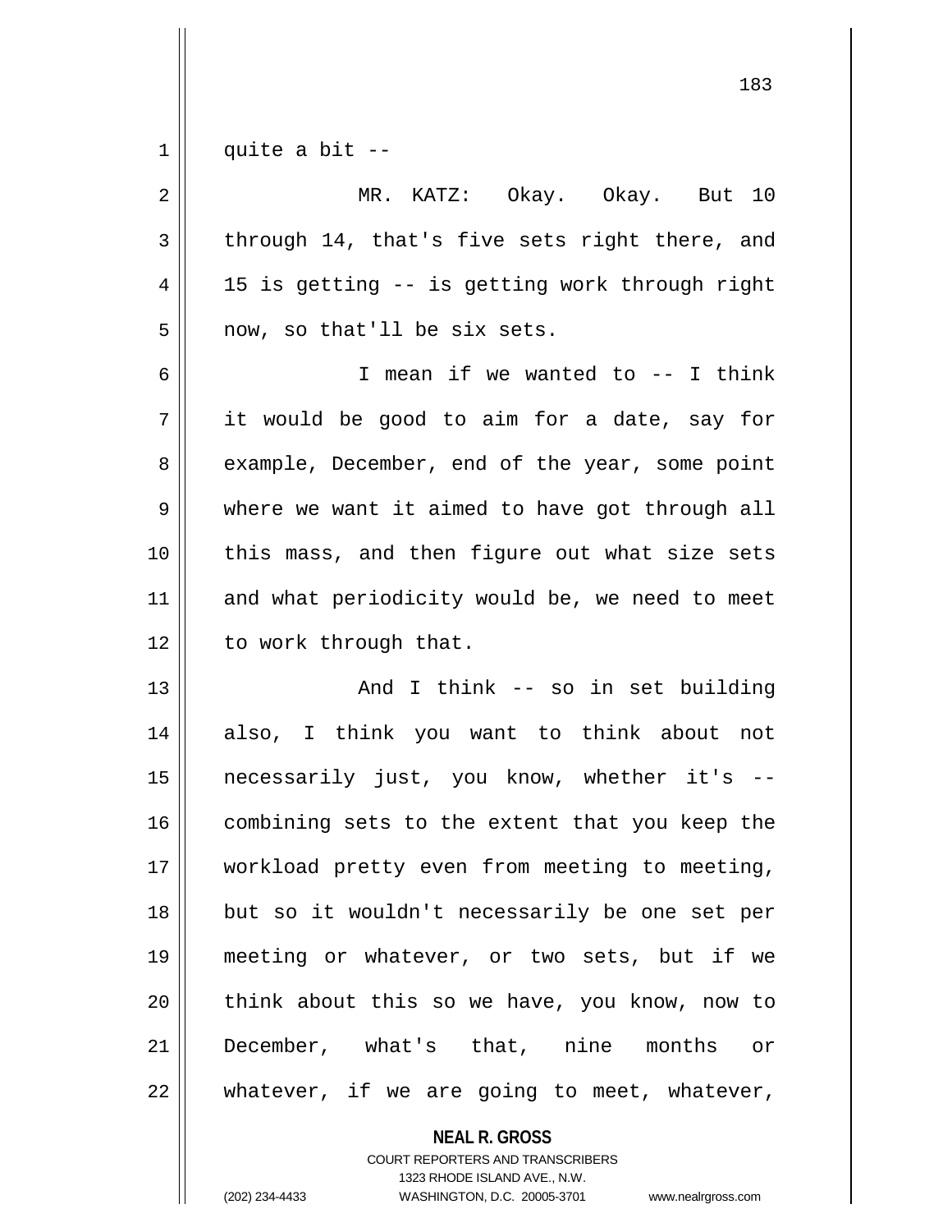quite a bit --

MR. KATZ: Okay. Okay. But 10 through 14, that's five sets right there, and 15 is getting -- is getting work through right now, so that'll be six sets.

I mean if we wanted to -- I think it would be good to aim for a date, say for example, December, end of the year, some point where we want it aimed to have got through all this mass, and then figure out what size sets and what periodicity would be, we need to meet to work through that.

And I think -- so in set building also, I think you want to think about not necessarily just, you know, whether it's -- combining sets to the extent that you keep the workload pretty even from meeting to meeting, but so it wouldn't necessarily be one set per meeting or whatever, or two sets, but if we think about this so we have, you know, now to December, what's that, nine months or whatever, if we are going to meet, whatever,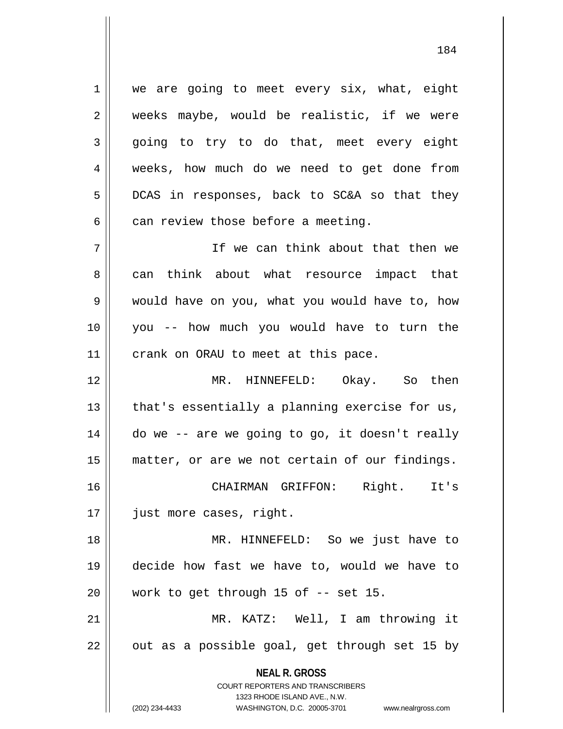we are going to meet every six, what, eight weeks maybe, would be realistic, if we were going to try to do that, meet every eight weeks, how much do we need to get done from DCAS in responses, back to SC&A so that they can review those before a meeting.

If we can think about that then we can think about what resource impact that would have on you, what you would have to, how you -- how much you would have to turn the crank on ORAU to meet at this pace.

MR. HINNEFELD: Okay. So then that's essentially a planning exercise for us, do we -- are we going to go, it doesn't really matter, or are we not certain of our findings.

CHAIRMAN GRIFFON: Right. It's just more cases, right.

MR. HINNEFELD: So we just have to decide how fast we have to, would we have to work to get through 15 of -- set 15.

MR. KATZ: Well, I am throwing it out as a possible goal, get through set 15 by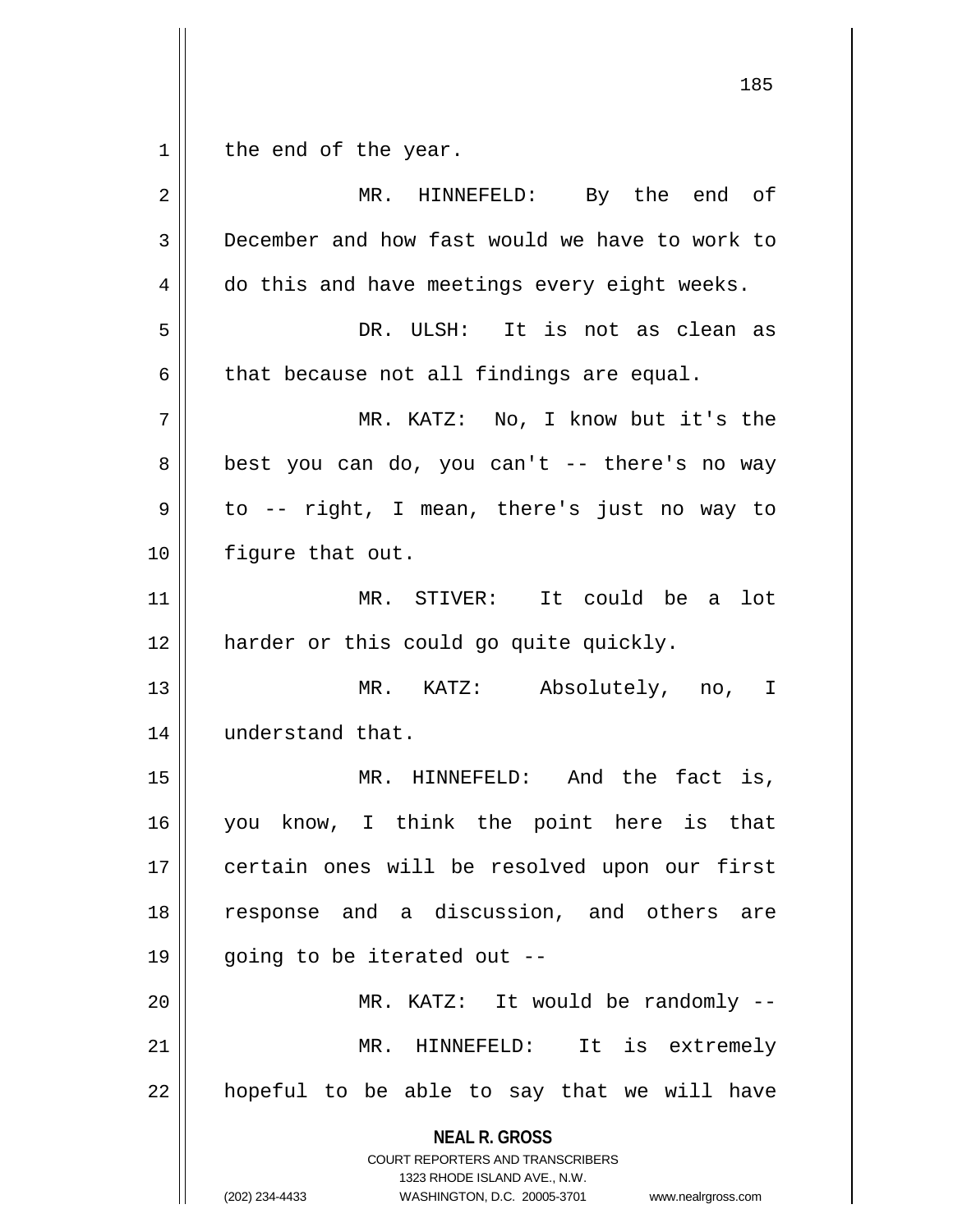the end of the year.

MR. HINNEFELD: By the end of December and how fast would we have to work to do this and have meetings every eight weeks.

DR. ULSH: It is not as clean as that because not all findings are equal.

MR. KATZ: No, I know but it's the best you can do, you can't -- there's no way to -- right, I mean, there's just no way to figure that out.

MR. STIVER: It could be a lot harder or this could go quite quickly.

MR. KATZ: Absolutely, no, I understand that.

MR. HINNEFELD: And the fact is, you know, I think the point here is that certain ones will be resolved upon our first response and a discussion, and others are going to be iterated out --

MR. KATZ: It would be randomly --

MR. HINNEFELD: It is extremely hopeful to be able to say that we will have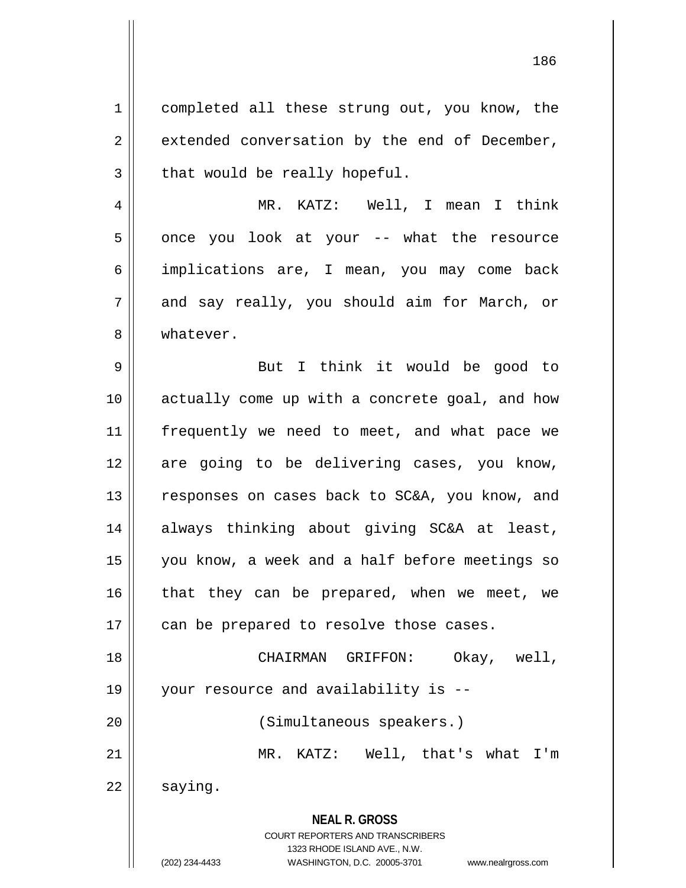completed all these strung out, you know, the extended conversation by the end of December, that would be really hopeful.

MR. KATZ: Well, I mean I think once you look at your -- what the resource implications are, I mean, you may come back and say really, you should aim for March, or whatever.

But I think it would be good to actually come up with a concrete goal, and how frequently we need to meet, and what pace we are going to be delivering cases, you know, responses on cases back to SC&A, you know, and always thinking about giving SC&A at least, you know, a week and a half before meetings so that they can be prepared, when we meet, we can be prepared to resolve those cases.

CHAIRMAN GRIFFON: Okay, well, your resource and availability is --

(Simultaneous speakers.)

MR. KATZ: Well, that's what I'm saying.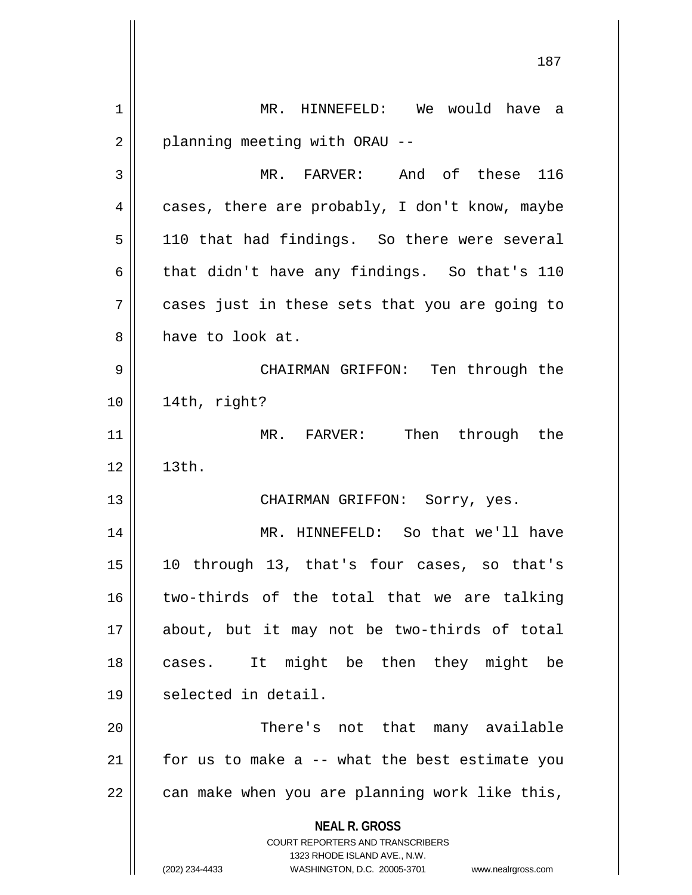MR. HINNEFELD: We would have a planning meeting with ORAU --

MR. FARVER: And of these 116 cases, there are probably, I don't know, maybe 110 that had findings. So there were several that didn't have any findings. So that's 110 cases just in these sets that you are going to have to look at.

CHAIRMAN GRIFFON: Ten through the 14th, right?

MR. FARVER: Then through the 13th.

CHAIRMAN GRIFFON: Sorry, yes.

MR. HINNEFELD: So that we'll have 10 through 13, that's four cases, so that's two-thirds of the total that we are talking about, but it may not be two-thirds of total cases. It might be then they might be selected in detail.

There's not that many available for us to make a -- what the best estimate you can make when you are planning work like this,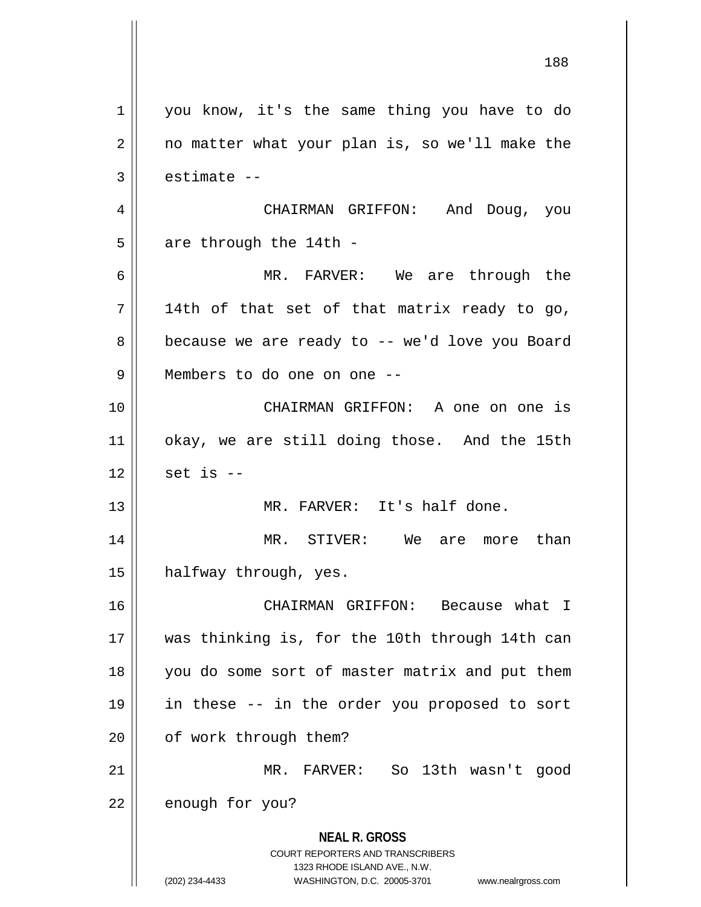you know, it's the same thing you have to do no matter what your plan is, so we'll make the estimate --

CHAIRMAN GRIFFON: And Doug, you are through the 14th -

MR. FARVER: We are through the 14th of that set of that matrix ready to go, because we are ready to -- we'd love you Board Members to do one on one --

CHAIRMAN GRIFFON: A one on one is okay, we are still doing those. And the 15th set is --

MR. FARVER: It's half done.

MR. STIVER: We are more than halfway through, yes.

CHAIRMAN GRIFFON: Because what I was thinking is, for the 10th through 14th can you do some sort of master matrix and put them in these -- in the order you proposed to sort of work through them?

MR. FARVER: So 13th wasn't good enough for you?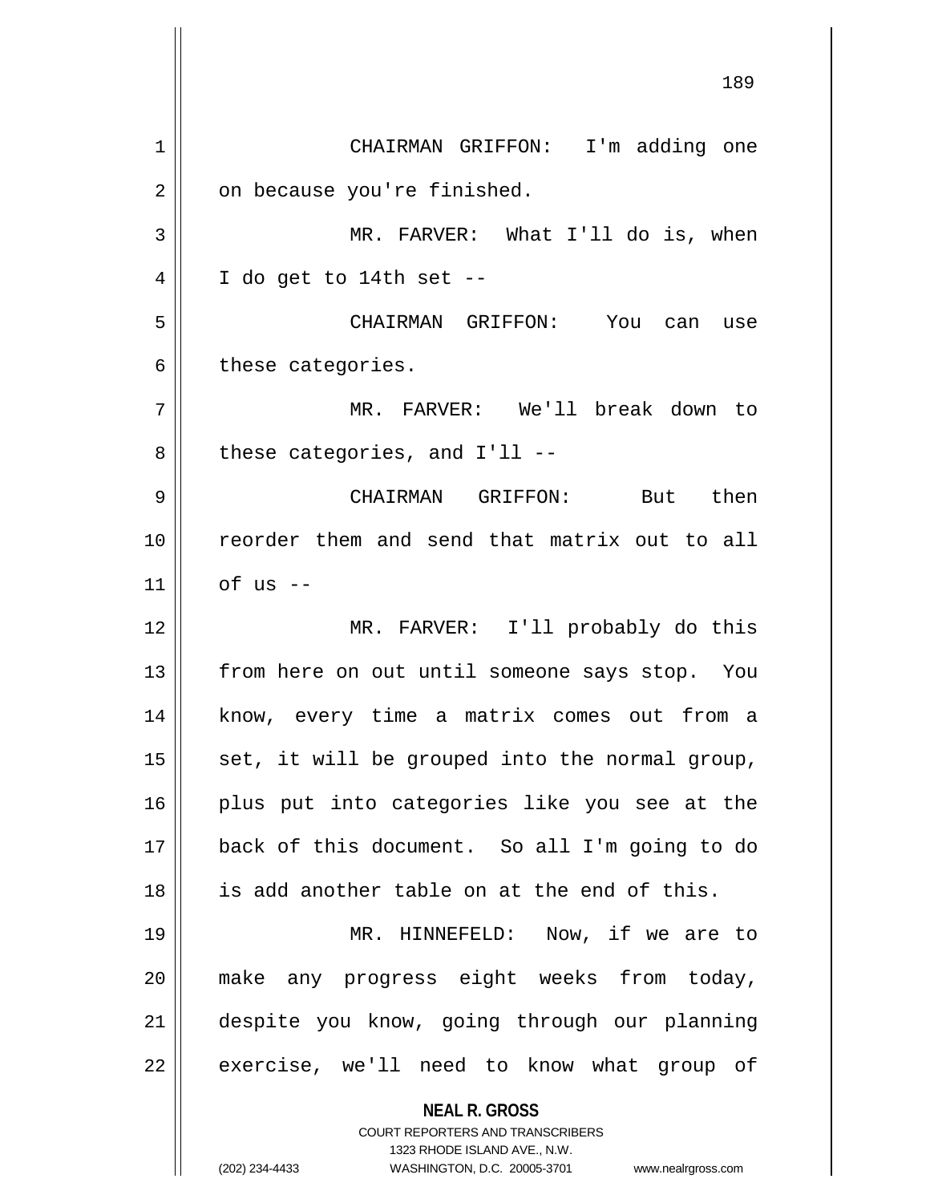CHAIRMAN GRIFFON: I'm adding one on because you're finished.

MR. FARVER: What I'll do is, when I do get to 14th set --

CHAIRMAN GRIFFON: You can use these categories.

MR. FARVER: We'll break down to these categories, and I'll --

CHAIRMAN GRIFFON: But then reorder them and send that matrix out to all of us --

MR. FARVER: I'll probably do this from here on out until someone says stop. You know, every time a matrix comes out from a set, it will be grouped into the normal group, plus put into categories like you see at the back of this document. So all I'm going to do is add another table on at the end of this.

MR. HINNEFELD: Now, if we are to make any progress eight weeks from today, despite you know, going through our planning exercise, we'll need to know what group of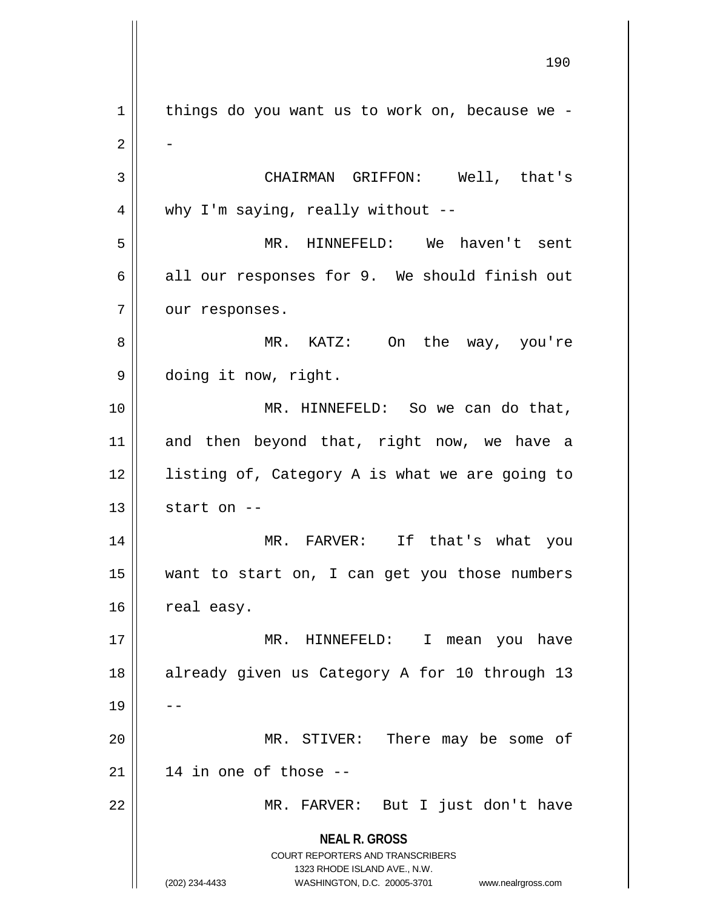things do you want us to work on, because we --

CHAIRMAN GRIFFON: Well, that's why I'm saying, really without --

MR. HINNEFELD: We haven't sent all our responses for 9. We should finish out our responses.

MR. KATZ: On the way, you're doing it now, right.

MR. HINNEFELD: So we can do that, and then beyond that, right now, we have a listing of, Category A is what we are going to start on --

MR. FARVER: If that's what you want to start on, I can get you those numbers real easy.

MR. HINNEFELD: I mean you have already given us Category A for 10 through 13 --

MR. STIVER: There may be some of 14 in one of those --

MR. FARVER: But I just don't have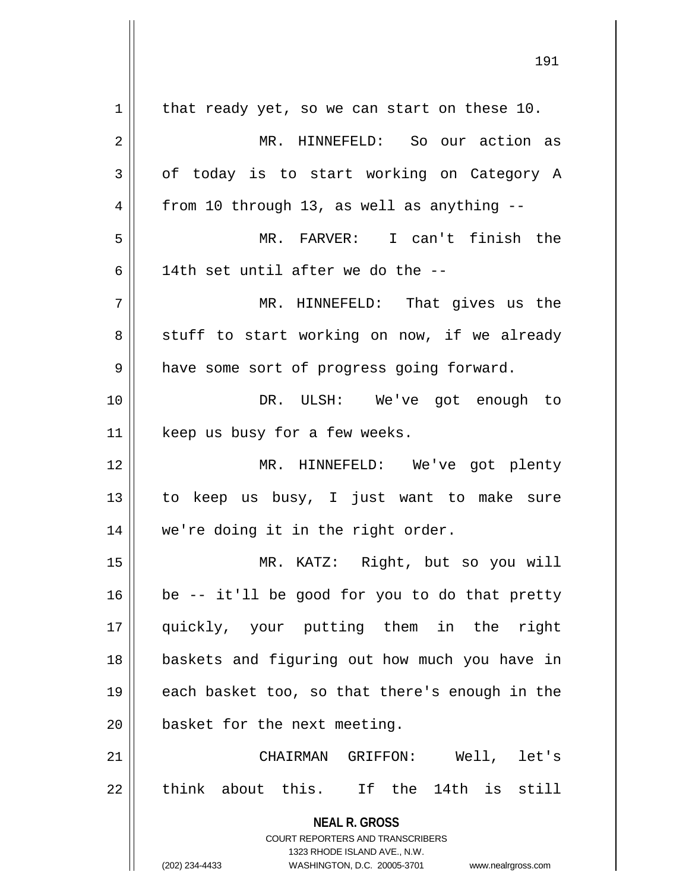that ready yet, so we can start on these 10.

MR. HINNEFELD: So our action as of today is to start working on Category A from 10 through 13, as well as anything --

MR. FARVER: I can't finish the 14th set until after we do the --

MR. HINNEFELD: That gives us the stuff to start working on now, if we already have some sort of progress going forward.

DR. ULSH: We've got enough to keep us busy for a few weeks.

MR. HINNEFELD: We've got plenty to keep us busy, I just want to make sure we're doing it in the right order.

MR. KATZ: Right, but so you will be -- it'll be good for you to do that pretty quickly, your putting them in the right baskets and figuring out how much you have in each basket too, so that there's enough in the basket for the next meeting.

CHAIRMAN GRIFFON: Well, let's think about this. If the 14th is still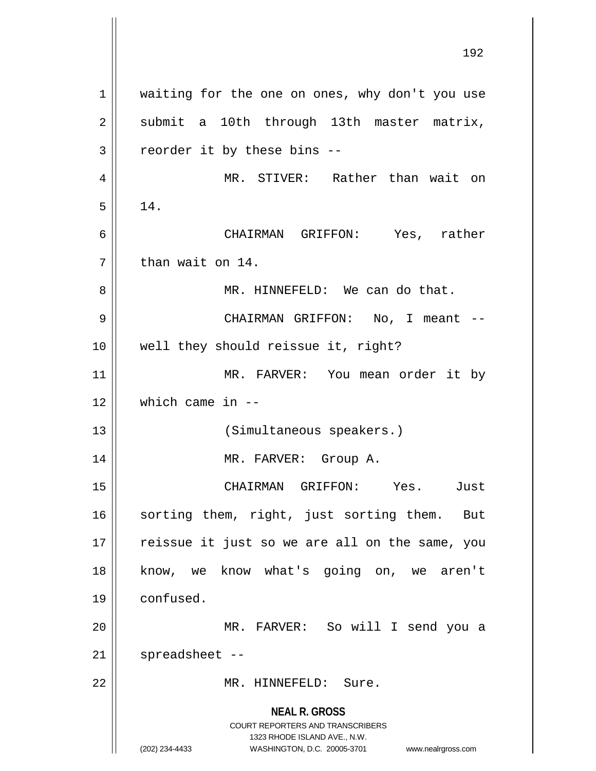waiting for the one on ones, why don't you use submit a 10th through 13th master matrix, reorder it by these bins --

MR. STIVER: Rather than wait on 14.

CHAIRMAN GRIFFON: Yes, rather than wait on 14.

MR. HINNEFELD: We can do that.

CHAIRMAN GRIFFON: No, I meant -- well they should reissue it, right?

MR. FARVER: You mean order it by which came in --

(Simultaneous speakers.)

MR. FARVER: Group A.

CHAIRMAN GRIFFON: Yes. Just sorting them, right, just sorting them. But reissue it just so we are all on the same, you know, we know what's going on, we aren't confused.

MR. FARVER: So will I send you a spreadsheet --

MR. HINNEFELD: Sure.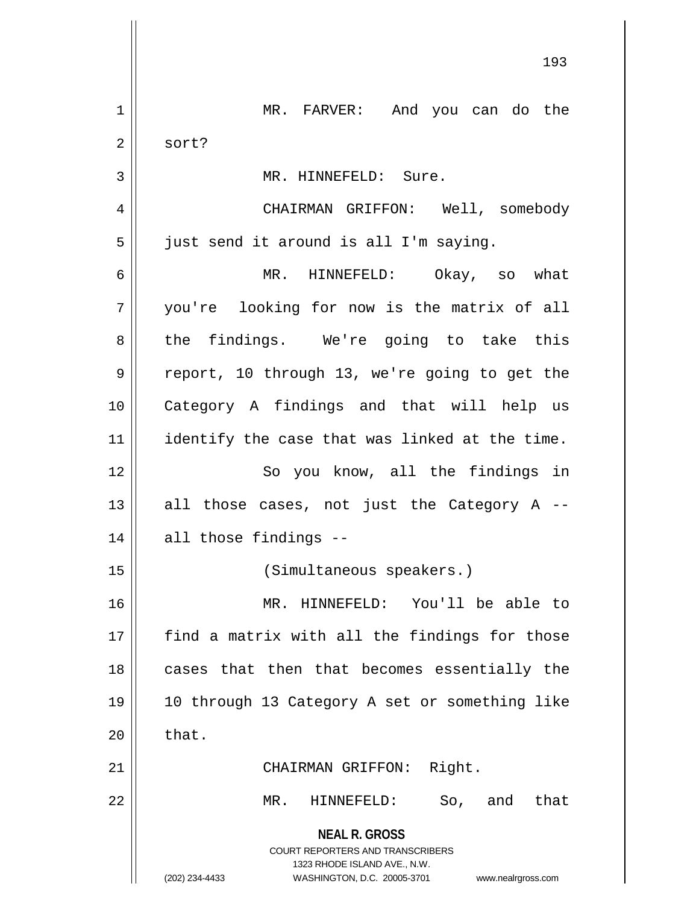MR. FARVER: And you can do the sort?

MR. HINNEFELD: Sure.

CHAIRMAN GRIFFON: Well, somebody just send it around is all I'm saying.

MR. HINNEFELD: Okay, so what you're looking for now is the matrix of all the findings. We're going to take this report, 10 through 13, we're going to get the Category A findings and that will help us identify the case that was linked at the time.

So you know, all the findings in all those cases, not just the Category A -- all those findings --

(Simultaneous speakers.)

MR. HINNEFELD: You'll be able to find a matrix with all the findings for those cases that then that becomes essentially the 10 through 13 Category A set or something like that.

CHAIRMAN GRIFFON: Right.

MR. HINNEFELD: So, and that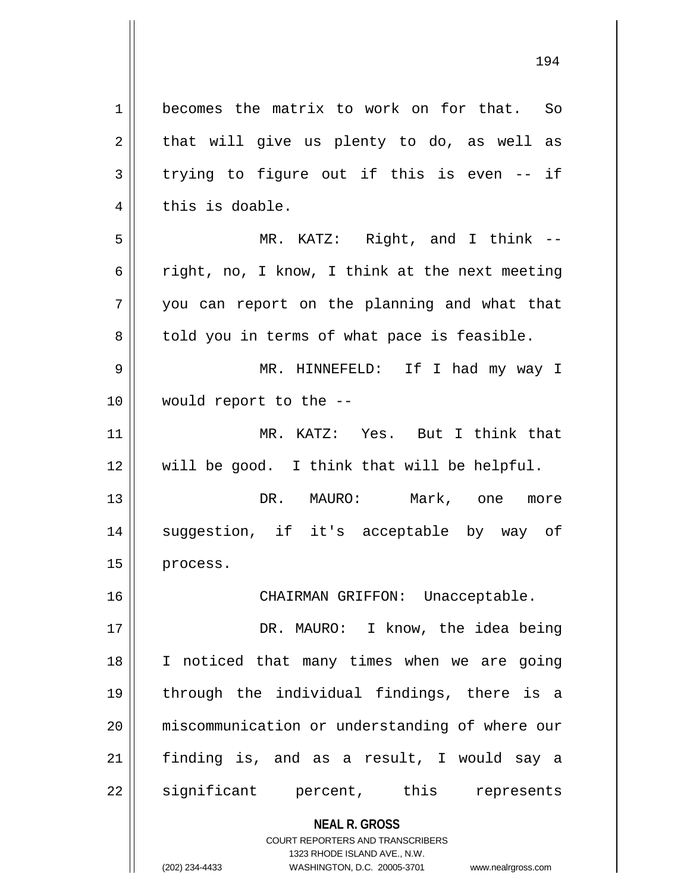becomes the matrix to work on for that. So that will give us plenty to do, as well as trying to figure out if this is even -- if this is doable.

MR. KATZ: Right, and I think -- right, no, I know, I think at the next meeting you can report on the planning and what that told you in terms of what pace is feasible.

MR. HINNEFELD: If I had my way I would report to the --

MR. KATZ: Yes. But I think that will be good. I think that will be helpful.

DR. MAURO: Mark, one more suggestion, if it's acceptable by way of process.

CHAIRMAN GRIFFON: Unacceptable.

DR. MAURO: I know, the idea being I noticed that many times when we are going through the individual findings, there is a miscommunication or understanding of where our finding is, and as a result, I would say a significant percent, this represents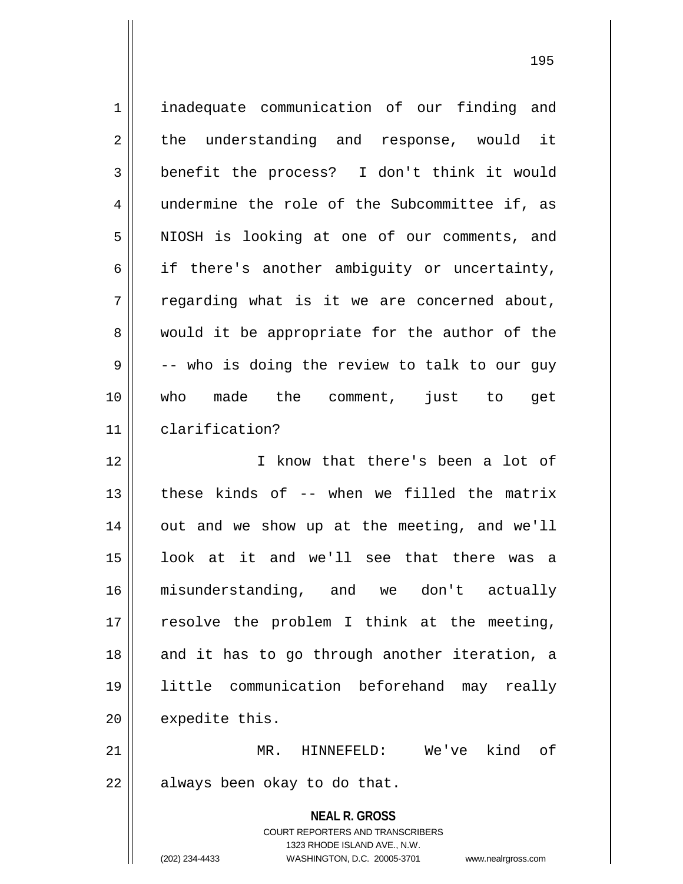inadequate communication of our finding and the understanding and response, would it benefit the process? I don't think it would undermine the role of the Subcommittee if, as NIOSH is looking at one of our comments, and if there's another ambiguity or uncertainty, regarding what is it we are concerned about, would it be appropriate for the author of the -- who is doing the review to talk to our guy who made the comment, just to get clarification?

I know that there's been a lot of these kinds of -- when we filled the matrix out and we show up at the meeting, and we'll look at it and we'll see that there was a misunderstanding, and we don't actually resolve the problem I think at the meeting, and it has to go through another iteration, a little communication beforehand may really expedite this.

MR. HINNEFELD: We've kind of always been okay to do that.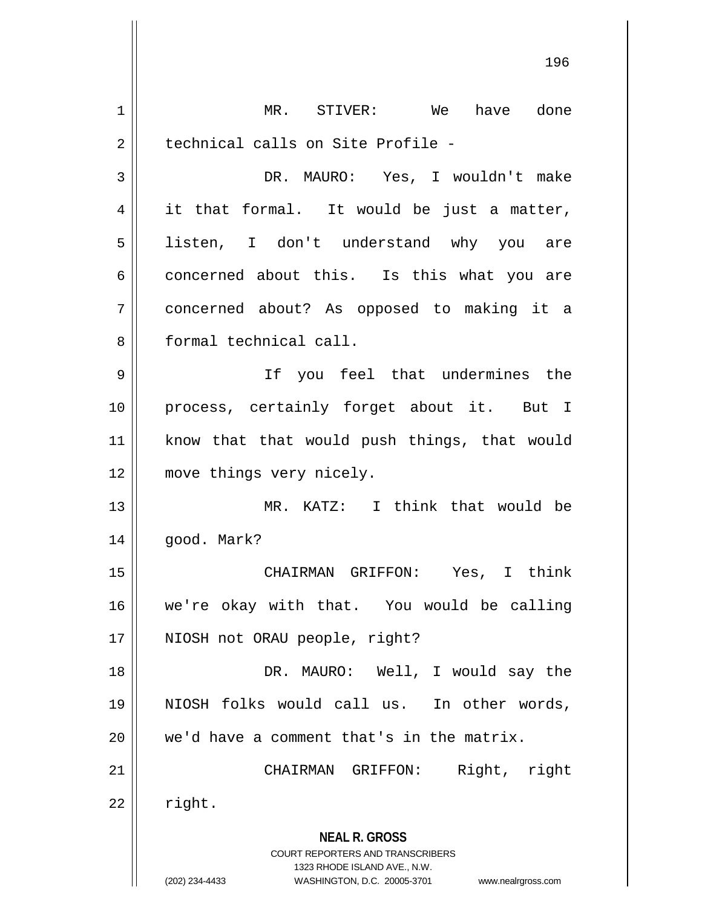MR. STIVER: We have done technical calls on Site Profile -

DR. MAURO: Yes, I wouldn't make it that formal. It would be just a matter, listen, I don't understand why you are concerned about this. Is this what you are concerned about? As opposed to making it a formal technical call.

If you feel that undermines the process, certainly forget about it. But I know that that would push things, that would move things very nicely.

MR. KATZ: I think that would be good. Mark?

CHAIRMAN GRIFFON: Yes, I think we're okay with that. You would be calling NIOSH not ORAU people, right?

DR. MAURO: Well, I would say the NIOSH folks would call us. In other words, we'd have a comment that's in the matrix.

CHAIRMAN GRIFFON: Right, right right.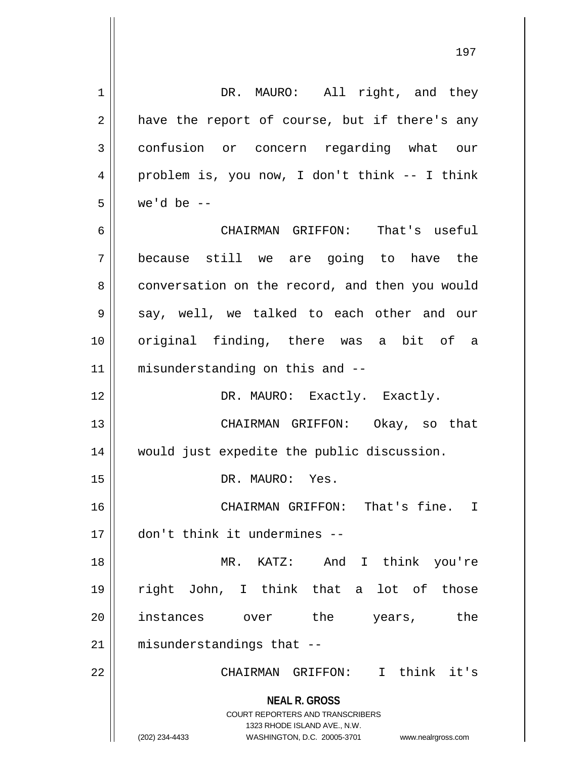DR. MAURO: All right, and they have the report of course, but if there's any confusion or concern regarding what our problem is, you now, I don't think -- I think we'd be --

CHAIRMAN GRIFFON: That's useful because still we are going to have the conversation on the record, and then you would say, well, we talked to each other and our original finding, there was a bit of a misunderstanding on this and --

DR. MAURO: Exactly. Exactly.

CHAIRMAN GRIFFON: Okay, so that would just expedite the public discussion.

DR. MAURO: Yes.

CHAIRMAN GRIFFON: That's fine. I don't think it undermines --

MR. KATZ: And I think you're right John, I think that a lot of those instances over the years, the misunderstandings that --

CHAIRMAN GRIFFON: I think it's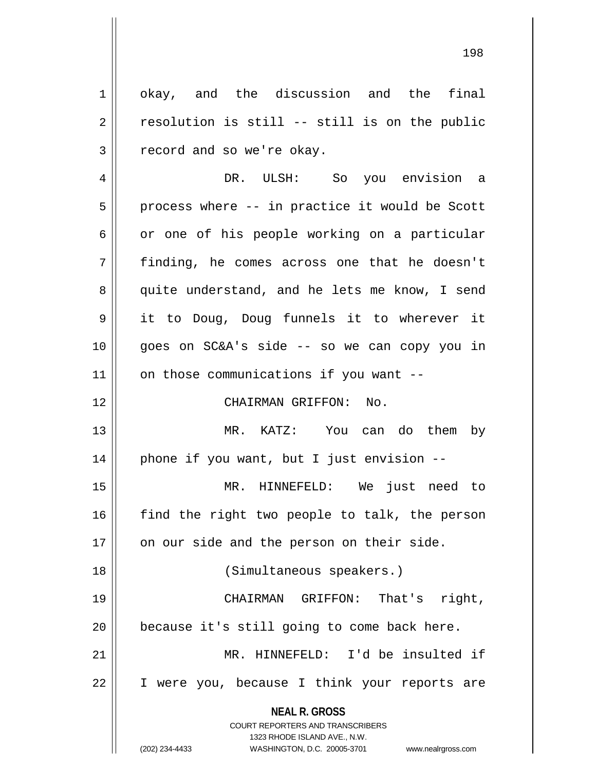okay, and the discussion and the final resolution is still -- still is on the public record and so we're okay.

DR. ULSH: So you envision a process where -- in practice it would be Scott or one of his people working on a particular finding, he comes across one that he doesn't quite understand, and he lets me know, I send it to Doug, Doug funnels it to wherever it goes on SC&A's side -- so we can copy you in on those communications if you want --

CHAIRMAN GRIFFON: No.

MR. KATZ: You can do them by phone if you want, but I just envision --

MR. HINNEFELD: We just need to find the right two people to talk, the person on our side and the person on their side.

(Simultaneous speakers.)

CHAIRMAN GRIFFON: That's right, because it's still going to come back here.

MR. HINNEFELD: I'd be insulted if I were you, because I think your reports are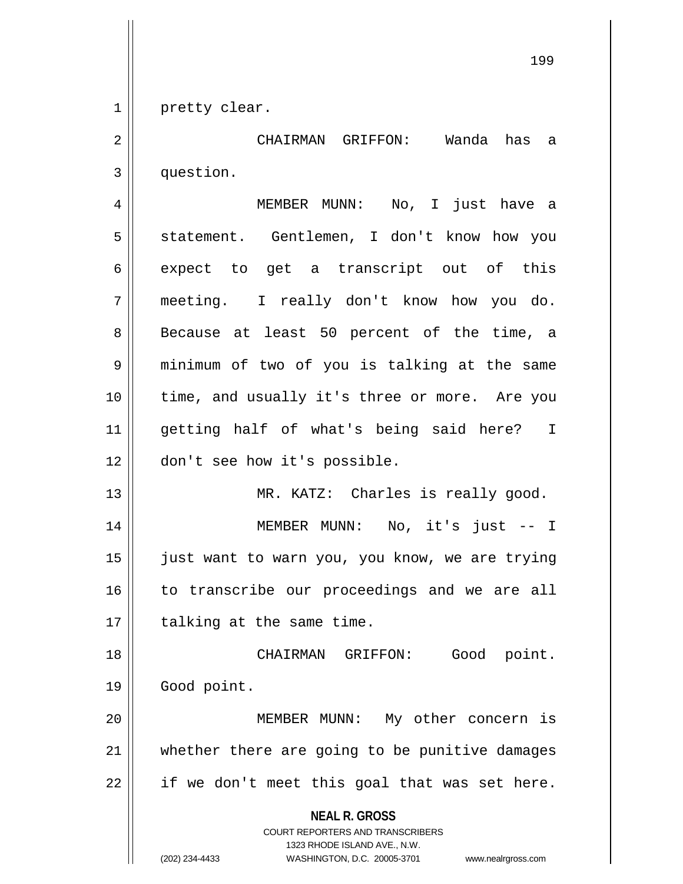pretty clear.

CHAIRMAN GRIFFON: Wanda has a question.

MEMBER MUNN: No, I just have a statement. Gentlemen, I don't know how you expect to get a transcript out of this meeting. I really don't know how you do. Because at least 50 percent of the time, a minimum of two of you is talking at the same time, and usually it's three or more. Are you getting half of what's being said here? I don't see how it's possible.

MR. KATZ: Charles is really good.

MEMBER MUNN: No, it's just -- I just want to warn you, you know, we are trying to transcribe our proceedings and we are all talking at the same time.

CHAIRMAN GRIFFON: Good point. Good point.

MEMBER MUNN: My other concern is whether there are going to be punitive damages if we don't meet this goal that was set here.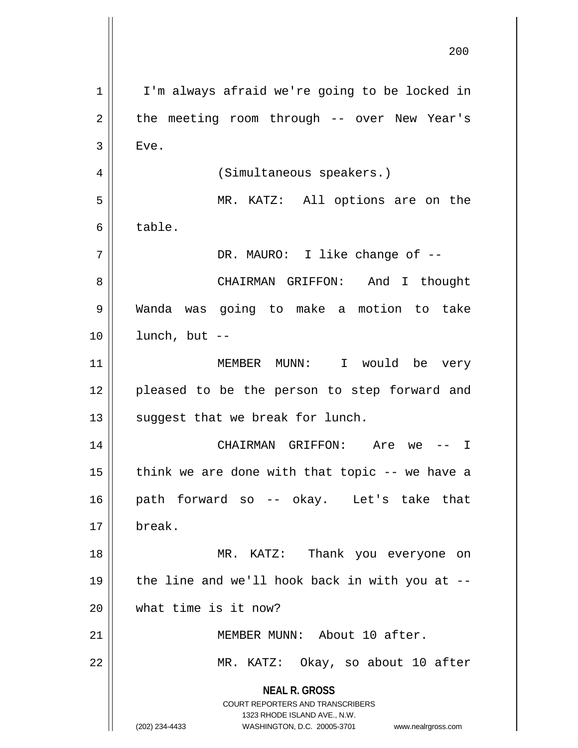I'm always afraid we're going to be locked in the meeting room through -- over New Year's Eve.

(Simultaneous speakers.)

MR. KATZ: All options are on the table.

DR. MAURO: I like change of --

CHAIRMAN GRIFFON: And I thought Wanda was going to make a motion to take lunch, but --

MEMBER MUNN: I would be very pleased to be the person to step forward and suggest that we break for lunch.

CHAIRMAN GRIFFON: Are we -- I think we are done with that topic -- we have a path forward so -- okay. Let's take that break.

MR. KATZ: Thank you everyone on the line and we'll hook back in with you at -- what time is it now?

MEMBER MUNN: About 10 after.

MR. KATZ: Okay, so about 10 after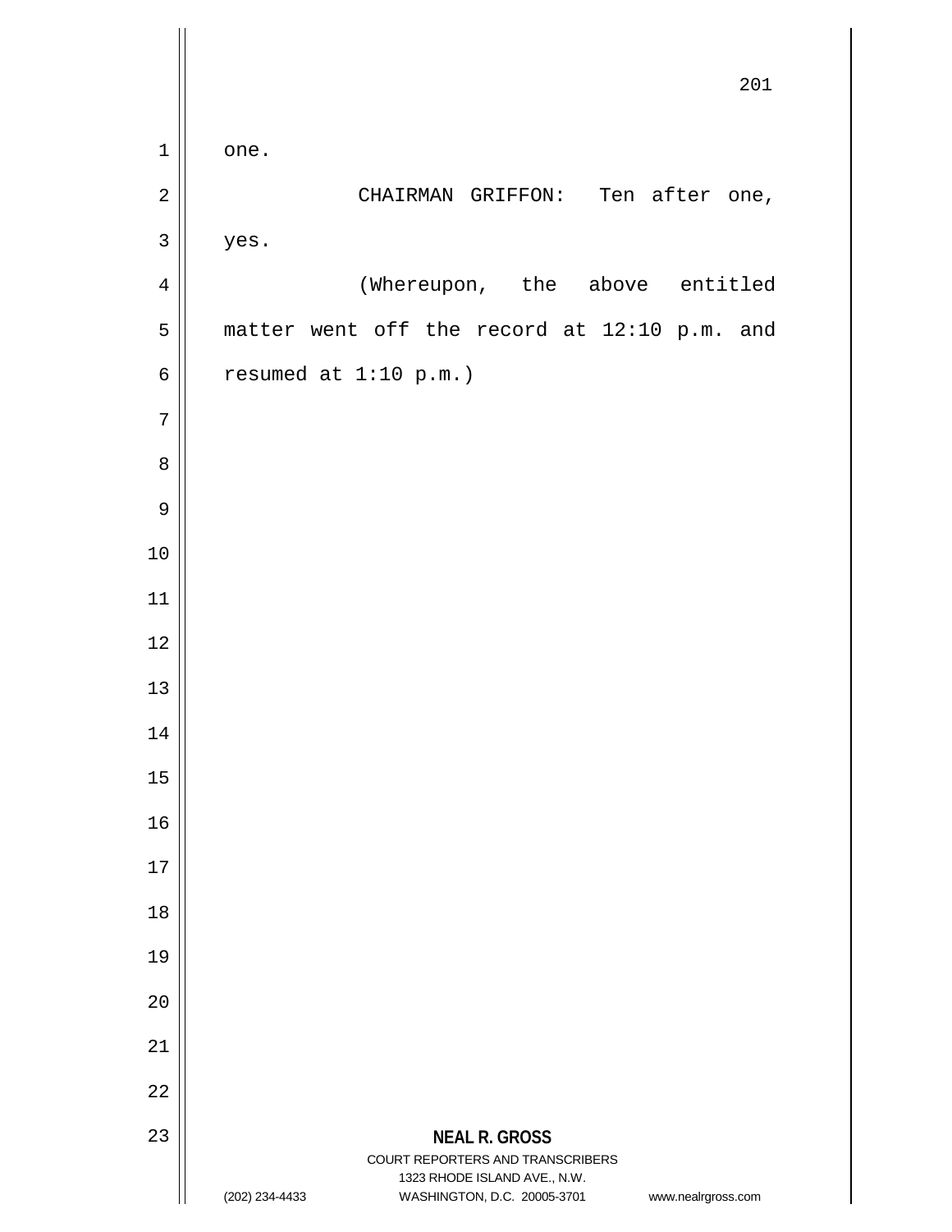one.

CHAIRMAN GRIFFON: Ten after one, yes.

(Whereupon, the above entitled matter went off the record at 12:10 p.m. and resumed at 1:10 p.m.)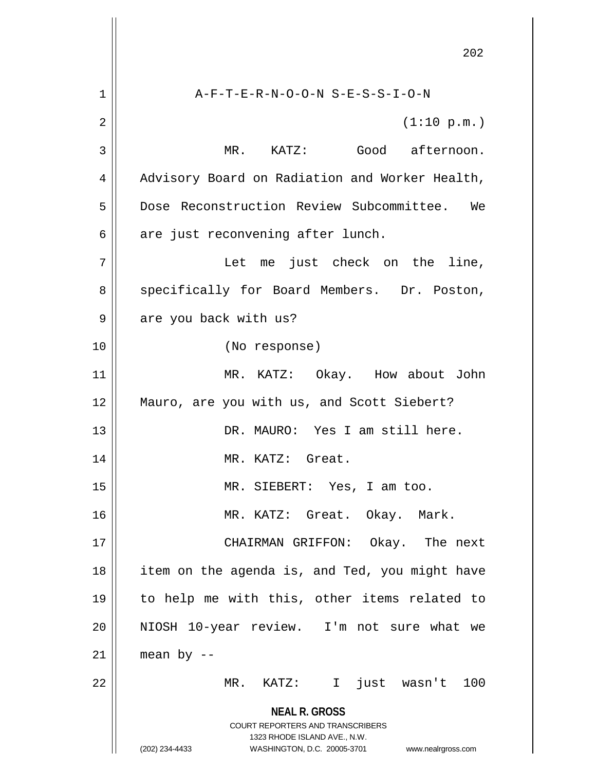A-F-T-E-R-N-O-O-N S-E-S-S-I-O-N

(1:10 p.m.)

MR. KATZ: Good afternoon. Advisory Board on Radiation and Worker Health, Dose Reconstruction Review Subcommittee. We are just reconvening after lunch.

Let me just check on the line, specifically for Board Members. Dr. Poston, are you back with us?

(No response)

MR. KATZ: Okay. How about John Mauro, are you with us, and Scott Siebert?

DR. MAURO: Yes I am still here.

MR. KATZ: Great.

MR. SIEBERT: Yes, I am too.

MR. KATZ: Great. Okay. Mark.

CHAIRMAN GRIFFON: Okay. The next item on the agenda is, and Ted, you might have to help me with this, other items related to NIOSH 10-year review. I'm not sure what we mean by --

MR. KATZ: I just wasn't 100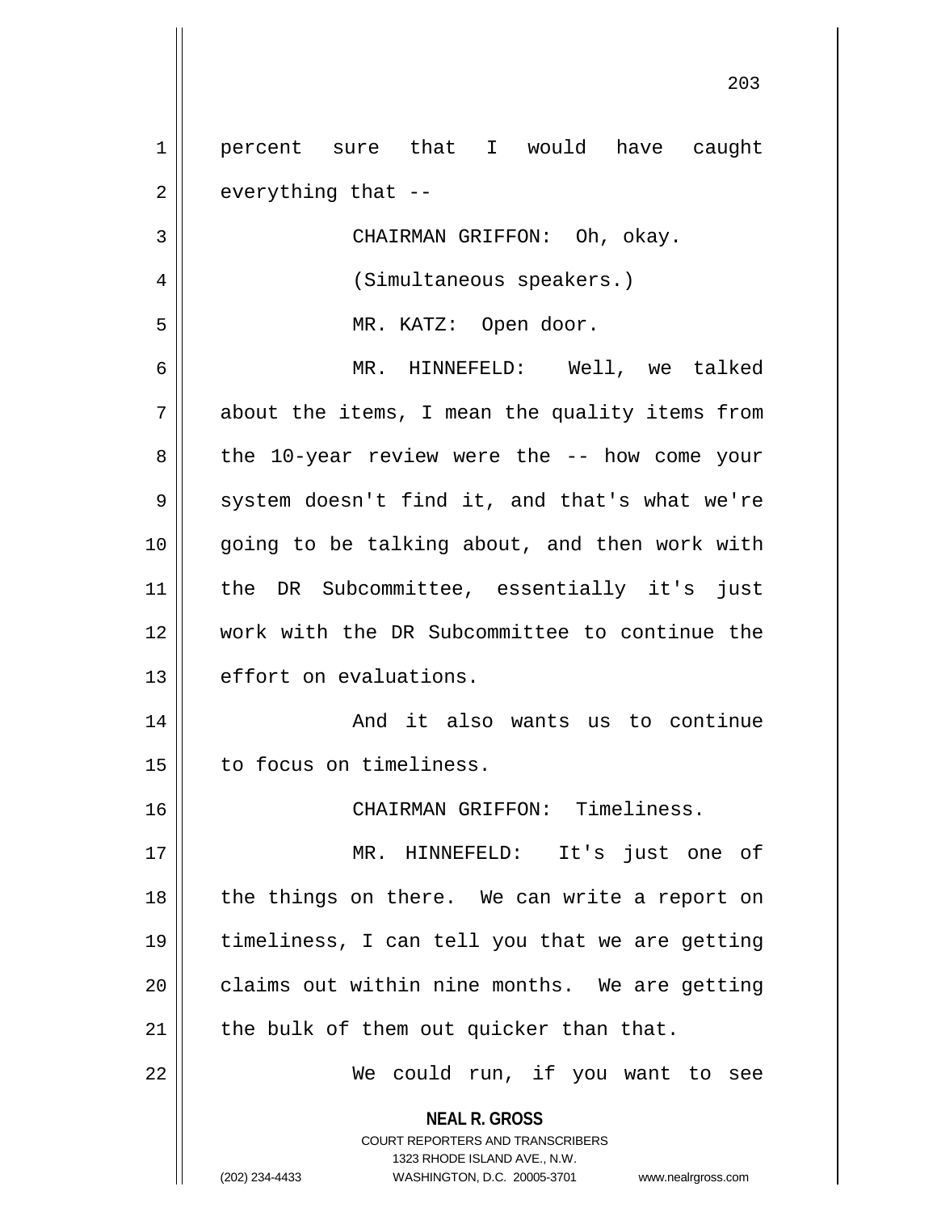percent sure that I would have caught everything that --

CHAIRMAN GRIFFON: Oh, okay.

(Simultaneous speakers.)

MR. KATZ: Open door.

MR. HINNEFELD: Well, we talked about the items, I mean the quality items from the 10-year review were the -- how come your system doesn't find it, and that's what we're going to be talking about, and then work with the DR Subcommittee, essentially it's just work with the DR Subcommittee to continue the effort on evaluations.

And it also wants us to continue to focus on timeliness.

CHAIRMAN GRIFFON: Timeliness.

MR. HINNEFELD: It's just one of the things on there. We can write a report on timeliness, I can tell you that we are getting claims out within nine months. We are getting the bulk of them out quicker than that.

We could run, if you want to see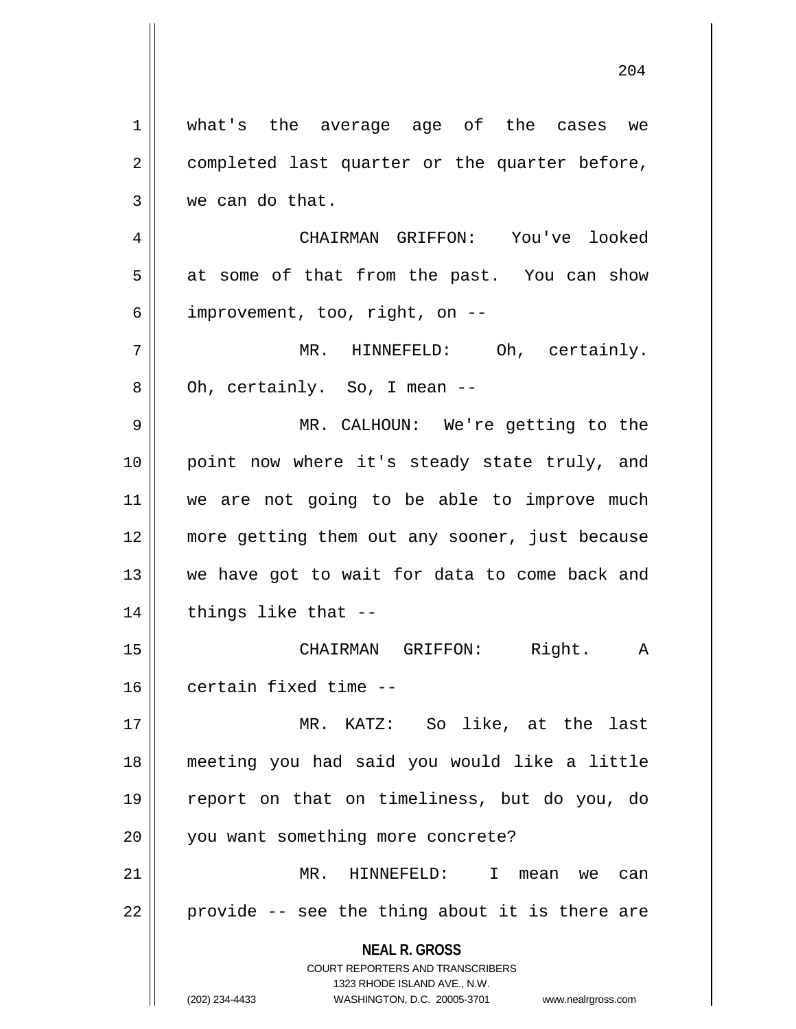what's the average age of the cases we completed last quarter or the quarter before, we can do that.

CHAIRMAN GRIFFON: You've looked at some of that from the past. You can show improvement, too, right, on --

MR. HINNEFELD: Oh, certainly. Oh, certainly. So, I mean --

MR. CALHOUN: We're getting to the point now where it's steady state truly, and we are not going to be able to improve much more getting them out any sooner, just because we have got to wait for data to come back and things like that --

CHAIRMAN GRIFFON: Right. A certain fixed time --

MR. KATZ: So like, at the last meeting you had said you would like a little report on that on timeliness, but do you, do you want something more concrete?

MR. HINNEFELD: I mean we can provide -- see the thing about it is there are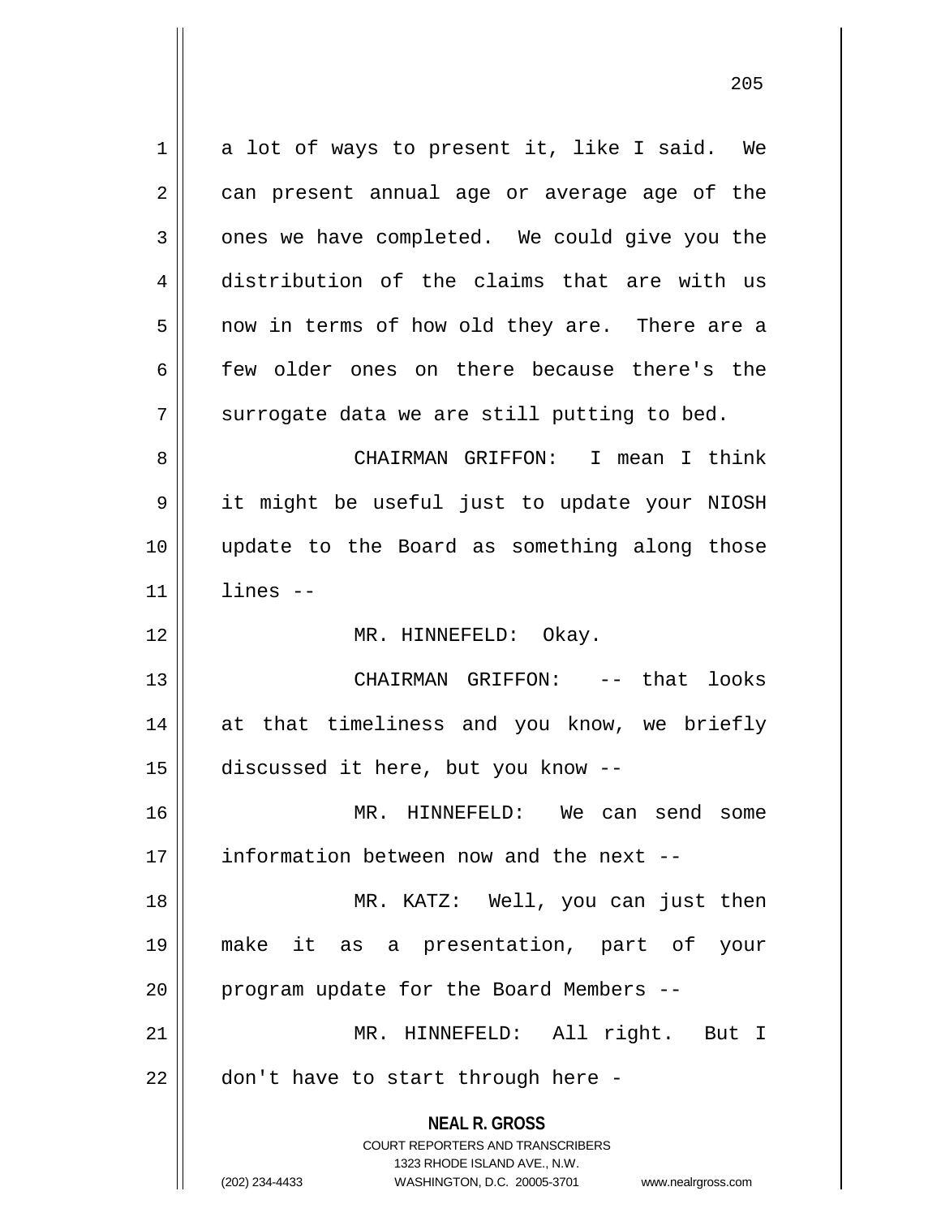a lot of ways to present it, like I said. We can present annual age or average age of the ones we have completed. We could give you the distribution of the claims that are with us now in terms of how old they are. There are a few older ones on there because there's the surrogate data we are still putting to bed.

CHAIRMAN GRIFFON: I mean I think it might be useful just to update your NIOSH update to the Board as something along those lines --

MR. HINNEFELD: Okay.

CHAIRMAN GRIFFON: -- that looks at that timeliness and you know, we briefly discussed it here, but you know --

MR. HINNEFELD: We can send some information between now and the next --

MR. KATZ: Well, you can just then make it as a presentation, part of your program update for the Board Members --

MR. HINNEFELD: All right. But I don't have to start through here -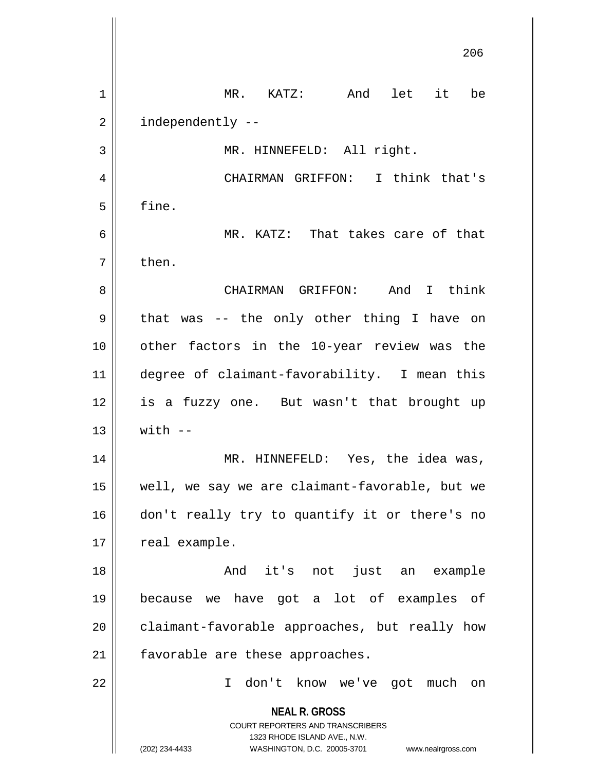MR. KATZ: And let it be independently --

MR. HINNEFELD: All right.

CHAIRMAN GRIFFON: I think that's fine.

MR. KATZ: That takes care of that then.

CHAIRMAN GRIFFON: And I think that was -- the only other thing I have on other factors in the 10-year review was the degree of claimant-favorability. I mean this is a fuzzy one. But wasn't that brought up with --

MR. HINNEFELD: Yes, the idea was, well, we say we are claimant-favorable, but we don't really try to quantify it or there's no real example.

And it's not just an example because we have got a lot of examples of claimant-favorable approaches, but really how favorable are these approaches.

I don't know we've got much on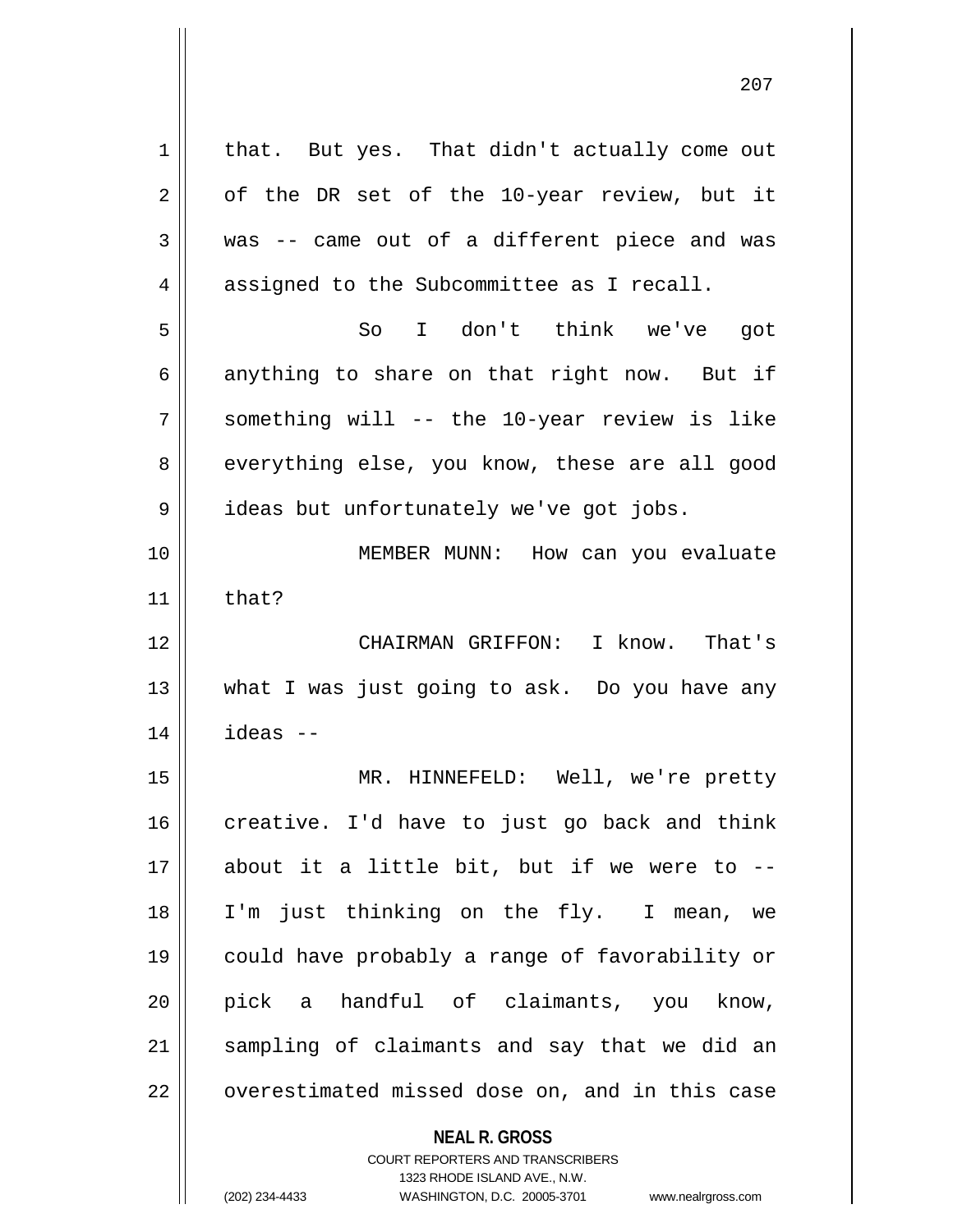that. But yes. That didn't actually come out of the DR set of the 10-year review, but it was -- came out of a different piece and was assigned to the Subcommittee as I recall.

So I don't think we've got anything to share on that right now. But if something will -- the 10-year review is like everything else, you know, these are all good ideas but unfortunately we've got jobs.

MEMBER MUNN: How can you evaluate that?

CHAIRMAN GRIFFON: I know. That's what I was just going to ask. Do you have any ideas --

MR. HINNEFELD: Well, we're pretty creative. I'd have to just go back and think about it a little bit, but if we were to -- I'm just thinking on the fly. I mean, we could have probably a range of favorability or pick a handful of claimants, you know, sampling of claimants and say that we did an overestimated missed dose on, and in this case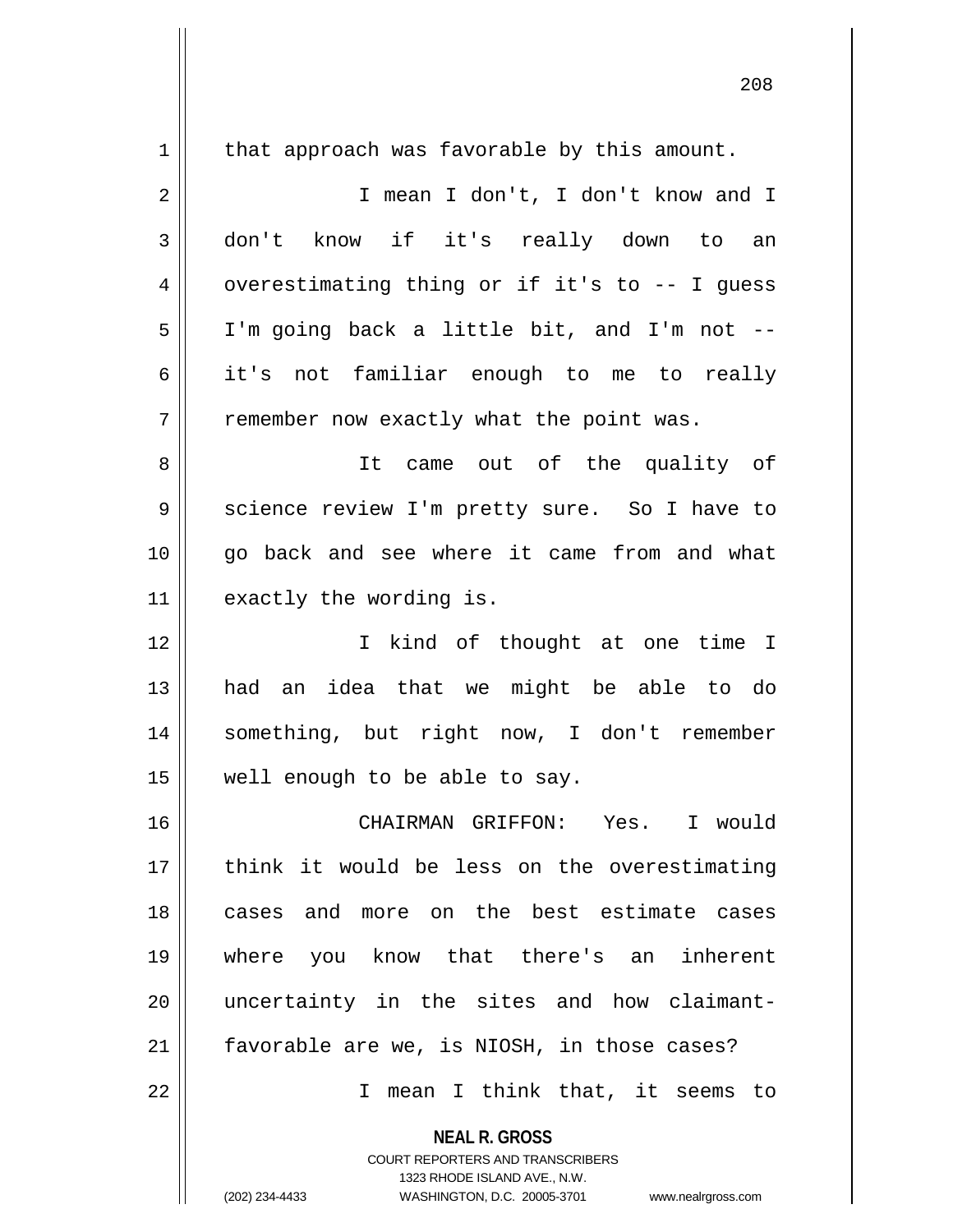that approach was favorable by this amount.

I mean I don't, I don't know and I don't know if it's really down to an overestimating thing or if it's to -- I guess I'm going back a little bit, and I'm not -- it's not familiar enough to me to really remember now exactly what the point was.

It came out of the quality of science review I'm pretty sure. So I have to go back and see where it came from and what exactly the wording is.

I kind of thought at one time I had an idea that we might be able to do something, but right now, I don't remember well enough to be able to say.

CHAIRMAN GRIFFON: Yes. I would think it would be less on the overestimating cases and more on the best estimate cases where you know that there's an inherent uncertainty in the sites and how claimant-favorable are we, is NIOSH, in those cases?

I mean I think that, it seems to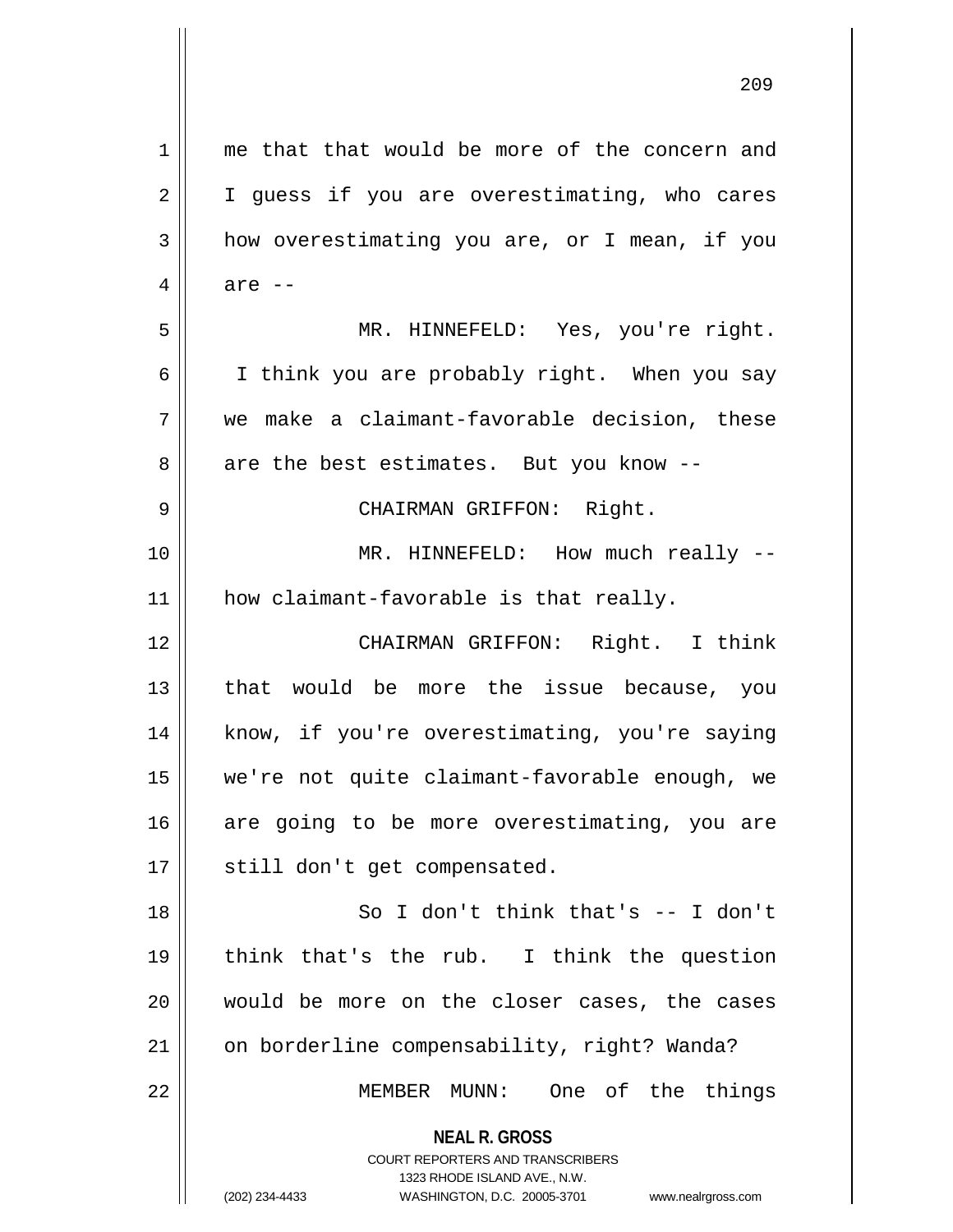me that that would be more of the concern and I guess if you are overestimating, who cares how overestimating you are, or I mean, if you are --

MR. HINNEFELD: Yes, you're right. I think you are probably right. When you say we make a claimant-favorable decision, these are the best estimates. But you know --

CHAIRMAN GRIFFON: Right.

MR. HINNEFELD: How much really -- how claimant-favorable is that really.

CHAIRMAN GRIFFON: Right. I think that would be more the issue because, you know, if you're overestimating, you're saying we're not quite claimant-favorable enough, we are going to be more overestimating, you are still don't get compensated.

So I don't think that's -- I don't think that's the rub. I think the question would be more on the closer cases, the cases on borderline compensability, right? Wanda?

MEMBER MUNN: One of the things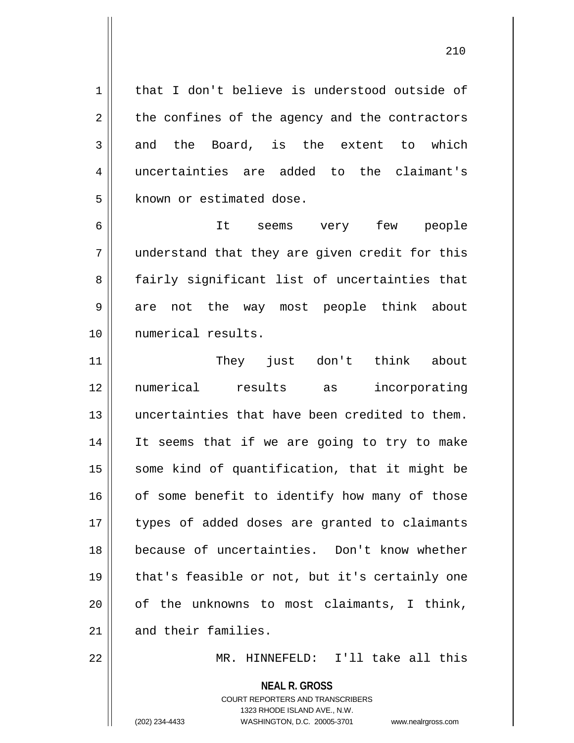that I don't believe is understood outside of the confines of the agency and the contractors and the Board, is the extent to which uncertainties are added to the claimant's known or estimated dose.

It seems very few people understand that they are given credit for this fairly significant list of uncertainties that are not the way most people think about numerical results.

They just don't think about numerical results as incorporating uncertainties that have been credited to them. It seems that if we are going to try to make some kind of quantification, that it might be of some benefit to identify how many of those types of added doses are granted to claimants because of uncertainties. Don't know whether that's feasible or not, but it's certainly one of the unknowns to most claimants, I think, and their families.

MR. HINNEFELD: I'll take all this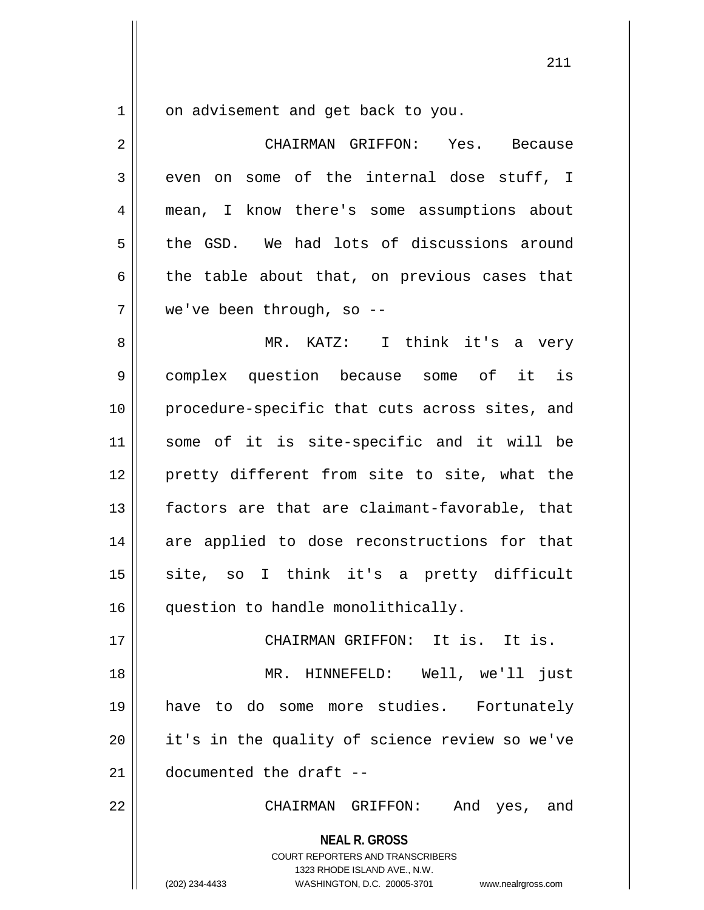on advisement and get back to you.

CHAIRMAN GRIFFON: Yes. Because even on some of the internal dose stuff, I mean, I know there's some assumptions about the GSD. We had lots of discussions around the table about that, on previous cases that we've been through, so --

MR. KATZ: I think it's a very complex question because some of it is procedure-specific that cuts across sites, and some of it is site-specific and it will be pretty different from site to site, what the factors are that are claimant-favorable, that are applied to dose reconstructions for that site, so I think it's a pretty difficult question to handle monolithically.

CHAIRMAN GRIFFON: It is. It is.

MR. HINNEFELD: Well, we'll just have to do some more studies. Fortunately it's in the quality of science review so we've documented the draft --

CHAIRMAN GRIFFON: And yes, and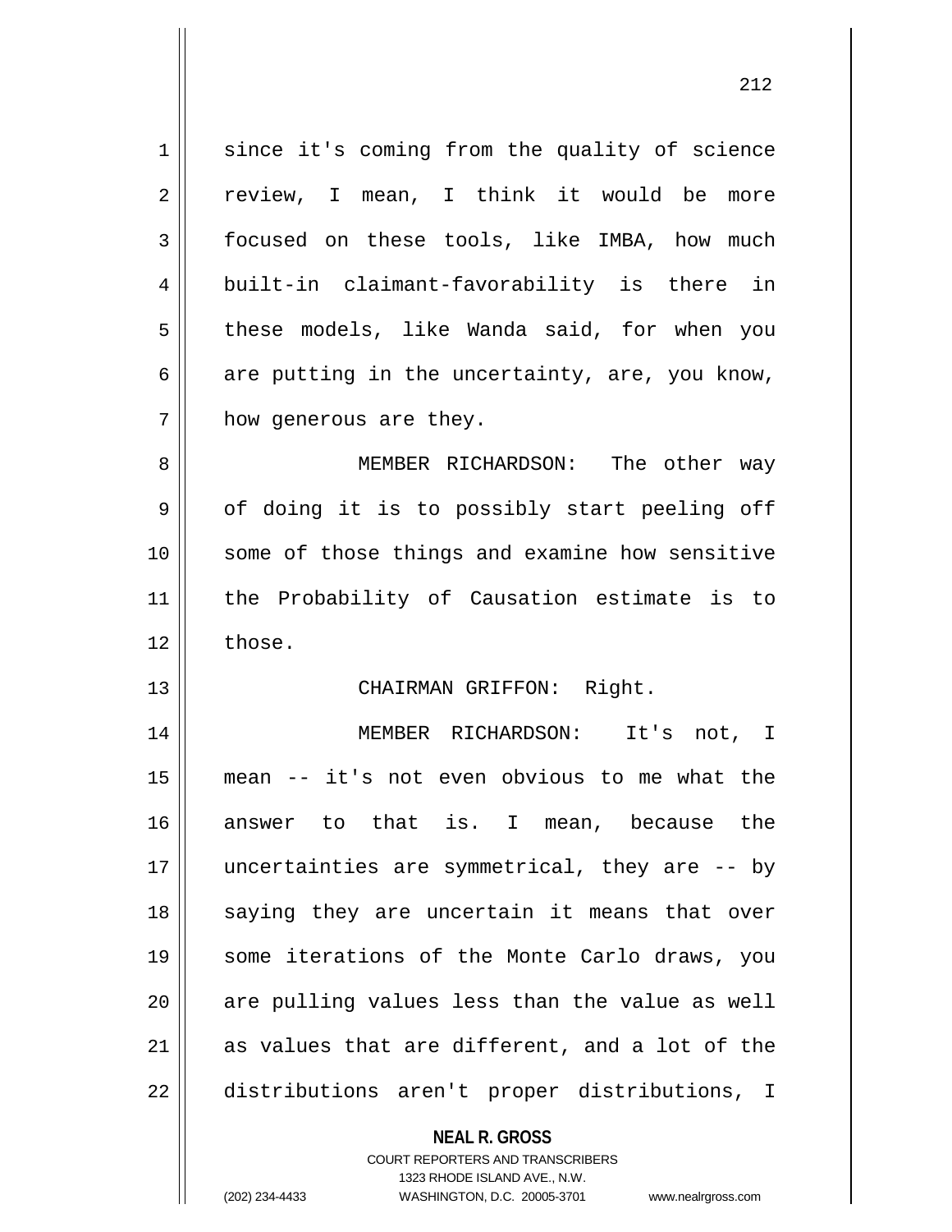since it's coming from the quality of science review, I mean, I think it would be more focused on these tools, like IMBA, how much built-in claimant-favorability is there in these models, like Wanda said, for when you are putting in the uncertainty, are, you know, how generous are they.

MEMBER RICHARDSON: The other way of doing it is to possibly start peeling off some of those things and examine how sensitive the Probability of Causation estimate is to those.

CHAIRMAN GRIFFON: Right.

MEMBER RICHARDSON: It's not, I mean -- it's not even obvious to me what the answer to that is. I mean, because the uncertainties are symmetrical, they are -- by saying they are uncertain it means that over some iterations of the Monte Carlo draws, you are pulling values less than the value as well as values that are different, and a lot of the distributions aren't proper distributions, I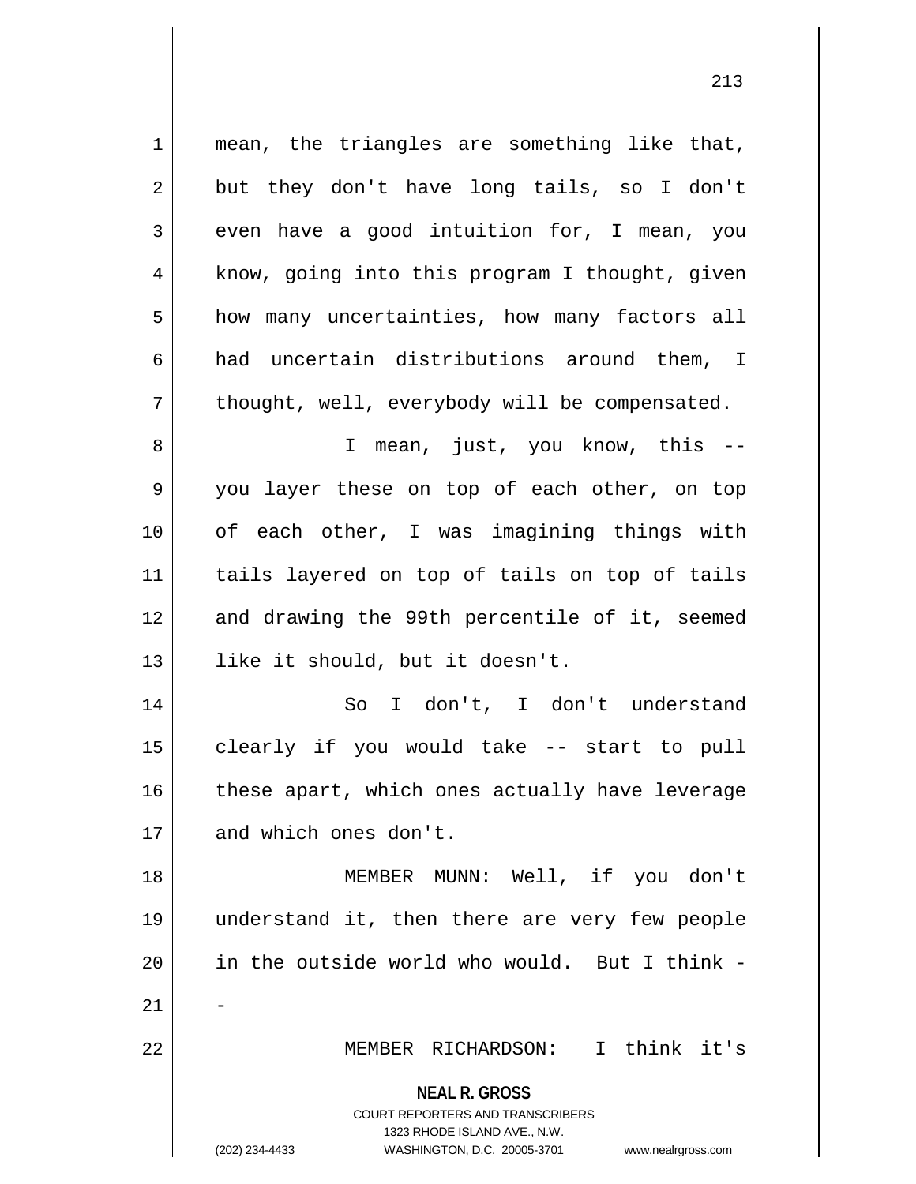mean, the triangles are something like that, but they don't have long tails, so I don't even have a good intuition for, I mean, you know, going into this program I thought, given how many uncertainties, how many factors all had uncertain distributions around them, I thought, well, everybody will be compensated.

I mean, just, you know, this -- you layer these on top of each other, on top of each other, I was imagining things with tails layered on top of tails on top of tails and drawing the 99th percentile of it, seemed like it should, but it doesn't.

So I don't, I don't understand clearly if you would take -- start to pull these apart, which ones actually have leverage and which ones don't.

MEMBER MUNN: Well, if you don't understand it, then there are very few people in the outside world who would. But I think --

MEMBER RICHARDSON: I think it's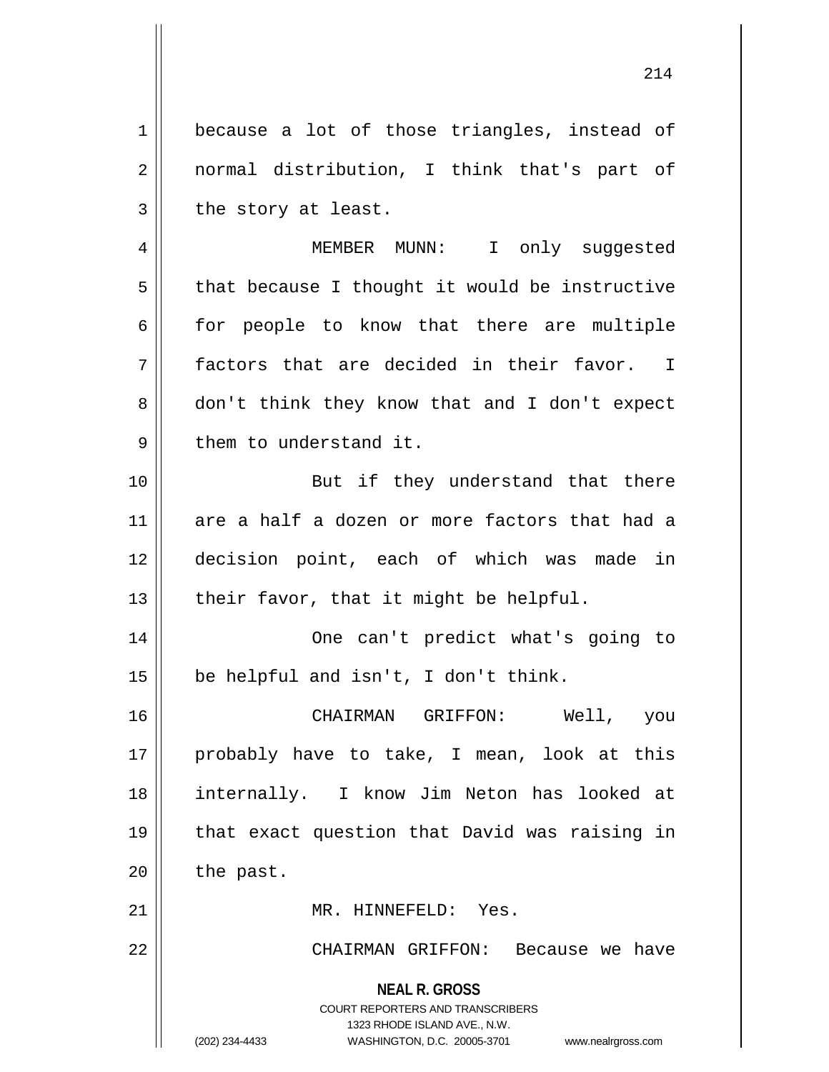because a lot of those triangles, instead of normal distribution, I think that's part of the story at least.

MEMBER MUNN: I only suggested that because I thought it would be instructive for people to know that there are multiple factors that are decided in their favor. I don't think they know that and I don't expect them to understand it.

But if they understand that there are a half a dozen or more factors that had a decision point, each of which was made in their favor, that it might be helpful.

One can't predict what's going to be helpful and isn't, I don't think.

CHAIRMAN GRIFFON: Well, you probably have to take, I mean, look at this internally. I know Jim Neton has looked at that exact question that David was raising in the past.

MR. HINNEFELD: Yes.

CHAIRMAN GRIFFON: Because we have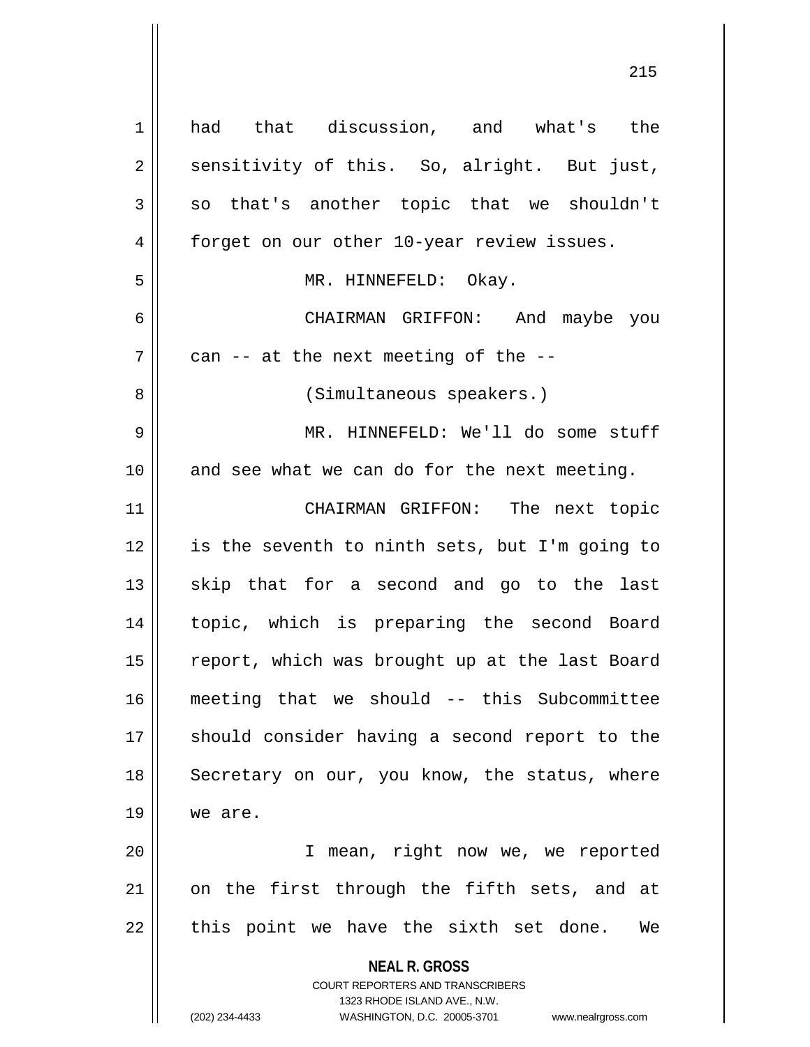had that discussion, and what's the sensitivity of this. So, alright. But just, so that's another topic that we shouldn't forget on our other 10-year review issues.

MR. HINNEFELD: Okay.

CHAIRMAN GRIFFON: And maybe you can -- at the next meeting of the --

(Simultaneous speakers.)

MR. HINNEFELD: We'll do some stuff and see what we can do for the next meeting.

CHAIRMAN GRIFFON: The next topic is the seventh to ninth sets, but I'm going to skip that for a second and go to the last topic, which is preparing the second Board report, which was brought up at the last Board meeting that we should -- this Subcommittee should consider having a second report to the Secretary on our, you know, the status, where we are.

I mean, right now we, we reported on the first through the fifth sets, and at this point we have the sixth set done. We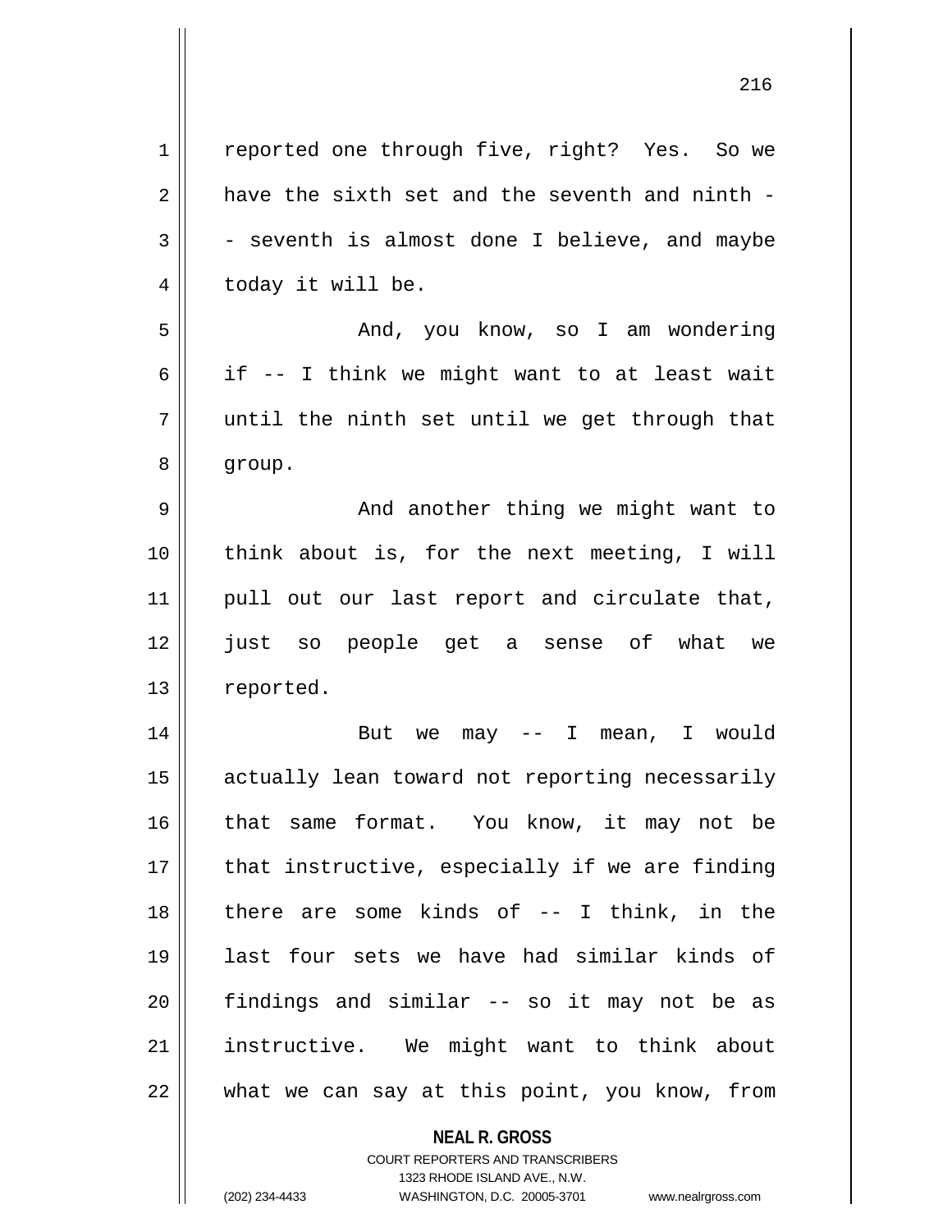reported one through five, right? Yes. So we have the sixth set and the seventh and ninth -- seventh is almost done I believe, and maybe today it will be.

And, you know, so I am wondering if -- I think we might want to at least wait until the ninth set until we get through that group.

And another thing we might want to think about is, for the next meeting, I will pull out our last report and circulate that, just so people get a sense of what we reported.

But we may -- I mean, I would actually lean toward not reporting necessarily that same format. You know, it may not be that instructive, especially if we are finding there are some kinds of -- I think, in the last four sets we have had similar kinds of findings and similar -- so it may not be as instructive. We might want to think about what we can say at this point, you know, from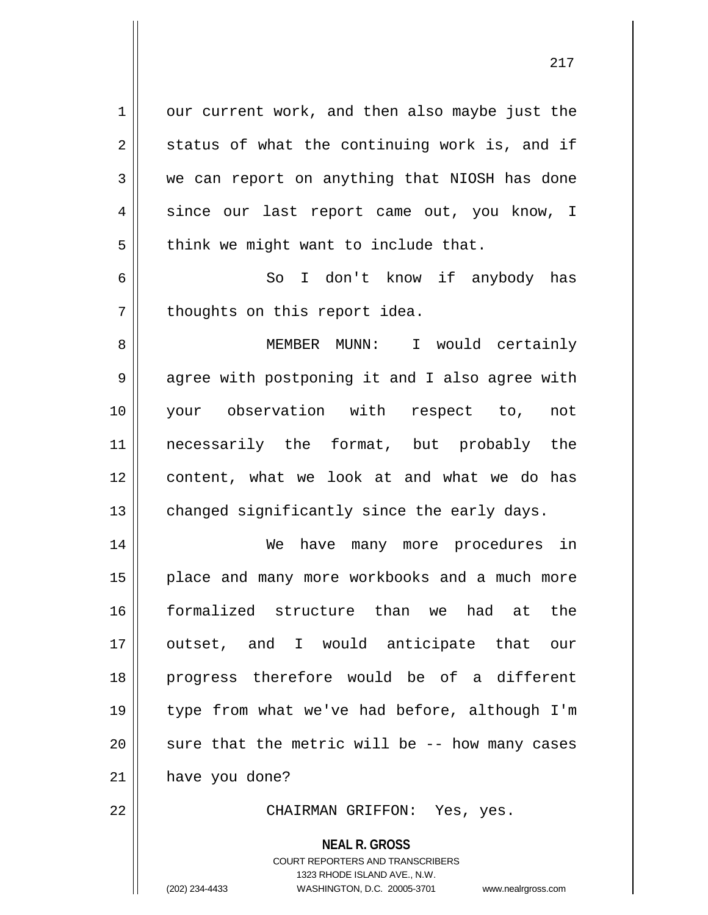our current work, and then also maybe just the status of what the continuing work is, and if we can report on anything that NIOSH has done since our last report came out, you know, I think we might want to include that.

So I don't know if anybody has thoughts on this report idea.

MEMBER MUNN: I would certainly agree with postponing it and I also agree with your observation with respect to, not necessarily the format, but probably the content, what we look at and what we do has changed significantly since the early days.

We have many more procedures in place and many more workbooks and a much more formalized structure than we had at the outset, and I would anticipate that our progress therefore would be of a different type from what we've had before, although I'm sure that the metric will be -- how many cases have you done?

CHAIRMAN GRIFFON: Yes, yes.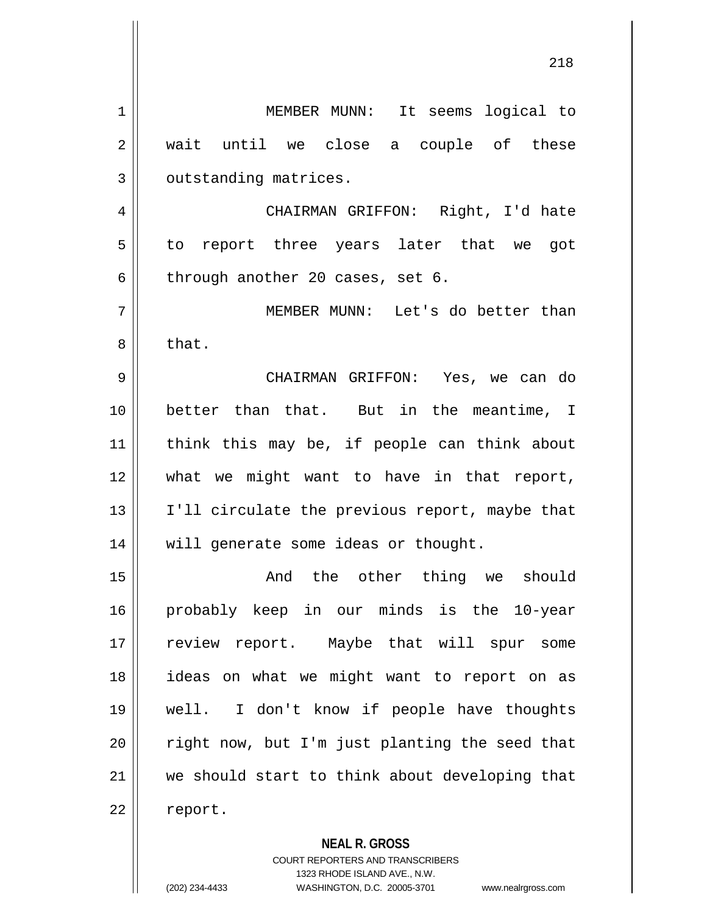MEMBER MUNN: It seems logical to wait until we close a couple of these outstanding matrices.

CHAIRMAN GRIFFON: Right, I'd hate to report three years later that we got through another 20 cases, set 6.

MEMBER MUNN: Let's do better than that.

CHAIRMAN GRIFFON: Yes, we can do better than that. But in the meantime, I think this may be, if people can think about what we might want to have in that report, I'll circulate the previous report, maybe that will generate some ideas or thought.

And the other thing we should probably keep in our minds is the 10-year review report. Maybe that will spur some ideas on what we might want to report on as well. I don't know if people have thoughts right now, but I'm just planting the seed that we should start to think about developing that report.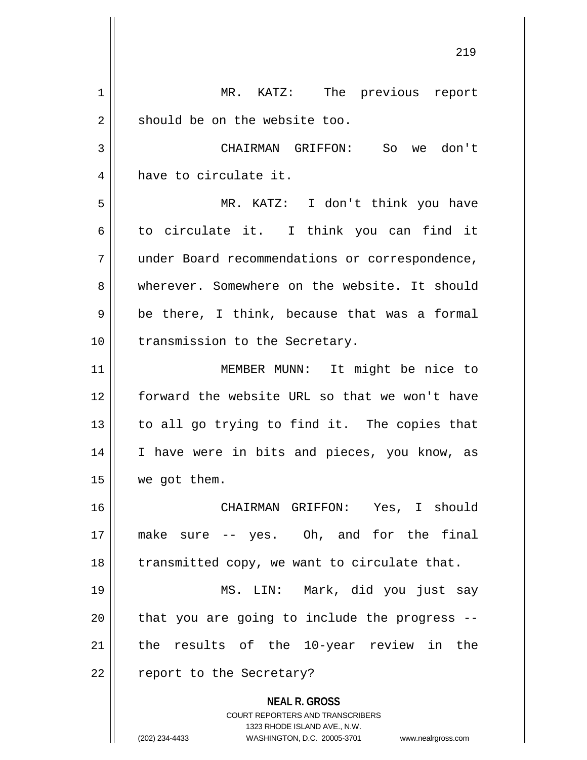MR. KATZ: The previous report should be on the website too.

CHAIRMAN GRIFFON: So we don't have to circulate it.

MR. KATZ: I don't think you have to circulate it. I think you can find it under Board recommendations or correspondence, wherever. Somewhere on the website. It should be there, I think, because that was a formal transmission to the Secretary.

MEMBER MUNN: It might be nice to forward the website URL so that we won't have to all go trying to find it. The copies that I have were in bits and pieces, you know, as we got them.

CHAIRMAN GRIFFON: Yes, I should make sure -- yes. Oh, and for the final transmitted copy, we want to circulate that.

MS. LIN: Mark, did you just say that you are going to include the progress -- the results of the 10-year review in the report to the Secretary?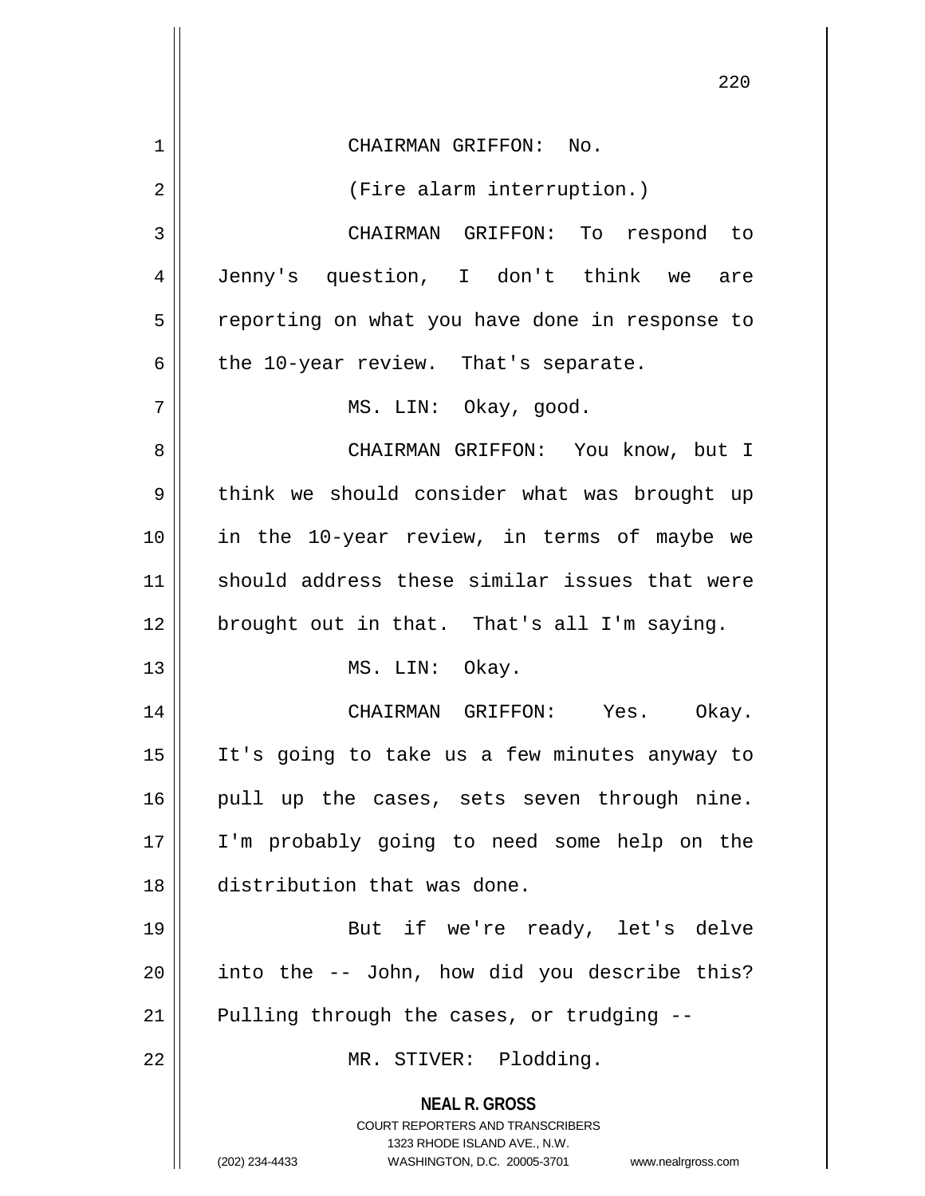CHAIRMAN GRIFFON: No.

(Fire alarm interruption.)

CHAIRMAN GRIFFON: To respond to Jenny's question, I don't think we are reporting on what you have done in response to the 10-year review. That's separate.

MS. LIN: Okay, good.

CHAIRMAN GRIFFON: You know, but I think we should consider what was brought up in the 10-year review, in terms of maybe we should address these similar issues that were brought out in that. That's all I'm saying.

MS. LIN: Okay.

CHAIRMAN GRIFFON: Yes. Okay. It's going to take us a few minutes anyway to pull up the cases, sets seven through nine. I'm probably going to need some help on the distribution that was done.

But if we're ready, let's delve into the -- John, how did you describe this? Pulling through the cases, or trudging --

MR. STIVER: Plodding.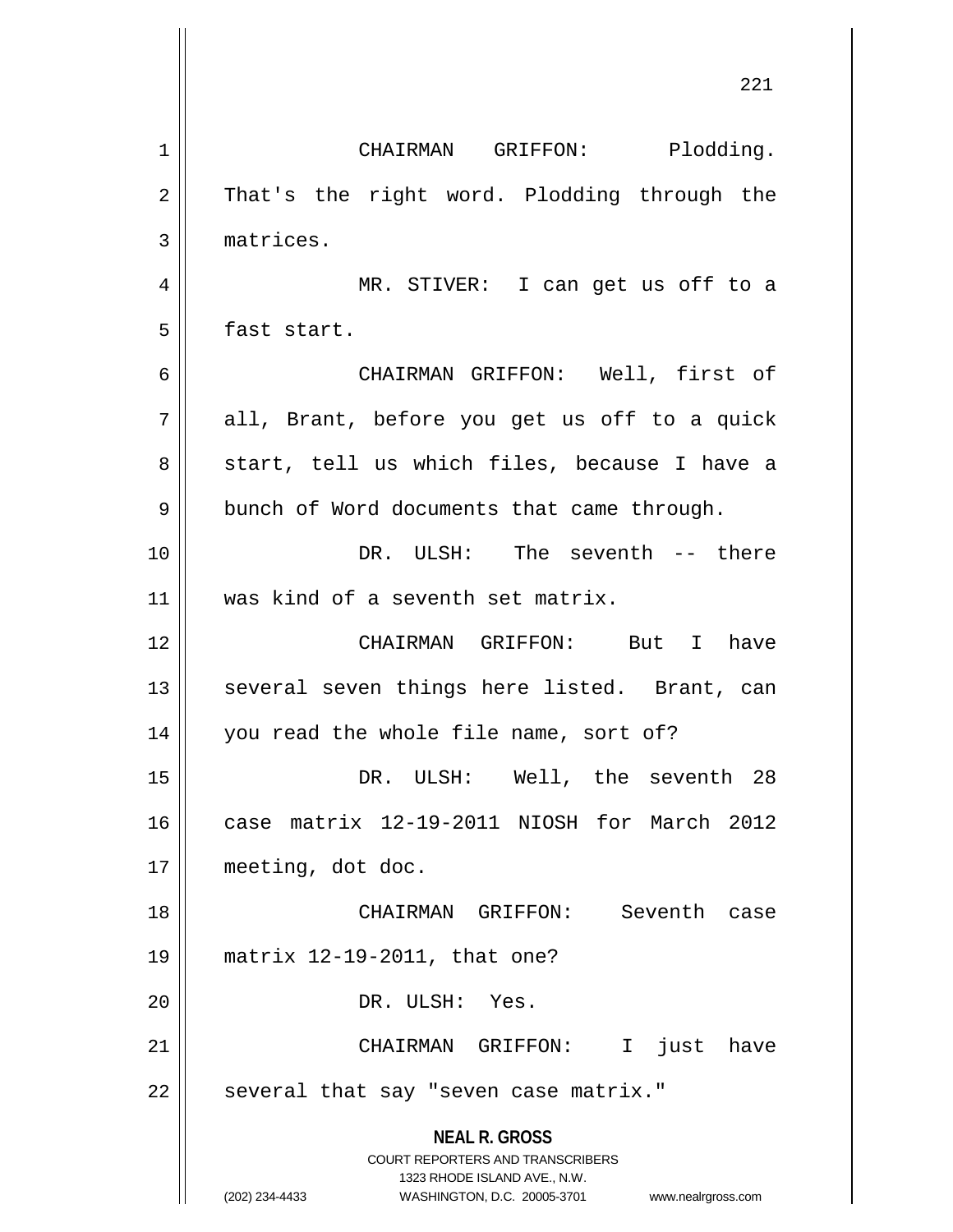CHAIRMAN GRIFFON: Plodding. That's the right word. Plodding through the matrices.

MR. STIVER: I can get us off to a fast start.

CHAIRMAN GRIFFON: Well, first of all, Brant, before you get us off to a quick start, tell us which files, because I have a bunch of Word documents that came through.

DR. ULSH: The seventh -- there was kind of a seventh set matrix.

CHAIRMAN GRIFFON: But I have several seven things here listed. Brant, can you read the whole file name, sort of?

DR. ULSH: Well, the seventh 28 case matrix 12-19-2011 NIOSH for March 2012 meeting, dot doc.

CHAIRMAN GRIFFON: Seventh case matrix 12-19-2011, that one?

DR. ULSH: Yes.

CHAIRMAN GRIFFON: I just have several that say "seven case matrix."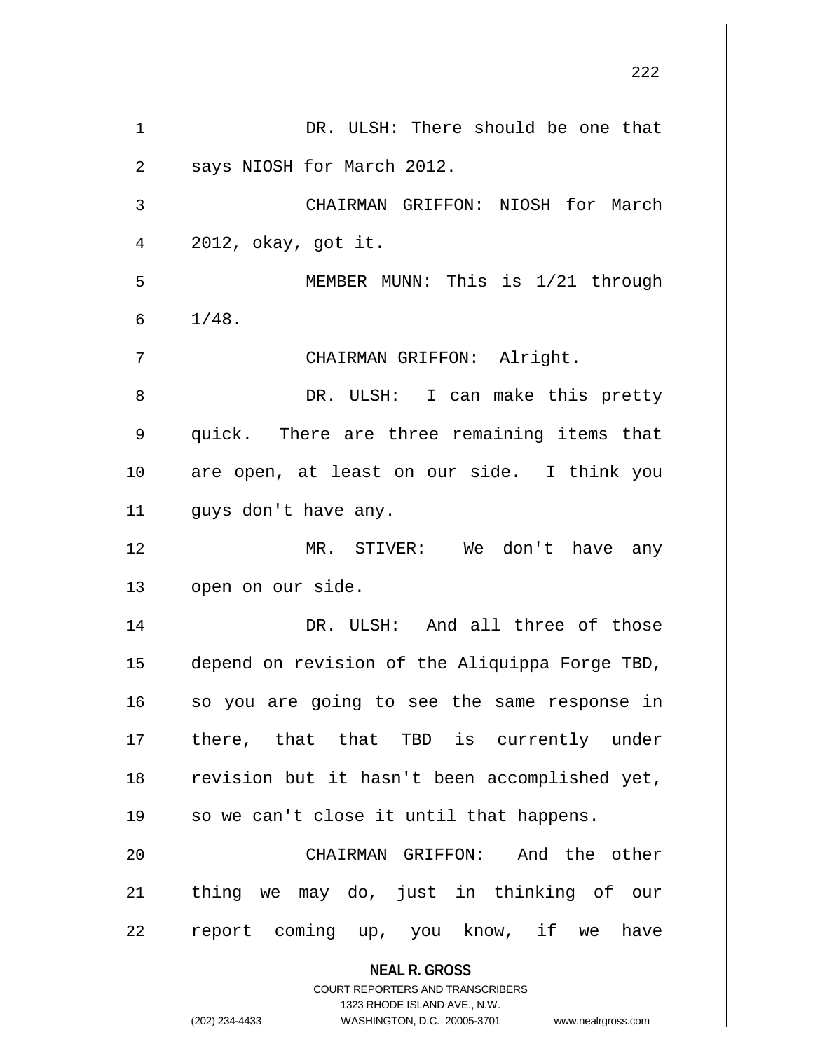DR. ULSH: There should be one that says NIOSH for March 2012.

CHAIRMAN GRIFFON: NIOSH for March 2012, okay, got it.

MEMBER MUNN: This is 1/21 through 1/48.

CHAIRMAN GRIFFON: Alright.

DR. ULSH: I can make this pretty quick. There are three remaining items that are open, at least on our side. I think you guys don't have any.

MR. STIVER: We don't have any open on our side.

DR. ULSH: And all three of those depend on revision of the Aliquippa Forge TBD, so you are going to see the same response in there, that that TBD is currently under revision but it hasn't been accomplished yet, so we can't close it until that happens.

CHAIRMAN GRIFFON: And the other thing we may do, just in thinking of our report coming up, you know, if we have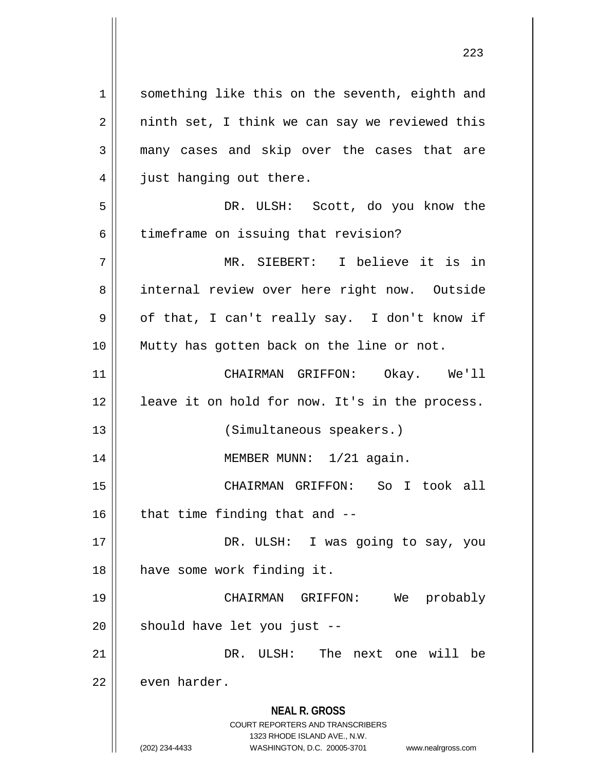something like this on the seventh, eighth and ninth set, I think we can say we reviewed this many cases and skip over the cases that are just hanging out there.

DR. ULSH: Scott, do you know the timeframe on issuing that revision?

MR. SIEBERT: I believe it is in internal review over here right now. Outside of that, I can't really say. I don't know if Mutty has gotten back on the line or not.

CHAIRMAN GRIFFON: Okay. We'll leave it on hold for now. It's in the process.

(Simultaneous speakers.)

MEMBER MUNN: 1/21 again.

CHAIRMAN GRIFFON: So I took all that time finding that and --

DR. ULSH: I was going to say, you have some work finding it.

CHAIRMAN GRIFFON: We probably should have let you just --

DR. ULSH: The next one will be even harder.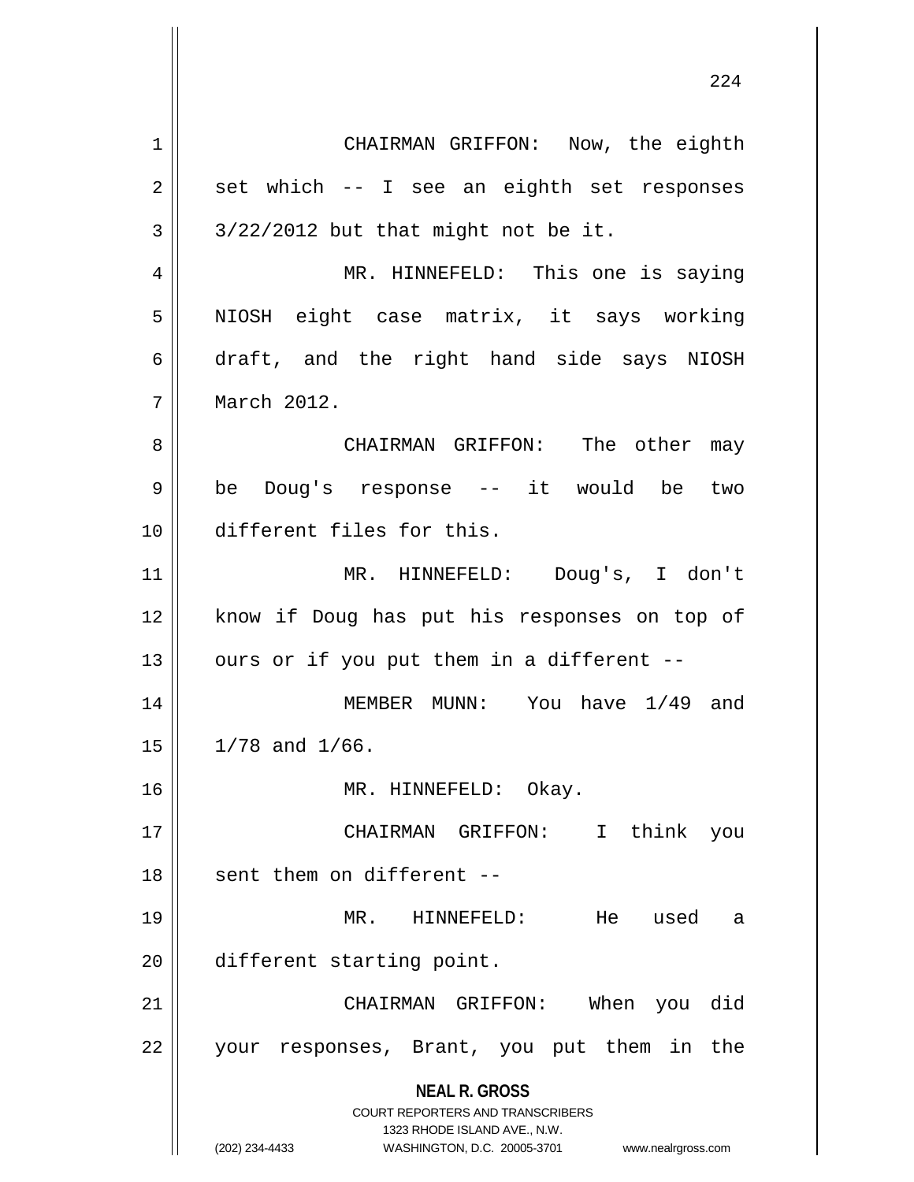CHAIRMAN GRIFFON: Now, the eighth set which -- I see an eighth set responses 3/22/2012 but that might not be it.

MR. HINNEFELD: This one is saying NIOSH eight case matrix, it says working draft, and the right hand side says NIOSH March 2012.

CHAIRMAN GRIFFON: The other may be Doug's response -- it would be two different files for this.

MR. HINNEFELD: Doug's, I don't know if Doug has put his responses on top of ours or if you put them in a different --

MEMBER MUNN: You have 1/49 and 1/78 and 1/66.

MR. HINNEFELD: Okay.

CHAIRMAN GRIFFON: I think you sent them on different --

MR. HINNEFELD: He used a different starting point.

CHAIRMAN GRIFFON: When you did your responses, Brant, you put them in the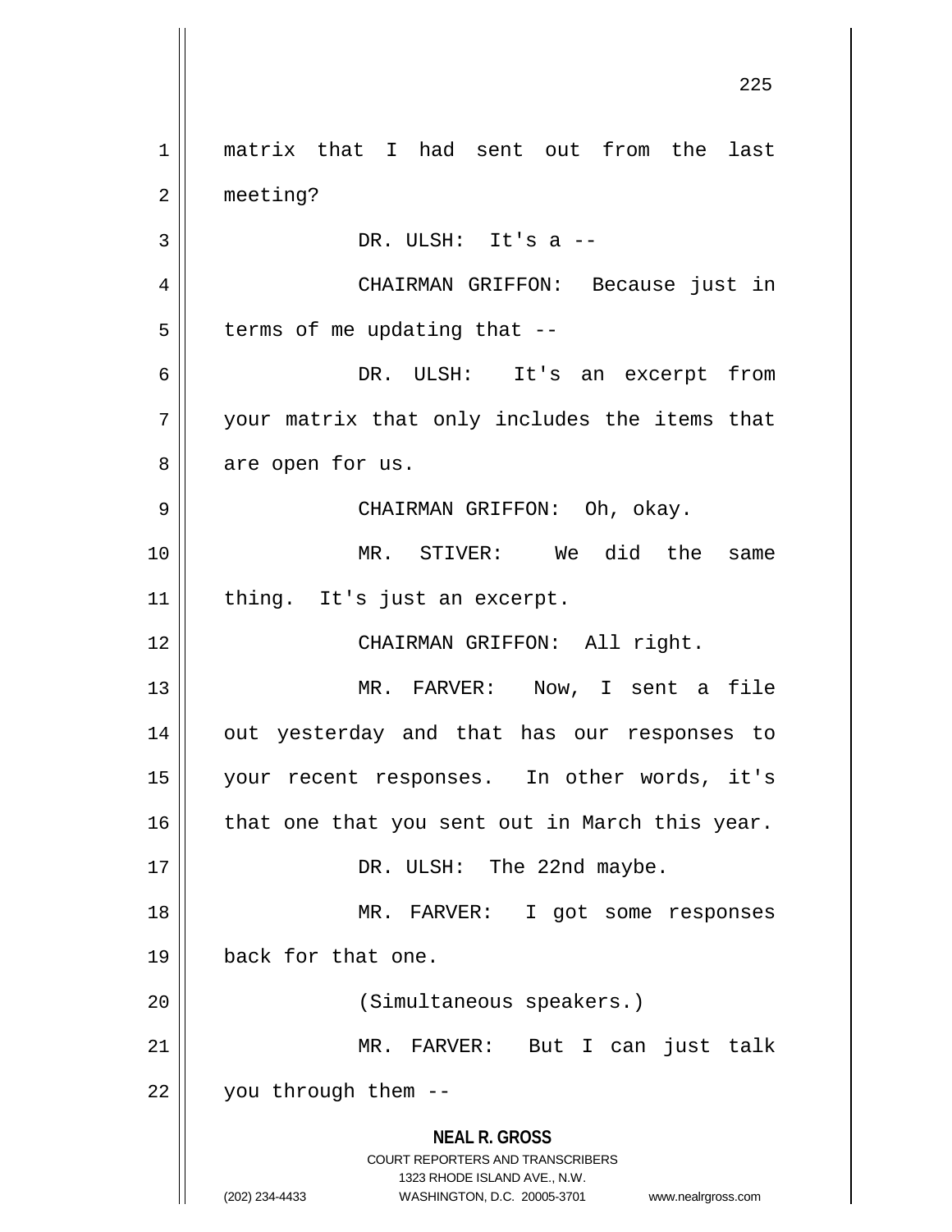matrix that I had sent out from the last meeting?

DR. ULSH: It's a --

CHAIRMAN GRIFFON: Because just in terms of me updating that --

DR. ULSH: It's an excerpt from your matrix that only includes the items that are open for us.

CHAIRMAN GRIFFON: Oh, okay.

MR. STIVER: We did the same thing. It's just an excerpt.

CHAIRMAN GRIFFON: All right.

MR. FARVER: Now, I sent a file out yesterday and that has our responses to your recent responses. In other words, it's that one that you sent out in March this year.

DR. ULSH: The 22nd maybe.

MR. FARVER: I got some responses back for that one.

(Simultaneous speakers.)

MR. FARVER: But I can just talk you through them --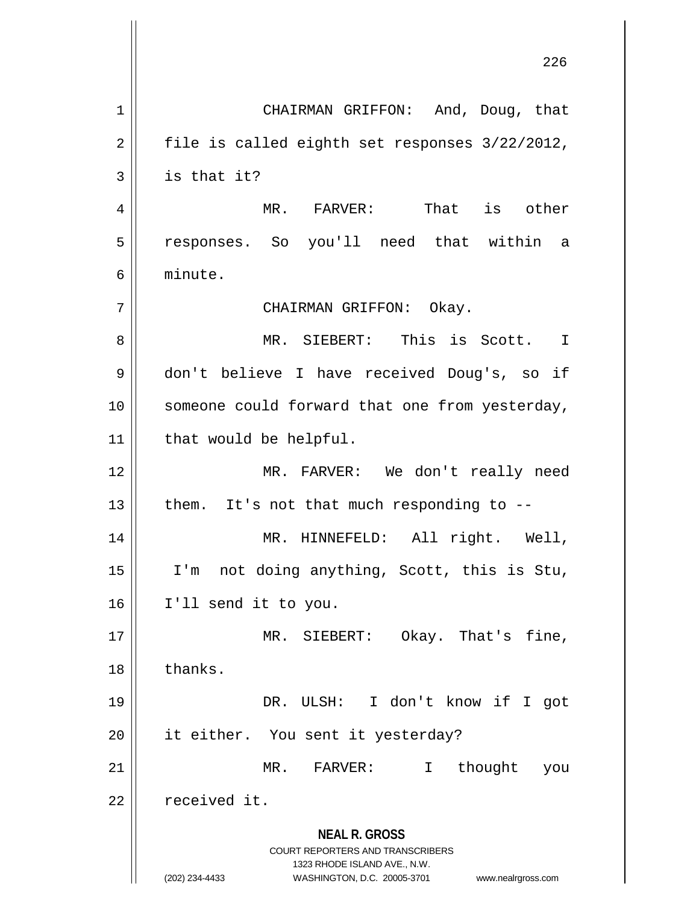CHAIRMAN GRIFFON: And, Doug, that file is called eighth set responses 3/22/2012, is that it?

MR. FARVER: That is other responses. So you'll need that within a minute.

CHAIRMAN GRIFFON: Okay.

MR. SIEBERT: This is Scott. I don't believe I have received Doug's, so if someone could forward that one from yesterday, that would be helpful.

MR. FARVER: We don't really need them. It's not that much responding to --

MR. HINNEFELD: All right. Well, I'm not doing anything, Scott, this is Stu, I'll send it to you.

MR. SIEBERT: Okay. That's fine, thanks.

DR. ULSH: I don't know if I got it either. You sent it yesterday?

MR. FARVER: I thought you received it.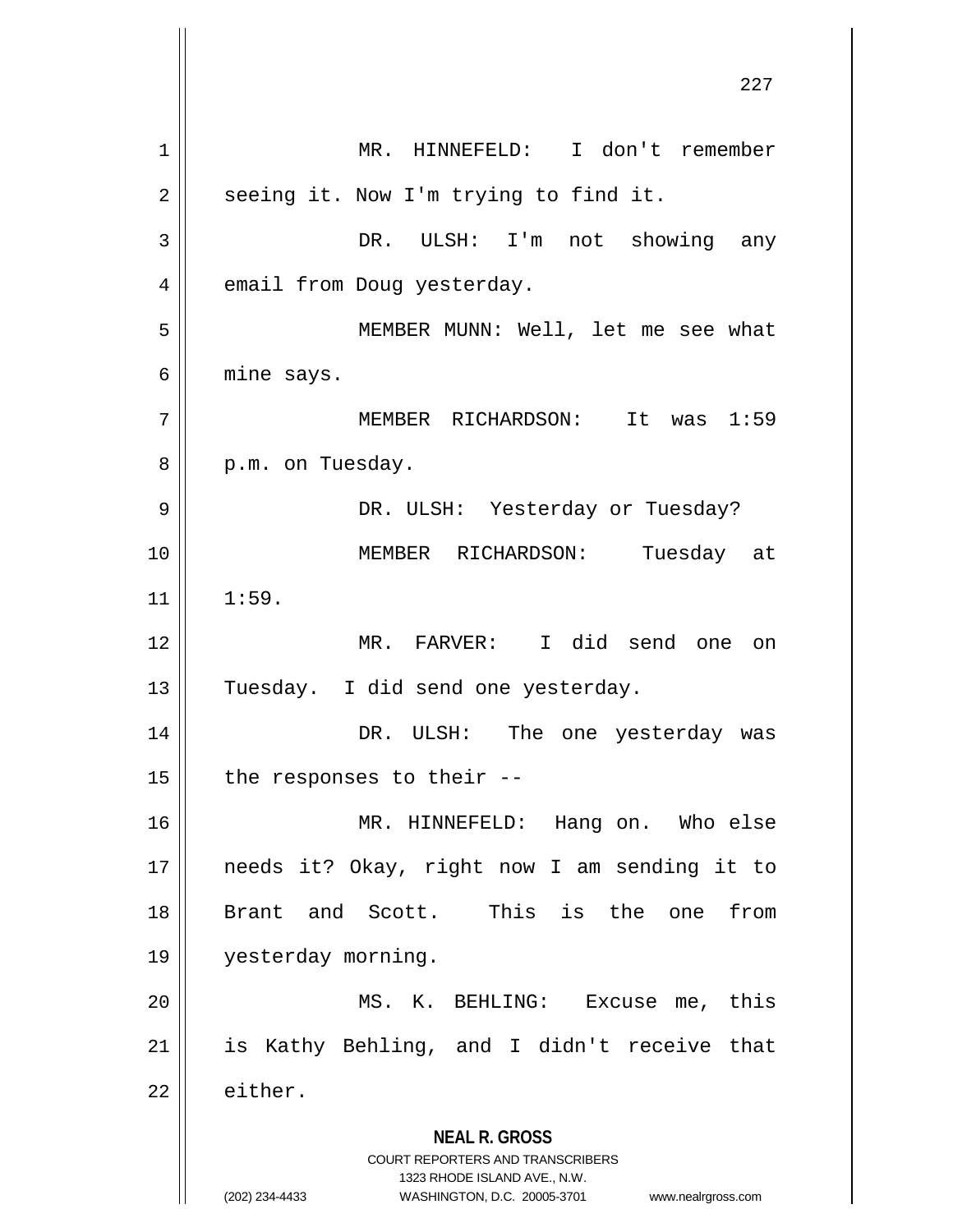MR. HINNEFELD: I don't remember seeing it. Now I'm trying to find it.

DR. ULSH: I'm not showing any email from Doug yesterday.

MEMBER MUNN: Well, let me see what mine says.

MEMBER RICHARDSON: It was 1:59 p.m. on Tuesday.

DR. ULSH: Yesterday or Tuesday?

MEMBER RICHARDSON: Tuesday at 1:59.

MR. FARVER: I did send one on Tuesday. I did send one yesterday.

DR. ULSH: The one yesterday was the responses to their --

MR. HINNEFELD: Hang on. Who else needs it? Okay, right now I am sending it to Brant and Scott. This is the one from yesterday morning.

MS. K. BEHLING: Excuse me, this is Kathy Behling, and I didn't receive that either.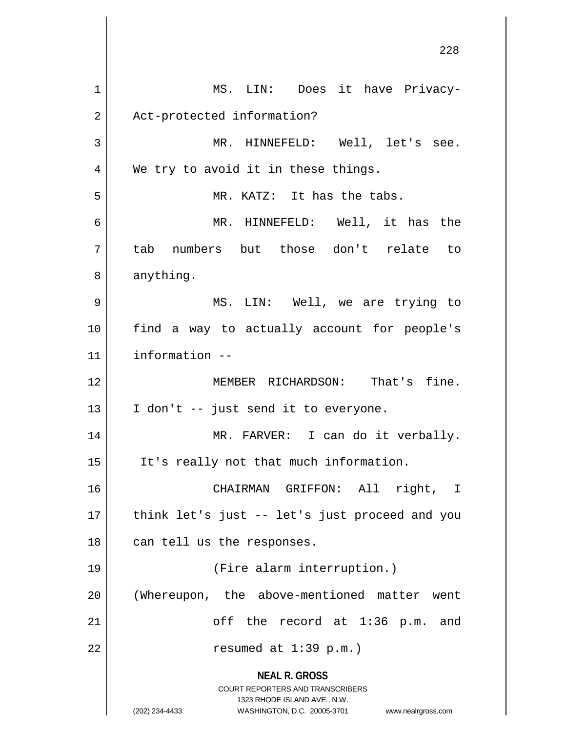MS. LIN: Does it have Privacy-Act-protected information?

MR. HINNEFELD: Well, let's see. We try to avoid it in these things.

MR. KATZ: It has the tabs.

MR. HINNEFELD: Well, it has the tab numbers but those don't relate to anything.

MS. LIN: Well, we are trying to find a way to actually account for people's information --

MEMBER RICHARDSON: That's fine. I don't -- just send it to everyone.

MR. FARVER: I can do it verbally. It's really not that much information.

CHAIRMAN GRIFFON: All right, I think let's just -- let's just proceed and you can tell us the responses.

(Fire alarm interruption.)

(Whereupon, the above-mentioned matter went off the record at 1:36 p.m. and resumed at 1:39 p.m.)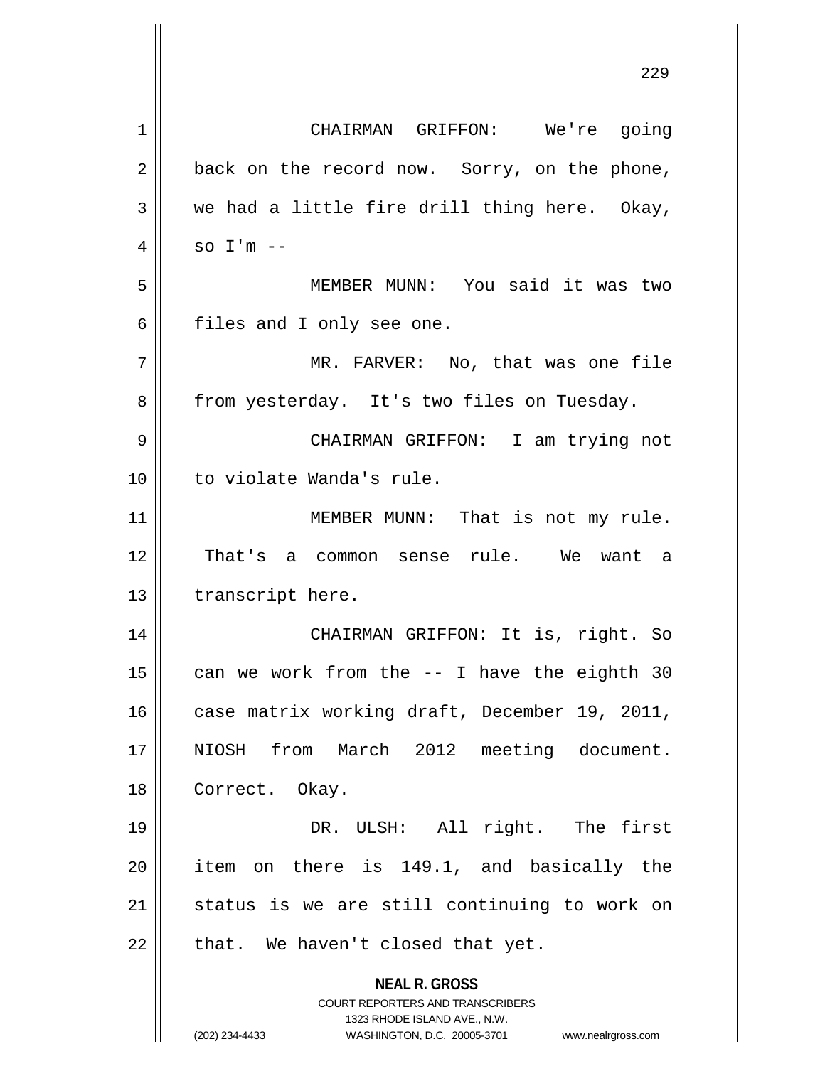CHAIRMAN GRIFFON: We're going back on the record now. Sorry, on the phone, we had a little fire drill thing here. Okay, so I'm --

MEMBER MUNN: You said it was two files and I only see one.

MR. FARVER: No, that was one file from yesterday. It's two files on Tuesday.

CHAIRMAN GRIFFON: I am trying not to violate Wanda's rule.

MEMBER MUNN: That is not my rule. That's a common sense rule. We want a transcript here.

CHAIRMAN GRIFFON: It is, right. So can we work from the -- I have the eighth 30 case matrix working draft, December 19, 2011, NIOSH from March 2012 meeting document. Correct. Okay.

DR. ULSH: All right. The first item on there is 149.1, and basically the status is we are still continuing to work on that. We haven't closed that yet.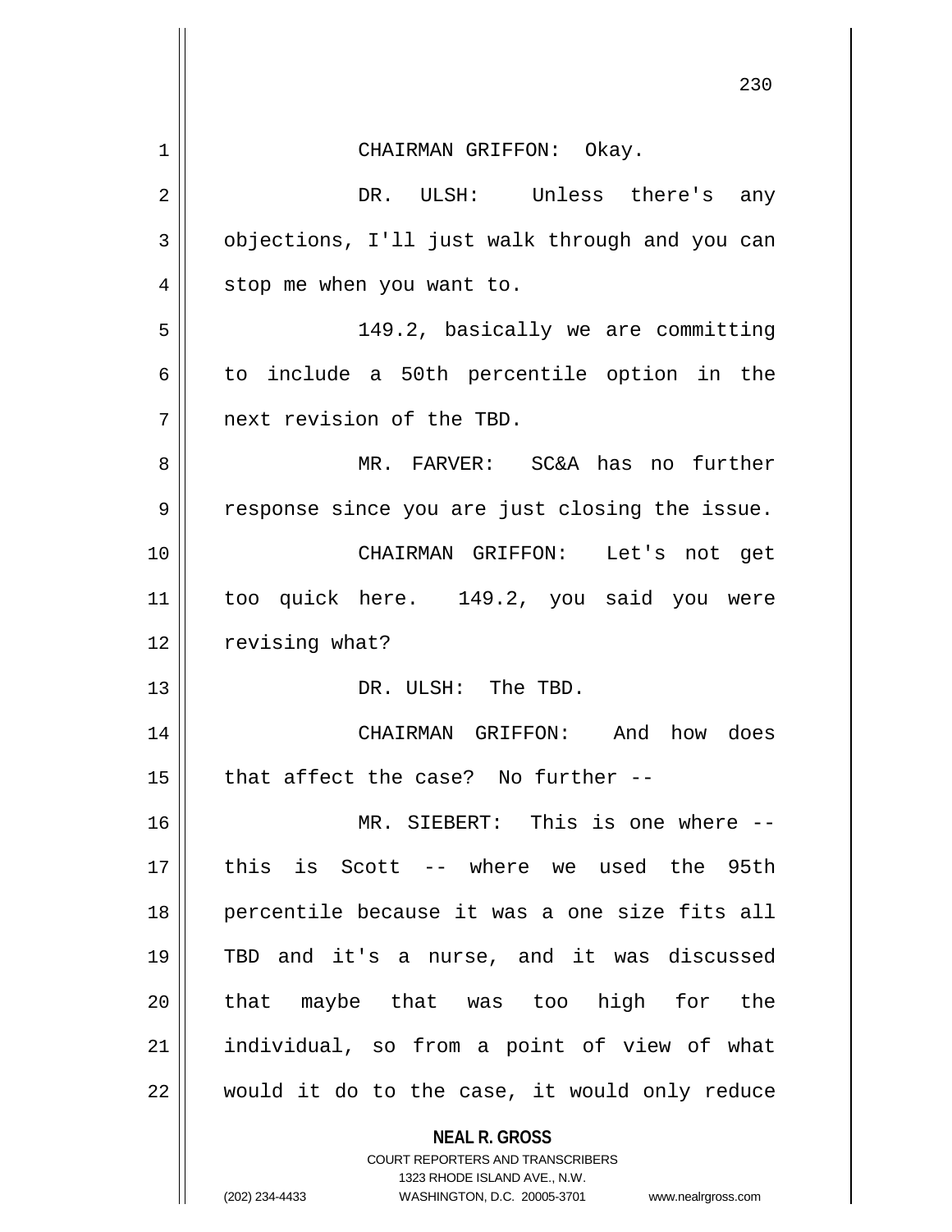CHAIRMAN GRIFFON: Okay.

DR. ULSH: Unless there's any objections, I'll just walk through and you can stop me when you want to.

149.2, basically we are committing to include a 50th percentile option in the next revision of the TBD.

MR. FARVER: SC&A has no further response since you are just closing the issue.

CHAIRMAN GRIFFON: Let's not get too quick here. 149.2, you said you were revising what?

DR. ULSH: The TBD.

CHAIRMAN GRIFFON: And how does that affect the case? No further --

MR. SIEBERT: This is one where -- this is Scott -- where we used the 95th percentile because it was a one size fits all TBD and it's a nurse, and it was discussed that maybe that was too high for the individual, so from a point of view of what would it do to the case, it would only reduce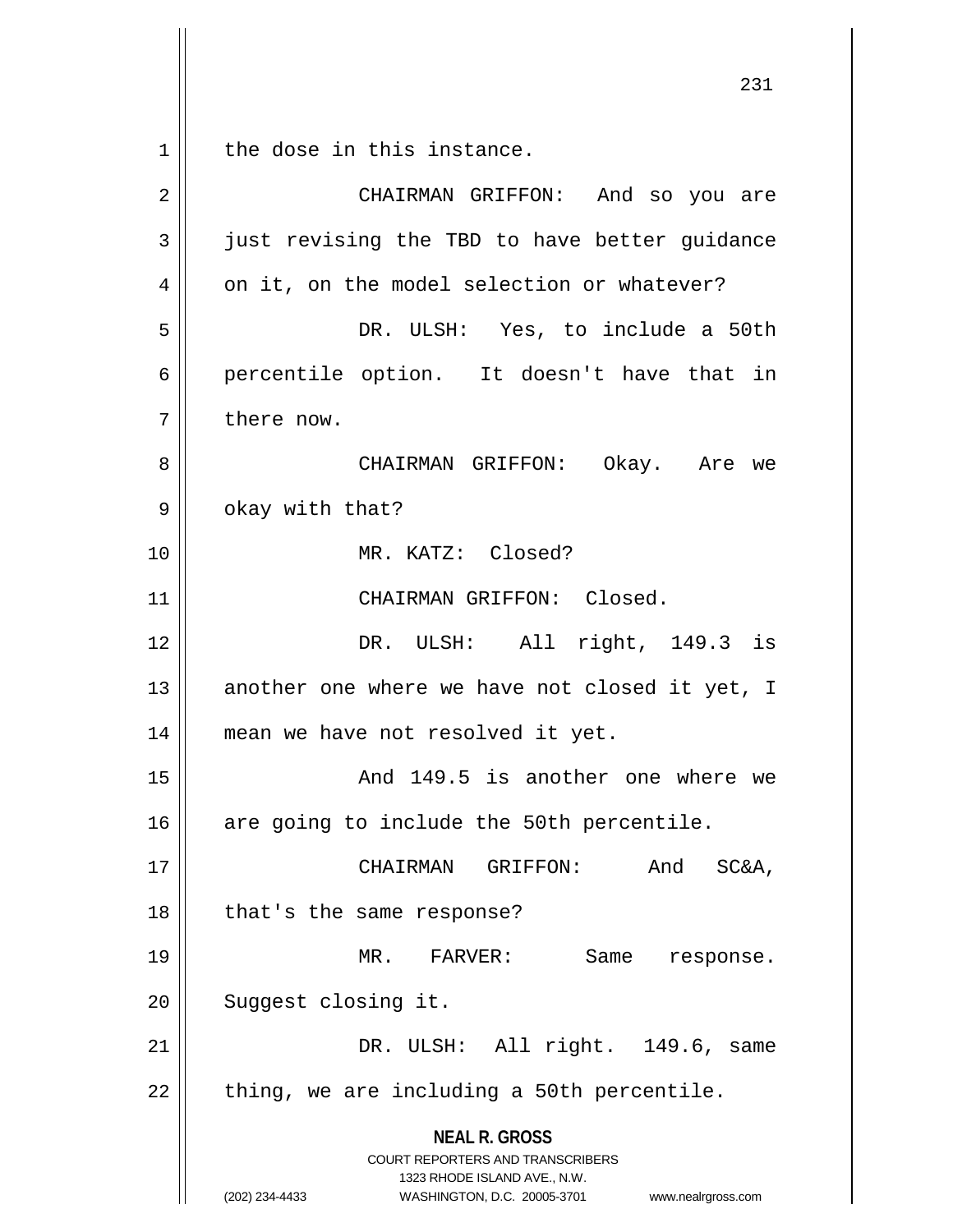the dose in this instance.

CHAIRMAN GRIFFON: And so you are just revising the TBD to have better guidance on it, on the model selection or whatever?

DR. ULSH: Yes, to include a 50th percentile option. It doesn't have that in there now.

CHAIRMAN GRIFFON: Okay. Are we okay with that?

MR. KATZ: Closed?

CHAIRMAN GRIFFON: Closed.

DR. ULSH: All right, 149.3 is another one where we have not closed it yet, I mean we have not resolved it yet.

And 149.5 is another one where we are going to include the 50th percentile.

CHAIRMAN GRIFFON: And SC&A, that's the same response?

MR. FARVER: Same response. Suggest closing it.

DR. ULSH: All right. 149.6, same thing, we are including a 50th percentile.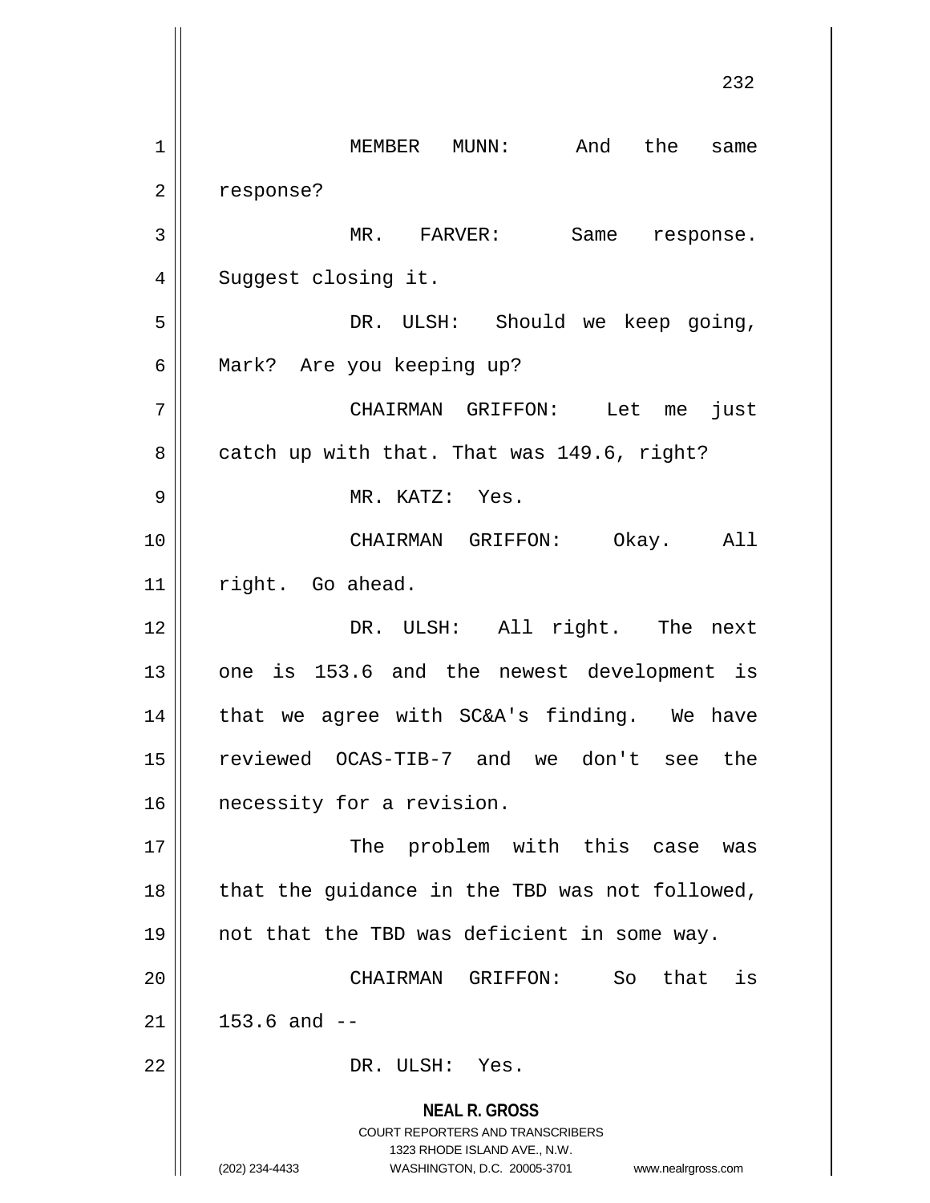MEMBER MUNN: And the same response?

MR. FARVER: Same response. Suggest closing it.

DR. ULSH: Should we keep going, Mark? Are you keeping up?

CHAIRMAN GRIFFON: Let me just catch up with that. That was 149.6, right?

MR. KATZ: Yes.

CHAIRMAN GRIFFON: Okay. All right. Go ahead.

DR. ULSH: All right. The next one is 153.6 and the newest development is that we agree with SC&A's finding. We have reviewed OCAS-TIB-7 and we don't see the necessity for a revision.

The problem with this case was that the guidance in the TBD was not followed, not that the TBD was deficient in some way.

CHAIRMAN GRIFFON: So that is 153.6 and --

DR. ULSH: Yes.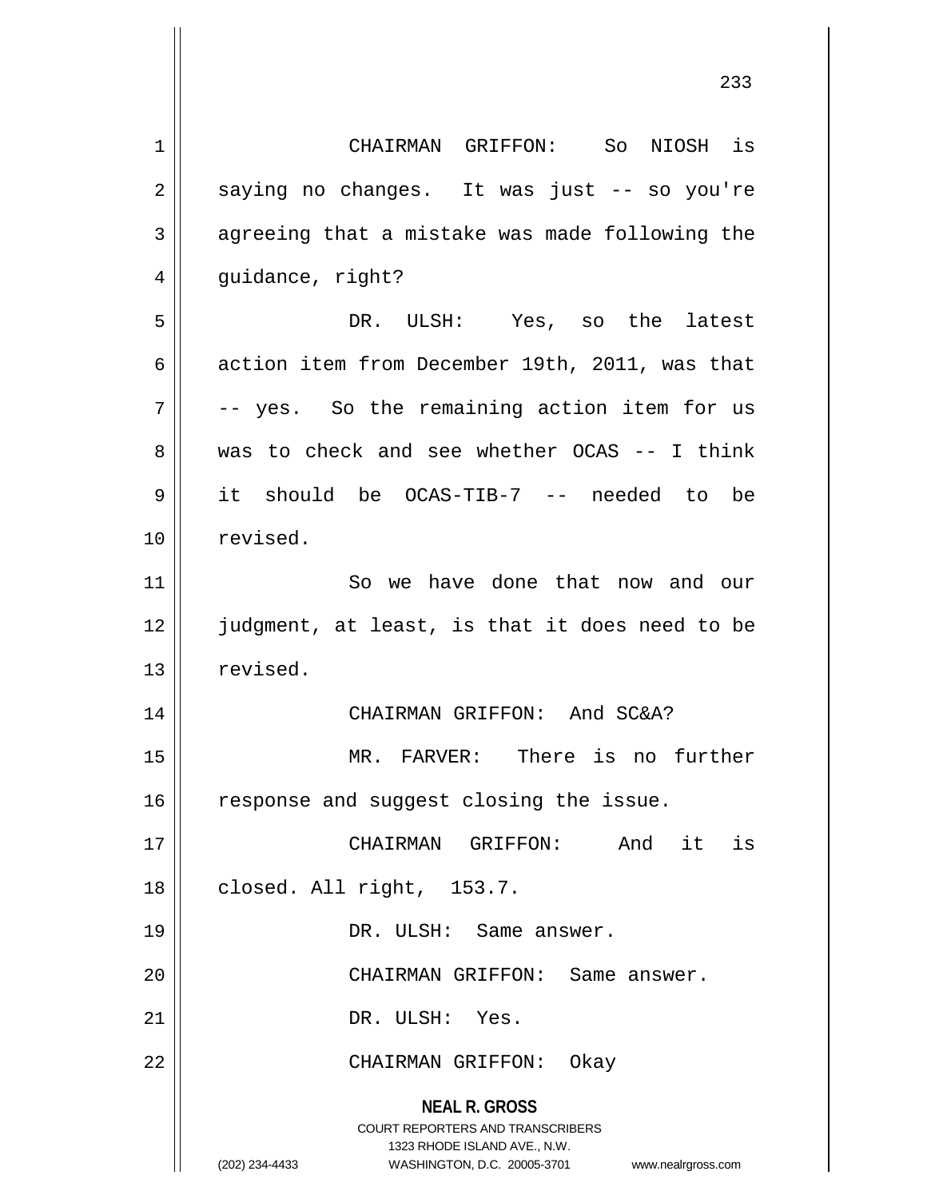CHAIRMAN GRIFFON: So NIOSH is saying no changes. It was just -- so you're agreeing that a mistake was made following the guidance, right?

DR. ULSH: Yes, so the latest action item from December 19th, 2011, was that -- yes. So the remaining action item for us was to check and see whether OCAS -- I think it should be OCAS-TIB-7 -- needed to be revised.

So we have done that now and our judgment, at least, is that it does need to be revised.

CHAIRMAN GRIFFON: And SC&A?

MR. FARVER: There is no further response and suggest closing the issue.

CHAIRMAN GRIFFON: And it is closed. All right, 153.7.

DR. ULSH: Same answer.

CHAIRMAN GRIFFON: Same answer.

DR. ULSH: Yes.

CHAIRMAN GRIFFON: Okay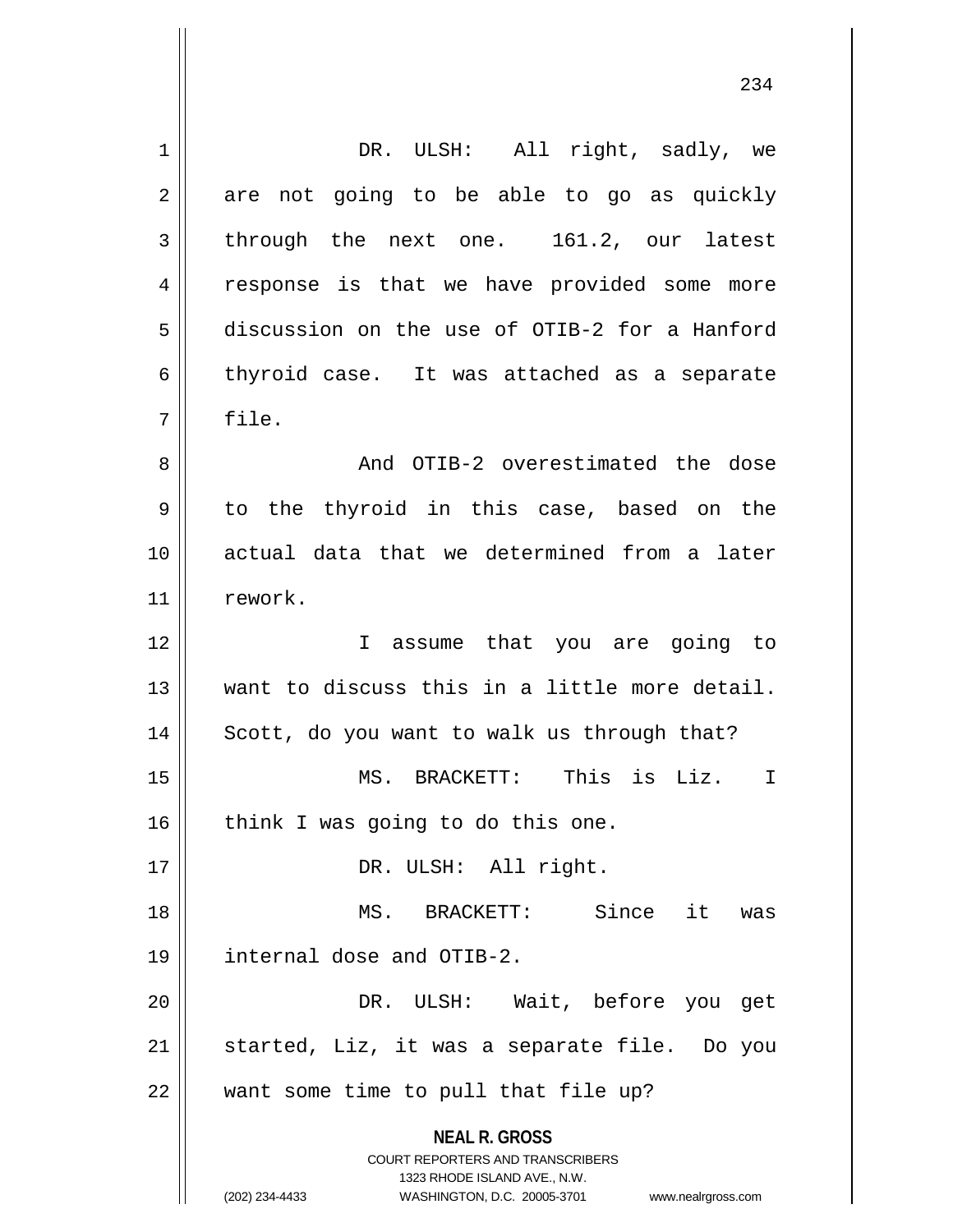DR. ULSH: All right, sadly, we are not going to be able to go as quickly through the next one. 161.2, our latest response is that we have provided some more discussion on the use of OTIB-2 for a Hanford thyroid case. It was attached as a separate file.

And OTIB-2 overestimated the dose to the thyroid in this case, based on the actual data that we determined from a later rework.

I assume that you are going to want to discuss this in a little more detail. Scott, do you want to walk us through that?

MS. BRACKETT: This is Liz. I think I was going to do this one.

DR. ULSH: All right.

MS. BRACKETT: Since it was internal dose and OTIB-2.

DR. ULSH: Wait, before you get started, Liz, it was a separate file. Do you want some time to pull that file up?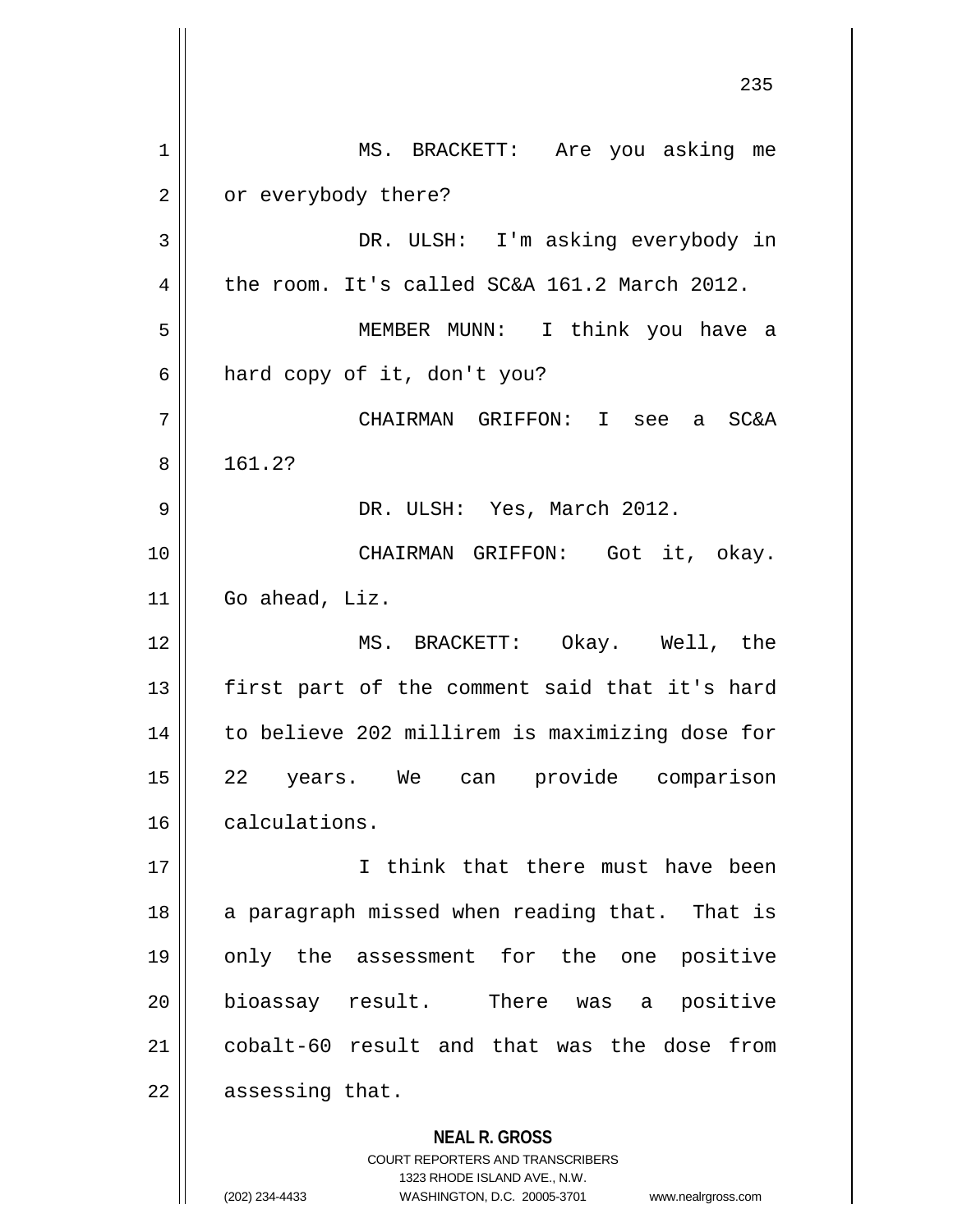MS. BRACKETT: Are you asking me or everybody there?

DR. ULSH: I'm asking everybody in the room. It's called SC&A 161.2 March 2012.

MEMBER MUNN: I think you have a hard copy of it, don't you?

CHAIRMAN GRIFFON: I see a SC&A 161.2?

DR. ULSH: Yes, March 2012.

CHAIRMAN GRIFFON: Got it, okay. Go ahead, Liz.

MS. BRACKETT: Okay. Well, the first part of the comment said that it's hard to believe 202 millirem is maximizing dose for 22 years. We can provide comparison calculations.

I think that there must have been a paragraph missed when reading that. That is only the assessment for the one positive bioassay result. There was a positive cobalt-60 result and that was the dose from assessing that.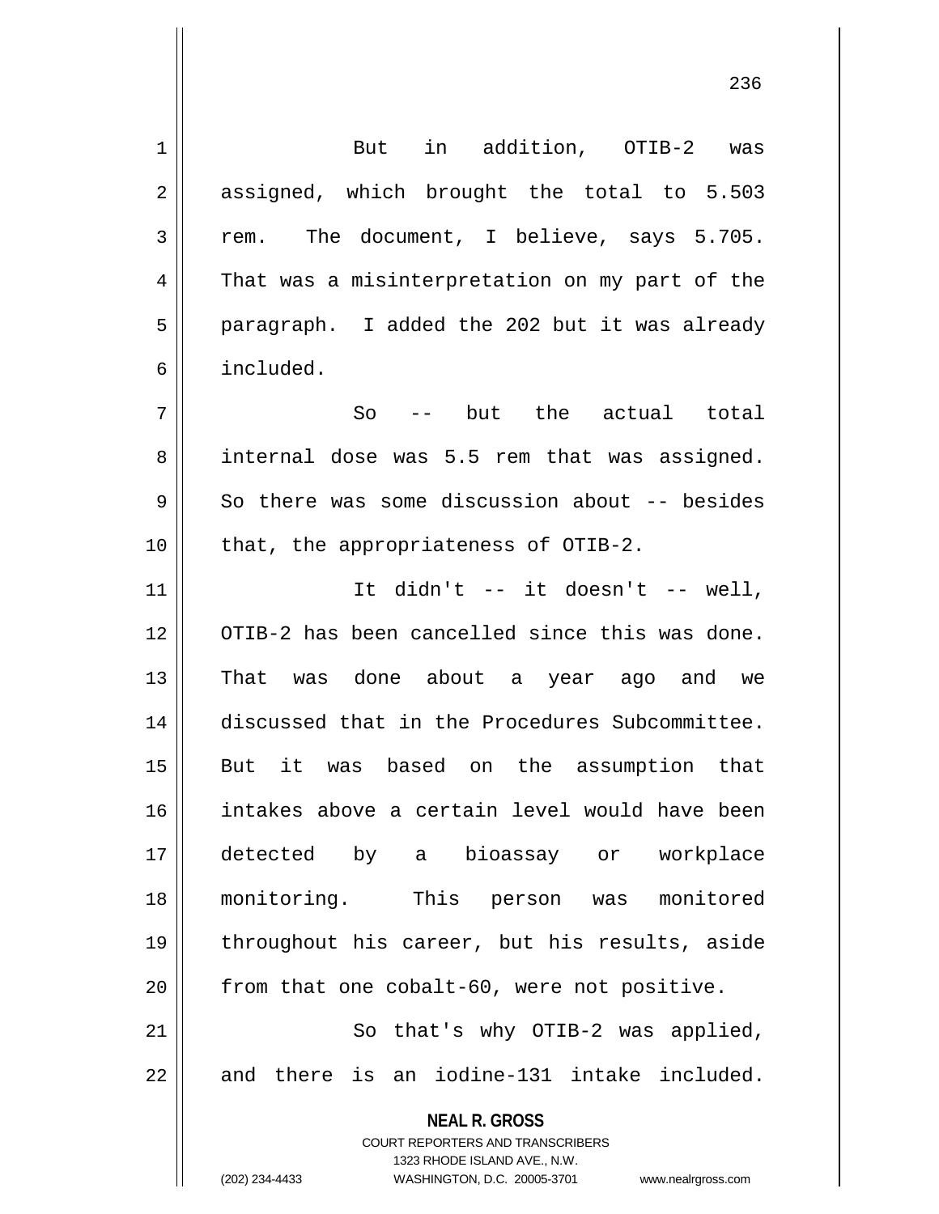But in addition, OTIB-2 was assigned, which brought the total to 5.503 rem. The document, I believe, says 5.705. That was a misinterpretation on my part of the paragraph. I added the 202 but it was already included.

So -- but the actual total internal dose was 5.5 rem that was assigned. So there was some discussion about -- besides that, the appropriateness of OTIB-2.

It didn't -- it doesn't -- well, OTIB-2 has been cancelled since this was done. That was done about a year ago and we discussed that in the Procedures Subcommittee. But it was based on the assumption that intakes above a certain level would have been detected by a bioassay or workplace monitoring. This person was monitored throughout his career, but his results, aside from that one cobalt-60, were not positive.

So that's why OTIB-2 was applied, and there is an iodine-131 intake included.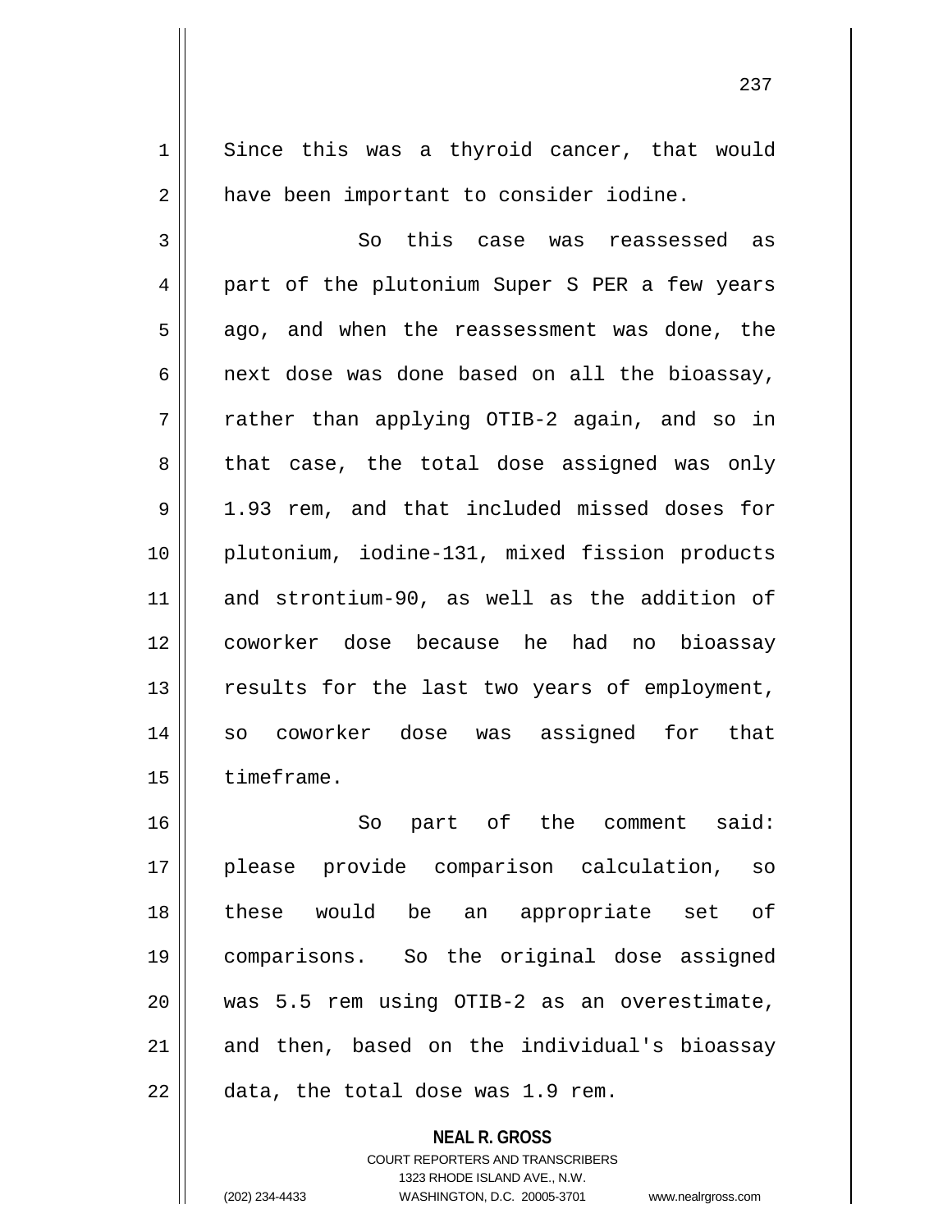Since this was a thyroid cancer, that would have been important to consider iodine.

So this case was reassessed as part of the plutonium Super S PER a few years ago, and when the reassessment was done, the next dose was done based on all the bioassay, rather than applying OTIB-2 again, and so in that case, the total dose assigned was only 1.93 rem, and that included missed doses for plutonium, iodine-131, mixed fission products and strontium-90, as well as the addition of coworker dose because he had no bioassay results for the last two years of employment, so coworker dose was assigned for that timeframe.

So part of the comment said: please provide comparison calculation, so these would be an appropriate set of comparisons. So the original dose assigned was 5.5 rem using OTIB-2 as an overestimate, and then, based on the individual's bioassay data, the total dose was 1.9 rem.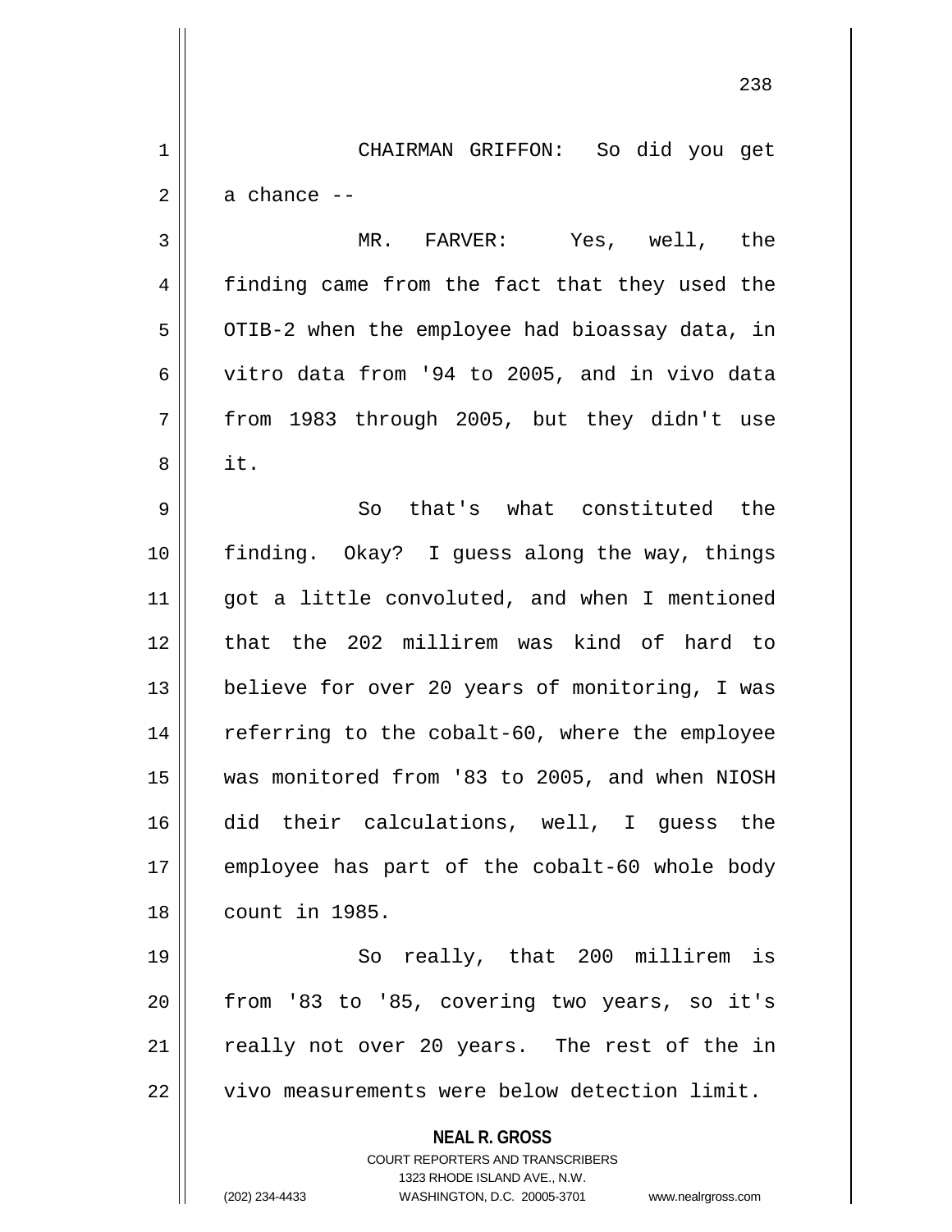CHAIRMAN GRIFFON: So did you get a chance --

MR. FARVER: Yes, well, the finding came from the fact that they used the OTIB-2 when the employee had bioassay data, in vitro data from '94 to 2005, and in vivo data from 1983 through 2005, but they didn't use it.

So that's what constituted the finding. Okay? I guess along the way, things got a little convoluted, and when I mentioned that the 202 millirem was kind of hard to believe for over 20 years of monitoring, I was referring to the cobalt-60, where the employee was monitored from '83 to 2005, and when NIOSH did their calculations, well, I guess the employee has part of the cobalt-60 whole body count in 1985.

So really, that 200 millirem is from '83 to '85, covering two years, so it's really not over 20 years. The rest of the in vivo measurements were below detection limit.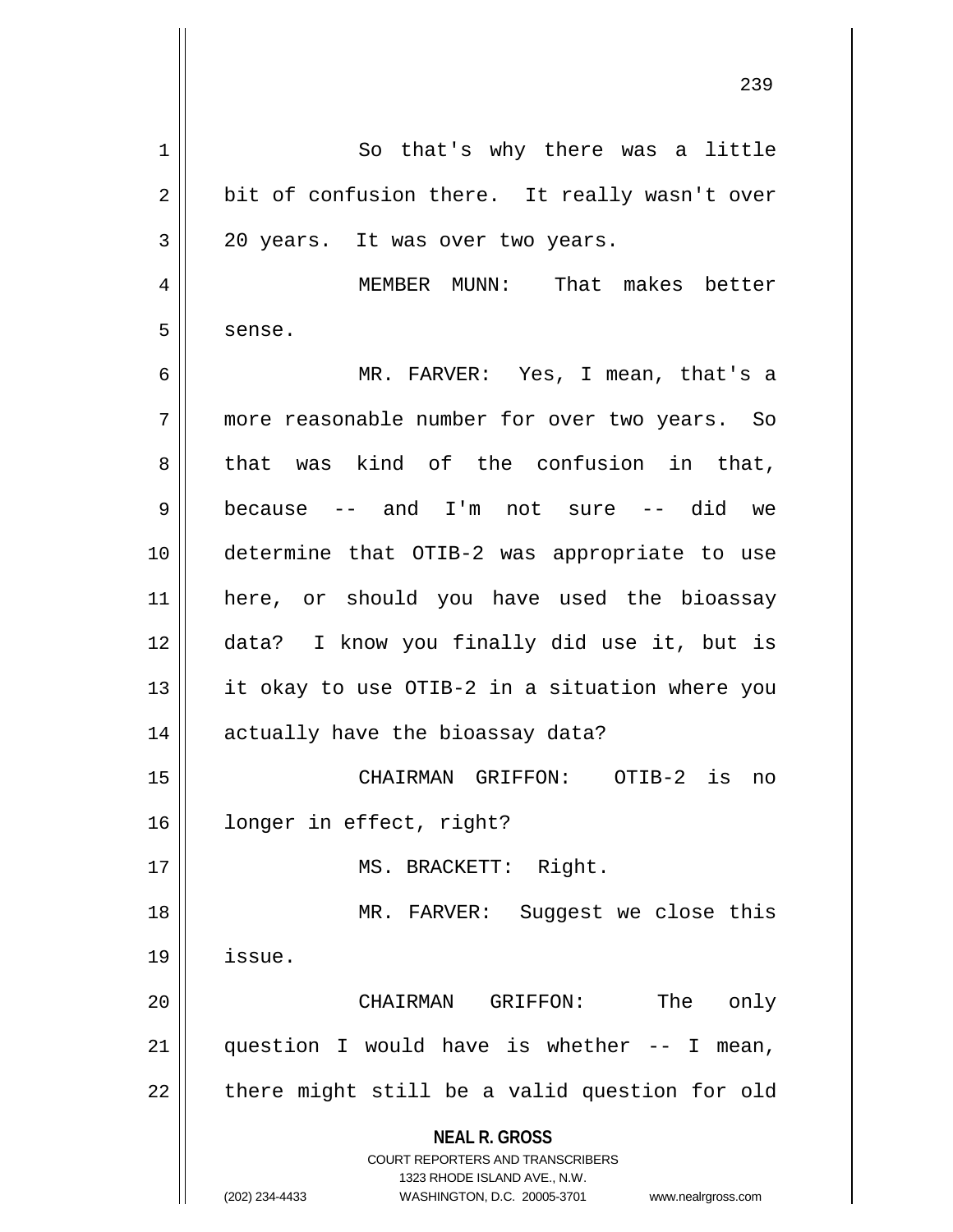So that's why there was a little bit of confusion there. It really wasn't over 20 years. It was over two years.

MEMBER MUNN: That makes better sense.

MR. FARVER: Yes, I mean, that's a more reasonable number for over two years. So that was kind of the confusion in that, because -- and I'm not sure -- did we determine that OTIB-2 was appropriate to use here, or should you have used the bioassay data? I know you finally did use it, but is it okay to use OTIB-2 in a situation where you actually have the bioassay data?

CHAIRMAN GRIFFON: OTIB-2 is no longer in effect, right?

MS. BRACKETT: Right.

MR. FARVER: Suggest we close this issue.

CHAIRMAN GRIFFON: The only question I would have is whether -- I mean, there might still be a valid question for old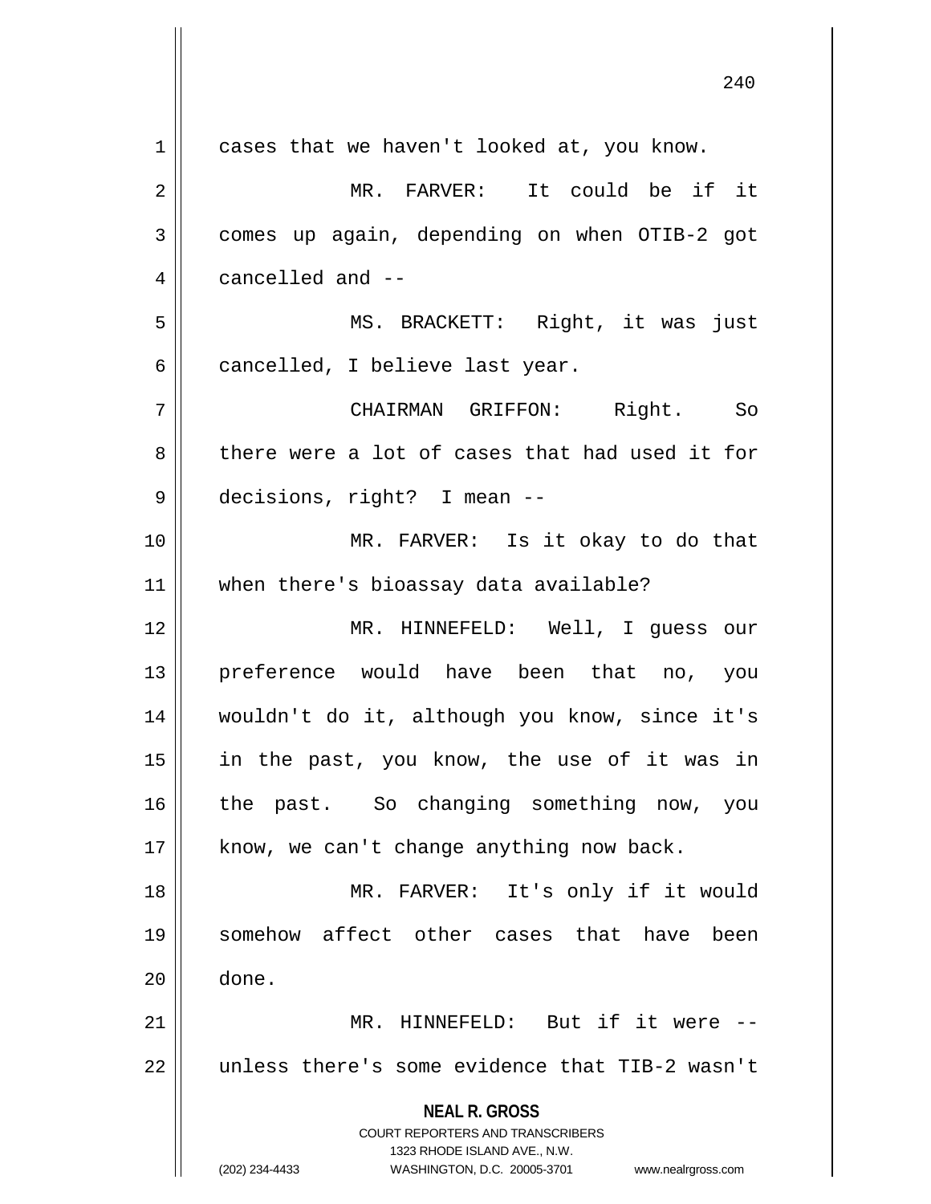cases that we haven't looked at, you know.

MR. FARVER: It could be if it comes up again, depending on when OTIB-2 got cancelled and --

MS. BRACKETT: Right, it was just cancelled, I believe last year.

CHAIRMAN GRIFFON: Right. So there were a lot of cases that had used it for decisions, right? I mean --

MR. FARVER: Is it okay to do that when there's bioassay data available?

MR. HINNEFELD: Well, I guess our preference would have been that no, you wouldn't do it, although you know, since it's in the past, you know, the use of it was in the past. So changing something now, you know, we can't change anything now back.

MR. FARVER: It's only if it would somehow affect other cases that have been done.

MR. HINNEFELD: But if it were -- unless there's some evidence that TIB-2 wasn't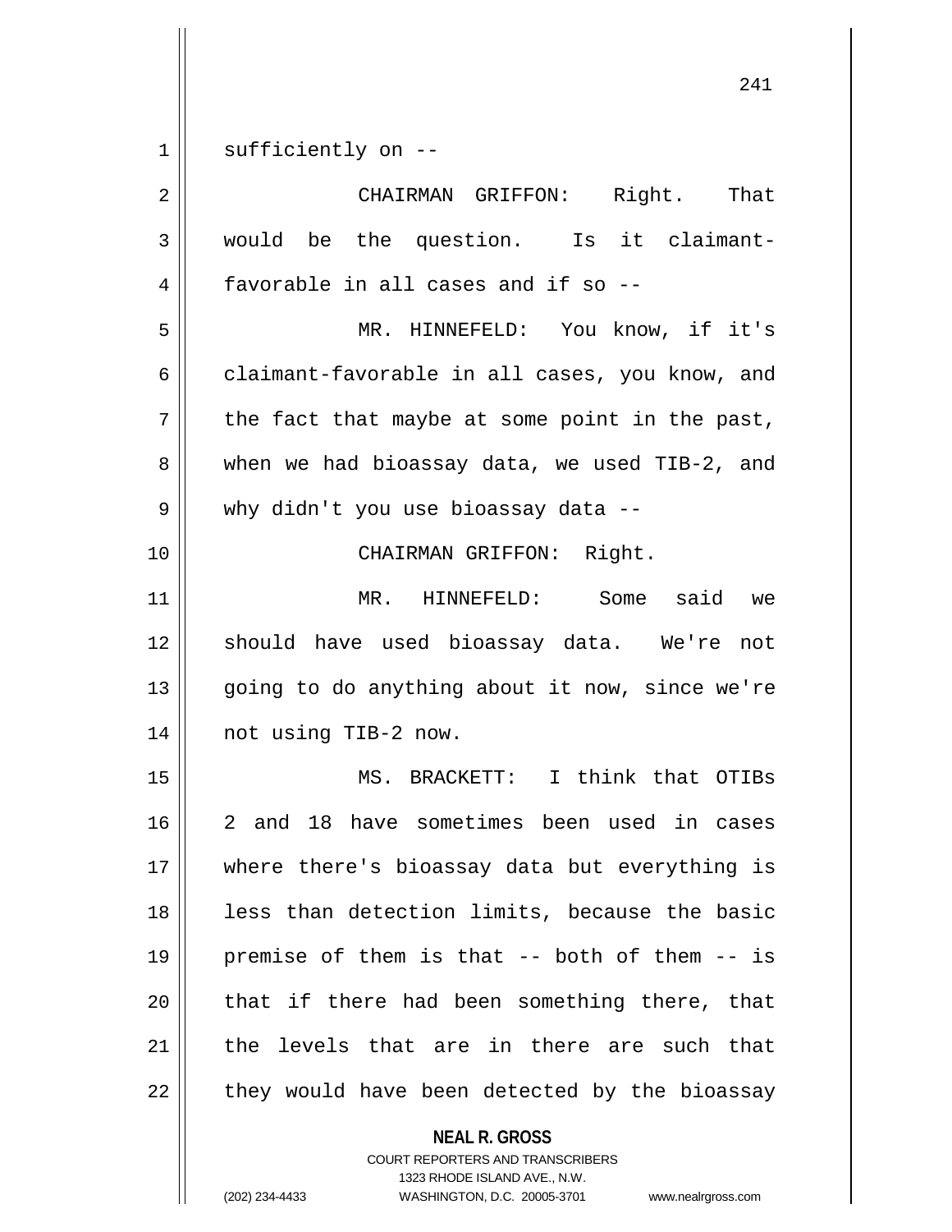sufficiently on --

CHAIRMAN GRIFFON: Right. That would be the question. Is it claimant-favorable in all cases and if so --

MR. HINNEFELD: You know, if it's claimant-favorable in all cases, you know, and the fact that maybe at some point in the past, when we had bioassay data, we used TIB-2, and why didn't you use bioassay data --

CHAIRMAN GRIFFON: Right.

MR. HINNEFELD: Some said we should have used bioassay data. We're not going to do anything about it now, since we're not using TIB-2 now.

MS. BRACKETT: I think that OTIBs 2 and 18 have sometimes been used in cases where there's bioassay data but everything is less than detection limits, because the basic premise of them is that -- both of them -- is that if there had been something there, that the levels that are in there are such that they would have been detected by the bioassay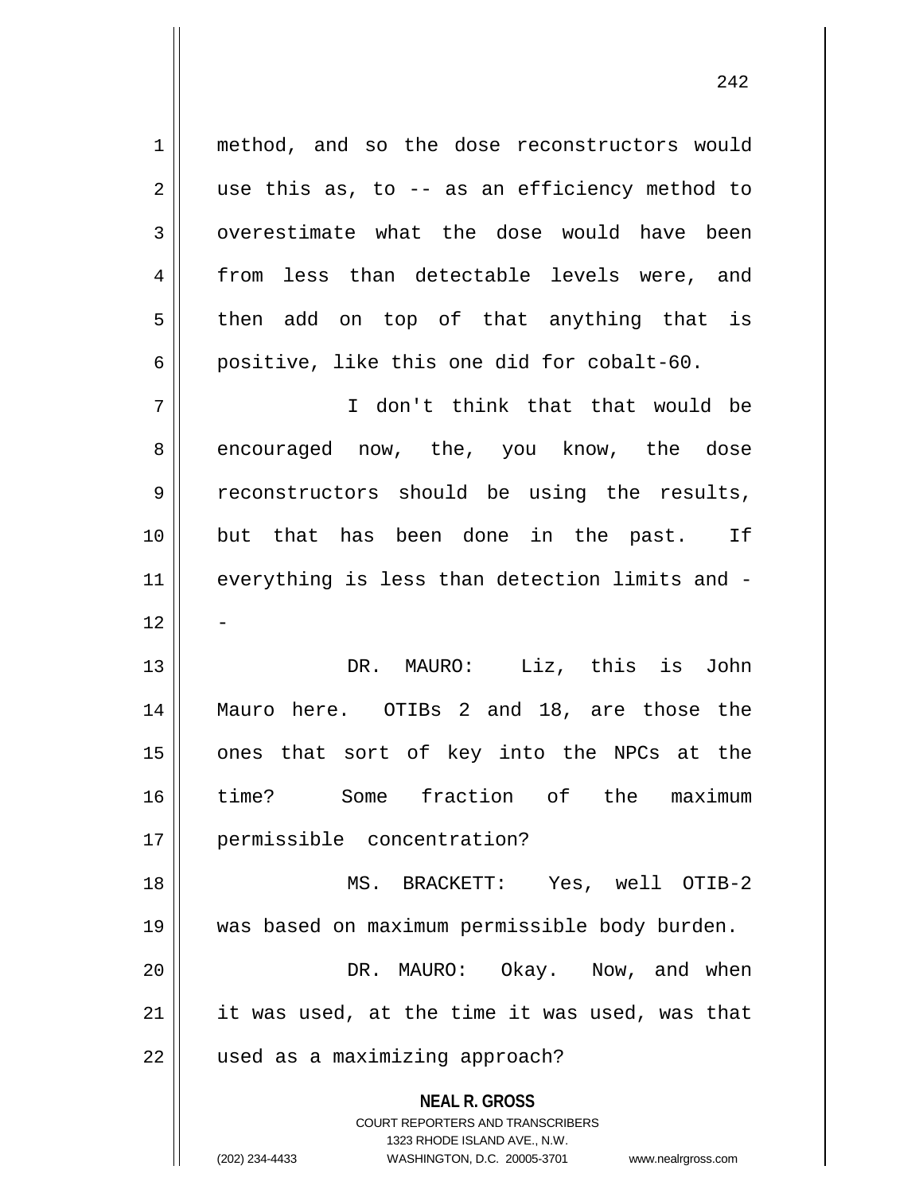method, and so the dose reconstructors would use this as, to -- as an efficiency method to overestimate what the dose would have been from less than detectable levels were, and then add on top of that anything that is positive, like this one did for cobalt-60.

I don't think that that would be encouraged now, the, you know, the dose reconstructors should be using the results, but that has been done in the past. If everything is less than detection limits and --

DR. MAURO: Liz, this is John Mauro here. OTIBs 2 and 18, are those the ones that sort of key into the NPCs at the time? Some fraction of the maximum permissible concentration?

MS. BRACKETT: Yes, well OTIB-2 was based on maximum permissible body burden.

DR. MAURO: Okay. Now, and when it was used, at the time it was used, was that used as a maximizing approach?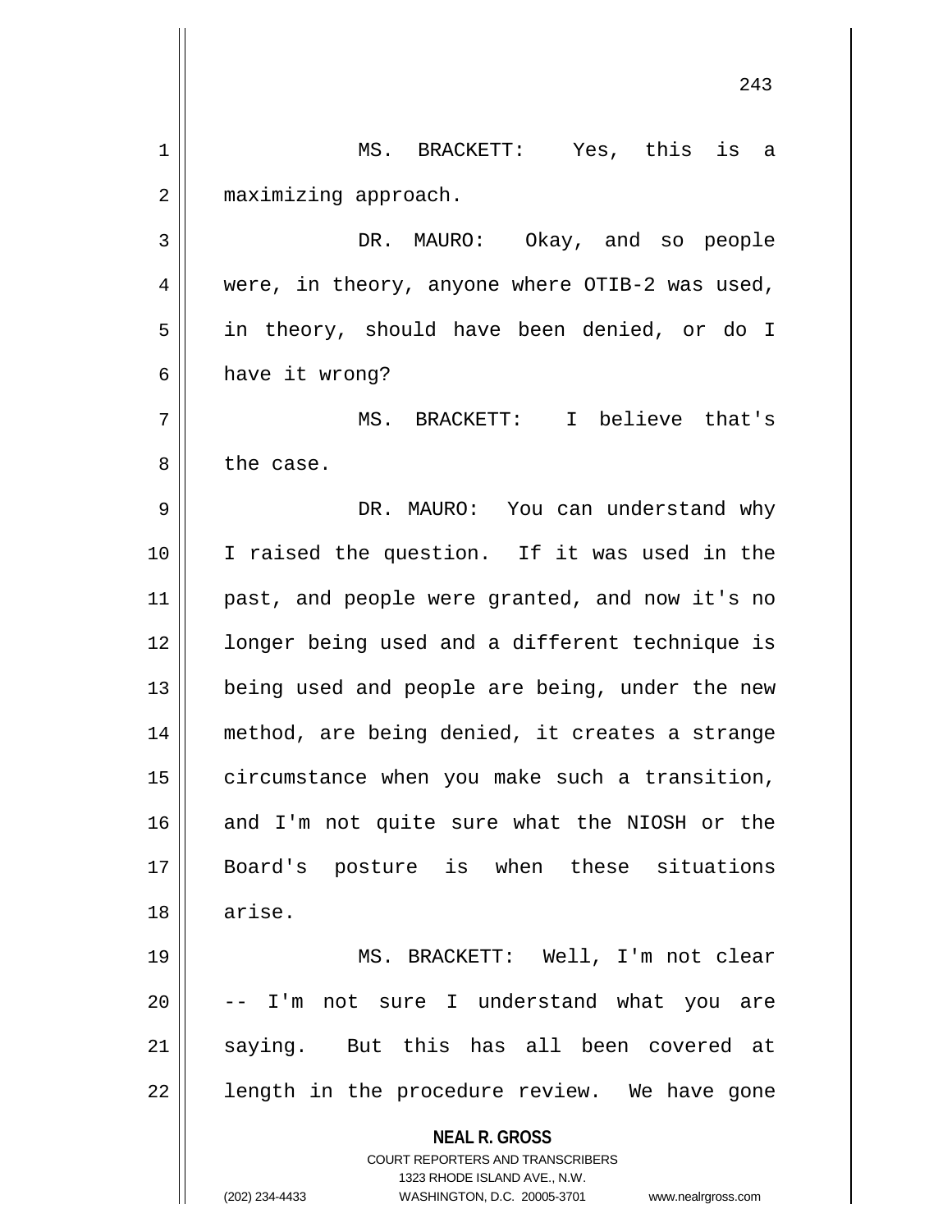MS. BRACKETT: Yes, this is a maximizing approach.

DR. MAURO: Okay, and so people were, in theory, anyone where OTIB-2 was used, in theory, should have been denied, or do I have it wrong?

MS. BRACKETT: I believe that's the case.

DR. MAURO: You can understand why I raised the question. If it was used in the past, and people were granted, and now it's no longer being used and a different technique is being used and people are being, under the new method, are being denied, it creates a strange circumstance when you make such a transition, and I'm not quite sure what the NIOSH or the Board's posture is when these situations arise.

MS. BRACKETT: Well, I'm not clear -- I'm not sure I understand what you are saying. But this has all been covered at length in the procedure review. We have gone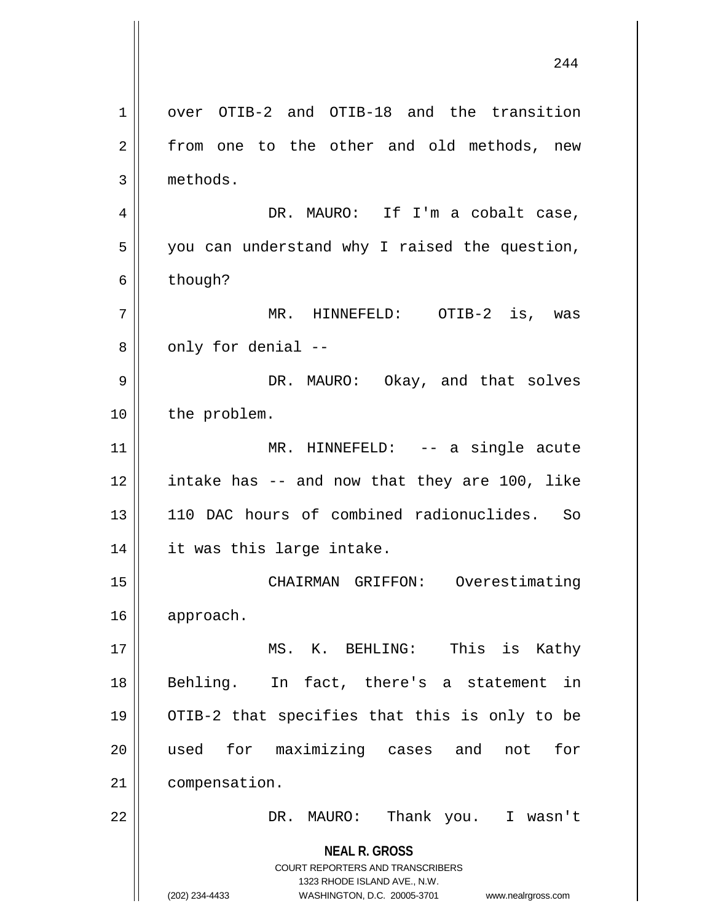over OTIB-2 and OTIB-18 and the transition from one to the other and old methods, new methods.

DR. MAURO: If I'm a cobalt case, you can understand why I raised the question, though?

MR. HINNEFELD: OTIB-2 is, was only for denial --

DR. MAURO: Okay, and that solves the problem.

MR. HINNEFELD: -- a single acute intake has -- and now that they are 100, like 110 DAC hours of combined radionuclides. So it was this large intake.

CHAIRMAN GRIFFON: Overestimating approach.

MS. K. BEHLING: This is Kathy Behling. In fact, there's a statement in OTIB-2 that specifies that this is only to be used for maximizing cases and not for compensation.

DR. MAURO: Thank you. I wasn't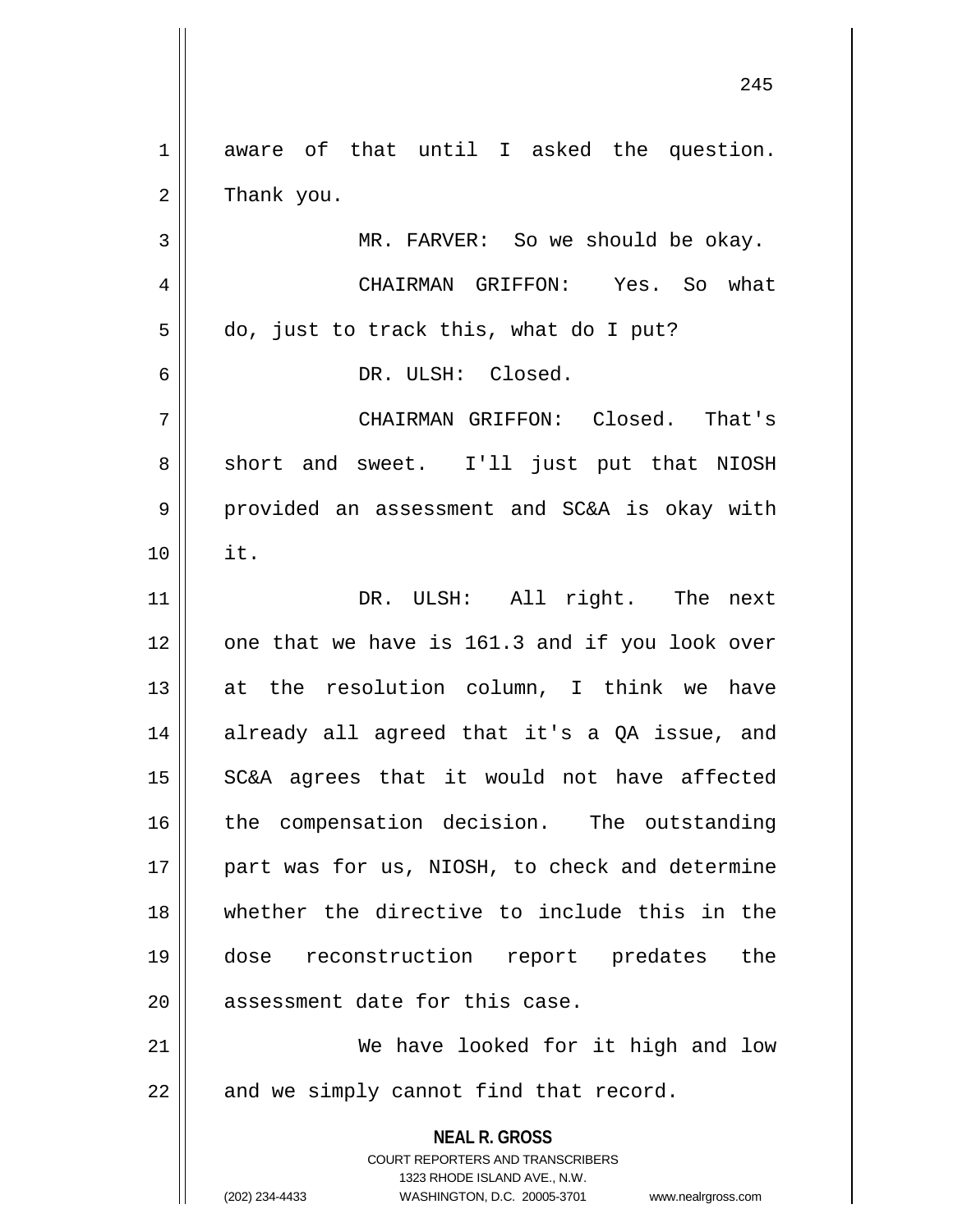aware of that until I asked the question. Thank you.

MR. FARVER: So we should be okay.

CHAIRMAN GRIFFON: Yes. So what do, just to track this, what do I put?

DR. ULSH: Closed.

CHAIRMAN GRIFFON: Closed. That's short and sweet. I'll just put that NIOSH provided an assessment and SC&A is okay with it.

DR. ULSH: All right. The next one that we have is 161.3 and if you look over at the resolution column, I think we have already all agreed that it's a QA issue, and SC&A agrees that it would not have affected the compensation decision. The outstanding part was for us, NIOSH, to check and determine whether the directive to include this in the dose reconstruction report predates the assessment date for this case.

We have looked for it high and low and we simply cannot find that record.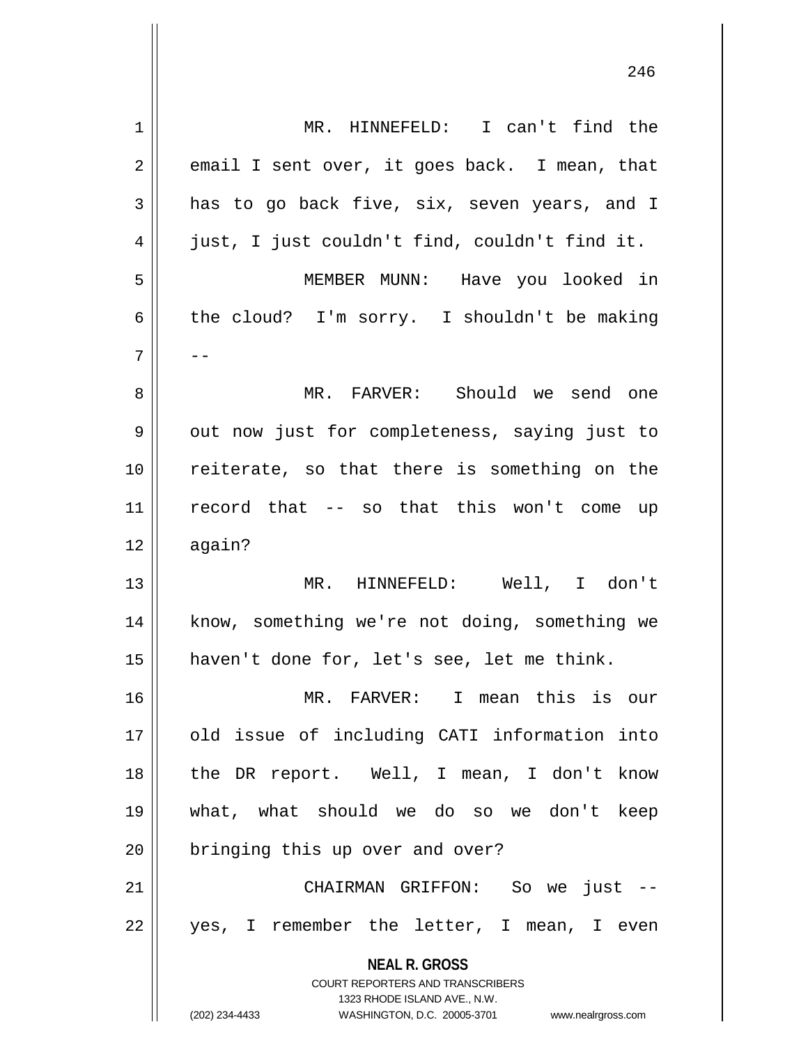MR. HINNEFELD: I can't find the email I sent over, it goes back. I mean, that has to go back five, six, seven years, and I just, I just couldn't find, couldn't find it.

MEMBER MUNN: Have you looked in the cloud? I'm sorry. I shouldn't be making --

MR. FARVER: Should we send one out now just for completeness, saying just to reiterate, so that there is something on the record that -- so that this won't come up again?

MR. HINNEFELD: Well, I don't know, something we're not doing, something we haven't done for, let's see, let me think.

MR. FARVER: I mean this is our old issue of including CATI information into the DR report. Well, I mean, I don't know what, what should we do so we don't keep bringing this up over and over?

CHAIRMAN GRIFFON: So we just -- yes, I remember the letter, I mean, I even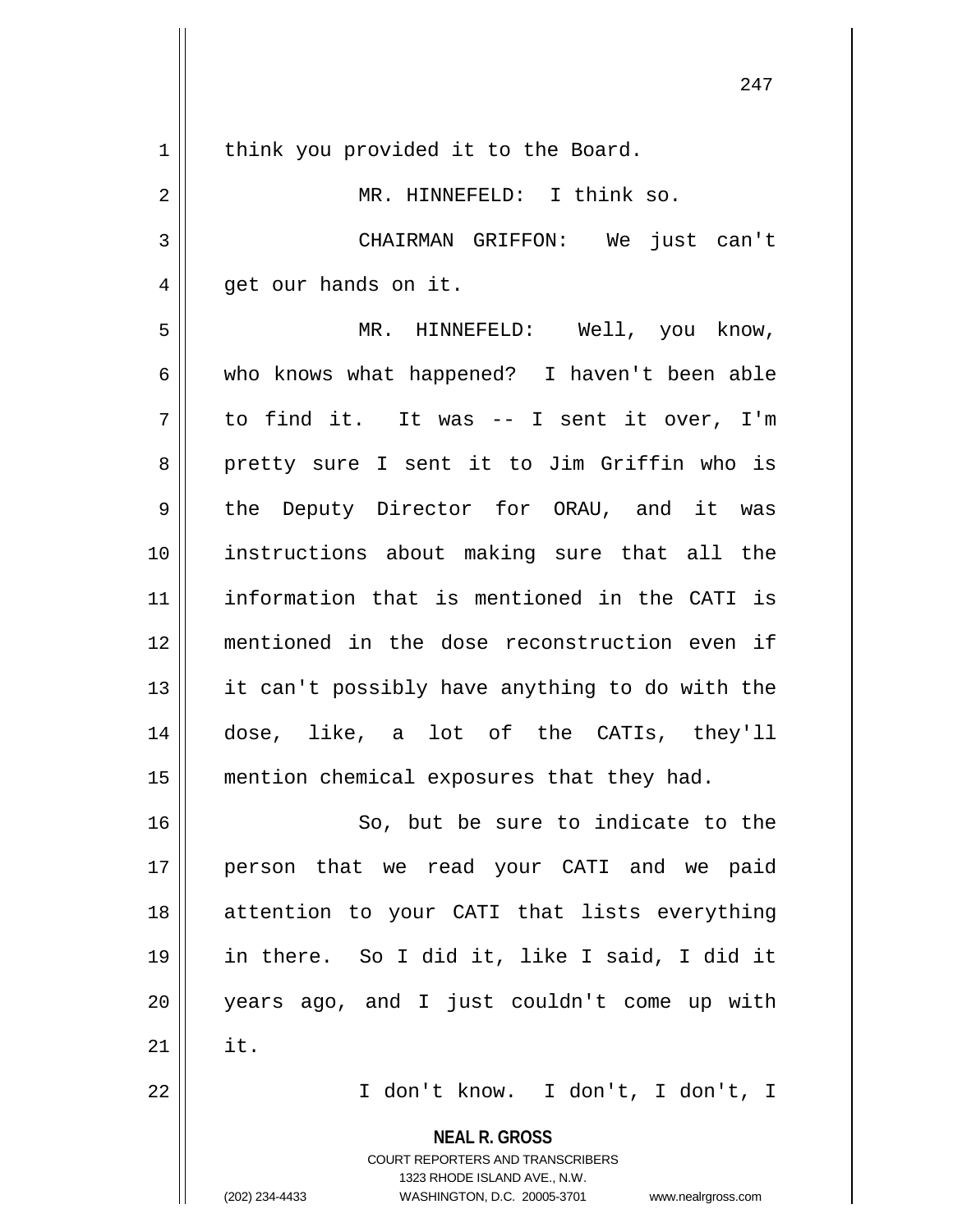think you provided it to the Board.

MR. HINNEFELD: I think so.

CHAIRMAN GRIFFON: We just can't get our hands on it.

MR. HINNEFELD: Well, you know, who knows what happened? I haven't been able to find it. It was -- I sent it over, I'm pretty sure I sent it to Jim Griffin who is the Deputy Director for ORAU, and it was instructions about making sure that all the information that is mentioned in the CATI is mentioned in the dose reconstruction even if it can't possibly have anything to do with the dose, like, a lot of the CATIs, they'll mention chemical exposures that they had.

So, but be sure to indicate to the person that we read your CATI and we paid attention to your CATI that lists everything in there. So I did it, like I said, I did it years ago, and I just couldn't come up with it.

I don't know. I don't, I don't, I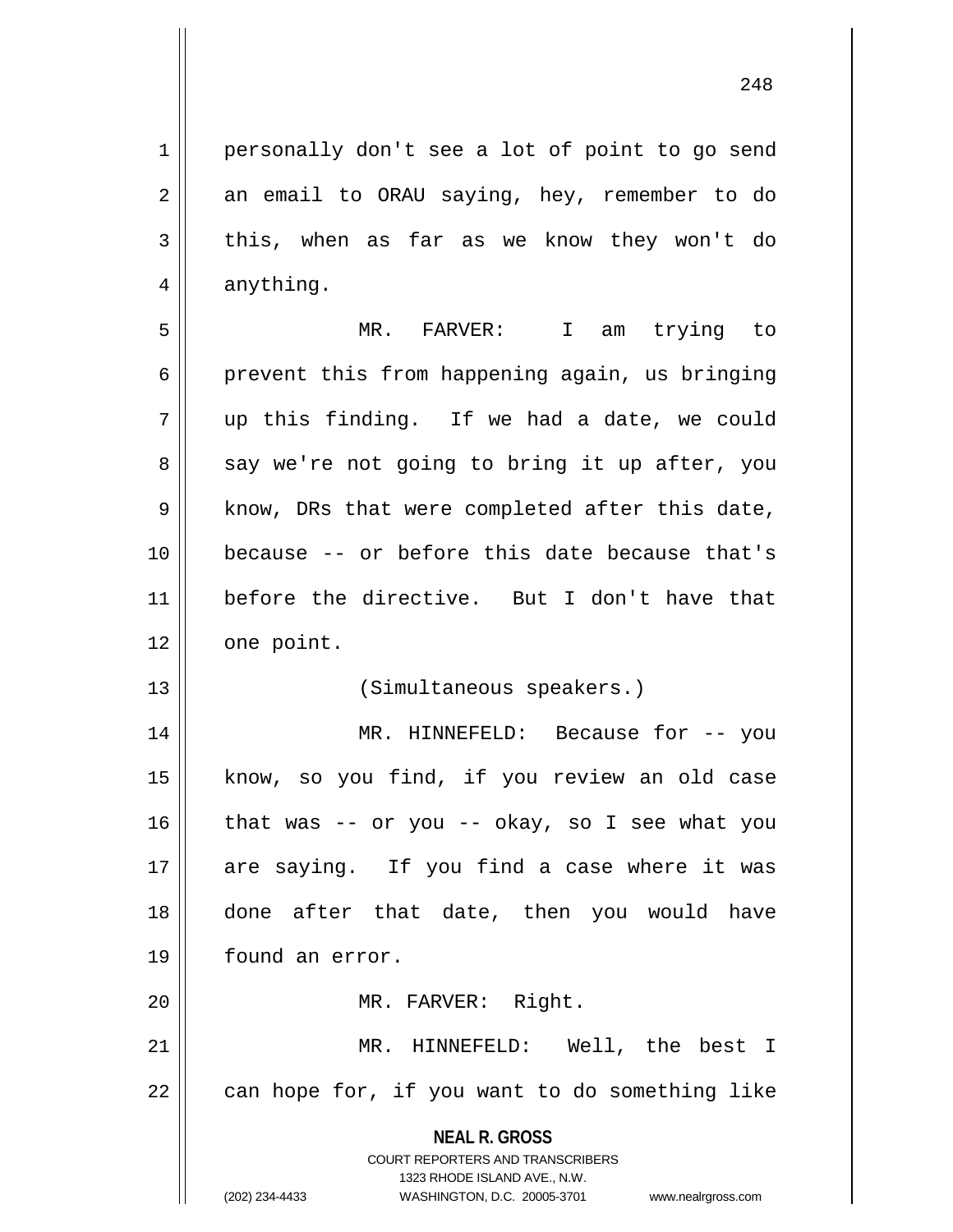personally don't see a lot of point to go send an email to ORAU saying, hey, remember to do this, when as far as we know they won't do anything.

MR. FARVER: I am trying to prevent this from happening again, us bringing up this finding. If we had a date, we could say we're not going to bring it up after, you know, DRs that were completed after this date, because -- or before this date because that's before the directive. But I don't have that one point.

(Simultaneous speakers.)

MR. HINNEFELD: Because for -- you know, so you find, if you review an old case that was -- or you -- okay, so I see what you are saying. If you find a case where it was done after that date, then you would have found an error.

MR. FARVER: Right.

MR. HINNEFELD: Well, the best I can hope for, if you want to do something like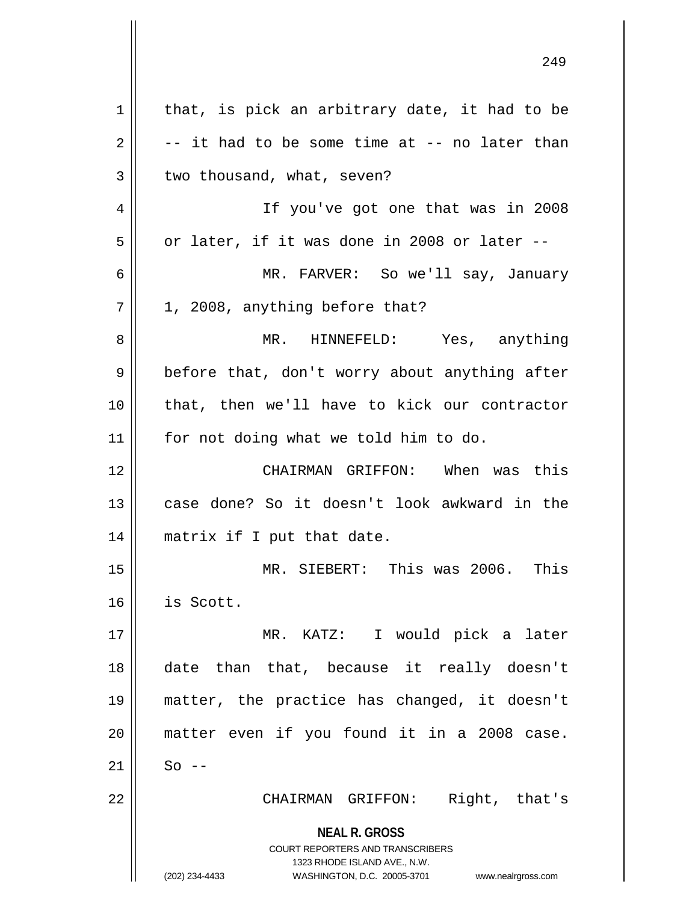that, is pick an arbitrary date, it had to be -- it had to be some time at -- no later than two thousand, what, seven?

If you've got one that was in 2008 or later, if it was done in 2008 or later --

MR. FARVER: So we'll say, January 1, 2008, anything before that?

MR. HINNEFELD: Yes, anything before that, don't worry about anything after that, then we'll have to kick our contractor for not doing what we told him to do.

CHAIRMAN GRIFFON: When was this case done? So it doesn't look awkward in the matrix if I put that date.

MR. SIEBERT: This was 2006. This is Scott.

MR. KATZ: I would pick a later date than that, because it really doesn't matter, the practice has changed, it doesn't matter even if you found it in a 2008 case. So --

CHAIRMAN GRIFFON: Right, that's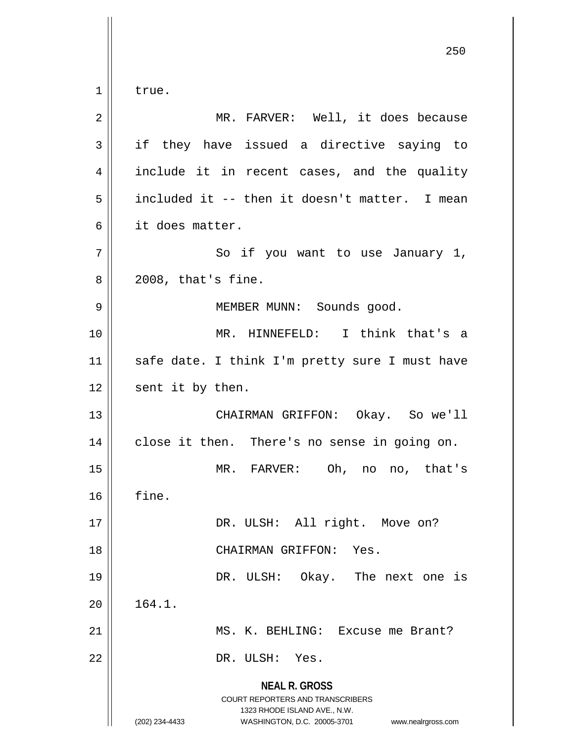true.

MR. FARVER: Well, it does because if they have issued a directive saying to include it in recent cases, and the quality included it -- then it doesn't matter. I mean it does matter.

So if you want to use January 1, 2008, that's fine.

MEMBER MUNN: Sounds good.

MR. HINNEFELD: I think that's a safe date. I think I'm pretty sure I must have sent it by then.

CHAIRMAN GRIFFON: Okay. So we'll close it then. There's no sense in going on.

MR. FARVER: Oh, no no, that's fine.

DR. ULSH: All right. Move on?

CHAIRMAN GRIFFON: Yes.

DR. ULSH: Okay. The next one is 164.1.

MS. K. BEHLING: Excuse me Brant?

DR. ULSH: Yes.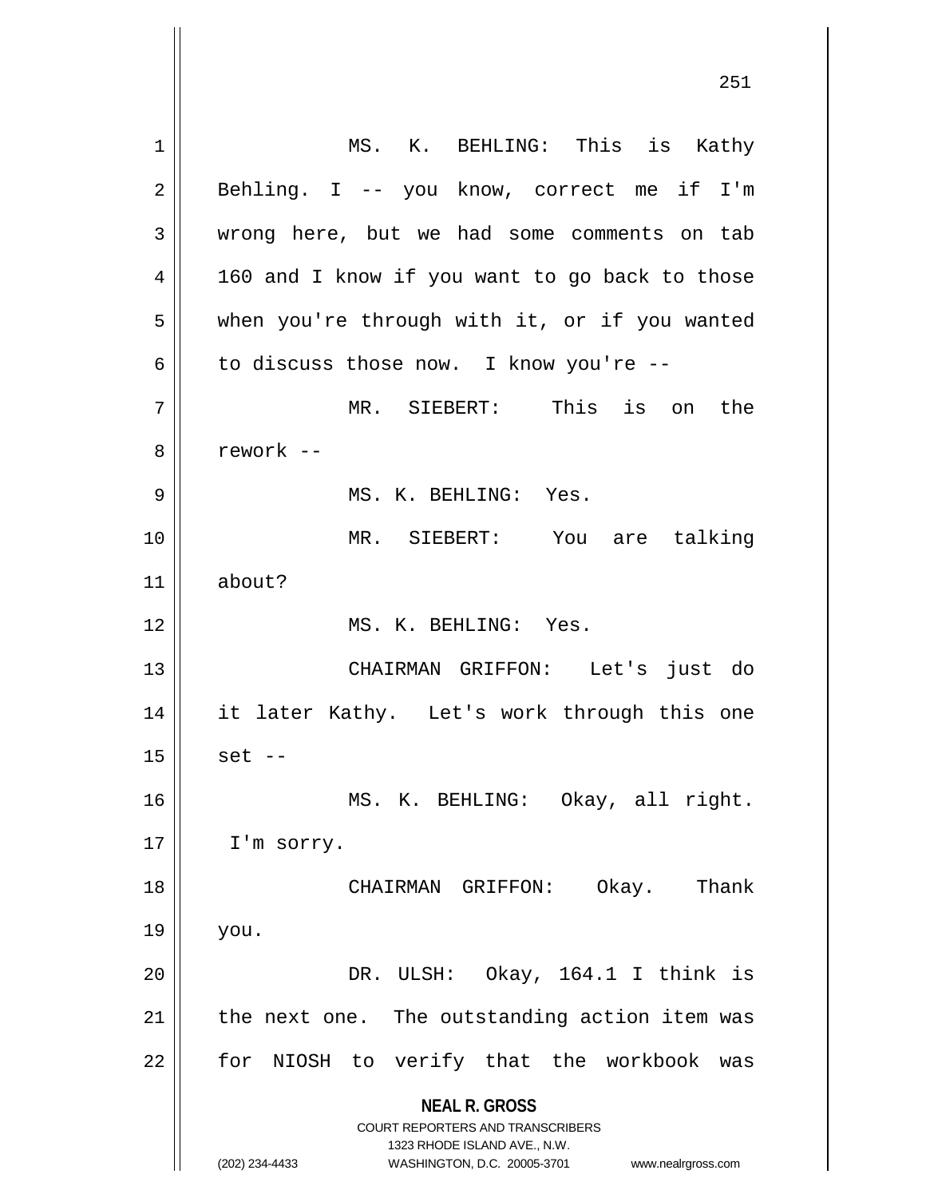MS. K. BEHLING: This is Kathy Behling. I -- you know, correct me if I'm wrong here, but we had some comments on tab 160 and I know if you want to go back to those when you're through with it, or if you wanted to discuss those now. I know you're --

MR. SIEBERT: This is on the rework --

MS. K. BEHLING: Yes.

MR. SIEBERT: You are talking about?

MS. K. BEHLING: Yes.

CHAIRMAN GRIFFON: Let's just do it later Kathy. Let's work through this one set --

MS. K. BEHLING: Okay, all right. I'm sorry.

CHAIRMAN GRIFFON: Okay. Thank you.

DR. ULSH: Okay, 164.1 I think is the next one. The outstanding action item was for NIOSH to verify that the workbook was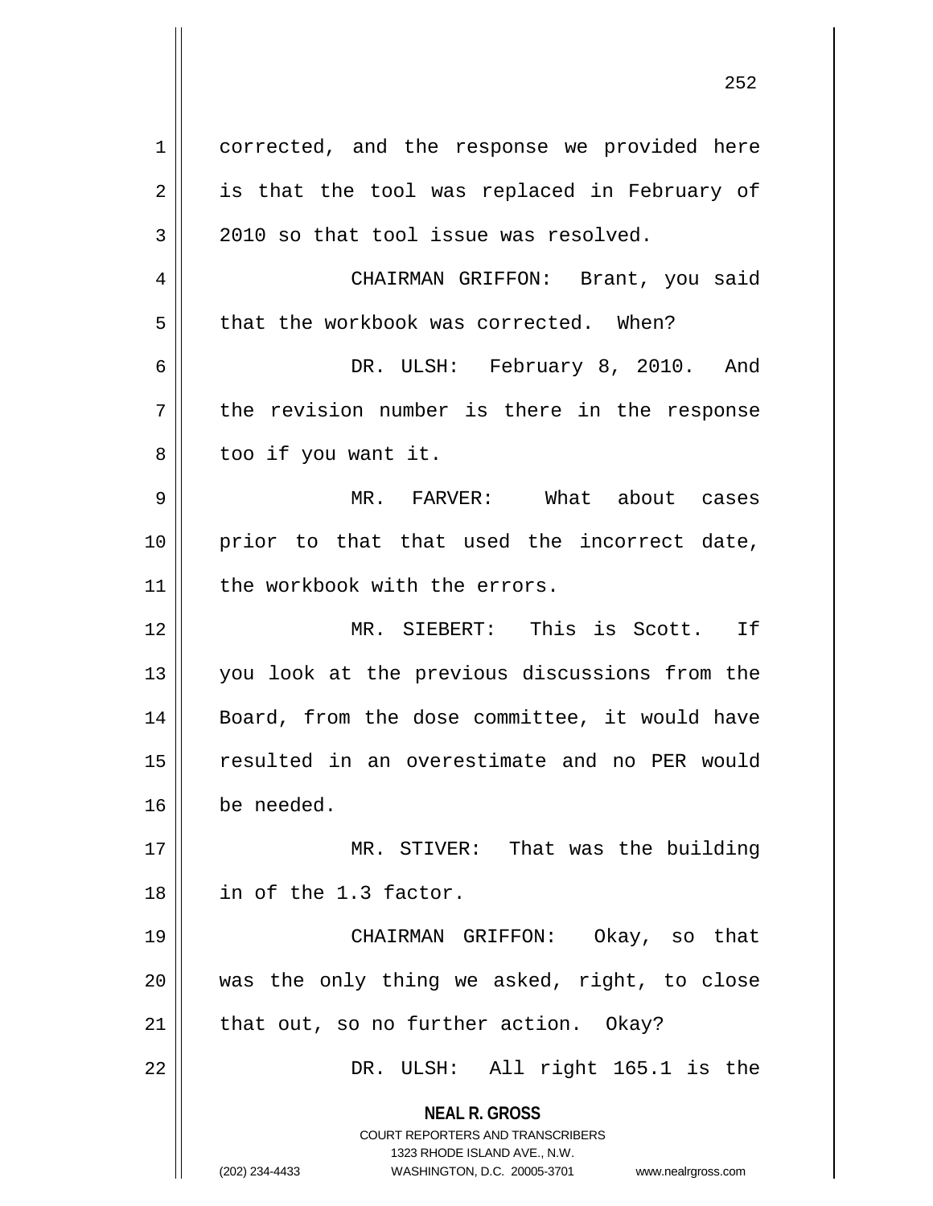corrected, and the response we provided here is that the tool was replaced in February of 2010 so that tool issue was resolved.

CHAIRMAN GRIFFON: Brant, you said that the workbook was corrected. When?

DR. ULSH: February 8, 2010. And the revision number is there in the response too if you want it.

MR. FARVER: What about cases prior to that that used the incorrect date, the workbook with the errors.

MR. SIEBERT: This is Scott. If you look at the previous discussions from the Board, from the dose committee, it would have resulted in an overestimate and no PER would be needed.

MR. STIVER: That was the building in of the 1.3 factor.

CHAIRMAN GRIFFON: Okay, so that was the only thing we asked, right, to close that out, so no further action. Okay?

DR. ULSH: All right 165.1 is the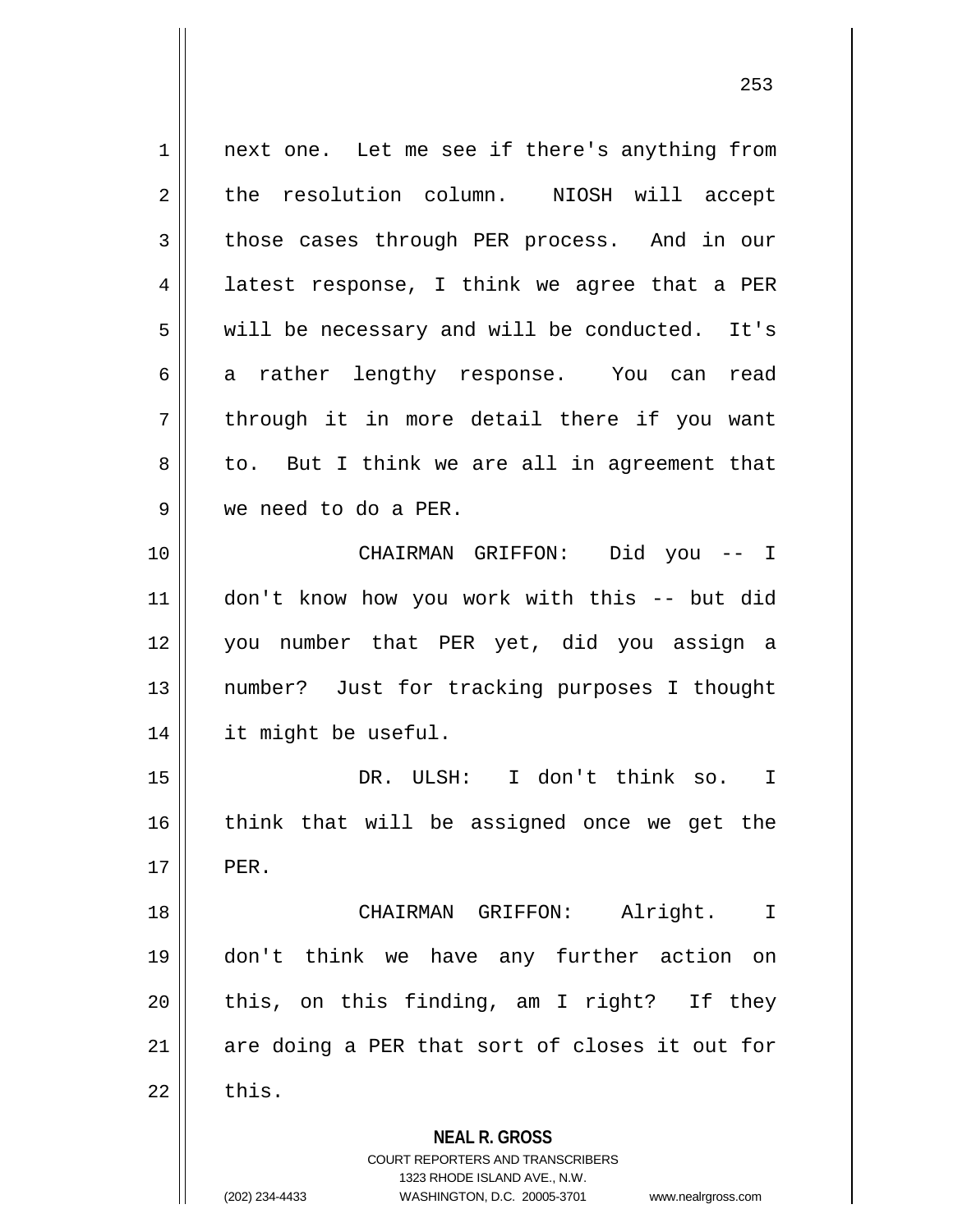next one. Let me see if there's anything from the resolution column. NIOSH will accept those cases through PER process. And in our latest response, I think we agree that a PER will be necessary and will be conducted. It's a rather lengthy response. You can read through it in more detail there if you want to. But I think we are all in agreement that we need to do a PER.

CHAIRMAN GRIFFON: Did you -- I don't know how you work with this -- but did you number that PER yet, did you assign a number? Just for tracking purposes I thought it might be useful.

DR. ULSH: I don't think so. I think that will be assigned once we get the PER.

CHAIRMAN GRIFFON: Alright. I don't think we have any further action on this, on this finding, am I right? If they are doing a PER that sort of closes it out for this.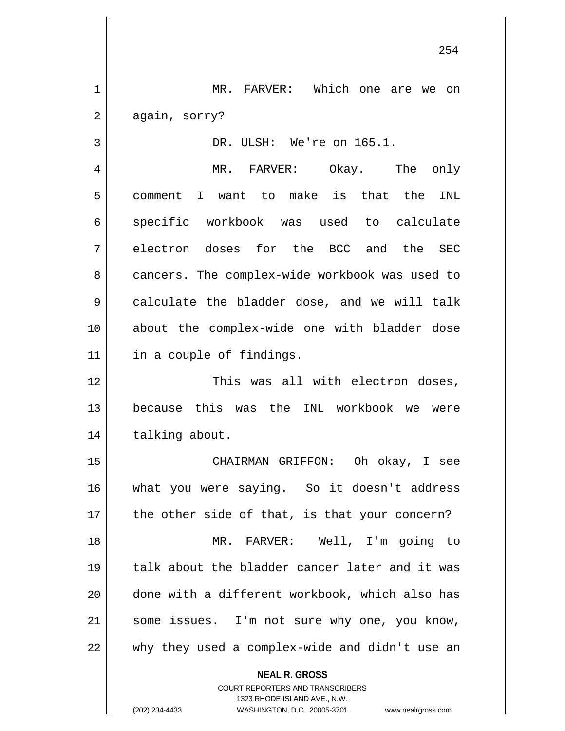MR. FARVER: Which one are we on again, sorry?

DR. ULSH: We're on 165.1.

MR. FARVER: Okay. The only comment I want to make is that the INL specific workbook was used to calculate electron doses for the BCC and the SEC cancers. The complex-wide workbook was used to calculate the bladder dose, and we will talk about the complex-wide one with bladder dose in a couple of findings.

This was all with electron doses, because this was the INL workbook we were talking about.

CHAIRMAN GRIFFON: Oh okay, I see what you were saying. So it doesn't address the other side of that, is that your concern?

MR. FARVER: Well, I'm going to talk about the bladder cancer later and it was done with a different workbook, which also has some issues. I'm not sure why one, you know, why they used a complex-wide and didn't use an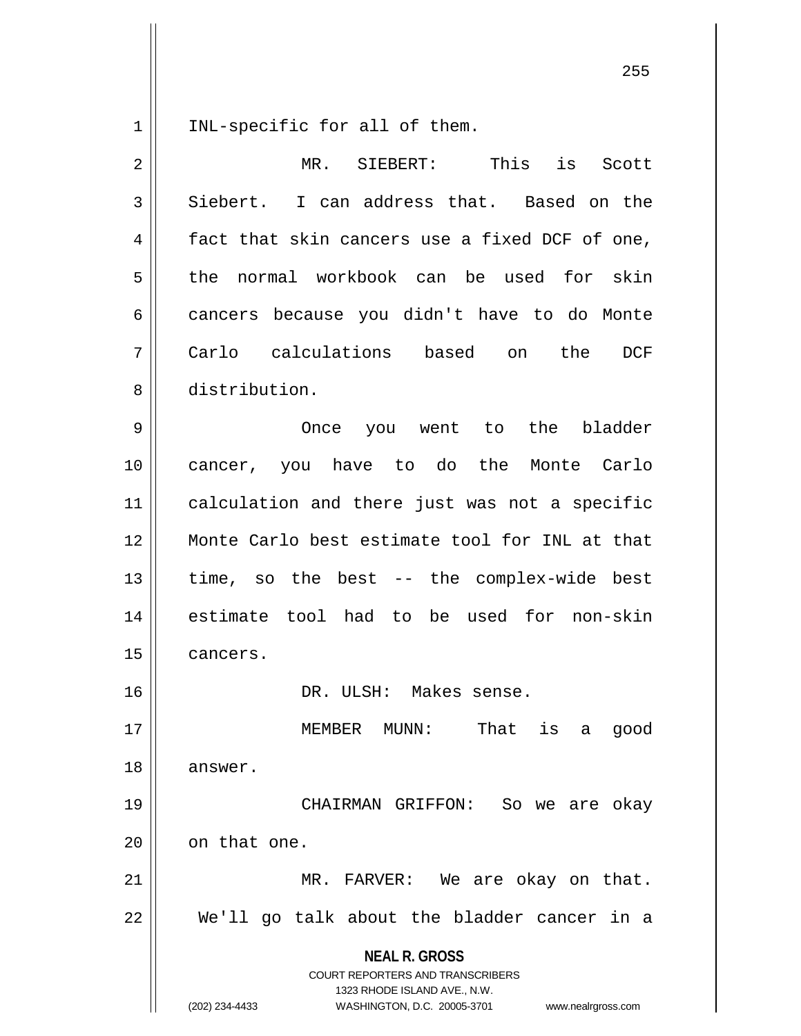INL-specific for all of them.

MR. SIEBERT: This is Scott Siebert. I can address that. Based on the fact that skin cancers use a fixed DCF of one, the normal workbook can be used for skin cancers because you didn't have to do Monte Carlo calculations based on the DCF distribution.

Once you went to the bladder cancer, you have to do the Monte Carlo calculation and there just was not a specific Monte Carlo best estimate tool for INL at that time, so the best -- the complex-wide best estimate tool had to be used for non-skin cancers.

DR. ULSH: Makes sense.

MEMBER MUNN: That is a good answer.

CHAIRMAN GRIFFON: So we are okay on that one.

MR. FARVER: We are okay on that. We'll go talk about the bladder cancer in a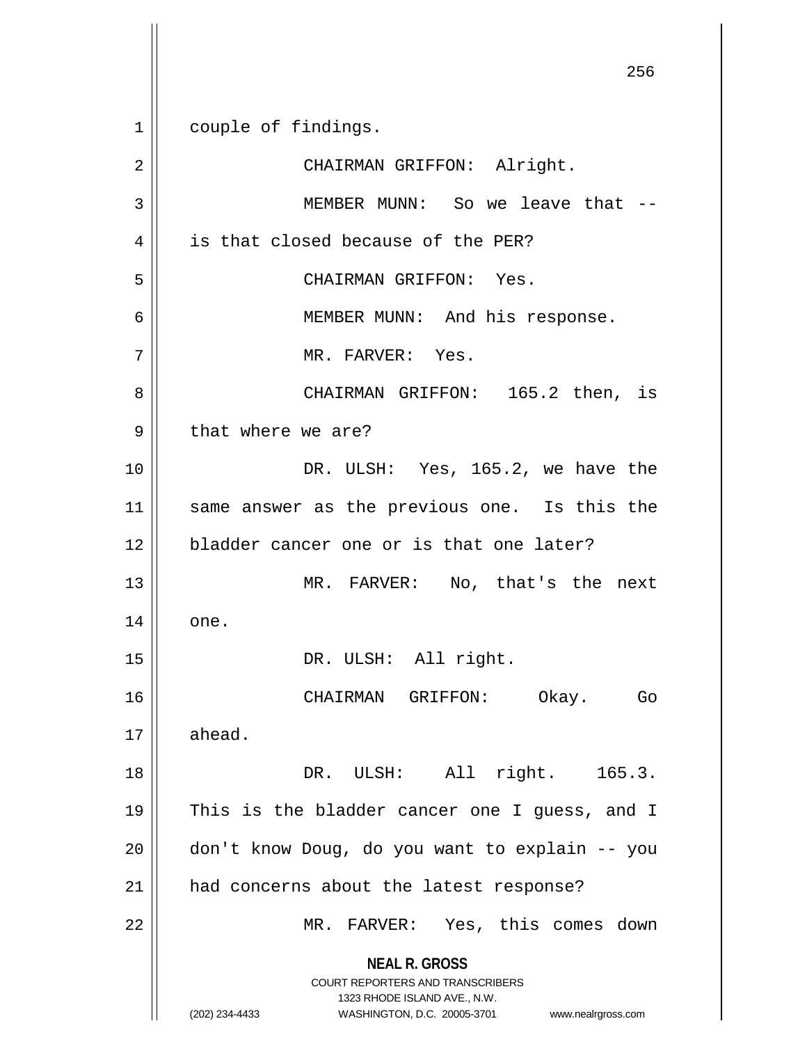couple of findings.

CHAIRMAN GRIFFON: Alright.

MEMBER MUNN: So we leave that -- is that closed because of the PER?

CHAIRMAN GRIFFON: Yes.

MEMBER MUNN: And his response.

MR. FARVER: Yes.

CHAIRMAN GRIFFON: 165.2 then, is that where we are?

DR. ULSH: Yes, 165.2, we have the same answer as the previous one. Is this the bladder cancer one or is that one later?

MR. FARVER: No, that's the next one.

DR. ULSH: All right.

CHAIRMAN GRIFFON: Okay. Go ahead.

DR. ULSH: All right. 165.3. This is the bladder cancer one I guess, and I don't know Doug, do you want to explain -- you had concerns about the latest response?

MR. FARVER: Yes, this comes down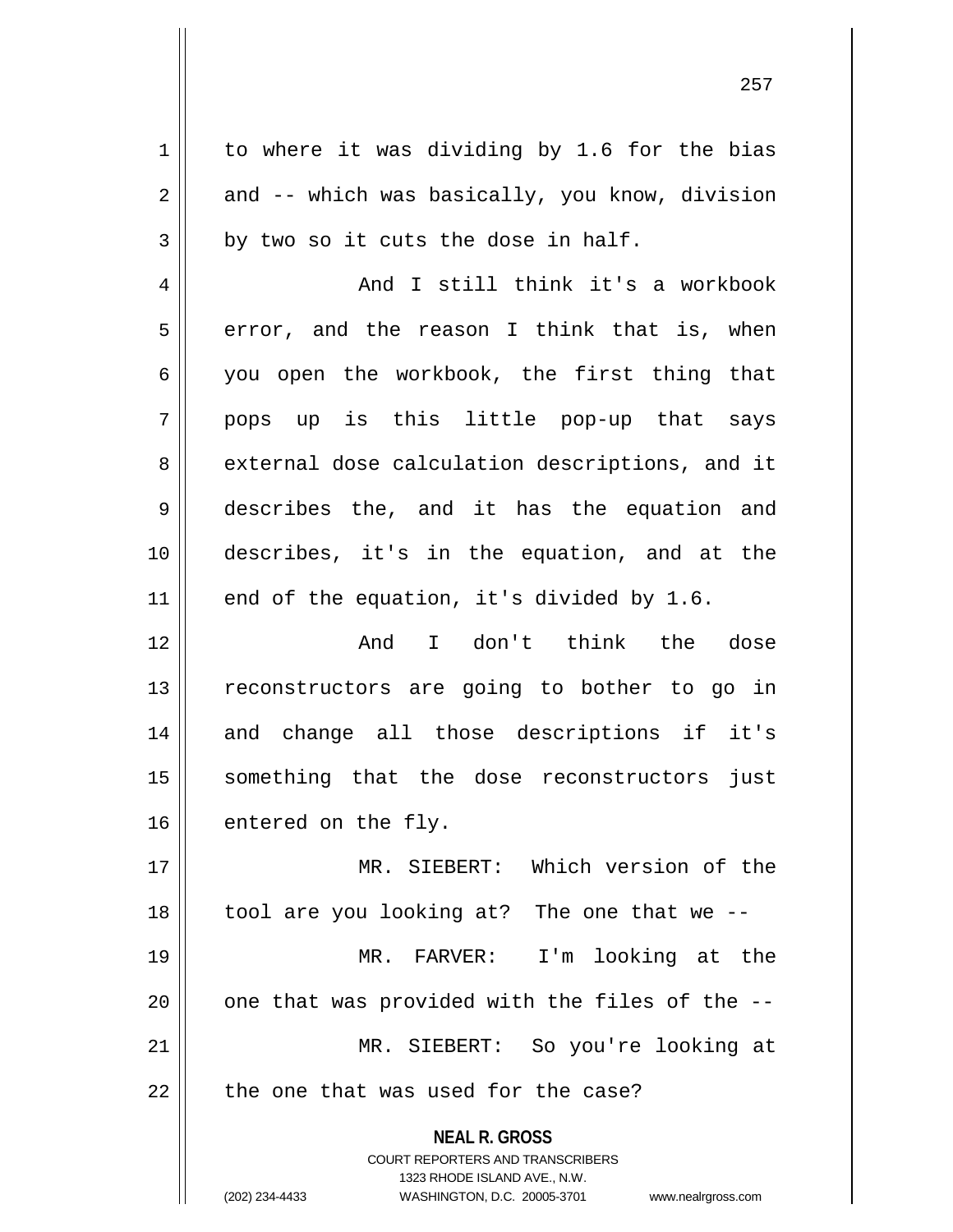to where it was dividing by 1.6 for the bias and -- which was basically, you know, division by two so it cuts the dose in half.

And I still think it's a workbook error, and the reason I think that is, when you open the workbook, the first thing that pops up is this little pop-up that says external dose calculation descriptions, and it describes the, and it has the equation and describes, it's in the equation, and at the end of the equation, it's divided by 1.6.

And I don't think the dose reconstructors are going to bother to go in and change all those descriptions if it's something that the dose reconstructors just entered on the fly.

MR. SIEBERT: Which version of the tool are you looking at? The one that we --

MR. FARVER: I'm looking at the one that was provided with the files of the --

MR. SIEBERT: So you're looking at the one that was used for the case?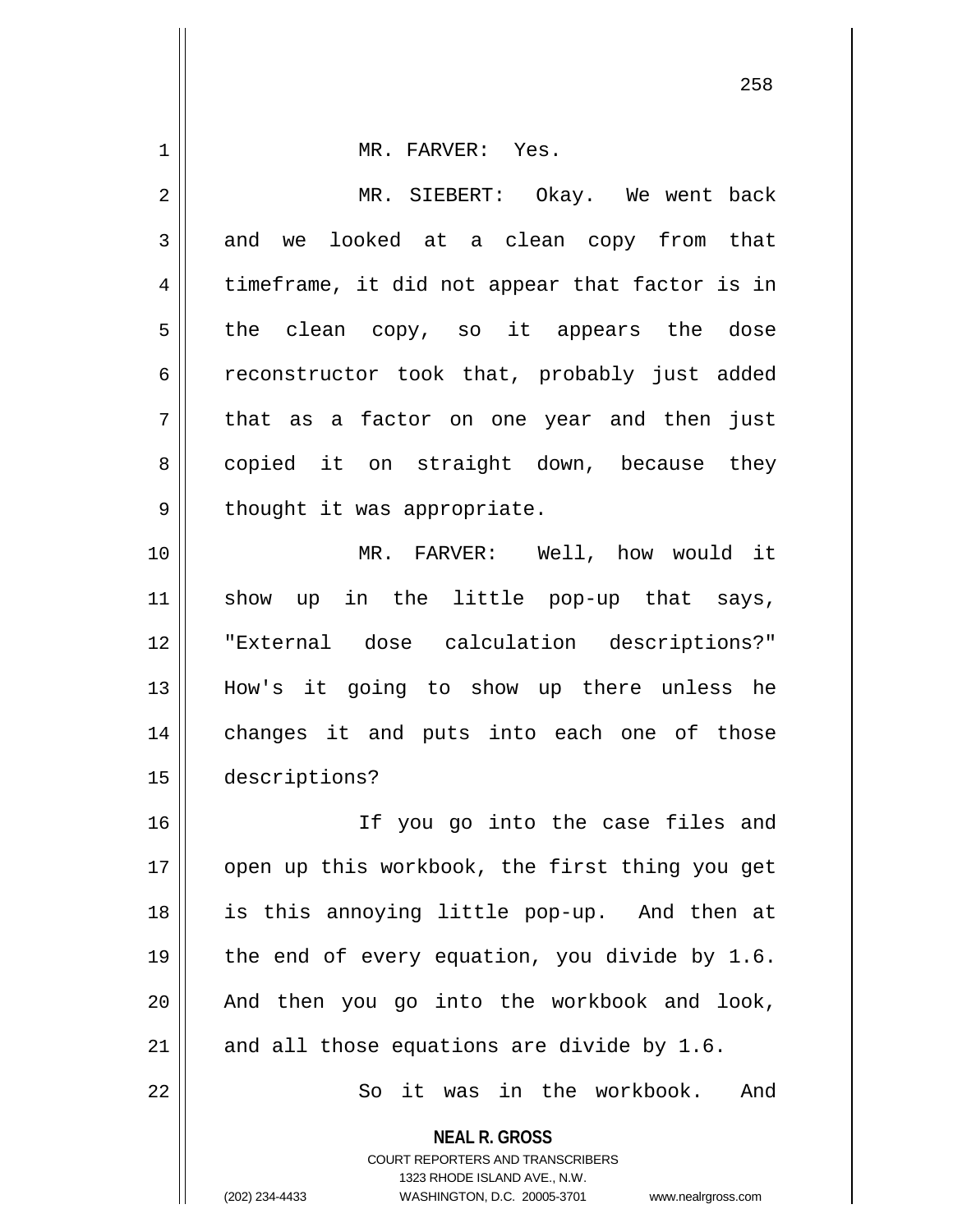MR. FARVER: Yes.

MR. SIEBERT: Okay. We went back and we looked at a clean copy from that timeframe, it did not appear that factor is in the clean copy, so it appears the dose reconstructor took that, probably just added that as a factor on one year and then just copied it on straight down, because they thought it was appropriate.

MR. FARVER: Well, how would it show up in the little pop-up that says, "External dose calculation descriptions?" How's it going to show up there unless he changes it and puts into each one of those descriptions?

If you go into the case files and open up this workbook, the first thing you get is this annoying little pop-up. And then at the end of every equation, you divide by 1.6. And then you go into the workbook and look, and all those equations are divide by 1.6.

So it was in the workbook. And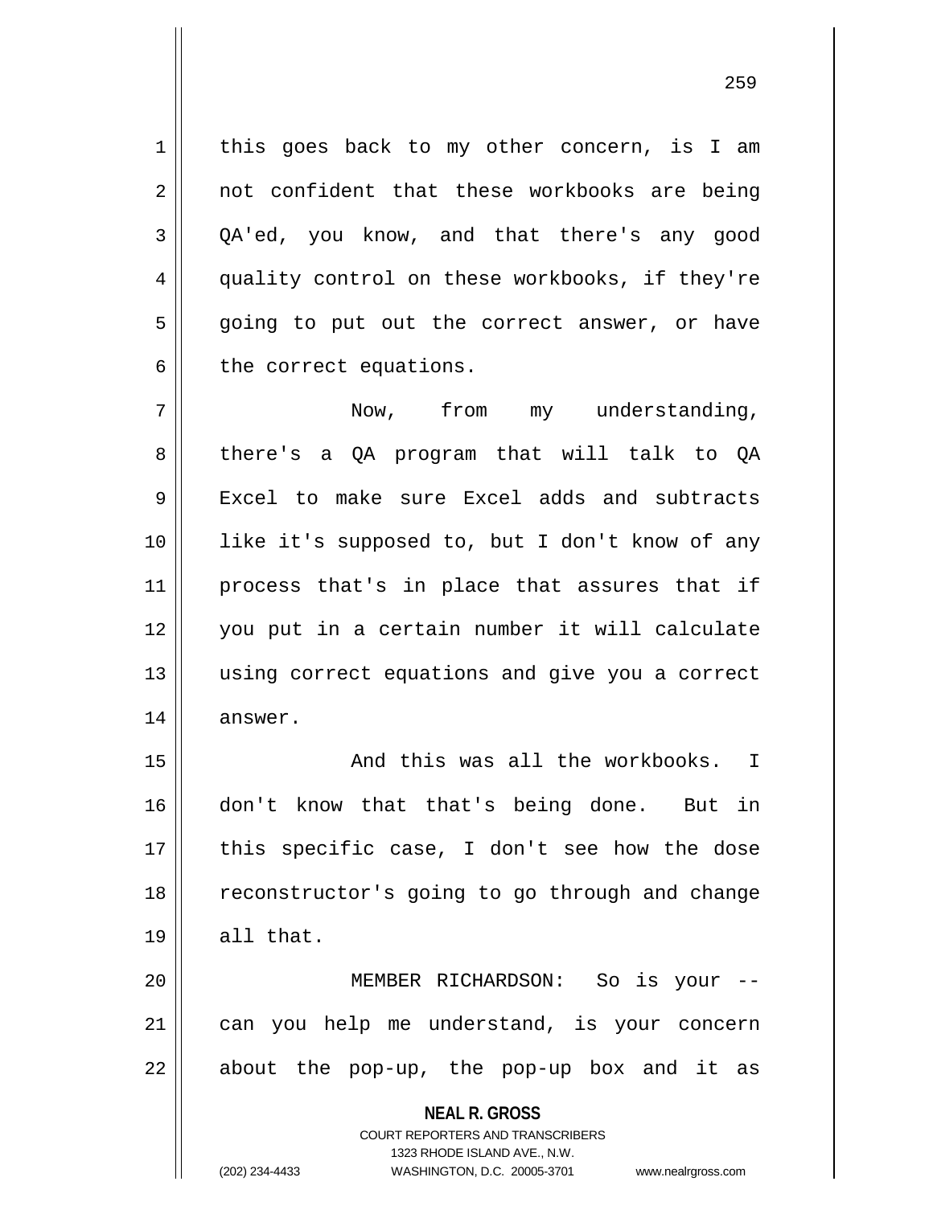this goes back to my other concern, is I am not confident that these workbooks are being QA'ed, you know, and that there's any good quality control on these workbooks, if they're going to put out the correct answer, or have the correct equations.

Now, from my understanding, there's a QA program that will talk to QA Excel to make sure Excel adds and subtracts like it's supposed to, but I don't know of any process that's in place that assures that if you put in a certain number it will calculate using correct equations and give you a correct answer.

And this was all the workbooks. I don't know that that's being done. But in this specific case, I don't see how the dose reconstructor's going to go through and change all that.

MEMBER RICHARDSON: So is your -- can you help me understand, is your concern about the pop-up, the pop-up box and it as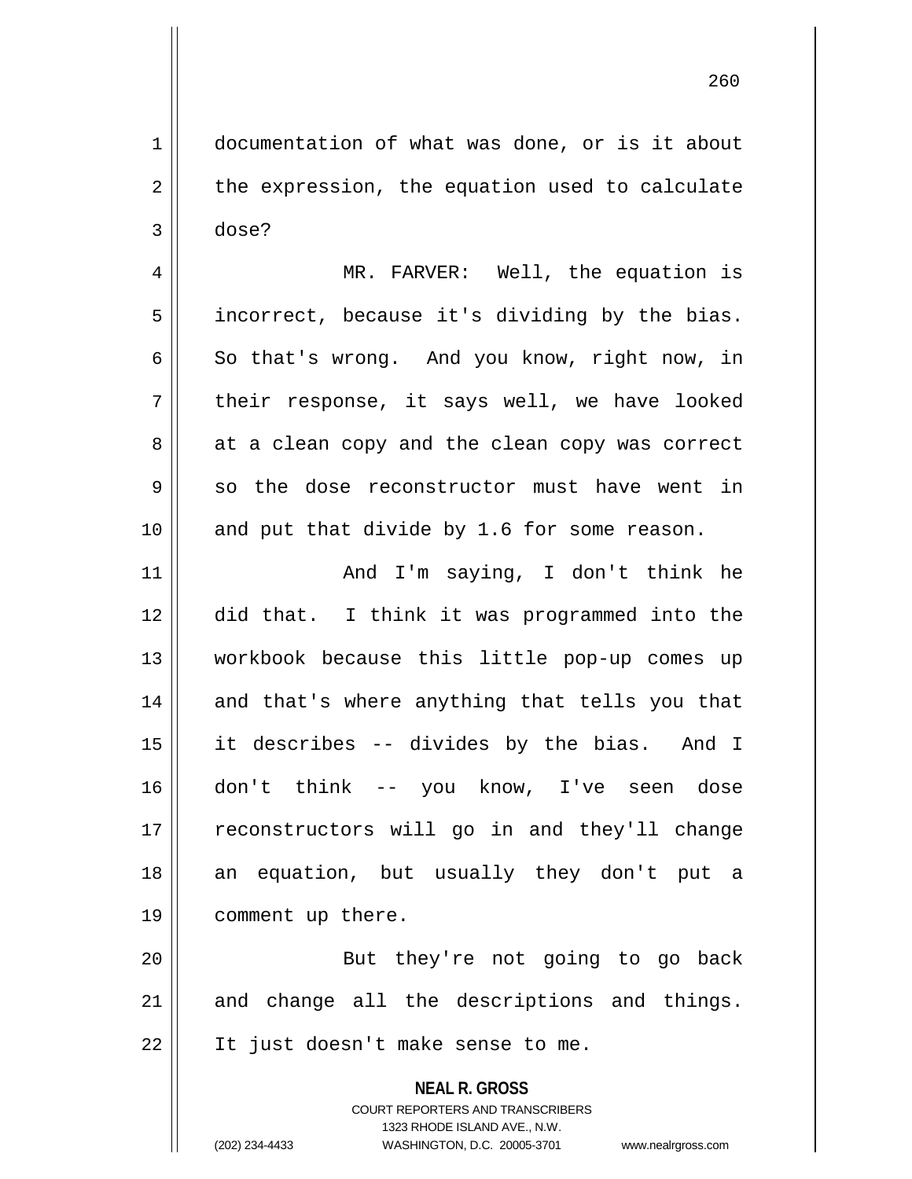documentation of what was done, or is it about the expression, the equation used to calculate dose?

MR. FARVER: Well, the equation is incorrect, because it's dividing by the bias. So that's wrong. And you know, right now, in their response, it says well, we have looked at a clean copy and the clean copy was correct so the dose reconstructor must have went in and put that divide by 1.6 for some reason.

And I'm saying, I don't think he did that. I think it was programmed into the workbook because this little pop-up comes up and that's where anything that tells you that it describes -- divides by the bias. And I don't think -- you know, I've seen dose reconstructors will go in and they'll change an equation, but usually they don't put a comment up there.

But they're not going to go back and change all the descriptions and things. It just doesn't make sense to me.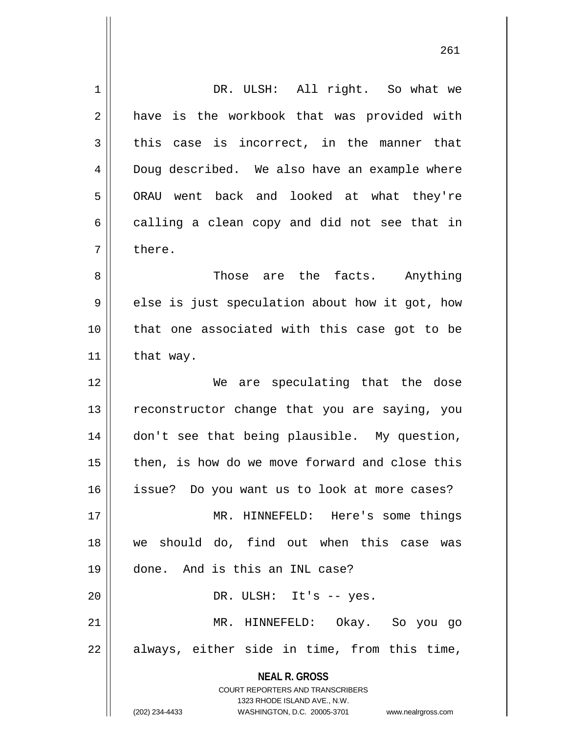DR. ULSH: All right. So what we have is the workbook that was provided with this case is incorrect, in the manner that Doug described. We also have an example where ORAU went back and looked at what they're calling a clean copy and did not see that in there.

Those are the facts. Anything else is just speculation about how it got, how that one associated with this case got to be that way.

We are speculating that the dose reconstructor change that you are saying, you don't see that being plausible. My question, then, is how do we move forward and close this issue? Do you want us to look at more cases?

MR. HINNEFELD: Here's some things we should do, find out when this case was done. And is this an INL case?

DR. ULSH: It's -- yes.

MR. HINNEFELD: Okay. So you go always, either side in time, from this time,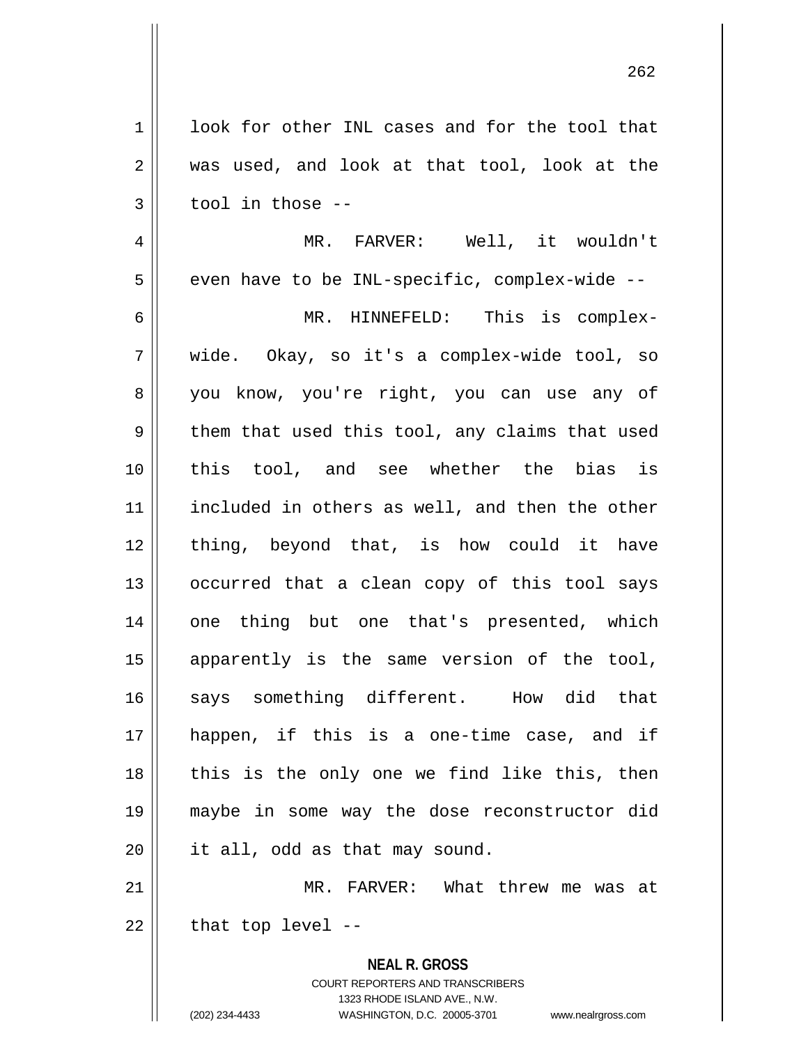look for other INL cases and for the tool that was used, and look at that tool, look at the tool in those --

MR. FARVER: Well, it wouldn't even have to be INL-specific, complex-wide --

MR. HINNEFELD: This is complex-wide. Okay, so it's a complex-wide tool, so you know, you're right, you can use any of them that used this tool, any claims that used this tool, and see whether the bias is included in others as well, and then the other thing, beyond that, is how could it have occurred that a clean copy of this tool says one thing but one that's presented, which apparently is the same version of the tool, says something different. How did that happen, if this is a one-time case, and if this is the only one we find like this, then maybe in some way the dose reconstructor did it all, odd as that may sound.

MR. FARVER: What threw me was at that top level --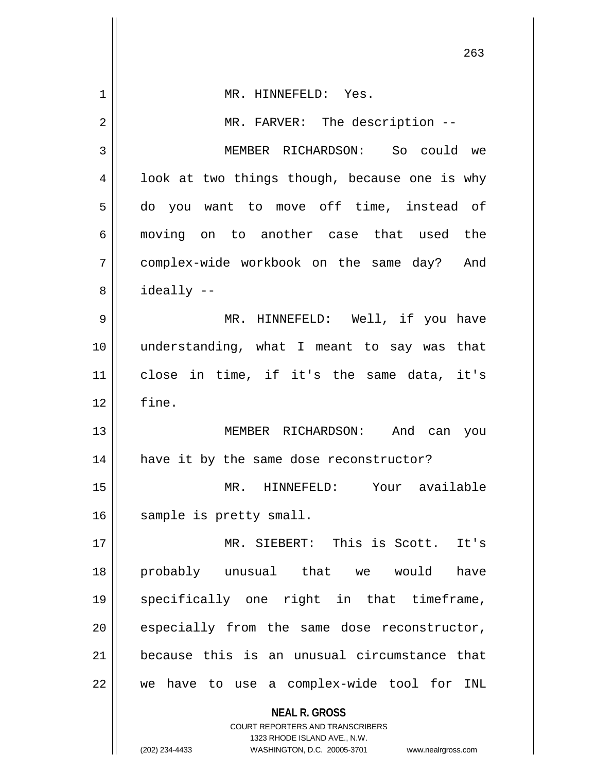MR. HINNEFELD: Yes.

MR. FARVER: The description --

MEMBER RICHARDSON: So could we look at two things though, because one is why do you want to move off time, instead of moving on to another case that used the complex-wide workbook on the same day? And ideally --

MR. HINNEFELD: Well, if you have understanding, what I meant to say was that close in time, if it's the same data, it's fine.

MEMBER RICHARDSON: And can you have it by the same dose reconstructor?

MR. HINNEFELD: Your available sample is pretty small.

MR. SIEBERT: This is Scott. It's probably unusual that we would have specifically one right in that timeframe, especially from the same dose reconstructor, because this is an unusual circumstance that we have to use a complex-wide tool for INL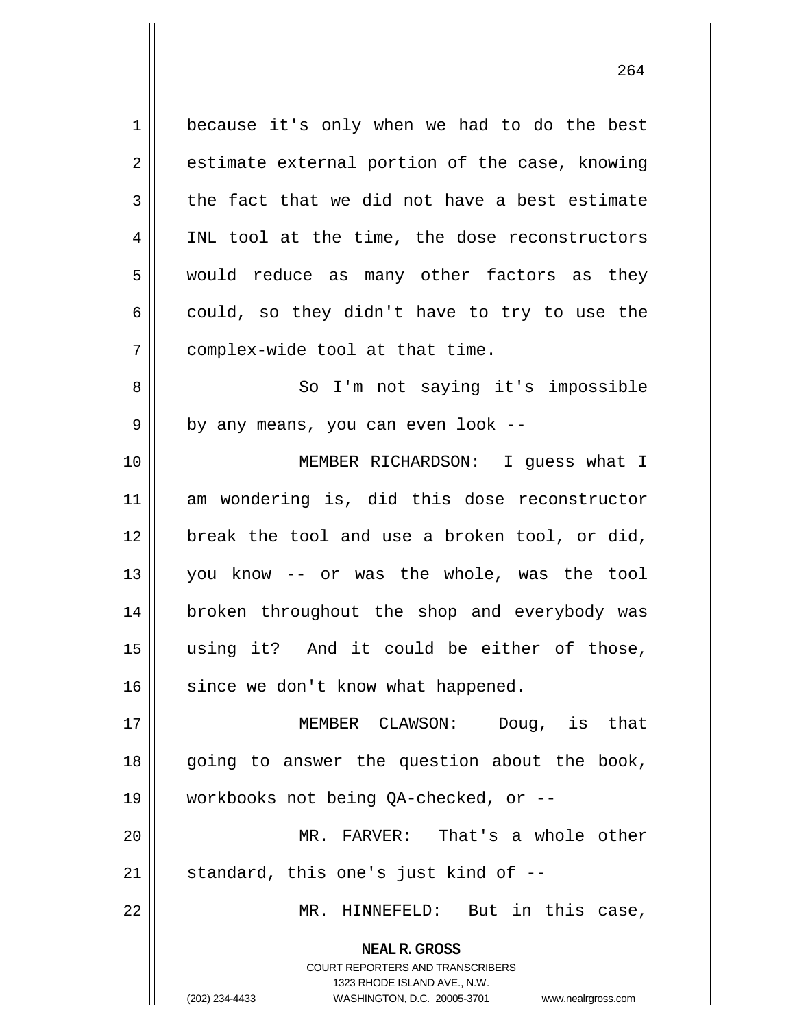because it's only when we had to do the best estimate external portion of the case, knowing the fact that we did not have a best estimate INL tool at the time, the dose reconstructors would reduce as many other factors as they could, so they didn't have to try to use the complex-wide tool at that time.

So I'm not saying it's impossible by any means, you can even look --

MEMBER RICHARDSON: I guess what I am wondering is, did this dose reconstructor break the tool and use a broken tool, or did, you know -- or was the whole, was the tool broken throughout the shop and everybody was using it? And it could be either of those, since we don't know what happened.

MEMBER CLAWSON: Doug, is that going to answer the question about the book, workbooks not being QA-checked, or --

MR. FARVER: That's a whole other standard, this one's just kind of --

MR. HINNEFELD: But in this case,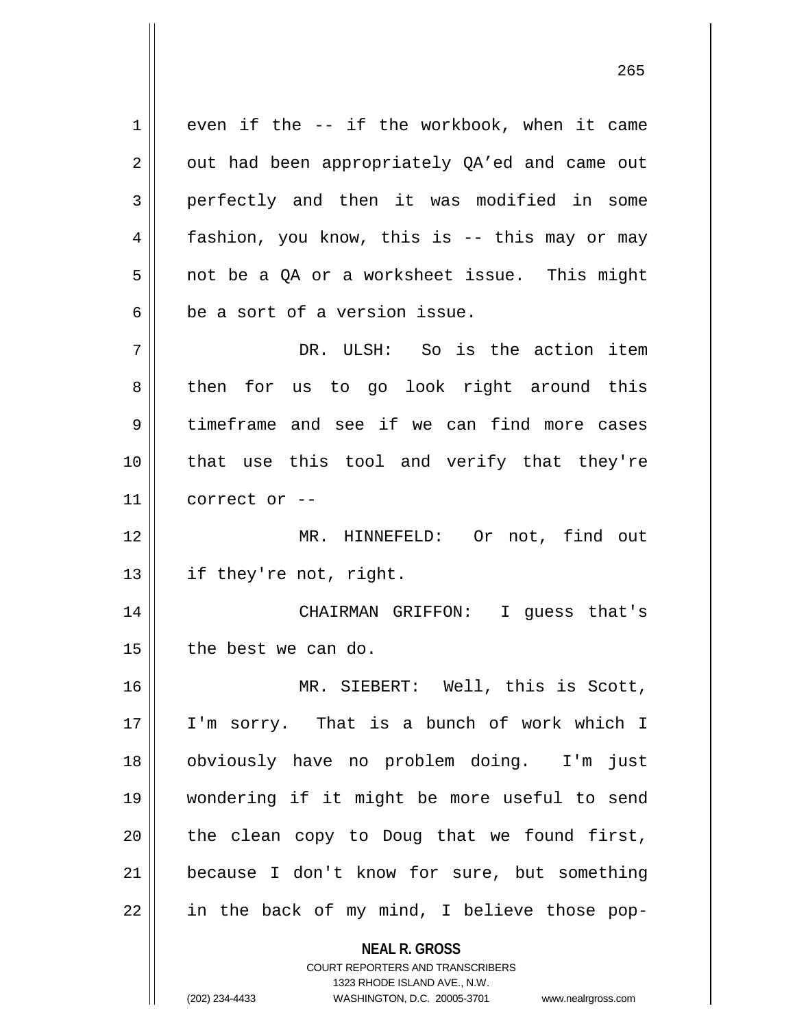even if the -- if the workbook, when it came out had been appropriately QA'ed and came out perfectly and then it was modified in some fashion, you know, this is -- this may or may not be a QA or a worksheet issue. This might be a sort of a version issue.

DR. ULSH: So is the action item then for us to go look right around this timeframe and see if we can find more cases that use this tool and verify that they're correct or --

MR. HINNEFELD: Or not, find out if they're not, right.

CHAIRMAN GRIFFON: I guess that's the best we can do.

MR. SIEBERT: Well, this is Scott, I'm sorry. That is a bunch of work which I obviously have no problem doing. I'm just wondering if it might be more useful to send the clean copy to Doug that we found first, because I don't know for sure, but something in the back of my mind, I believe those pop-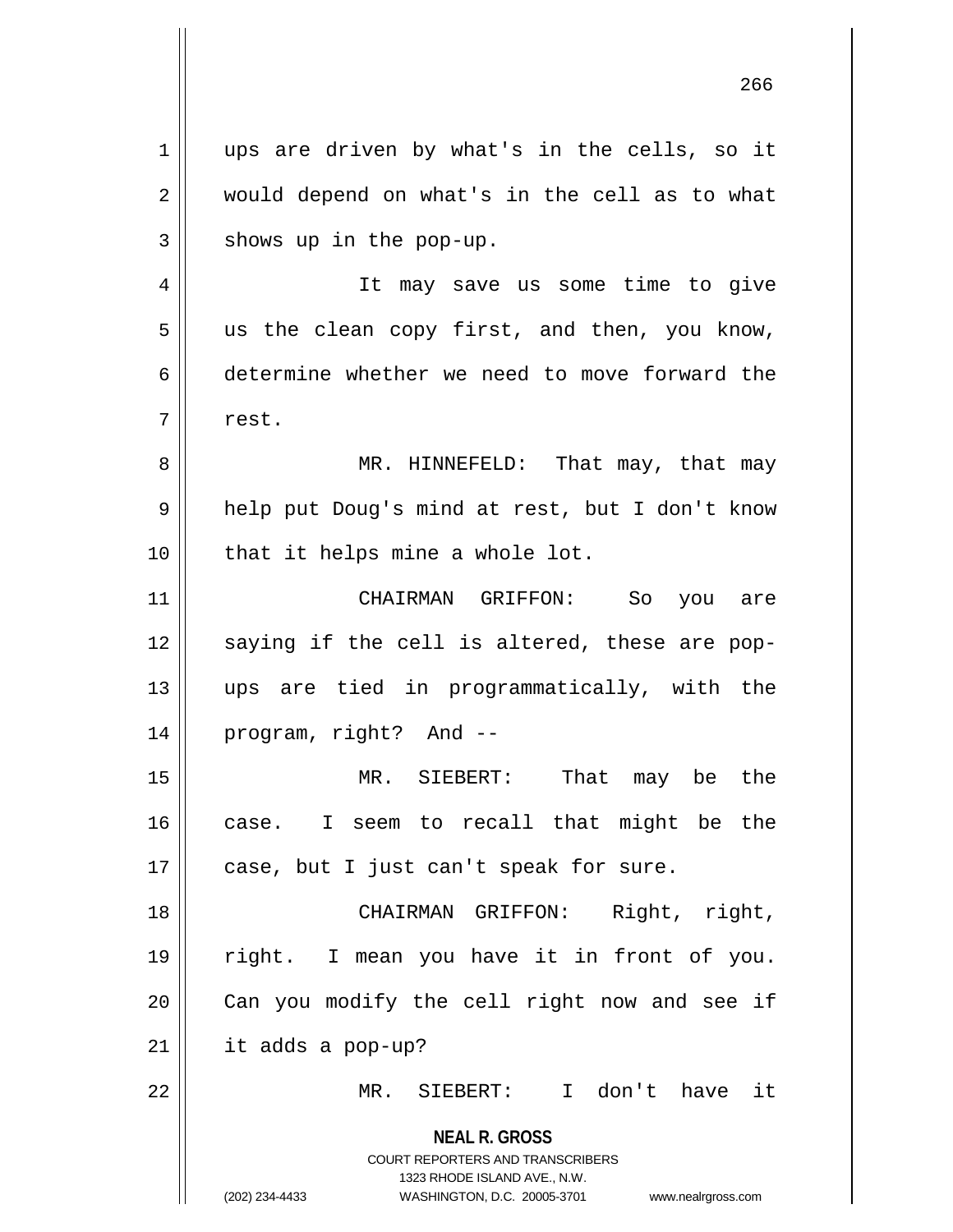ups are driven by what's in the cells, so it would depend on what's in the cell as to what shows up in the pop-up.

It may save us some time to give us the clean copy first, and then, you know, determine whether we need to move forward the rest.

MR. HINNEFELD: That may, that may help put Doug's mind at rest, but I don't know that it helps mine a whole lot.

CHAIRMAN GRIFFON: So you are saying if the cell is altered, these are pop-ups are tied in programmatically, with the program, right? And --

MR. SIEBERT: That may be the case. I seem to recall that might be the case, but I just can't speak for sure.

CHAIRMAN GRIFFON: Right, right, right. I mean you have it in front of you. Can you modify the cell right now and see if it adds a pop-up?

MR. SIEBERT: I don't have it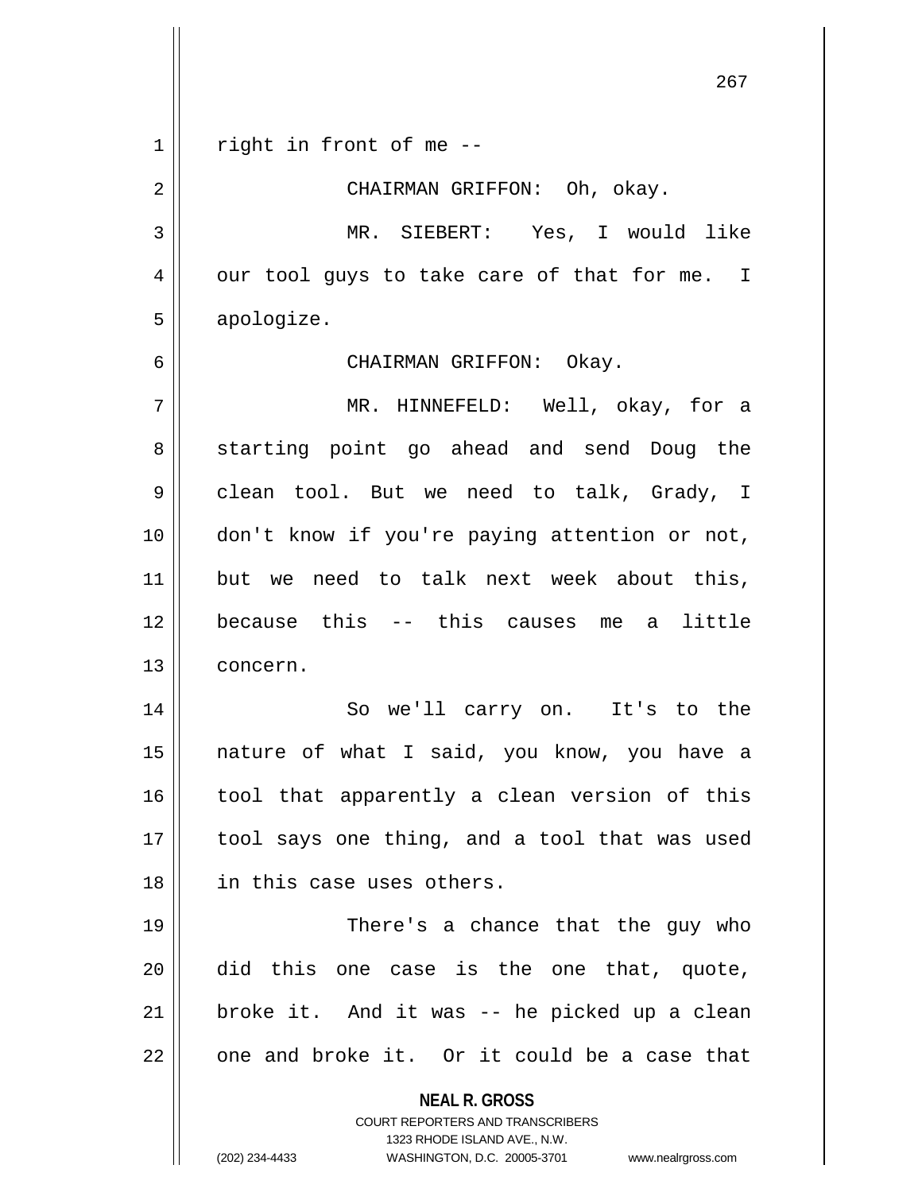right in front of me --

CHAIRMAN GRIFFON: Oh, okay.

MR. SIEBERT: Yes, I would like our tool guys to take care of that for me. I apologize.

CHAIRMAN GRIFFON: Okay.

MR. HINNEFELD: Well, okay, for a starting point go ahead and send Doug the clean tool. But we need to talk, Grady, I don't know if you're paying attention or not, but we need to talk next week about this, because this -- this causes me a little concern.

So we'll carry on. It's to the nature of what I said, you know, you have a tool that apparently a clean version of this tool says one thing, and a tool that was used in this case uses others.

There's a chance that the guy who did this one case is the one that, quote, broke it. And it was -- he picked up a clean one and broke it. Or it could be a case that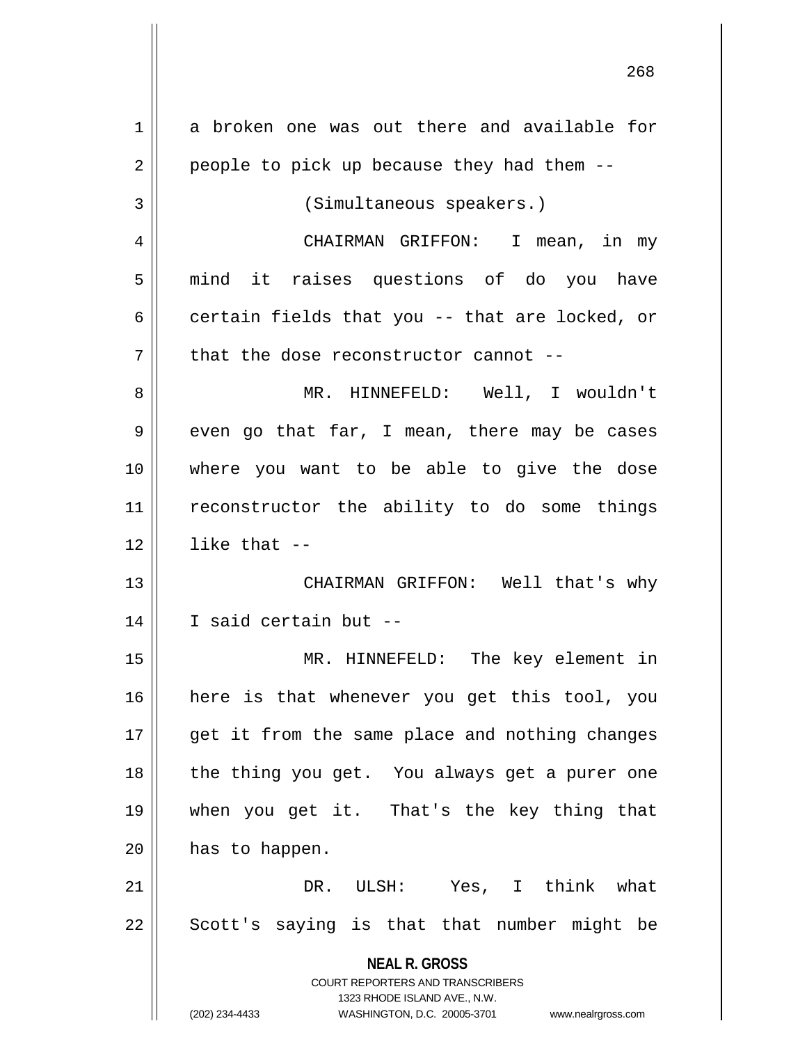a broken one was out there and available for people to pick up because they had them --

(Simultaneous speakers.)

CHAIRMAN GRIFFON: I mean, in my mind it raises questions of do you have certain fields that you -- that are locked, or that the dose reconstructor cannot --

MR. HINNEFELD: Well, I wouldn't even go that far, I mean, there may be cases where you want to be able to give the dose reconstructor the ability to do some things like that --

CHAIRMAN GRIFFON: Well that's why I said certain but --

MR. HINNEFELD: The key element in here is that whenever you get this tool, you get it from the same place and nothing changes the thing you get. You always get a purer one when you get it. That's the key thing that has to happen.

DR. ULSH: Yes, I think what Scott's saying is that that number might be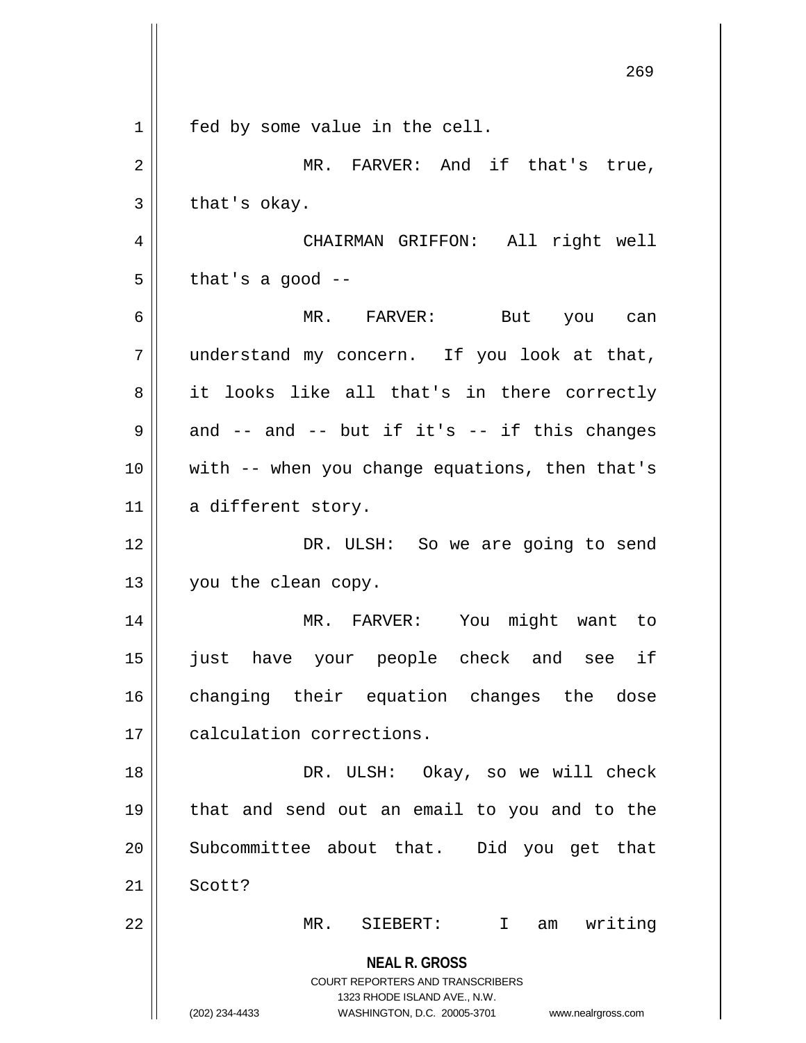fed by some value in the cell.

MR. FARVER: And if that's true, that's okay.

CHAIRMAN GRIFFON: All right well that's a good --

MR. FARVER: But you can understand my concern. If you look at that, it looks like all that's in there correctly and -- and -- but if it's -- if this changes with -- when you change equations, then that's a different story.

DR. ULSH: So we are going to send you the clean copy.

MR. FARVER: You might want to just have your people check and see if changing their equation changes the dose calculation corrections.

DR. ULSH: Okay, so we will check that and send out an email to you and to the Subcommittee about that. Did you get that Scott?

MR. SIEBERT: I am writing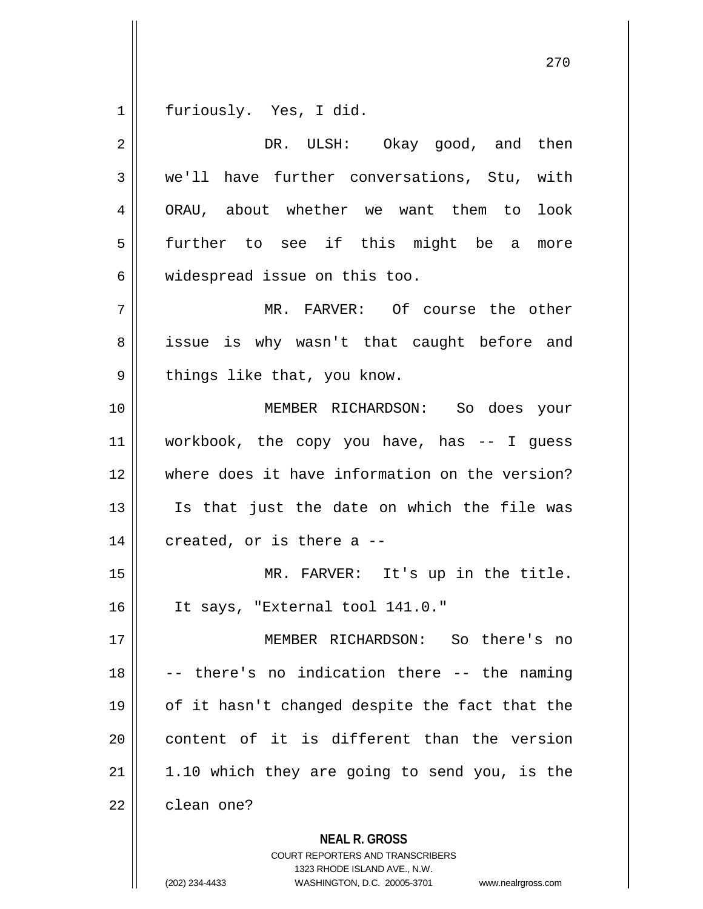furiously. Yes, I did.

DR. ULSH: Okay good, and then we'll have further conversations, Stu, with ORAU, about whether we want them to look further to see if this might be a more widespread issue on this too.

MR. FARVER: Of course the other issue is why wasn't that caught before and things like that, you know.

MEMBER RICHARDSON: So does your workbook, the copy you have, has -- I guess where does it have information on the version? Is that just the date on which the file was created, or is there a --

MR. FARVER: It's up in the title. It says, "External tool 141.0."

MEMBER RICHARDSON: So there's no -- there's no indication there -- the naming of it hasn't changed despite the fact that the content of it is different than the version 1.10 which they are going to send you, is the clean one?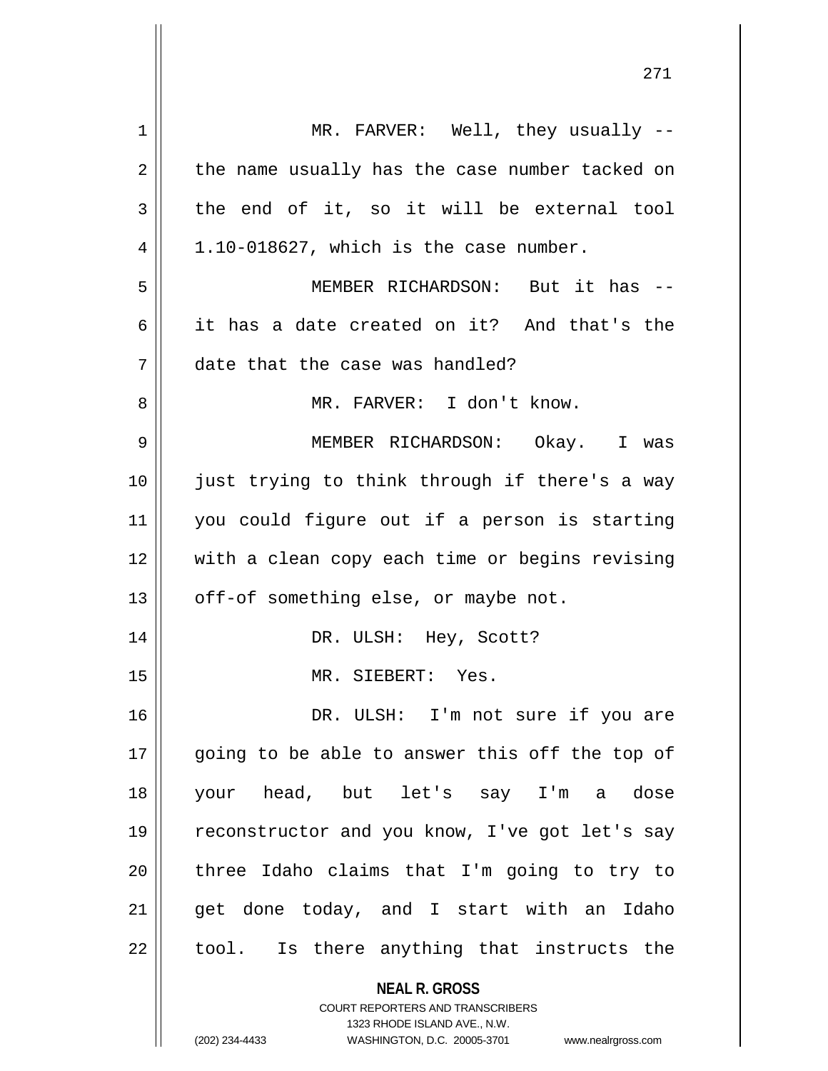MR. FARVER: Well, they usually -- the name usually has the case number tacked on the end of it, so it will be external tool 1.10-018627, which is the case number.

MEMBER RICHARDSON: But it has -- it has a date created on it? And that's the date that the case was handled?

MR. FARVER: I don't know.

MEMBER RICHARDSON: Okay. I was just trying to think through if there's a way you could figure out if a person is starting with a clean copy each time or begins revising off-of something else, or maybe not.

DR. ULSH: Hey, Scott?

MR. SIEBERT: Yes.

DR. ULSH: I'm not sure if you are going to be able to answer this off the top of your head, but let's say I'm a dose reconstructor and you know, I've got let's say three Idaho claims that I'm going to try to get done today, and I start with an Idaho tool. Is there anything that instructs the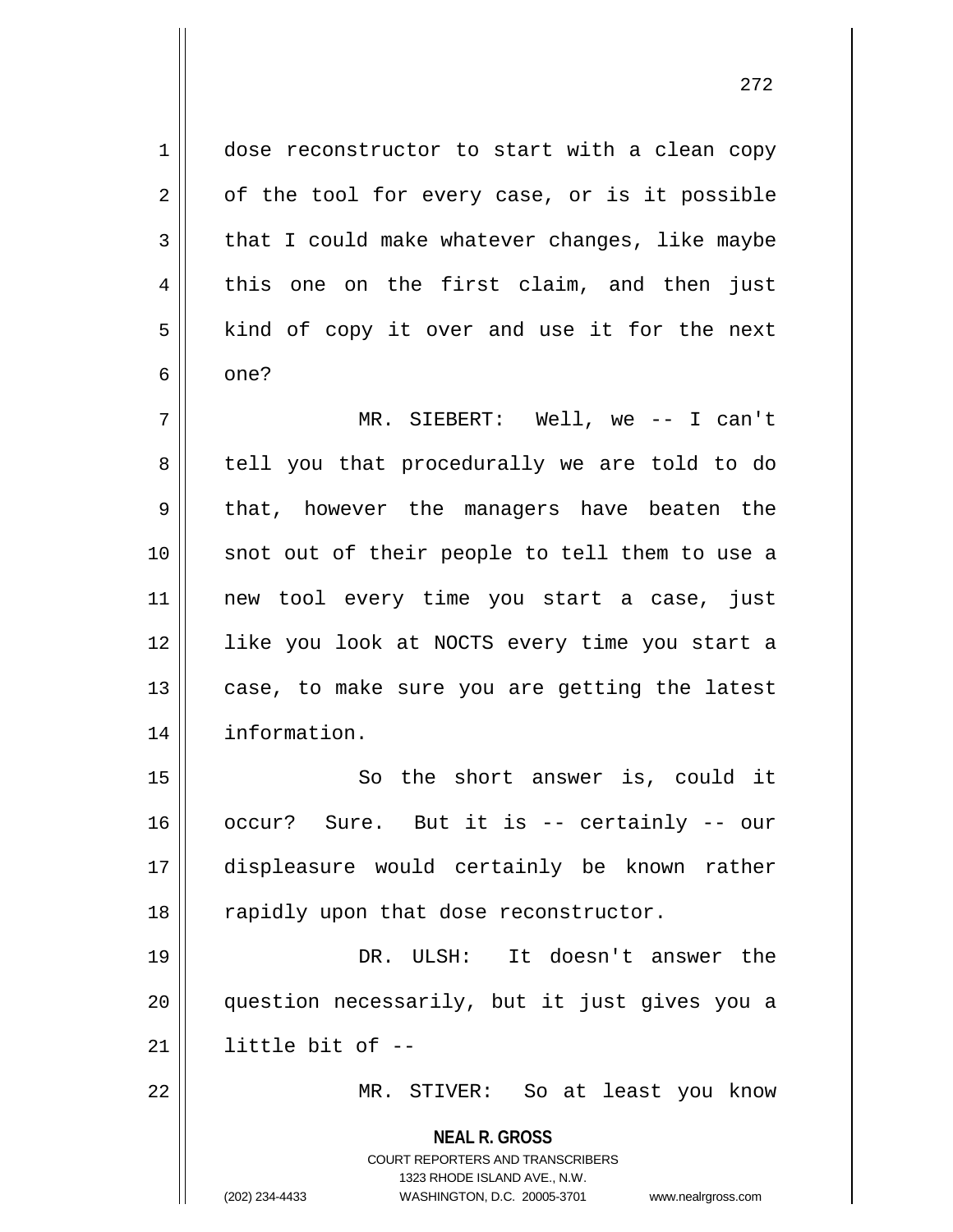dose reconstructor to start with a clean copy of the tool for every case, or is it possible that I could make whatever changes, like maybe this one on the first claim, and then just kind of copy it over and use it for the next one?

MR. SIEBERT: Well, we -- I can't tell you that procedurally we are told to do that, however the managers have beaten the snot out of their people to tell them to use a new tool every time you start a case, just like you look at NOCTS every time you start a case, to make sure you are getting the latest information.

So the short answer is, could it occur? Sure. But it is -- certainly -- our displeasure would certainly be known rather rapidly upon that dose reconstructor.

DR. ULSH: It doesn't answer the question necessarily, but it just gives you a little bit of --

MR. STIVER: So at least you know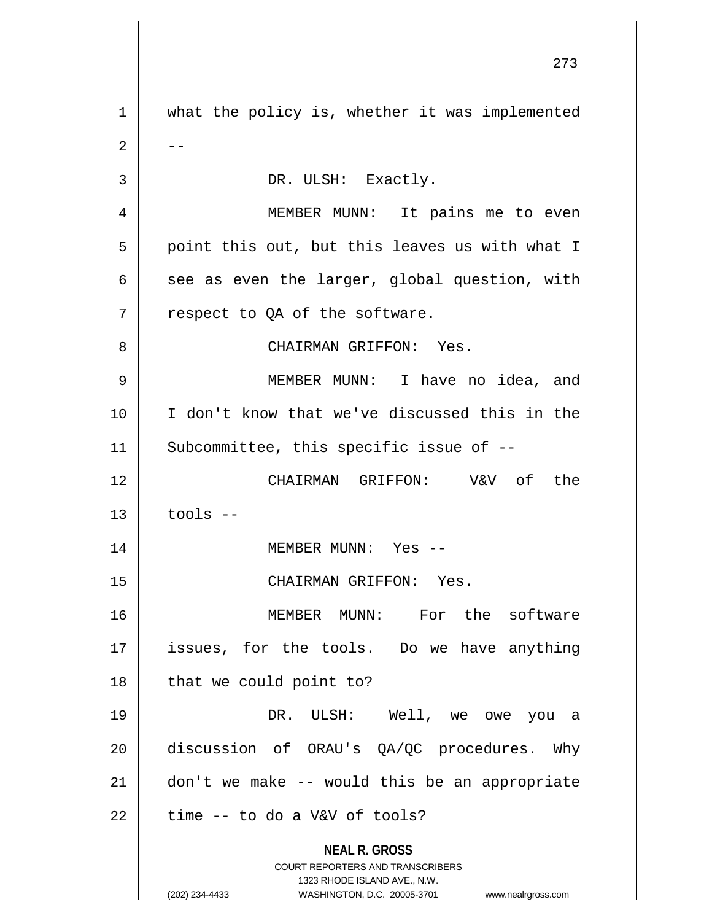what the policy is, whether it was implemented --

DR. ULSH: Exactly.

MEMBER MUNN: It pains me to even point this out, but this leaves us with what I see as even the larger, global question, with respect to QA of the software.

CHAIRMAN GRIFFON: Yes.

MEMBER MUNN: I have no idea, and I don't know that we've discussed this in the Subcommittee, this specific issue of --

CHAIRMAN GRIFFON: V&V of the tools --

MEMBER MUNN: Yes --

CHAIRMAN GRIFFON: Yes.

MEMBER MUNN: For the software issues, for the tools. Do we have anything that we could point to?

DR. ULSH: Well, we owe you a discussion of ORAU's QA/QC procedures. Why don't we make -- would this be an appropriate time -- to do a V&V of tools?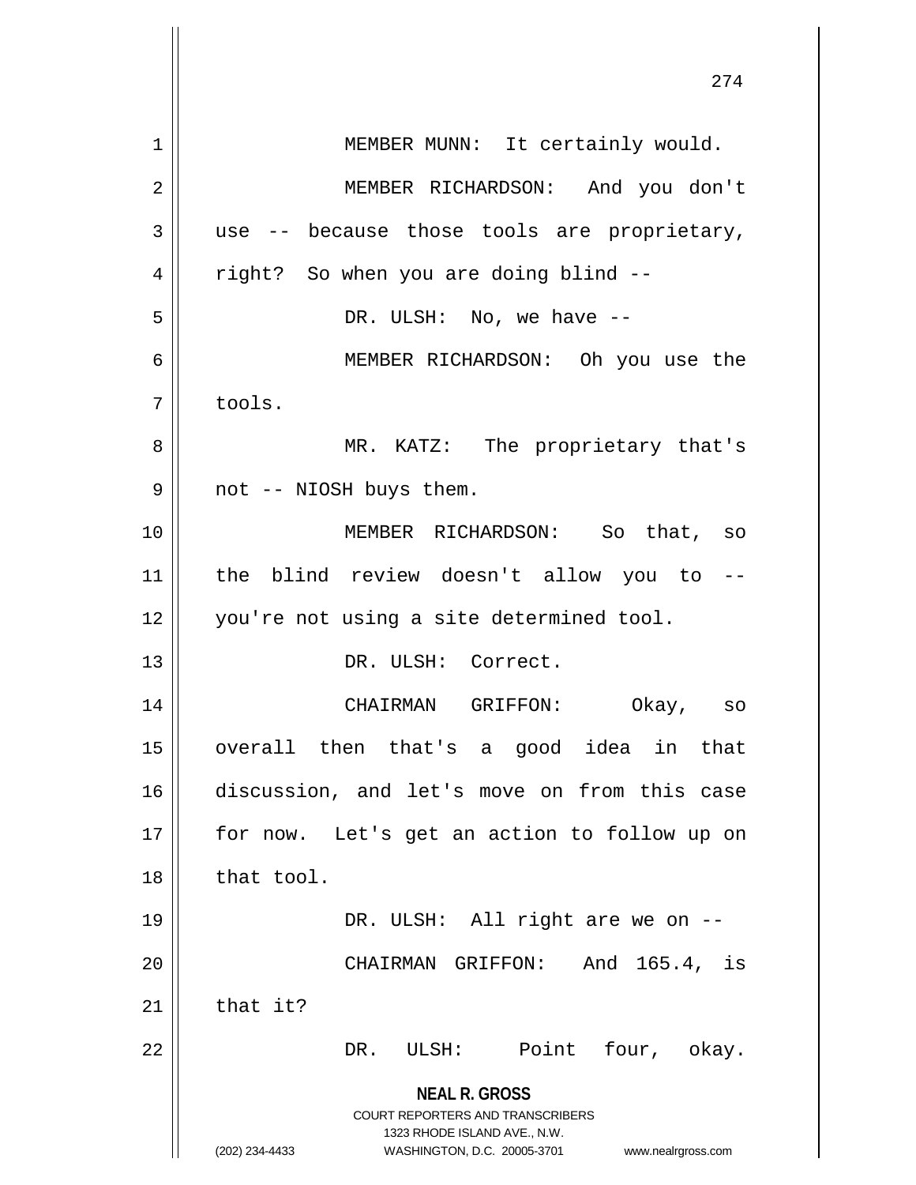MEMBER MUNN: It certainly would.

MEMBER RICHARDSON: And you don't use -- because those tools are proprietary, right? So when you are doing blind --

DR. ULSH: No, we have --

MEMBER RICHARDSON: Oh you use the tools.

MR. KATZ: The proprietary that's not -- NIOSH buys them.

MEMBER RICHARDSON: So that, so the blind review doesn't allow you to -- you're not using a site determined tool.

DR. ULSH: Correct.

CHAIRMAN GRIFFON: Okay, so overall then that's a good idea in that discussion, and let's move on from this case for now. Let's get an action to follow up on that tool.

DR. ULSH: All right are we on --

CHAIRMAN GRIFFON: And 165.4, is that it?

DR. ULSH: Point four, okay.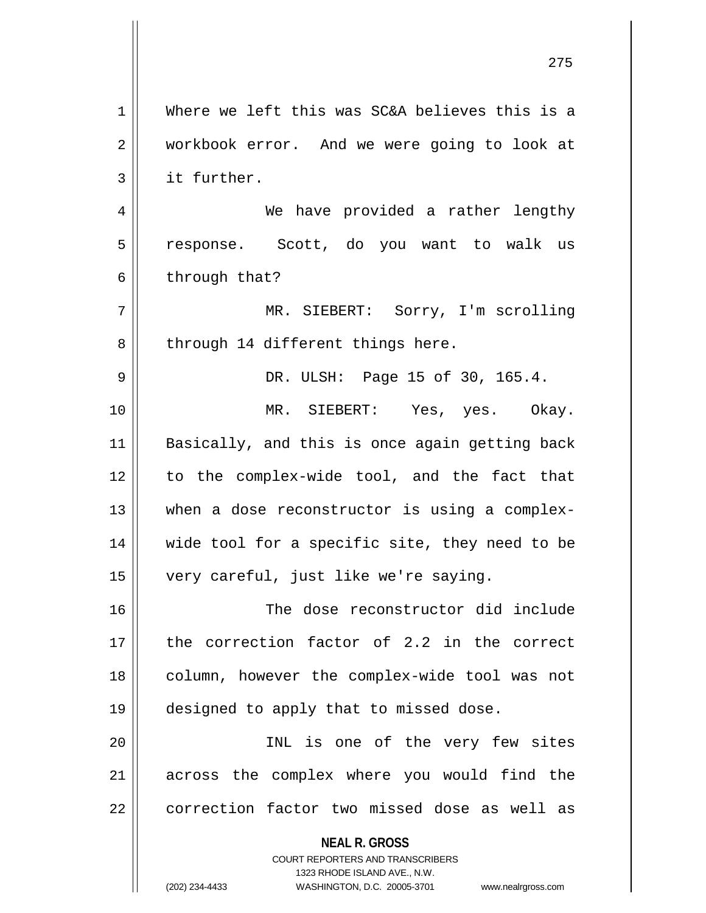Where we left this was SC&A believes this is a workbook error. And we were going to look at it further.

We have provided a rather lengthy response. Scott, do you want to walk us through that?

MR. SIEBERT: Sorry, I'm scrolling through 14 different things here.

DR. ULSH: Page 15 of 30, 165.4.

MR. SIEBERT: Yes, yes. Okay. Basically, and this is once again getting back to the complex-wide tool, and the fact that when a dose reconstructor is using a complex-wide tool for a specific site, they need to be very careful, just like we're saying.

The dose reconstructor did include the correction factor of 2.2 in the correct column, however the complex-wide tool was not designed to apply that to missed dose.

INL is one of the very few sites across the complex where you would find the correction factor two missed dose as well as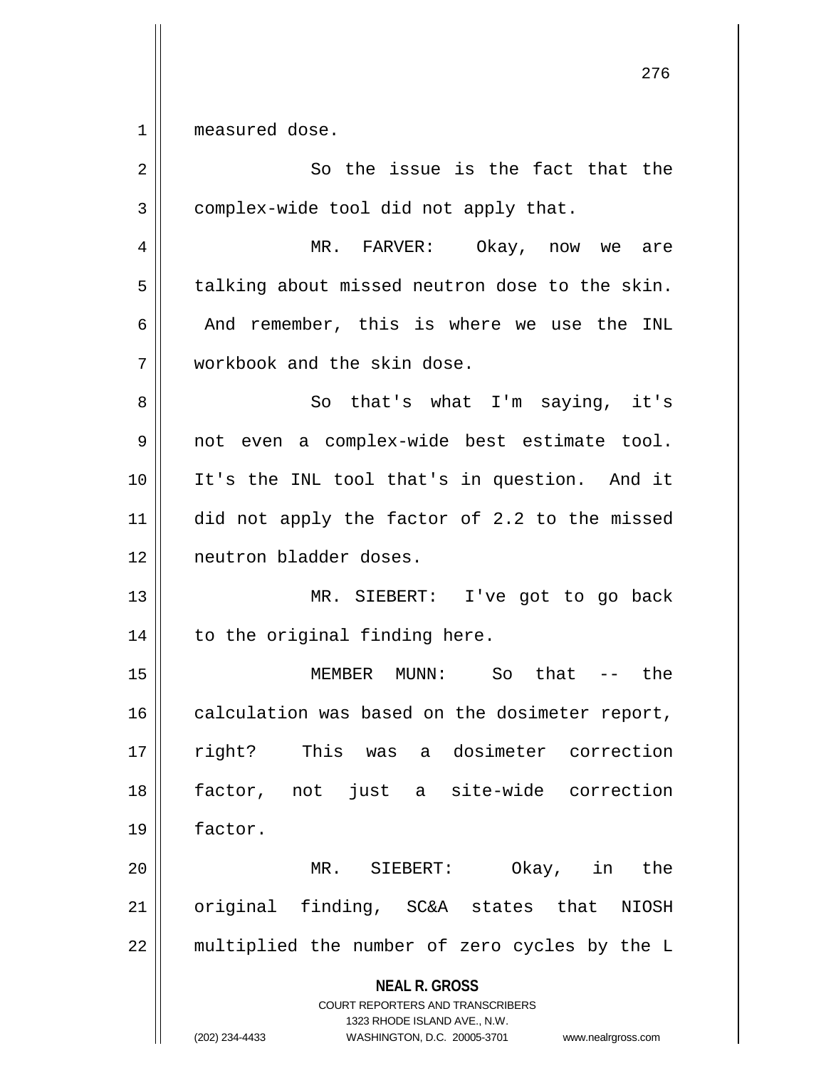measured dose.

So the issue is the fact that the complex-wide tool did not apply that.

MR. FARVER: Okay, now we are talking about missed neutron dose to the skin. And remember, this is where we use the INL workbook and the skin dose.

So that's what I'm saying, it's not even a complex-wide best estimate tool. It's the INL tool that's in question. And it did not apply the factor of 2.2 to the missed neutron bladder doses.

MR. SIEBERT: I've got to go back to the original finding here.

MEMBER MUNN: So that -- the calculation was based on the dosimeter report, right? This was a dosimeter correction factor, not just a site-wide correction factor.

MR. SIEBERT: Okay, in the original finding, SC&A states that NIOSH multiplied the number of zero cycles by the L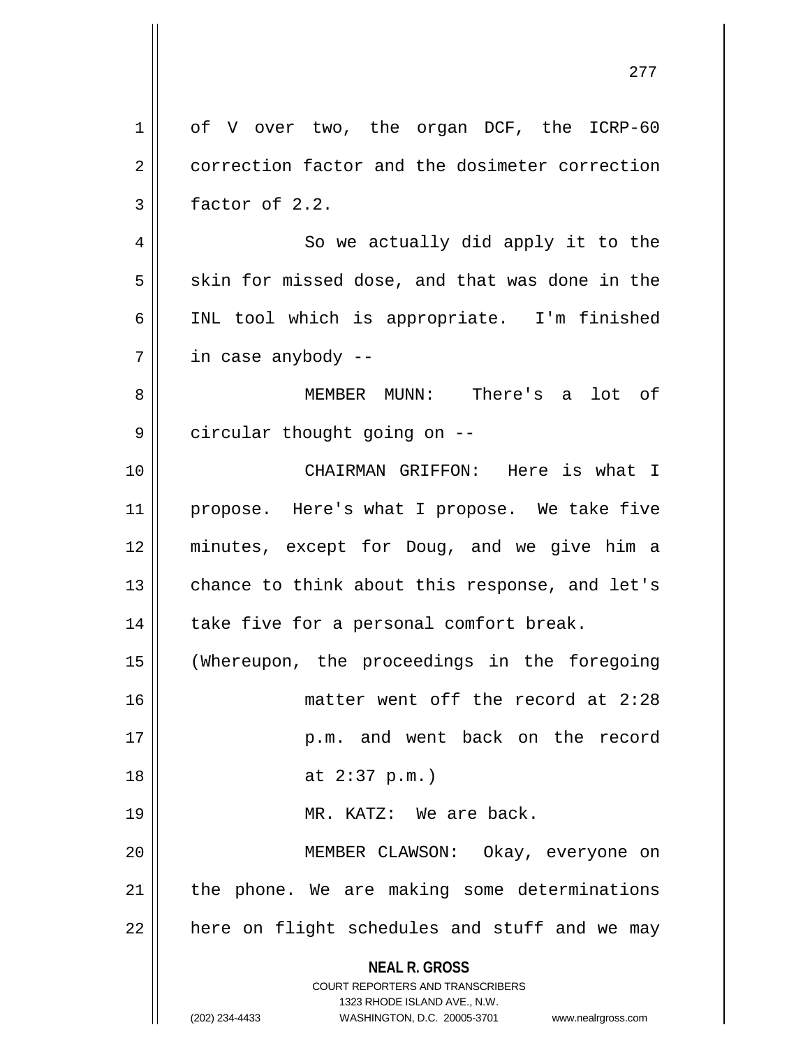of V over two, the organ DCF, the ICRP-60 correction factor and the dosimeter correction factor of 2.2.

So we actually did apply it to the skin for missed dose, and that was done in the INL tool which is appropriate. I'm finished in case anybody --

MEMBER MUNN: There's a lot of circular thought going on --

CHAIRMAN GRIFFON: Here is what I propose. Here's what I propose. We take five minutes, except for Doug, and we give him a chance to think about this response, and let's take five for a personal comfort break.

(Whereupon, the proceedings in the foregoing matter went off the record at 2:28 p.m. and went back on the record at 2:37 p.m.)

MR. KATZ: We are back.

MEMBER CLAWSON: Okay, everyone on the phone. We are making some determinations here on flight schedules and stuff and we may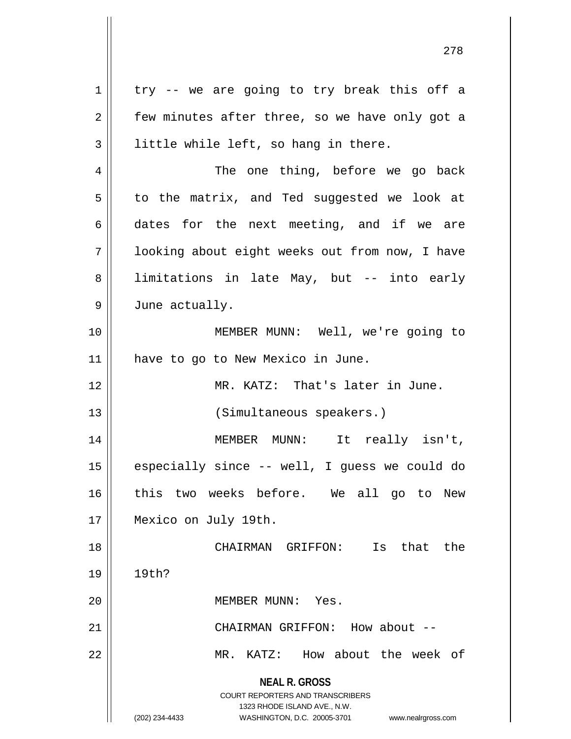try -- we are going to try break this off a few minutes after three, so we have only got a little while left, so hang in there.

The one thing, before we go back to the matrix, and Ted suggested we look at dates for the next meeting, and if we are looking about eight weeks out from now, I have limitations in late May, but -- into early June actually.

MEMBER MUNN: Well, we're going to have to go to New Mexico in June.

MR. KATZ: That's later in June.

(Simultaneous speakers.)

MEMBER MUNN: It really isn't, especially since -- well, I guess we could do this two weeks before. We all go to New Mexico on July 19th.

CHAIRMAN GRIFFON: Is that the 19th?

MEMBER MUNN: Yes.

CHAIRMAN GRIFFON: How about --

MR. KATZ: How about the week of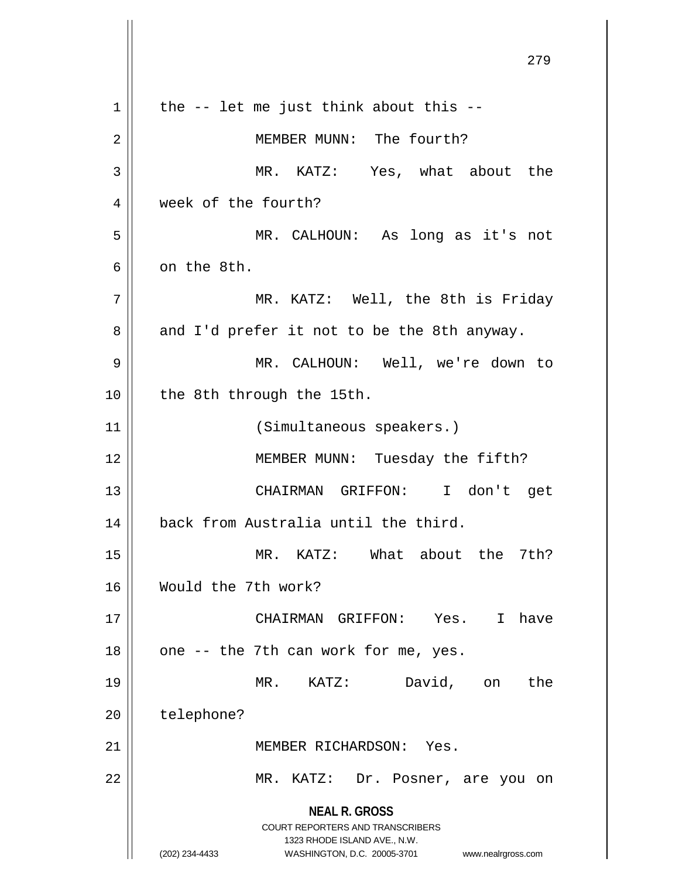the -- let me just think about this --

MEMBER MUNN: The fourth?

MR. KATZ: Yes, what about the week of the fourth?

MR. CALHOUN: As long as it's not on the 8th.

MR. KATZ: Well, the 8th is Friday and I'd prefer it not to be the 8th anyway.

MR. CALHOUN: Well, we're down to the 8th through the 15th.

(Simultaneous speakers.)

MEMBER MUNN: Tuesday the fifth?

CHAIRMAN GRIFFON: I don't get back from Australia until the third.

MR. KATZ: What about the 7th? Would the 7th work?

CHAIRMAN GRIFFON: Yes. I have one -- the 7th can work for me, yes.

MR. KATZ: David, on the telephone?

MEMBER RICHARDSON: Yes.

MR. KATZ: Dr. Posner, are you on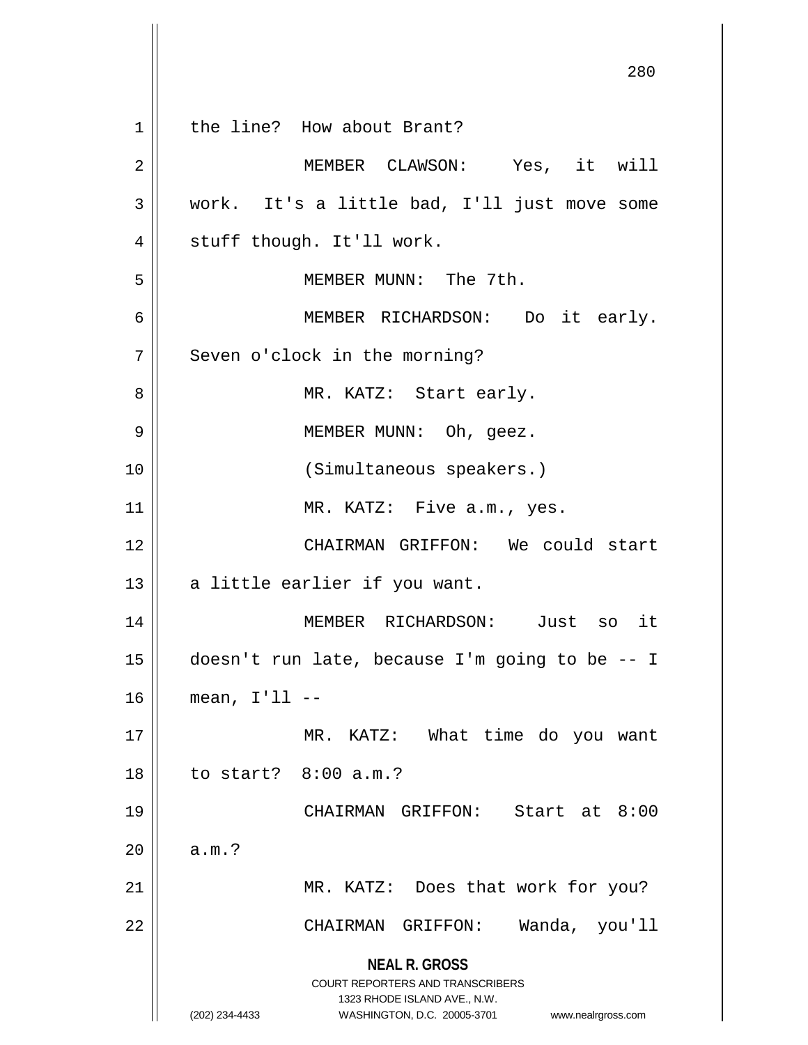the line? How about Brant?

MEMBER CLAWSON: Yes, it will work. It's a little bad, I'll just move some stuff though. It'll work.

MEMBER MUNN: The 7th.

MEMBER RICHARDSON: Do it early. Seven o'clock in the morning?

MR. KATZ: Start early.

MEMBER MUNN: Oh, geez.

(Simultaneous speakers.)

MR. KATZ: Five a.m., yes.

CHAIRMAN GRIFFON: We could start a little earlier if you want.

MEMBER RICHARDSON: Just so it doesn't run late, because I'm going to be -- I mean, I'll --

MR. KATZ: What time do you want to start? 8:00 a.m.?

CHAIRMAN GRIFFON: Start at 8:00 a.m.?

MR. KATZ: Does that work for you?

CHAIRMAN GRIFFON: Wanda, you'll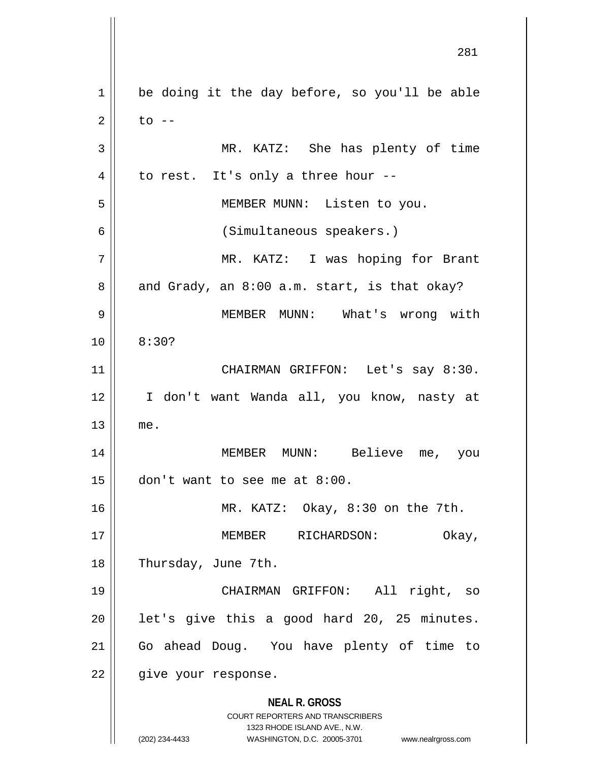be doing it the day before, so you'll be able to --

MR. KATZ: She has plenty of time to rest. It's only a three hour --

MEMBER MUNN: Listen to you.

(Simultaneous speakers.)

MR. KATZ: I was hoping for Brant and Grady, an 8:00 a.m. start, is that okay?

MEMBER MUNN: What's wrong with 8:30?

CHAIRMAN GRIFFON: Let's say 8:30. I don't want Wanda all, you know, nasty at me.

MEMBER MUNN: Believe me, you don't want to see me at 8:00.

MR. KATZ: Okay, 8:30 on the 7th.

MEMBER RICHARDSON: Okay, Thursday, June 7th.

CHAIRMAN GRIFFON: All right, so let's give this a good hard 20, 25 minutes. Go ahead Doug. You have plenty of time to give your response.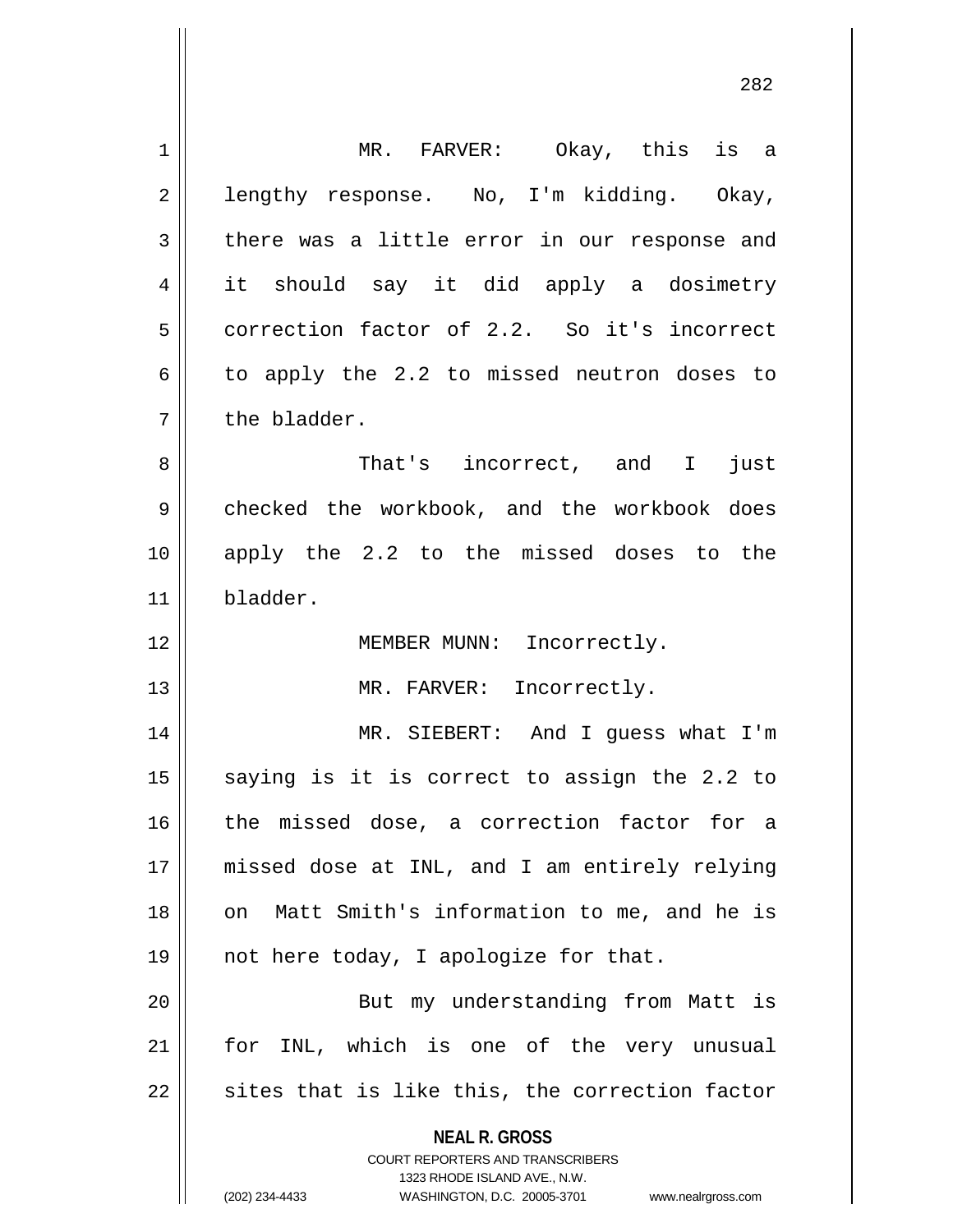MR. FARVER: Okay, this is a lengthy response. No, I'm kidding. Okay, there was a little error in our response and it should say it did apply a dosimetry correction factor of 2.2. So it's incorrect to apply the 2.2 to missed neutron doses to the bladder.

That's incorrect, and I just checked the workbook, and the workbook does apply the 2.2 to the missed doses to the bladder.

MEMBER MUNN: Incorrectly.

MR. FARVER: Incorrectly.

MR. SIEBERT: And I guess what I'm saying is it is correct to assign the 2.2 to the missed dose, a correction factor for a missed dose at INL, and I am entirely relying on Matt Smith's information to me, and he is not here today, I apologize for that.

But my understanding from Matt is for INL, which is one of the very unusual sites that is like this, the correction factor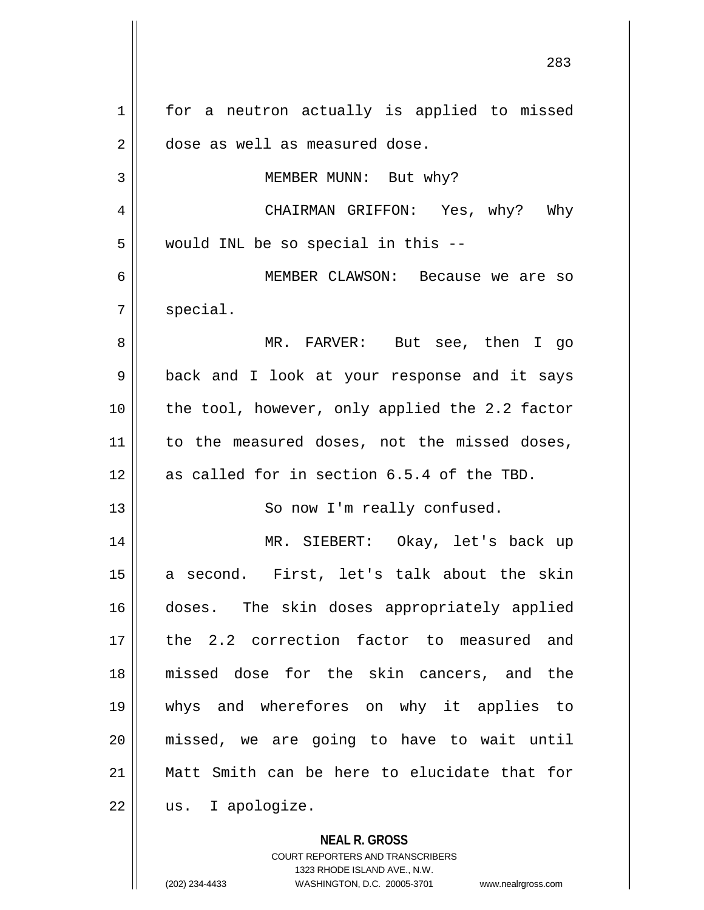for a neutron actually is applied to missed dose as well as measured dose.

MEMBER MUNN: But why?

CHAIRMAN GRIFFON: Yes, why? Why would INL be so special in this --

MEMBER CLAWSON: Because we are so special.

MR. FARVER: But see, then I go back and I look at your response and it says the tool, however, only applied the 2.2 factor to the measured doses, not the missed doses, as called for in section 6.5.4 of the TBD.

So now I'm really confused.

MR. SIEBERT: Okay, let's back up a second. First, let's talk about the skin doses. The skin doses appropriately applied the 2.2 correction factor to measured and missed dose for the skin cancers, and the whys and wherefores on why it applies to missed, we are going to have to wait until Matt Smith can be here to elucidate that for us. I apologize.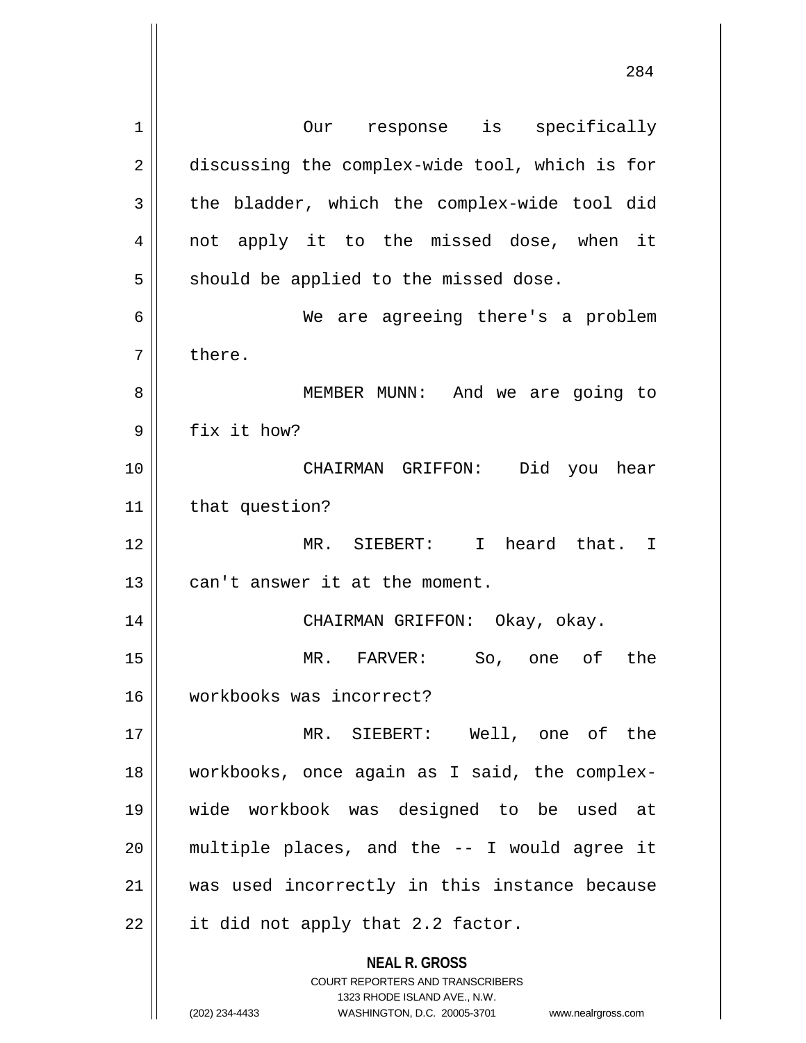Our response is specifically discussing the complex-wide tool, which is for the bladder, which the complex-wide tool did not apply it to the missed dose, when it should be applied to the missed dose.

We are agreeing there's a problem there.

MEMBER MUNN: And we are going to fix it how?

CHAIRMAN GRIFFON: Did you hear that question?

MR. SIEBERT: I heard that. I can't answer it at the moment.

CHAIRMAN GRIFFON: Okay, okay.

MR. FARVER: So, one of the workbooks was incorrect?

MR. SIEBERT: Well, one of the workbooks, once again as I said, the complex-wide workbook was designed to be used at multiple places, and the -- I would agree it was used incorrectly in this instance because it did not apply that 2.2 factor.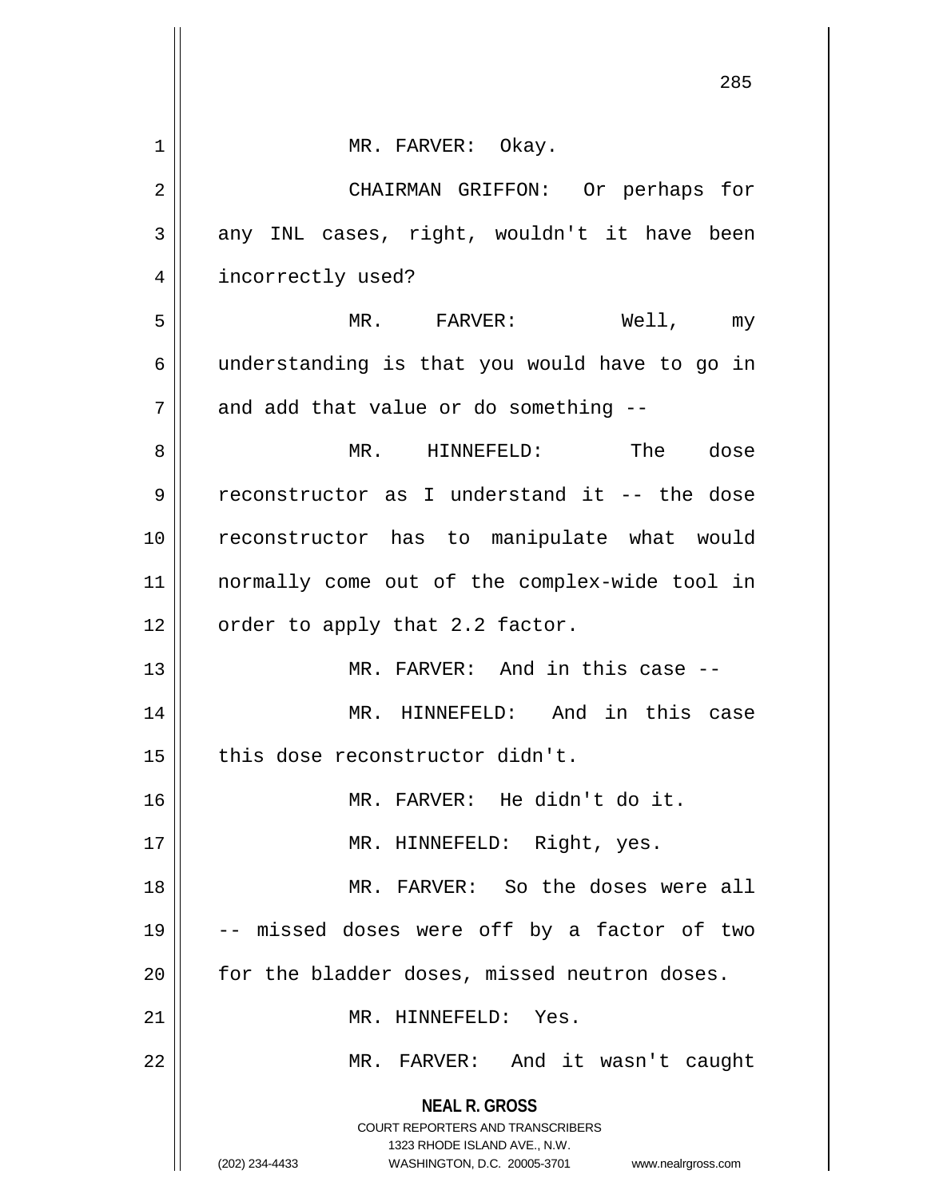MR. FARVER: Okay.

CHAIRMAN GRIFFON: Or perhaps for any INL cases, right, wouldn't it have been incorrectly used?

MR. FARVER: Well, my understanding is that you would have to go in and add that value or do something --

MR. HINNEFELD: The dose reconstructor as I understand it -- the dose reconstructor has to manipulate what would normally come out of the complex-wide tool in order to apply that 2.2 factor.

MR. FARVER: And in this case --

MR. HINNEFELD: And in this case this dose reconstructor didn't.

MR. FARVER: He didn't do it.

MR. HINNEFELD: Right, yes.

MR. FARVER: So the doses were all -- missed doses were off by a factor of two for the bladder doses, missed neutron doses.

MR. HINNEFELD: Yes.

MR. FARVER: And it wasn't caught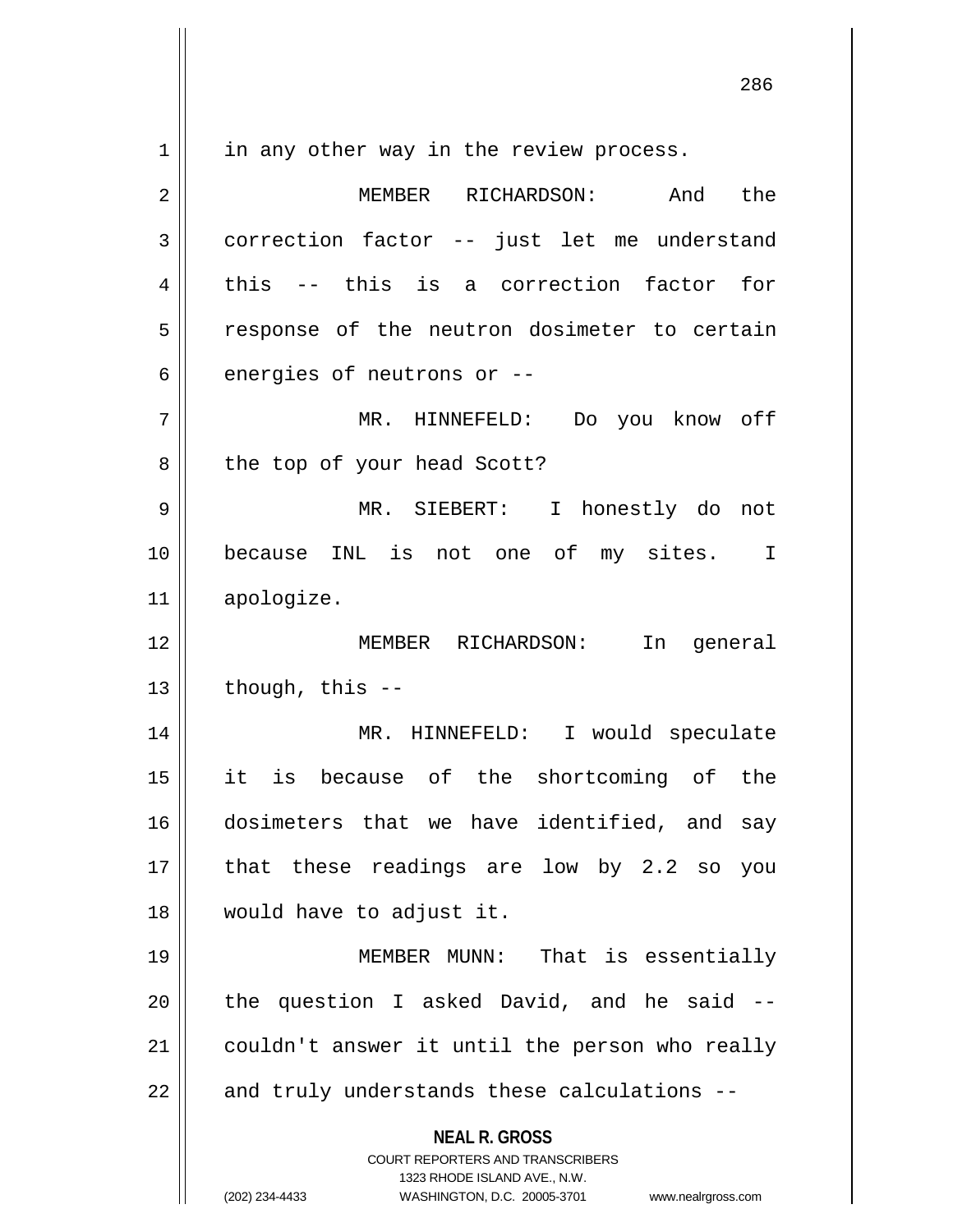in any other way in the review process.

MEMBER RICHARDSON: And the correction factor -- just let me understand this -- this is a correction factor for response of the neutron dosimeter to certain energies of neutrons or --

MR. HINNEFELD: Do you know off the top of your head Scott?

MR. SIEBERT: I honestly do not because INL is not one of my sites. I apologize.

MEMBER RICHARDSON: In general though, this --

MR. HINNEFELD: I would speculate it is because of the shortcoming of the dosimeters that we have identified, and say that these readings are low by 2.2 so you would have to adjust it.

MEMBER MUNN: That is essentially the question I asked David, and he said -- couldn't answer it until the person who really and truly understands these calculations --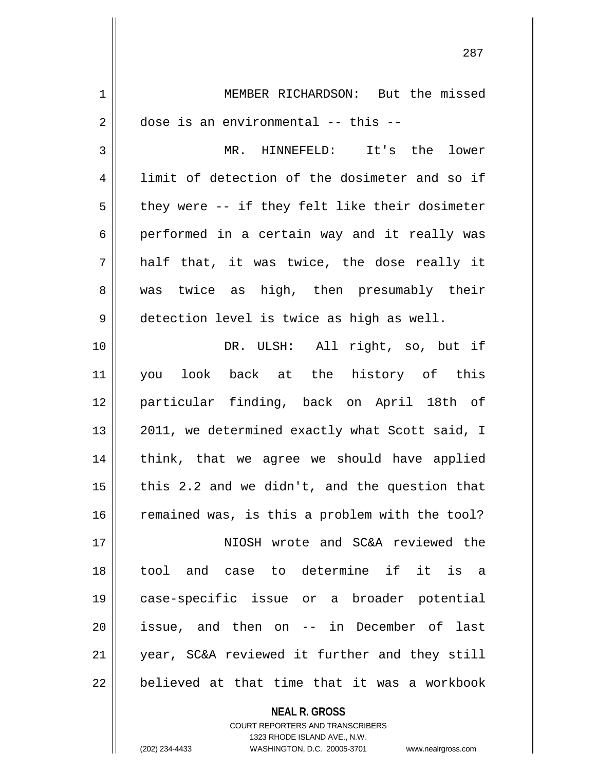MEMBER RICHARDSON: But the missed dose is an environmental -- this --

MR. HINNEFELD: It's the lower limit of detection of the dosimeter and so if they were -- if they felt like their dosimeter performed in a certain way and it really was half that, it was twice, the dose really it was twice as high, then presumably their detection level is twice as high as well.

DR. ULSH: All right, so, but if you look back at the history of this particular finding, back on April 18th of 2011, we determined exactly what Scott said, I think, that we agree we should have applied this 2.2 and we didn't, and the question that remained was, is this a problem with the tool?

NIOSH wrote and SC&A reviewed the tool and case to determine if it is a case-specific issue or a broader potential issue, and then on -- in December of last year, SC&A reviewed it further and they still believed at that time that it was a workbook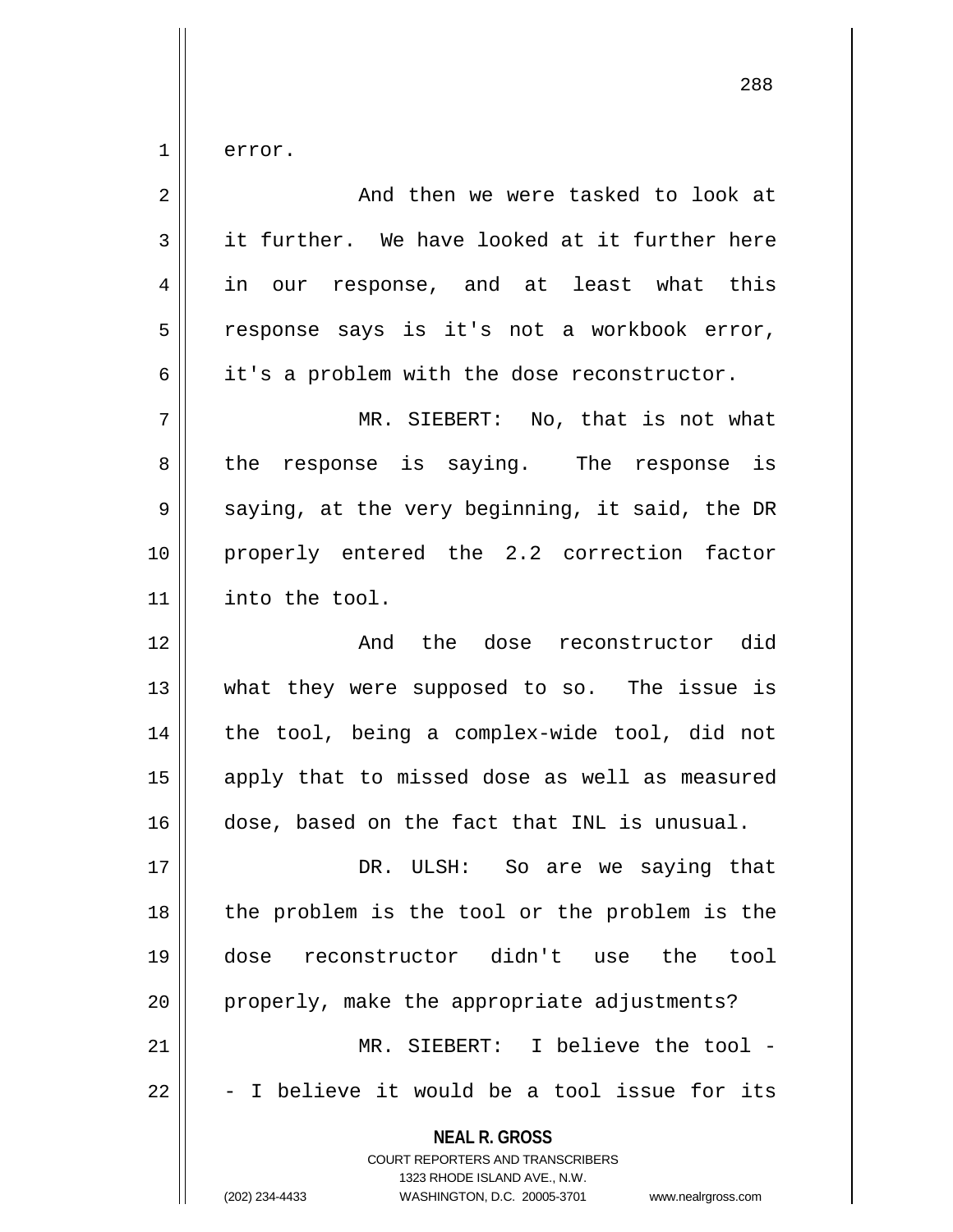error.

And then we were tasked to look at it further. We have looked at it further here in our response, and at least what this response says is it's not a workbook error, it's a problem with the dose reconstructor.

MR. SIEBERT: No, that is not what the response is saying. The response is saying, at the very beginning, it said, the DR properly entered the 2.2 correction factor into the tool.

And the dose reconstructor did what they were supposed to so. The issue is the tool, being a complex-wide tool, did not apply that to missed dose as well as measured dose, based on the fact that INL is unusual.

DR. ULSH: So are we saying that the problem is the tool or the problem is the dose reconstructor didn't use the tool properly, make the appropriate adjustments?

MR. SIEBERT: I believe the tool -- I believe it would be a tool issue for its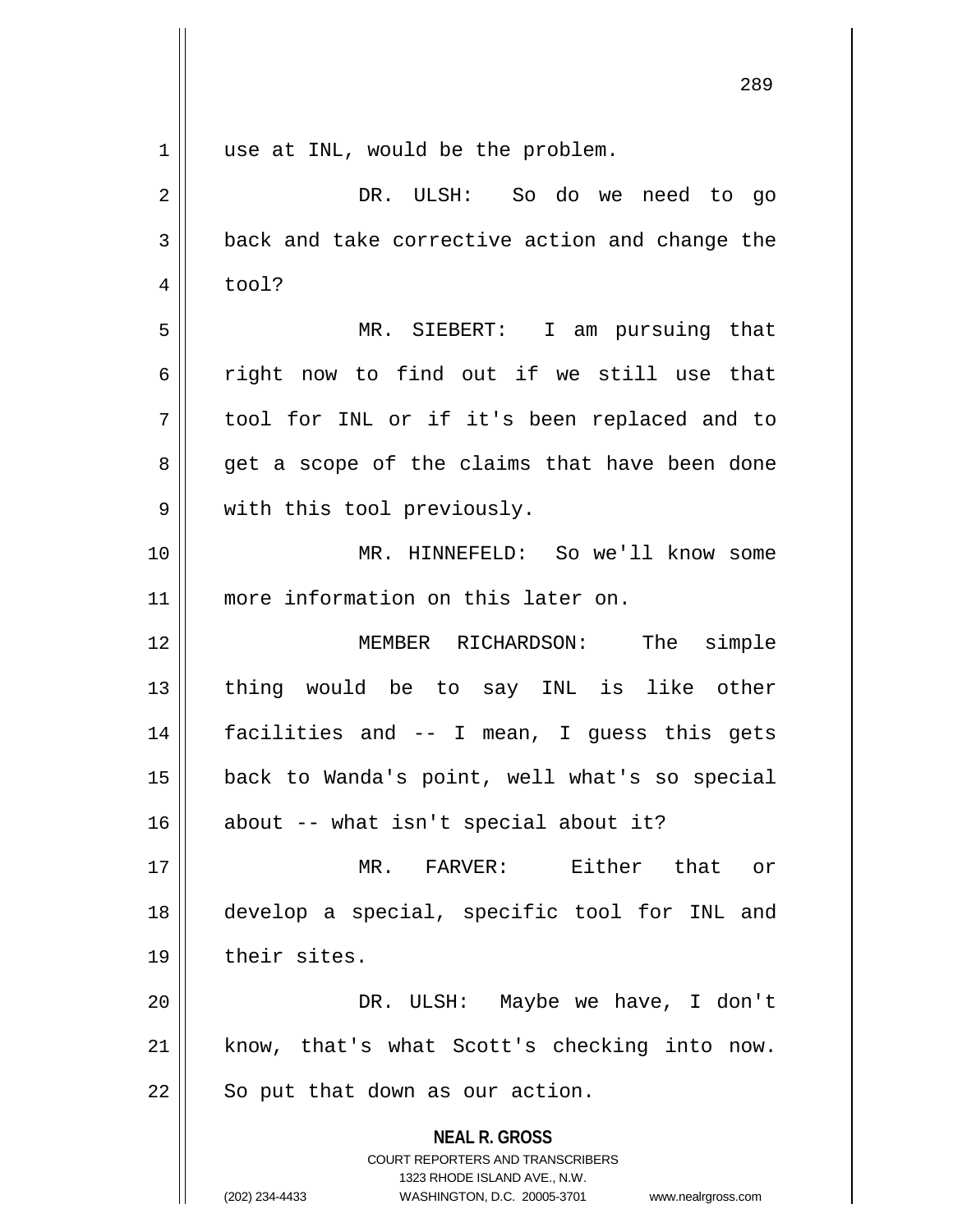use at INL, would be the problem.

DR. ULSH: So do we need to go back and take corrective action and change the tool?

MR. SIEBERT: I am pursuing that right now to find out if we still use that tool for INL or if it's been replaced and to get a scope of the claims that have been done with this tool previously.

MR. HINNEFELD: So we'll know some more information on this later on.

MEMBER RICHARDSON: The simple thing would be to say INL is like other facilities and -- I mean, I guess this gets back to Wanda's point, well what's so special about -- what isn't special about it?

MR. FARVER: Either that or develop a special, specific tool for INL and their sites.

DR. ULSH: Maybe we have, I don't know, that's what Scott's checking into now. So put that down as our action.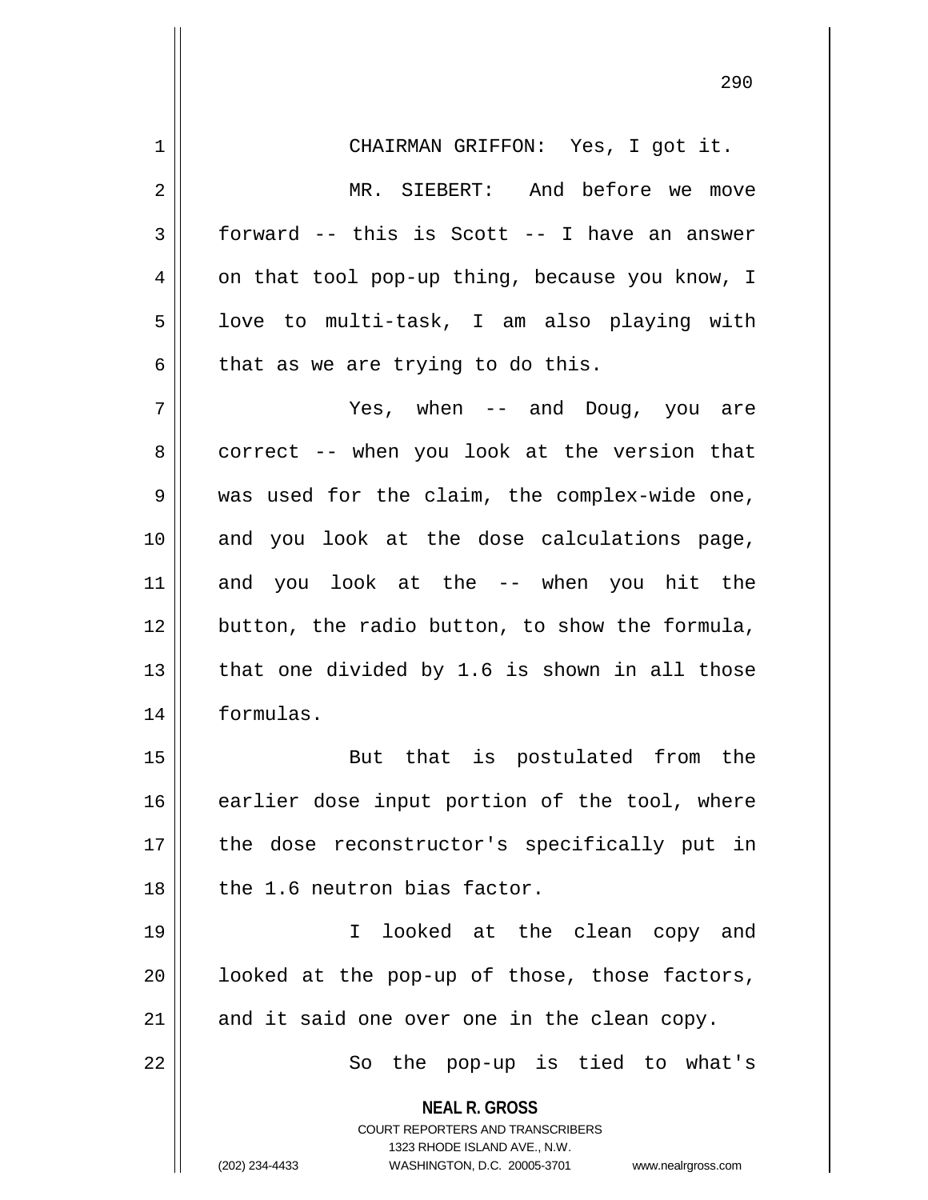CHAIRMAN GRIFFON: Yes, I got it.

MR. SIEBERT: And before we move forward -- this is Scott -- I have an answer on that tool pop-up thing, because you know, I love to multi-task, I am also playing with that as we are trying to do this.

Yes, when -- and Doug, you are correct -- when you look at the version that was used for the claim, the complex-wide one, and you look at the dose calculations page, and you look at the -- when you hit the button, the radio button, to show the formula, that one divided by 1.6 is shown in all those formulas.

But that is postulated from the earlier dose input portion of the tool, where the dose reconstructor's specifically put in the 1.6 neutron bias factor.

I looked at the clean copy and looked at the pop-up of those, those factors, and it said one over one in the clean copy.

So the pop-up is tied to what's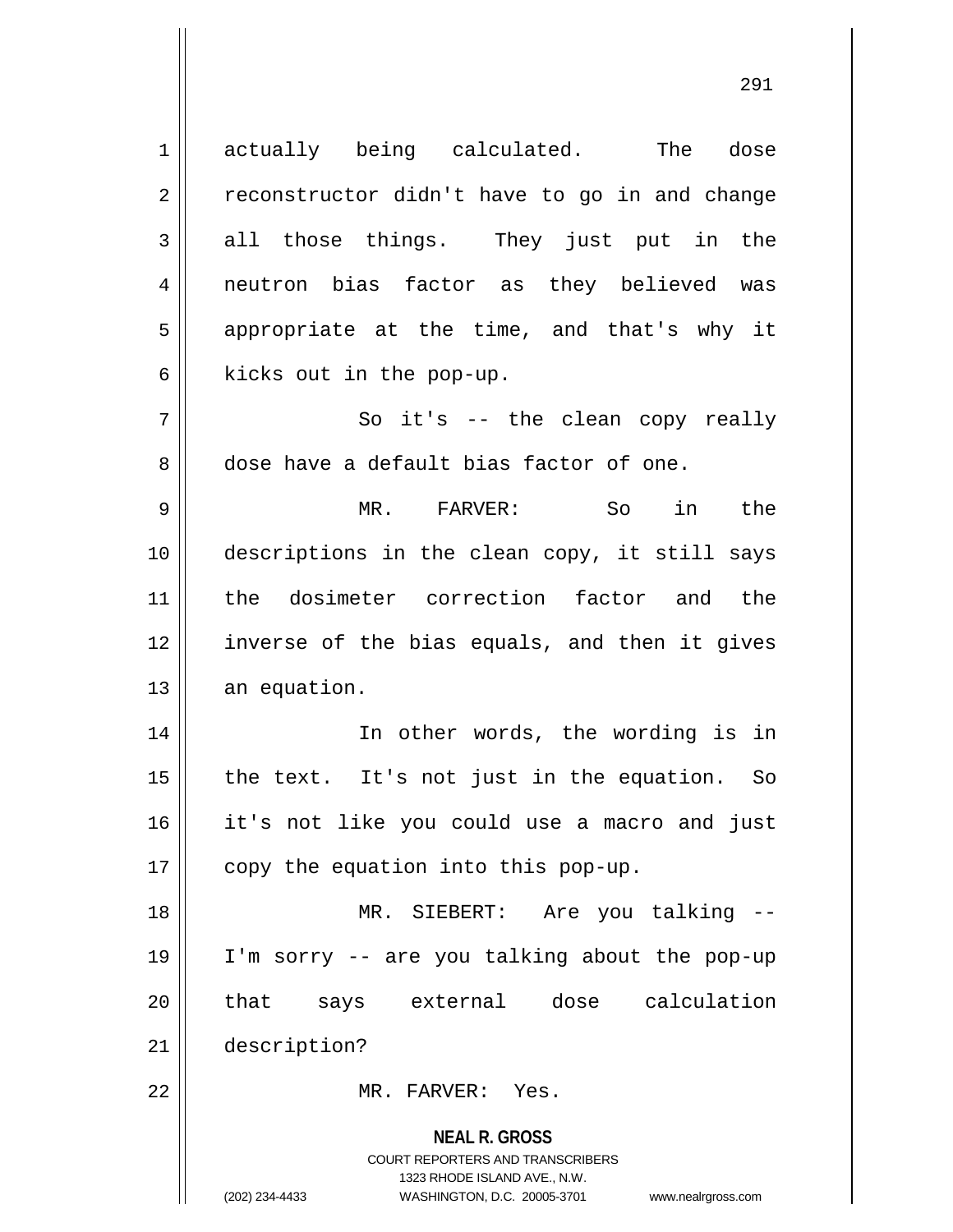actually being calculated. The dose reconstructor didn't have to go in and change all those things. They just put in the neutron bias factor as they believed was appropriate at the time, and that's why it kicks out in the pop-up.

So it's -- the clean copy really dose have a default bias factor of one.

MR. FARVER: So in the descriptions in the clean copy, it still says the dosimeter correction factor and the inverse of the bias equals, and then it gives an equation.

In other words, the wording is in the text. It's not just in the equation. So it's not like you could use a macro and just copy the equation into this pop-up.

MR. SIEBERT: Are you talking -- I'm sorry -- are you talking about the pop-up that says external dose calculation description?

MR. FARVER: Yes.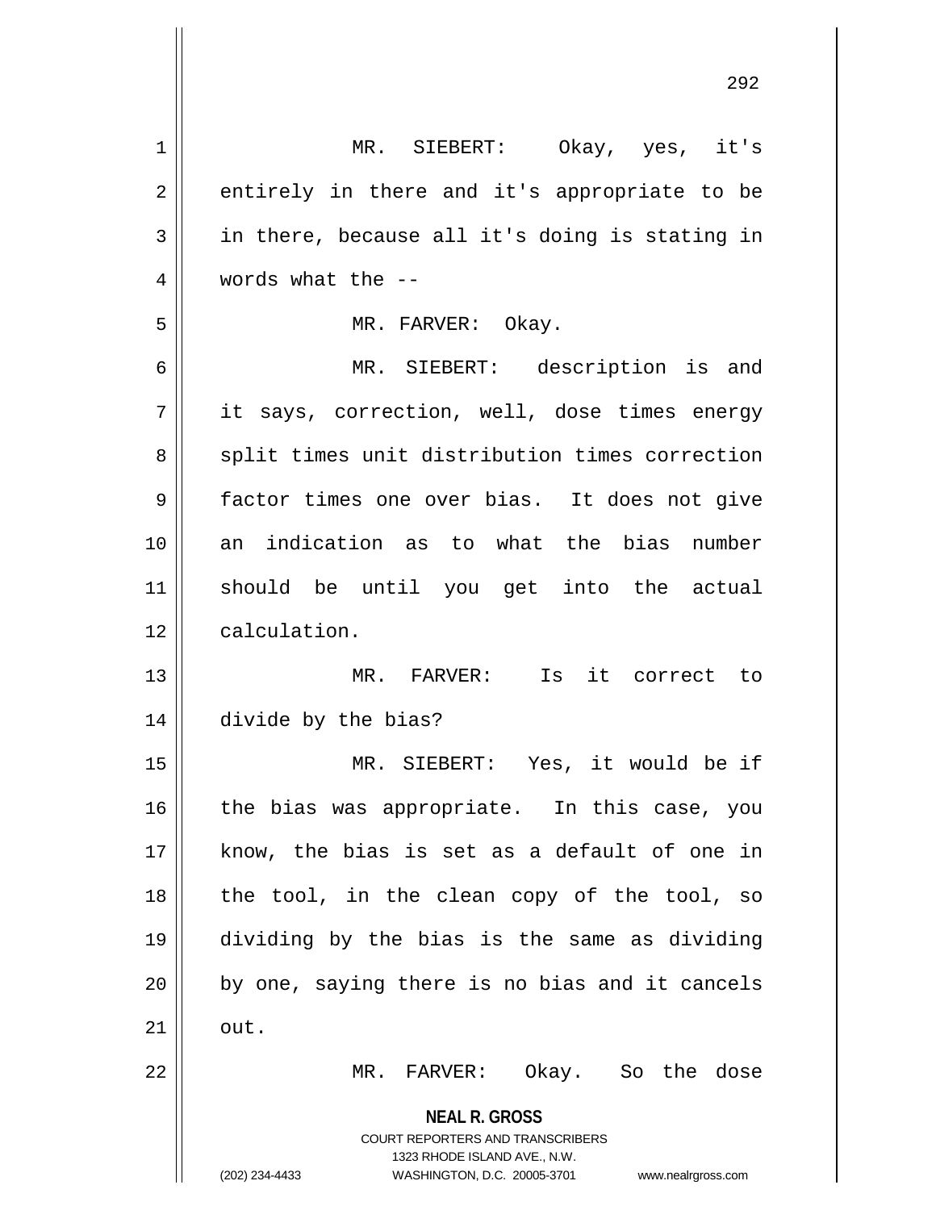MR. SIEBERT: Okay, yes, it's entirely in there and it's appropriate to be in there, because all it's doing is stating in words what the --

MR. FARVER: Okay.

MR. SIEBERT: description is and it says, correction, well, dose times energy split times unit distribution times correction factor times one over bias. It does not give an indication as to what the bias number should be until you get into the actual calculation.

MR. FARVER: Is it correct to divide by the bias?

MR. SIEBERT: Yes, it would be if the bias was appropriate. In this case, you know, the bias is set as a default of one in the tool, in the clean copy of the tool, so dividing by the bias is the same as dividing by one, saying there is no bias and it cancels out.

MR. FARVER: Okay. So the dose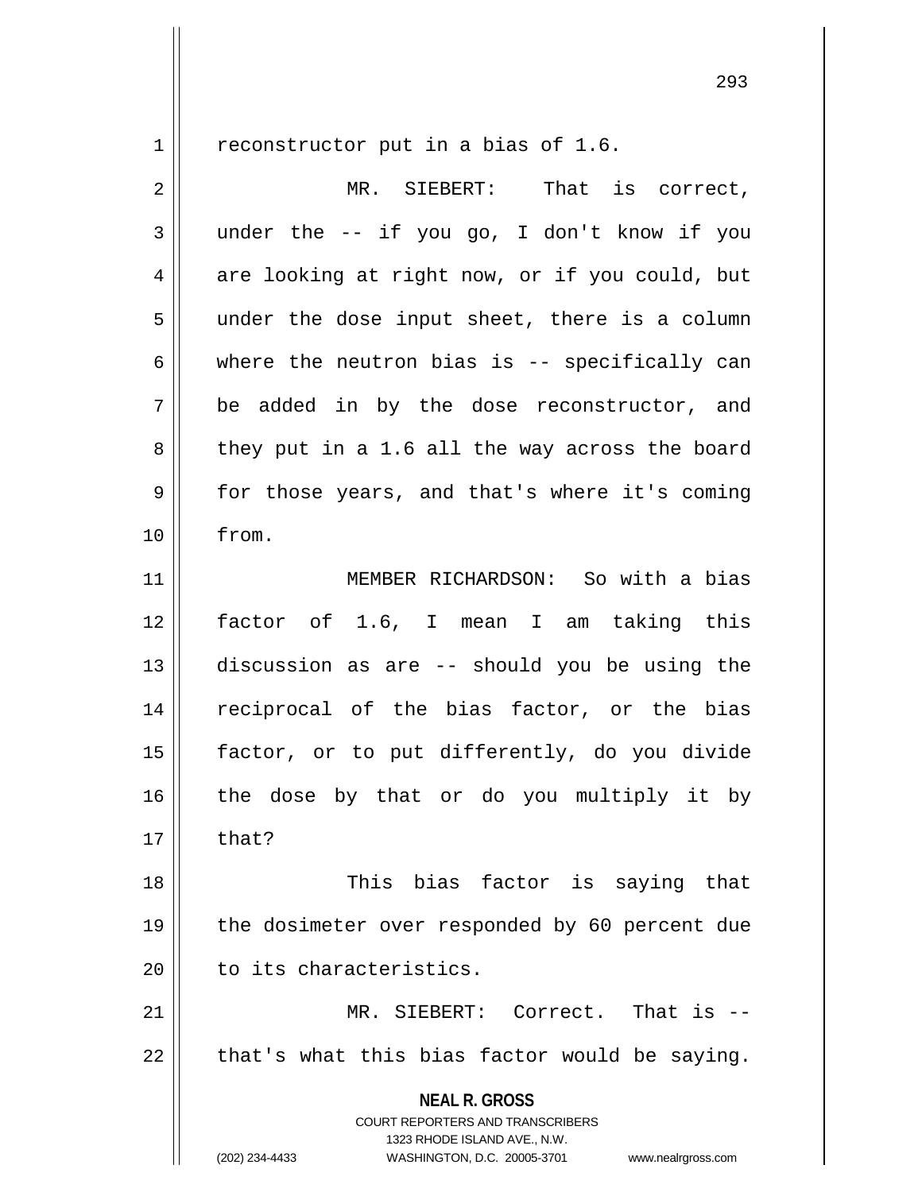reconstructor put in a bias of 1.6.

MR. SIEBERT: That is correct, under the -- if you go, I don't know if you are looking at right now, or if you could, but under the dose input sheet, there is a column where the neutron bias is -- specifically can be added in by the dose reconstructor, and they put in a 1.6 all the way across the board for those years, and that's where it's coming from.

MEMBER RICHARDSON: So with a bias factor of 1.6, I mean I am taking this discussion as are -- should you be using the reciprocal of the bias factor, or the bias factor, or to put differently, do you divide the dose by that or do you multiply it by that?

This bias factor is saying that the dosimeter over responded by 60 percent due to its characteristics.

MR. SIEBERT: Correct. That is -- that's what this bias factor would be saying.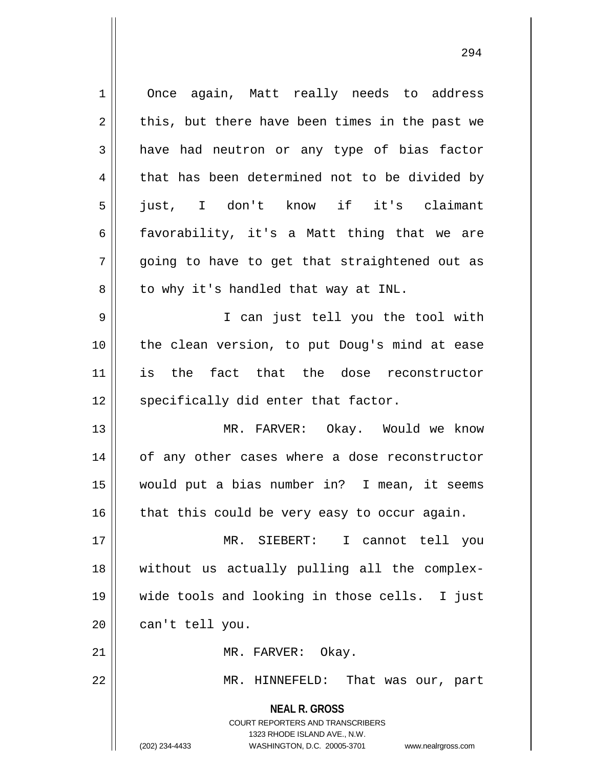Once again, Matt really needs to address this, but there have been times in the past we have had neutron or any type of bias factor that has been determined not to be divided by just, I don't know if it's claimant favorability, it's a Matt thing that we are going to have to get that straightened out as to why it's handled that way at INL.

I can just tell you the tool with the clean version, to put Doug's mind at ease is the fact that the dose reconstructor specifically did enter that factor.

MR. FARVER: Okay. Would we know of any other cases where a dose reconstructor would put a bias number in? I mean, it seems that this could be very easy to occur again.

MR. SIEBERT: I cannot tell you without us actually pulling all the complex-wide tools and looking in those cells. I just can't tell you.

MR. FARVER: Okay.

MR. HINNEFELD: That was our, part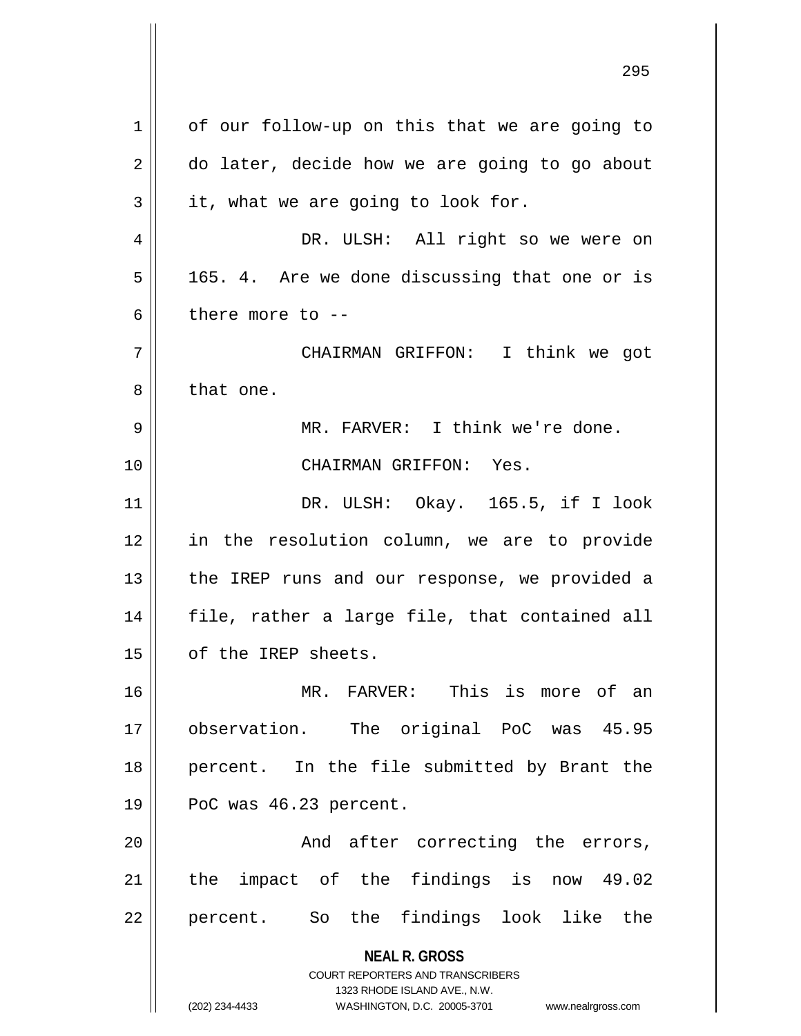of our follow-up on this that we are going to do later, decide how we are going to go about it, what we are going to look for.

DR. ULSH: All right so we were on 165. 4. Are we done discussing that one or is there more to --

CHAIRMAN GRIFFON: I think we got that one.

MR. FARVER: I think we're done.

CHAIRMAN GRIFFON: Yes.

DR. ULSH: Okay. 165.5, if I look in the resolution column, we are to provide the IREP runs and our response, we provided a file, rather a large file, that contained all of the IREP sheets.

MR. FARVER: This is more of an observation. The original PoC was 45.95 percent. In the file submitted by Brant the PoC was 46.23 percent.

And after correcting the errors, the impact of the findings is now 49.02 percent. So the findings look like the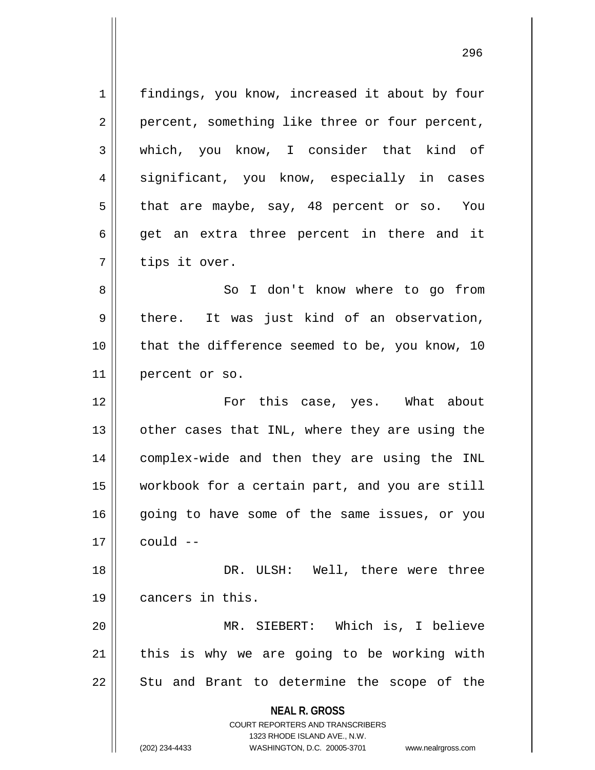findings, you know, increased it about by four percent, something like three or four percent, which, you know, I consider that kind of significant, you know, especially in cases that are maybe, say, 48 percent or so. You get an extra three percent in there and it tips it over.

So I don't know where to go from there. It was just kind of an observation, that the difference seemed to be, you know, 10 percent or so.

For this case, yes. What about other cases that INL, where they are using the complex-wide and then they are using the INL workbook for a certain part, and you are still going to have some of the same issues, or you could --

DR. ULSH: Well, there were three cancers in this.

MR. SIEBERT: Which is, I believe this is why we are going to be working with Stu and Brant to determine the scope of the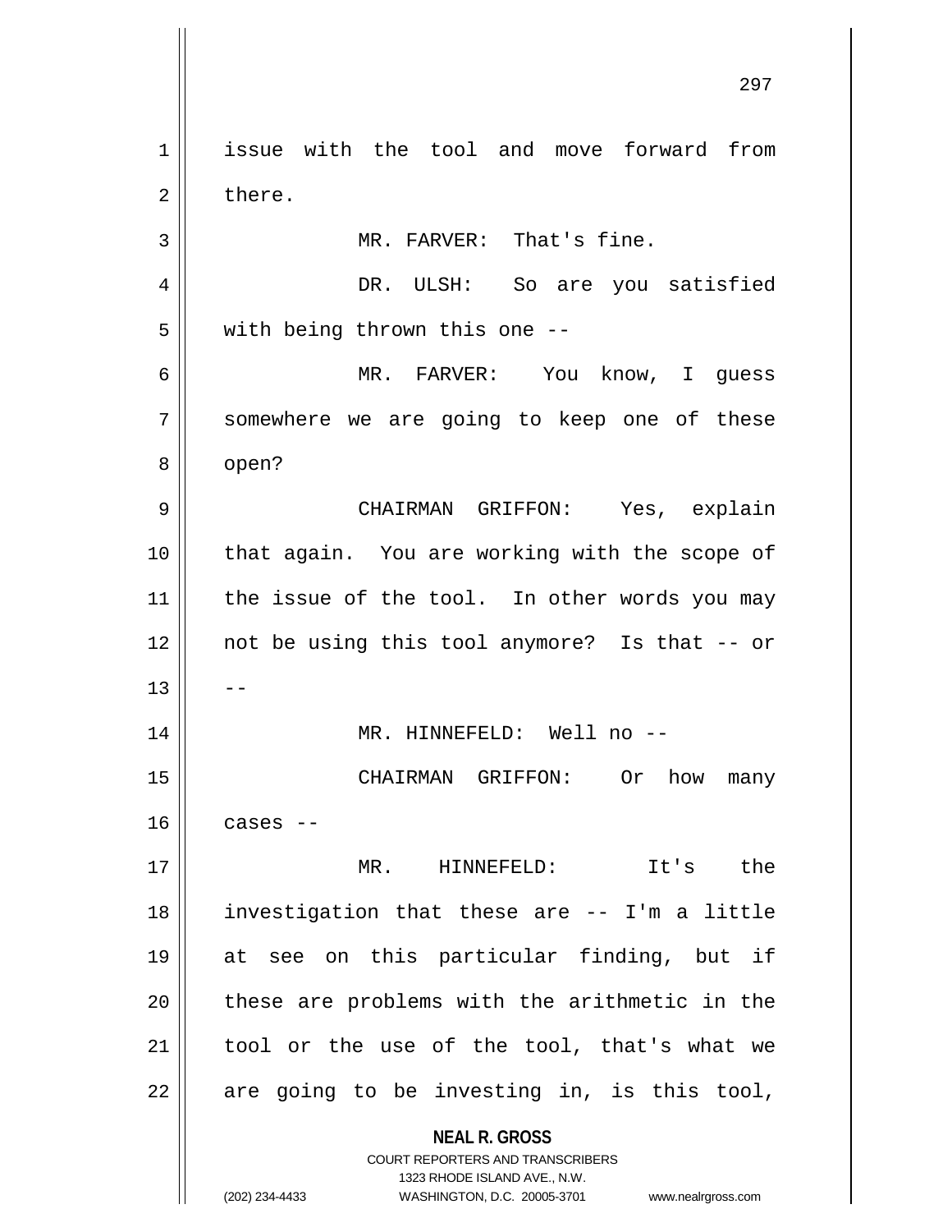issue with the tool and move forward from there.

MR. FARVER: That's fine.

DR. ULSH: So are you satisfied with being thrown this one --

MR. FARVER: You know, I guess somewhere we are going to keep one of these open?

CHAIRMAN GRIFFON: Yes, explain that again. You are working with the scope of the issue of the tool. In other words you may not be using this tool anymore? Is that -- or --

MR. HINNEFELD: Well no --

CHAIRMAN GRIFFON: Or how many cases --

MR. HINNEFELD: It's the investigation that these are -- I'm a little at see on this particular finding, but if these are problems with the arithmetic in the tool or the use of the tool, that's what we are going to be investing in, is this tool,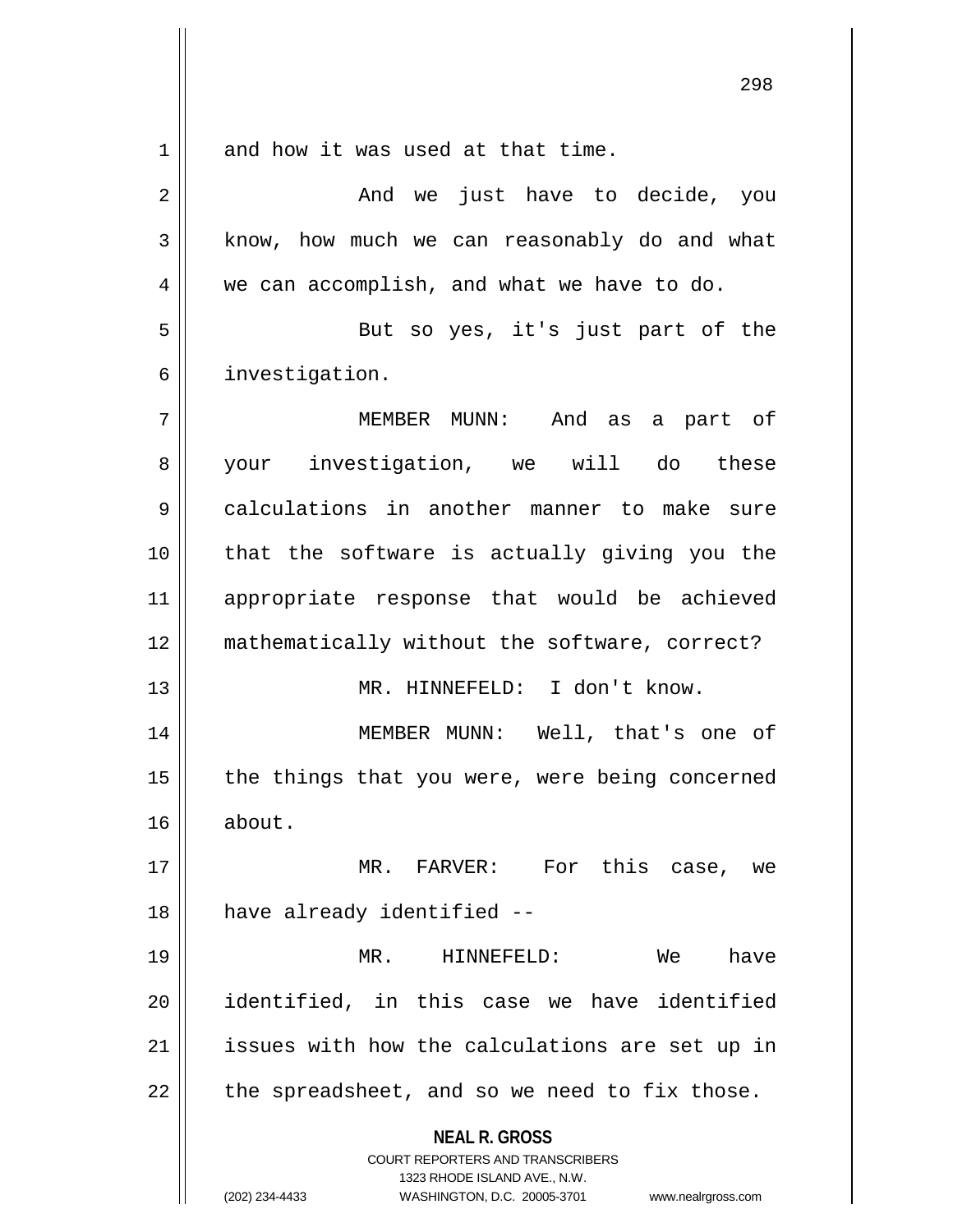and how it was used at that time.

And we just have to decide, you know, how much we can reasonably do and what we can accomplish, and what we have to do.

But so yes, it's just part of the investigation.

MEMBER MUNN: And as a part of your investigation, we will do these calculations in another manner to make sure that the software is actually giving you the appropriate response that would be achieved mathematically without the software, correct?

MR. HINNEFELD: I don't know.

MEMBER MUNN: Well, that's one of the things that you were, were being concerned about.

MR. FARVER: For this case, we have already identified --

MR. HINNEFELD: We have identified, in this case we have identified issues with how the calculations are set up in the spreadsheet, and so we need to fix those.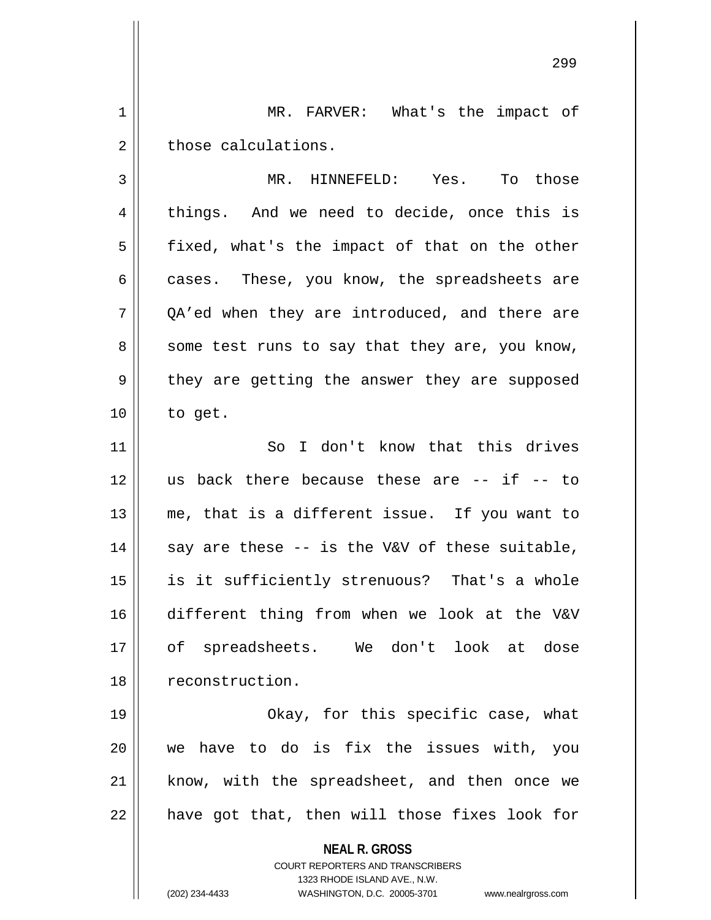MR. FARVER: What's the impact of those calculations.

MR. HINNEFELD: Yes. To those things. And we need to decide, once this is fixed, what's the impact of that on the other cases. These, you know, the spreadsheets are QA'ed when they are introduced, and there are some test runs to say that they are, you know, they are getting the answer they are supposed to get.

So I don't know that this drives us back there because these are -- if -- to me, that is a different issue. If you want to say are these -- is the V&V of these suitable, is it sufficiently strenuous? That's a whole different thing from when we look at the V&V of spreadsheets. We don't look at dose reconstruction.

Okay, for this specific case, what we have to do is fix the issues with, you know, with the spreadsheet, and then once we have got that, then will those fixes look for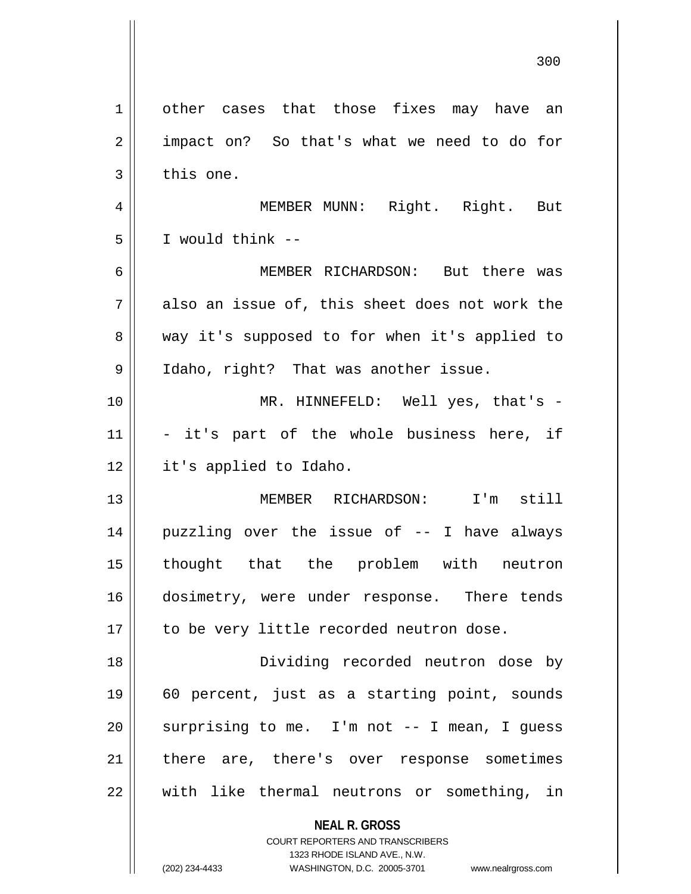other cases that those fixes may have an impact on? So that's what we need to do for this one.

MEMBER MUNN: Right. Right. But I would think --

MEMBER RICHARDSON: But there was also an issue of, this sheet does not work the way it's supposed to for when it's applied to Idaho, right? That was another issue.

MR. HINNEFELD: Well yes, that's -- it's part of the whole business here, if it's applied to Idaho.

MEMBER RICHARDSON: I'm still puzzling over the issue of -- I have always thought that the problem with neutron dosimetry, were under response. There tends to be very little recorded neutron dose.

Dividing recorded neutron dose by 60 percent, just as a starting point, sounds surprising to me. I'm not -- I mean, I guess there are, there's over response sometimes with like thermal neutrons or something, in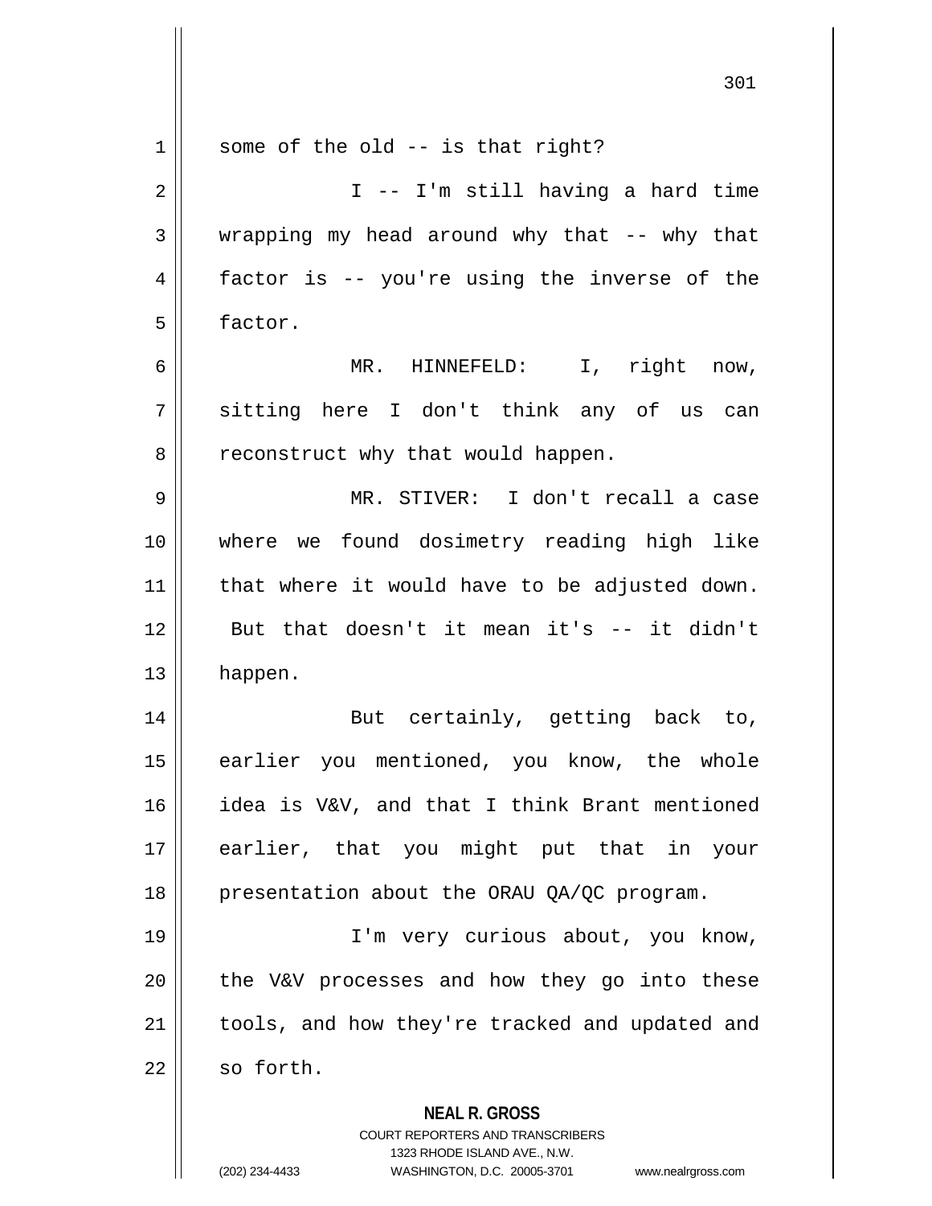some of the old -- is that right?

I -- I'm still having a hard time wrapping my head around why that -- why that factor is -- you're using the inverse of the factor.

MR. HINNEFELD: I, right now, sitting here I don't think any of us can reconstruct why that would happen.

MR. STIVER: I don't recall a case where we found dosimetry reading high like that where it would have to be adjusted down. But that doesn't it mean it's -- it didn't happen.

But certainly, getting back to, earlier you mentioned, you know, the whole idea is V&V, and that I think Brant mentioned earlier, that you might put that in your presentation about the ORAU QA/QC program.

I'm very curious about, you know, the V&V processes and how they go into these tools, and how they're tracked and updated and so forth.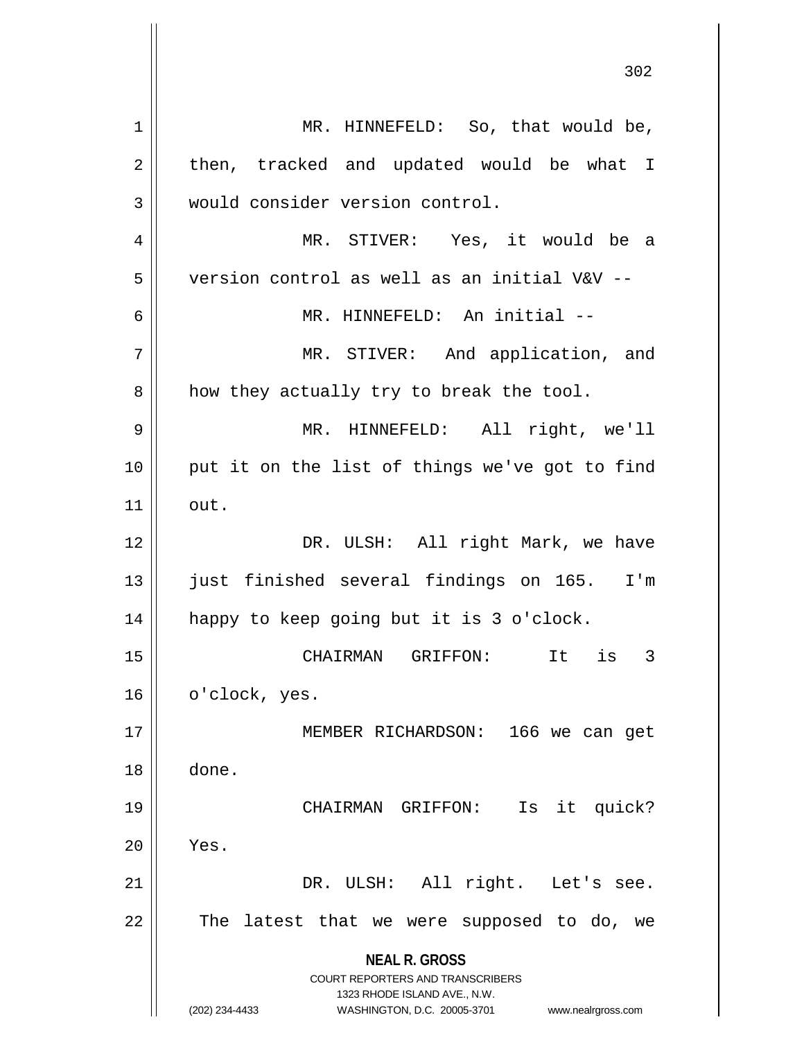MR. HINNEFELD: So, that would be, then, tracked and updated would be what I would consider version control.

MR. STIVER: Yes, it would be a version control as well as an initial V&V --

MR. HINNEFELD: An initial --

MR. STIVER: And application, and how they actually try to break the tool.

MR. HINNEFELD: All right, we'll put it on the list of things we've got to find out.

DR. ULSH: All right Mark, we have just finished several findings on 165. I'm happy to keep going but it is 3 o'clock.

CHAIRMAN GRIFFON: It is 3 o'clock, yes.

MEMBER RICHARDSON: 166 we can get done.

CHAIRMAN GRIFFON: Is it quick? Yes.

DR. ULSH: All right. Let's see. The latest that we were supposed to do, we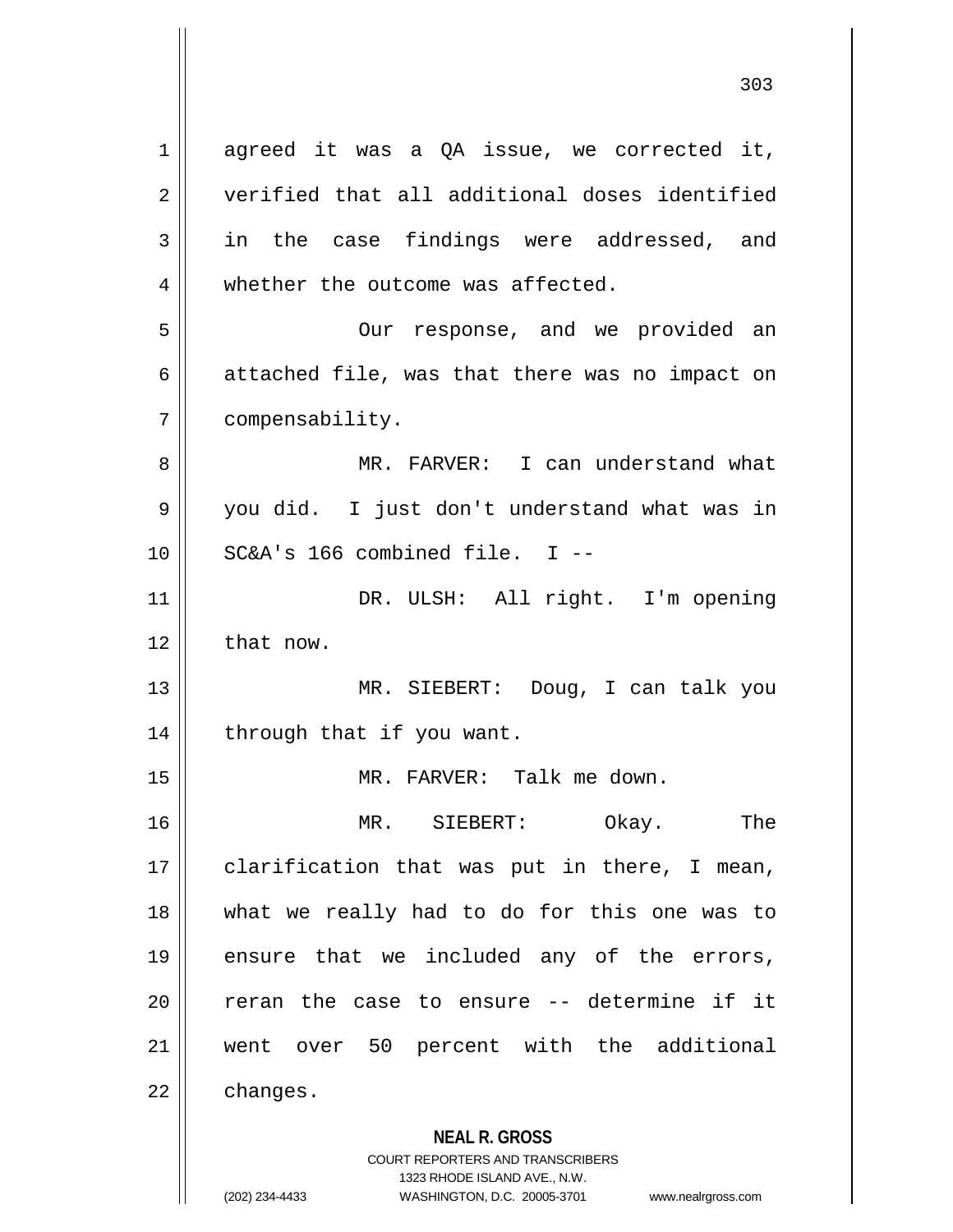agreed it was a QA issue, we corrected it, verified that all additional doses identified in the case findings were addressed, and whether the outcome was affected.

Our response, and we provided an attached file, was that there was no impact on compensability.

MR. FARVER: I can understand what you did. I just don't understand what was in SC&A's 166 combined file. I --

DR. ULSH: All right. I'm opening that now.

MR. SIEBERT: Doug, I can talk you through that if you want.

MR. FARVER: Talk me down.

MR. SIEBERT: Okay. The clarification that was put in there, I mean, what we really had to do for this one was to ensure that we included any of the errors, reran the case to ensure -- determine if it went over 50 percent with the additional changes.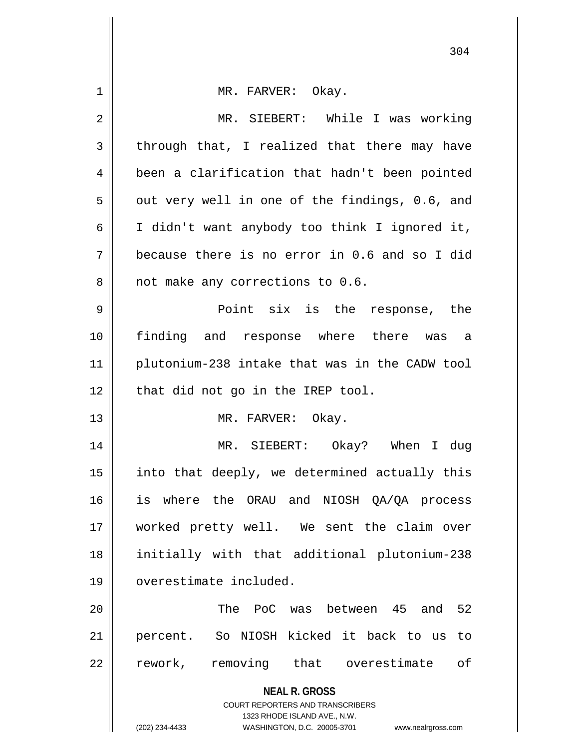MR. FARVER: Okay.

MR. SIEBERT: While I was working through that, I realized that there may have been a clarification that hadn't been pointed out very well in one of the findings, 0.6, and I didn't want anybody too think I ignored it, because there is no error in 0.6 and so I did not make any corrections to 0.6.

Point six is the response, the finding and response where there was a plutonium-238 intake that was in the CADW tool that did not go in the IREP tool.

MR. FARVER: Okay.

MR. SIEBERT: Okay? When I dug into that deeply, we determined actually this is where the ORAU and NIOSH QA/QA process worked pretty well. We sent the claim over initially with that additional plutonium-238 overestimate included.

The PoC was between 45 and 52 percent. So NIOSH kicked it back to us to rework, removing that overestimate of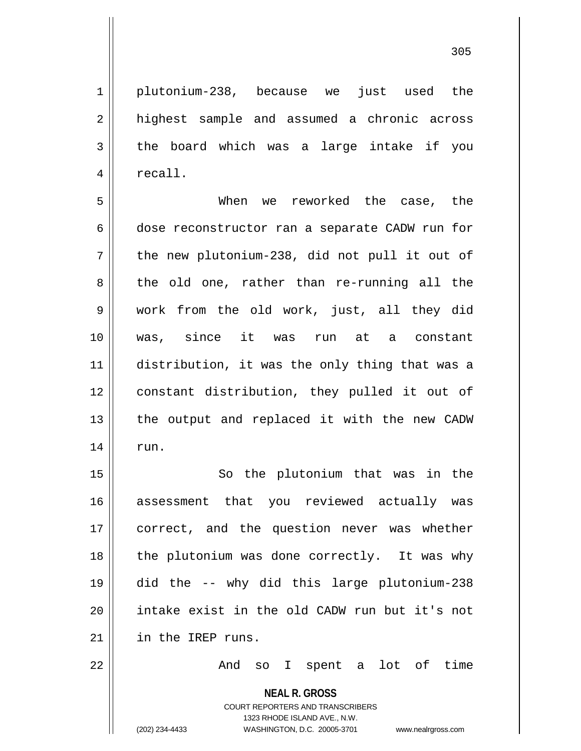plutonium-238, because we just used the highest sample and assumed a chronic across the board which was a large intake if you recall.

When we reworked the case, the dose reconstructor ran a separate CADW run for the new plutonium-238, did not pull it out of the old one, rather than re-running all the work from the old work, just, all they did was, since it was run at a constant distribution, it was the only thing that was a constant distribution, they pulled it out of the output and replaced it with the new CADW run.

So the plutonium that was in the assessment that you reviewed actually was correct, and the question never was whether the plutonium was done correctly. It was why did the -- why did this large plutonium-238 intake exist in the old CADW run but it's not in the IREP runs.

And so I spent a lot of time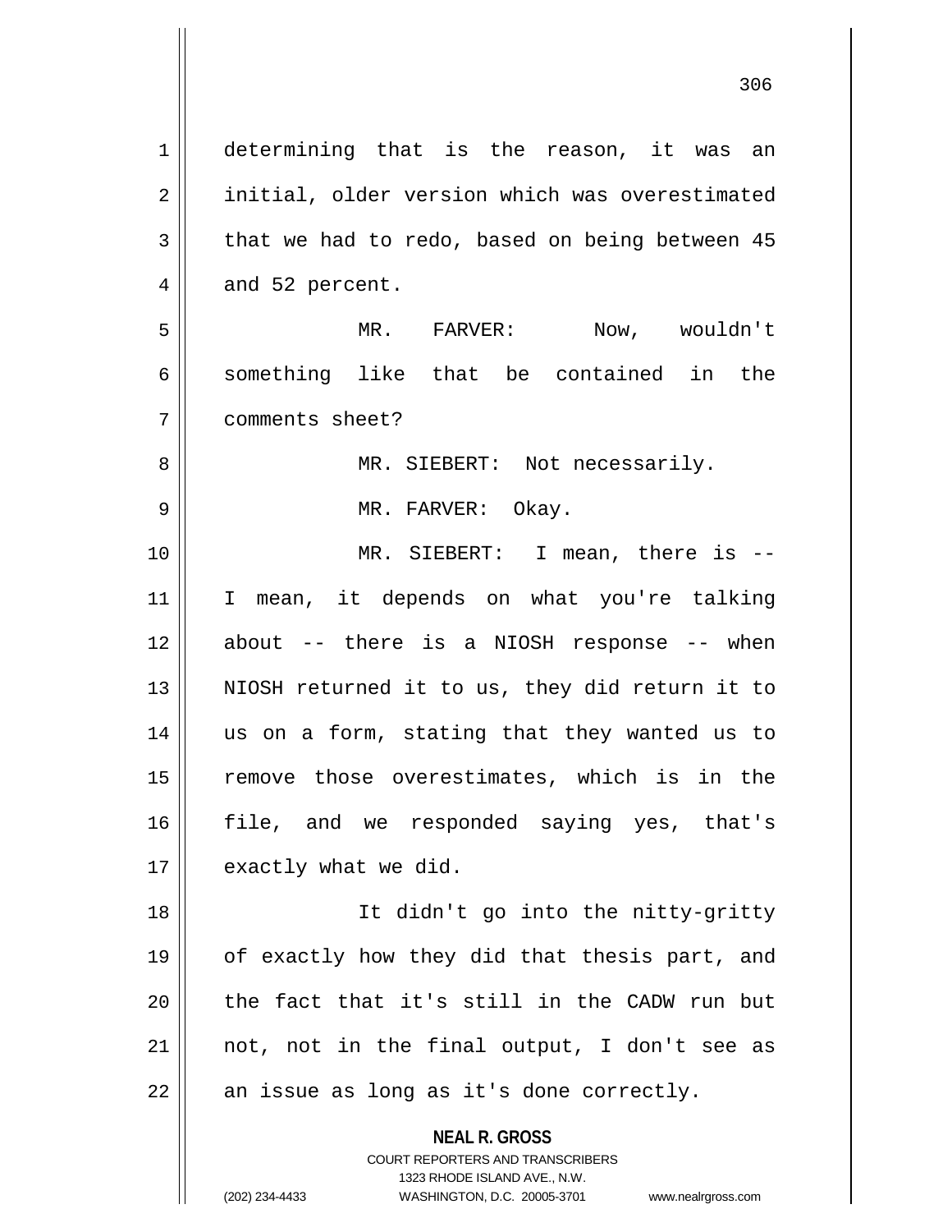determining that is the reason, it was an initial, older version which was overestimated that we had to redo, based on being between 45 and 52 percent.

MR. FARVER: Now, wouldn't something like that be contained in the comments sheet?

MR. SIEBERT: Not necessarily.

MR. FARVER: Okay.

MR. SIEBERT: I mean, there is -- I mean, it depends on what you're talking about -- there is a NIOSH response -- when NIOSH returned it to us, they did return it to us on a form, stating that they wanted us to remove those overestimates, which is in the file, and we responded saying yes, that's exactly what we did.

It didn't go into the nitty-gritty of exactly how they did that thesis part, and the fact that it's still in the CADW run but not, not in the final output, I don't see as an issue as long as it's done correctly.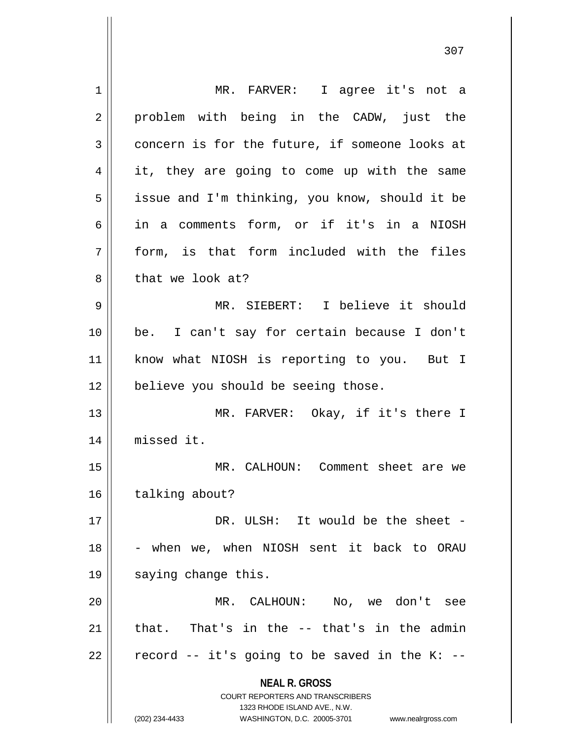MR. FARVER: I agree it's not a problem with being in the CADW, just the concern is for the future, if someone looks at it, they are going to come up with the same issue and I'm thinking, you know, should it be in a comments form, or if it's in a NIOSH form, is that form included with the files that we look at?

MR. SIEBERT: I believe it should be. I can't say for certain because I don't know what NIOSH is reporting to you. But I believe you should be seeing those.

MR. FARVER: Okay, if it's there I missed it.

MR. CALHOUN: Comment sheet are we talking about?

DR. ULSH: It would be the sheet -- when we, when NIOSH sent it back to ORAU saying change this.

MR. CALHOUN: No, we don't see that. That's in the -- that's in the admin record -- it's going to be saved in the K: --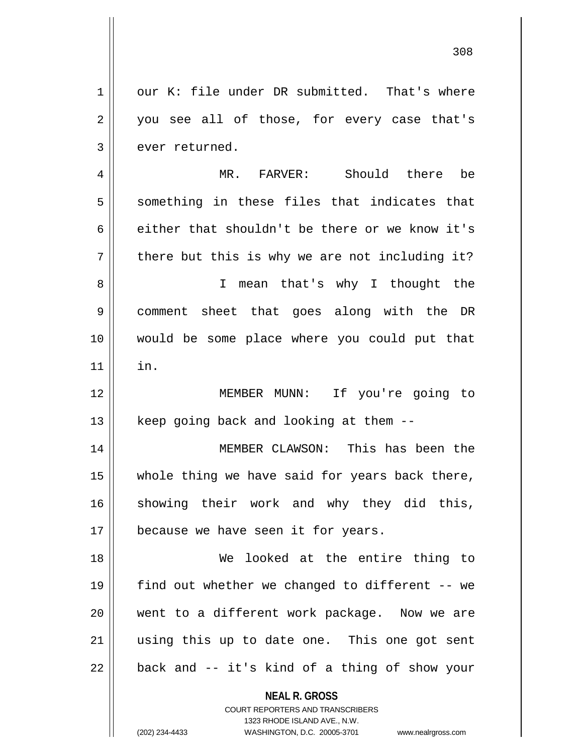our K: file under DR submitted. That's where you see all of those, for every case that's ever returned.

MR. FARVER: Should there be something in these files that indicates that either that shouldn't be there or we know it's there but this is why we are not including it?

I mean that's why I thought the comment sheet that goes along with the DR would be some place where you could put that in.

MEMBER MUNN: If you're going to keep going back and looking at them --

MEMBER CLAWSON: This has been the whole thing we have said for years back there, showing their work and why they did this, because we have seen it for years.

We looked at the entire thing to find out whether we changed to different -- we went to a different work package. Now we are using this up to date one. This one got sent back and -- it's kind of a thing of show your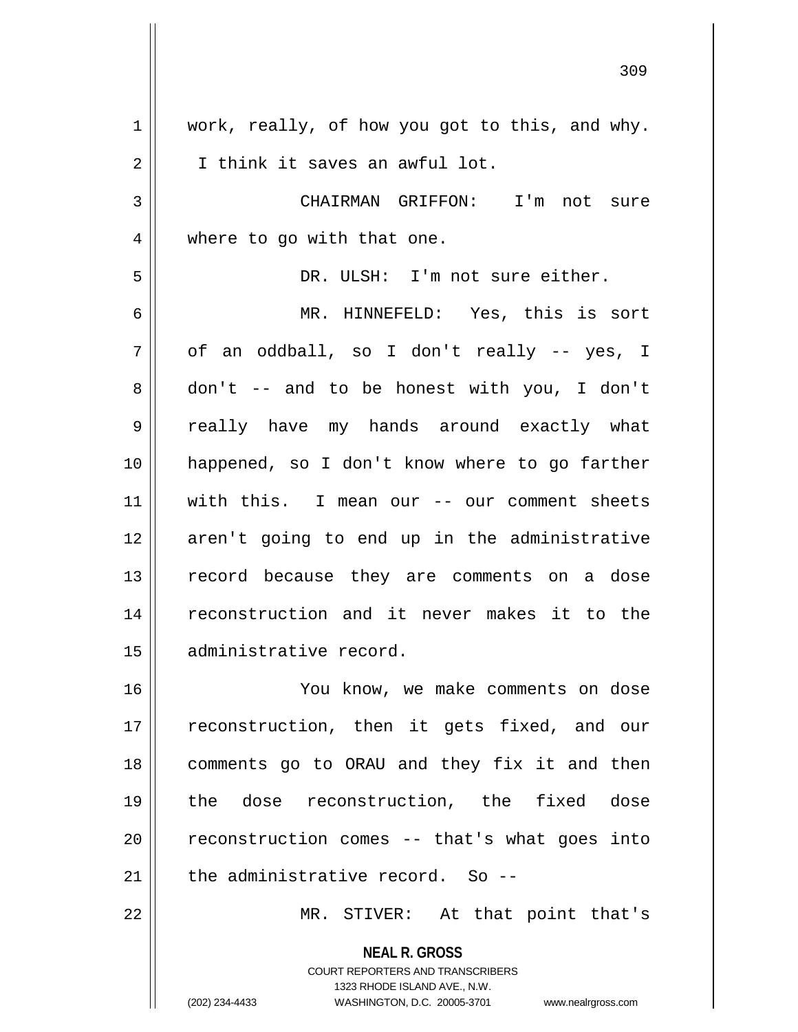work, really, of how you got to this, and why. I think it saves an awful lot.

CHAIRMAN GRIFFON: I'm not sure where to go with that one.

DR. ULSH: I'm not sure either.

MR. HINNEFELD: Yes, this is sort of an oddball, so I don't really -- yes, I don't -- and to be honest with you, I don't really have my hands around exactly what happened, so I don't know where to go farther with this. I mean our -- our comment sheets aren't going to end up in the administrative record because they are comments on a dose reconstruction and it never makes it to the administrative record.

You know, we make comments on dose reconstruction, then it gets fixed, and our comments go to ORAU and they fix it and then the dose reconstruction, the fixed dose reconstruction comes -- that's what goes into the administrative record. So --

MR. STIVER: At that point that's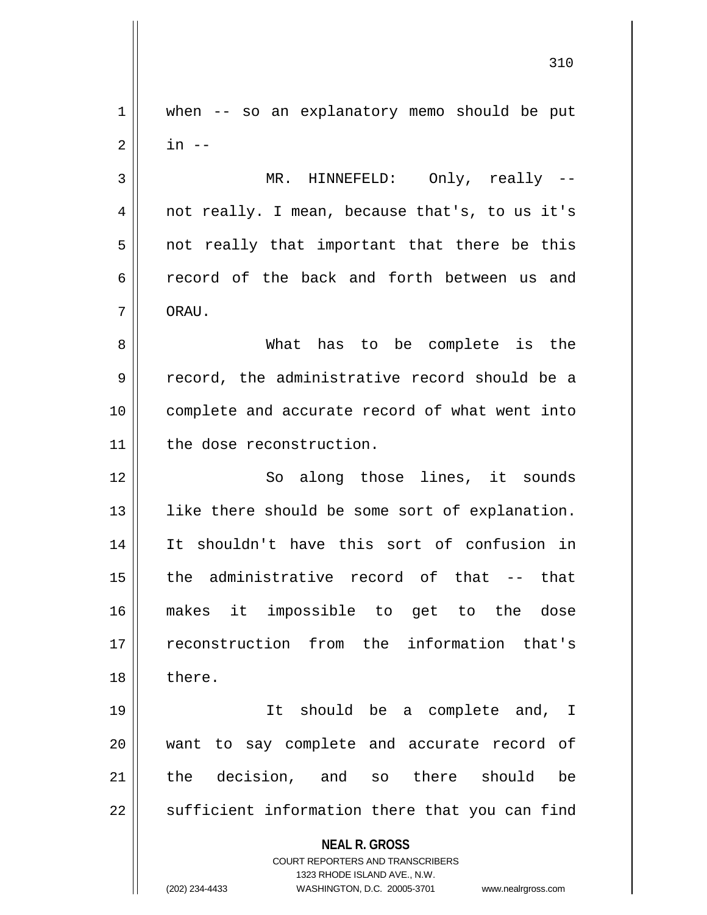when -- so an explanatory memo should be put in --

MR. HINNEFELD: Only, really -- not really. I mean, because that's, to us it's not really that important that there be this record of the back and forth between us and ORAU.

What has to be complete is the record, the administrative record should be a complete and accurate record of what went into the dose reconstruction.

So along those lines, it sounds like there should be some sort of explanation. It shouldn't have this sort of confusion in the administrative record of that -- that makes it impossible to get to the dose reconstruction from the information that's there.

It should be a complete and, I want to say complete and accurate record of the decision, and so there should be sufficient information there that you can find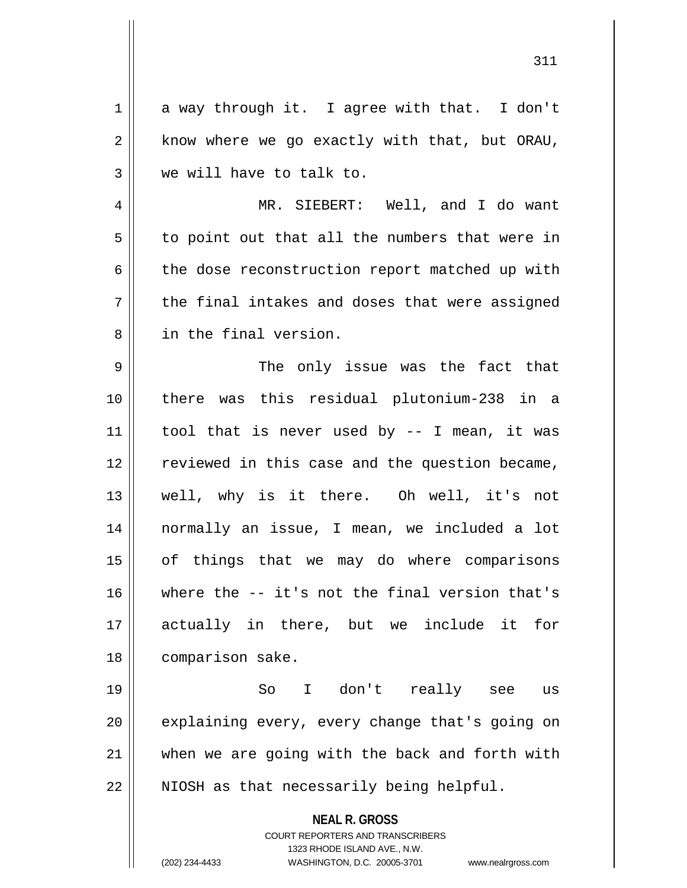a way through it. I agree with that. I don't know where we go exactly with that, but ORAU, we will have to talk to.

MR. SIEBERT: Well, and I do want to point out that all the numbers that were in the dose reconstruction report matched up with the final intakes and doses that were assigned in the final version.

The only issue was the fact that there was this residual plutonium-238 in a tool that is never used by -- I mean, it was reviewed in this case and the question became, well, why is it there. Oh well, it's not normally an issue, I mean, we included a lot of things that we may do where comparisons where the -- it's not the final version that's actually in there, but we include it for comparison sake.

So I don't really see us explaining every, every change that's going on when we are going with the back and forth with NIOSH as that necessarily being helpful.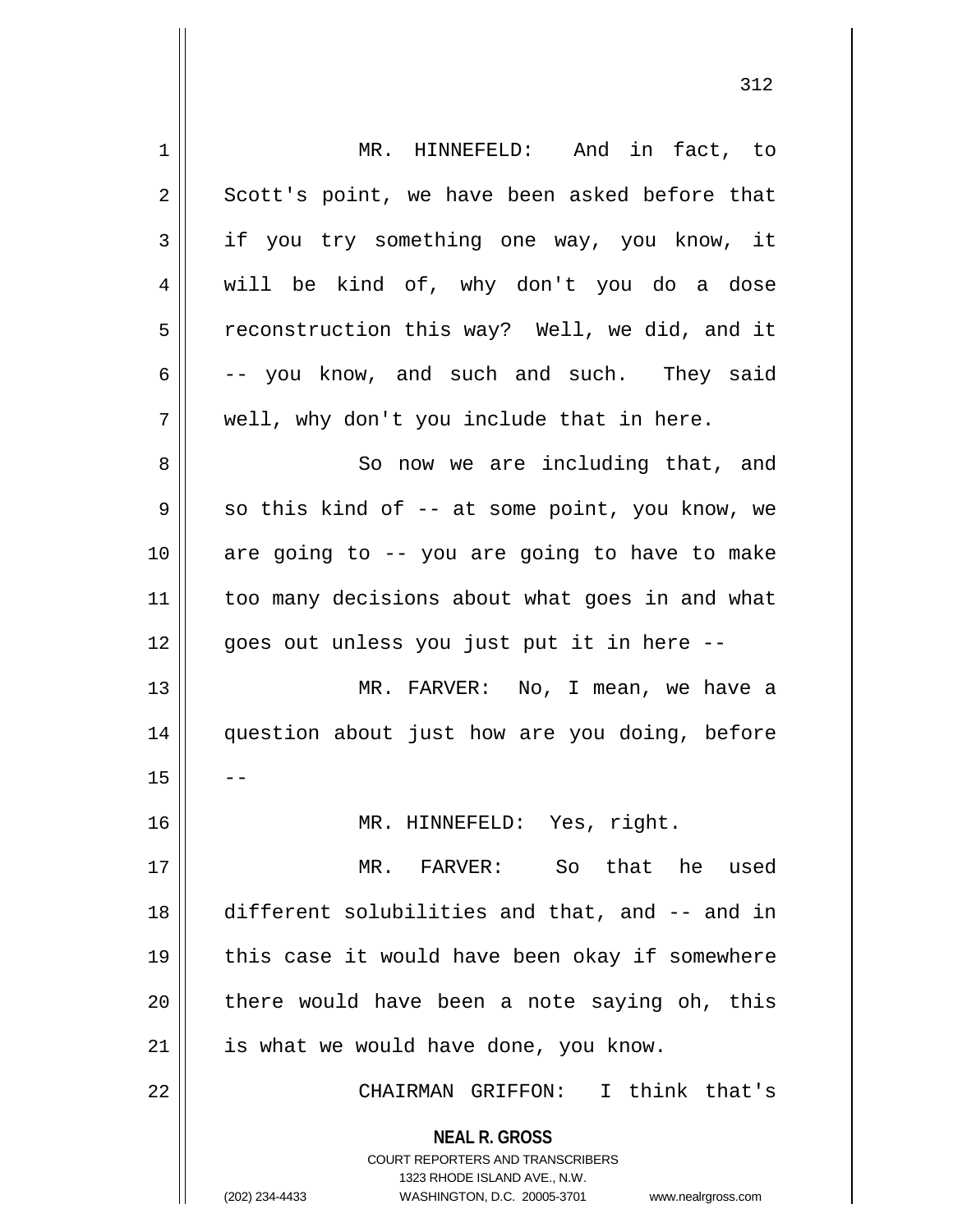MR. HINNEFELD: And in fact, to Scott's point, we have been asked before that if you try something one way, you know, it will be kind of, why don't you do a dose reconstruction this way? Well, we did, and it -- you know, and such and such. They said well, why don't you include that in here.

So now we are including that, and so this kind of -- at some point, you know, we are going to -- you are going to have to make too many decisions about what goes in and what goes out unless you just put it in here --

MR. FARVER: No, I mean, we have a question about just how are you doing, before --

MR. HINNEFELD: Yes, right.

MR. FARVER: So that he used different solubilities and that, and -- and in this case it would have been okay if somewhere there would have been a note saying oh, this is what we would have done, you know.

CHAIRMAN GRIFFON: I think that's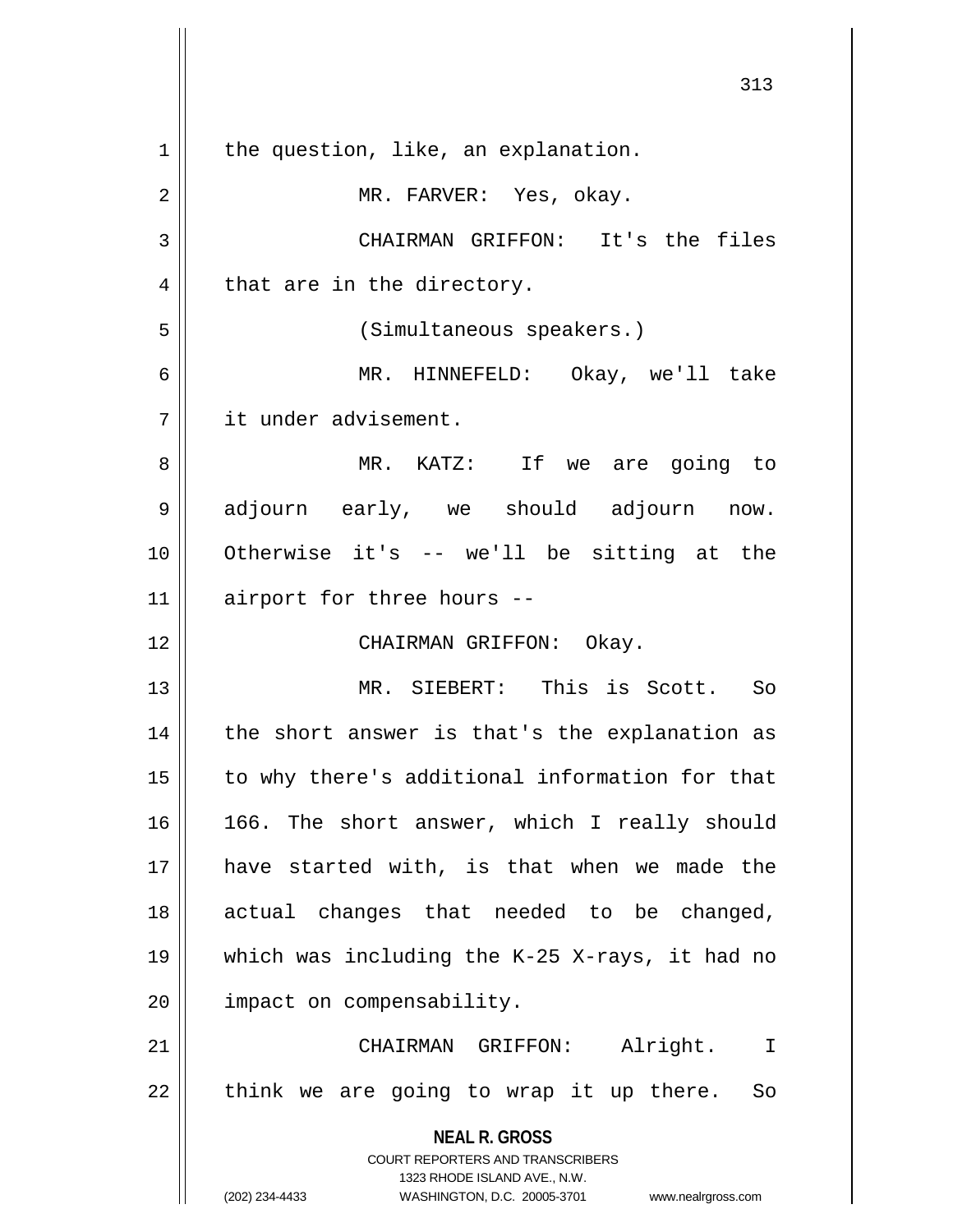the question, like, an explanation.

MR. FARVER: Yes, okay.

CHAIRMAN GRIFFON: It's the files that are in the directory.

(Simultaneous speakers.)

MR. HINNEFELD: Okay, we'll take it under advisement.

MR. KATZ: If we are going to adjourn early, we should adjourn now. Otherwise it's -- we'll be sitting at the airport for three hours --

CHAIRMAN GRIFFON: Okay.

MR. SIEBERT: This is Scott. So the short answer is that's the explanation as to why there's additional information for that 166. The short answer, which I really should have started with, is that when we made the actual changes that needed to be changed, which was including the K-25 X-rays, it had no impact on compensability.

CHAIRMAN GRIFFON: Alright. I think we are going to wrap it up there. So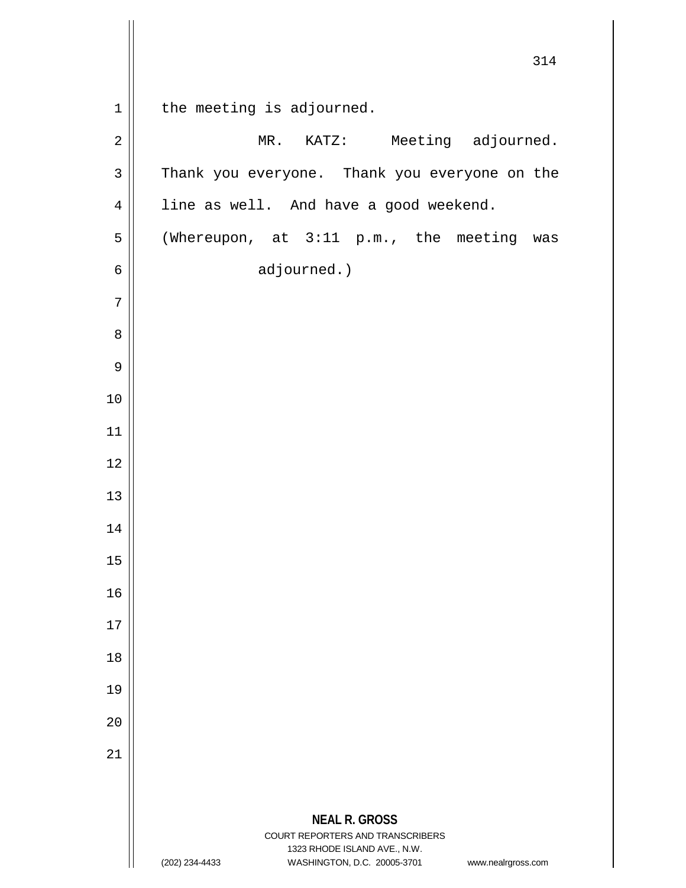the meeting is adjourned.

MR. KATZ: Meeting adjourned. Thank you everyone. Thank you everyone on the line as well. And have a good weekend.

(Whereupon, at 3:11 p.m., the meeting was adjourned.)